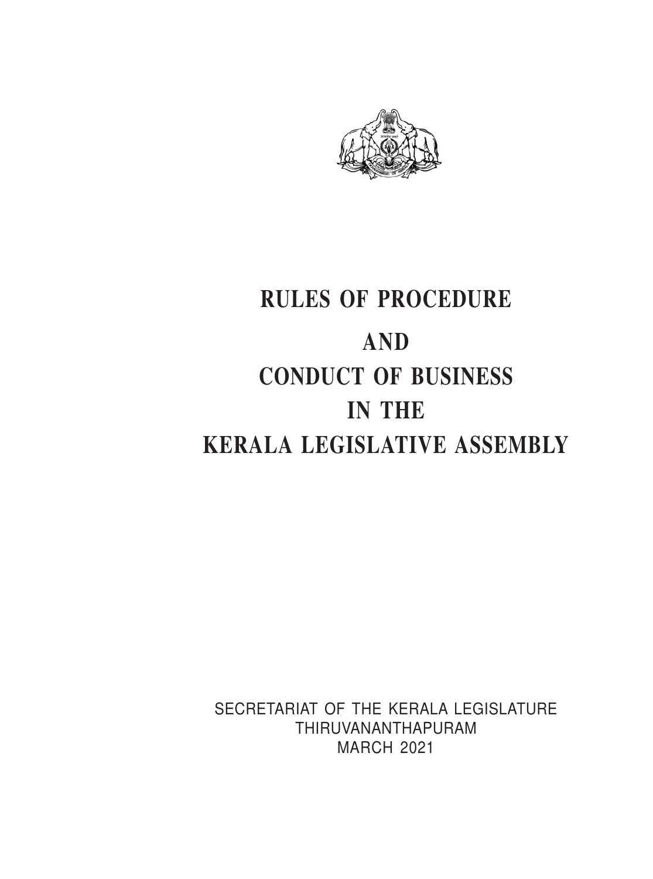# RULES OF PROCEDURE

# AND

# CONDUCT OF BUSINESS

# IN THE

# KERALA LEGISLATIVE ASSEMBLY

SECRETARIAT OF THE KERALA LEGISLATURE
THIRUVANANTHAPURAM
MARCH 2021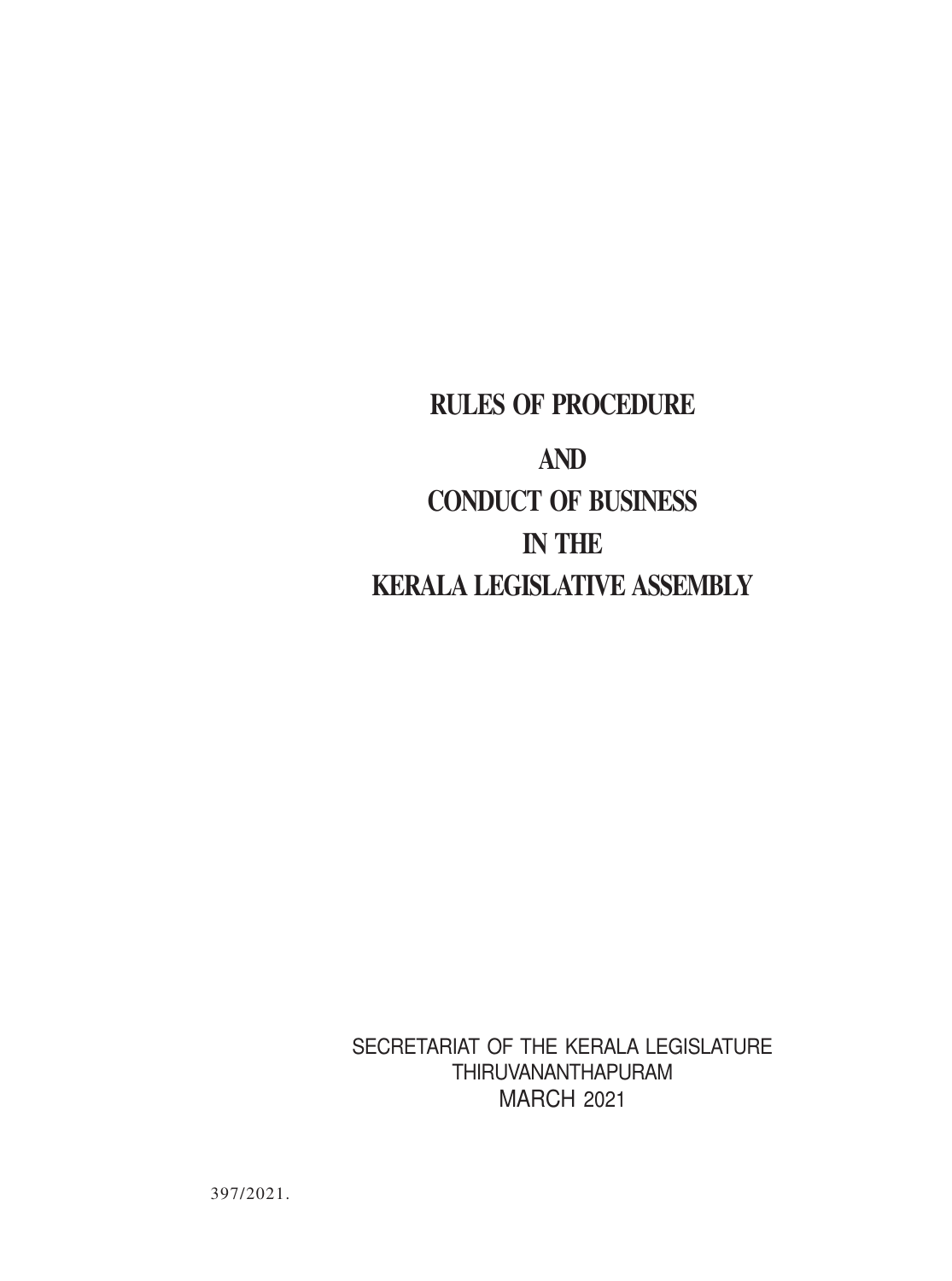# RULES OF PROCEDURE

# AND

# CONDUCT OF BUSINESS

# IN THE

# KERALA LEGISLATIVE ASSEMBLY

SECRETARIAT OF THE KERALA LEGISLATURE
THIRUVANANTHAPURAM
MARCH 2021

397/2021.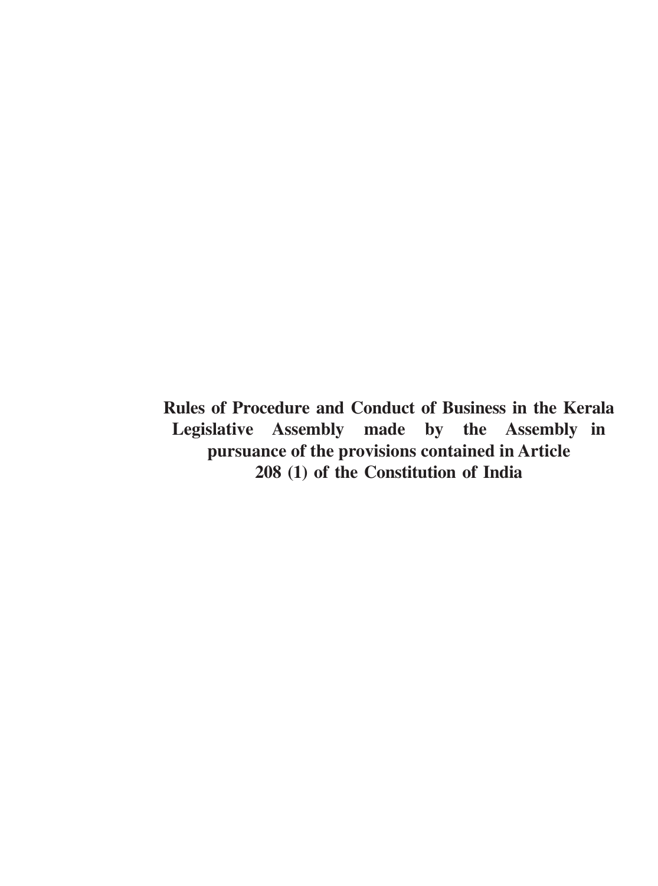**Rules of Procedure and Conduct of Business in the Kerala Legislative Assembly made by the Assembly in pursuance of the provisions contained in Article 208 (1) of the Constitution of India**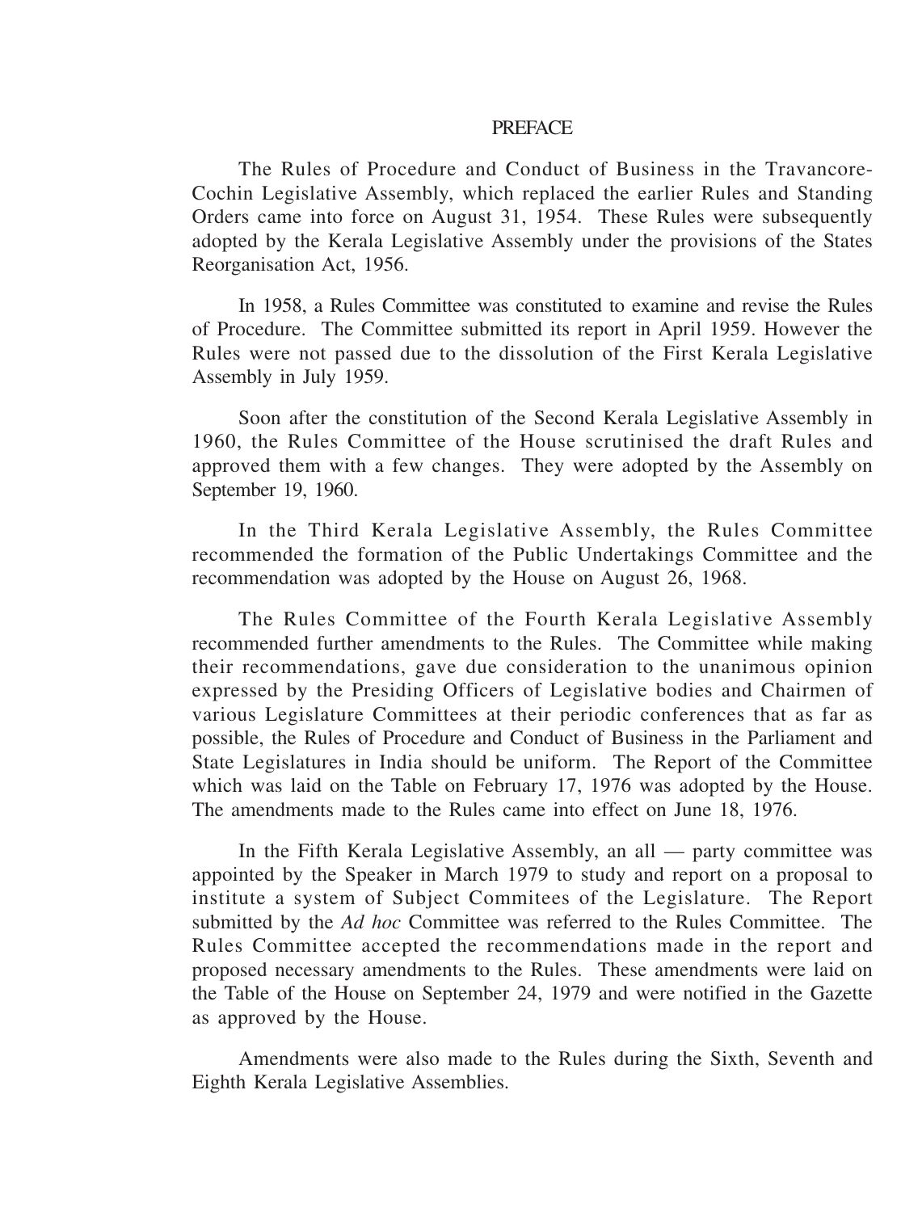# PREFACE

The Rules of Procedure and Conduct of Business in the Travancore-Cochin Legislative Assembly, which replaced the earlier Rules and Standing Orders came into force on August 31, 1954. These Rules were subsequently adopted by the Kerala Legislative Assembly under the provisions of the States Reorganisation Act, 1956.

In 1958, a Rules Committee was constituted to examine and revise the Rules of Procedure. The Committee submitted its report in April 1959. However the Rules were not passed due to the dissolution of the First Kerala Legislative Assembly in July 1959.

Soon after the constitution of the Second Kerala Legislative Assembly in 1960, the Rules Committee of the House scrutinised the draft Rules and approved them with a few changes. They were adopted by the Assembly on September 19, 1960.

In the Third Kerala Legislative Assembly, the Rules Committee recommended the formation of the Public Undertakings Committee and the recommendation was adopted by the House on August 26, 1968.

The Rules Committee of the Fourth Kerala Legislative Assembly recommended further amendments to the Rules. The Committee while making their recommendations, gave due consideration to the unanimous opinion expressed by the Presiding Officers of Legislative bodies and Chairmen of various Legislature Committees at their periodic conferences that as far as possible, the Rules of Procedure and Conduct of Business in the Parliament and State Legislatures in India should be uniform. The Report of the Committee which was laid on the Table on February 17, 1976 was adopted by the House. The amendments made to the Rules came into effect on June 18, 1976.

In the Fifth Kerala Legislative Assembly, an all — party committee was appointed by the Speaker in March 1979 to study and report on a proposal to institute a system of Subject Commitees of the Legislature. The Report submitted by the *Ad hoc* Committee was referred to the Rules Committee. The Rules Committee accepted the recommendations made in the report and proposed necessary amendments to the Rules. These amendments were laid on the Table of the House on September 24, 1979 and were notified in the Gazette as approved by the House.

Amendments were also made to the Rules during the Sixth, Seventh and Eighth Kerala Legislative Assemblies.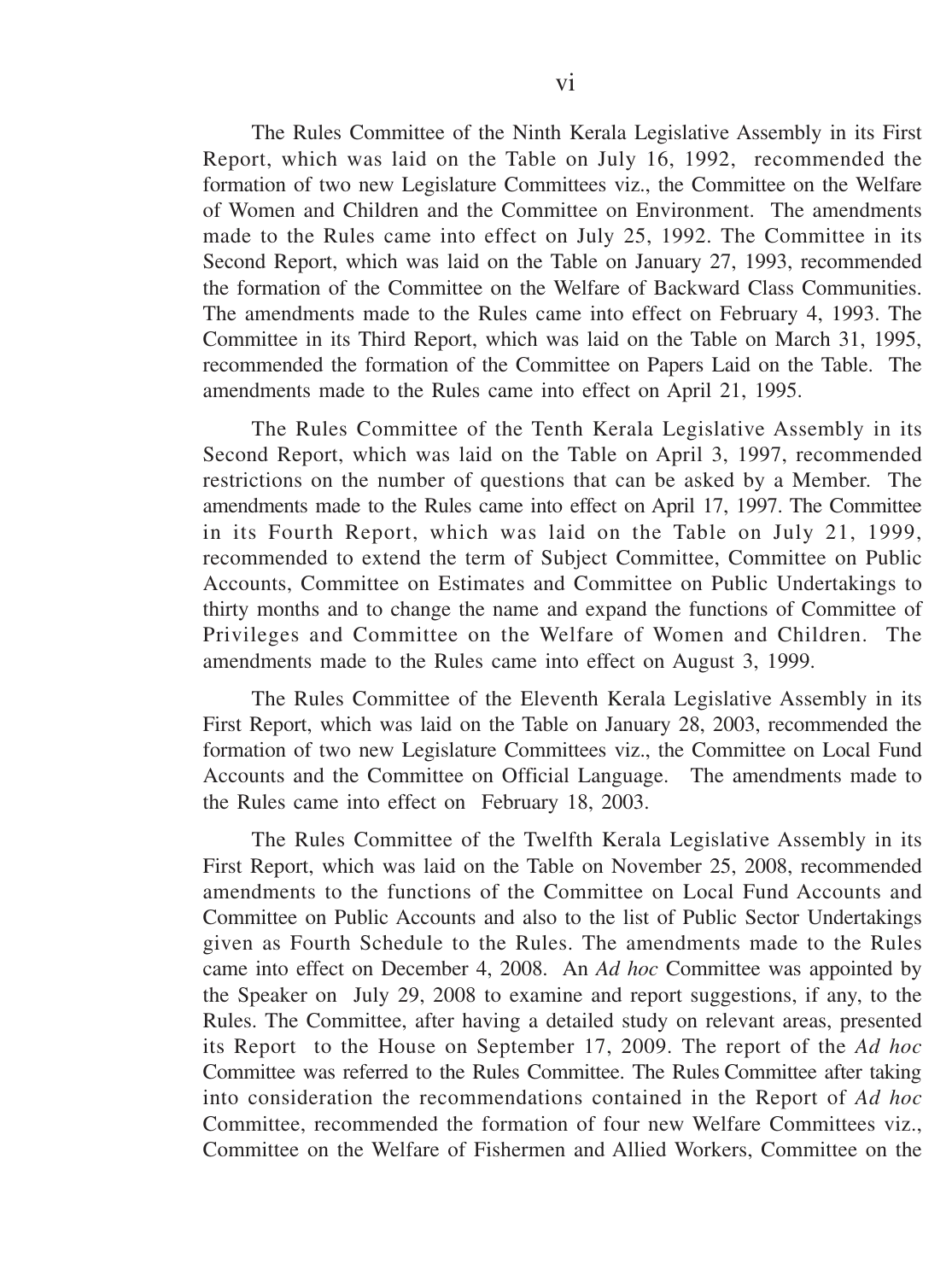The Rules Committee of the Ninth Kerala Legislative Assembly in its First Report, which was laid on the Table on July 16, 1992, recommended the formation of two new Legislature Committees viz., the Committee on the Welfare of Women and Children and the Committee on Environment. The amendments made to the Rules came into effect on July 25, 1992. The Committee in its Second Report, which was laid on the Table on January 27, 1993, recommended the formation of the Committee on the Welfare of Backward Class Communities. The amendments made to the Rules came into effect on February 4, 1993. The Committee in its Third Report, which was laid on the Table on March 31, 1995, recommended the formation of the Committee on Papers Laid on the Table. The amendments made to the Rules came into effect on April 21, 1995.

The Rules Committee of the Tenth Kerala Legislative Assembly in its Second Report, which was laid on the Table on April 3, 1997, recommended restrictions on the number of questions that can be asked by a Member. The amendments made to the Rules came into effect on April 17, 1997. The Committee in its Fourth Report, which was laid on the Table on July 21, 1999, recommended to extend the term of Subject Committee, Committee on Public Accounts, Committee on Estimates and Committee on Public Undertakings to thirty months and to change the name and expand the functions of Committee of Privileges and Committee on the Welfare of Women and Children. The amendments made to the Rules came into effect on August 3, 1999.

The Rules Committee of the Eleventh Kerala Legislative Assembly in its First Report, which was laid on the Table on January 28, 2003, recommended the formation of two new Legislature Committees viz., the Committee on Local Fund Accounts and the Committee on Official Language. The amendments made to the Rules came into effect on February 18, 2003.

The Rules Committee of the Twelfth Kerala Legislative Assembly in its First Report, which was laid on the Table on November 25, 2008, recommended amendments to the functions of the Committee on Local Fund Accounts and Committee on Public Accounts and also to the list of Public Sector Undertakings given as Fourth Schedule to the Rules. The amendments made to the Rules came into effect on December 4, 2008. An *Ad hoc* Committee was appointed by the Speaker on July 29, 2008 to examine and report suggestions, if any, to the Rules. The Committee, after having a detailed study on relevant areas, presented its Report to the House on September 17, 2009. The report of the *Ad hoc* Committee was referred to the Rules Committee. The Rules Committee after taking into consideration the recommendations contained in the Report of *Ad hoc* Committee, recommended the formation of four new Welfare Committees viz., Committee on the Welfare of Fishermen and Allied Workers, Committee on the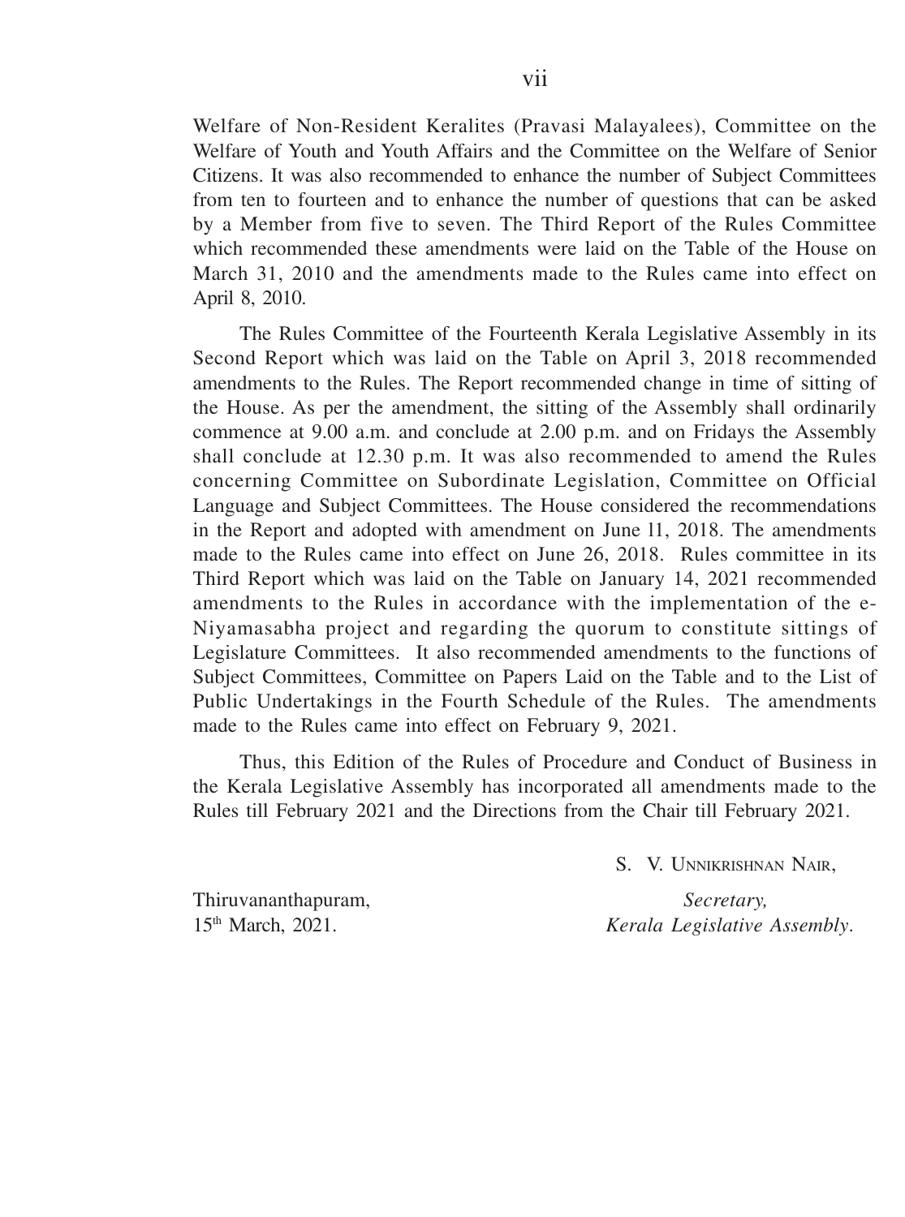Welfare of Non-Resident Keralites (Pravasi Malayalees), Committee on the Welfare of Youth and Youth Affairs and the Committee on the Welfare of Senior Citizens. It was also recommended to enhance the number of Subject Committees from ten to fourteen and to enhance the number of questions that can be asked by a Member from five to seven. The Third Report of the Rules Committee which recommended these amendments were laid on the Table of the House on March 31, 2010 and the amendments made to the Rules came into effect on April 8, 2010.

The Rules Committee of the Fourteenth Kerala Legislative Assembly in its Second Report which was laid on the Table on April 3, 2018 recommended amendments to the Rules. The Report recommended change in time of sitting of the House. As per the amendment, the sitting of the Assembly shall ordinarily commence at 9.00 a.m. and conclude at 2.00 p.m. and on Fridays the Assembly shall conclude at 12.30 p.m. It was also recommended to amend the Rules concerning Committee on Subordinate Legislation, Committee on Official Language and Subject Committees. The House considered the recommendations in the Report and adopted with amendment on June ll, 2018. The amendments made to the Rules came into effect on June 26, 2018. Rules committee in its Third Report which was laid on the Table on January 14, 2021 recommended amendments to the Rules in accordance with the implementation of the e-Niyamasabha project and regarding the quorum to constitute sittings of Legislature Committees. It also recommended amendments to the functions of Subject Committees, Committee on Papers Laid on the Table and to the List of Public Undertakings in the Fourth Schedule of the Rules. The amendments made to the Rules came into effect on February 9, 2021.

Thus, this Edition of the Rules of Procedure and Conduct of Business in the Kerala Legislative Assembly has incorporated all amendments made to the Rules till February 2021 and the Directions from the Chair till February 2021.

S. V. Unnikrishnan Nair,

*Secretary,*
*Kerala Legislative Assembly.*

Thiruvananthapuram,
15th March, 2021.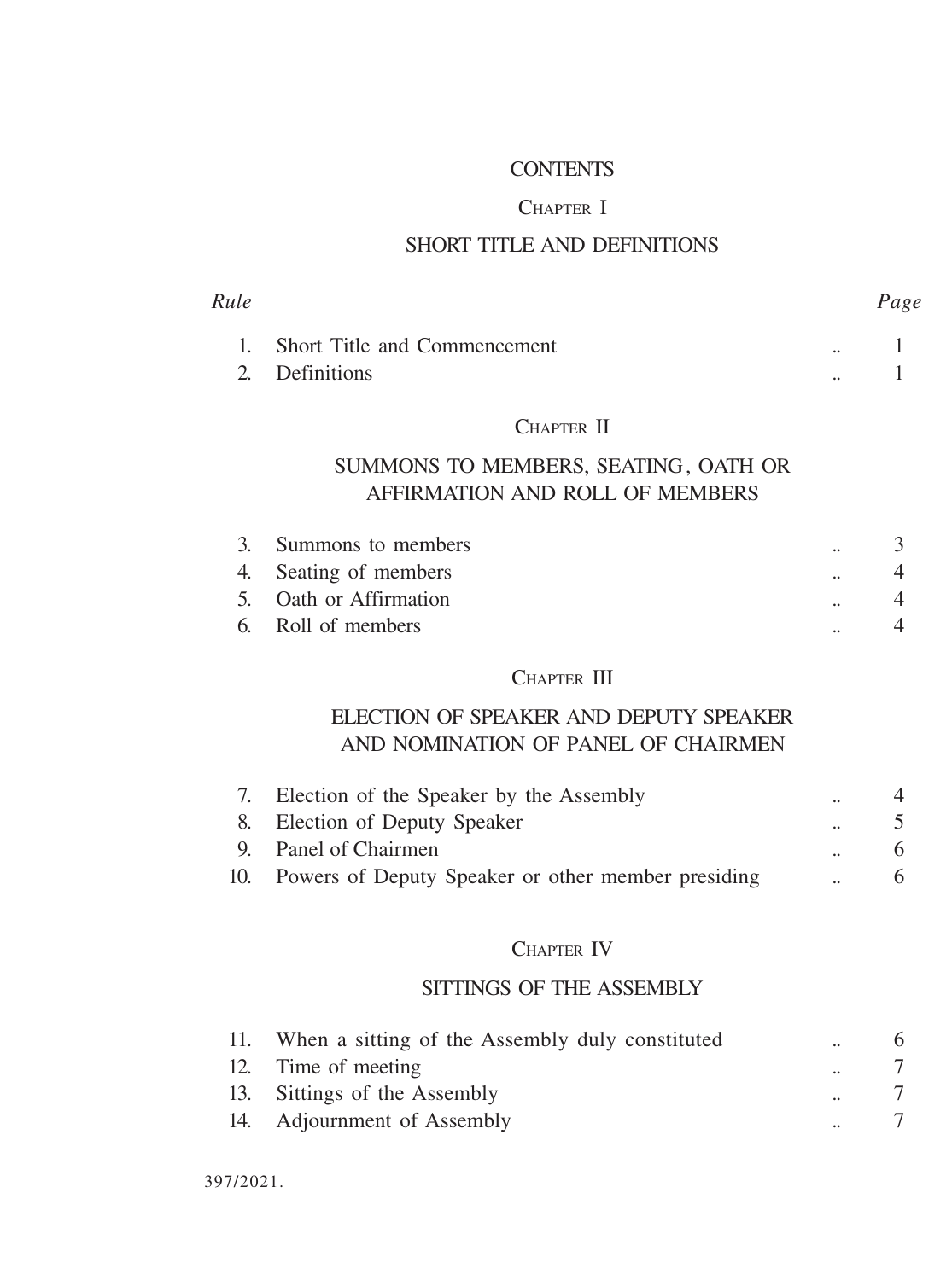# CONTENTS

## CHAPTER I

### SHORT TITLE AND DEFINITIONS

| *Rule* | | | *Page* |
|---|---|---|---|
| 1. | Short Title and Commencement | .. | 1 |
| 2. | Definitions | .. | 1 |

## CHAPTER II

### SUMMONS TO MEMBERS, SEATING, OATH OR AFFIRMATION AND ROLL OF MEMBERS

| | | | |
|---|---|---|---|
| 3. | Summons to members | .. | 3 |
| 4. | Seating of members | .. | 4 |
| 5. | Oath or Affirmation | .. | 4 |
| 6. | Roll of members | .. | 4 |

## CHAPTER III

### ELECTION OF SPEAKER AND DEPUTY SPEAKER AND NOMINATION OF PANEL OF CHAIRMEN

| | | | |
|---|---|---|---|
| 7. | Election of the Speaker by the Assembly | .. | 4 |
| 8. | Election of Deputy Speaker | .. | 5 |
| 9. | Panel of Chairmen | .. | 6 |
| 10. | Powers of Deputy Speaker or other member presiding | .. | 6 |

## CHAPTER IV

### SITTINGS OF THE ASSEMBLY

| | | | |
|---|---|---|---|
| 11. | When a sitting of the Assembly duly constituted | .. | 6 |
| 12. | Time of meeting | .. | 7 |
| 13. | Sittings of the Assembly | .. | 7 |
| 14. | Adjournment of Assembly | .. | 7 |

397/2021.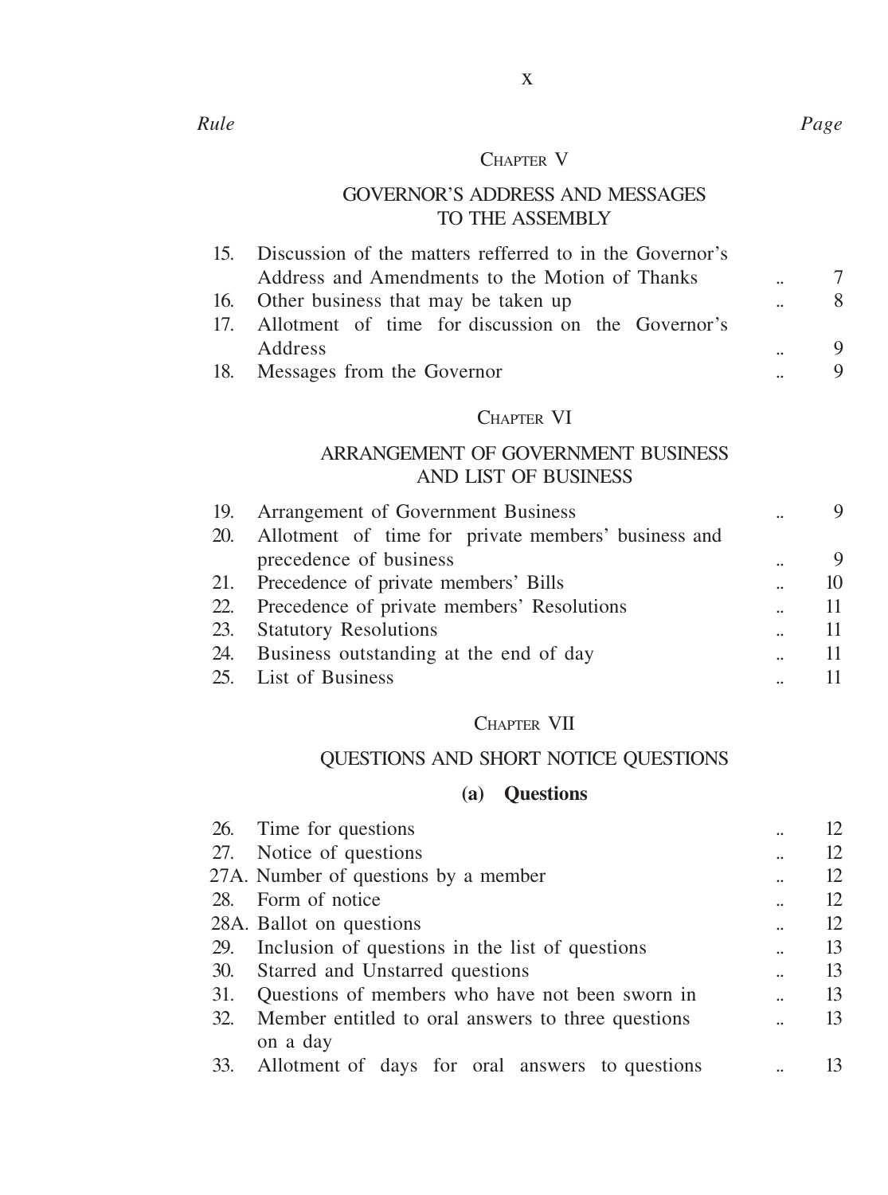| Rule | | Page |
|---|---|---|

## CHAPTER V

## GOVERNOR'S ADDRESS AND MESSAGES TO THE ASSEMBLY

| Rule | | Page |
|---|---|---|
| 15. | Discussion of the matters refferred to in the Governor's Address and Amendments to the Motion of Thanks .. | 7 |
| 16. | Other business that may be taken up .. | 8 |
| 17. | Allotment of time for discussion on the Governor's Address .. | 9 |
| 18. | Messages from the Governor .. | 9 |

## CHAPTER VI

## ARRANGEMENT OF GOVERNMENT BUSINESS AND LIST OF BUSINESS

| Rule | | Page |
|---|---|---|
| 19. | Arrangement of Government Business .. | 9 |
| 20. | Allotment of time for private members' business and precedence of business .. | 9 |
| 21. | Precedence of private members' Bills .. | 10 |
| 22. | Precedence of private members' Resolutions .. | 11 |
| 23. | Statutory Resolutions .. | 11 |
| 24. | Business outstanding at the end of day .. | 11 |
| 25. | List of Business .. | 11 |

## CHAPTER VII

## QUESTIONS AND SHORT NOTICE QUESTIONS

### (a) Questions

| Rule | | Page |
|---|---|---|
| 26. | Time for questions .. | 12 |
| 27. | Notice of questions .. | 12 |
| 27A. | Number of questions by a member .. | 12 |
| 28. | Form of notice .. | 12 |
| 28A. | Ballot on questions .. | 12 |
| 29. | Inclusion of questions in the list of questions .. | 13 |
| 30. | Starred and Unstarred questions .. | 13 |
| 31. | Questions of members who have not been sworn in .. | 13 |
| 32. | Member entitled to oral answers to three questions on a day .. | 13 |
| 33. | Allotment of days for oral answers to questions .. | 13 |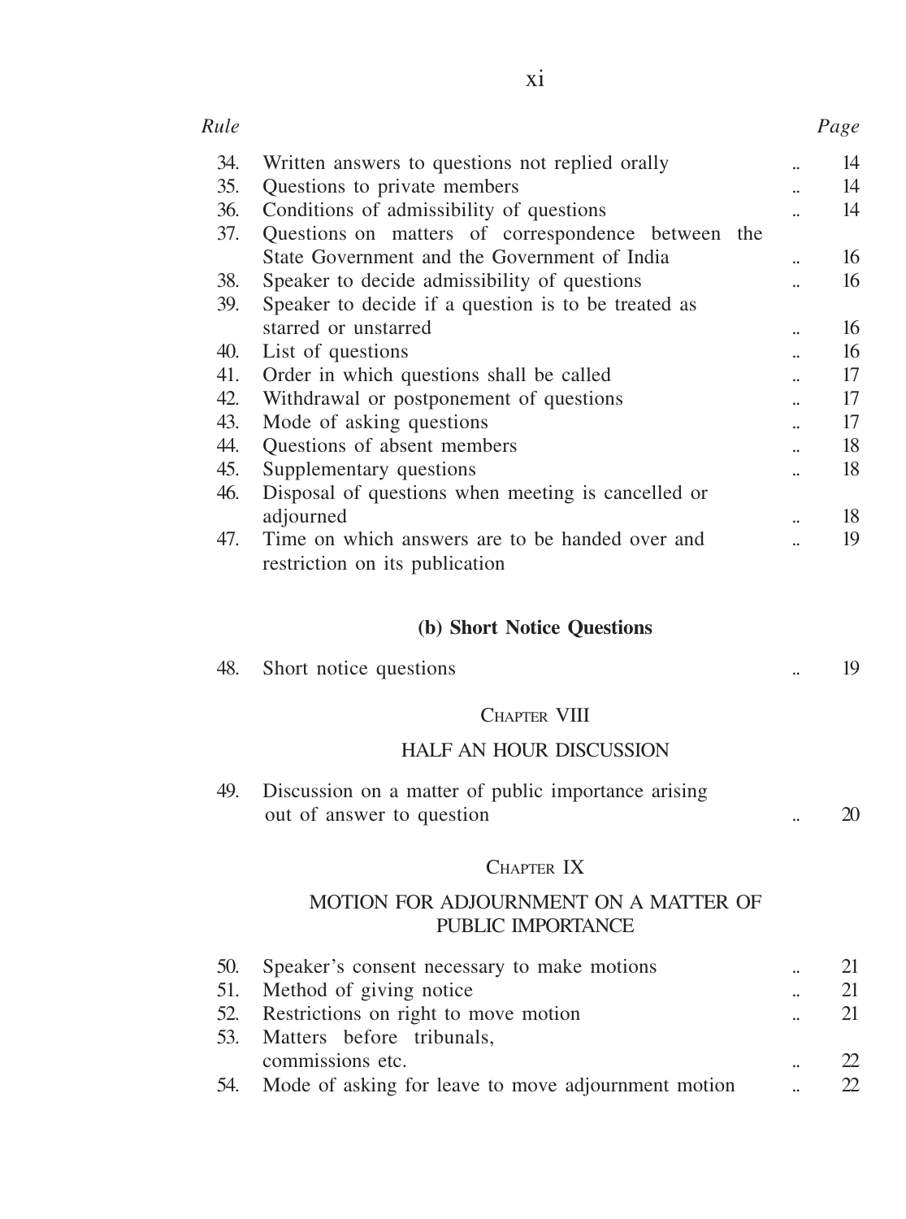| Rule | | | Page |
|---|---|---|---|
| 34. | Written answers to questions not replied orally | .. | 14 |
| 35. | Questions to private members | .. | 14 |
| 36. | Conditions of admissibility of questions | .. | 14 |
| 37. | Questions on matters of correspondence between the State Government and the Government of India | .. | 16 |
| 38. | Speaker to decide admissibility of questions | .. | 16 |
| 39. | Speaker to decide if a question is to be treated as starred or unstarred | .. | 16 |
| 40. | List of questions | .. | 16 |
| 41. | Order in which questions shall be called | .. | 17 |
| 42. | Withdrawal or postponement of questions | .. | 17 |
| 43. | Mode of asking questions | .. | 17 |
| 44. | Questions of absent members | .. | 18 |
| 45. | Supplementary questions | .. | 18 |
| 46. | Disposal of questions when meeting is cancelled or adjourned | .. | 18 |
| 47. | Time on which answers are to be handed over and restriction on its publication | .. | 19 |

**(b) Short Notice Questions**

| | | | |
|---|---|---|---|
| 48. | Short notice questions | .. | 19 |

CHAPTER VIII

HALF AN HOUR DISCUSSION

| | | | |
|---|---|---|---|
| 49. | Discussion on a matter of public importance arising out of answer to question | .. | 20 |

CHAPTER IX

MOTION FOR ADJOURNMENT ON A MATTER OF PUBLIC IMPORTANCE

| | | | |
|---|---|---|---|
| 50. | Speaker's consent necessary to make motions | .. | 21 |
| 51. | Method of giving notice | .. | 21 |
| 52. | Restrictions on right to move motion | .. | 21 |
| 53. | Matters before tribunals, commissions etc. | .. | 22 |
| 54. | Mode of asking for leave to move adjournment motion | .. | 22 |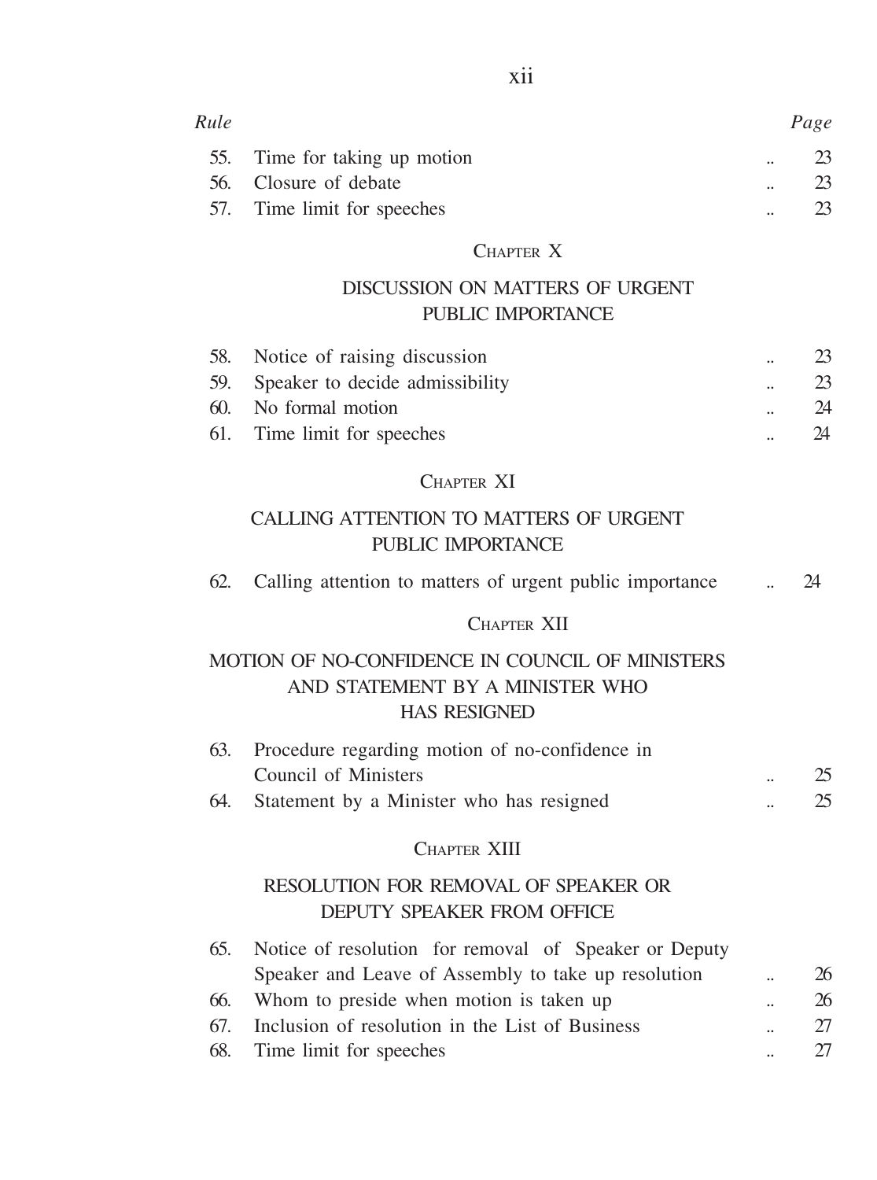| Rule | | Page |
|---|---|---|
| 55. | Time for taking up motion .. | 23 |
| 56. | Closure of debate .. | 23 |
| 57. | Time limit for speeches .. | 23 |

## CHAPTER X

## DISCUSSION ON MATTERS OF URGENT PUBLIC IMPORTANCE

| Rule | | Page |
|---|---|---|
| 58. | Notice of raising discussion .. | 23 |
| 59. | Speaker to decide admissibility .. | 23 |
| 60. | No formal motion .. | 24 |
| 61. | Time limit for speeches .. | 24 |

## CHAPTER XI

## CALLING ATTENTION TO MATTERS OF URGENT PUBLIC IMPORTANCE

| Rule | | Page |
|---|---|---|
| 62. | Calling attention to matters of urgent public importance .. | 24 |

## CHAPTER XII

## MOTION OF NO-CONFIDENCE IN COUNCIL OF MINISTERS AND STATEMENT BY A MINISTER WHO HAS RESIGNED

| Rule | | Page |
|---|---|---|
| 63. | Procedure regarding motion of no-confidence in Council of Ministers .. | 25 |
| 64. | Statement by a Minister who has resigned .. | 25 |

## CHAPTER XIII

## RESOLUTION FOR REMOVAL OF SPEAKER OR DEPUTY SPEAKER FROM OFFICE

| Rule | | Page |
|---|---|---|
| 65. | Notice of resolution for removal of Speaker or Deputy Speaker and Leave of Assembly to take up resolution .. | 26 |
| 66. | Whom to preside when motion is taken up .. | 26 |
| 67. | Inclusion of resolution in the List of Business .. | 27 |
| 68. | Time limit for speeches .. | 27 |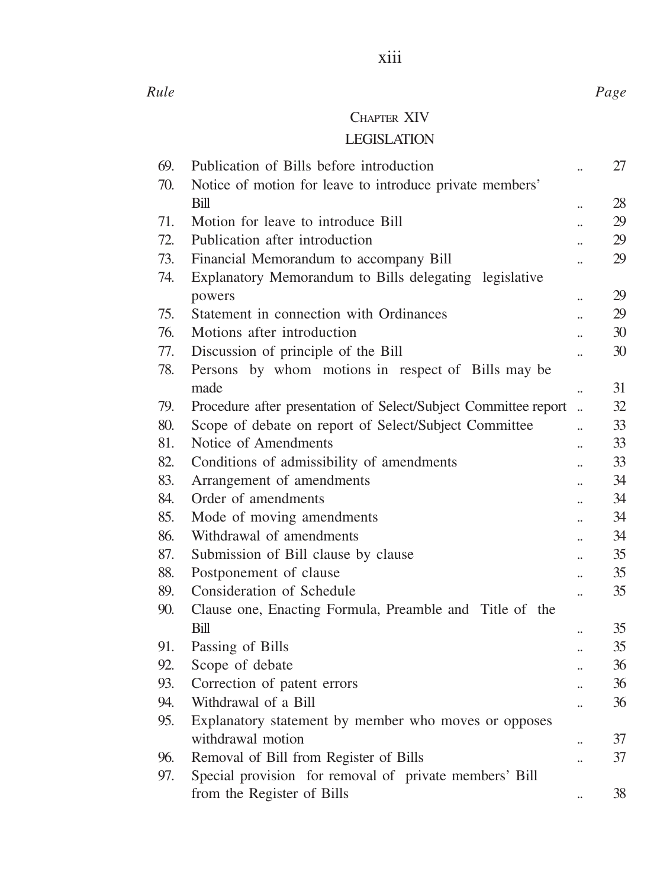| Rule | | Page |
|---|---|---|

## CHAPTER XIV

## LEGISLATION

| Rule | | Page |
|---|---|---|
| 69. | Publication of Bills before introduction .. | 27 |
| 70. | Notice of motion for leave to introduce private members' Bill .. | 28 |
| 71. | Motion for leave to introduce Bill .. | 29 |
| 72. | Publication after introduction .. | 29 |
| 73. | Financial Memorandum to accompany Bill .. | 29 |
| 74. | Explanatory Memorandum to Bills delegating legislative powers .. | 29 |
| 75. | Statement in connection with Ordinances .. | 29 |
| 76. | Motions after introduction .. | 30 |
| 77. | Discussion of principle of the Bill .. | 30 |
| 78. | Persons by whom motions in respect of Bills may be made .. | 31 |
| 79. | Procedure after presentation of Select/Subject Committee report .. | 32 |
| 80. | Scope of debate on report of Select/Subject Committee .. | 33 |
| 81. | Notice of Amendments .. | 33 |
| 82. | Conditions of admissibility of amendments .. | 33 |
| 83. | Arrangement of amendments .. | 34 |
| 84. | Order of amendments .. | 34 |
| 85. | Mode of moving amendments .. | 34 |
| 86. | Withdrawal of amendments .. | 34 |
| 87. | Submission of Bill clause by clause .. | 35 |
| 88. | Postponement of clause .. | 35 |
| 89. | Consideration of Schedule .. | 35 |
| 90. | Clause one, Enacting Formula, Preamble and Title of the Bill .. | 35 |
| 91. | Passing of Bills .. | 35 |
| 92. | Scope of debate .. | 36 |
| 93. | Correction of patent errors .. | 36 |
| 94. | Withdrawal of a Bill .. | 36 |
| 95. | Explanatory statement by member who moves or opposes withdrawal motion .. | 37 |
| 96. | Removal of Bill from Register of Bills .. | 37 |
| 97. | Special provision for removal of private members' Bill from the Register of Bills .. | 38 |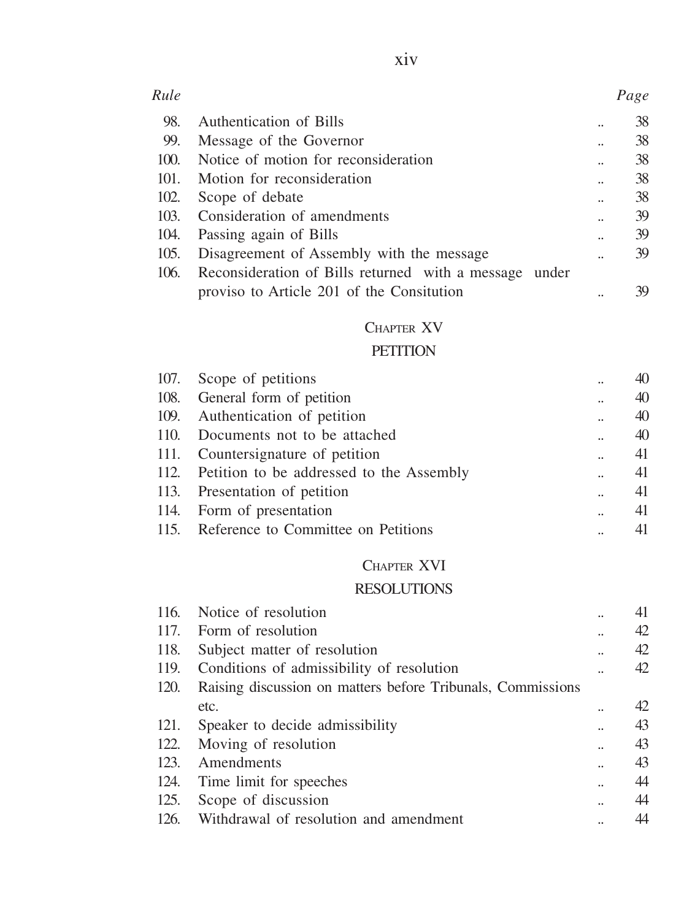| Rule | | Page |
|---|---|---|
| 98. | Authentication of Bills .. | 38 |
| 99. | Message of the Governor .. | 38 |
| 100. | Notice of motion for reconsideration .. | 38 |
| 101. | Motion for reconsideration .. | 38 |
| 102. | Scope of debate .. | 38 |
| 103. | Consideration of amendments .. | 39 |
| 104. | Passing again of Bills .. | 39 |
| 105. | Disagreement of Assembly with the message .. | 39 |
| 106. | Reconsideration of Bills returned with a message under proviso to Article 201 of the Consitution .. | 39 |

## CHAPTER XV

## PETITION

| | | |
|---|---|---|
| 107. | Scope of petitions .. | 40 |
| 108. | General form of petition .. | 40 |
| 109. | Authentication of petition .. | 40 |
| 110. | Documents not to be attached .. | 40 |
| 111. | Countersignature of petition .. | 41 |
| 112. | Petition to be addressed to the Assembly .. | 41 |
| 113. | Presentation of petition .. | 41 |
| 114. | Form of presentation .. | 41 |
| 115. | Reference to Committee on Petitions .. | 41 |

## CHAPTER XVI

## RESOLUTIONS

| | | |
|---|---|---|
| 116. | Notice of resolution .. | 41 |
| 117. | Form of resolution .. | 42 |
| 118. | Subject matter of resolution .. | 42 |
| 119. | Conditions of admissibility of resolution .. | 42 |
| 120. | Raising discussion on matters before Tribunals, Commissions etc. .. | 42 |
| 121. | Speaker to decide admissibility .. | 43 |
| 122. | Moving of resolution .. | 43 |
| 123. | Amendments .. | 43 |
| 124. | Time limit for speeches .. | 44 |
| 125. | Scope of discussion .. | 44 |
| 126. | Withdrawal of resolution and amendment .. | 44 |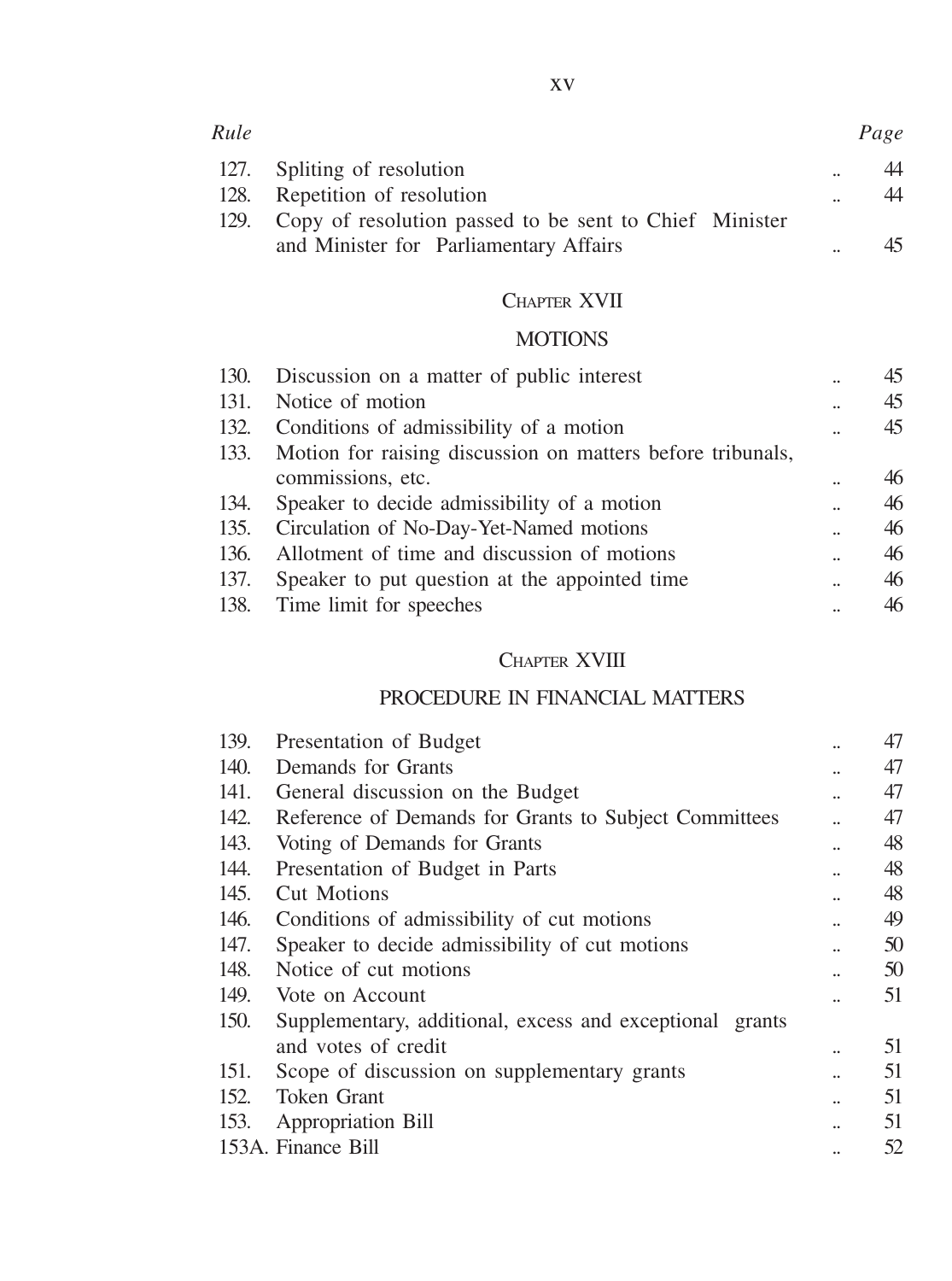| Rule | | Page |
|---|---|---|
| 127. | Spliting of resolution .. | 44 |
| 128. | Repetition of resolution .. | 44 |
| 129. | Copy of resolution passed to be sent to Chief Minister and Minister for Parliamentary Affairs .. | 45 |

## CHAPTER XVII

## MOTIONS

| Rule | | Page |
|---|---|---|
| 130. | Discussion on a matter of public interest .. | 45 |
| 131. | Notice of motion .. | 45 |
| 132. | Conditions of admissibility of a motion .. | 45 |
| 133. | Motion for raising discussion on matters before tribunals, commissions, etc. .. | 46 |
| 134. | Speaker to decide admissibility of a motion .. | 46 |
| 135. | Circulation of No-Day-Yet-Named motions .. | 46 |
| 136. | Allotment of time and discussion of motions .. | 46 |
| 137. | Speaker to put question at the appointed time .. | 46 |
| 138. | Time limit for speeches .. | 46 |

## CHAPTER XVIII

## PROCEDURE IN FINANCIAL MATTERS

| Rule | | Page |
|---|---|---|
| 139. | Presentation of Budget .. | 47 |
| 140. | Demands for Grants .. | 47 |
| 141. | General discussion on the Budget .. | 47 |
| 142. | Reference of Demands for Grants to Subject Committees .. | 47 |
| 143. | Voting of Demands for Grants .. | 48 |
| 144. | Presentation of Budget in Parts .. | 48 |
| 145. | Cut Motions .. | 48 |
| 146. | Conditions of admissibility of cut motions .. | 49 |
| 147. | Speaker to decide admissibility of cut motions .. | 50 |
| 148. | Notice of cut motions .. | 50 |
| 149. | Vote on Account .. | 51 |
| 150. | Supplementary, additional, excess and exceptional grants and votes of credit .. | 51 |
| 151. | Scope of discussion on supplementary grants .. | 51 |
| 152. | Token Grant .. | 51 |
| 153. | Appropriation Bill .. | 51 |
| 153A. | Finance Bill .. | 52 |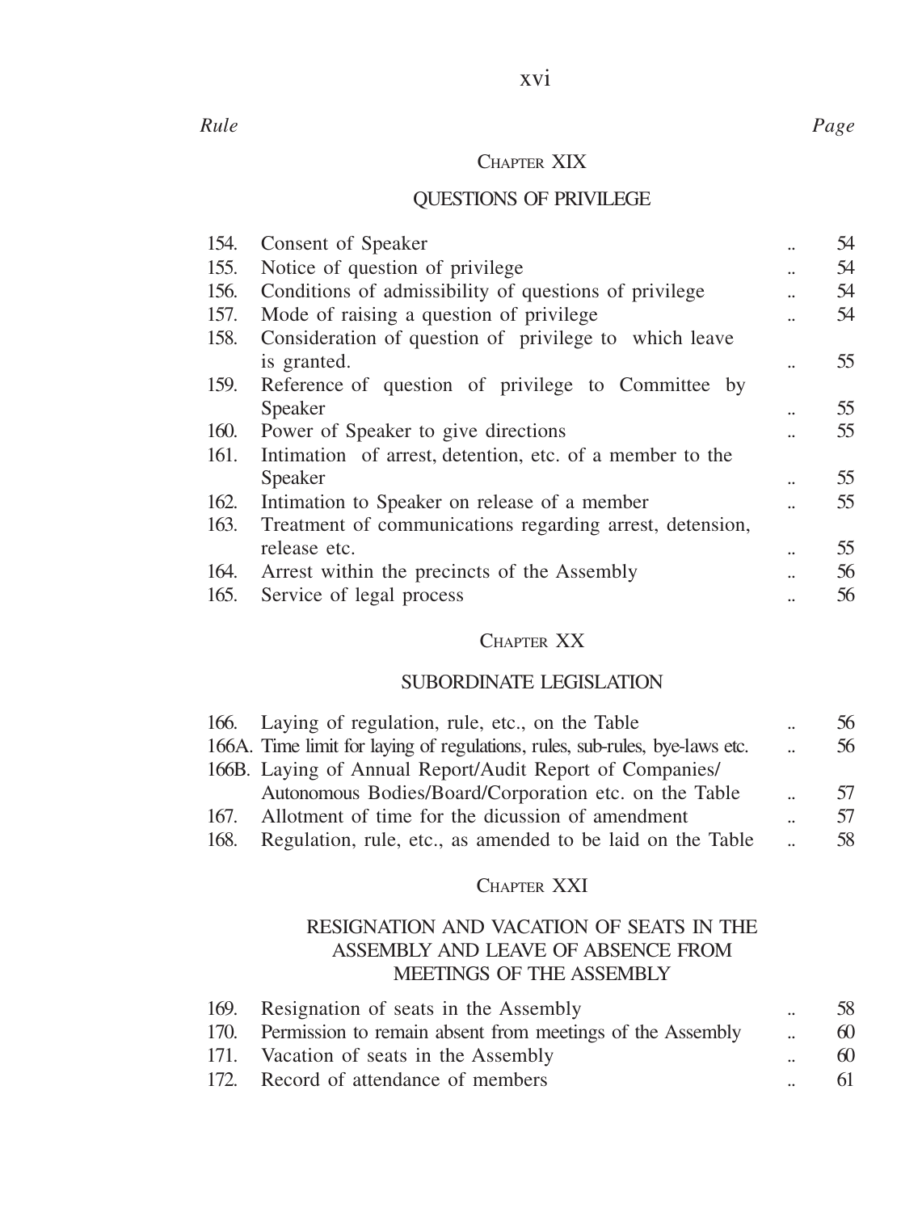| Rule | | Page |
|---|---|---|

## CHAPTER XIX

### QUESTIONS OF PRIVILEGE

| Rule | | Page |
|---|---|---|
| 154. | Consent of Speaker .. | 54 |
| 155. | Notice of question of privilege .. | 54 |
| 156. | Conditions of admissibility of questions of privilege .. | 54 |
| 157. | Mode of raising a question of privilege .. | 54 |
| 158. | Consideration of question of privilege to which leave is granted. .. | 55 |
| 159. | Reference of question of privilege to Committee by Speaker .. | 55 |
| 160. | Power of Speaker to give directions .. | 55 |
| 161. | Intimation of arrest, detention, etc. of a member to the Speaker .. | 55 |
| 162. | Intimation to Speaker on release of a member .. | 55 |
| 163. | Treatment of communications regarding arrest, detension, release etc. .. | 55 |
| 164. | Arrest within the precincts of the Assembly .. | 56 |
| 165. | Service of legal process .. | 56 |

## CHAPTER XX

### SUBORDINATE LEGISLATION

| Rule | | Page |
|---|---|---|
| 166. | Laying of regulation, rule, etc., on the Table .. | 56 |
| 166A. | Time limit for laying of regulations, rules, sub-rules, bye-laws etc. .. | 56 |
| 166B. | Laying of Annual Report/Audit Report of Companies/ Autonomous Bodies/Board/Corporation etc. on the Table .. | 57 |
| 167. | Allotment of time for the dicussion of amendment .. | 57 |
| 168. | Regulation, rule, etc., as amended to be laid on the Table .. | 58 |

## CHAPTER XXI

### RESIGNATION AND VACATION OF SEATS IN THE ASSEMBLY AND LEAVE OF ABSENCE FROM MEETINGS OF THE ASSEMBLY

| Rule | | Page |
|---|---|---|
| 169. | Resignation of seats in the Assembly .. | 58 |
| 170. | Permission to remain absent from meetings of the Assembly .. | 60 |
| 171. | Vacation of seats in the Assembly .. | 60 |
| 172. | Record of attendance of members .. | 61 |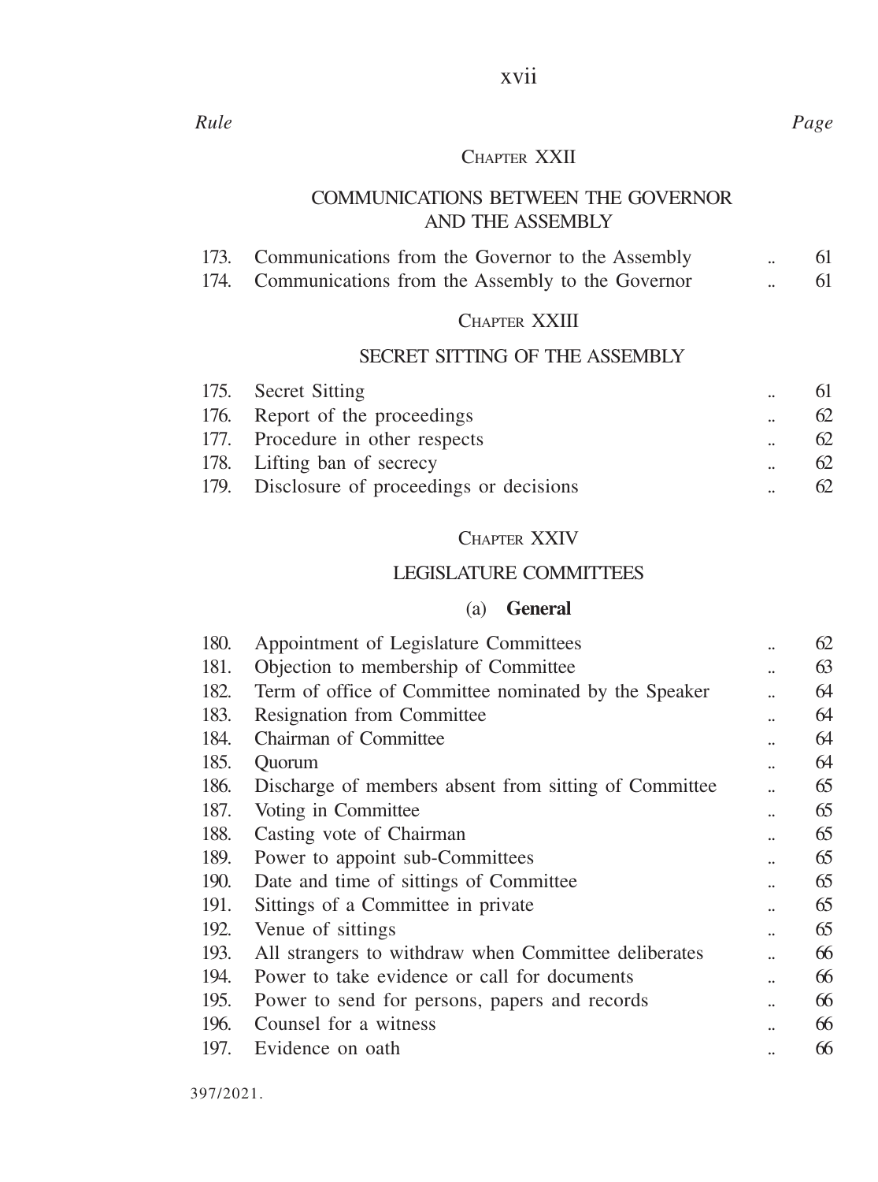| Rule | | | Page |
|---|---|---|---|

## CHAPTER XXII

## COMMUNICATIONS BETWEEN THE GOVERNOR AND THE ASSEMBLY

| | | | |
|---|---|---|---|
| 173. | Communications from the Governor to the Assembly | .. | 61 |
| 174. | Communications from the Assembly to the Governor | .. | 61 |

## CHAPTER XXIII

## SECRET SITTING OF THE ASSEMBLY

| | | | |
|---|---|---|---|
| 175. | Secret Sitting | .. | 61 |
| 176. | Report of the proceedings | .. | 62 |
| 177. | Procedure in other respects | .. | 62 |
| 178. | Lifting ban of secrecy | .. | 62 |
| 179. | Disclosure of proceedings or decisions | .. | 62 |

## CHAPTER XXIV

## LEGISLATURE COMMITTEES

### (a) **General**

| | | | |
|---|---|---|---|
| 180. | Appointment of Legislature Committees | .. | 62 |
| 181. | Objection to membership of Committee | .. | 63 |
| 182. | Term of office of Committee nominated by the Speaker | .. | 64 |
| 183. | Resignation from Committee | .. | 64 |
| 184. | Chairman of Committee | .. | 64 |
| 185. | Quorum | .. | 64 |
| 186. | Discharge of members absent from sitting of Committee | .. | 65 |
| 187. | Voting in Committee | .. | 65 |
| 188. | Casting vote of Chairman | .. | 65 |
| 189. | Power to appoint sub-Committees | .. | 65 |
| 190. | Date and time of sittings of Committee | .. | 65 |
| 191. | Sittings of a Committee in private | .. | 65 |
| 192. | Venue of sittings | .. | 65 |
| 193. | All strangers to withdraw when Committee deliberates | .. | 66 |
| 194. | Power to take evidence or call for documents | .. | 66 |
| 195. | Power to send for persons, papers and records | .. | 66 |
| 196. | Counsel for a witness | .. | 66 |
| 197. | Evidence on oath | .. | 66 |

397/2021.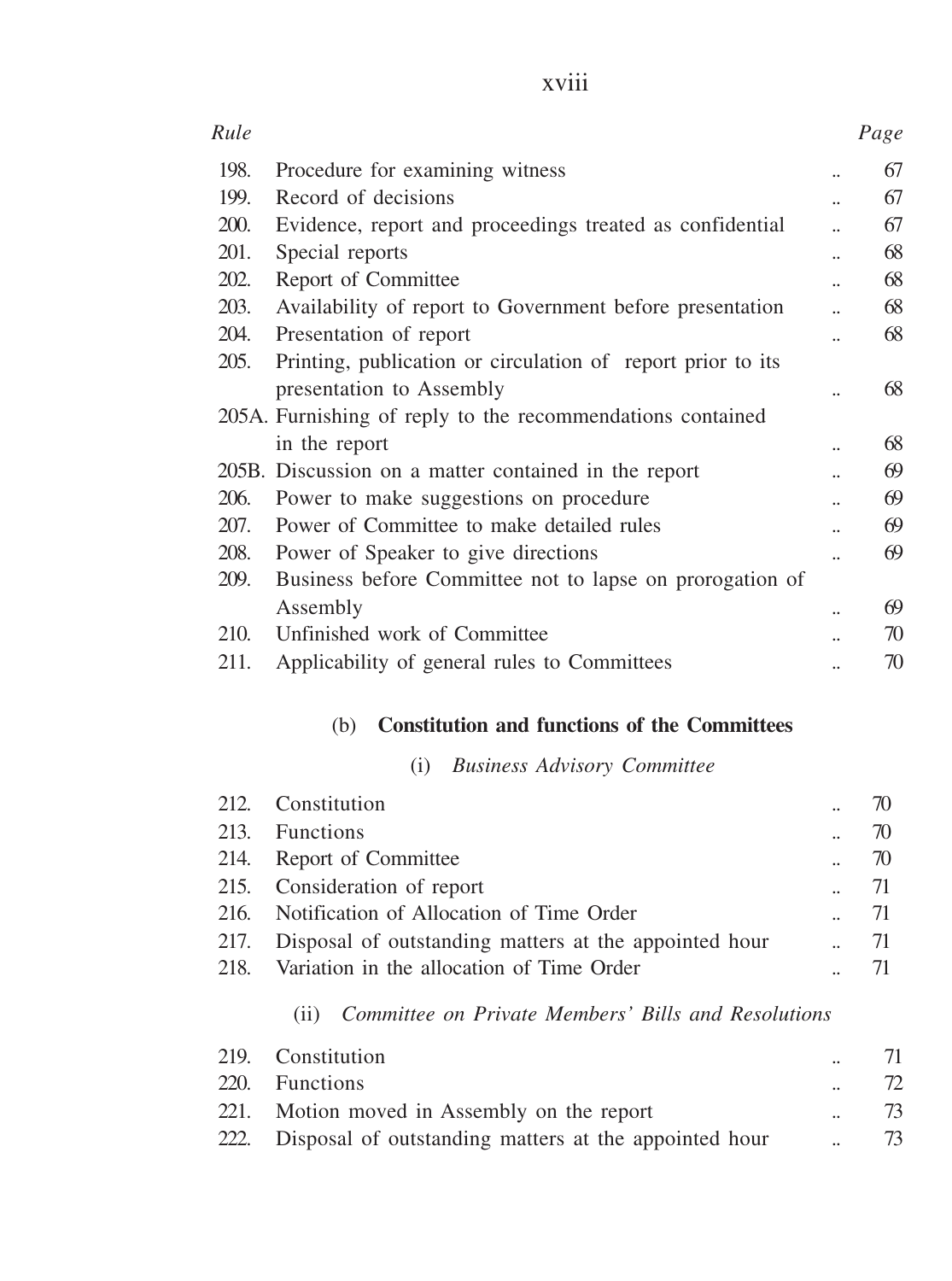| Rule | | | Page |
|---|---|---|---|
| 198. | Procedure for examining witness | .. | 67 |
| 199. | Record of decisions | .. | 67 |
| 200. | Evidence, report and proceedings treated as confidential | .. | 67 |
| 201. | Special reports | .. | 68 |
| 202. | Report of Committee | .. | 68 |
| 203. | Availability of report to Government before presentation | .. | 68 |
| 204. | Presentation of report | .. | 68 |
| 205. | Printing, publication or circulation of report prior to its presentation to Assembly | .. | 68 |
| 205A. | Furnishing of reply to the recommendations contained in the report | .. | 68 |
| 205B. | Discussion on a matter contained in the report | .. | 69 |
| 206. | Power to make suggestions on procedure | .. | 69 |
| 207. | Power of Committee to make detailed rules | .. | 69 |
| 208. | Power of Speaker to give directions | .. | 69 |
| 209. | Business before Committee not to lapse on prorogation of Assembly | .. | 69 |
| 210. | Unfinished work of Committee | .. | 70 |
| 211. | Applicability of general rules to Committees | .. | 70 |

## (b) **Constitution and functions of the Committees**

### (i) *Business Advisory Committee*

| Rule | | | Page |
|---|---|---|---|
| 212. | Constitution | .. | 70 |
| 213. | Functions | .. | 70 |
| 214. | Report of Committee | .. | 70 |
| 215. | Consideration of report | .. | 71 |
| 216. | Notification of Allocation of Time Order | .. | 71 |
| 217. | Disposal of outstanding matters at the appointed hour | .. | 71 |
| 218. | Variation in the allocation of Time Order | .. | 71 |

### (ii) *Committee on Private Members' Bills and Resolutions*

| Rule | | | Page |
|---|---|---|---|
| 219. | Constitution | .. | 71 |
| 220. | Functions | .. | 72 |
| 221. | Motion moved in Assembly on the report | .. | 73 |
| 222. | Disposal of outstanding matters at the appointed hour | .. | 73 |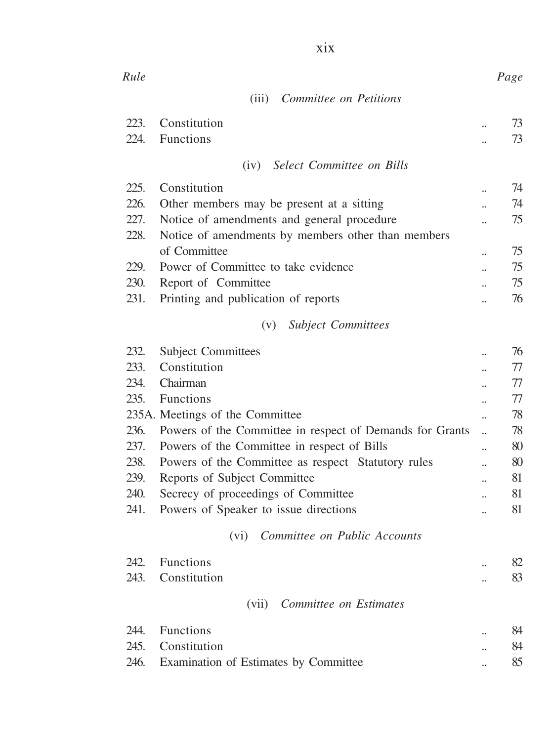| Rule | | Page |
|---|---|---|
| | *(iii) Committee on Petitions* | |
| 223. | Constitution .. | 73 |
| 224. | Functions .. | 73 |
| | *(iv) Select Committee on Bills* | |
| 225. | Constitution .. | 74 |
| 226. | Other members may be present at a sitting .. | 74 |
| 227. | Notice of amendments and general procedure .. | 75 |
| 228. | Notice of amendments by members other than members of Committee .. | 75 |
| 229. | Power of Committee to take evidence .. | 75 |
| 230. | Report of Committee .. | 75 |
| 231. | Printing and publication of reports .. | 76 |
| | *(v) Subject Committees* | |
| 232. | Subject Committees .. | 76 |
| 233. | Constitution .. | 77 |
| 234. | Chairman .. | 77 |
| 235. | Functions .. | 77 |
| 235A. | Meetings of the Committee .. | 78 |
| 236. | Powers of the Committee in respect of Demands for Grants .. | 78 |
| 237. | Powers of the Committee in respect of Bills .. | 80 |
| 238. | Powers of the Committee as respect Statutory rules .. | 80 |
| 239. | Reports of Subject Committee .. | 81 |
| 240. | Secrecy of proceedings of Committee .. | 81 |
| 241. | Powers of Speaker to issue directions .. | 81 |
| | *(vi) Committee on Public Accounts* | |
| 242. | Functions .. | 82 |
| 243. | Constitution .. | 83 |
| | *(vii) Committee on Estimates* | |
| 244. | Functions .. | 84 |
| 245. | Constitution .. | 84 |
| 246. | Examination of Estimates by Committee .. | 85 |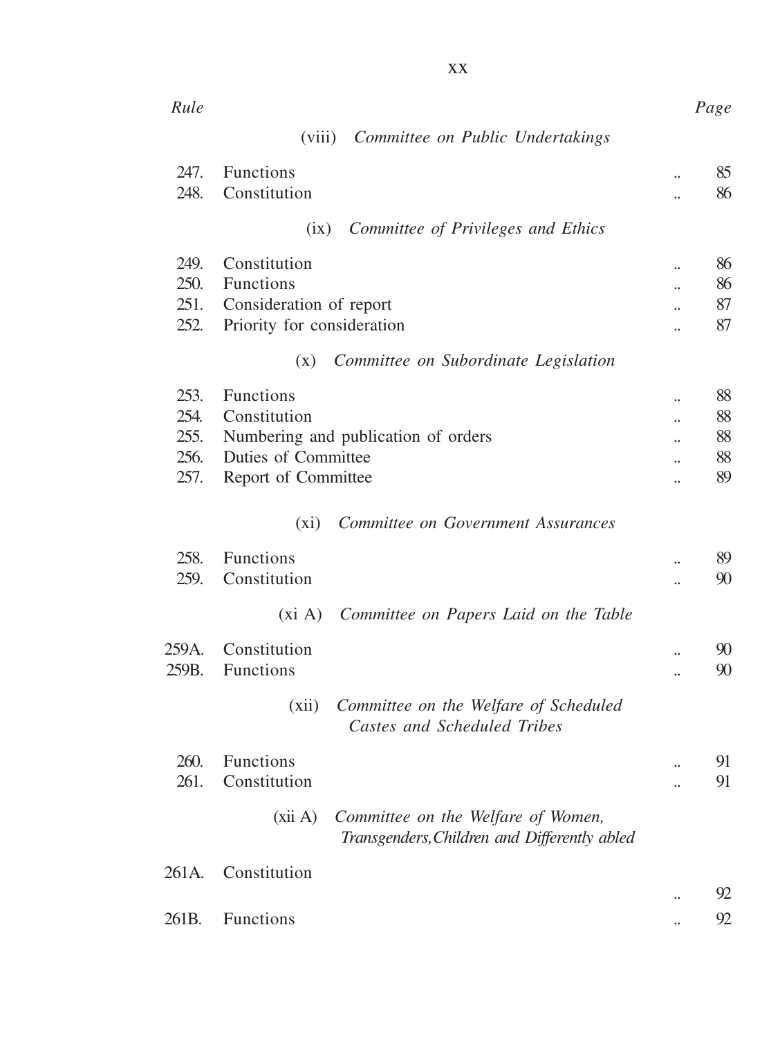| Rule | | Page |
|---|---|---|
| | *(viii) Committee on Public Undertakings* | |
| 247. | Functions .. | 85 |
| 248. | Constitution .. | 86 |
| | *(ix) Committee of Privileges and Ethics* | |
| 249. | Constitution .. | 86 |
| 250. | Functions .. | 86 |
| 251. | Consideration of report .. | 87 |
| 252. | Priority for consideration .. | 87 |
| | *(x) Committee on Subordinate Legislation* | |
| 253. | Functions .. | 88 |
| 254. | Constitution .. | 88 |
| 255. | Numbering and publication of orders .. | 88 |
| 256. | Duties of Committee .. | 88 |
| 257. | Report of Committee .. | 89 |
| | *(xi) Committee on Government Assurances* | |
| 258. | Functions .. | 89 |
| 259. | Constitution .. | 90 |
| | *(xi A) Committee on Papers Laid on the Table* | |
| 259A. | Constitution .. | 90 |
| 259B. | Functions .. | 90 |
| | *(xii) Committee on the Welfare of Scheduled Castes and Scheduled Tribes* | |
| 260. | Functions .. | 91 |
| 261. | Constitution .. | 91 |
| | *(xii A) Committee on the Welfare of Women, Transgenders, Children and Differently abled* | |
| 261A. | Constitution .. | 92 |
| 261B. | Functions .. | 92 |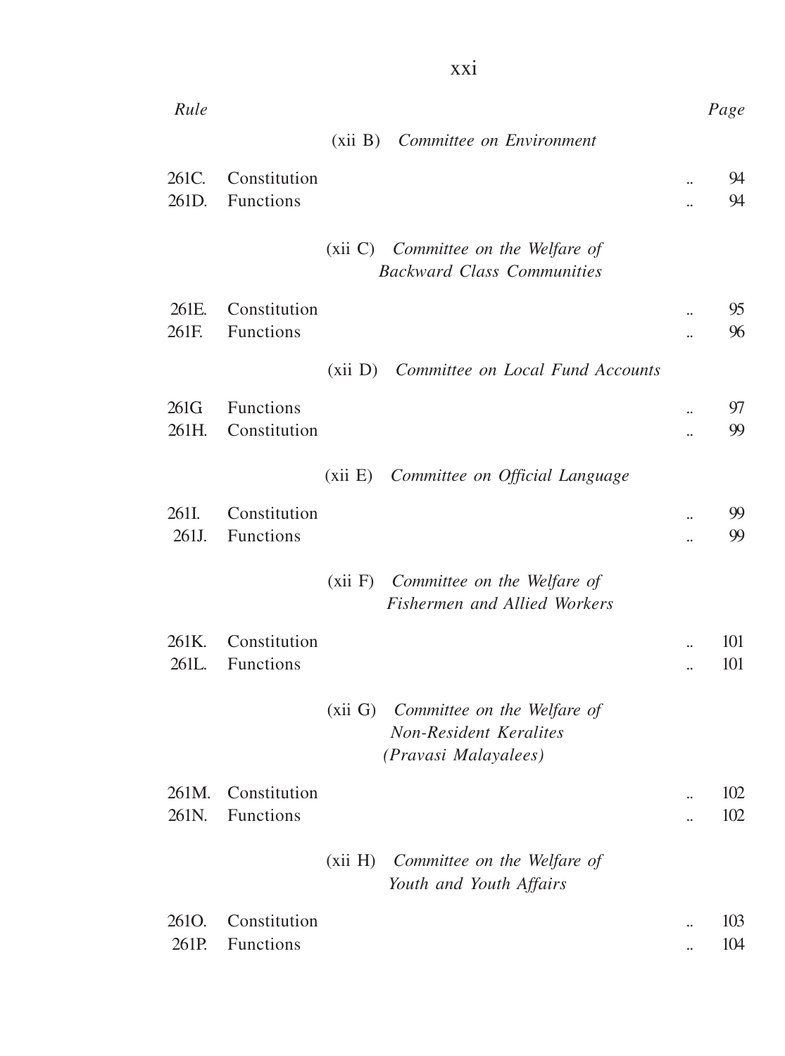| Rule | | Page |
|---|---|---|
| | *(xii B) Committee on Environment* | |
| 261C. | Constitution | 94 |
| 261D. | Functions | 94 |
| | *(xii C) Committee on the Welfare of Backward Class Communities* | |
| 261E. | Constitution | 95 |
| 261F. | Functions | 96 |
| | *(xii D) Committee on Local Fund Accounts* | |
| 261G | Functions | 97 |
| 261H. | Constitution | 99 |
| | *(xii E) Committee on Official Language* | |
| 261I. | Constitution | 99 |
| 261J. | Functions | 99 |
| | *(xii F) Committee on the Welfare of Fishermen and Allied Workers* | |
| 261K. | Constitution | 101 |
| 261L. | Functions | 101 |
| | *(xii G) Committee on the Welfare of Non-Resident Keralites (Pravasi Malayalees)* | |
| 261M. | Constitution | 102 |
| 261N. | Functions | 102 |
| | *(xii H) Committee on the Welfare of Youth and Youth Affairs* | |
| 261O. | Constitution | 103 |
| 261P. | Functions | 104 |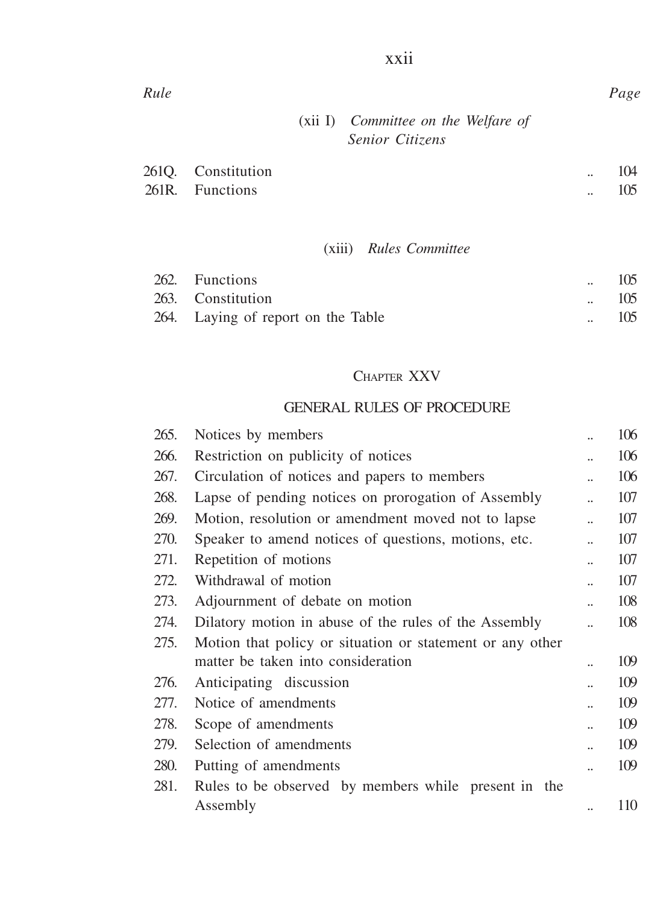| Rule | | | Page |
|---|---|---|---|
| | *(xii I) Committee on the Welfare of Senior Citizens* | | |
| 261Q. | Constitution | .. | 104 |
| 261R. | Functions | .. | 105 |
| | *(xiii) Rules Committee* | | |
| 262. | Functions | .. | 105 |
| 263. | Constitution | .. | 105 |
| 264. | Laying of report on the Table | .. | 105 |

## Chapter XXV

## GENERAL RULES OF PROCEDURE

| Rule | | | Page |
|---|---|---|---|
| 265. | Notices by members | .. | 106 |
| 266. | Restriction on publicity of notices | .. | 106 |
| 267. | Circulation of notices and papers to members | .. | 106 |
| 268. | Lapse of pending notices on prorogation of Assembly | .. | 107 |
| 269. | Motion, resolution or amendment moved not to lapse | .. | 107 |
| 270. | Speaker to amend notices of questions, motions, etc. | .. | 107 |
| 271. | Repetition of motions | .. | 107 |
| 272. | Withdrawal of motion | .. | 107 |
| 273. | Adjournment of debate on motion | .. | 108 |
| 274. | Dilatory motion in abuse of the rules of the Assembly | .. | 108 |
| 275. | Motion that policy or situation or statement or any other matter be taken into consideration | .. | 109 |
| 276. | Anticipating discussion | .. | 109 |
| 277. | Notice of amendments | .. | 109 |
| 278. | Scope of amendments | .. | 109 |
| 279. | Selection of amendments | .. | 109 |
| 280. | Putting of amendments | .. | 109 |
| 281. | Rules to be observed by members while present in the Assembly | .. | 110 |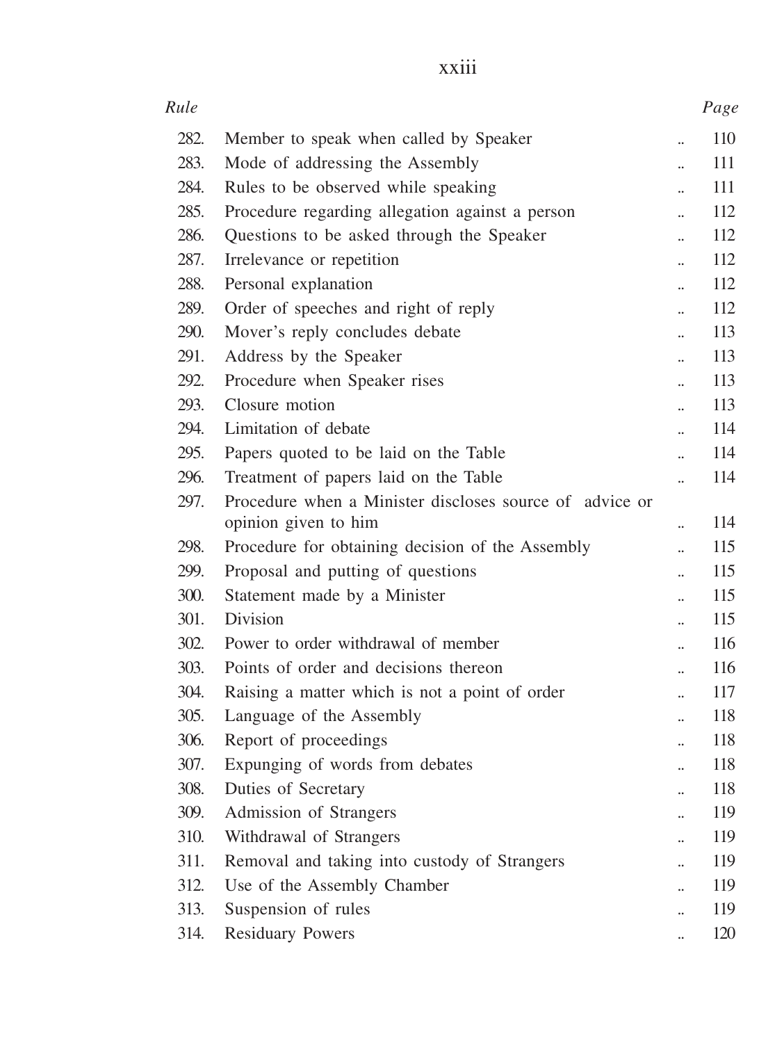| Rule | | Page |
|---|---|---|
| 282. | Member to speak when called by Speaker | 110 |
| 283. | Mode of addressing the Assembly | 111 |
| 284. | Rules to be observed while speaking | 111 |
| 285. | Procedure regarding allegation against a person | 112 |
| 286. | Questions to be asked through the Speaker | 112 |
| 287. | Irrelevance or repetition | 112 |
| 288. | Personal explanation | 112 |
| 289. | Order of speeches and right of reply | 112 |
| 290. | Mover's reply concludes debate | 113 |
| 291. | Address by the Speaker | 113 |
| 292. | Procedure when Speaker rises | 113 |
| 293. | Closure motion | 113 |
| 294. | Limitation of debate | 114 |
| 295. | Papers quoted to be laid on the Table | 114 |
| 296. | Treatment of papers laid on the Table | 114 |
| 297. | Procedure when a Minister discloses source of advice or opinion given to him | 114 |
| 298. | Procedure for obtaining decision of the Assembly | 115 |
| 299. | Proposal and putting of questions | 115 |
| 300. | Statement made by a Minister | 115 |
| 301. | Division | 115 |
| 302. | Power to order withdrawal of member | 116 |
| 303. | Points of order and decisions thereon | 116 |
| 304. | Raising a matter which is not a point of order | 117 |
| 305. | Language of the Assembly | 118 |
| 306. | Report of proceedings | 118 |
| 307. | Expunging of words from debates | 118 |
| 308. | Duties of Secretary | 118 |
| 309. | Admission of Strangers | 119 |
| 310. | Withdrawal of Strangers | 119 |
| 311. | Removal and taking into custody of Strangers | 119 |
| 312. | Use of the Assembly Chamber | 119 |
| 313. | Suspension of rules | 119 |
| 314. | Residuary Powers | 120 |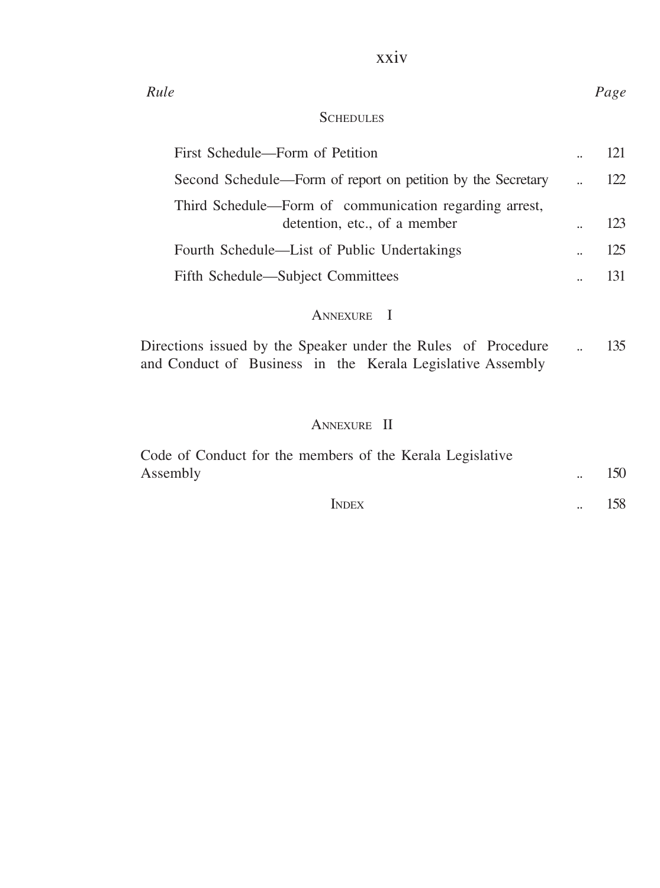| Rule | Page |
| --- | --- |
| **SCHEDULES** | |
| First Schedule—Form of Petition .. | 121 |
| Second Schedule—Form of report on petition by the Secretary .. | 122 |
| Third Schedule—Form of communication regarding arrest, detention, etc., of a member .. | 123 |
| Fourth Schedule—List of Public Undertakings .. | 125 |
| Fifth Schedule—Subject Committees .. | 131 |
| **ANNEXURE I** | |
| Directions issued by the Speaker under the Rules of Procedure and Conduct of Business in the Kerala Legislative Assembly .. | 135 |
| **ANNEXURE II** | |
| Code of Conduct for the members of the Kerala Legislative Assembly .. | 150 |
| INDEX .. | 158 |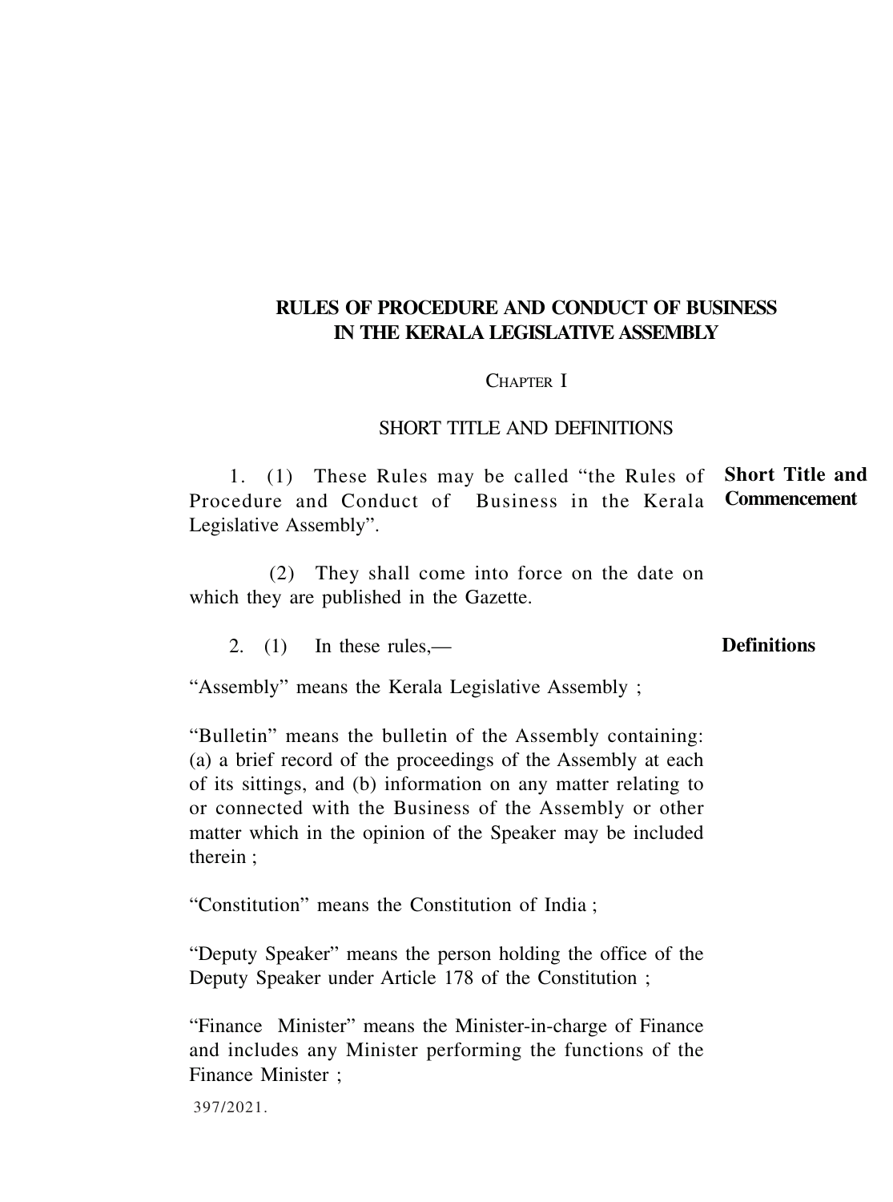# RULES OF PROCEDURE AND CONDUCT OF BUSINESS IN THE KERALA LEGISLATIVE ASSEMBLY

## CHAPTER I

### SHORT TITLE AND DEFINITIONS

**Short Title and Commencement**

1. (1) These Rules may be called "the Rules of Procedure and Conduct of Business in the Kerala Legislative Assembly".

(2) They shall come into force on the date on which they are published in the Gazette.

**Definitions**

2. (1) In these rules,—

"Assembly" means the Kerala Legislative Assembly ;

"Bulletin" means the bulletin of the Assembly containing: (a) a brief record of the proceedings of the Assembly at each of its sittings, and (b) information on any matter relating to or connected with the Business of the Assembly or other matter which in the opinion of the Speaker may be included therein ;

"Constitution" means the Constitution of India ;

"Deputy Speaker" means the person holding the office of the Deputy Speaker under Article 178 of the Constitution ;

"Finance Minister" means the Minister-in-charge of Finance and includes any Minister performing the functions of the Finance Minister ;

397/2021.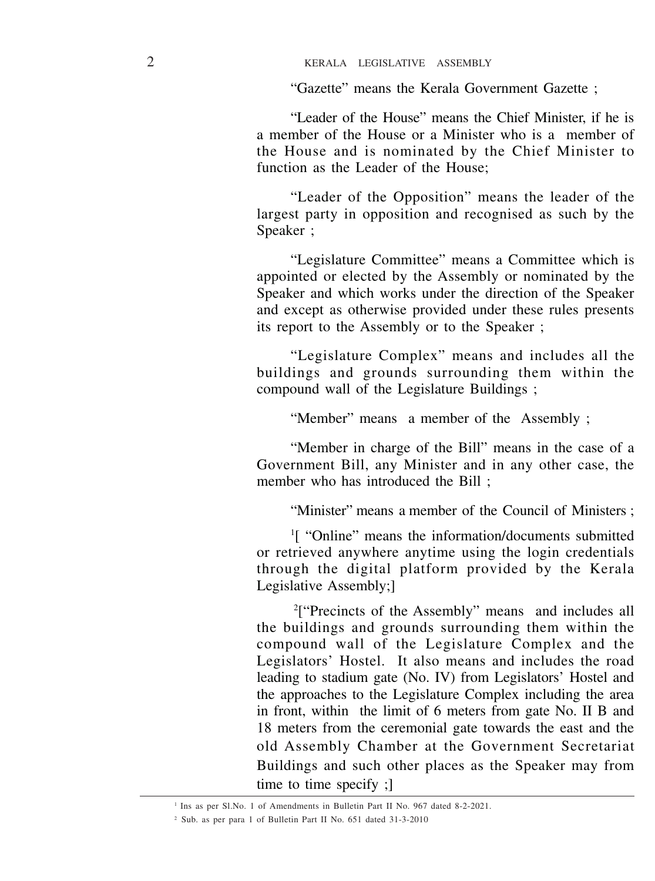"Gazette" means the Kerala Government Gazette ;

"Leader of the House" means the Chief Minister, if he is a member of the House or a Minister who is a member of the House and is nominated by the Chief Minister to function as the Leader of the House;

"Leader of the Opposition" means the leader of the largest party in opposition and recognised as such by the Speaker ;

"Legislature Committee" means a Committee which is appointed or elected by the Assembly or nominated by the Speaker and which works under the direction of the Speaker and except as otherwise provided under these rules presents its report to the Assembly or to the Speaker ;

"Legislature Complex" means and includes all the buildings and grounds surrounding them within the compound wall of the Legislature Buildings ;

"Member" means a member of the Assembly ;

"Member in charge of the Bill" means in the case of a Government Bill, any Minister and in any other case, the member who has introduced the Bill ;

"Minister" means a member of the Council of Ministers ;

[1][ "Online" means the information/documents submitted or retrieved anywhere anytime using the login credentials through the digital platform provided by the Kerala Legislative Assembly;]

[2]["Precincts of the Assembly" means and includes all the buildings and grounds surrounding them within the compound wall of the Legislature Complex and the Legislators' Hostel. It also means and includes the road leading to stadium gate (No. IV) from Legislators' Hostel and the approaches to the Legislature Complex including the area in front, within the limit of 6 meters from gate No. II B and 18 meters from the ceremonial gate towards the east and the old Assembly Chamber at the Government Secretariat Buildings and such other places as the Speaker may from time to time specify ;]

---

[1] Ins as per Sl.No. 1 of Amendments in Bulletin Part II No. 967 dated 8-2-2021.

[2] Sub. as per para 1 of Bulletin Part II No. 651 dated 31-3-2010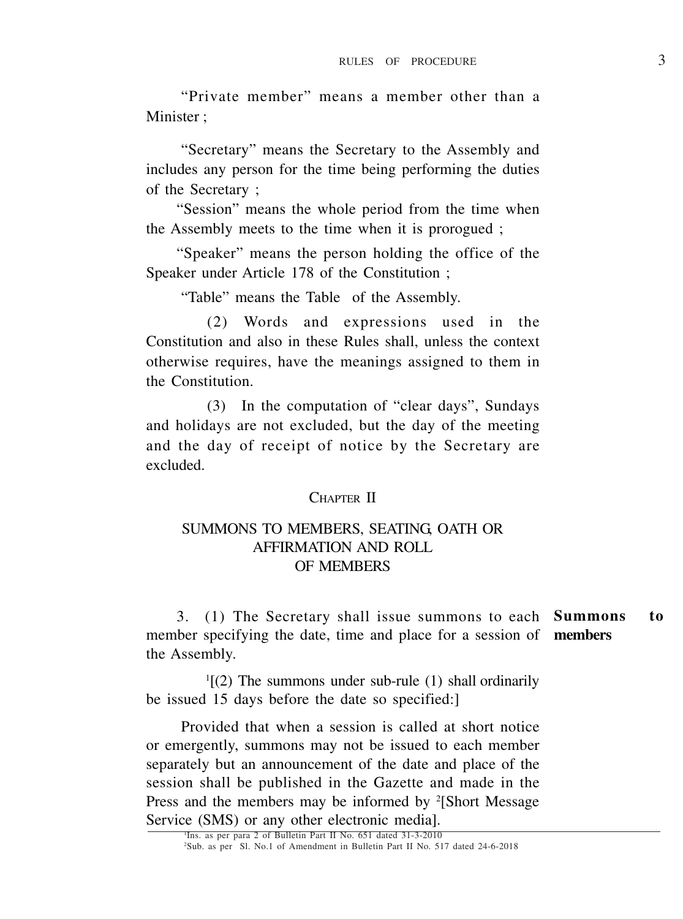"Private member" means a member other than a Minister ;

"Secretary" means the Secretary to the Assembly and includes any person for the time being performing the duties of the Secretary ;

"Session" means the whole period from the time when the Assembly meets to the time when it is prorogued ;

"Speaker" means the person holding the office of the Speaker under Article 178 of the Constitution ;

"Table" means the Table of the Assembly.

(2) Words and expressions used in the Constitution and also in these Rules shall, unless the context otherwise requires, have the meanings assigned to them in the Constitution.

(3) In the computation of "clear days", Sundays and holidays are not excluded, but the day of the meeting and the day of receipt of notice by the Secretary are excluded.

## CHAPTER II

## SUMMONS TO MEMBERS, SEATING, OATH OR AFFIRMATION AND ROLL OF MEMBERS

**Summons to members**

3. (1) The Secretary shall issue summons to each member specifying the date, time and place for a session of the Assembly.

[1][(2) The summons under sub-rule (1) shall ordinarily be issued 15 days before the date so specified:]

Provided that when a session is called at short notice or emergently, summons may not be issued to each member separately but an announcement of the date and place of the session shall be published in the Gazette and made in the Press and the members may be informed by [2][Short Message Service (SMS) or any other electronic media].

---

[1]Ins. as per para 2 of Bulletin Part II No. 651 dated 31-3-2010

[2]Sub. as per Sl. No.1 of Amendment in Bulletin Part II No. 517 dated 24-6-2018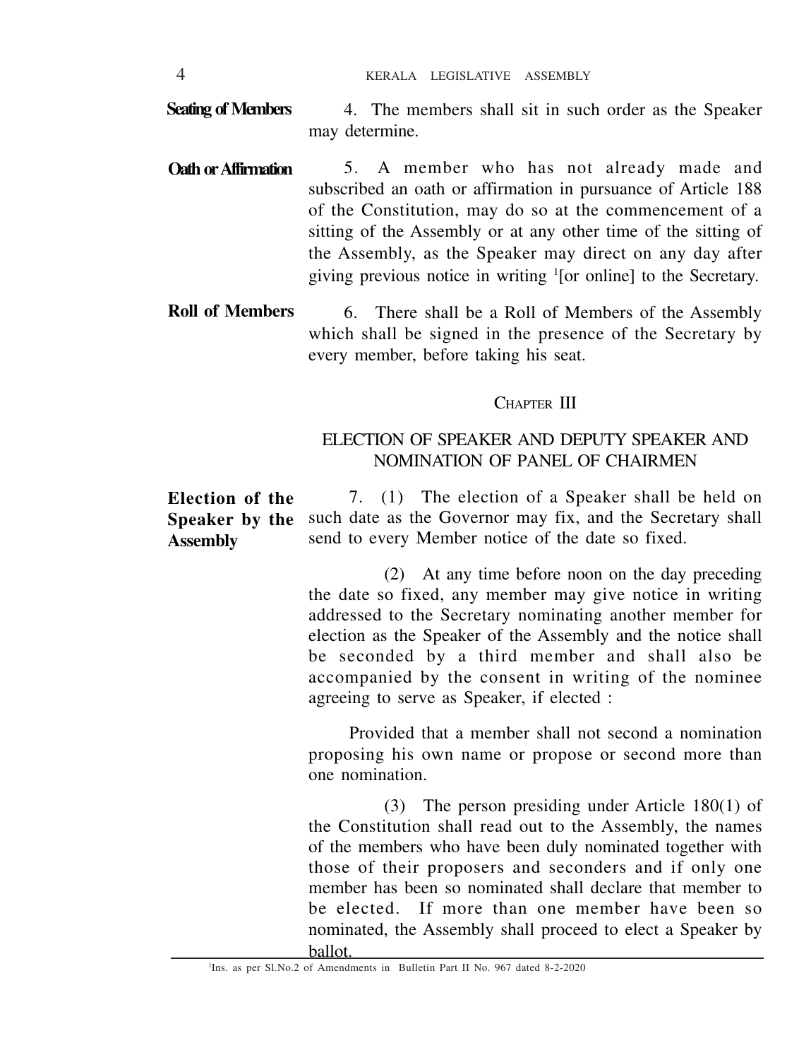**Seating of Members**

4. The members shall sit in such order as the Speaker may determine.

**Oath or Affirmation**

5. A member who has not already made and subscribed an oath or affirmation in pursuance of Article 188 of the Constitution, may do so at the commencement of a sitting of the Assembly or at any other time of the sitting of the Assembly, as the Speaker may direct on any day after giving previous notice in writing [1][or online] to the Secretary.

**Roll of Members**

6. There shall be a Roll of Members of the Assembly which shall be signed in the presence of the Secretary by every member, before taking his seat.

## CHAPTER III

## ELECTION OF SPEAKER AND DEPUTY SPEAKER AND NOMINATION OF PANEL OF CHAIRMEN

**Election of the Speaker by the Assembly**

7. (1) The election of a Speaker shall be held on such date as the Governor may fix, and the Secretary shall send to every Member notice of the date so fixed.

(2) At any time before noon on the day preceding the date so fixed, any member may give notice in writing addressed to the Secretary nominating another member for election as the Speaker of the Assembly and the notice shall be seconded by a third member and shall also be accompanied by the consent in writing of the nominee agreeing to serve as Speaker, if elected :

Provided that a member shall not second a nomination proposing his own name or propose or second more than one nomination.

(3) The person presiding under Article 180(1) of the Constitution shall read out to the Assembly, the names of the members who have been duly nominated together with those of their proposers and seconders and if only one member has been so nominated shall declare that member to be elected. If more than one member have been so nominated, the Assembly shall proceed to elect a Speaker by ballot.

---

[1]Ins. as per Sl.No.2 of Amendments in Bulletin Part II No. 967 dated 8-2-2020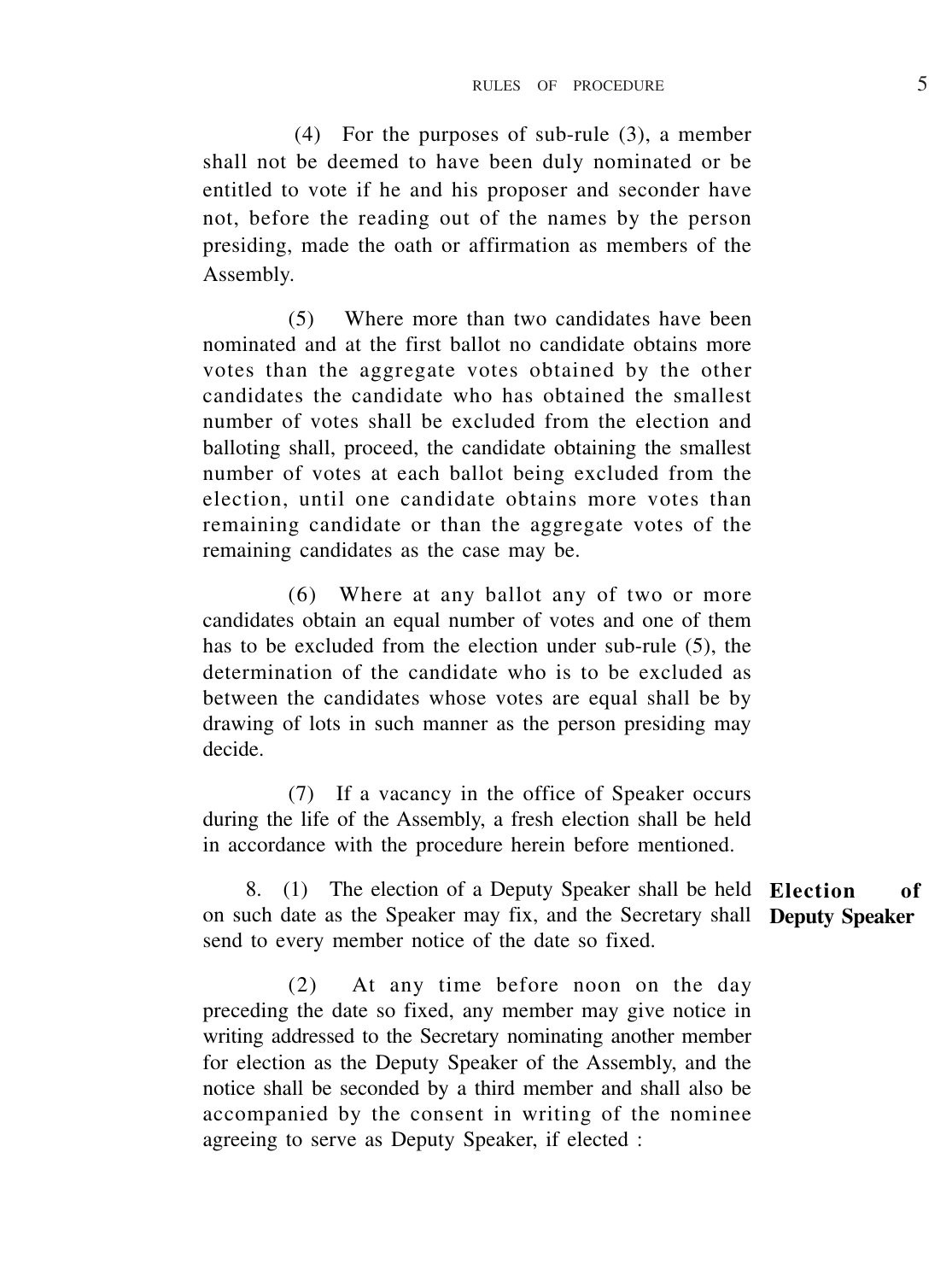(4) For the purposes of sub-rule (3), a member shall not be deemed to have been duly nominated or be entitled to vote if he and his proposer and seconder have not, before the reading out of the names by the person presiding, made the oath or affirmation as members of the Assembly.

(5) Where more than two candidates have been nominated and at the first ballot no candidate obtains more votes than the aggregate votes obtained by the other candidates the candidate who has obtained the smallest number of votes shall be excluded from the election and balloting shall, proceed, the candidate obtaining the smallest number of votes at each ballot being excluded from the election, until one candidate obtains more votes than remaining candidate or than the aggregate votes of the remaining candidates as the case may be.

(6) Where at any ballot any of two or more candidates obtain an equal number of votes and one of them has to be excluded from the election under sub-rule (5), the determination of the candidate who is to be excluded as between the candidates whose votes are equal shall be by drawing of lots in such manner as the person presiding may decide.

(7) If a vacancy in the office of Speaker occurs during the life of the Assembly, a fresh election shall be held in accordance with the procedure herein before mentioned.

**Election of Deputy Speaker**

8. (1) The election of a Deputy Speaker shall be held on such date as the Speaker may fix, and the Secretary shall send to every member notice of the date so fixed.

(2) At any time before noon on the day preceding the date so fixed, any member may give notice in writing addressed to the Secretary nominating another member for election as the Deputy Speaker of the Assembly, and the notice shall be seconded by a third member and shall also be accompanied by the consent in writing of the nominee agreeing to serve as Deputy Speaker, if elected :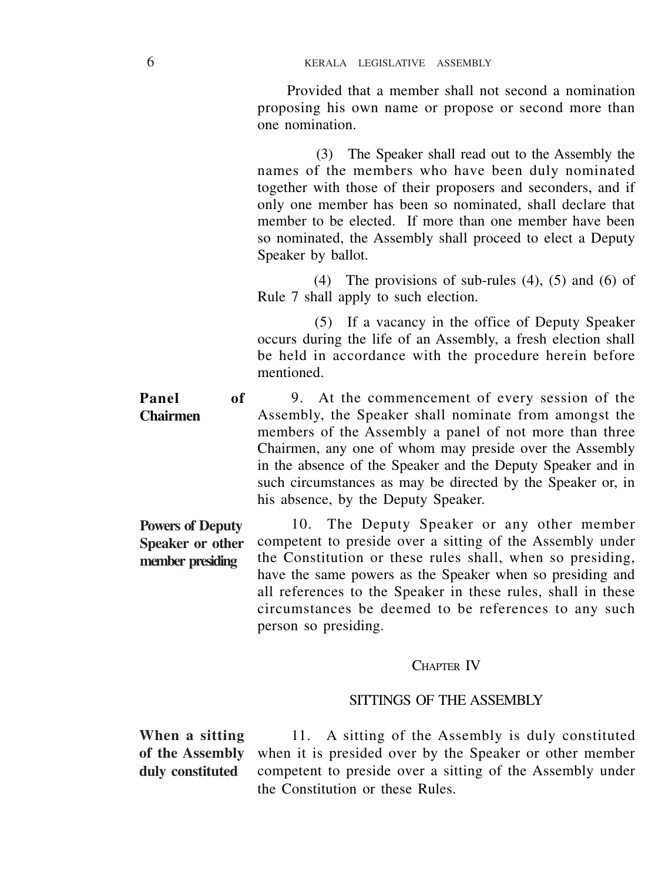Provided that a member shall not second a nomination proposing his own name or propose or second more than one nomination.

(3) The Speaker shall read out to the Assembly the names of the members who have been duly nominated together with those of their proposers and seconders, and if only one member has been so nominated, shall declare that member to be elected. If more than one member have been so nominated, the Assembly shall proceed to elect a Deputy Speaker by ballot.

(4) The provisions of sub-rules (4), (5) and (6) of Rule 7 shall apply to such election.

(5) If a vacancy in the office of Deputy Speaker occurs during the life of an Assembly, a fresh election shall be held in accordance with the procedure herein before mentioned.

**Panel of Chairmen**

9. At the commencement of every session of the Assembly, the Speaker shall nominate from amongst the members of the Assembly a panel of not more than three Chairmen, any one of whom may preside over the Assembly in the absence of the Speaker and the Deputy Speaker and in such circumstances as may be directed by the Speaker or, in his absence, by the Deputy Speaker.

**Powers of Deputy Speaker or other member presiding**

10. The Deputy Speaker or any other member competent to preside over a sitting of the Assembly under the Constitution or these rules shall, when so presiding, have the same powers as the Speaker when so presiding and all references to the Speaker in these rules, shall in these circumstances be deemed to be references to any such person so presiding.

## CHAPTER IV

## SITTINGS OF THE ASSEMBLY

**When a sitting of the Assembly duly constituted**

11. A sitting of the Assembly is duly constituted when it is presided over by the Speaker or other member competent to preside over a sitting of the Assembly under the Constitution or these Rules.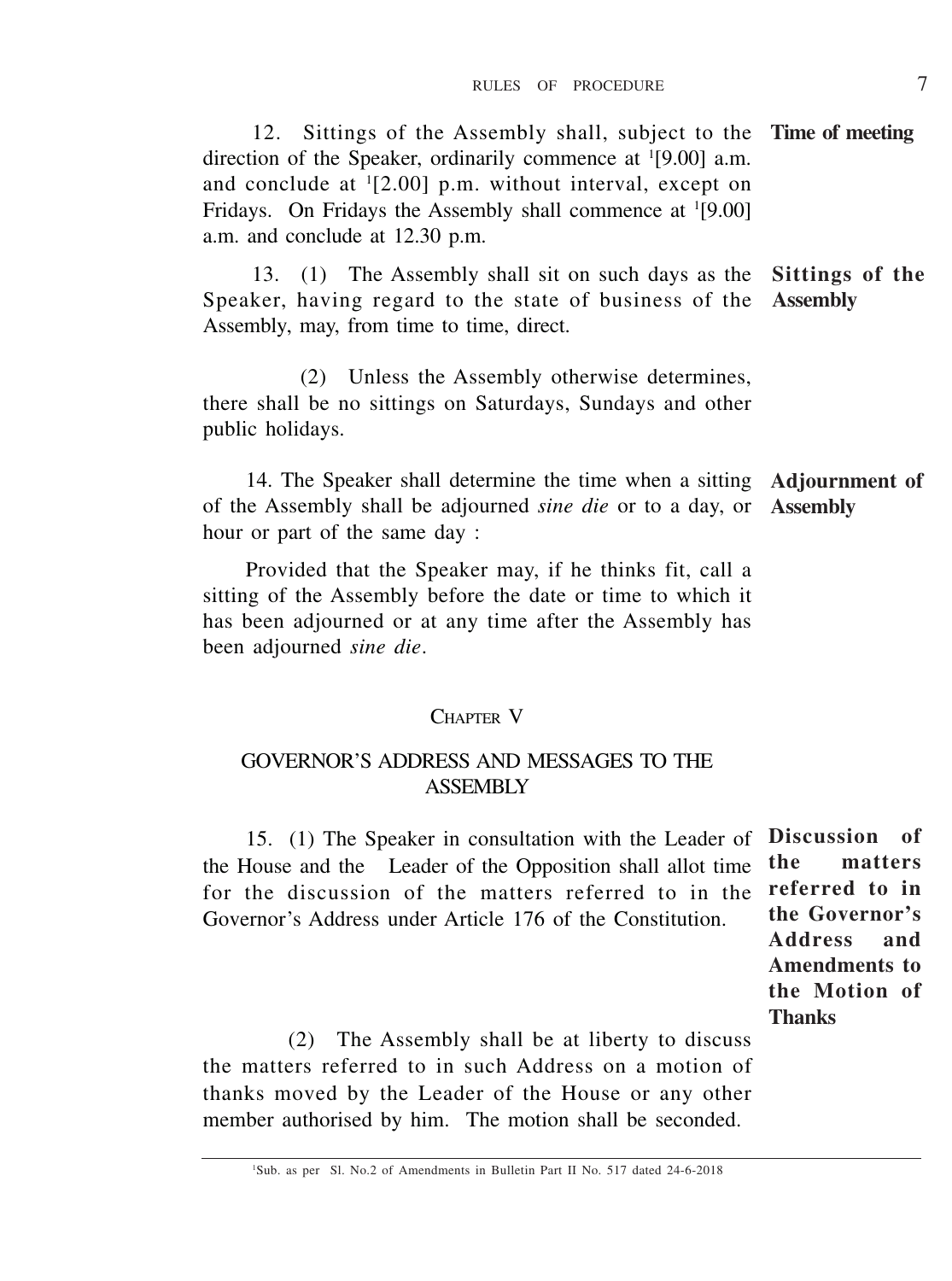12. Sittings of the Assembly shall, subject to the direction of the Speaker, ordinarily commence at [1][9.00] a.m. and conclude at [1][2.00] p.m. without interval, except on Fridays. On Fridays the Assembly shall commence at [1][9.00] a.m. and conclude at 12.30 p.m. **Time of meeting**

13. (1) The Assembly shall sit on such days as the Speaker, having regard to the state of business of the Assembly, may, from time to time, direct. **Sittings of the Assembly**

(2) Unless the Assembly otherwise determines, there shall be no sittings on Saturdays, Sundays and other public holidays.

14. The Speaker shall determine the time when a sitting of the Assembly shall be adjourned *sine die* or to a day, or hour or part of the same day : **Adjournment of Assembly**

Provided that the Speaker may, if he thinks fit, call a sitting of the Assembly before the date or time to which it has been adjourned or at any time after the Assembly has been adjourned *sine die*.

## CHAPTER V

## GOVERNOR'S ADDRESS AND MESSAGES TO THE ASSEMBLY

15. (1) The Speaker in consultation with the Leader of the House and the Leader of the Opposition shall allot time for the discussion of the matters referred to in the Governor's Address under Article 176 of the Constitution. **Discussion of the matters referred to in the Governor's Address and Amendments to the Motion of Thanks**

(2) The Assembly shall be at liberty to discuss the matters referred to in such Address on a motion of thanks moved by the Leader of the House or any other member authorised by him. The motion shall be seconded.

---

[1]Sub. as per Sl. No.2 of Amendments in Bulletin Part II No. 517 dated 24-6-2018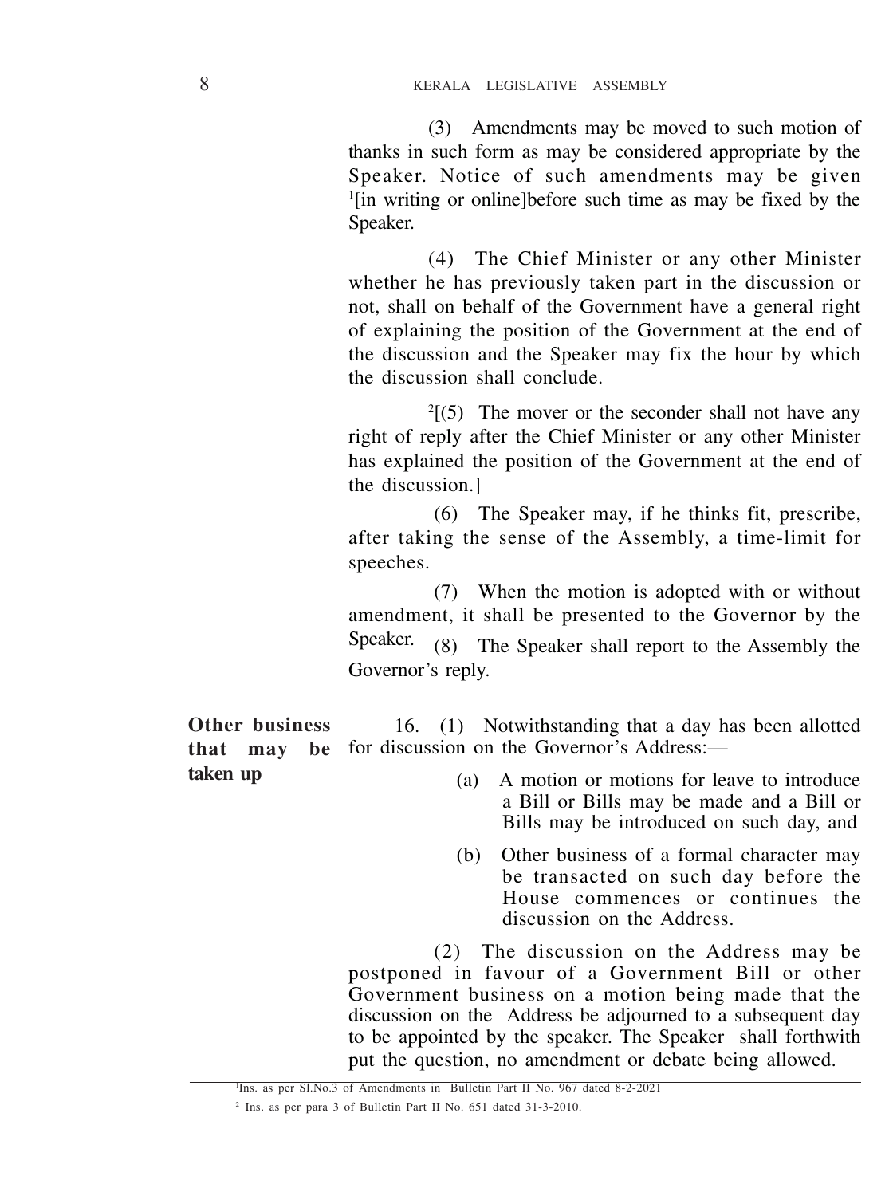(3) Amendments may be moved to such motion of thanks in such form as may be considered appropriate by the Speaker. Notice of such amendments may be given [1][in writing or online]before such time as may be fixed by the Speaker.

(4) The Chief Minister or any other Minister whether he has previously taken part in the discussion or not, shall on behalf of the Government have a general right of explaining the position of the Government at the end of the discussion and the Speaker may fix the hour by which the discussion shall conclude.

[2][(5) The mover or the seconder shall not have any right of reply after the Chief Minister or any other Minister has explained the position of the Government at the end of the discussion.]

(6) The Speaker may, if he thinks fit, prescribe, after taking the sense of the Assembly, a time-limit for speeches.

(7) When the motion is adopted with or without amendment, it shall be presented to the Governor by the Speaker.

(8) The Speaker shall report to the Assembly the Governor's reply.

**Other business that may be taken up**

16. (1) Notwithstanding that a day has been allotted for discussion on the Governor's Address:—

(a) A motion or motions for leave to introduce a Bill or Bills may be made and a Bill or Bills may be introduced on such day, and

(b) Other business of a formal character may be transacted on such day before the House commences or continues the discussion on the Address.

(2) The discussion on the Address may be postponed in favour of a Government Bill or other Government business on a motion being made that the discussion on the Address be adjourned to a subsequent day to be appointed by the speaker. The Speaker shall forthwith put the question, no amendment or debate being allowed.

---

[1]Ins. as per Sl.No.3 of Amendments in Bulletin Part II No. 967 dated 8-2-2021

[2] Ins. as per para 3 of Bulletin Part II No. 651 dated 31-3-2010.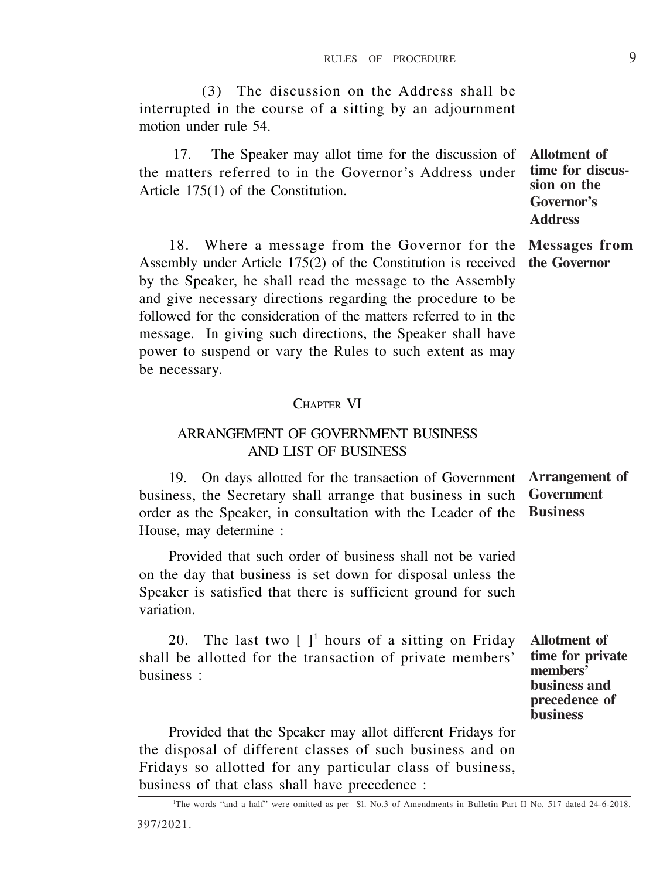(3) The discussion on the Address shall be interrupted in the course of a sitting by an adjournment motion under rule 54.

**Allotment of time for discussion on the Governor's Address**

17. The Speaker may allot time for the discussion of the matters referred to in the Governor's Address under Article 175(1) of the Constitution.

**Messages from the Governor**

18. Where a message from the Governor for the Assembly under Article 175(2) of the Constitution is received by the Speaker, he shall read the message to the Assembly and give necessary directions regarding the procedure to be followed for the consideration of the matters referred to in the message. In giving such directions, the Speaker shall have power to suspend or vary the Rules to such extent as may be necessary.

## CHAPTER VI

## ARRANGEMENT OF GOVERNMENT BUSINESS AND LIST OF BUSINESS

**Arrangement of Government Business**

19. On days allotted for the transaction of Government business, the Secretary shall arrange that business in such order as the Speaker, in consultation with the Leader of the House, may determine :

Provided that such order of business shall not be varied on the day that business is set down for disposal unless the Speaker is satisfied that there is sufficient ground for such variation.

**Allotment of time for private members' business and precedence of business**

20. The last two [ ][1] hours of a sitting on Friday shall be allotted for the transaction of private members' business :

Provided that the Speaker may allot different Fridays for the disposal of different classes of such business and on Fridays so allotted for any particular class of business, business of that class shall have precedence :

[1]The words "and a half" were omitted as per Sl. No.3 of Amendments in Bulletin Part II No. 517 dated 24-6-2018.

397/2021.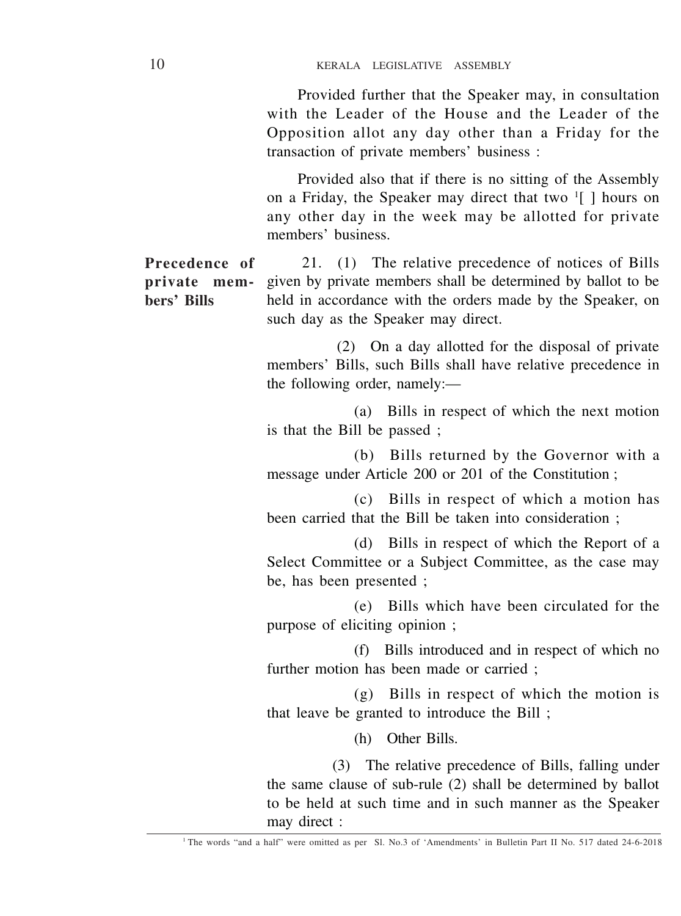Provided further that the Speaker may, in consultation with the Leader of the House and the Leader of the Opposition allot any day other than a Friday for the transaction of private members' business :

Provided also that if there is no sitting of the Assembly on a Friday, the Speaker may direct that two [1][ ] hours on any other day in the week may be allotted for private members' business.

**Precedence of private members' Bills**

21. (1) The relative precedence of notices of Bills given by private members shall be determined by ballot to be held in accordance with the orders made by the Speaker, on such day as the Speaker may direct.

(2) On a day allotted for the disposal of private members' Bills, such Bills shall have relative precedence in the following order, namely:—

(a) Bills in respect of which the next motion is that the Bill be passed ;

(b) Bills returned by the Governor with a message under Article 200 or 201 of the Constitution ;

(c) Bills in respect of which a motion has been carried that the Bill be taken into consideration ;

(d) Bills in respect of which the Report of a Select Committee or a Subject Committee, as the case may be, has been presented ;

(e) Bills which have been circulated for the purpose of eliciting opinion ;

(f) Bills introduced and in respect of which no further motion has been made or carried ;

(g) Bills in respect of which the motion is that leave be granted to introduce the Bill ;

(h) Other Bills.

(3) The relative precedence of Bills, falling under the same clause of sub-rule (2) shall be determined by ballot to be held at such time and in such manner as the Speaker may direct :

[1] The words "and a half" were omitted as per Sl. No.3 of 'Amendments' in Bulletin Part II No. 517 dated 24-6-2018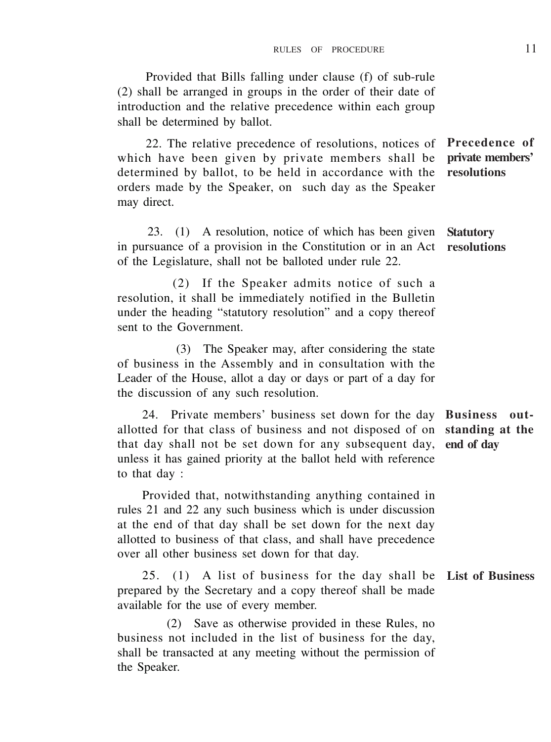Provided that Bills falling under clause (f) of sub-rule (2) shall be arranged in groups in the order of their date of introduction and the relative precedence within each group shall be determined by ballot.

**Precedence of private members' resolutions**

22. The relative precedence of resolutions, notices of which have been given by private members shall be determined by ballot, to be held in accordance with the orders made by the Speaker, on such day as the Speaker may direct.

**Statutory resolutions**

23. (1) A resolution, notice of which has been given in pursuance of a provision in the Constitution or in an Act of the Legislature, shall not be balloted under rule 22.

(2) If the Speaker admits notice of such a resolution, it shall be immediately notified in the Bulletin under the heading "statutory resolution" and a copy thereof sent to the Government.

(3) The Speaker may, after considering the state of business in the Assembly and in consultation with the Leader of the House, allot a day or days or part of a day for the discussion of any such resolution.

**Business outstanding at the end of day**

24. Private members' business set down for the day allotted for that class of business and not disposed of on that day shall not be set down for any subsequent day, unless it has gained priority at the ballot held with reference to that day :

Provided that, notwithstanding anything contained in rules 21 and 22 any such business which is under discussion at the end of that day shall be set down for the next day allotted to business of that class, and shall have precedence over all other business set down for that day.

**List of Business**

25. (1) A list of business for the day shall be prepared by the Secretary and a copy thereof shall be made available for the use of every member.

(2) Save as otherwise provided in these Rules, no business not included in the list of business for the day, shall be transacted at any meeting without the permission of the Speaker.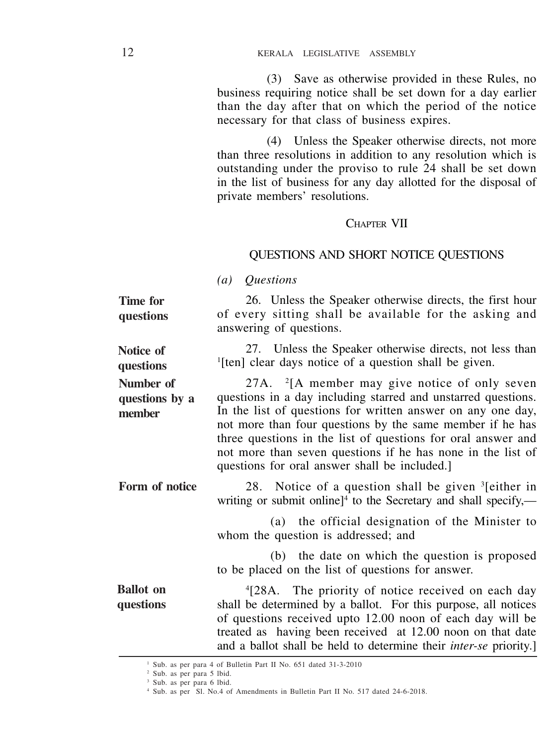(3) Save as otherwise provided in these Rules, no business requiring notice shall be set down for a day earlier than the day after that on which the period of the notice necessary for that class of business expires.

(4) Unless the Speaker otherwise directs, not more than three resolutions in addition to any resolution which is outstanding under the proviso to rule 24 shall be set down in the list of business for any day allotted for the disposal of private members' resolutions.

## CHAPTER VII

## QUESTIONS AND SHORT NOTICE QUESTIONS

*(a) Questions*

**Time for questions**

26. Unless the Speaker otherwise directs, the first hour of every sitting shall be available for the asking and answering of questions.

**Notice of questions**

27. Unless the Speaker otherwise directs, not less than [1][ten] clear days notice of a question shall be given.

**Number of questions by a member**

27A. [2][A member may give notice of only seven questions in a day including starred and unstarred questions. In the list of questions for written answer on any one day, not more than four questions by the same member if he has three questions in the list of questions for oral answer and not more than seven questions if he has none in the list of questions for oral answer shall be included.]

**Form of notice**

28. Notice of a question shall be given [3][either in writing or submit online][4] to the Secretary and shall specify,—

(a) the official designation of the Minister to whom the question is addressed; and

(b) the date on which the question is proposed to be placed on the list of questions for answer.

**Ballot on questions**

[4][28A. The priority of notice received on each day shall be determined by a ballot. For this purpose, all notices of questions received upto 12.00 noon of each day will be treated as having been received at 12.00 noon on that date and a ballot shall be held to determine their *inter-se* priority.]

---

[1] Sub. as per para 4 of Bulletin Part II No. 651 dated 31-3-2010

[2] Sub. as per para 5 Ibid.

[3] Sub. as per para 6 Ibid.

[4] Sub. as per Sl. No.4 of Amendments in Bulletin Part II No. 517 dated 24-6-2018.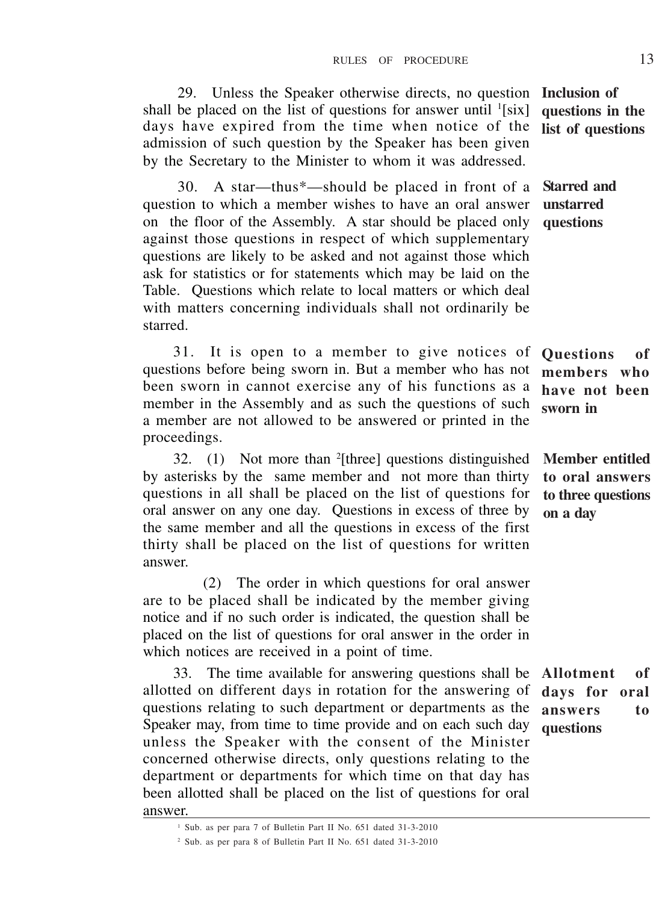**Inclusion of questions in the list of questions**

29. Unless the Speaker otherwise directs, no question shall be placed on the list of questions for answer until [1][six] days have expired from the time when notice of the admission of such question by the Speaker has been given by the Secretary to the Minister to whom it was addressed.

**Starred and unstarred questions**

30. A star—thus*—should be placed in front of a question to which a member wishes to have an oral answer on the floor of the Assembly. A star should be placed only against those questions in respect of which supplementary questions are likely to be asked and not against those which ask for statistics or for statements which may be laid on the Table. Questions which relate to local matters or which deal with matters concerning individuals shall not ordinarily be starred.

**Questions of members who have not been sworn in**

31. It is open to a member to give notices of questions before being sworn in. But a member who has not been sworn in cannot exercise any of his functions as a member in the Assembly and as such the questions of such a member are not allowed to be answered or printed in the proceedings.

**Member entitled to oral answers to three questions on a day**

32. (1) Not more than [2][three] questions distinguished by asterisks by the same member and not more than thirty questions in all shall be placed on the list of questions for oral answer on any one day. Questions in excess of three by the same member and all the questions in excess of the first thirty shall be placed on the list of questions for written answer.

(2) The order in which questions for oral answer are to be placed shall be indicated by the member giving notice and if no such order is indicated, the question shall be placed on the list of questions for oral answer in the order in which notices are received in a point of time.

**Allotment of days for oral answers to questions**

33. The time available for answering questions shall be allotted on different days in rotation for the answering of questions relating to such department or departments as the Speaker may, from time to time provide and on each such day unless the Speaker with the consent of the Minister concerned otherwise directs, only questions relating to the department or departments for which time on that day has been allotted shall be placed on the list of questions for oral answer.

---

[1] Sub. as per para 7 of Bulletin Part II No. 651 dated 31-3-2010

[2] Sub. as per para 8 of Bulletin Part II No. 651 dated 31-3-2010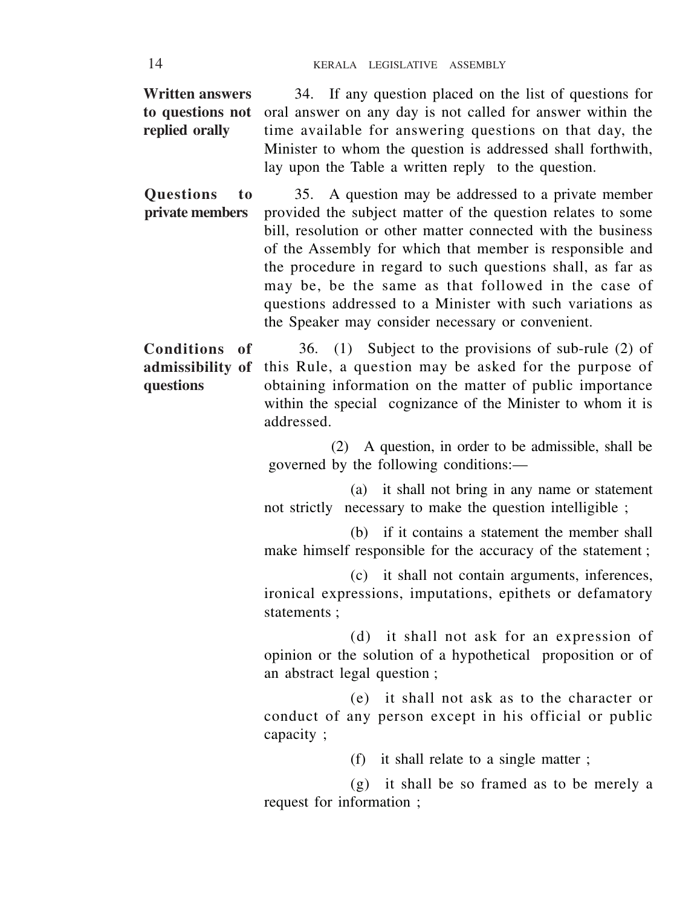**Written answers to questions not replied orally**

34. If any question placed on the list of questions for oral answer on any day is not called for answer within the time available for answering questions on that day, the Minister to whom the question is addressed shall forthwith, lay upon the Table a written reply to the question.

**Questions to private members**

35. A question may be addressed to a private member provided the subject matter of the question relates to some bill, resolution or other matter connected with the business of the Assembly for which that member is responsible and the procedure in regard to such questions shall, as far as may be, be the same as that followed in the case of questions addressed to a Minister with such variations as the Speaker may consider necessary or convenient.

**Conditions of admissibility of questions**

36. (1) Subject to the provisions of sub-rule (2) of this Rule, a question may be asked for the purpose of obtaining information on the matter of public importance within the special cognizance of the Minister to whom it is addressed.

(2) A question, in order to be admissible, shall be governed by the following conditions:—

(a) it shall not bring in any name or statement not strictly necessary to make the question intelligible ;

(b) if it contains a statement the member shall make himself responsible for the accuracy of the statement ;

(c) it shall not contain arguments, inferences, ironical expressions, imputations, epithets or defamatory statements ;

(d) it shall not ask for an expression of opinion or the solution of a hypothetical proposition or of an abstract legal question ;

(e) it shall not ask as to the character or conduct of any person except in his official or public capacity ;

(f) it shall relate to a single matter ;

(g) it shall be so framed as to be merely a request for information ;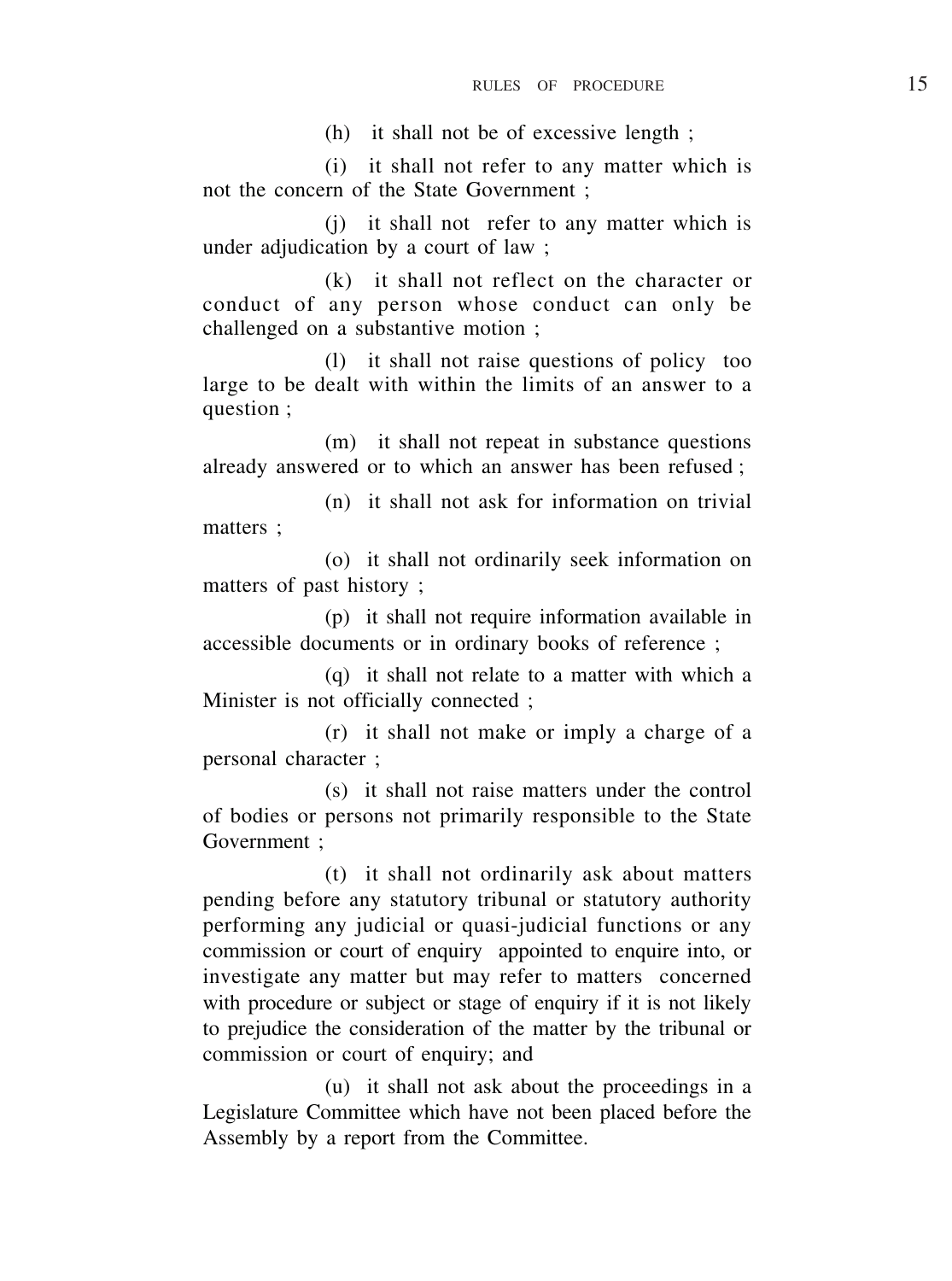(h) it shall not be of excessive length ;

(i) it shall not refer to any matter which is not the concern of the State Government ;

(j) it shall not refer to any matter which is under adjudication by a court of law ;

(k) it shall not reflect on the character or conduct of any person whose conduct can only be challenged on a substantive motion ;

(l) it shall not raise questions of policy too large to be dealt with within the limits of an answer to a question ;

(m) it shall not repeat in substance questions already answered or to which an answer has been refused ;

(n) it shall not ask for information on trivial matters ;

(o) it shall not ordinarily seek information on matters of past history ;

(p) it shall not require information available in accessible documents or in ordinary books of reference ;

(q) it shall not relate to a matter with which a Minister is not officially connected ;

(r) it shall not make or imply a charge of a personal character ;

(s) it shall not raise matters under the control of bodies or persons not primarily responsible to the State Government ;

(t) it shall not ordinarily ask about matters pending before any statutory tribunal or statutory authority performing any judicial or quasi-judicial functions or any commission or court of enquiry appointed to enquire into, or investigate any matter but may refer to matters concerned with procedure or subject or stage of enquiry if it is not likely to prejudice the consideration of the matter by the tribunal or commission or court of enquiry; and

(u) it shall not ask about the proceedings in a Legislature Committee which have not been placed before the Assembly by a report from the Committee.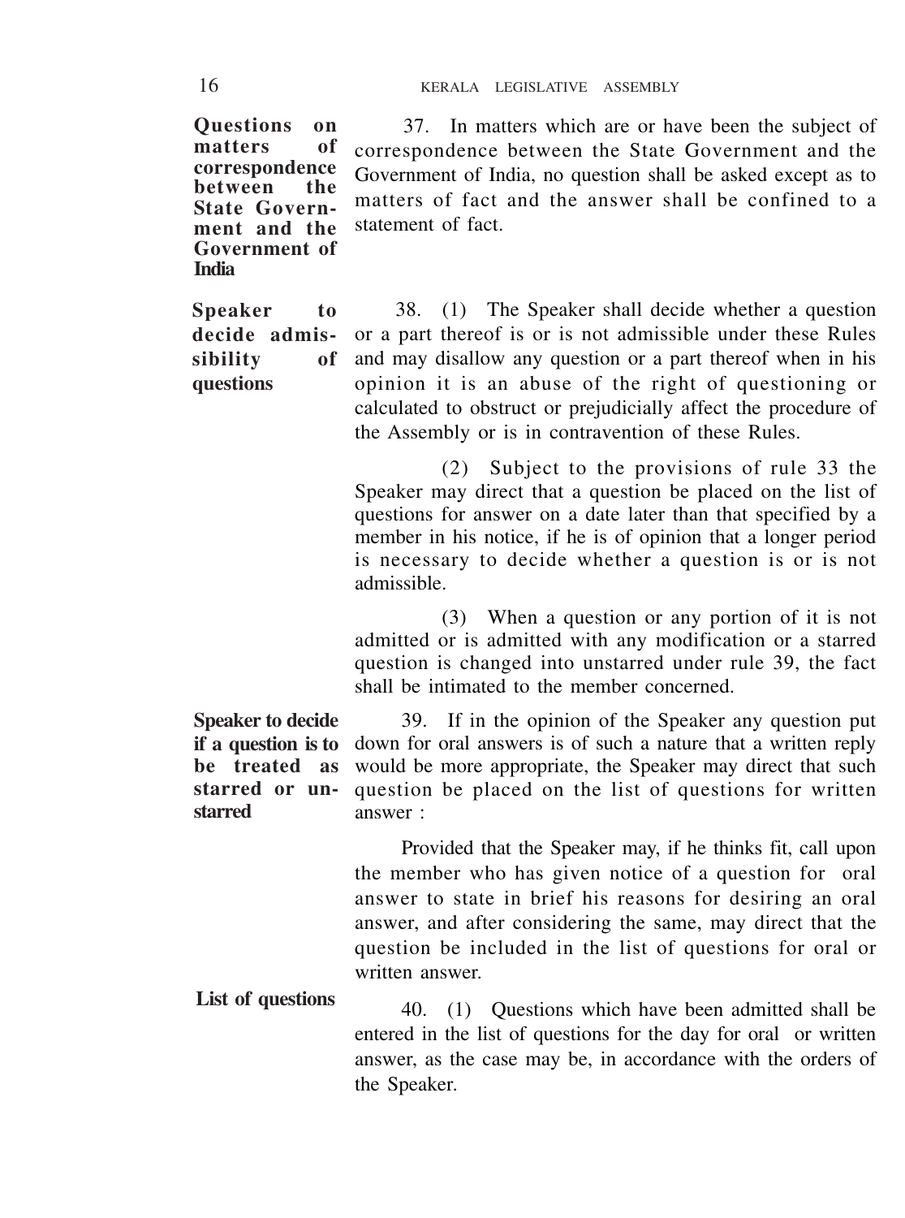**Questions on matters of correspondence between the State Government and the Government of India**

37. In matters which are or have been the subject of correspondence between the State Government and the Government of India, no question shall be asked except as to matters of fact and the answer shall be confined to a statement of fact.

**Speaker to decide admissibility of questions**

38. (1) The Speaker shall decide whether a question or a part thereof is or is not admissible under these Rules and may disallow any question or a part thereof when in his opinion it is an abuse of the right of questioning or calculated to obstruct or prejudicially affect the procedure of the Assembly or is in contravention of these Rules.

(2) Subject to the provisions of rule 33 the Speaker may direct that a question be placed on the list of questions for answer on a date later than that specified by a member in his notice, if he is of opinion that a longer period is necessary to decide whether a question is or is not admissible.

(3) When a question or any portion of it is not admitted or is admitted with any modification or a starred question is changed into unstarred under rule 39, the fact shall be intimated to the member concerned.

**Speaker to decide if a question is to be treated as starred or unstarred**

39. If in the opinion of the Speaker any question put down for oral answers is of such a nature that a written reply would be more appropriate, the Speaker may direct that such question be placed on the list of questions for written answer :

Provided that the Speaker may, if he thinks fit, call upon the member who has given notice of a question for oral answer to state in brief his reasons for desiring an oral answer, and after considering the same, may direct that the question be included in the list of questions for oral or written answer.

**List of questions**

40. (1) Questions which have been admitted shall be entered in the list of questions for the day for oral or written answer, as the case may be, in accordance with the orders of the Speaker.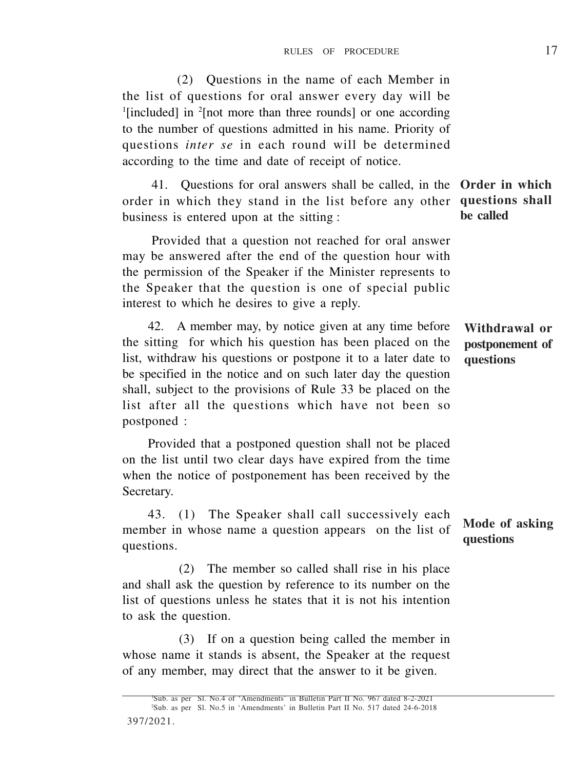(2) Questions in the name of each Member in the list of questions for oral answer every day will be [1][included] in [2][not more than three rounds] or one according to the number of questions admitted in his name. Priority of questions *inter se* in each round will be determined according to the time and date of receipt of notice.

**Order in which questions shall be called**

41. Questions for oral answers shall be called, in the order in which they stand in the list before any other business is entered upon at the sitting :

Provided that a question not reached for oral answer may be answered after the end of the question hour with the permission of the Speaker if the Minister represents to the Speaker that the question is one of special public interest to which he desires to give a reply.

**Withdrawal or postponement of questions**

42. A member may, by notice given at any time before the sitting for which his question has been placed on the list, withdraw his questions or postpone it to a later date to be specified in the notice and on such later day the question shall, subject to the provisions of Rule 33 be placed on the list after all the questions which have not been so postponed :

Provided that a postponed question shall not be placed on the list until two clear days have expired from the time when the notice of postponement has been received by the Secretary.

**Mode of asking questions**

43. (1) The Speaker shall call successively each member in whose name a question appears on the list of questions.

(2) The member so called shall rise in his place and shall ask the question by reference to its number on the list of questions unless he states that it is not his intention to ask the question.

(3) If on a question being called the member in whose name it stands is absent, the Speaker at the request of any member, may direct that the answer to it be given.

---

[1]Sub. as per Sl. No.4 of 'Amendments' in Bulletin Part II No. 967 dated 8-2-2021

[2]Sub. as per Sl. No.5 in 'Amendments' in Bulletin Part II No. 517 dated 24-6-2018

397/2021.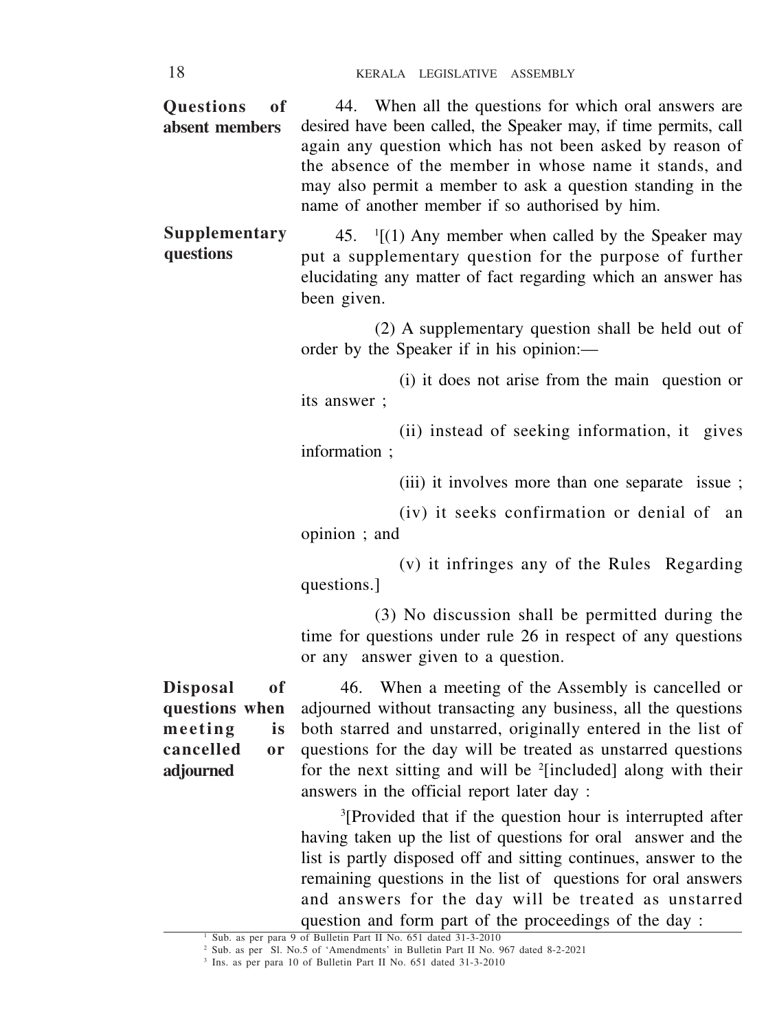**Questions of absent members**

44. When all the questions for which oral answers are desired have been called, the Speaker may, if time permits, call again any question which has not been asked by reason of the absence of the member in whose name it stands, and may also permit a member to ask a question standing in the name of another member if so authorised by him.

**Supplementary questions**

45. [1][(1) Any member when called by the Speaker may put a supplementary question for the purpose of further elucidating any matter of fact regarding which an answer has been given.

(2) A supplementary question shall be held out of order by the Speaker if in his opinion:—

(i) it does not arise from the main question or its answer ;

(ii) instead of seeking information, it gives information ;

(iii) it involves more than one separate issue ;

(iv) it seeks confirmation or denial of an opinion ; and

(v) it infringes any of the Rules Regarding questions.]

(3) No discussion shall be permitted during the time for questions under rule 26 in respect of any questions or any answer given to a question.

**Disposal of questions when meeting is cancelled or adjourned**

46. When a meeting of the Assembly is cancelled or adjourned without transacting any business, all the questions both starred and unstarred, originally entered in the list of questions for the day will be treated as unstarred questions for the next sitting and will be [2][included] along with their answers in the official report later day :

[3][Provided that if the question hour is interrupted after having taken up the list of questions for oral answer and the list is partly disposed off and sitting continues, answer to the remaining questions in the list of questions for oral answers and answers for the day will be treated as unstarred question and form part of the proceedings of the day :

---

[1] Sub. as per para 9 of Bulletin Part II No. 651 dated 31-3-2010

[2] Sub. as per Sl. No.5 of 'Amendments' in Bulletin Part II No. 967 dated 8-2-2021

[3] Ins. as per para 10 of Bulletin Part II No. 651 dated 31-3-2010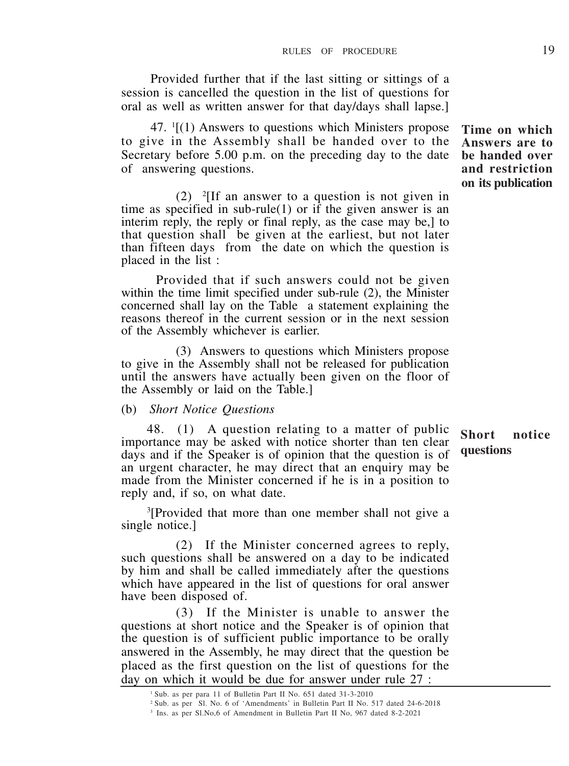Provided further that if the last sitting or sittings of a session is cancelled the question in the list of questions for oral as well as written answer for that day/days shall lapse.]

**Time on which Answers are to be handed over and restriction on its publication**

47. [1][(1) Answers to questions which Ministers propose to give in the Assembly shall be handed over to the Secretary before 5.00 p.m. on the preceding day to the date of answering questions.

(2) [2][If an answer to a question is not given in time as specified in sub-rule(1) or if the given answer is an interim reply, the reply or final reply, as the case may be,] to that question shall be given at the earliest, but not later than fifteen days from the date on which the question is placed in the list :

Provided that if such answers could not be given within the time limit specified under sub-rule (2), the Minister concerned shall lay on the Table a statement explaining the reasons thereof in the current session or in the next session of the Assembly whichever is earlier.

(3) Answers to questions which Ministers propose to give in the Assembly shall not be released for publication until the answers have actually been given on the floor of the Assembly or laid on the Table.]

(b) *Short Notice Questions*

**Short notice questions**

48. (1) A question relating to a matter of public importance may be asked with notice shorter than ten clear days and if the Speaker is of opinion that the question is of an urgent character, he may direct that an enquiry may be made from the Minister concerned if he is in a position to reply and, if so, on what date.

[3][Provided that more than one member shall not give a single notice.]

(2) If the Minister concerned agrees to reply, such questions shall be answered on a day to be indicated by him and shall be called immediately after the questions which have appeared in the list of questions for oral answer have been disposed of.

(3) If the Minister is unable to answer the questions at short notice and the Speaker is of opinion that the question is of sufficient public importance to be orally answered in the Assembly, he may direct that the question be placed as the first question on the list of questions for the day on which it would be due for answer under rule 27 :

---

[1] Sub. as per para 11 of Bulletin Part II No. 651 dated 31-3-2010

[2] Sub. as per Sl. No. 6 of 'Amendments' in Bulletin Part II No. 517 dated 24-6-2018

[3] Ins. as per Sl.No,6 of Amendment in Bulletin Part II No, 967 dated 8-2-2021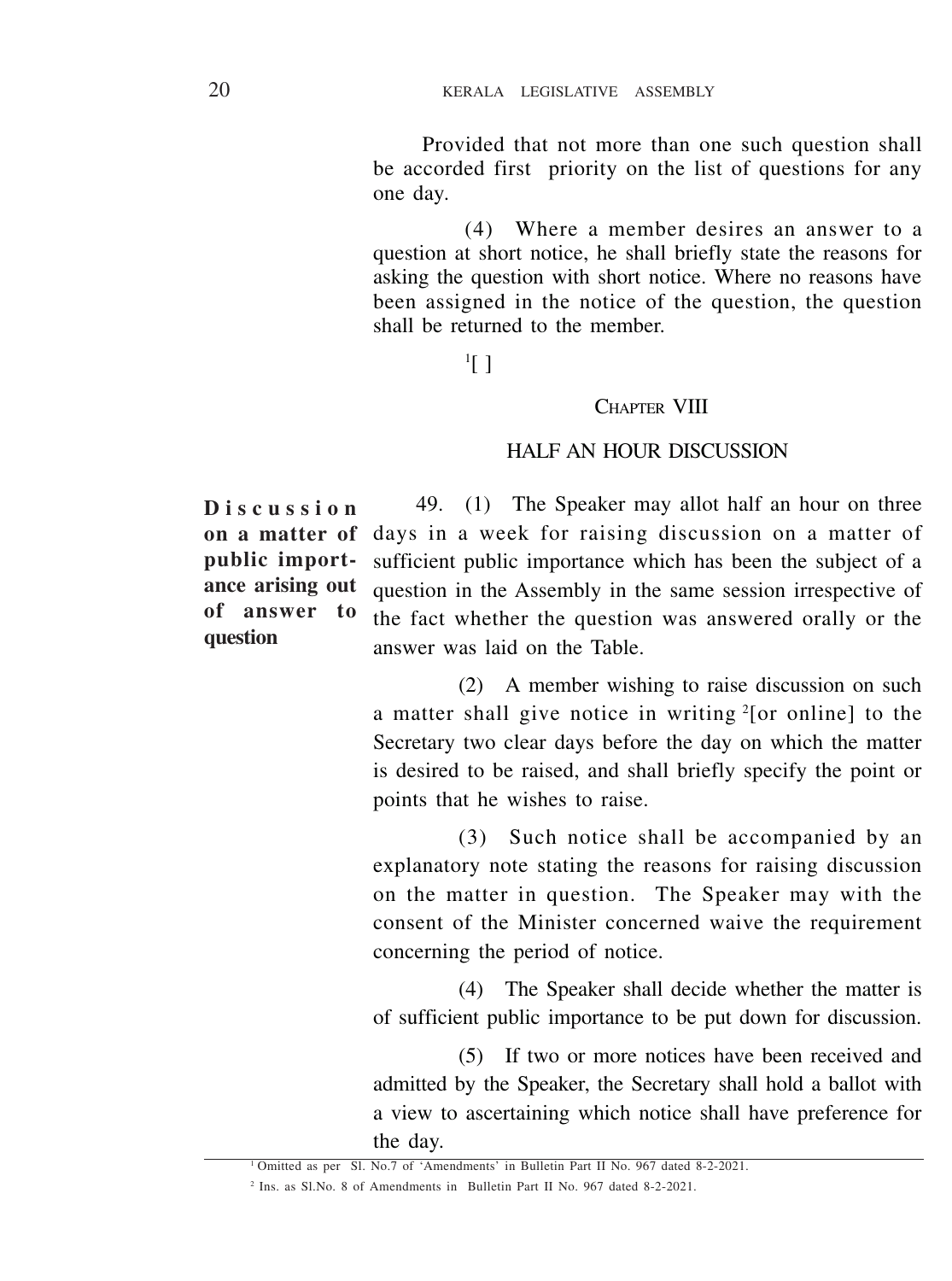Provided that not more than one such question shall be accorded first priority on the list of questions for any one day.

(4) Where a member desires an answer to a question at short notice, he shall briefly state the reasons for asking the question with short notice. Where no reasons have been assigned in the notice of the question, the question shall be returned to the member.

[1][ ]

## CHAPTER VIII

## HALF AN HOUR DISCUSSION

**Discussion on a matter of public importance arising out of answer to question**

49. (1) The Speaker may allot half an hour on three days in a week for raising discussion on a matter of sufficient public importance which has been the subject of a question in the Assembly in the same session irrespective of the fact whether the question was answered orally or the answer was laid on the Table.

(2) A member wishing to raise discussion on such a matter shall give notice in writing [2][or online] to the Secretary two clear days before the day on which the matter is desired to be raised, and shall briefly specify the point or points that he wishes to raise.

(3) Such notice shall be accompanied by an explanatory note stating the reasons for raising discussion on the matter in question. The Speaker may with the consent of the Minister concerned waive the requirement concerning the period of notice.

(4) The Speaker shall decide whether the matter is of sufficient public importance to be put down for discussion.

(5) If two or more notices have been received and admitted by the Speaker, the Secretary shall hold a ballot with a view to ascertaining which notice shall have preference for the day.

---

[1] Omitted as per Sl. No.7 of 'Amendments' in Bulletin Part II No. 967 dated 8-2-2021.

[2] Ins. as Sl.No. 8 of Amendments in Bulletin Part II No. 967 dated 8-2-2021.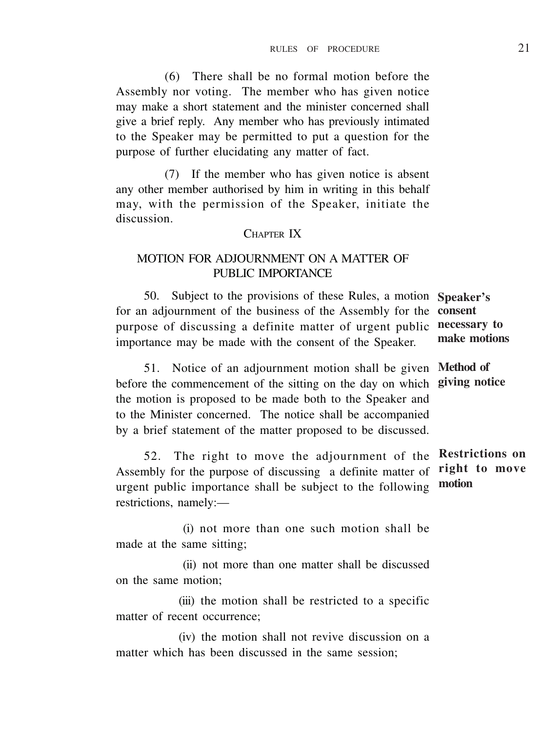(6) There shall be no formal motion before the Assembly nor voting. The member who has given notice may make a short statement and the minister concerned shall give a brief reply. Any member who has previously intimated to the Speaker may be permitted to put a question for the purpose of further elucidating any matter of fact.

(7) If the member who has given notice is absent any other member authorised by him in writing in this behalf may, with the permission of the Speaker, initiate the discussion.

## CHAPTER IX

## MOTION FOR ADJOURNMENT ON A MATTER OF PUBLIC IMPORTANCE

**Speaker's consent necessary to make motions**

50. Subject to the provisions of these Rules, a motion for an adjournment of the business of the Assembly for the purpose of discussing a definite matter of urgent public importance may be made with the consent of the Speaker.

**Method of giving notice**

51. Notice of an adjournment motion shall be given before the commencement of the sitting on the day on which the motion is proposed to be made both to the Speaker and to the Minister concerned. The notice shall be accompanied by a brief statement of the matter proposed to be discussed.

**Restrictions on right to move motion**

52. The right to move the adjournment of the Assembly for the purpose of discussing a definite matter of urgent public importance shall be subject to the following restrictions, namely:—

(i) not more than one such motion shall be made at the same sitting;

(ii) not more than one matter shall be discussed on the same motion;

(iii) the motion shall be restricted to a specific matter of recent occurrence;

(iv) the motion shall not revive discussion on a matter which has been discussed in the same session;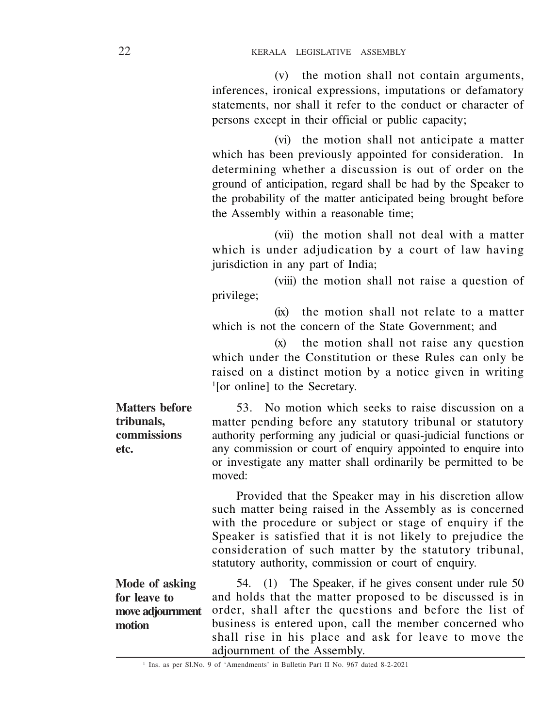(v) the motion shall not contain arguments, inferences, ironical expressions, imputations or defamatory statements, nor shall it refer to the conduct or character of persons except in their official or public capacity;

(vi) the motion shall not anticipate a matter which has been previously appointed for consideration. In determining whether a discussion is out of order on the ground of anticipation, regard shall be had by the Speaker to the probability of the matter anticipated being brought before the Assembly within a reasonable time;

(vii) the motion shall not deal with a matter which is under adjudication by a court of law having jurisdiction in any part of India;

(viii) the motion shall not raise a question of privilege;

(ix) the motion shall not relate to a matter which is not the concern of the State Government; and

(x) the motion shall not raise any question which under the Constitution or these Rules can only be raised on a distinct motion by a notice given in writing [1][or online] to the Secretary.

**Matters before tribunals, commissions etc.**

53. No motion which seeks to raise discussion on a matter pending before any statutory tribunal or statutory authority performing any judicial or quasi-judicial functions or any commission or court of enquiry appointed to enquire into or investigate any matter shall ordinarily be permitted to be moved:

Provided that the Speaker may in his discretion allow such matter being raised in the Assembly as is concerned with the procedure or subject or stage of enquiry if the Speaker is satisfied that it is not likely to prejudice the consideration of such matter by the statutory tribunal, statutory authority, commission or court of enquiry.

**Mode of asking for leave to move adjournment motion**

54. (1) The Speaker, if he gives consent under rule 50 and holds that the matter proposed to be discussed is in order, shall after the questions and before the list of business is entered upon, call the member concerned who shall rise in his place and ask for leave to move the adjournment of the Assembly.

---

[1] Ins. as per Sl.No. 9 of 'Amendments' in Bulletin Part II No. 967 dated 8-2-2021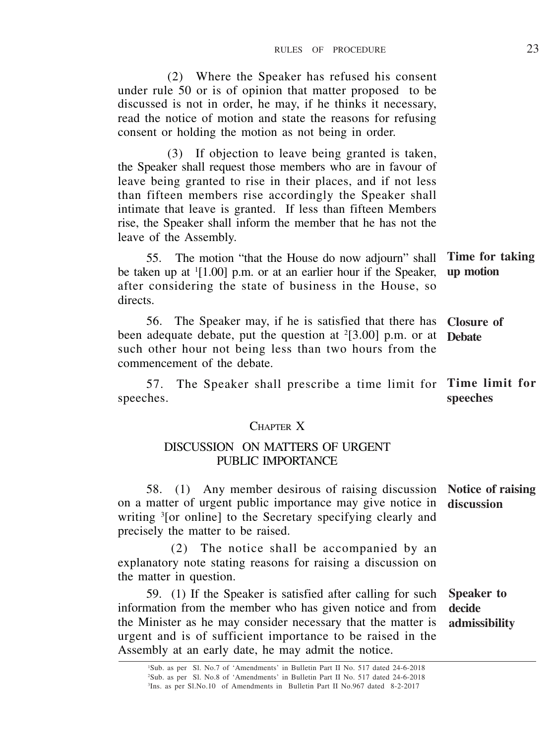(2) Where the Speaker has refused his consent under rule 50 or is of opinion that matter proposed to be discussed is not in order, he may, if he thinks it necessary, read the notice of motion and state the reasons for refusing consent or holding the motion as not being in order.

(3) If objection to leave being granted is taken, the Speaker shall request those members who are in favour of leave being granted to rise in their places, and if not less than fifteen members rise accordingly the Speaker shall intimate that leave is granted. If less than fifteen Members rise, the Speaker shall inform the member that he has not the leave of the Assembly.

**Time for taking up motion**

55. The motion "that the House do now adjourn" shall be taken up at [1][1.00] p.m. or at an earlier hour if the Speaker, after considering the state of business in the House, so directs.

**Closure of Debate**

56. The Speaker may, if he is satisfied that there has been adequate debate, put the question at [2][3.00] p.m. or at such other hour not being less than two hours from the commencement of the debate.

**Time limit for speeches**

57. The Speaker shall prescribe a time limit for speeches.

## CHAPTER X

## DISCUSSION ON MATTERS OF URGENT PUBLIC IMPORTANCE

**Notice of raising discussion**

58. (1) Any member desirous of raising discussion on a matter of urgent public importance may give notice in writing [3][or online] to the Secretary specifying clearly and precisely the matter to be raised.

(2) The notice shall be accompanied by an explanatory note stating reasons for raising a discussion on the matter in question.

**Speaker to decide admissibility**

59. (1) If the Speaker is satisfied after calling for such information from the member who has given notice and from the Minister as he may consider necessary that the matter is urgent and is of sufficient importance to be raised in the Assembly at an early date, he may admit the notice.

---

[1] Sub. as per Sl. No.7 of 'Amendments' in Bulletin Part II No. 517 dated 24-6-2018

[2] Sub. as per Sl. No.8 of 'Amendments' in Bulletin Part II No. 517 dated 24-6-2018

[3] Ins. as per Sl.No.10 of Amendments in Bulletin Part II No.967 dated 8-2-2017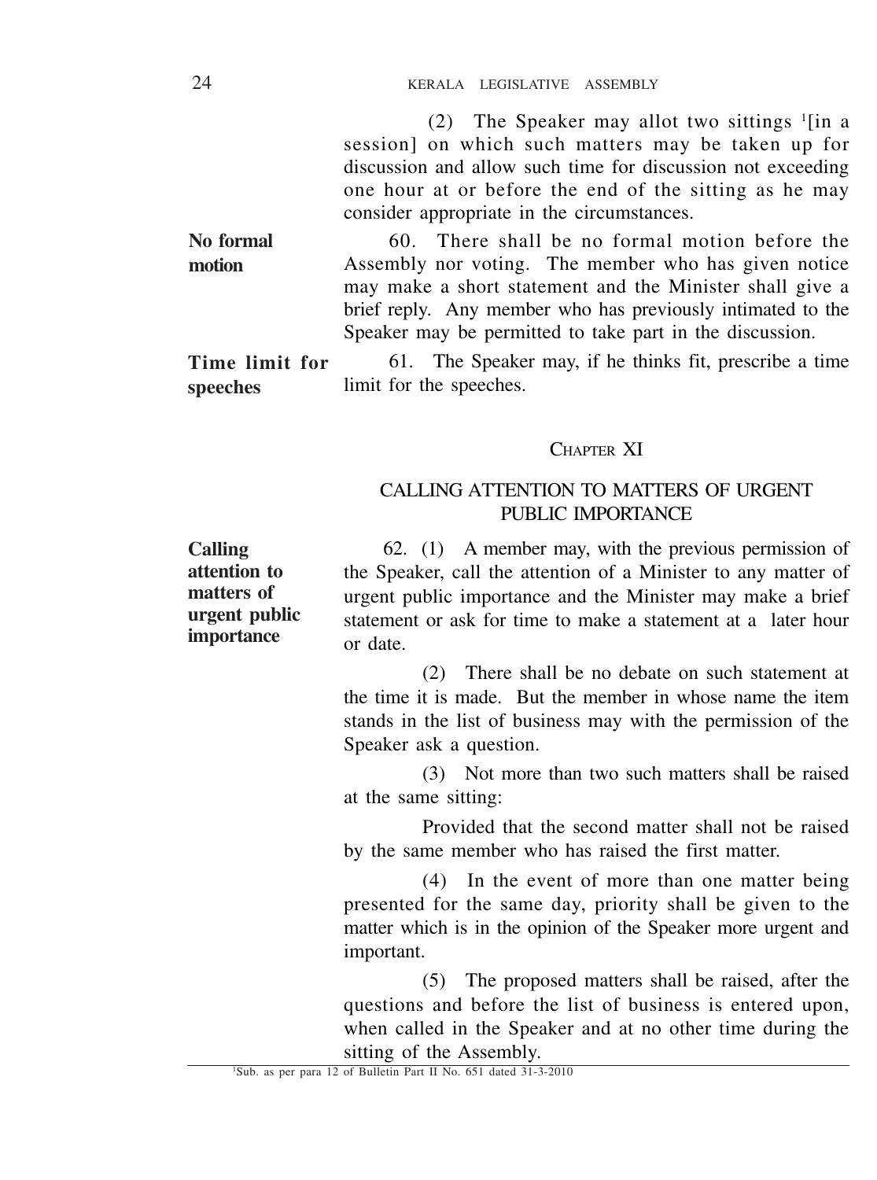(2) The Speaker may allot two sittings [1][in a session] on which such matters may be taken up for discussion and allow such time for discussion not exceeding one hour at or before the end of the sitting as he may consider appropriate in the circumstances.

**No formal motion**

60. There shall be no formal motion before the Assembly nor voting. The member who has given notice may make a short statement and the Minister shall give a brief reply. Any member who has previously intimated to the Speaker may be permitted to take part in the discussion.

**Time limit for speeches**

61. The Speaker may, if he thinks fit, prescribe a time limit for the speeches.

## CHAPTER XI

## CALLING ATTENTION TO MATTERS OF URGENT PUBLIC IMPORTANCE

**Calling attention to matters of urgent public importance**

62. (1) A member may, with the previous permission of the Speaker, call the attention of a Minister to any matter of urgent public importance and the Minister may make a brief statement or ask for time to make a statement at a later hour or date.

(2) There shall be no debate on such statement at the time it is made. But the member in whose name the item stands in the list of business may with the permission of the Speaker ask a question.

(3) Not more than two such matters shall be raised at the same sitting:

Provided that the second matter shall not be raised by the same member who has raised the first matter.

(4) In the event of more than one matter being presented for the same day, priority shall be given to the matter which is in the opinion of the Speaker more urgent and important.

(5) The proposed matters shall be raised, after the questions and before the list of business is entered upon, when called in the Speaker and at no other time during the sitting of the Assembly.

---

[1]Sub. as per para 12 of Bulletin Part II No. 651 dated 31-3-2010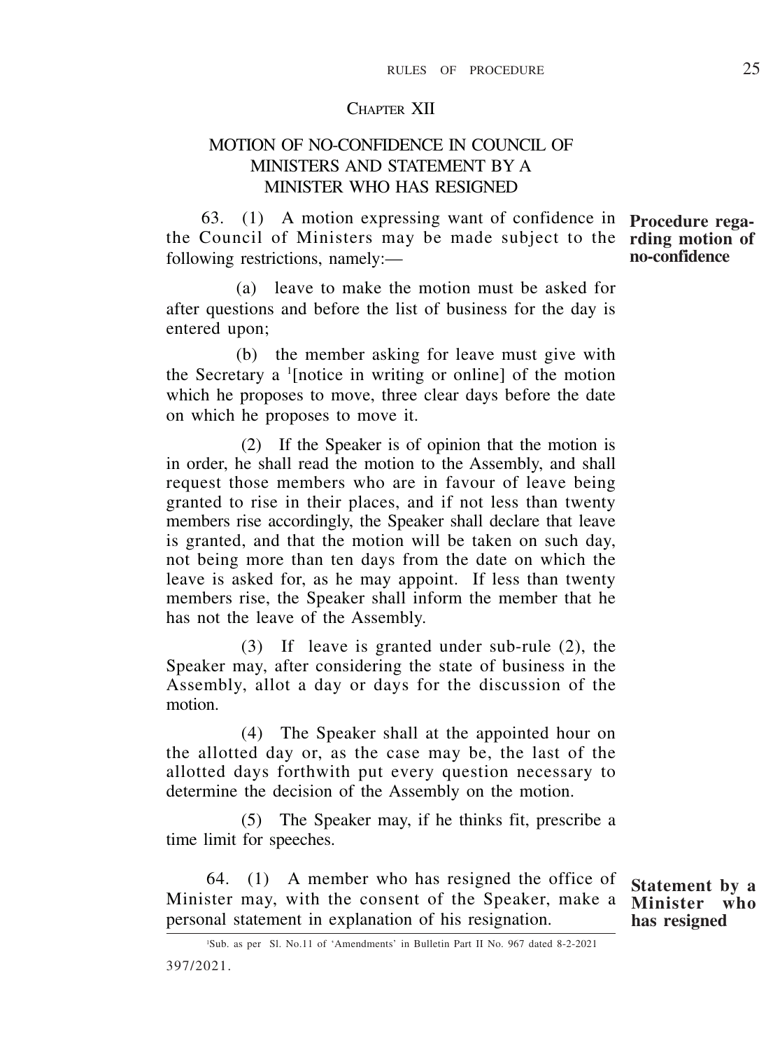## CHAPTER XII

## MOTION OF NO-CONFIDENCE IN COUNCIL OF MINISTERS AND STATEMENT BY A MINISTER WHO HAS RESIGNED

**Procedure regarding motion of no-confidence**

63. (1) A motion expressing want of confidence in the Council of Ministers may be made subject to the following restrictions, namely:—

(a) leave to make the motion must be asked for after questions and before the list of business for the day is entered upon;

(b) the member asking for leave must give with the Secretary a [1][notice in writing or online] of the motion which he proposes to move, three clear days before the date on which he proposes to move it.

(2) If the Speaker is of opinion that the motion is in order, he shall read the motion to the Assembly, and shall request those members who are in favour of leave being granted to rise in their places, and if not less than twenty members rise accordingly, the Speaker shall declare that leave is granted, and that the motion will be taken on such day, not being more than ten days from the date on which the leave is asked for, as he may appoint. If less than twenty members rise, the Speaker shall inform the member that he has not the leave of the Assembly.

(3) If leave is granted under sub-rule (2), the Speaker may, after considering the state of business in the Assembly, allot a day or days for the discussion of the motion.

(4) The Speaker shall at the appointed hour on the allotted day or, as the case may be, the last of the allotted days forthwith put every question necessary to determine the decision of the Assembly on the motion.

(5) The Speaker may, if he thinks fit, prescribe a time limit for speeches.

**Statement by a Minister who has resigned**

64. (1) A member who has resigned the office of Minister may, with the consent of the Speaker, make a personal statement in explanation of his resignation.

---

[1]Sub. as per Sl. No.11 of 'Amendments' in Bulletin Part II No. 967 dated 8-2-2021

397/2021.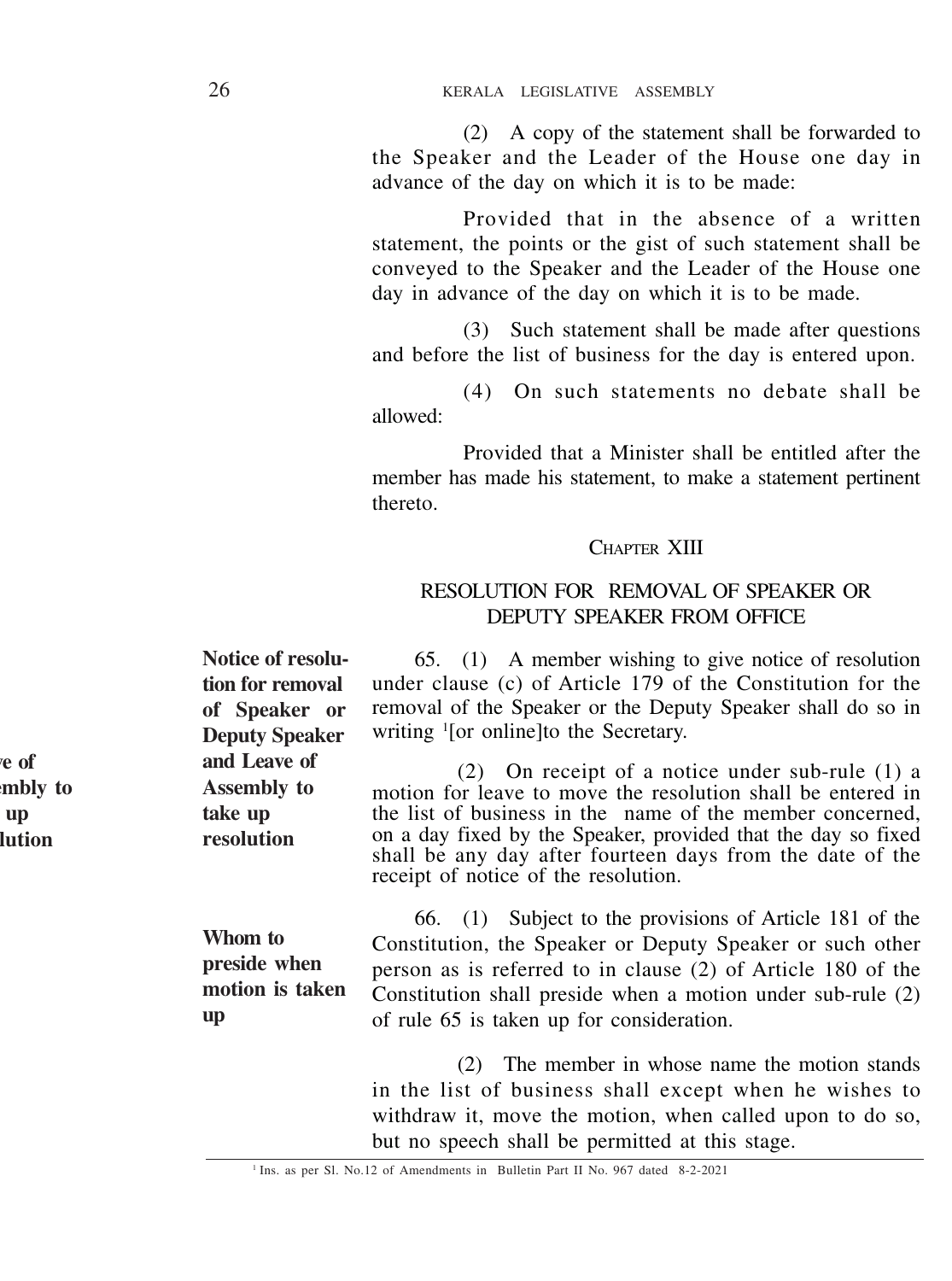(2) A copy of the statement shall be forwarded to the Speaker and the Leader of the House one day in advance of the day on which it is to be made:

Provided that in the absence of a written statement, the points or the gist of such statement shall be conveyed to the Speaker and the Leader of the House one day in advance of the day on which it is to be made.

(3) Such statement shall be made after questions and before the list of business for the day is entered upon.

(4) On such statements no debate shall be allowed:

Provided that a Minister shall be entitled after the member has made his statement, to make a statement pertinent thereto.

## CHAPTER XIII

## RESOLUTION FOR REMOVAL OF SPEAKER OR DEPUTY SPEAKER FROM OFFICE

**Notice of resolution for removal of Speaker or Deputy Speaker and Leave of Assembly to take up resolution**

65. (1) A member wishing to give notice of resolution under clause (c) of Article 179 of the Constitution for the removal of the Speaker or the Deputy Speaker shall do so in writing [1][or online]to the Secretary.

(2) On receipt of a notice under sub-rule (1) a motion for leave to move the resolution shall be entered in the list of business in the name of the member concerned, on a day fixed by the Speaker, provided that the day so fixed shall be any day after fourteen days from the date of the receipt of notice of the resolution.

**Whom to preside when motion is taken up**

66. (1) Subject to the provisions of Article 181 of the Constitution, the Speaker or Deputy Speaker or such other person as is referred to in clause (2) of Article 180 of the Constitution shall preside when a motion under sub-rule (2) of rule 65 is taken up for consideration.

(2) The member in whose name the motion stands in the list of business shall except when he wishes to withdraw it, move the motion, when called upon to do so, but no speech shall be permitted at this stage.

---

[1] Ins. as per Sl. No.12 of Amendments in Bulletin Part II No. 967 dated 8-2-2021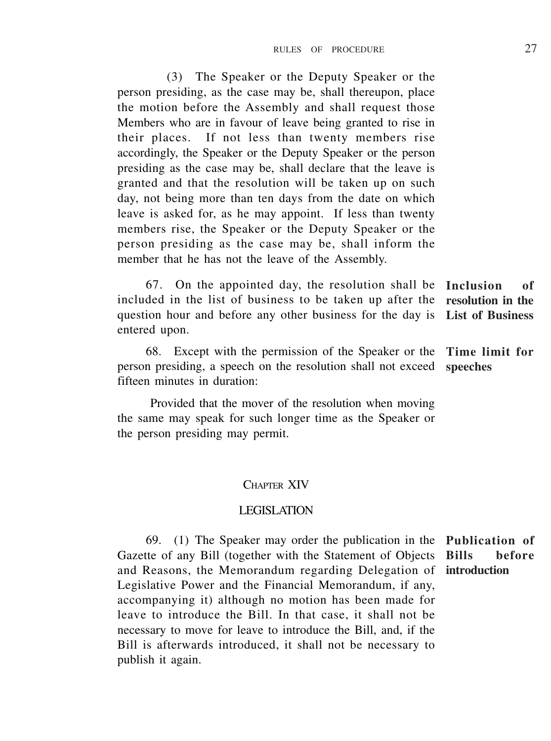(3) The Speaker or the Deputy Speaker or the person presiding, as the case may be, shall thereupon, place the motion before the Assembly and shall request those Members who are in favour of leave being granted to rise in their places. If not less than twenty members rise accordingly, the Speaker or the Deputy Speaker or the person presiding as the case may be, shall declare that the leave is granted and that the resolution will be taken up on such day, not being more than ten days from the date on which leave is asked for, as he may appoint. If less than twenty members rise, the Speaker or the Deputy Speaker or the person presiding as the case may be, shall inform the member that he has not the leave of the Assembly.

**Inclusion of resolution in the List of Business**

67. On the appointed day, the resolution shall be included in the list of business to be taken up after the question hour and before any other business for the day is entered upon.

**Time limit for speeches**

68. Except with the permission of the Speaker or the person presiding, a speech on the resolution shall not exceed fifteen minutes in duration:

Provided that the mover of the resolution when moving the same may speak for such longer time as the Speaker or the person presiding may permit.

## CHAPTER XIV

## LEGISLATION

**Publication of Bills before introduction**

69. (1) The Speaker may order the publication in the Gazette of any Bill (together with the Statement of Objects and Reasons, the Memorandum regarding Delegation of Legislative Power and the Financial Memorandum, if any, accompanying it) although no motion has been made for leave to introduce the Bill. In that case, it shall not be necessary to move for leave to introduce the Bill, and, if the Bill is afterwards introduced, it shall not be necessary to publish it again.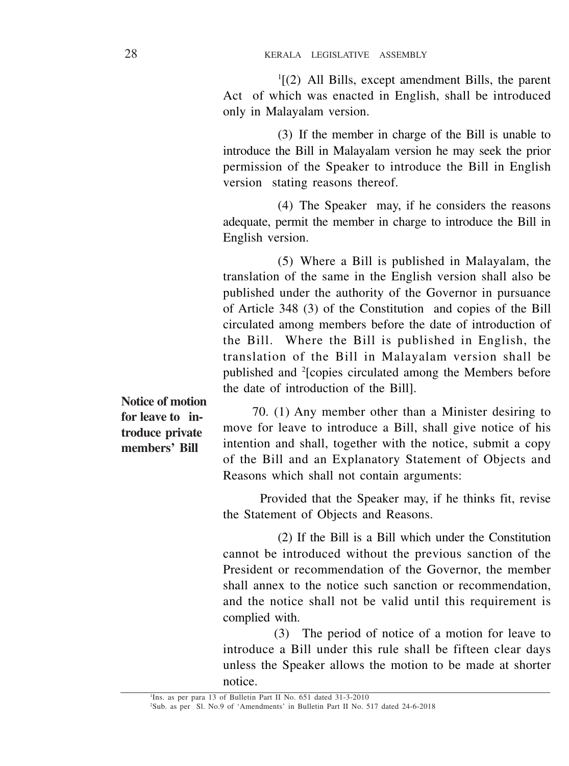[1][(2) All Bills, except amendment Bills, the parent Act of which was enacted in English, shall be introduced only in Malayalam version.

(3) If the member in charge of the Bill is unable to introduce the Bill in Malayalam version he may seek the prior permission of the Speaker to introduce the Bill in English version stating reasons thereof.

(4) The Speaker may, if he considers the reasons adequate, permit the member in charge to introduce the Bill in English version.

(5) Where a Bill is published in Malayalam, the translation of the same in the English version shall also be published under the authority of the Governor in pursuance of Article 348 (3) of the Constitution and copies of the Bill circulated among members before the date of introduction of the Bill. Where the Bill is published in English, the translation of the Bill in Malayalam version shall be published and [2][copies circulated among the Members before the date of introduction of the Bill].

**Notice of motion for leave to introduce private members' Bill**

70. (1) Any member other than a Minister desiring to move for leave to introduce a Bill, shall give notice of his intention and shall, together with the notice, submit a copy of the Bill and an Explanatory Statement of Objects and Reasons which shall not contain arguments:

Provided that the Speaker may, if he thinks fit, revise the Statement of Objects and Reasons.

(2) If the Bill is a Bill which under the Constitution cannot be introduced without the previous sanction of the President or recommendation of the Governor, the member shall annex to the notice such sanction or recommendation, and the notice shall not be valid until this requirement is complied with.

(3) The period of notice of a motion for leave to introduce a Bill under this rule shall be fifteen clear days unless the Speaker allows the motion to be made at shorter notice.

---

[1]Ins. as per para 13 of Bulletin Part II No. 651 dated 31-3-2010

[2]Sub. as per Sl. No.9 of 'Amendments' in Bulletin Part II No. 517 dated 24-6-2018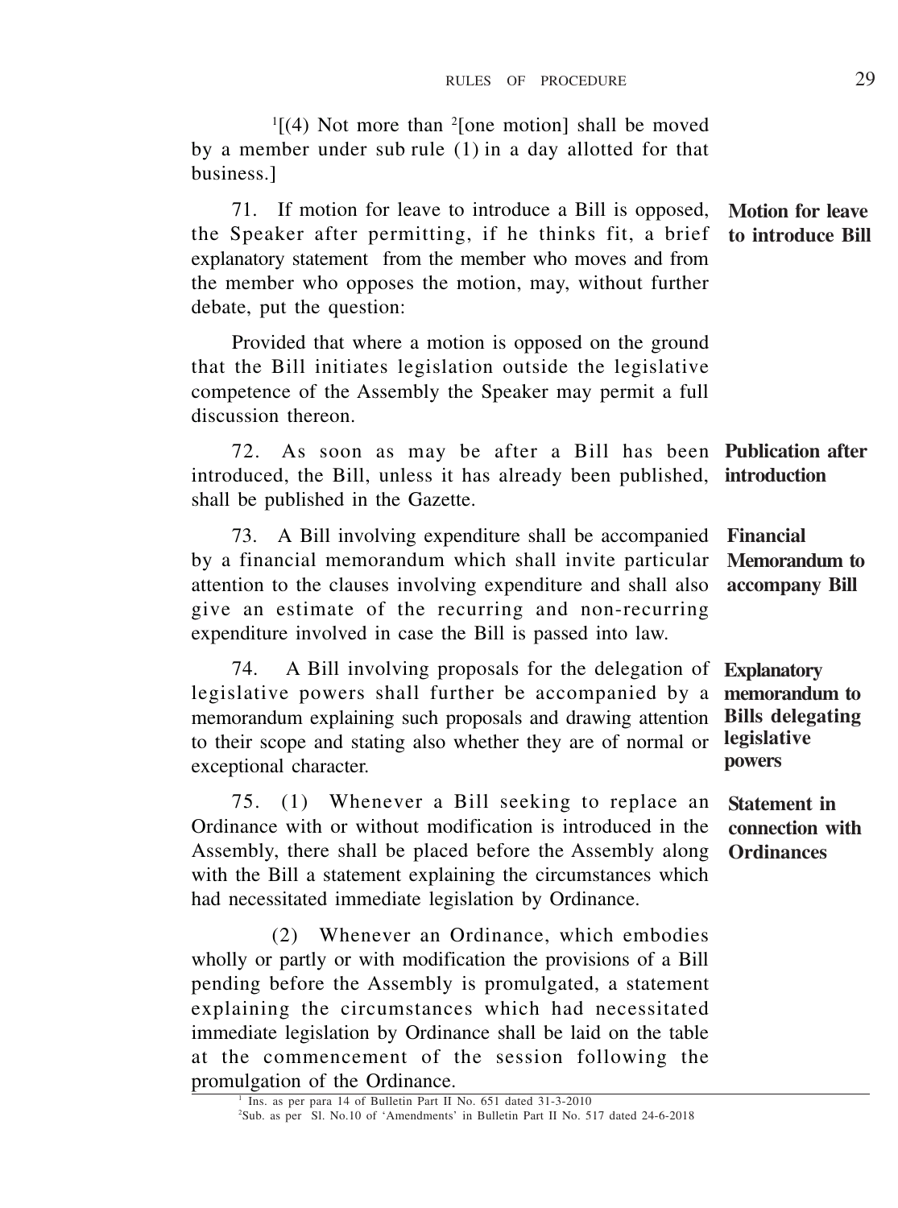[1][(4) Not more than [2][one motion] shall be moved by a member under sub rule (1) in a day allotted for that business.]

**Motion for leave to introduce Bill**

71. If motion for leave to introduce a Bill is opposed, the Speaker after permitting, if he thinks fit, a brief explanatory statement from the member who moves and from the member who opposes the motion, may, without further debate, put the question:

Provided that where a motion is opposed on the ground that the Bill initiates legislation outside the legislative competence of the Assembly the Speaker may permit a full discussion thereon.

**Publication after introduction**

72. As soon as may be after a Bill has been introduced, the Bill, unless it has already been published, shall be published in the Gazette.

**Financial Memorandum to accompany Bill**

73. A Bill involving expenditure shall be accompanied by a financial memorandum which shall invite particular attention to the clauses involving expenditure and shall also give an estimate of the recurring and non-recurring expenditure involved in case the Bill is passed into law.

**Explanatory memorandum to Bills delegating legislative powers**

74. A Bill involving proposals for the delegation of legislative powers shall further be accompanied by a memorandum explaining such proposals and drawing attention to their scope and stating also whether they are of normal or exceptional character.

**Statement in connection with Ordinances**

75. (1) Whenever a Bill seeking to replace an Ordinance with or without modification is introduced in the Assembly, there shall be placed before the Assembly along with the Bill a statement explaining the circumstances which had necessitated immediate legislation by Ordinance.

(2) Whenever an Ordinance, which embodies wholly or partly or with modification the provisions of a Bill pending before the Assembly is promulgated, a statement explaining the circumstances which had necessitated immediate legislation by Ordinance shall be laid on the table at the commencement of the session following the promulgation of the Ordinance.

---

[1] Ins. as per para 14 of Bulletin Part II No. 651 dated 31-3-2010

[2] Sub. as per Sl. No.10 of 'Amendments' in Bulletin Part II No. 517 dated 24-6-2018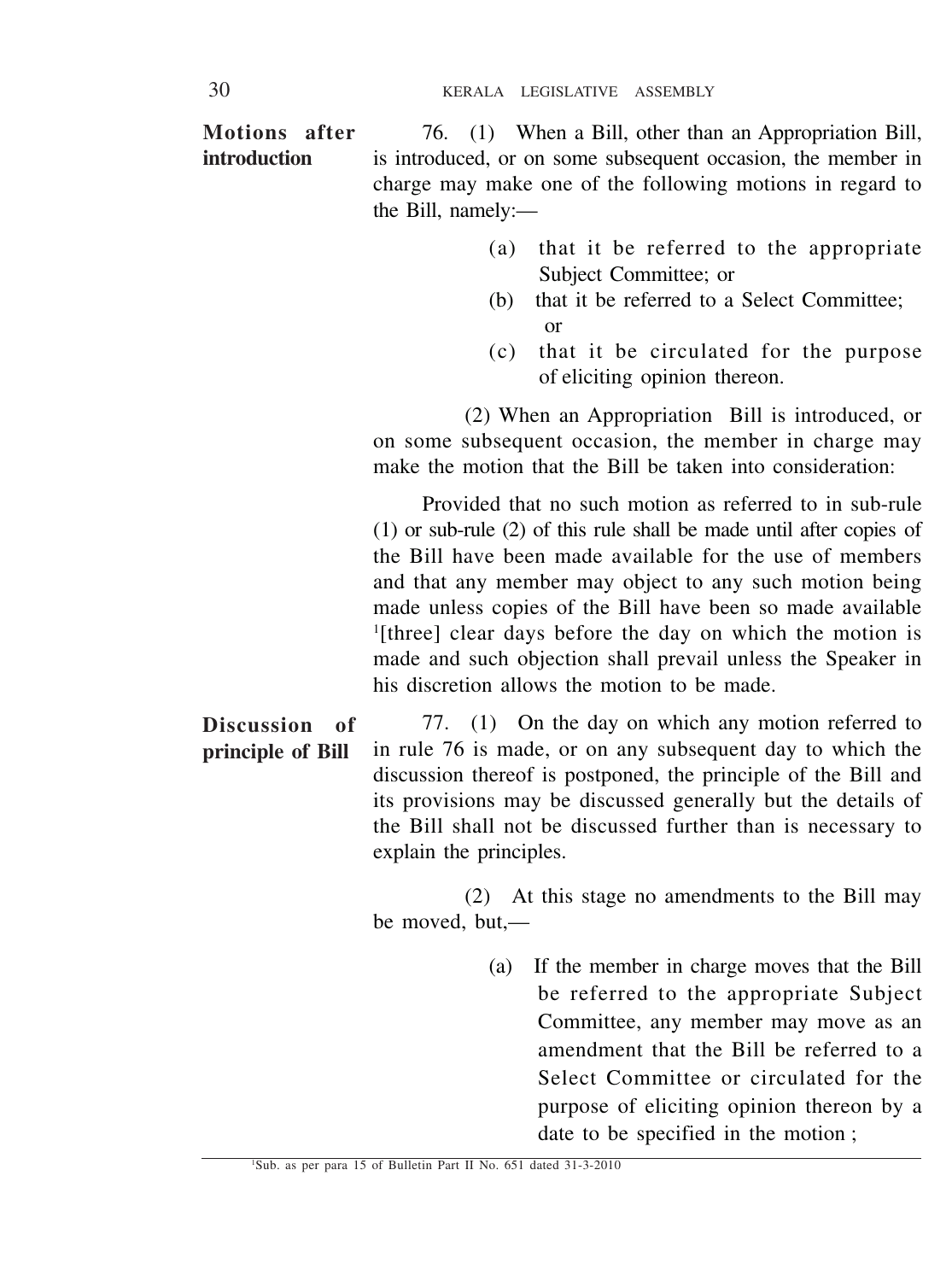**Motions after introduction**

76. (1) When a Bill, other than an Appropriation Bill, is introduced, or on some subsequent occasion, the member in charge may make one of the following motions in regard to the Bill, namely:—

(a) that it be referred to the appropriate Subject Committee; or

(b) that it be referred to a Select Committee; or

(c) that it be circulated for the purpose of eliciting opinion thereon.

(2) When an Appropriation Bill is introduced, or on some subsequent occasion, the member in charge may make the motion that the Bill be taken into consideration:

Provided that no such motion as referred to in sub-rule (1) or sub-rule (2) of this rule shall be made until after copies of the Bill have been made available for the use of members and that any member may object to any such motion being made unless copies of the Bill have been so made available [1][three] clear days before the day on which the motion is made and such objection shall prevail unless the Speaker in his discretion allows the motion to be made.

**Discussion of principle of Bill**

77. (1) On the day on which any motion referred to in rule 76 is made, or on any subsequent day to which the discussion thereof is postponed, the principle of the Bill and its provisions may be discussed generally but the details of the Bill shall not be discussed further than is necessary to explain the principles.

(2) At this stage no amendments to the Bill may be moved, but,—

(a) If the member in charge moves that the Bill be referred to the appropriate Subject Committee, any member may move as an amendment that the Bill be referred to a Select Committee or circulated for the purpose of eliciting opinion thereon by a date to be specified in the motion ;

---

[1] Sub. as per para 15 of Bulletin Part II No. 651 dated 31-3-2010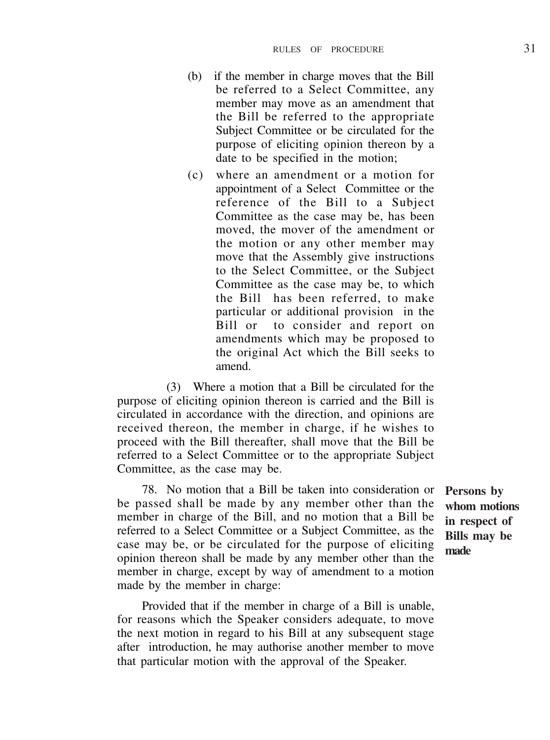(b) if the member in charge moves that the Bill be referred to a Select Committee, any member may move as an amendment that the Bill be referred to the appropriate Subject Committee or be circulated for the purpose of eliciting opinion thereon by a date to be specified in the motion;

(c) where an amendment or a motion for appointment of a Select Committee or the reference of the Bill to a Subject Committee as the case may be, has been moved, the mover of the amendment or the motion or any other member may move that the Assembly give instructions to the Select Committee, or the Subject Committee as the case may be, to which the Bill has been referred, to make particular or additional provision in the Bill or to consider and report on amendments which may be proposed to the original Act which the Bill seeks to amend.

(3) Where a motion that a Bill be circulated for the purpose of eliciting opinion thereon is carried and the Bill is circulated in accordance with the direction, and opinions are received thereon, the member in charge, if he wishes to proceed with the Bill thereafter, shall move that the Bill be referred to a Select Committee or to the appropriate Subject Committee, as the case may be.

**Persons by whom motions in respect of Bills may be made**

78. No motion that a Bill be taken into consideration or be passed shall be made by any member other than the member in charge of the Bill, and no motion that a Bill be referred to a Select Committee or a Subject Committee, as the case may be, or be circulated for the purpose of eliciting opinion thereon shall be made by any member other than the member in charge, except by way of amendment to a motion made by the member in charge:

Provided that if the member in charge of a Bill is unable, for reasons which the Speaker considers adequate, to move the next motion in regard to his Bill at any subsequent stage after introduction, he may authorise another member to move that particular motion with the approval of the Speaker.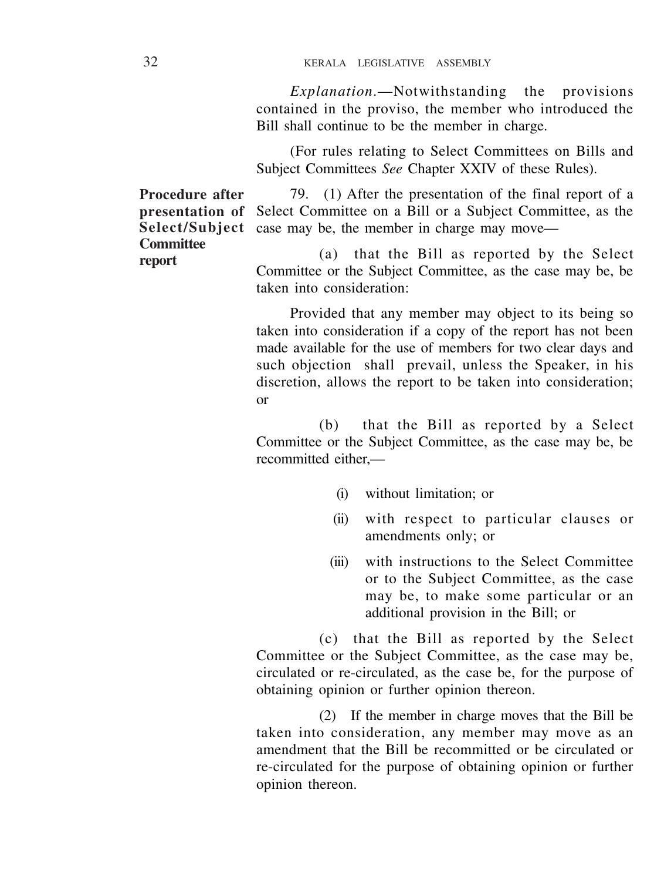*Explanation*.—Notwithstanding the provisions contained in the proviso, the member who introduced the Bill shall continue to be the member in charge.

(For rules relating to Select Committees on Bills and Subject Committees *See* Chapter XXIV of these Rules).

**Procedure after presentation of Select/Subject Committee report**

79. (1) After the presentation of the final report of a Select Committee on a Bill or a Subject Committee, as the case may be, the member in charge may move—

(a) that the Bill as reported by the Select Committee or the Subject Committee, as the case may be, be taken into consideration:

Provided that any member may object to its being so taken into consideration if a copy of the report has not been made available for the use of members for two clear days and such objection shall prevail, unless the Speaker, in his discretion, allows the report to be taken into consideration; or

(b) that the Bill as reported by a Select Committee or the Subject Committee, as the case may be, be recommitted either,—

(i) without limitation; or

(ii) with respect to particular clauses or amendments only; or

(iii) with instructions to the Select Committee or to the Subject Committee, as the case may be, to make some particular or an additional provision in the Bill; or

(c) that the Bill as reported by the Select Committee or the Subject Committee, as the case may be, circulated or re-circulated, as the case be, for the purpose of obtaining opinion or further opinion thereon.

(2) If the member in charge moves that the Bill be taken into consideration, any member may move as an amendment that the Bill be recommitted or be circulated or re-circulated for the purpose of obtaining opinion or further opinion thereon.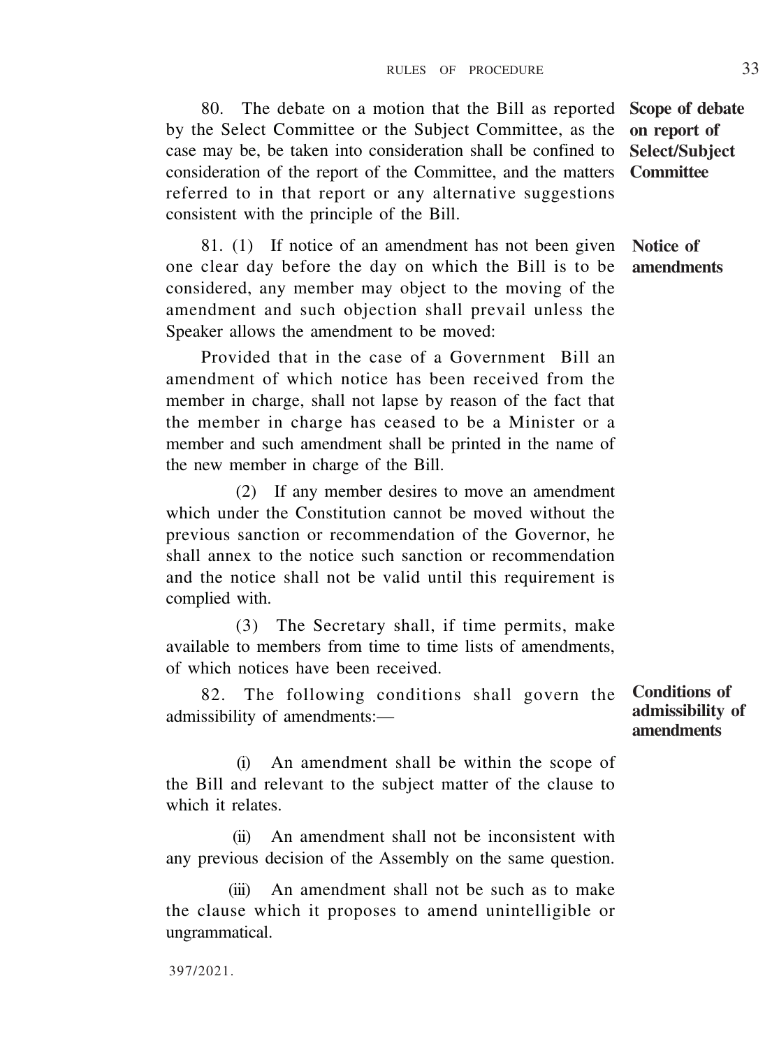80. The debate on a motion that the Bill as reported by the Select Committee or the Subject Committee, as the case may be, be taken into consideration shall be confined to consideration of the report of the Committee, and the matters referred to in that report or any alternative suggestions consistent with the principle of the Bill.

**Scope of debate on report of Select/Subject Committee**

81. (1) If notice of an amendment has not been given one clear day before the day on which the Bill is to be considered, any member may object to the moving of the amendment and such objection shall prevail unless the Speaker allows the amendment to be moved:

**Notice of amendments**

Provided that in the case of a Government Bill an amendment of which notice has been received from the member in charge, shall not lapse by reason of the fact that the member in charge has ceased to be a Minister or a member and such amendment shall be printed in the name of the new member in charge of the Bill.

(2) If any member desires to move an amendment which under the Constitution cannot be moved without the previous sanction or recommendation of the Governor, he shall annex to the notice such sanction or recommendation and the notice shall not be valid until this requirement is complied with.

(3) The Secretary shall, if time permits, make available to members from time to time lists of amendments, of which notices have been received.

82. The following conditions shall govern the admissibility of amendments:—

**Conditions of admissibility of amendments**

(i) An amendment shall be within the scope of the Bill and relevant to the subject matter of the clause to which it relates.

(ii) An amendment shall not be inconsistent with any previous decision of the Assembly on the same question.

(iii) An amendment shall not be such as to make the clause which it proposes to amend unintelligible or ungrammatical.

397/2021.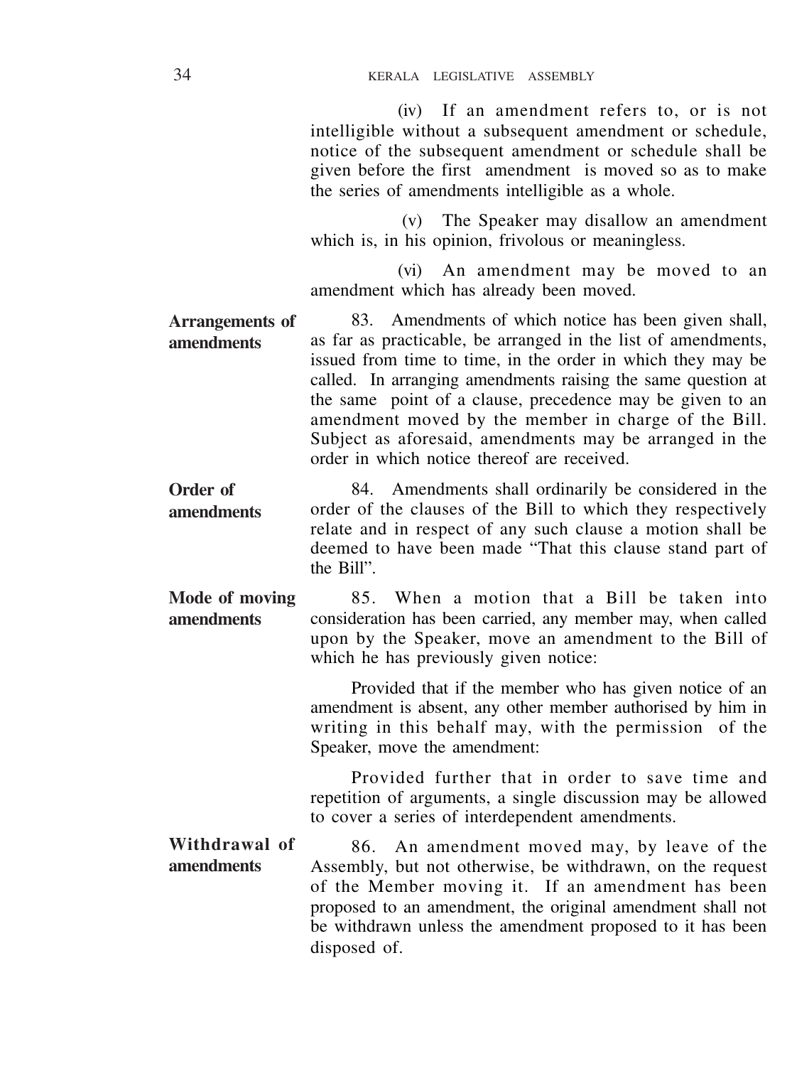(iv) If an amendment refers to, or is not intelligible without a subsequent amendment or schedule, notice of the subsequent amendment or schedule shall be given before the first amendment is moved so as to make the series of amendments intelligible as a whole.

(v) The Speaker may disallow an amendment which is, in his opinion, frivolous or meaningless.

(vi) An amendment may be moved to an amendment which has already been moved.

**Arrangements of amendments**

83. Amendments of which notice has been given shall, as far as practicable, be arranged in the list of amendments, issued from time to time, in the order in which they may be called. In arranging amendments raising the same question at the same point of a clause, precedence may be given to an amendment moved by the member in charge of the Bill. Subject as aforesaid, amendments may be arranged in the order in which notice thereof are received.

**Order of amendments**

84. Amendments shall ordinarily be considered in the order of the clauses of the Bill to which they respectively relate and in respect of any such clause a motion shall be deemed to have been made "That this clause stand part of the Bill".

**Mode of moving amendments**

85. When a motion that a Bill be taken into consideration has been carried, any member may, when called upon by the Speaker, move an amendment to the Bill of which he has previously given notice:

Provided that if the member who has given notice of an amendment is absent, any other member authorised by him in writing in this behalf may, with the permission of the Speaker, move the amendment:

Provided further that in order to save time and repetition of arguments, a single discussion may be allowed to cover a series of interdependent amendments.

**Withdrawal of amendments**

86. An amendment moved may, by leave of the Assembly, but not otherwise, be withdrawn, on the request of the Member moving it. If an amendment has been proposed to an amendment, the original amendment shall not be withdrawn unless the amendment proposed to it has been disposed of.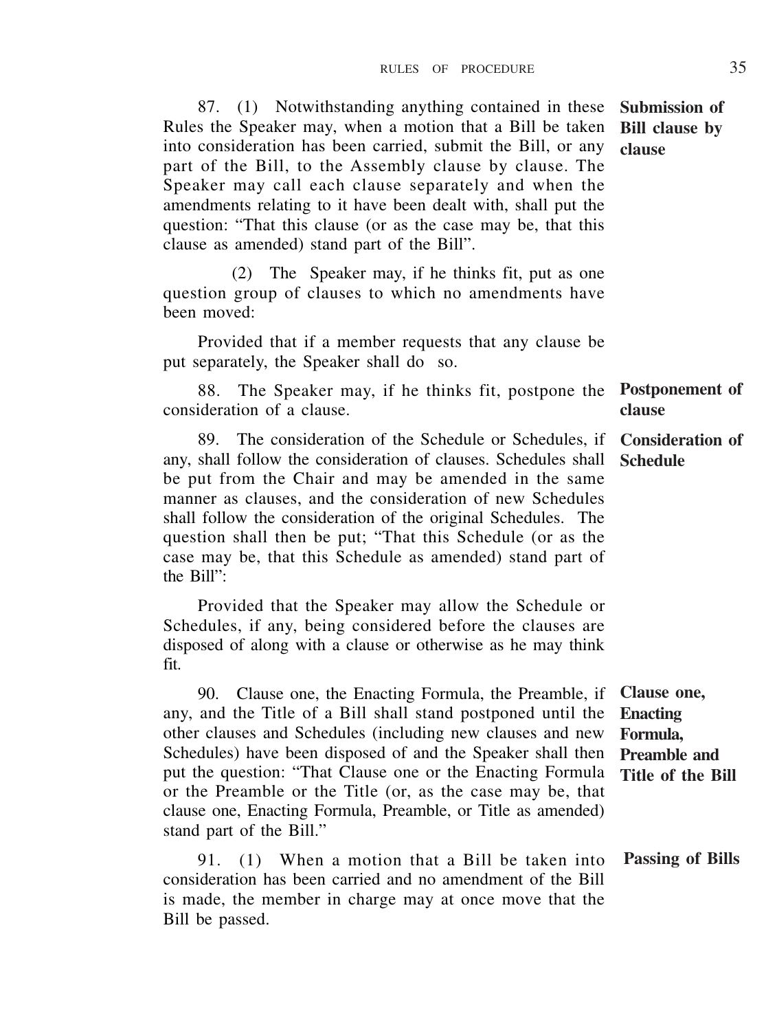**Submission of Bill clause by clause**

87. (1) Notwithstanding anything contained in these Rules the Speaker may, when a motion that a Bill be taken into consideration has been carried, submit the Bill, or any part of the Bill, to the Assembly clause by clause. The Speaker may call each clause separately and when the amendments relating to it have been dealt with, shall put the question: "That this clause (or as the case may be, that this clause as amended) stand part of the Bill".

(2) The Speaker may, if he thinks fit, put as one question group of clauses to which no amendments have been moved:

Provided that if a member requests that any clause be put separately, the Speaker shall do so.

**Postponement of clause**

88. The Speaker may, if he thinks fit, postpone the consideration of a clause.

**Consideration of Schedule**

89. The consideration of the Schedule or Schedules, if any, shall follow the consideration of clauses. Schedules shall be put from the Chair and may be amended in the same manner as clauses, and the consideration of new Schedules shall follow the consideration of the original Schedules. The question shall then be put; "That this Schedule (or as the case may be, that this Schedule as amended) stand part of the Bill":

Provided that the Speaker may allow the Schedule or Schedules, if any, being considered before the clauses are disposed of along with a clause or otherwise as he may think fit.

**Clause one, Enacting Formula, Preamble and Title of the Bill**

90. Clause one, the Enacting Formula, the Preamble, if any, and the Title of a Bill shall stand postponed until the other clauses and Schedules (including new clauses and new Schedules) have been disposed of and the Speaker shall then put the question: "That Clause one or the Enacting Formula or the Preamble or the Title (or, as the case may be, that clause one, Enacting Formula, Preamble, or Title as amended) stand part of the Bill."

**Passing of Bills**

91. (1) When a motion that a Bill be taken into consideration has been carried and no amendment of the Bill is made, the member in charge may at once move that the Bill be passed.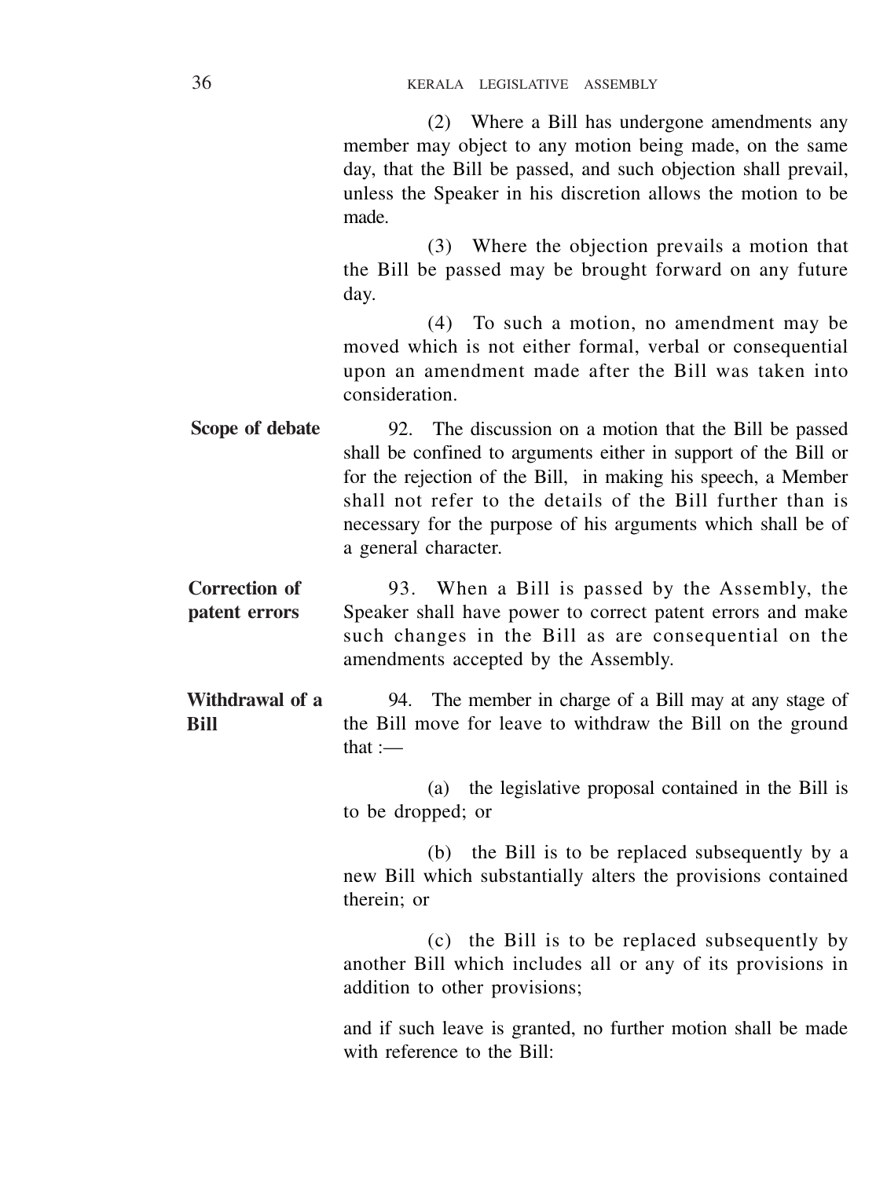(2) Where a Bill has undergone amendments any member may object to any motion being made, on the same day, that the Bill be passed, and such objection shall prevail, unless the Speaker in his discretion allows the motion to be made.

(3) Where the objection prevails a motion that the Bill be passed may be brought forward on any future day.

(4) To such a motion, no amendment may be moved which is not either formal, verbal or consequential upon an amendment made after the Bill was taken into consideration.

**Scope of debate**

92. The discussion on a motion that the Bill be passed shall be confined to arguments either in support of the Bill or for the rejection of the Bill, in making his speech, a Member shall not refer to the details of the Bill further than is necessary for the purpose of his arguments which shall be of a general character.

**Correction of patent errors**

93. When a Bill is passed by the Assembly, the Speaker shall have power to correct patent errors and make such changes in the Bill as are consequential on the amendments accepted by the Assembly.

**Withdrawal of a Bill**

94. The member in charge of a Bill may at any stage of the Bill move for leave to withdraw the Bill on the ground that :—

(a) the legislative proposal contained in the Bill is to be dropped; or

(b) the Bill is to be replaced subsequently by a new Bill which substantially alters the provisions contained therein; or

(c) the Bill is to be replaced subsequently by another Bill which includes all or any of its provisions in addition to other provisions;

and if such leave is granted, no further motion shall be made with reference to the Bill: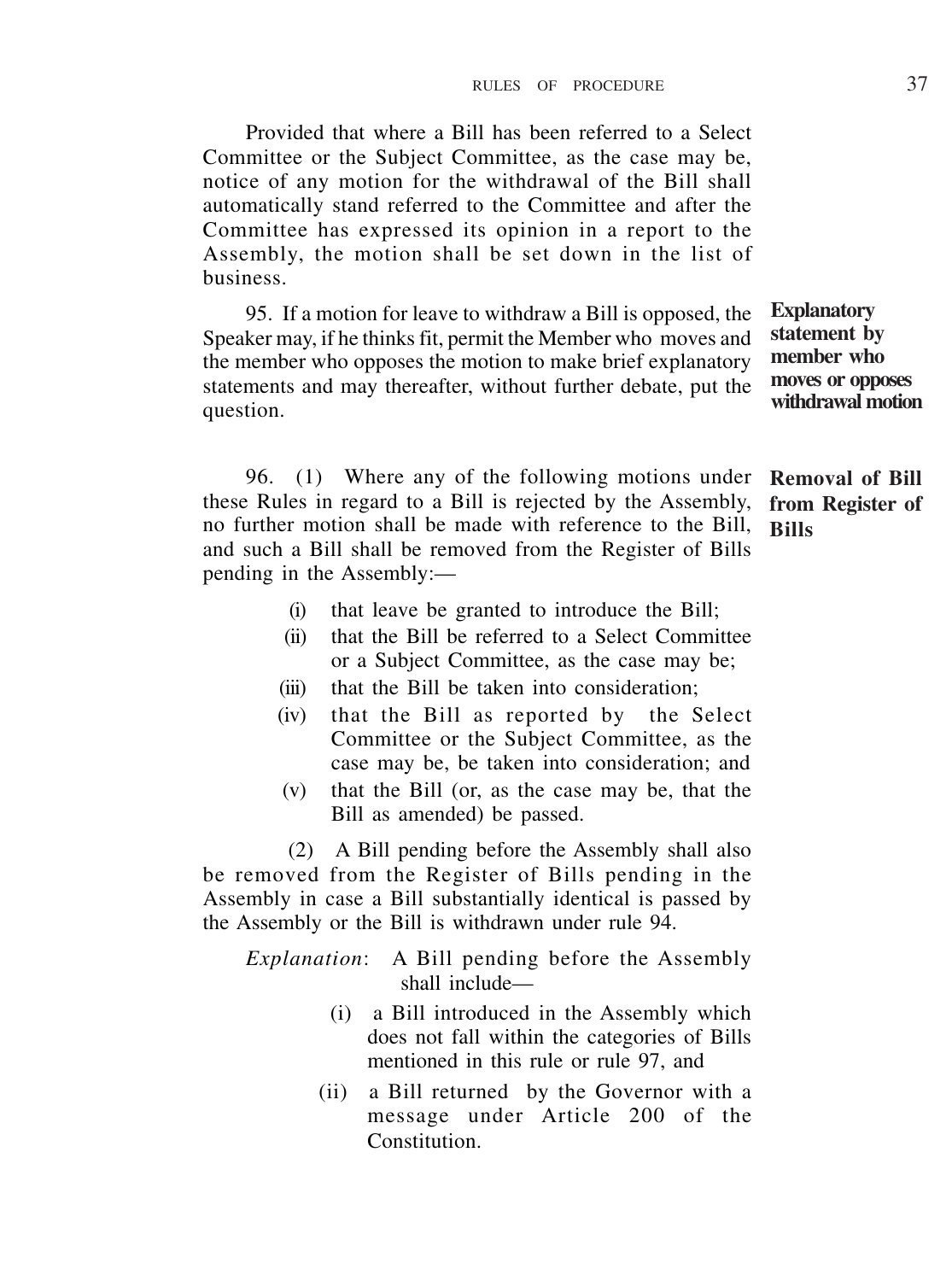Provided that where a Bill has been referred to a Select Committee or the Subject Committee, as the case may be, notice of any motion for the withdrawal of the Bill shall automatically stand referred to the Committee and after the Committee has expressed its opinion in a report to the Assembly, the motion shall be set down in the list of business.

**Explanatory statement by member who moves or opposes withdrawal motion**

95. If a motion for leave to withdraw a Bill is opposed, the Speaker may, if he thinks fit, permit the Member who moves and the member who opposes the motion to make brief explanatory statements and may thereafter, without further debate, put the question.

**Removal of Bill from Register of Bills**

96. (1) Where any of the following motions under these Rules in regard to a Bill is rejected by the Assembly, no further motion shall be made with reference to the Bill, and such a Bill shall be removed from the Register of Bills pending in the Assembly:—

- (i) that leave be granted to introduce the Bill;
- (ii) that the Bill be referred to a Select Committee or a Subject Committee, as the case may be;
- (iii) that the Bill be taken into consideration;
- (iv) that the Bill as reported by the Select Committee or the Subject Committee, as the case may be, be taken into consideration; and
- (v) that the Bill (or, as the case may be, that the Bill as amended) be passed.

(2) A Bill pending before the Assembly shall also be removed from the Register of Bills pending in the Assembly in case a Bill substantially identical is passed by the Assembly or the Bill is withdrawn under rule 94.

*Explanation*: A Bill pending before the Assembly shall include—

- (i) a Bill introduced in the Assembly which does not fall within the categories of Bills mentioned in this rule or rule 97, and
- (ii) a Bill returned by the Governor with a message under Article 200 of the Constitution.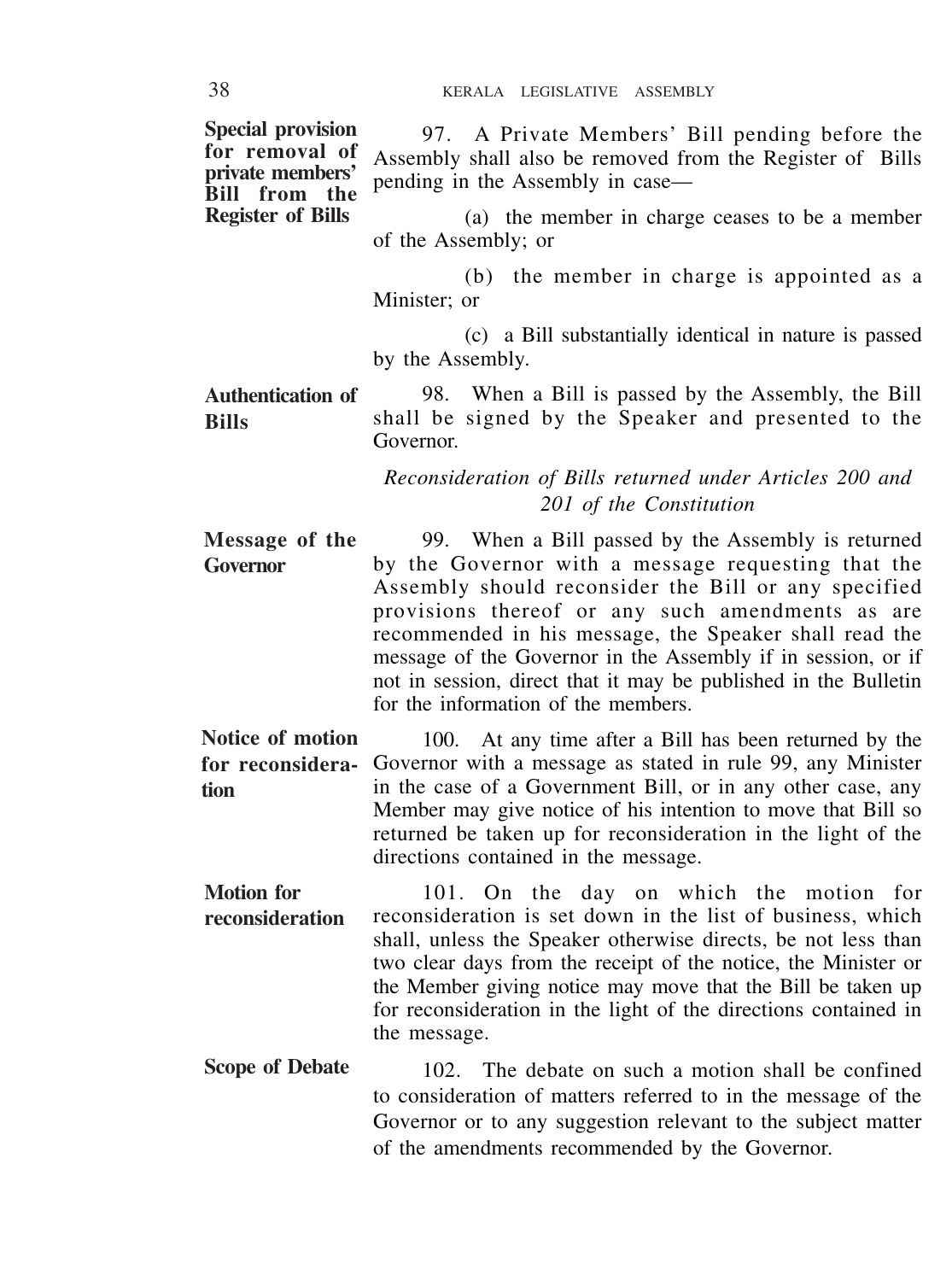**Special provision for removal of private members' Bill from the Register of Bills**

97. A Private Members' Bill pending before the Assembly shall also be removed from the Register of Bills pending in the Assembly in case—

(a) the member in charge ceases to be a member of the Assembly; or

(b) the member in charge is appointed as a Minister; or

(c) a Bill substantially identical in nature is passed by the Assembly.

**Authentication of Bills**

98. When a Bill is passed by the Assembly, the Bill shall be signed by the Speaker and presented to the Governor.

*Reconsideration of Bills returned under Articles 200 and 201 of the Constitution*

**Message of the Governor**

99. When a Bill passed by the Assembly is returned by the Governor with a message requesting that the Assembly should reconsider the Bill or any specified provisions thereof or any such amendments as are recommended in his message, the Speaker shall read the message of the Governor in the Assembly if in session, or if not in session, direct that it may be published in the Bulletin for the information of the members.

**Notice of motion for reconsideration**

100. At any time after a Bill has been returned by the Governor with a message as stated in rule 99, any Minister in the case of a Government Bill, or in any other case, any Member may give notice of his intention to move that Bill so returned be taken up for reconsideration in the light of the directions contained in the message.

**Motion for reconsideration**

101. On the day on which the motion for reconsideration is set down in the list of business, which shall, unless the Speaker otherwise directs, be not less than two clear days from the receipt of the notice, the Minister or the Member giving notice may move that the Bill be taken up for reconsideration in the light of the directions contained in the message.

**Scope of Debate**

102. The debate on such a motion shall be confined to consideration of matters referred to in the message of the Governor or to any suggestion relevant to the subject matter of the amendments recommended by the Governor.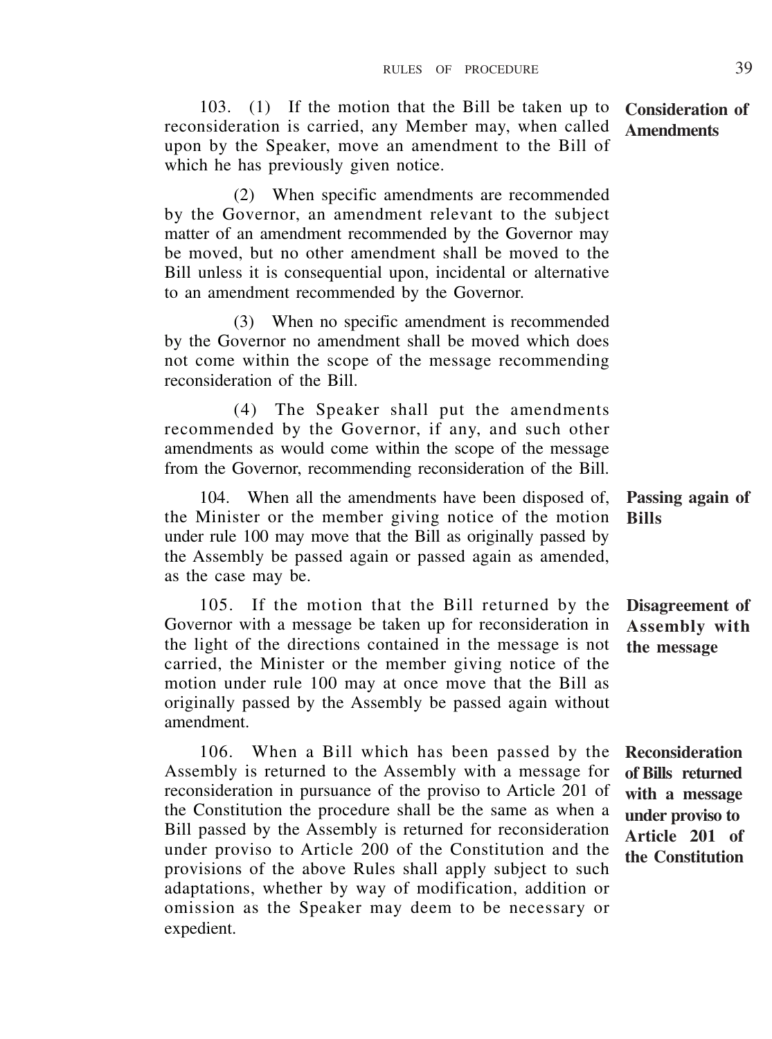**Consideration of Amendments**

103. (1) If the motion that the Bill be taken up to reconsideration is carried, any Member may, when called upon by the Speaker, move an amendment to the Bill of which he has previously given notice.

(2) When specific amendments are recommended by the Governor, an amendment relevant to the subject matter of an amendment recommended by the Governor may be moved, but no other amendment shall be moved to the Bill unless it is consequential upon, incidental or alternative to an amendment recommended by the Governor.

(3) When no specific amendment is recommended by the Governor no amendment shall be moved which does not come within the scope of the message recommending reconsideration of the Bill.

(4) The Speaker shall put the amendments recommended by the Governor, if any, and such other amendments as would come within the scope of the message from the Governor, recommending reconsideration of the Bill.

**Passing again of Bills**

104. When all the amendments have been disposed of, the Minister or the member giving notice of the motion under rule 100 may move that the Bill as originally passed by the Assembly be passed again or passed again as amended, as the case may be.

**Disagreement of Assembly with the message**

105. If the motion that the Bill returned by the Governor with a message be taken up for reconsideration in the light of the directions contained in the message is not carried, the Minister or the member giving notice of the motion under rule 100 may at once move that the Bill as originally passed by the Assembly be passed again without amendment.

**Reconsideration of Bills returned with a message under proviso to Article 201 of the Constitution**

106. When a Bill which has been passed by the Assembly is returned to the Assembly with a message for reconsideration in pursuance of the proviso to Article 201 of the Constitution the procedure shall be the same as when a Bill passed by the Assembly is returned for reconsideration under proviso to Article 200 of the Constitution and the provisions of the above Rules shall apply subject to such adaptations, whether by way of modification, addition or omission as the Speaker may deem to be necessary or expedient.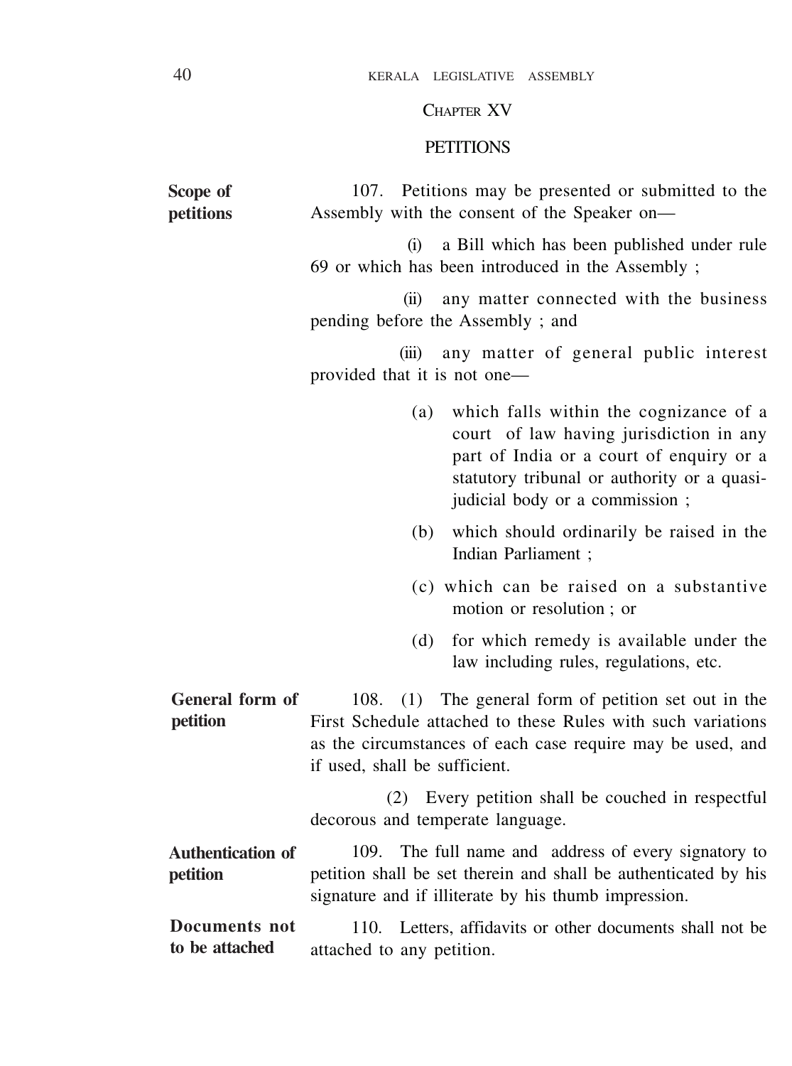## CHAPTER XV

## PETITIONS

**Scope of petitions**

107. Petitions may be presented or submitted to the Assembly with the consent of the Speaker on—

(i) a Bill which has been published under rule 69 or which has been introduced in the Assembly ;

(ii) any matter connected with the business pending before the Assembly ; and

(iii) any matter of general public interest provided that it is not one—

(a) which falls within the cognizance of a court of law having jurisdiction in any part of India or a court of enquiry or a statutory tribunal or authority or a quasi-judicial body or a commission ;

(b) which should ordinarily be raised in the Indian Parliament ;

(c) which can be raised on a substantive motion or resolution ; or

(d) for which remedy is available under the law including rules, regulations, etc.

**General form of petition**

108. (1) The general form of petition set out in the First Schedule attached to these Rules with such variations as the circumstances of each case require may be used, and if used, shall be sufficient.

(2) Every petition shall be couched in respectful decorous and temperate language.

**Authentication of petition**

109. The full name and address of every signatory to petition shall be set therein and shall be authenticated by his signature and if illiterate by his thumb impression.

**Documents not to be attached**

110. Letters, affidavits or other documents shall not be attached to any petition.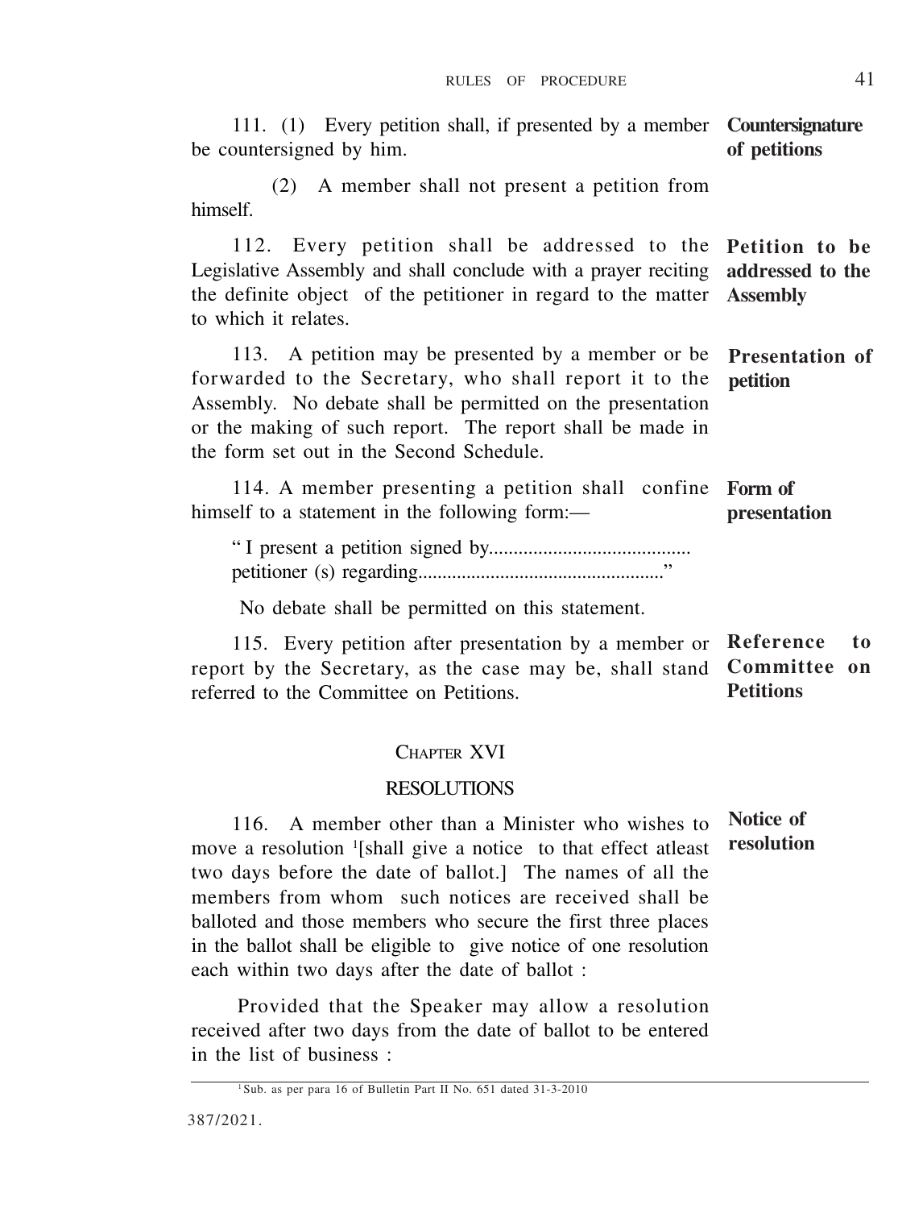111. (1) Every petition shall, if presented by a member be countersigned by him.

**Countersignature of petitions**

(2) A member shall not present a petition from himself.

112. Every petition shall be addressed to the Legislative Assembly and shall conclude with a prayer reciting the definite object of the petitioner in regard to the matter to which it relates.

**Petition to be addressed to the Assembly**

113. A petition may be presented by a member or be forwarded to the Secretary, who shall report it to the Assembly. No debate shall be permitted on the presentation or the making of such report. The report shall be made in the form set out in the Second Schedule.

**Presentation of petition**

114. A member presenting a petition shall confine himself to a statement in the following form:—

**Form of presentation**

> " I present a petition signed by......................................... petitioner (s) regarding.................................................."

No debate shall be permitted on this statement.

115. Every petition after presentation by a member or report by the Secretary, as the case may be, shall stand referred to the Committee on Petitions.

**Reference to Committee on Petitions**

## CHAPTER XVI

## RESOLUTIONS

116. A member other than a Minister who wishes to move a resolution [1][shall give a notice to that effect atleast two days before the date of ballot.] The names of all the members from whom such notices are received shall be balloted and those members who secure the first three places in the ballot shall be eligible to give notice of one resolution each within two days after the date of ballot :

**Notice of resolution**

Provided that the Speaker may allow a resolution received after two days from the date of ballot to be entered in the list of business :

---

[1] Sub. as per para 16 of Bulletin Part II No. 651 dated 31-3-2010

387/2021.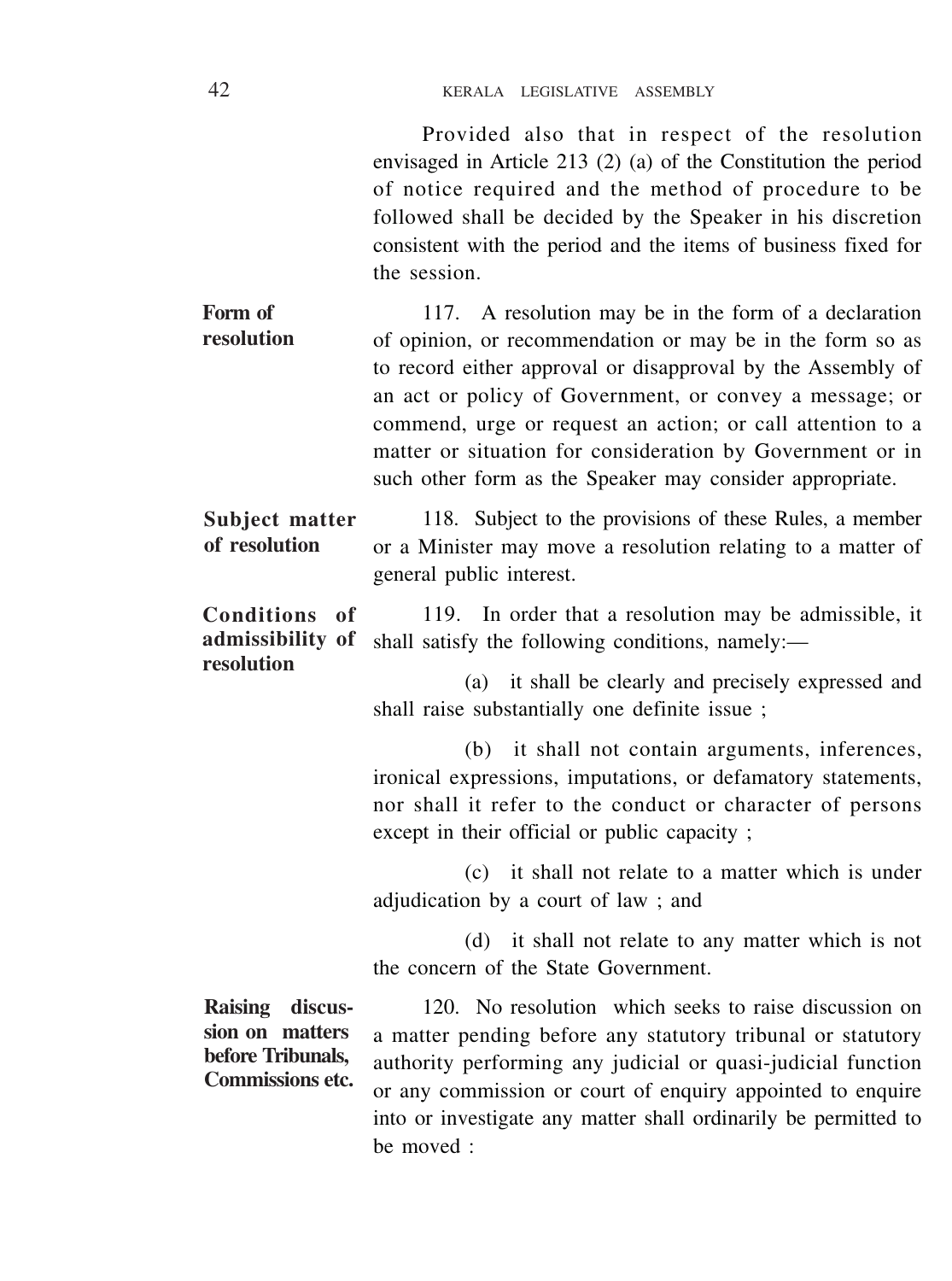Provided also that in respect of the resolution envisaged in Article 213 (2) (a) of the Constitution the period of notice required and the method of procedure to be followed shall be decided by the Speaker in his discretion consistent with the period and the items of business fixed for the session.

**Form of resolution**

117. A resolution may be in the form of a declaration of opinion, or recommendation or may be in the form so as to record either approval or disapproval by the Assembly of an act or policy of Government, or convey a message; or commend, urge or request an action; or call attention to a matter or situation for consideration by Government or in such other form as the Speaker may consider appropriate.

**Subject matter of resolution**

118. Subject to the provisions of these Rules, a member or a Minister may move a resolution relating to a matter of general public interest.

**Conditions of admissibility of resolution**

119. In order that a resolution may be admissible, it shall satisfy the following conditions, namely:—

(a) it shall be clearly and precisely expressed and shall raise substantially one definite issue ;

(b) it shall not contain arguments, inferences, ironical expressions, imputations, or defamatory statements, nor shall it refer to the conduct or character of persons except in their official or public capacity ;

(c) it shall not relate to a matter which is under adjudication by a court of law ; and

(d) it shall not relate to any matter which is not the concern of the State Government.

**Raising discussion on matters before Tribunals, Commissions etc.**

120. No resolution which seeks to raise discussion on a matter pending before any statutory tribunal or statutory authority performing any judicial or quasi-judicial function or any commission or court of enquiry appointed to enquire into or investigate any matter shall ordinarily be permitted to be moved :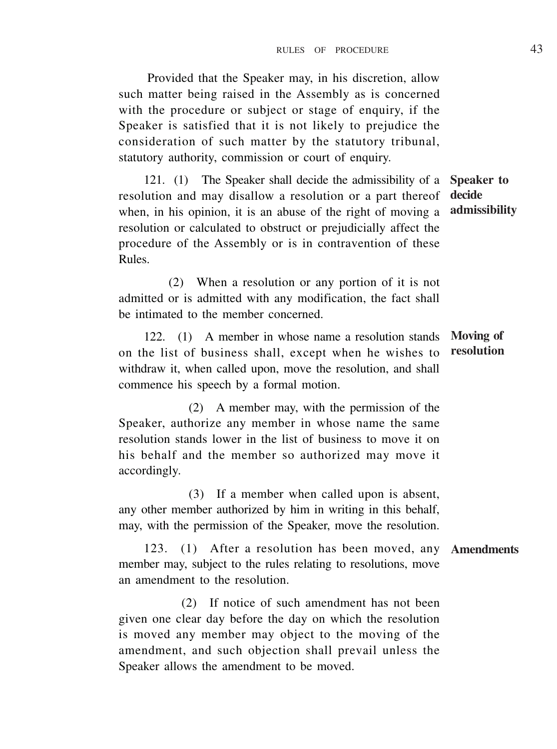Provided that the Speaker may, in his discretion, allow such matter being raised in the Assembly as is concerned with the procedure or subject or stage of enquiry, if the Speaker is satisfied that it is not likely to prejudice the consideration of such matter by the statutory tribunal, statutory authority, commission or court of enquiry.

**Speaker to decide admissibility**

121. (1) The Speaker shall decide the admissibility of a resolution and may disallow a resolution or a part thereof when, in his opinion, it is an abuse of the right of moving a resolution or calculated to obstruct or prejudicially affect the procedure of the Assembly or is in contravention of these Rules.

(2) When a resolution or any portion of it is not admitted or is admitted with any modification, the fact shall be intimated to the member concerned.

**Moving of resolution**

122. (1) A member in whose name a resolution stands on the list of business shall, except when he wishes to withdraw it, when called upon, move the resolution, and shall commence his speech by a formal motion.

(2) A member may, with the permission of the Speaker, authorize any member in whose name the same resolution stands lower in the list of business to move it on his behalf and the member so authorized may move it accordingly.

(3) If a member when called upon is absent, any other member authorized by him in writing in this behalf, may, with the permission of the Speaker, move the resolution.

**Amendments**

123. (1) After a resolution has been moved, any member may, subject to the rules relating to resolutions, move an amendment to the resolution.

(2) If notice of such amendment has not been given one clear day before the day on which the resolution is moved any member may object to the moving of the amendment, and such objection shall prevail unless the Speaker allows the amendment to be moved.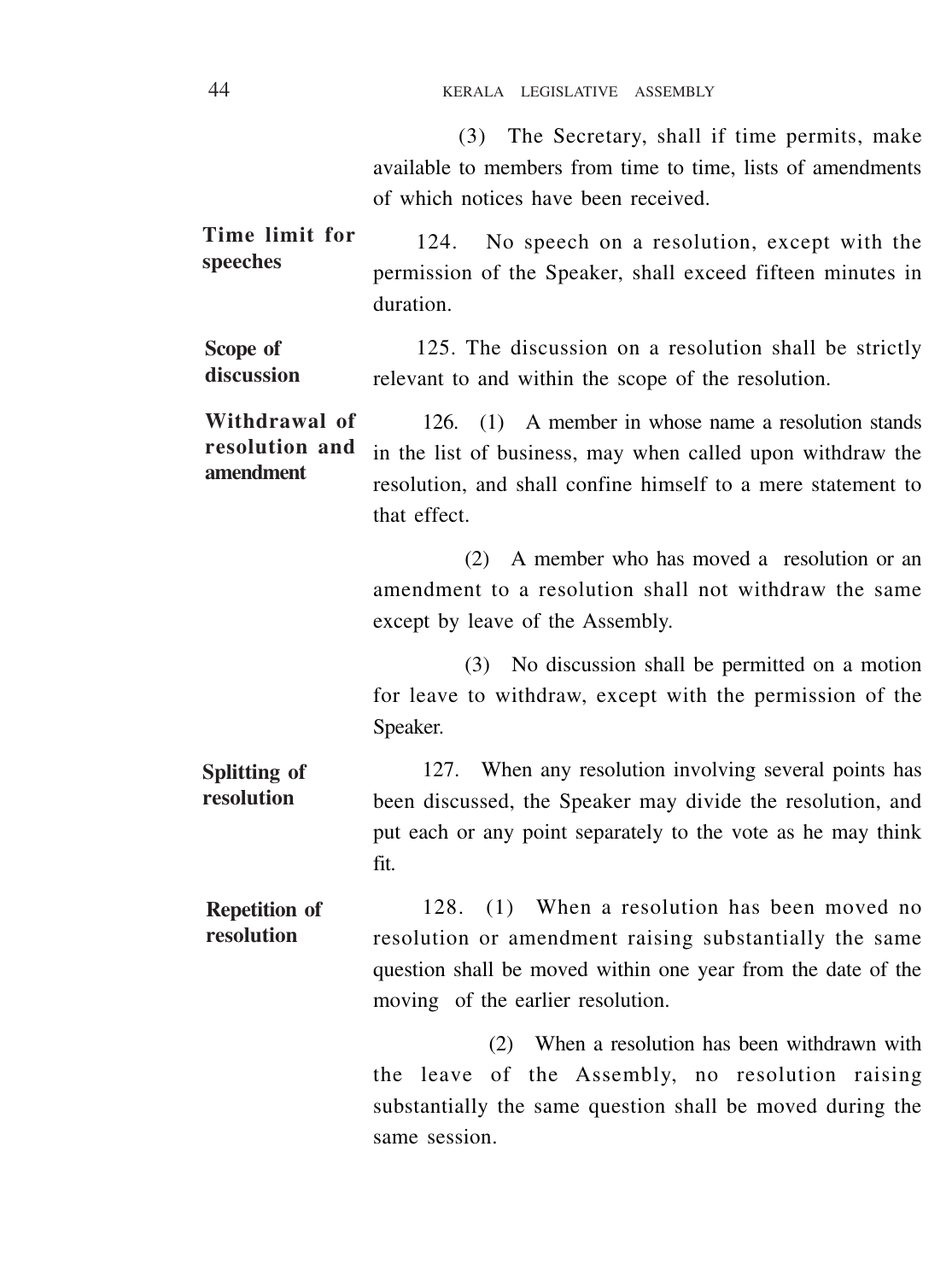(3) The Secretary, shall if time permits, make available to members from time to time, lists of amendments of which notices have been received.

**Time limit for speeches**

124. No speech on a resolution, except with the permission of the Speaker, shall exceed fifteen minutes in duration.

**Scope of discussion**

125. The discussion on a resolution shall be strictly relevant to and within the scope of the resolution.

**Withdrawal of resolution and amendment**

126. (1) A member in whose name a resolution stands in the list of business, may when called upon withdraw the resolution, and shall confine himself to a mere statement to that effect.

(2) A member who has moved a resolution or an amendment to a resolution shall not withdraw the same except by leave of the Assembly.

(3) No discussion shall be permitted on a motion for leave to withdraw, except with the permission of the Speaker.

**Splitting of resolution**

127. When any resolution involving several points has been discussed, the Speaker may divide the resolution, and put each or any point separately to the vote as he may think fit.

**Repetition of resolution**

128. (1) When a resolution has been moved no resolution or amendment raising substantially the same question shall be moved within one year from the date of the moving of the earlier resolution.

(2) When a resolution has been withdrawn with the leave of the Assembly, no resolution raising substantially the same question shall be moved during the same session.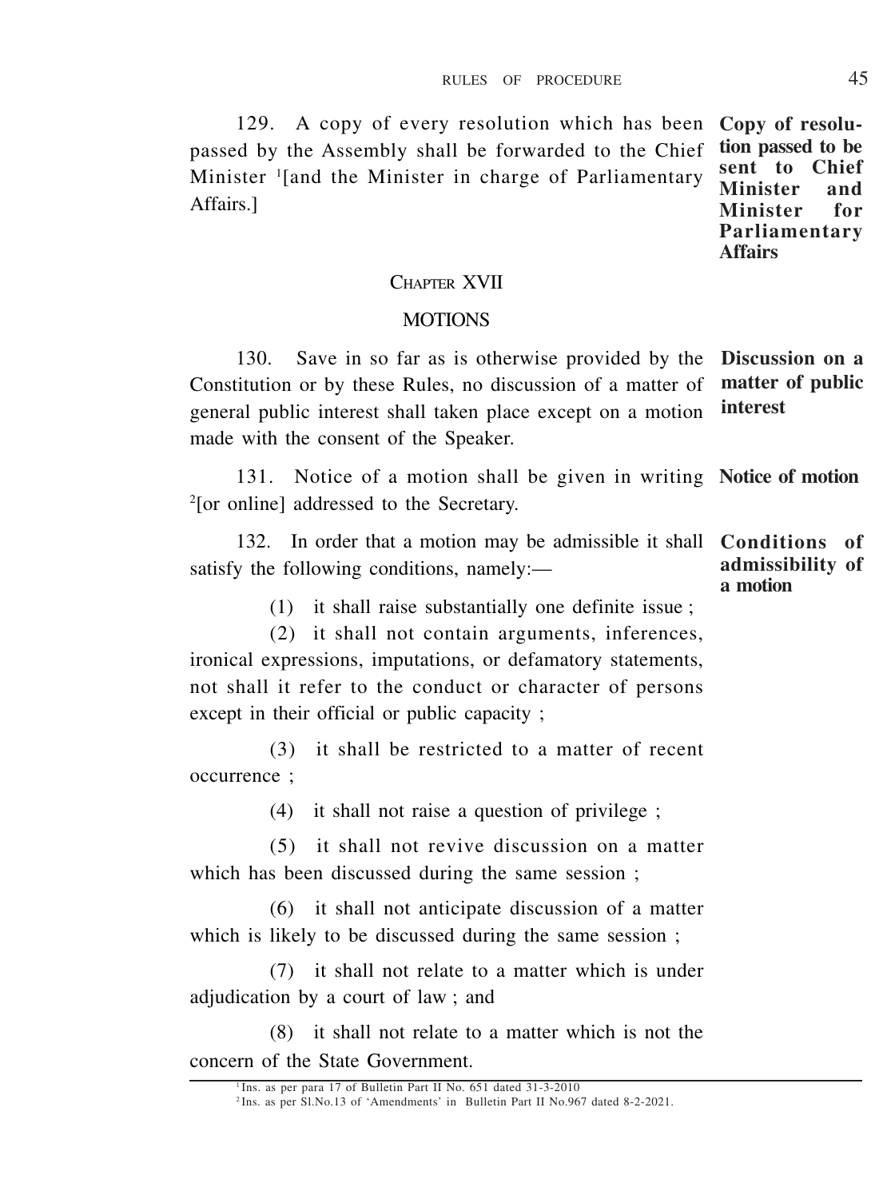129. A copy of every resolution which has been passed by the Assembly shall be forwarded to the Chief Minister [1][and the Minister in charge of Parliamentary Affairs.]

**Copy of resolution passed to be sent to Chief Minister and Minister for Parliamentary Affairs**

## CHAPTER XVII

## MOTIONS

130. Save in so far as is otherwise provided by the Constitution or by these Rules, no discussion of a matter of general public interest shall taken place except on a motion made with the consent of the Speaker.

**Discussion on a matter of public interest**

131. Notice of a motion shall be given in writing [2][or online] addressed to the Secretary.

**Notice of motion**

132. In order that a motion may be admissible it shall satisfy the following conditions, namely:—

**Conditions of admissibility of a motion**

(1) it shall raise substantially one definite issue ;

(2) it shall not contain arguments, inferences, ironical expressions, imputations, or defamatory statements, not shall it refer to the conduct or character of persons except in their official or public capacity ;

(3) it shall be restricted to a matter of recent occurrence ;

(4) it shall not raise a question of privilege ;

(5) it shall not revive discussion on a matter which has been discussed during the same session ;

(6) it shall not anticipate discussion of a matter which is likely to be discussed during the same session ;

(7) it shall not relate to a matter which is under adjudication by a court of law ; and

(8) it shall not relate to a matter which is not the concern of the State Government.

---

[1] Ins. as per para 17 of Bulletin Part II No. 651 dated 31-3-2010

[2] Ins. as per Sl.No.13 of 'Amendments' in Bulletin Part II No.967 dated 8-2-2021.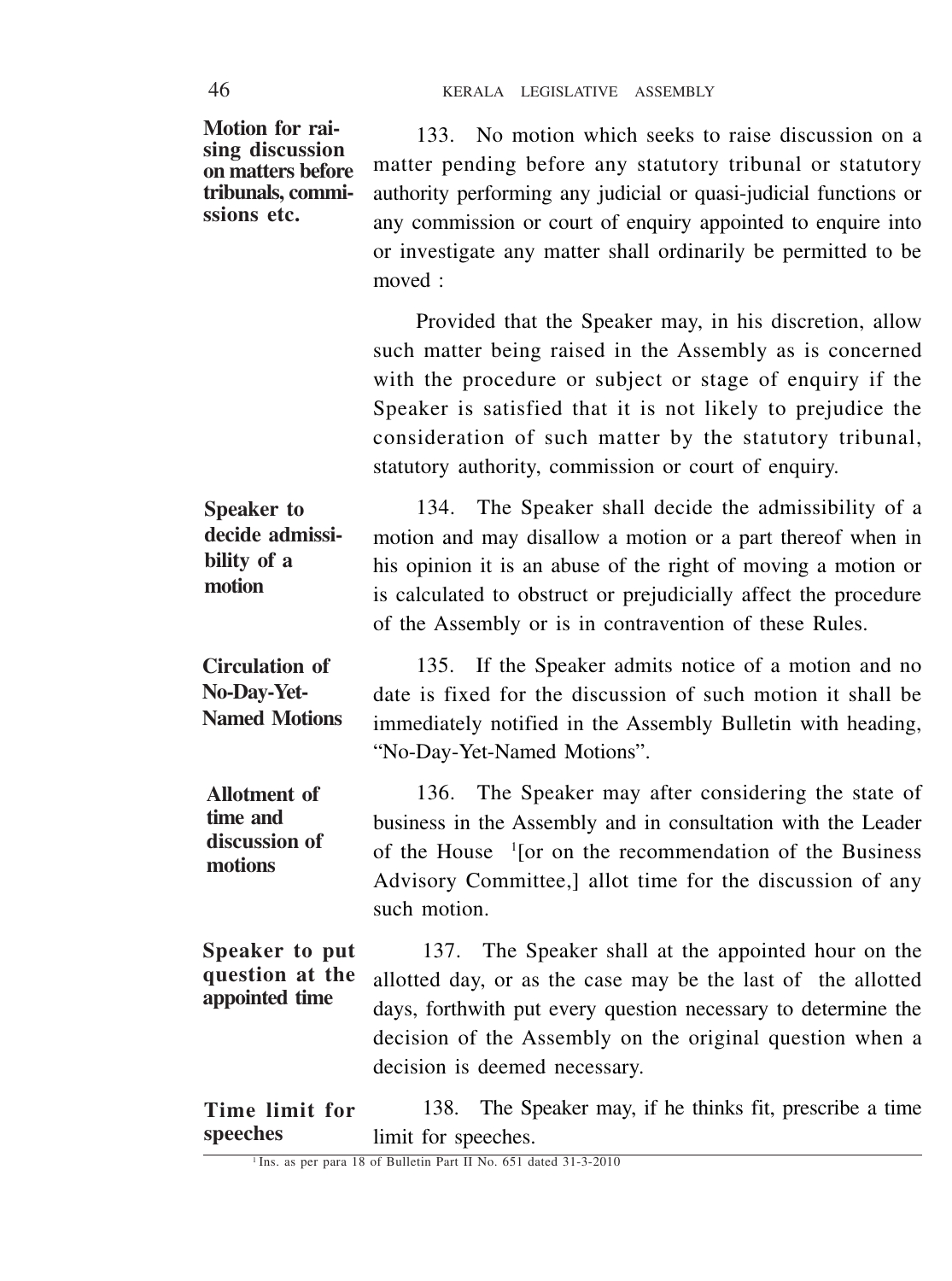**Motion for raising discussion on matters before tribunals, commissions etc.**

133. No motion which seeks to raise discussion on a matter pending before any statutory tribunal or statutory authority performing any judicial or quasi-judicial functions or any commission or court of enquiry appointed to enquire into or investigate any matter shall ordinarily be permitted to be moved :

Provided that the Speaker may, in his discretion, allow such matter being raised in the Assembly as is concerned with the procedure or subject or stage of enquiry if the Speaker is satisfied that it is not likely to prejudice the consideration of such matter by the statutory tribunal, statutory authority, commission or court of enquiry.

**Speaker to decide admissibility of a motion**

134. The Speaker shall decide the admissibility of a motion and may disallow a motion or a part thereof when in his opinion it is an abuse of the right of moving a motion or is calculated to obstruct or prejudicially affect the procedure of the Assembly or is in contravention of these Rules.

**Circulation of No-Day-Yet-Named Motions**

135. If the Speaker admits notice of a motion and no date is fixed for the discussion of such motion it shall be immediately notified in the Assembly Bulletin with heading, "No-Day-Yet-Named Motions".

**Allotment of time and discussion of motions**

136. The Speaker may after considering the state of business in the Assembly and in consultation with the Leader of the House [1][or on the recommendation of the Business Advisory Committee,] allot time for the discussion of any such motion.

**Speaker to put question at the appointed time**

137. The Speaker shall at the appointed hour on the allotted day, or as the case may be the last of the allotted days, forthwith put every question necessary to determine the decision of the Assembly on the original question when a decision is deemed necessary.

**Time limit for speeches**

138. The Speaker may, if he thinks fit, prescribe a time limit for speeches.

---

[1] Ins. as per para 18 of Bulletin Part II No. 651 dated 31-3-2010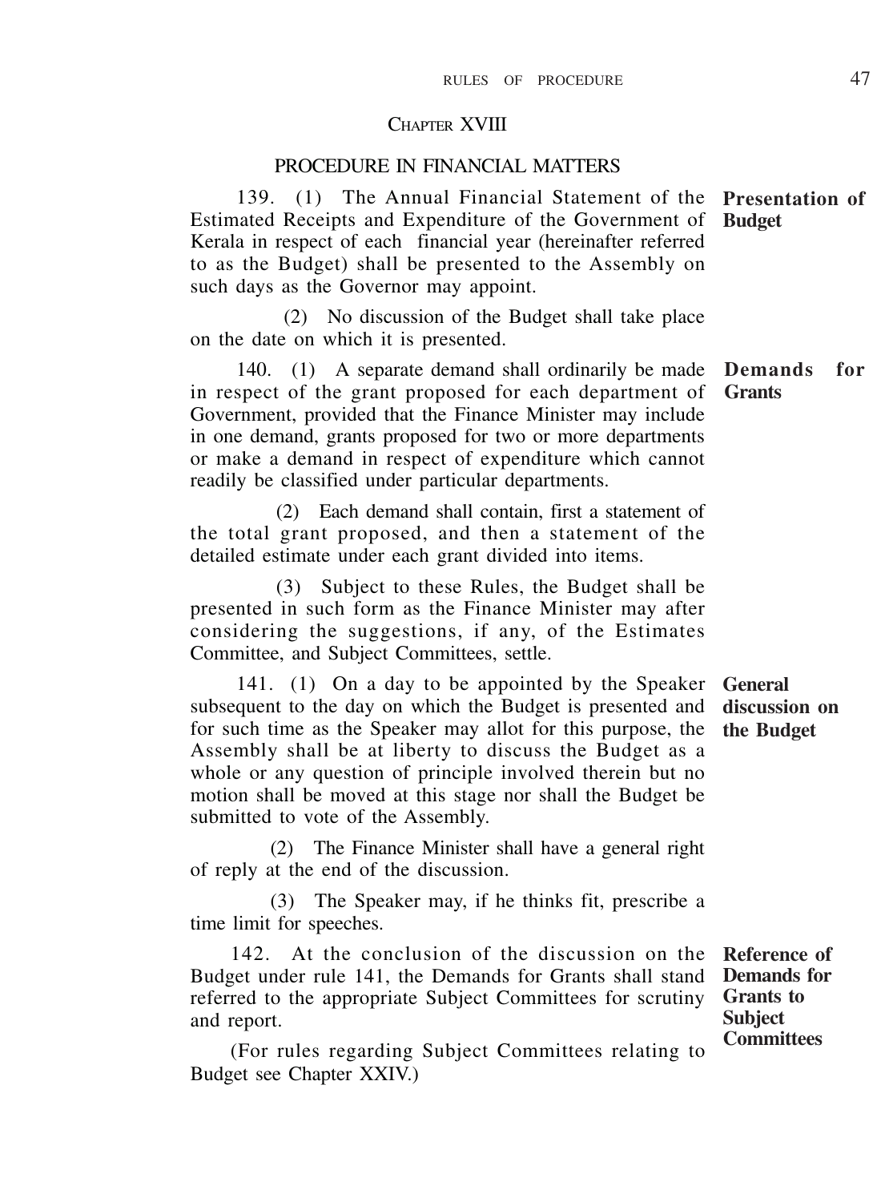## CHAPTER XVIII

### PROCEDURE IN FINANCIAL MATTERS

**Presentation of Budget**

139. (1) The Annual Financial Statement of the Estimated Receipts and Expenditure of the Government of Kerala in respect of each financial year (hereinafter referred to as the Budget) shall be presented to the Assembly on such days as the Governor may appoint.

(2) No discussion of the Budget shall take place on the date on which it is presented.

**Demands for Grants**

140. (1) A separate demand shall ordinarily be made in respect of the grant proposed for each department of Government, provided that the Finance Minister may include in one demand, grants proposed for two or more departments or make a demand in respect of expenditure which cannot readily be classified under particular departments.

(2) Each demand shall contain, first a statement of the total grant proposed, and then a statement of the detailed estimate under each grant divided into items.

(3) Subject to these Rules, the Budget shall be presented in such form as the Finance Minister may after considering the suggestions, if any, of the Estimates Committee, and Subject Committees, settle.

**General discussion on the Budget**

141. (1) On a day to be appointed by the Speaker subsequent to the day on which the Budget is presented and for such time as the Speaker may allot for this purpose, the Assembly shall be at liberty to discuss the Budget as a whole or any question of principle involved therein but no motion shall be moved at this stage nor shall the Budget be submitted to vote of the Assembly.

(2) The Finance Minister shall have a general right of reply at the end of the discussion.

(3) The Speaker may, if he thinks fit, prescribe a time limit for speeches.

**Reference of Demands for Grants to Subject Committees**

142. At the conclusion of the discussion on the Budget under rule 141, the Demands for Grants shall stand referred to the appropriate Subject Committees for scrutiny and report.

(For rules regarding Subject Committees relating to Budget see Chapter XXIV.)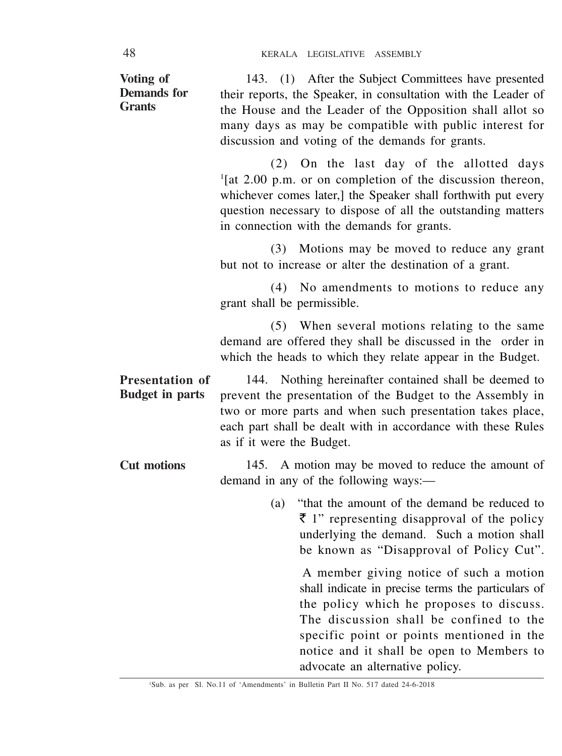**Voting of Demands for Grants**

143. (1) After the Subject Committees have presented their reports, the Speaker, in consultation with the Leader of the House and the Leader of the Opposition shall allot so many days as may be compatible with public interest for discussion and voting of the demands for grants.

(2) On the last day of the allotted days [1][at 2.00 p.m. or on completion of the discussion thereon, whichever comes later,] the Speaker shall forthwith put every question necessary to dispose of all the outstanding matters in connection with the demands for grants.

(3) Motions may be moved to reduce any grant but not to increase or alter the destination of a grant.

(4) No amendments to motions to reduce any grant shall be permissible.

(5) When several motions relating to the same demand are offered they shall be discussed in the order in which the heads to which they relate appear in the Budget.

**Presentation of Budget in parts**

144. Nothing hereinafter contained shall be deemed to prevent the presentation of the Budget to the Assembly in two or more parts and when such presentation takes place, each part shall be dealt with in accordance with these Rules as if it were the Budget.

**Cut motions**

145. A motion may be moved to reduce the amount of demand in any of the following ways:—

(a) "that the amount of the demand be reduced to ₹ 1" representing disapproval of the policy underlying the demand. Such a motion shall be known as "Disapproval of Policy Cut".

A member giving notice of such a motion shall indicate in precise terms the particulars of the policy which he proposes to discuss. The discussion shall be confined to the specific point or points mentioned in the notice and it shall be open to Members to advocate an alternative policy.

---

[1] Sub. as per Sl. No.11 of 'Amendments' in Bulletin Part II No. 517 dated 24-6-2018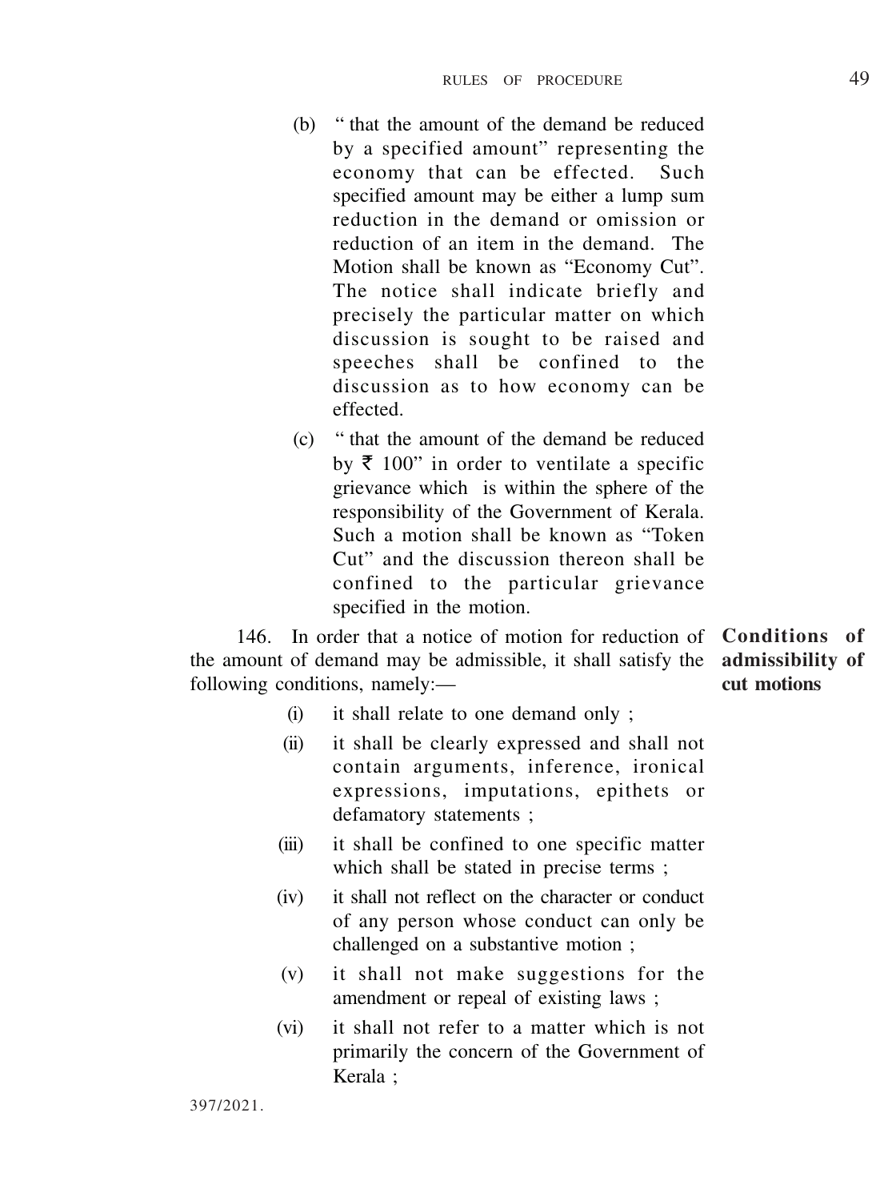(b) " that the amount of the demand be reduced by a specified amount" representing the economy that can be effected. Such specified amount may be either a lump sum reduction in the demand or omission or reduction of an item in the demand. The Motion shall be known as "Economy Cut". The notice shall indicate briefly and precisely the particular matter on which discussion is sought to be raised and speeches shall be confined to the discussion as to how economy can be effected.

(c) " that the amount of the demand be reduced by ₹ 100" in order to ventilate a specific grievance which is within the sphere of the responsibility of the Government of Kerala. Such a motion shall be known as "Token Cut" and the discussion thereon shall be confined to the particular grievance specified in the motion.

**Conditions of admissibility of cut motions**

146. In order that a notice of motion for reduction of the amount of demand may be admissible, it shall satisfy the following conditions, namely:—

(i) it shall relate to one demand only ;

(ii) it shall be clearly expressed and shall not contain arguments, inference, ironical expressions, imputations, epithets or defamatory statements ;

(iii) it shall be confined to one specific matter which shall be stated in precise terms ;

(iv) it shall not reflect on the character or conduct of any person whose conduct can only be challenged on a substantive motion ;

(v) it shall not make suggestions for the amendment or repeal of existing laws ;

(vi) it shall not refer to a matter which is not primarily the concern of the Government of Kerala ;

397/2021.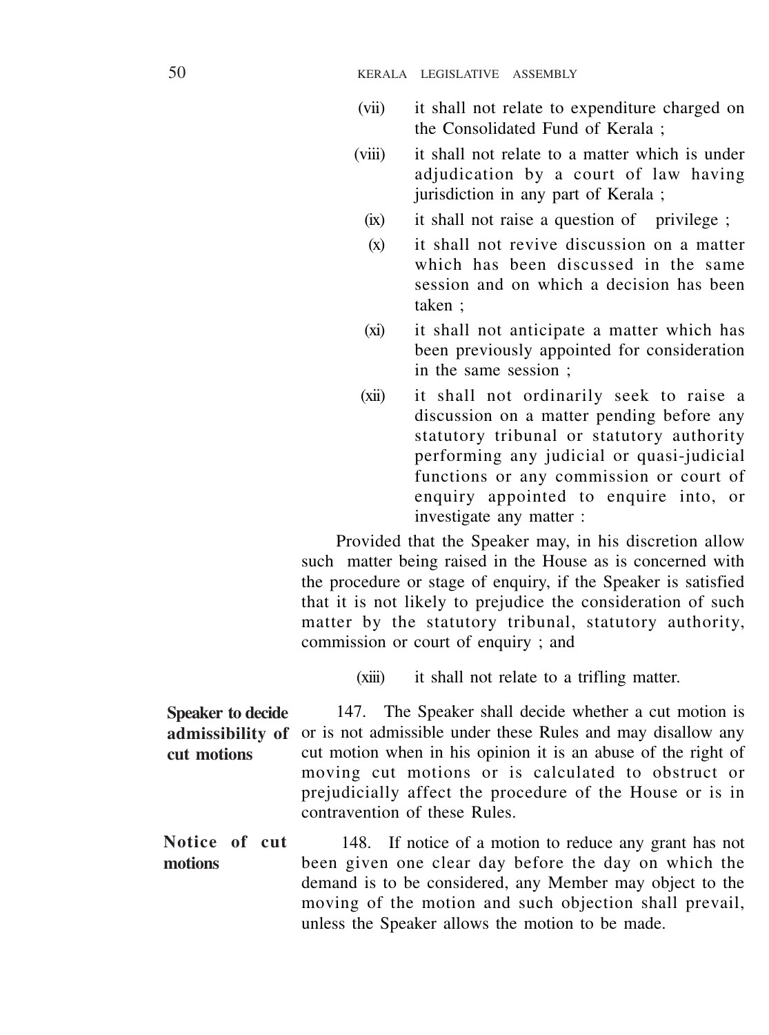(vii) it shall not relate to expenditure charged on the Consolidated Fund of Kerala ;

(viii) it shall not relate to a matter which is under adjudication by a court of law having jurisdiction in any part of Kerala ;

(ix) it shall not raise a question of privilege ;

(x) it shall not revive discussion on a matter which has been discussed in the same session and on which a decision has been taken ;

(xi) it shall not anticipate a matter which has been previously appointed for consideration in the same session ;

(xii) it shall not ordinarily seek to raise a discussion on a matter pending before any statutory tribunal or statutory authority performing any judicial or quasi-judicial functions or any commission or court of enquiry appointed to enquire into, or investigate any matter :

Provided that the Speaker may, in his discretion allow such matter being raised in the House as is concerned with the procedure or stage of enquiry, if the Speaker is satisfied that it is not likely to prejudice the consideration of such matter by the statutory tribunal, statutory authority, commission or court of enquiry ; and

(xiii) it shall not relate to a trifling matter.

**Speaker to decide admissibility of cut motions**

147. The Speaker shall decide whether a cut motion is or is not admissible under these Rules and may disallow any cut motion when in his opinion it is an abuse of the right of moving cut motions or is calculated to obstruct or prejudicially affect the procedure of the House or is in contravention of these Rules.

**Notice of cut motions**

148. If notice of a motion to reduce any grant has not been given one clear day before the day on which the demand is to be considered, any Member may object to the moving of the motion and such objection shall prevail, unless the Speaker allows the motion to be made.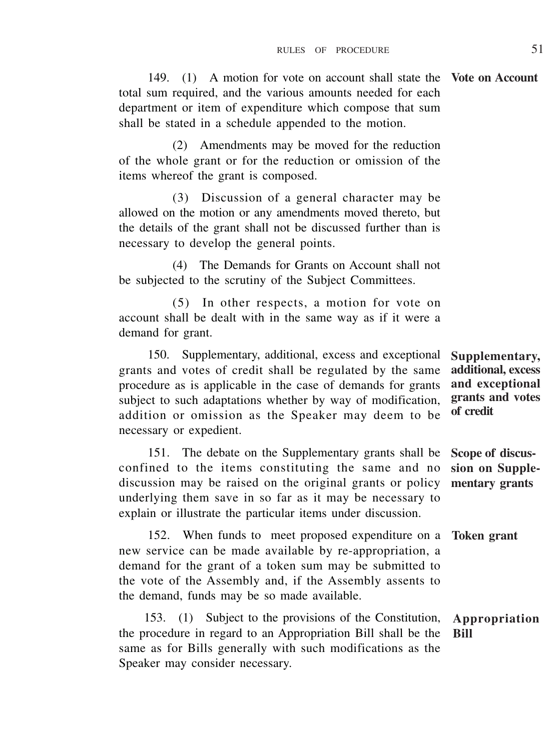**Vote on Account**

149. (1) A motion for vote on account shall state the total sum required, and the various amounts needed for each department or item of expenditure which compose that sum shall be stated in a schedule appended to the motion.

(2) Amendments may be moved for the reduction of the whole grant or for the reduction or omission of the items whereof the grant is composed.

(3) Discussion of a general character may be allowed on the motion or any amendments moved thereto, but the details of the grant shall not be discussed further than is necessary to develop the general points.

(4) The Demands for Grants on Account shall not be subjected to the scrutiny of the Subject Committees.

(5) In other respects, a motion for vote on account shall be dealt with in the same way as if it were a demand for grant.

**Supplementary, additional, excess and exceptional grants and votes of credit**

150. Supplementary, additional, excess and exceptional grants and votes of credit shall be regulated by the same procedure as is applicable in the case of demands for grants subject to such adaptations whether by way of modification, addition or omission as the Speaker may deem to be necessary or expedient.

**Scope of discussion on Supplementary grants**

151. The debate on the Supplementary grants shall be confined to the items constituting the same and no discussion may be raised on the original grants or policy underlying them save in so far as it may be necessary to explain or illustrate the particular items under discussion.

**Token grant**

152. When funds to meet proposed expenditure on a new service can be made available by re-appropriation, a demand for the grant of a token sum may be submitted to the vote of the Assembly and, if the Assembly assents to the demand, funds may be so made available.

**Appropriation Bill**

153. (1) Subject to the provisions of the Constitution, the procedure in regard to an Appropriation Bill shall be the same as for Bills generally with such modifications as the Speaker may consider necessary.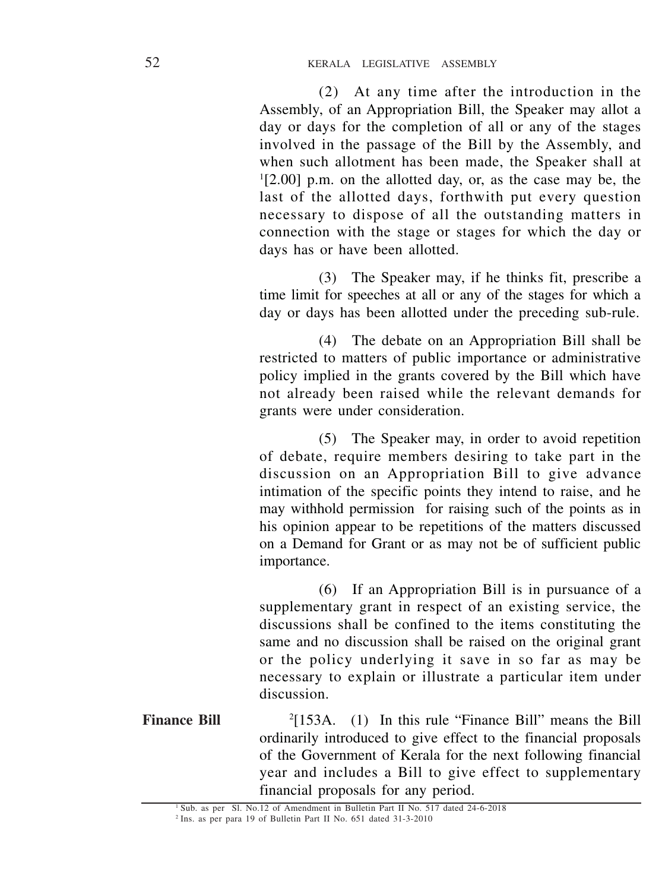(2) At any time after the introduction in the Assembly, of an Appropriation Bill, the Speaker may allot a day or days for the completion of all or any of the stages involved in the passage of the Bill by the Assembly, and when such allotment has been made, the Speaker shall at [1][2.00] p.m. on the allotted day, or, as the case may be, the last of the allotted days, forthwith put every question necessary to dispose of all the outstanding matters in connection with the stage or stages for which the day or days has or have been allotted.

(3) The Speaker may, if he thinks fit, prescribe a time limit for speeches at all or any of the stages for which a day or days has been allotted under the preceding sub-rule.

(4) The debate on an Appropriation Bill shall be restricted to matters of public importance or administrative policy implied in the grants covered by the Bill which have not already been raised while the relevant demands for grants were under consideration.

(5) The Speaker may, in order to avoid repetition of debate, require members desiring to take part in the discussion on an Appropriation Bill to give advance intimation of the specific points they intend to raise, and he may withhold permission for raising such of the points as in his opinion appear to be repetitions of the matters discussed on a Demand for Grant or as may not be of sufficient public importance.

(6) If an Appropriation Bill is in pursuance of a supplementary grant in respect of an existing service, the discussions shall be confined to the items constituting the same and no discussion shall be raised on the original grant or the policy underlying it save in so far as may be necessary to explain or illustrate a particular item under discussion.

**Finance Bill**

[2][153A. (1) In this rule "Finance Bill" means the Bill ordinarily introduced to give effect to the financial proposals of the Government of Kerala for the next following financial year and includes a Bill to give effect to supplementary financial proposals for any period.

---

[1] Sub. as per Sl. No.12 of Amendment in Bulletin Part II No. 517 dated 24-6-2018

[2] Ins. as per para 19 of Bulletin Part II No. 651 dated 31-3-2010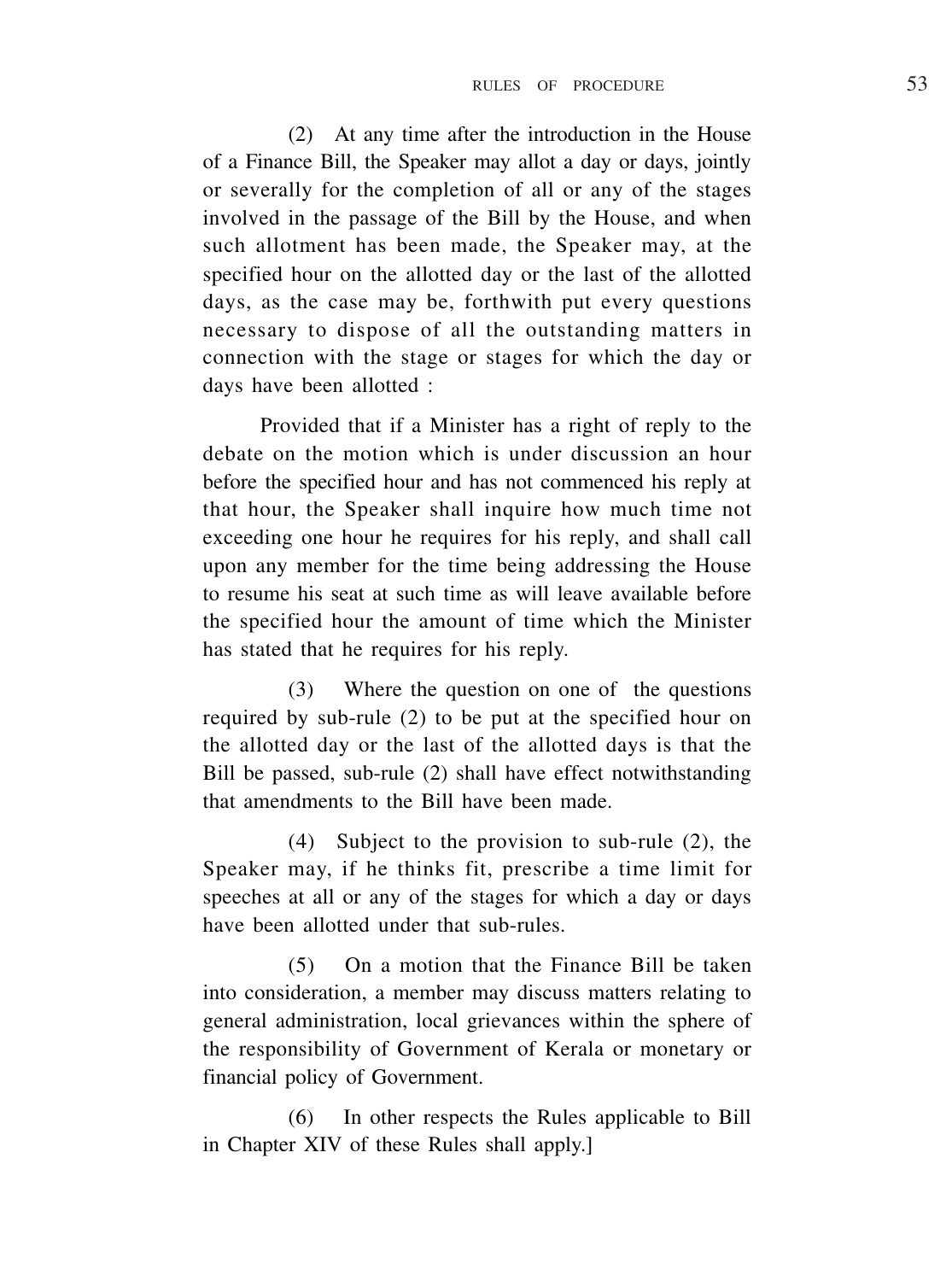(2) At any time after the introduction in the House of a Finance Bill, the Speaker may allot a day or days, jointly or severally for the completion of all or any of the stages involved in the passage of the Bill by the House, and when such allotment has been made, the Speaker may, at the specified hour on the allotted day or the last of the allotted days, as the case may be, forthwith put every questions necessary to dispose of all the outstanding matters in connection with the stage or stages for which the day or days have been allotted :

Provided that if a Minister has a right of reply to the debate on the motion which is under discussion an hour before the specified hour and has not commenced his reply at that hour, the Speaker shall inquire how much time not exceeding one hour he requires for his reply, and shall call upon any member for the time being addressing the House to resume his seat at such time as will leave available before the specified hour the amount of time which the Minister has stated that he requires for his reply.

(3) Where the question on one of the questions required by sub-rule (2) to be put at the specified hour on the allotted day or the last of the allotted days is that the Bill be passed, sub-rule (2) shall have effect notwithstanding that amendments to the Bill have been made.

(4) Subject to the provision to sub-rule (2), the Speaker may, if he thinks fit, prescribe a time limit for speeches at all or any of the stages for which a day or days have been allotted under that sub-rules.

(5) On a motion that the Finance Bill be taken into consideration, a member may discuss matters relating to general administration, local grievances within the sphere of the responsibility of Government of Kerala or monetary or financial policy of Government.

(6) In other respects the Rules applicable to Bill in Chapter XIV of these Rules shall apply.]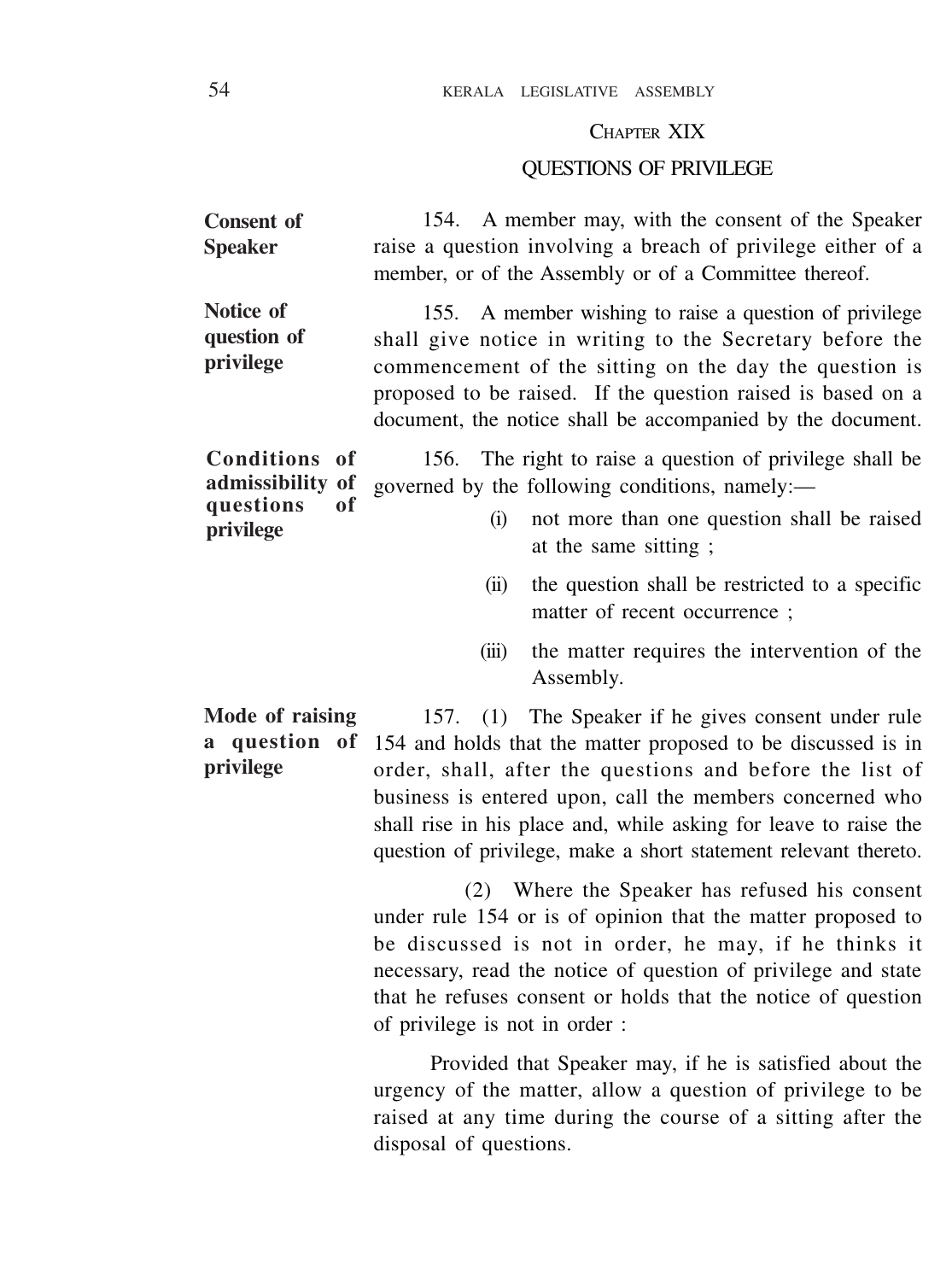## CHAPTER XIX

## QUESTIONS OF PRIVILEGE

**Consent of Speaker**

154. A member may, with the consent of the Speaker raise a question involving a breach of privilege either of a member, or of the Assembly or of a Committee thereof.

**Notice of question of privilege**

155. A member wishing to raise a question of privilege shall give notice in writing to the Secretary before the commencement of the sitting on the day the question is proposed to be raised. If the question raised is based on a document, the notice shall be accompanied by the document.

**Conditions of admissibility of questions of privilege**

156. The right to raise a question of privilege shall be governed by the following conditions, namely:—

(i) not more than one question shall be raised at the same sitting ;

(ii) the question shall be restricted to a specific matter of recent occurrence ;

(iii) the matter requires the intervention of the Assembly.

**Mode of raising a question of privilege**

157. (1) The Speaker if he gives consent under rule 154 and holds that the matter proposed to be discussed is in order, shall, after the questions and before the list of business is entered upon, call the members concerned who shall rise in his place and, while asking for leave to raise the question of privilege, make a short statement relevant thereto.

(2) Where the Speaker has refused his consent under rule 154 or is of opinion that the matter proposed to be discussed is not in order, he may, if he thinks it necessary, read the notice of question of privilege and state that he refuses consent or holds that the notice of question of privilege is not in order :

Provided that Speaker may, if he is satisfied about the urgency of the matter, allow a question of privilege to be raised at any time during the course of a sitting after the disposal of questions.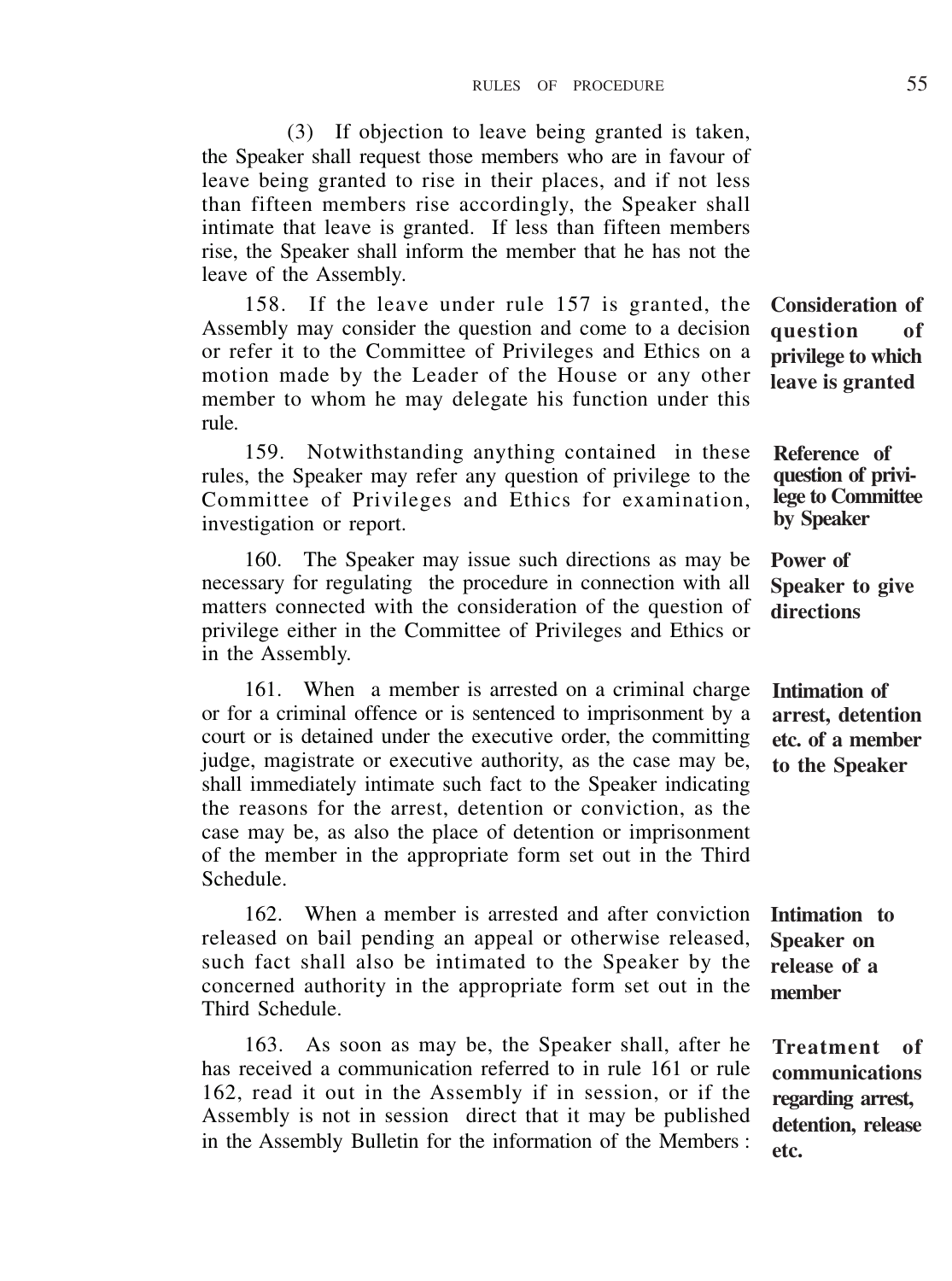(3) If objection to leave being granted is taken, the Speaker shall request those members who are in favour of leave being granted to rise in their places, and if not less than fifteen members rise accordingly, the Speaker shall intimate that leave is granted. If less than fifteen members rise, the Speaker shall inform the member that he has not the leave of the Assembly.

**Consideration of question of privilege to which leave is granted**

158. If the leave under rule 157 is granted, the Assembly may consider the question and come to a decision or refer it to the Committee of Privileges and Ethics on a motion made by the Leader of the House or any other member to whom he may delegate his function under this rule.

**Reference of question of privilege to Committee by Speaker**

159. Notwithstanding anything contained in these rules, the Speaker may refer any question of privilege to the Committee of Privileges and Ethics for examination, investigation or report.

**Power of Speaker to give directions**

160. The Speaker may issue such directions as may be necessary for regulating the procedure in connection with all matters connected with the consideration of the question of privilege either in the Committee of Privileges and Ethics or in the Assembly.

**Intimation of arrest, detention etc. of a member to the Speaker**

161. When a member is arrested on a criminal charge or for a criminal offence or is sentenced to imprisonment by a court or is detained under the executive order, the committing judge, magistrate or executive authority, as the case may be, shall immediately intimate such fact to the Speaker indicating the reasons for the arrest, detention or conviction, as the case may be, as also the place of detention or imprisonment of the member in the appropriate form set out in the Third Schedule.

**Intimation to Speaker on release of a member**

162. When a member is arrested and after conviction released on bail pending an appeal or otherwise released, such fact shall also be intimated to the Speaker by the concerned authority in the appropriate form set out in the Third Schedule.

**Treatment of communications regarding arrest, detention, release etc.**

163. As soon as may be, the Speaker shall, after he has received a communication referred to in rule 161 or rule 162, read it out in the Assembly if in session, or if the Assembly is not in session direct that it may be published in the Assembly Bulletin for the information of the Members :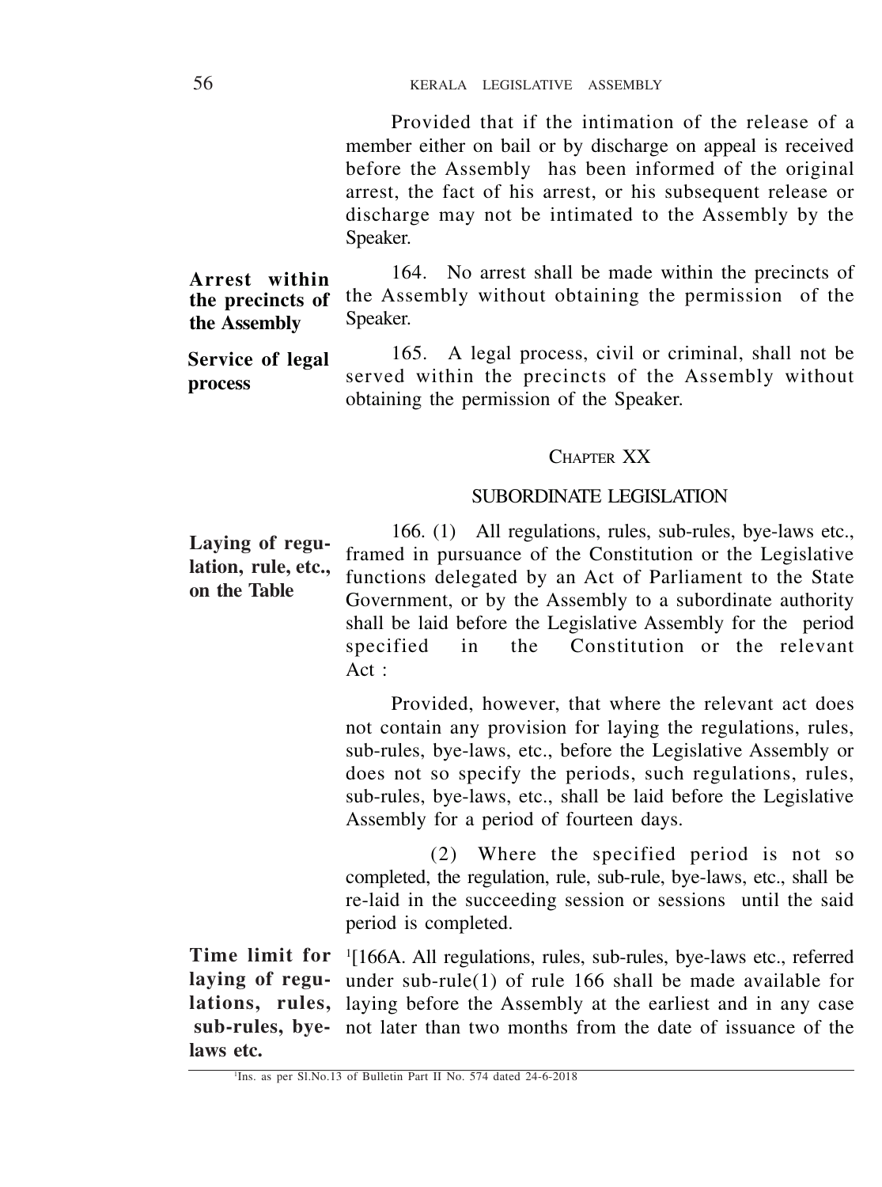Provided that if the intimation of the release of a member either on bail or by discharge on appeal is received before the Assembly has been informed of the original arrest, the fact of his arrest, or his subsequent release or discharge may not be intimated to the Assembly by the Speaker.

**Arrest within the precincts of the Assembly**

164. No arrest shall be made within the precincts of the Assembly without obtaining the permission of the Speaker.

**Service of legal process**

165. A legal process, civil or criminal, shall not be served within the precincts of the Assembly without obtaining the permission of the Speaker.

## CHAPTER XX

## SUBORDINATE LEGISLATION

**Laying of regulation, rule, etc., on the Table**

166. (1) All regulations, rules, sub-rules, bye-laws etc., framed in pursuance of the Constitution or the Legislative functions delegated by an Act of Parliament to the State Government, or by the Assembly to a subordinate authority shall be laid before the Legislative Assembly for the period specified in the Constitution or the relevant Act :

Provided, however, that where the relevant act does not contain any provision for laying the regulations, rules, sub-rules, bye-laws, etc., before the Legislative Assembly or does not so specify the periods, such regulations, rules, sub-rules, bye-laws, etc., shall be laid before the Legislative Assembly for a period of fourteen days.

(2) Where the specified period is not so completed, the regulation, rule, sub-rule, bye-laws, etc., shall be re-laid in the succeeding session or sessions until the said period is completed.

**Time limit for laying of regulations, rules, sub-rules, bye-laws etc.**

[1][166A. All regulations, rules, sub-rules, bye-laws etc., referred under sub-rule(1) of rule 166 shall be made available for laying before the Assembly at the earliest and in any case not later than two months from the date of issuance of the

[1]Ins. as per Sl.No.13 of Bulletin Part II No. 574 dated 24-6-2018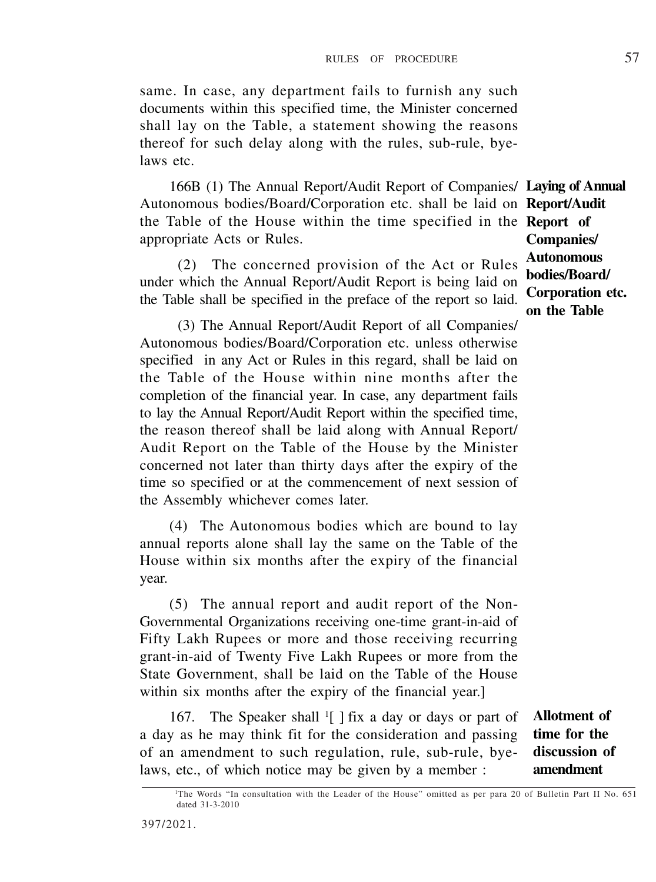same. In case, any department fails to furnish any such documents within this specified time, the Minister concerned shall lay on the Table, a statement showing the reasons thereof for such delay along with the rules, sub-rule, bye-laws etc.

**Laying of Annual Report/Audit Report of Companies/ Autonomous bodies/Board/ Corporation etc. on the Table**

166B (1) The Annual Report/Audit Report of Companies/ Autonomous bodies/Board/Corporation etc. shall be laid on the Table of the House within the time specified in the appropriate Acts or Rules.

(2) The concerned provision of the Act or Rules under which the Annual Report/Audit Report is being laid on the Table shall be specified in the preface of the report so laid.

(3) The Annual Report/Audit Report of all Companies/ Autonomous bodies/Board/Corporation etc. unless otherwise specified in any Act or Rules in this regard, shall be laid on the Table of the House within nine months after the completion of the financial year. In case, any department fails to lay the Annual Report/Audit Report within the specified time, the reason thereof shall be laid along with Annual Report/ Audit Report on the Table of the House by the Minister concerned not later than thirty days after the expiry of the time so specified or at the commencement of next session of the Assembly whichever comes later.

(4) The Autonomous bodies which are bound to lay annual reports alone shall lay the same on the Table of the House within six months after the expiry of the financial year.

(5) The annual report and audit report of the Non-Governmental Organizations receiving one-time grant-in-aid of Fifty Lakh Rupees or more and those receiving recurring grant-in-aid of Twenty Five Lakh Rupees or more from the State Government, shall be laid on the Table of the House within six months after the expiry of the financial year.]

**Allotment of time for the discussion of amendment**

167. The Speaker shall [1][ ] fix a day or days or part of a day as he may think fit for the consideration and passing of an amendment to such regulation, rule, sub-rule, bye-laws, etc., of which notice may be given by a member :

---

[1]The Words "In consultation with the Leader of the House" omitted as per para 20 of Bulletin Part II No. 651 dated 31-3-2010

397/2021.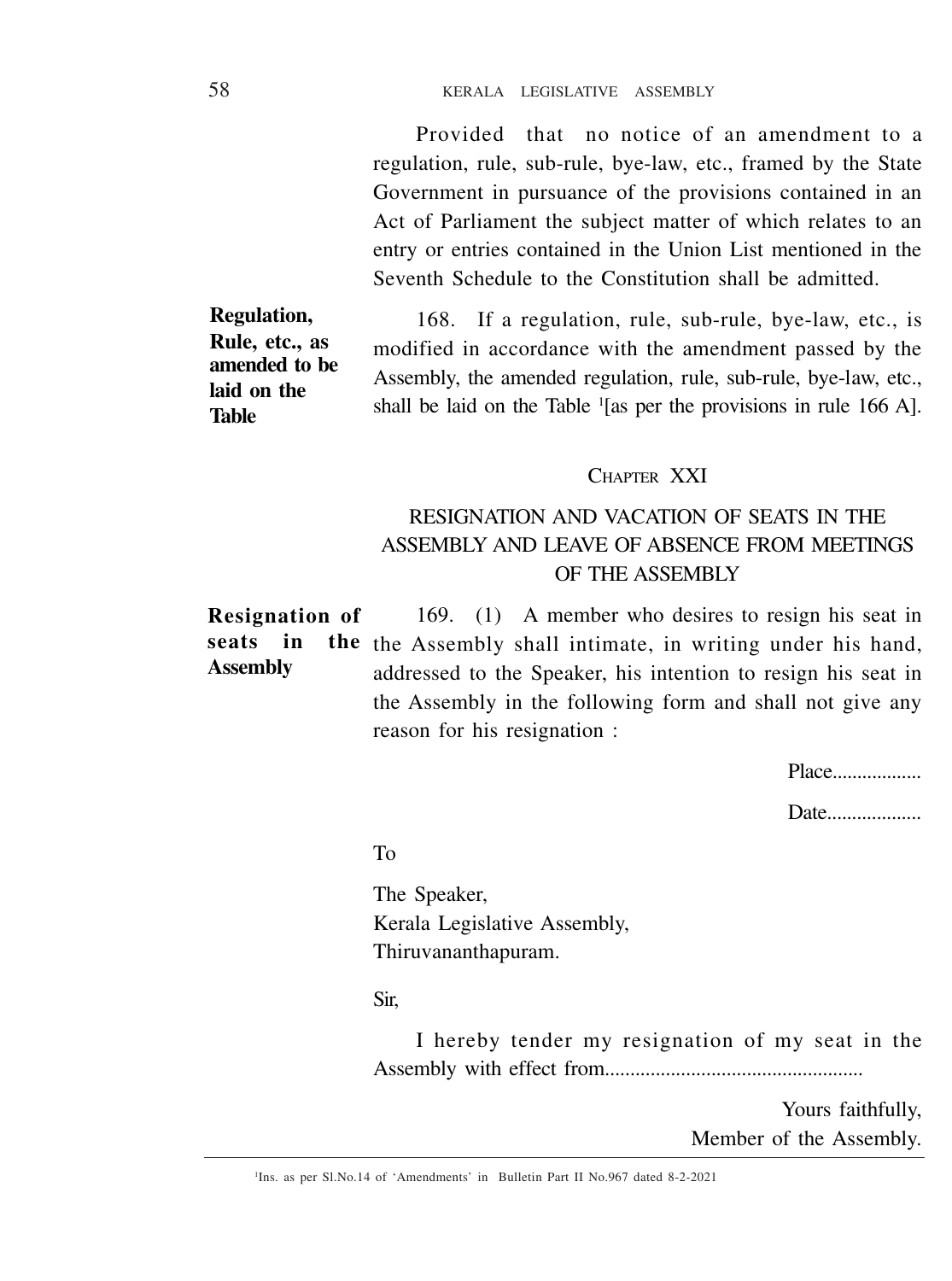Provided that no notice of an amendment to a regulation, rule, sub-rule, bye-law, etc., framed by the State Government in pursuance of the provisions contained in an Act of Parliament the subject matter of which relates to an entry or entries contained in the Union List mentioned in the Seventh Schedule to the Constitution shall be admitted.

**Regulation, Rule, etc., as amended to be laid on the Table**

168. If a regulation, rule, sub-rule, bye-law, etc., is modified in accordance with the amendment passed by the Assembly, the amended regulation, rule, sub-rule, bye-law, etc., shall be laid on the Table [1][as per the provisions in rule 166 A].

## CHAPTER XXI

## RESIGNATION AND VACATION OF SEATS IN THE ASSEMBLY AND LEAVE OF ABSENCE FROM MEETINGS OF THE ASSEMBLY

**Resignation of seats in the Assembly**

169. (1) A member who desires to resign his seat in the Assembly shall intimate, in writing under his hand, addressed to the Speaker, his intention to resign his seat in the Assembly in the following form and shall not give any reason for his resignation :

Place..................

Date..................

To

The Speaker,
Kerala Legislative Assembly,
Thiruvananthapuram.

Sir,

I hereby tender my resignation of my seat in the Assembly with effect from..................................................

Yours faithfully,
Member of the Assembly.

---

[1]Ins. as per Sl.No.14 of 'Amendments' in Bulletin Part II No.967 dated 8-2-2021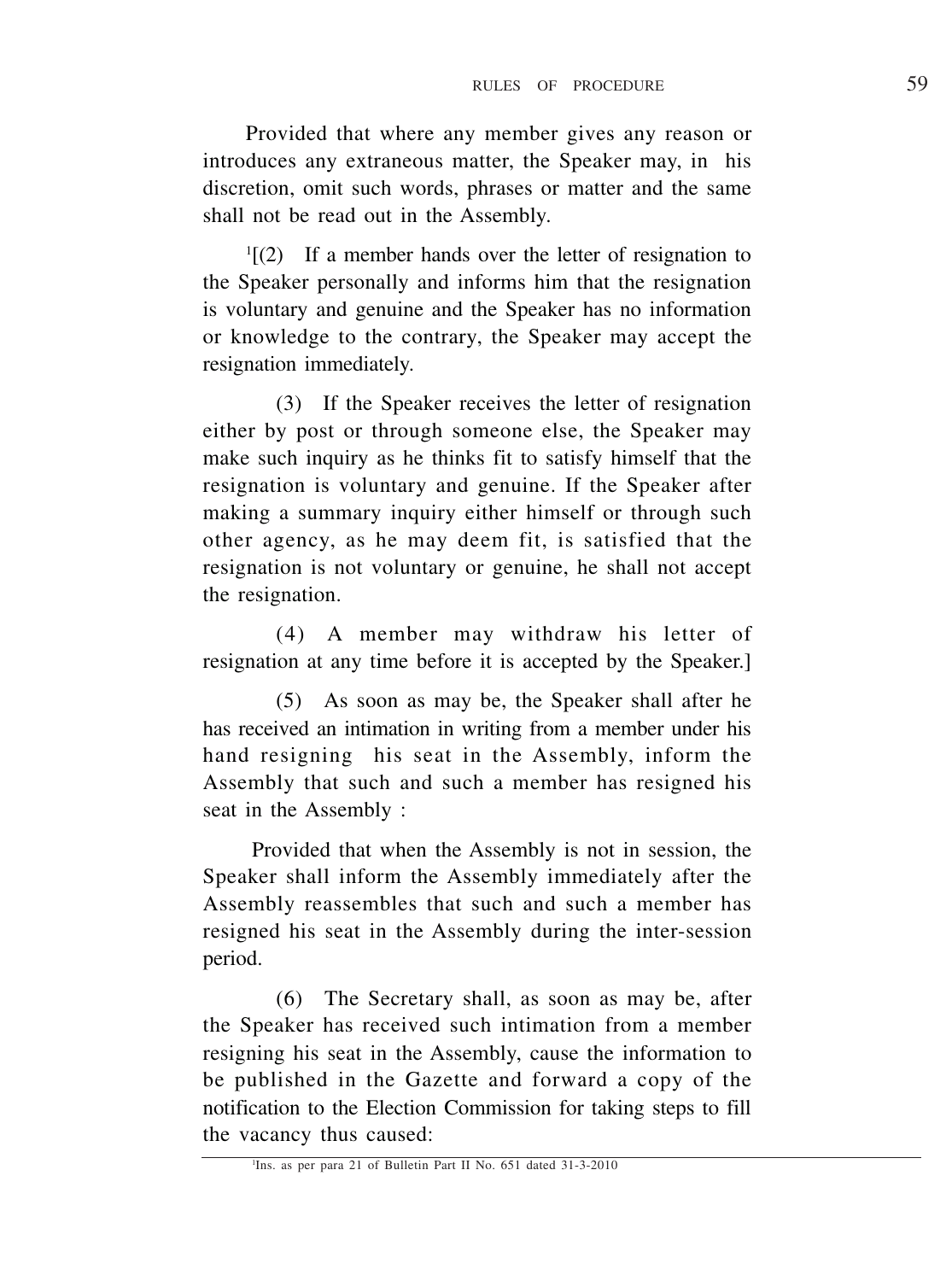Provided that where any member gives any reason or introduces any extraneous matter, the Speaker may, in his discretion, omit such words, phrases or matter and the same shall not be read out in the Assembly.

[1][(2) If a member hands over the letter of resignation to the Speaker personally and informs him that the resignation is voluntary and genuine and the Speaker has no information or knowledge to the contrary, the Speaker may accept the resignation immediately.

(3) If the Speaker receives the letter of resignation either by post or through someone else, the Speaker may make such inquiry as he thinks fit to satisfy himself that the resignation is voluntary and genuine. If the Speaker after making a summary inquiry either himself or through such other agency, as he may deem fit, is satisfied that the resignation is not voluntary or genuine, he shall not accept the resignation.

(4) A member may withdraw his letter of resignation at any time before it is accepted by the Speaker.]

(5) As soon as may be, the Speaker shall after he has received an intimation in writing from a member under his hand resigning his seat in the Assembly, inform the Assembly that such and such a member has resigned his seat in the Assembly :

Provided that when the Assembly is not in session, the Speaker shall inform the Assembly immediately after the Assembly reassembles that such and such a member has resigned his seat in the Assembly during the inter-session period.

(6) The Secretary shall, as soon as may be, after the Speaker has received such intimation from a member resigning his seat in the Assembly, cause the information to be published in the Gazette and forward a copy of the notification to the Election Commission for taking steps to fill the vacancy thus caused:

---

[1]Ins. as per para 21 of Bulletin Part II No. 651 dated 31-3-2010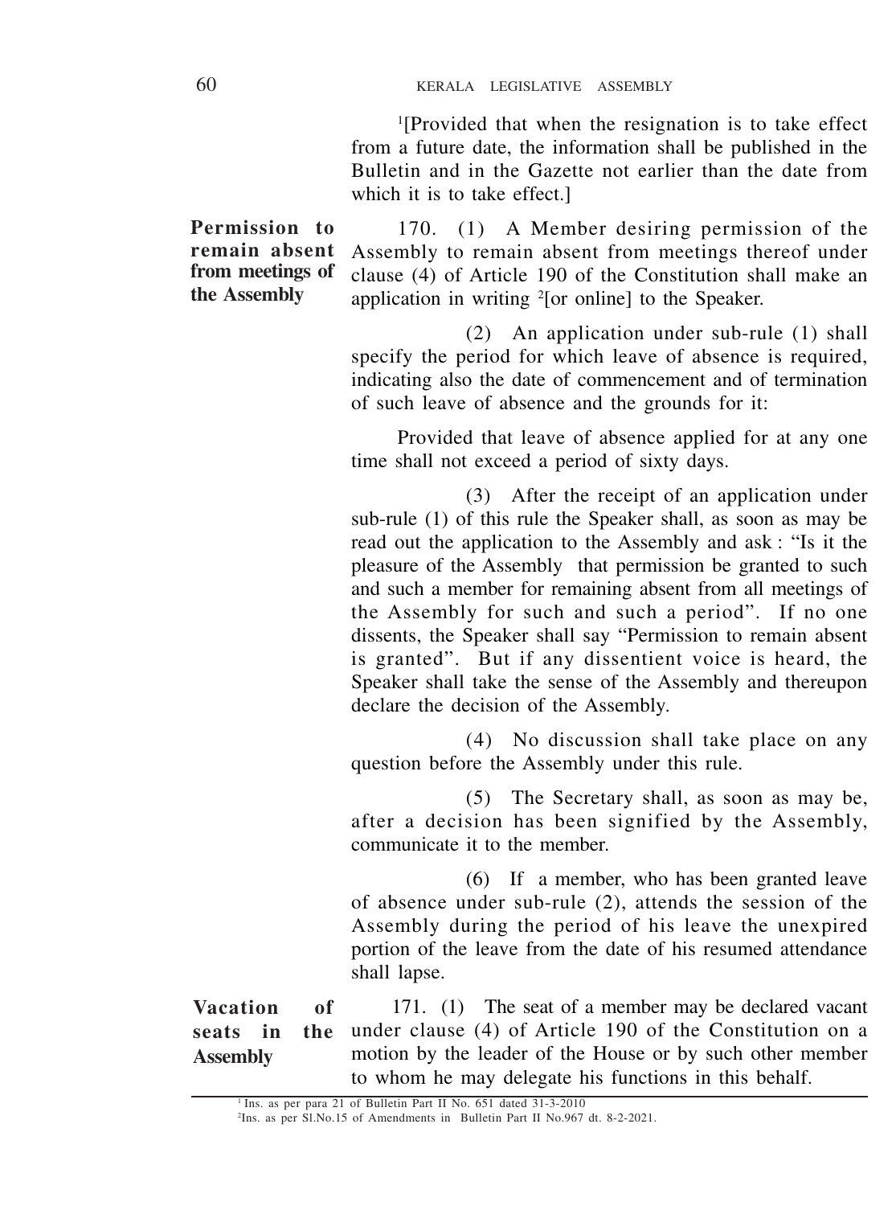[1][Provided that when the resignation is to take effect from a future date, the information shall be published in the Bulletin and in the Gazette not earlier than the date from which it is to take effect.]

**Permission to remain absent from meetings of the Assembly**

170. (1) A Member desiring permission of the Assembly to remain absent from meetings thereof under clause (4) of Article 190 of the Constitution shall make an application in writing [2][or online] to the Speaker.

(2) An application under sub-rule (1) shall specify the period for which leave of absence is required, indicating also the date of commencement and of termination of such leave of absence and the grounds for it:

Provided that leave of absence applied for at any one time shall not exceed a period of sixty days.

(3) After the receipt of an application under sub-rule (1) of this rule the Speaker shall, as soon as may be read out the application to the Assembly and ask : "Is it the pleasure of the Assembly that permission be granted to such and such a member for remaining absent from all meetings of the Assembly for such and such a period". If no one dissents, the Speaker shall say "Permission to remain absent is granted". But if any dissentient voice is heard, the Speaker shall take the sense of the Assembly and thereupon declare the decision of the Assembly.

(4) No discussion shall take place on any question before the Assembly under this rule.

(5) The Secretary shall, as soon as may be, after a decision has been signified by the Assembly, communicate it to the member.

(6) If a member, who has been granted leave of absence under sub-rule (2), attends the session of the Assembly during the period of his leave the unexpired portion of the leave from the date of his resumed attendance shall lapse.

**Vacation of seats in the Assembly**

171. (1) The seat of a member may be declared vacant under clause (4) of Article 190 of the Constitution on a motion by the leader of the House or by such other member to whom he may delegate his functions in this behalf.

---

[1] Ins. as per para 21 of Bulletin Part II No. 651 dated 31-3-2010

[2] Ins. as per Sl.No.15 of Amendments in Bulletin Part II No.967 dt. 8-2-2021.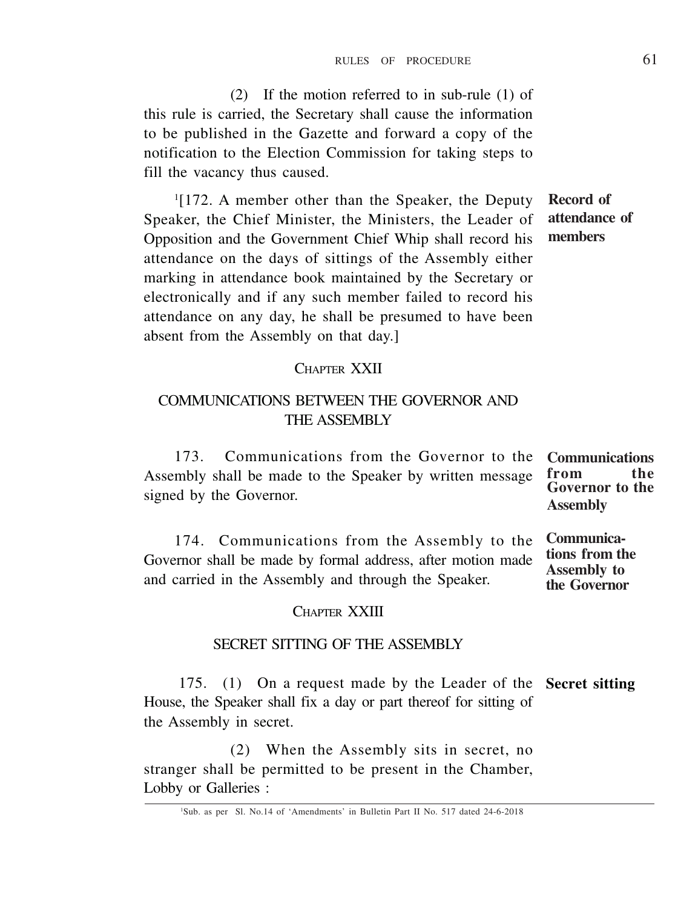(2) If the motion referred to in sub-rule (1) of this rule is carried, the Secretary shall cause the information to be published in the Gazette and forward a copy of the notification to the Election Commission for taking steps to fill the vacancy thus caused.

**Record of attendance of members**

[1][172. A member other than the Speaker, the Deputy Speaker, the Chief Minister, the Ministers, the Leader of Opposition and the Government Chief Whip shall record his attendance on the days of sittings of the Assembly either marking in attendance book maintained by the Secretary or electronically and if any such member failed to record his attendance on any day, he shall be presumed to have been absent from the Assembly on that day.]

## CHAPTER XXII

## COMMUNICATIONS BETWEEN THE GOVERNOR AND THE ASSEMBLY

**Communications from the Governor to the Assembly**

173. Communications from the Governor to the Assembly shall be made to the Speaker by written message signed by the Governor.

**Communications from the Assembly to the Governor**

174. Communications from the Assembly to the Governor shall be made by formal address, after motion made and carried in the Assembly and through the Speaker.

## CHAPTER XXIII

## SECRET SITTING OF THE ASSEMBLY

**Secret sitting**

175. (1) On a request made by the Leader of the House, the Speaker shall fix a day or part thereof for sitting of the Assembly in secret.

(2) When the Assembly sits in secret, no stranger shall be permitted to be present in the Chamber, Lobby or Galleries :

---

[1]Sub. as per Sl. No.14 of 'Amendments' in Bulletin Part II No. 517 dated 24-6-2018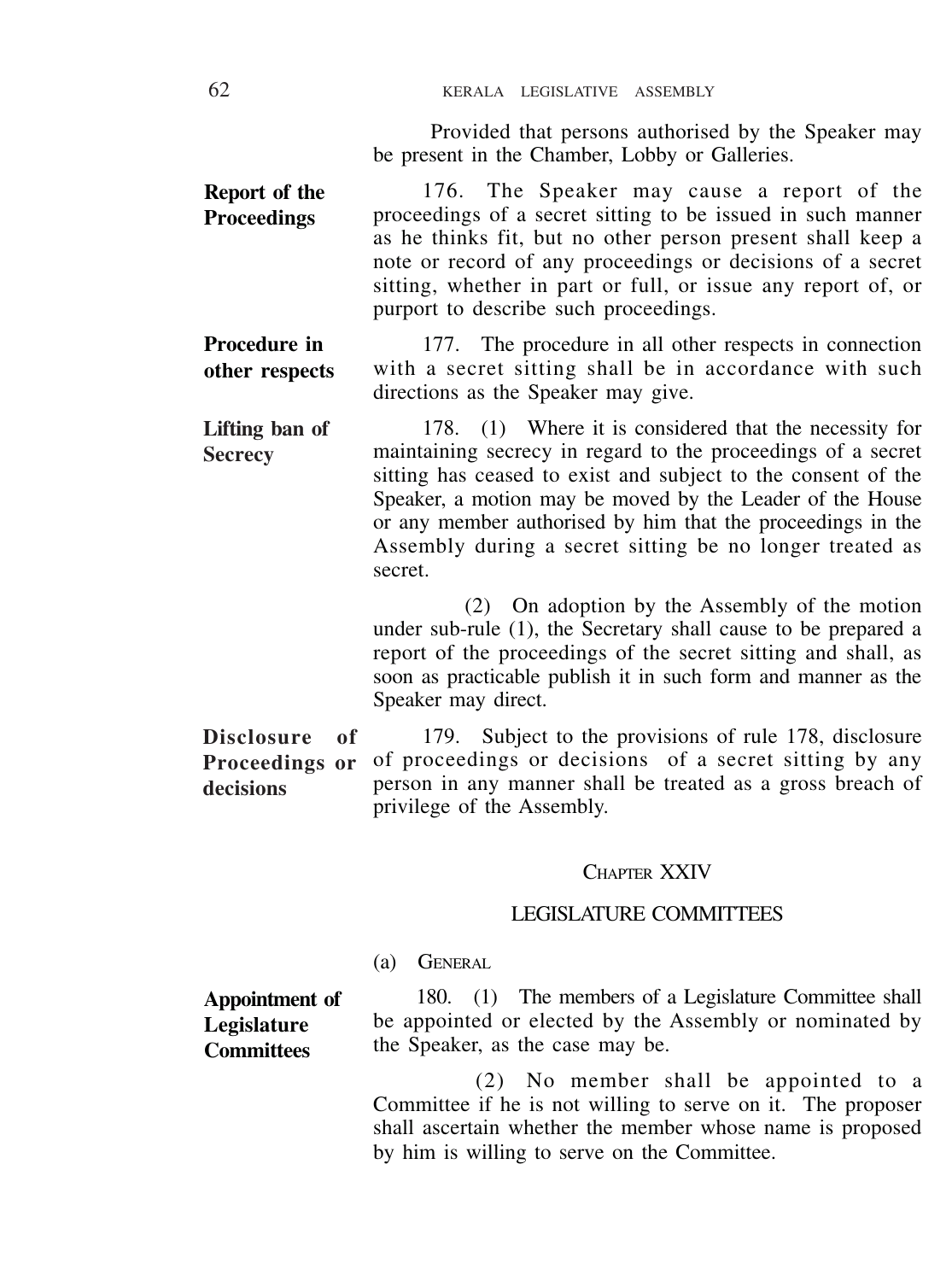Provided that persons authorised by the Speaker may be present in the Chamber, Lobby or Galleries.

**Report of the Proceedings**

176. The Speaker may cause a report of the proceedings of a secret sitting to be issued in such manner as he thinks fit, but no other person present shall keep a note or record of any proceedings or decisions of a secret sitting, whether in part or full, or issue any report of, or purport to describe such proceedings.

**Procedure in other respects**

177. The procedure in all other respects in connection with a secret sitting shall be in accordance with such directions as the Speaker may give.

**Lifting ban of Secrecy**

178. (1) Where it is considered that the necessity for maintaining secrecy in regard to the proceedings of a secret sitting has ceased to exist and subject to the consent of the Speaker, a motion may be moved by the Leader of the House or any member authorised by him that the proceedings in the Assembly during a secret sitting be no longer treated as secret.

(2) On adoption by the Assembly of the motion under sub-rule (1), the Secretary shall cause to be prepared a report of the proceedings of the secret sitting and shall, as soon as practicable publish it in such form and manner as the Speaker may direct.

**Disclosure of Proceedings or decisions**

179. Subject to the provisions of rule 178, disclosure of proceedings or decisions of a secret sitting by any person in any manner shall be treated as a gross breach of privilege of the Assembly.

## Chapter XXIV

## LEGISLATURE COMMITTEES

### (a) General

**Appointment of Legislature Committees**

180. (1) The members of a Legislature Committee shall be appointed or elected by the Assembly or nominated by the Speaker, as the case may be.

(2) No member shall be appointed to a Committee if he is not willing to serve on it. The proposer shall ascertain whether the member whose name is proposed by him is willing to serve on the Committee.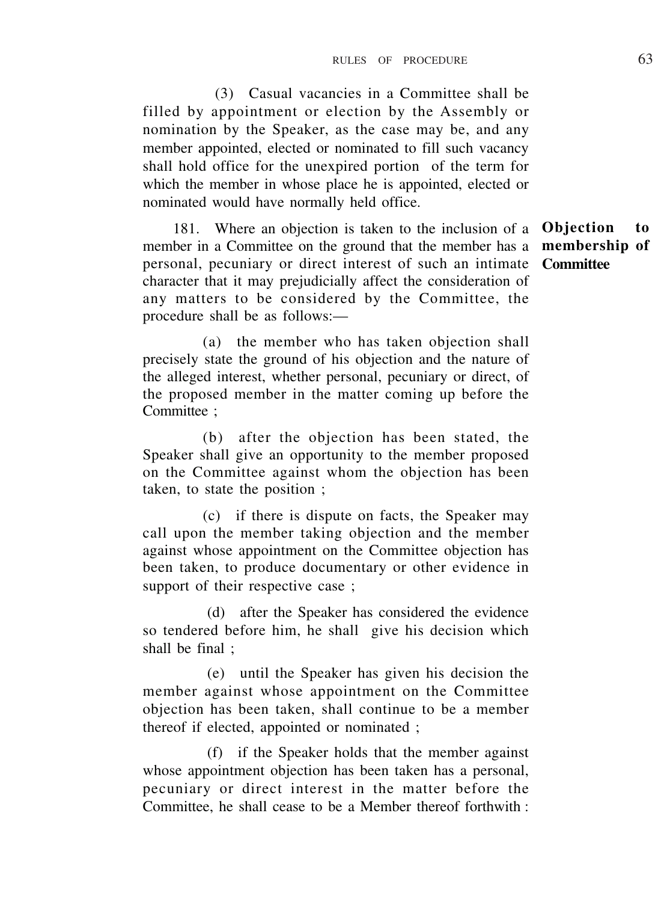(3) Casual vacancies in a Committee shall be filled by appointment or election by the Assembly or nomination by the Speaker, as the case may be, and any member appointed, elected or nominated to fill such vacancy shall hold office for the unexpired portion of the term for which the member in whose place he is appointed, elected or nominated would have normally held office.

**Objection to membership of Committee**

181. Where an objection is taken to the inclusion of a member in a Committee on the ground that the member has a personal, pecuniary or direct interest of such an intimate character that it may prejudicially affect the consideration of any matters to be considered by the Committee, the procedure shall be as follows:—

(a) the member who has taken objection shall precisely state the ground of his objection and the nature of the alleged interest, whether personal, pecuniary or direct, of the proposed member in the matter coming up before the Committee ;

(b) after the objection has been stated, the Speaker shall give an opportunity to the member proposed on the Committee against whom the objection has been taken, to state the position ;

(c) if there is dispute on facts, the Speaker may call upon the member taking objection and the member against whose appointment on the Committee objection has been taken, to produce documentary or other evidence in support of their respective case ;

(d) after the Speaker has considered the evidence so tendered before him, he shall give his decision which shall be final ;

(e) until the Speaker has given his decision the member against whose appointment on the Committee objection has been taken, shall continue to be a member thereof if elected, appointed or nominated ;

(f) if the Speaker holds that the member against whose appointment objection has been taken has a personal, pecuniary or direct interest in the matter before the Committee, he shall cease to be a Member thereof forthwith :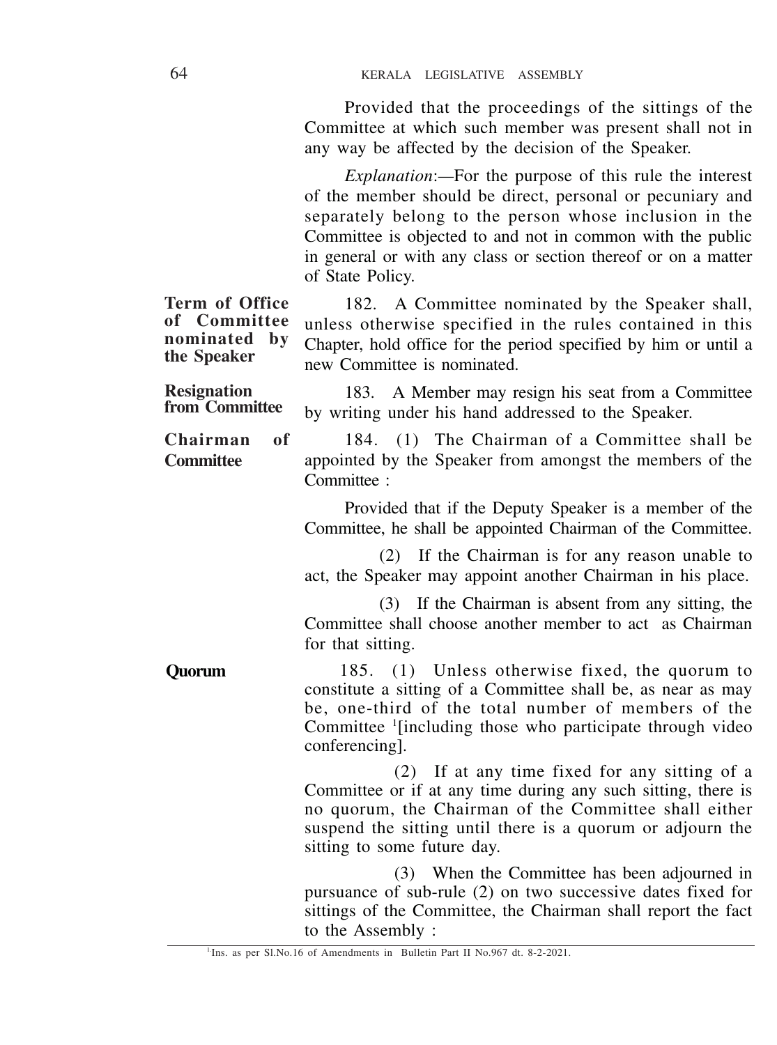Provided that the proceedings of the sittings of the Committee at which such member was present shall not in any way be affected by the decision of the Speaker.

*Explanation*:—For the purpose of this rule the interest of the member should be direct, personal or pecuniary and separately belong to the person whose inclusion in the Committee is objected to and not in common with the public in general or with any class or section thereof or on a matter of State Policy.

**Term of Office of Committee nominated by the Speaker**

182. A Committee nominated by the Speaker shall, unless otherwise specified in the rules contained in this Chapter, hold office for the period specified by him or until a new Committee is nominated.

**Resignation from Committee**

183. A Member may resign his seat from a Committee by writing under his hand addressed to the Speaker.

**Chairman of Committee**

184. (1) The Chairman of a Committee shall be appointed by the Speaker from amongst the members of the Committee :

Provided that if the Deputy Speaker is a member of the Committee, he shall be appointed Chairman of the Committee.

(2) If the Chairman is for any reason unable to act, the Speaker may appoint another Chairman in his place.

(3) If the Chairman is absent from any sitting, the Committee shall choose another member to act as Chairman for that sitting.

**Quorum**

185. (1) Unless otherwise fixed, the quorum to constitute a sitting of a Committee shall be, as near as may be, one-third of the total number of members of the Committee [1][including those who participate through video conferencing].

(2) If at any time fixed for any sitting of a Committee or if at any time during any such sitting, there is no quorum, the Chairman of the Committee shall either suspend the sitting until there is a quorum or adjourn the sitting to some future day.

(3) When the Committee has been adjourned in pursuance of sub-rule (2) on two successive dates fixed for sittings of the Committee, the Chairman shall report the fact to the Assembly :

---

[1] Ins. as per Sl.No.16 of Amendments in Bulletin Part II No.967 dt. 8-2-2021.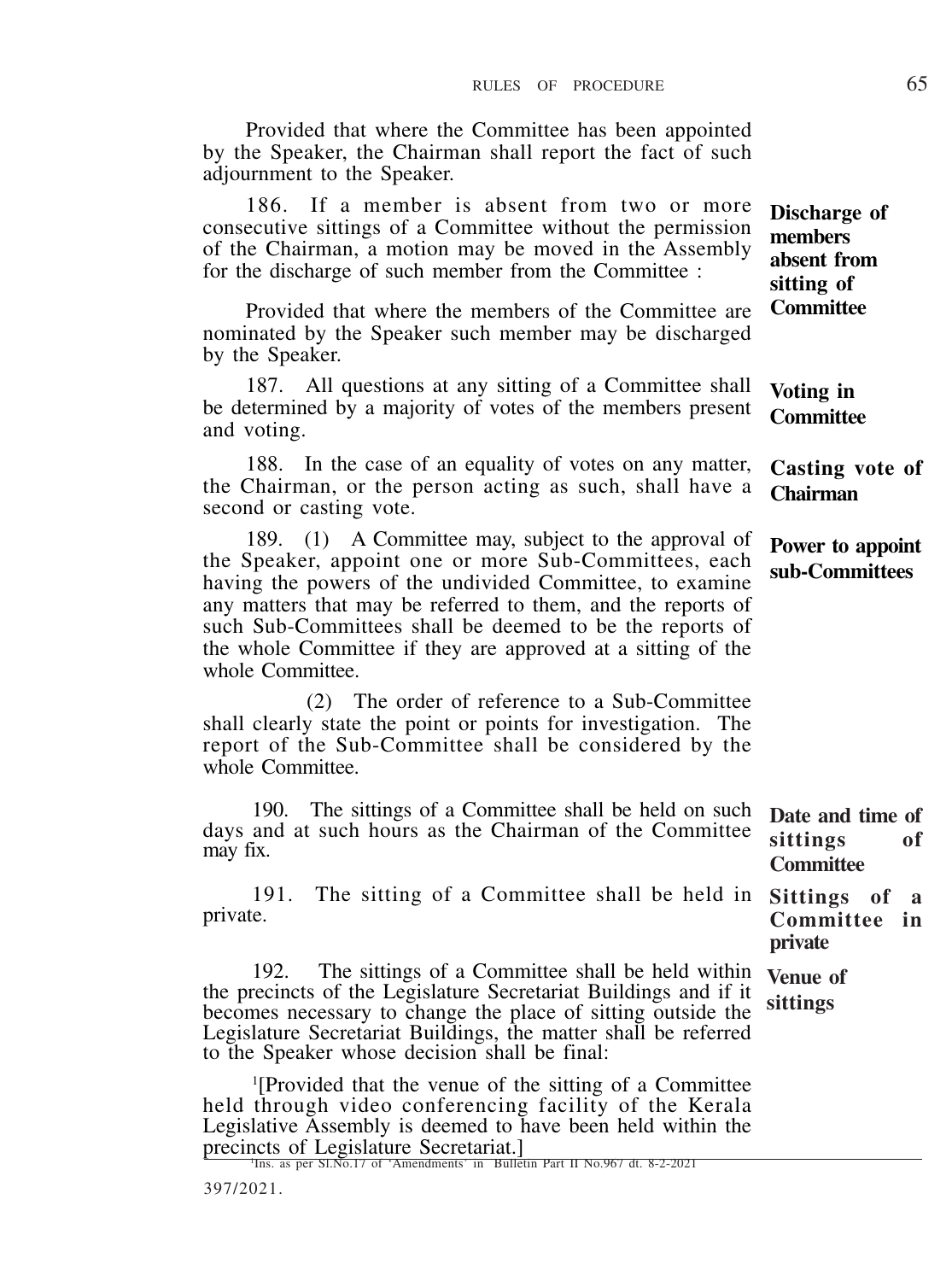Provided that where the Committee has been appointed by the Speaker, the Chairman shall report the fact of such adjournment to the Speaker.

**Discharge of members absent from sitting of Committee**

186. If a member is absent from two or more consecutive sittings of a Committee without the permission of the Chairman, a motion may be moved in the Assembly for the discharge of such member from the Committee :

Provided that where the members of the Committee are nominated by the Speaker such member may be discharged by the Speaker.

**Voting in Committee**

187. All questions at any sitting of a Committee shall be determined by a majority of votes of the members present and voting.

**Casting vote of Chairman**

188. In the case of an equality of votes on any matter, the Chairman, or the person acting as such, shall have a second or casting vote.

**Power to appoint sub-Committees**

189. (1) A Committee may, subject to the approval of the Speaker, appoint one or more Sub-Committees, each having the powers of the undivided Committee, to examine any matters that may be referred to them, and the reports of such Sub-Committees shall be deemed to be the reports of the whole Committee if they are approved at a sitting of the whole Committee.

(2) The order of reference to a Sub-Committee shall clearly state the point or points for investigation. The report of the Sub-Committee shall be considered by the whole Committee.

**Date and time of sittings of Committee**

190. The sittings of a Committee shall be held on such days and at such hours as the Chairman of the Committee may fix.

**Sittings of a Committee in private**

191. The sitting of a Committee shall be held in private.

**Venue of sittings**

192. The sittings of a Committee shall be held within the precincts of the Legislature Secretariat Buildings and if it becomes necessary to change the place of sitting outside the Legislature Secretariat Buildings, the matter shall be referred to the Speaker whose decision shall be final:

[1][Provided that the venue of the sitting of a Committee held through video conferencing facility of the Kerala Legislative Assembly is deemed to have been held within the precincts of Legislature Secretariat.]

[1]Ins. as per Sl.No.17 of 'Amendments' in Bulletin Part II No.967 dt. 8-2-2021

397/2021.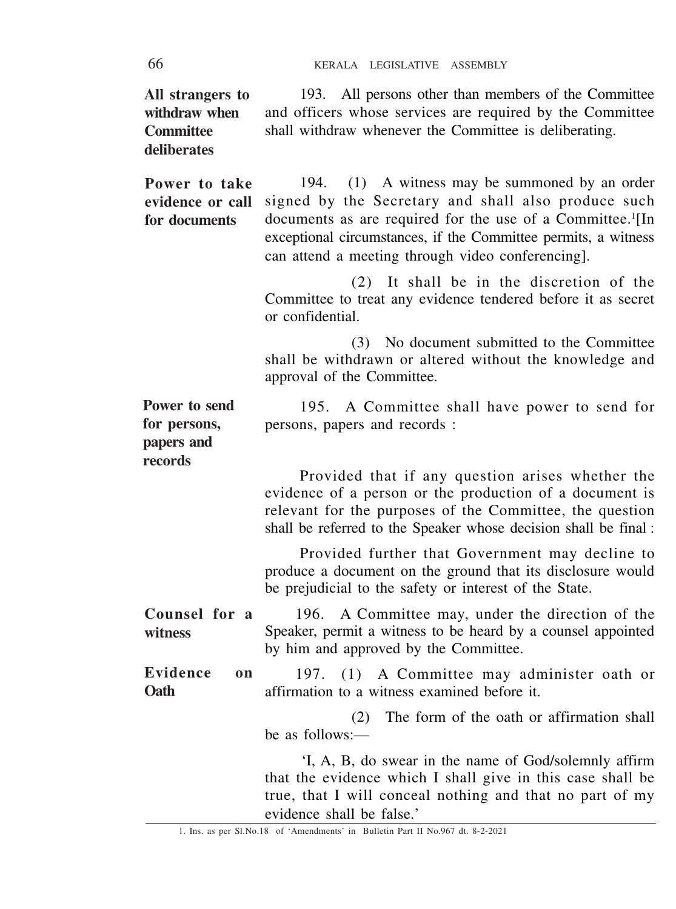**All strangers to withdraw when Committee deliberates**

193. All persons other than members of the Committee and officers whose services are required by the Committee shall withdraw whenever the Committee is deliberating.

**Power to take evidence or call for documents**

194. (1) A witness may be summoned by an order signed by the Secretary and shall also produce such documents as are required for the use of a Committee.[1][In exceptional circumstances, if the Committee permits, a witness can attend a meeting through video conferencing].

(2) It shall be in the discretion of the Committee to treat any evidence tendered before it as secret or confidential.

(3) No document submitted to the Committee shall be withdrawn or altered without the knowledge and approval of the Committee.

**Power to send for persons, papers and records**

195. A Committee shall have power to send for persons, papers and records :

Provided that if any question arises whether the evidence of a person or the production of a document is relevant for the purposes of the Committee, the question shall be referred to the Speaker whose decision shall be final :

Provided further that Government may decline to produce a document on the ground that its disclosure would be prejudicial to the safety or interest of the State.

**Counsel for a witness**

196. A Committee may, under the direction of the Speaker, permit a witness to be heard by a counsel appointed by him and approved by the Committee.

**Evidence on Oath**

197. (1) A Committee may administer oath or affirmation to a witness examined before it.

(2) The form of the oath or affirmation shall be as follows:—

'I, A, B, do swear in the name of God/solemnly affirm that the evidence which I shall give in this case shall be true, that I will conceal nothing and that no part of my evidence shall be false.'

---

1. Ins. as per Sl.No.18 of 'Amendments' in Bulletin Part II No.967 dt. 8-2-2021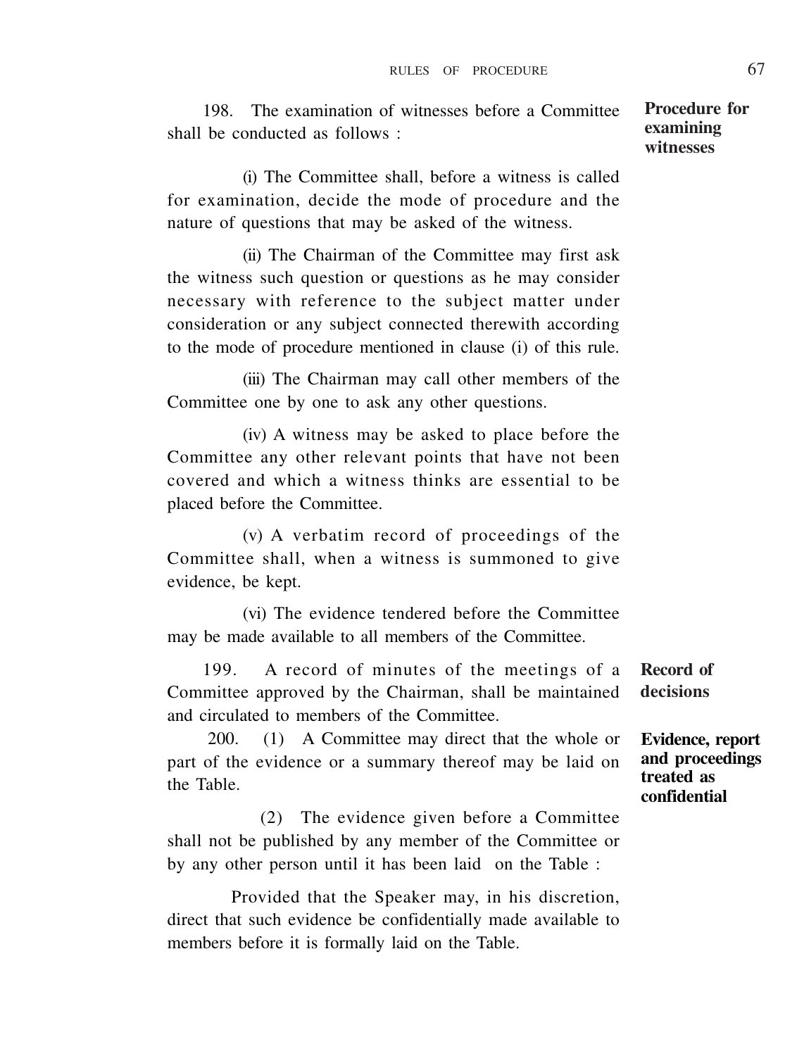**Procedure for examining witnesses**

198. The examination of witnesses before a Committee shall be conducted as follows :

(i) The Committee shall, before a witness is called for examination, decide the mode of procedure and the nature of questions that may be asked of the witness.

(ii) The Chairman of the Committee may first ask the witness such question or questions as he may consider necessary with reference to the subject matter under consideration or any subject connected therewith according to the mode of procedure mentioned in clause (i) of this rule.

(iii) The Chairman may call other members of the Committee one by one to ask any other questions.

(iv) A witness may be asked to place before the Committee any other relevant points that have not been covered and which a witness thinks are essential to be placed before the Committee.

(v) A verbatim record of proceedings of the Committee shall, when a witness is summoned to give evidence, be kept.

(vi) The evidence tendered before the Committee may be made available to all members of the Committee.

**Record of decisions**

199. A record of minutes of the meetings of a Committee approved by the Chairman, shall be maintained and circulated to members of the Committee.

**Evidence, report and proceedings treated as confidential**

200. (1) A Committee may direct that the whole or part of the evidence or a summary thereof may be laid on the Table.

(2) The evidence given before a Committee shall not be published by any member of the Committee or by any other person until it has been laid on the Table :

Provided that the Speaker may, in his discretion, direct that such evidence be confidentially made available to members before it is formally laid on the Table.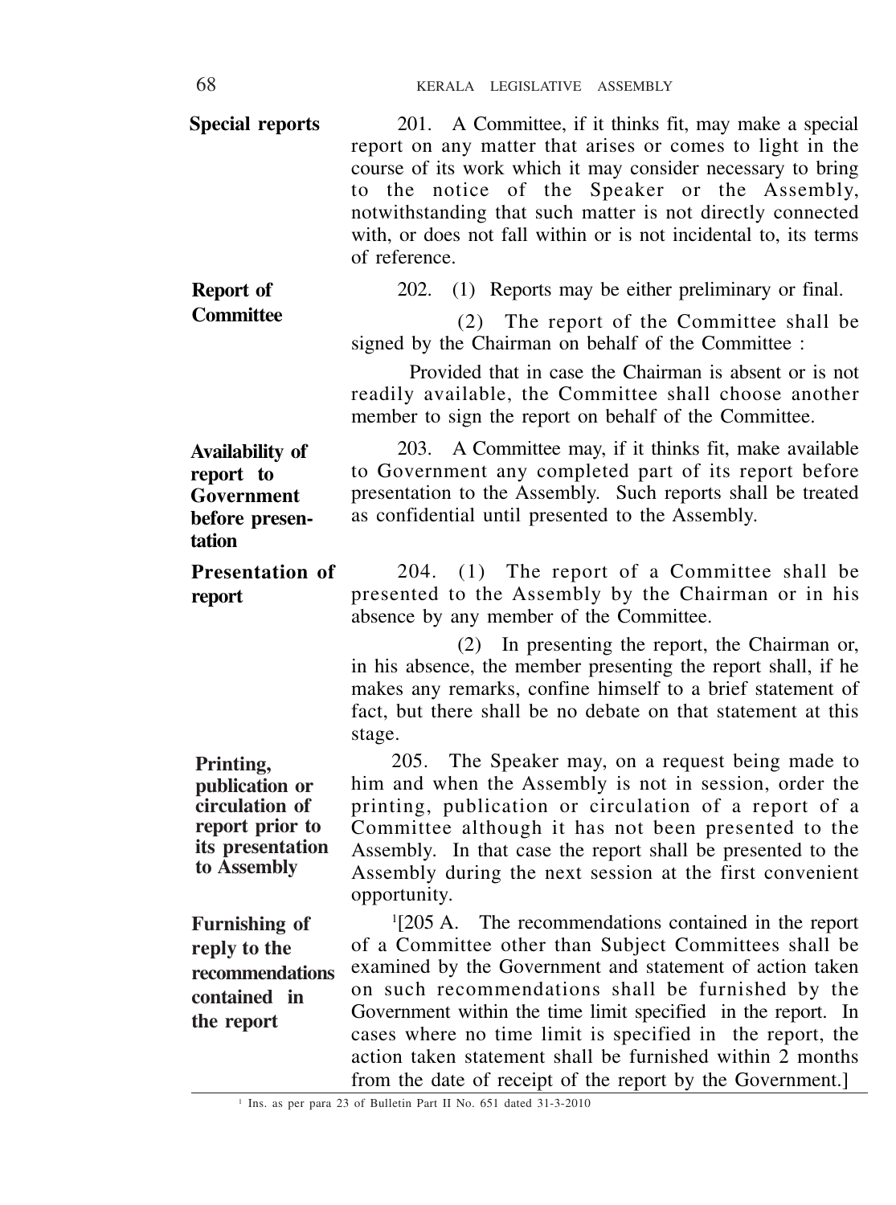**Special reports**

201. A Committee, if it thinks fit, may make a special report on any matter that arises or comes to light in the course of its work which it may consider necessary to bring to the notice of the Speaker or the Assembly, notwithstanding that such matter is not directly connected with, or does not fall within or is not incidental to, its terms of reference.

**Report of Committee**

202. (1) Reports may be either preliminary or final.

(2) The report of the Committee shall be signed by the Chairman on behalf of the Committee :

Provided that in case the Chairman is absent or is not readily available, the Committee shall choose another member to sign the report on behalf of the Committee.

**Availability of report to Government before presentation**

203. A Committee may, if it thinks fit, make available to Government any completed part of its report before presentation to the Assembly. Such reports shall be treated as confidential until presented to the Assembly.

**Presentation of report**

204. (1) The report of a Committee shall be presented to the Assembly by the Chairman or in his absence by any member of the Committee.

(2) In presenting the report, the Chairman or, in his absence, the member presenting the report shall, if he makes any remarks, confine himself to a brief statement of fact, but there shall be no debate on that statement at this stage.

**Printing, publication or circulation of report prior to its presentation to Assembly**

205. The Speaker may, on a request being made to him and when the Assembly is not in session, order the printing, publication or circulation of a report of a Committee although it has not been presented to the Assembly. In that case the report shall be presented to the Assembly during the next session at the first convenient opportunity.

**Furnishing of reply to the recommendations contained in the report**

[1][205 A. The recommendations contained in the report of a Committee other than Subject Committees shall be examined by the Government and statement of action taken on such recommendations shall be furnished by the Government within the time limit specified in the report. In cases where no time limit is specified in the report, the action taken statement shall be furnished within 2 months from the date of receipt of the report by the Government.]

---

[1] Ins. as per para 23 of Bulletin Part II No. 651 dated 31-3-2010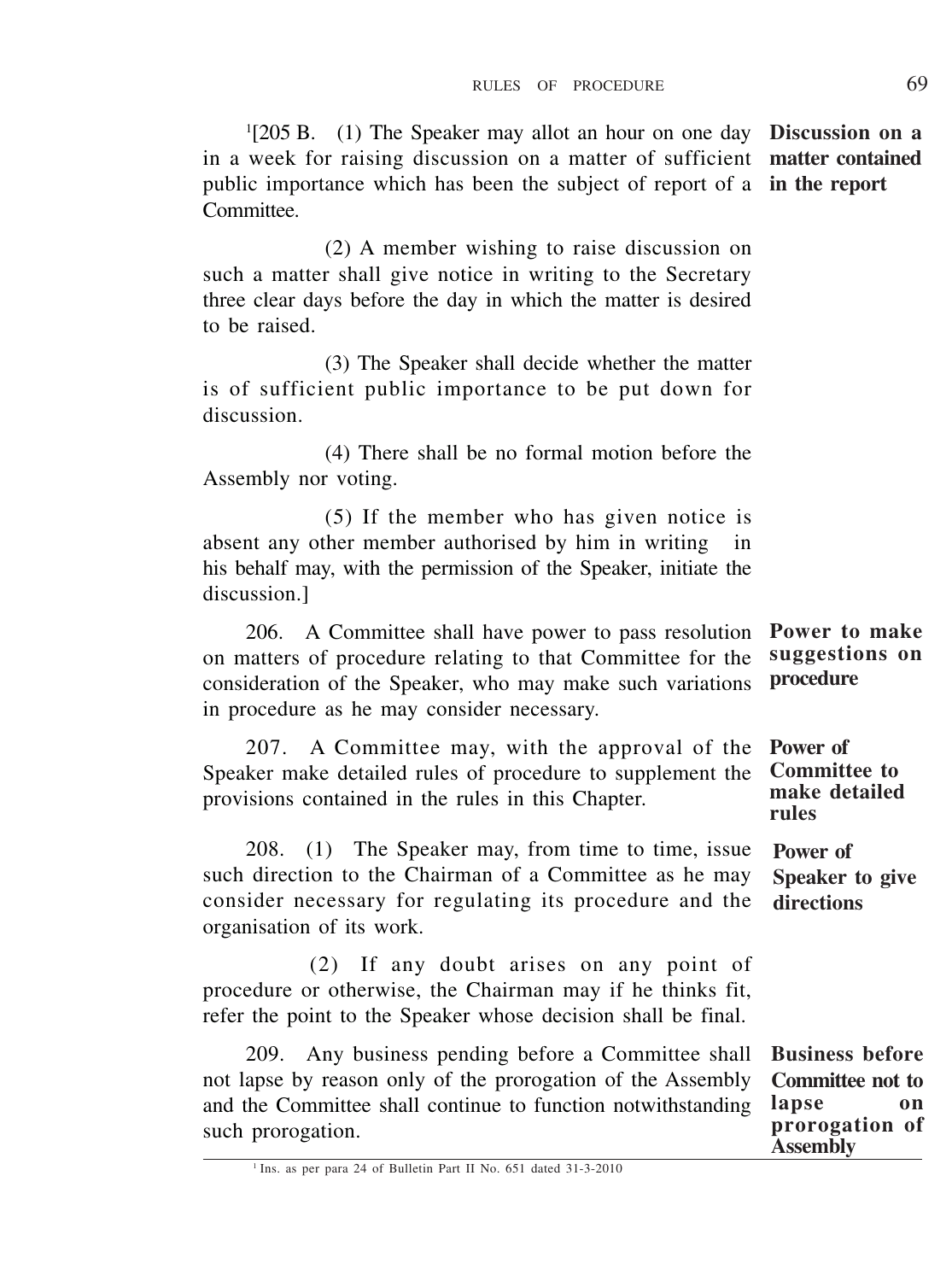[1][205 B. (1) The Speaker may allot an hour on one day in a week for raising discussion on a matter of sufficient public importance which has been the subject of report of a Committee. **Discussion on a matter contained in the report**

(2) A member wishing to raise discussion on such a matter shall give notice in writing to the Secretary three clear days before the day in which the matter is desired to be raised.

(3) The Speaker shall decide whether the matter is of sufficient public importance to be put down for discussion.

(4) There shall be no formal motion before the Assembly nor voting.

(5) If the member who has given notice is absent any other member authorised by him in writing in his behalf may, with the permission of the Speaker, initiate the discussion.]

206. A Committee shall have power to pass resolution on matters of procedure relating to that Committee for the consideration of the Speaker, who may make such variations in procedure as he may consider necessary. **Power to make suggestions on procedure**

207. A Committee may, with the approval of the Speaker make detailed rules of procedure to supplement the provisions contained in the rules in this Chapter. **Power of Committee to make detailed rules**

208. (1) The Speaker may, from time to time, issue such direction to the Chairman of a Committee as he may consider necessary for regulating its procedure and the organisation of its work. **Power of Speaker to give directions**

(2) If any doubt arises on any point of procedure or otherwise, the Chairman may if he thinks fit, refer the point to the Speaker whose decision shall be final.

209. Any business pending before a Committee shall not lapse by reason only of the prorogation of the Assembly and the Committee shall continue to function notwithstanding such prorogation. **Business before Committee not to lapse on prorogation of Assembly**

---

[1] Ins. as per para 24 of Bulletin Part II No. 651 dated 31-3-2010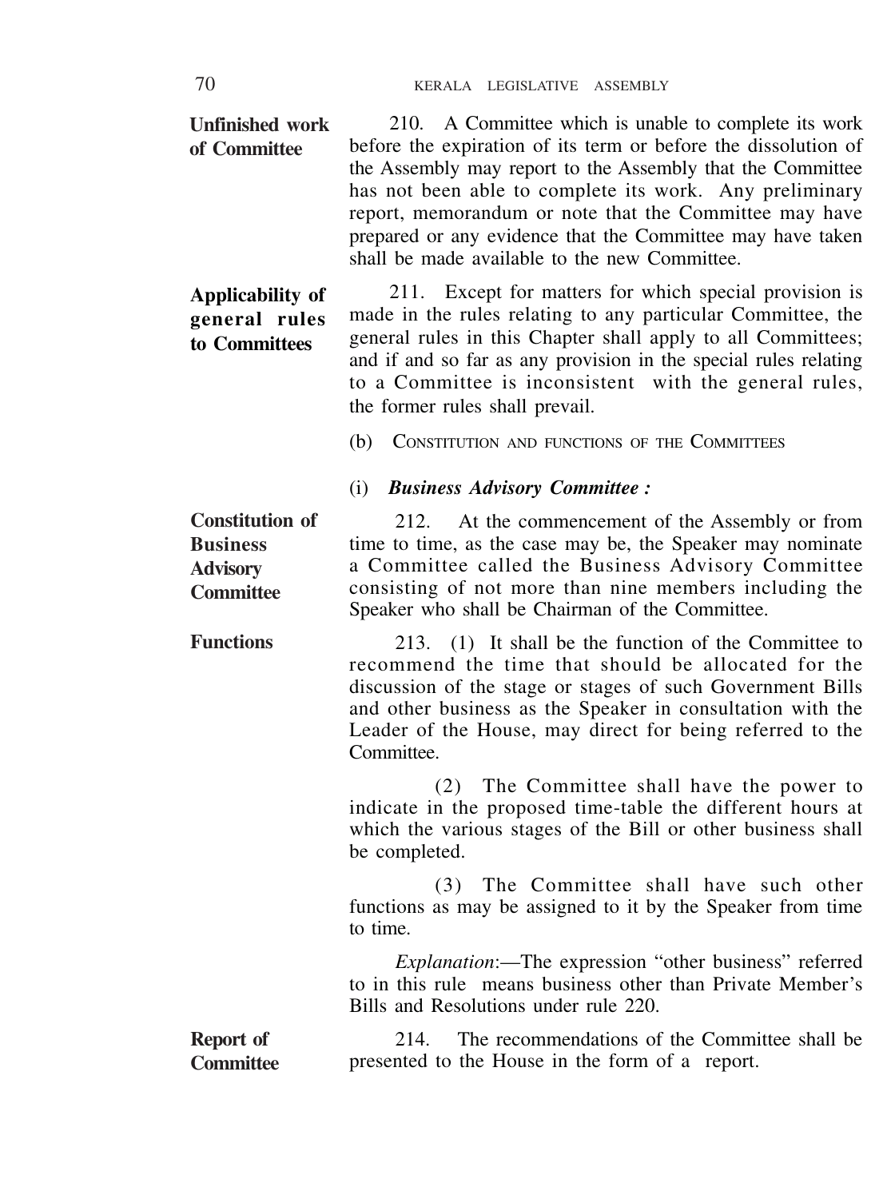**Unfinished work of Committee**

210. A Committee which is unable to complete its work before the expiration of its term or before the dissolution of the Assembly may report to the Assembly that the Committee has not been able to complete its work. Any preliminary report, memorandum or note that the Committee may have prepared or any evidence that the Committee may have taken shall be made available to the new Committee.

**Applicability of general rules to Committees**

211. Except for matters for which special provision is made in the rules relating to any particular Committee, the general rules in this Chapter shall apply to all Committees; and if and so far as any provision in the special rules relating to a Committee is inconsistent with the general rules, the former rules shall prevail.

## (b) CONSTITUTION AND FUNCTIONS OF THE COMMITTEES

### (i) *Business Advisory Committee :*

**Constitution of Business Advisory Committee**

212. At the commencement of the Assembly or from time to time, as the case may be, the Speaker may nominate a Committee called the Business Advisory Committee consisting of not more than nine members including the Speaker who shall be Chairman of the Committee.

**Functions**

213. (1) It shall be the function of the Committee to recommend the time that should be allocated for the discussion of the stage or stages of such Government Bills and other business as the Speaker in consultation with the Leader of the House, may direct for being referred to the Committee.

(2) The Committee shall have the power to indicate in the proposed time-table the different hours at which the various stages of the Bill or other business shall be completed.

(3) The Committee shall have such other functions as may be assigned to it by the Speaker from time to time.

*Explanation*:—The expression "other business" referred to in this rule means business other than Private Member's Bills and Resolutions under rule 220.

**Report of Committee**

214. The recommendations of the Committee shall be presented to the House in the form of a report.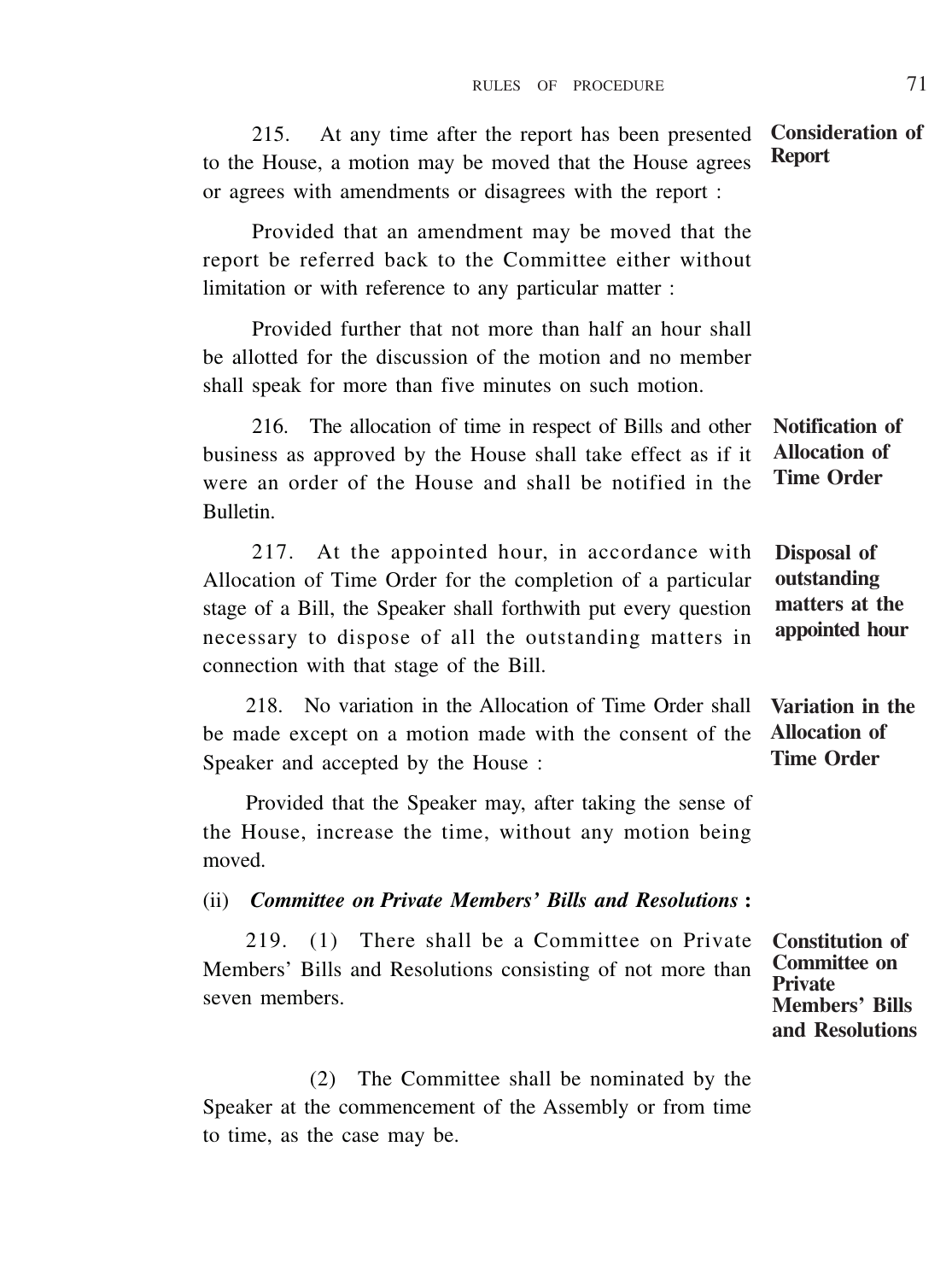**Consideration of Report**

215. At any time after the report has been presented to the House, a motion may be moved that the House agrees or agrees with amendments or disagrees with the report :

Provided that an amendment may be moved that the report be referred back to the Committee either without limitation or with reference to any particular matter :

Provided further that not more than half an hour shall be allotted for the discussion of the motion and no member shall speak for more than five minutes on such motion.

**Notification of Allocation of Time Order**

216. The allocation of time in respect of Bills and other business as approved by the House shall take effect as if it were an order of the House and shall be notified in the Bulletin.

**Disposal of outstanding matters at the appointed hour**

217. At the appointed hour, in accordance with Allocation of Time Order for the completion of a particular stage of a Bill, the Speaker shall forthwith put every question necessary to dispose of all the outstanding matters in connection with that stage of the Bill.

**Variation in the Allocation of Time Order**

218. No variation in the Allocation of Time Order shall be made except on a motion made with the consent of the Speaker and accepted by the House :

Provided that the Speaker may, after taking the sense of the House, increase the time, without any motion being moved.

(ii) ***Committee on Private Members' Bills and Resolutions*** **:**

**Constitution of Committee on Private Members' Bills and Resolutions**

219. (1) There shall be a Committee on Private Members' Bills and Resolutions consisting of not more than seven members.

(2) The Committee shall be nominated by the Speaker at the commencement of the Assembly or from time to time, as the case may be.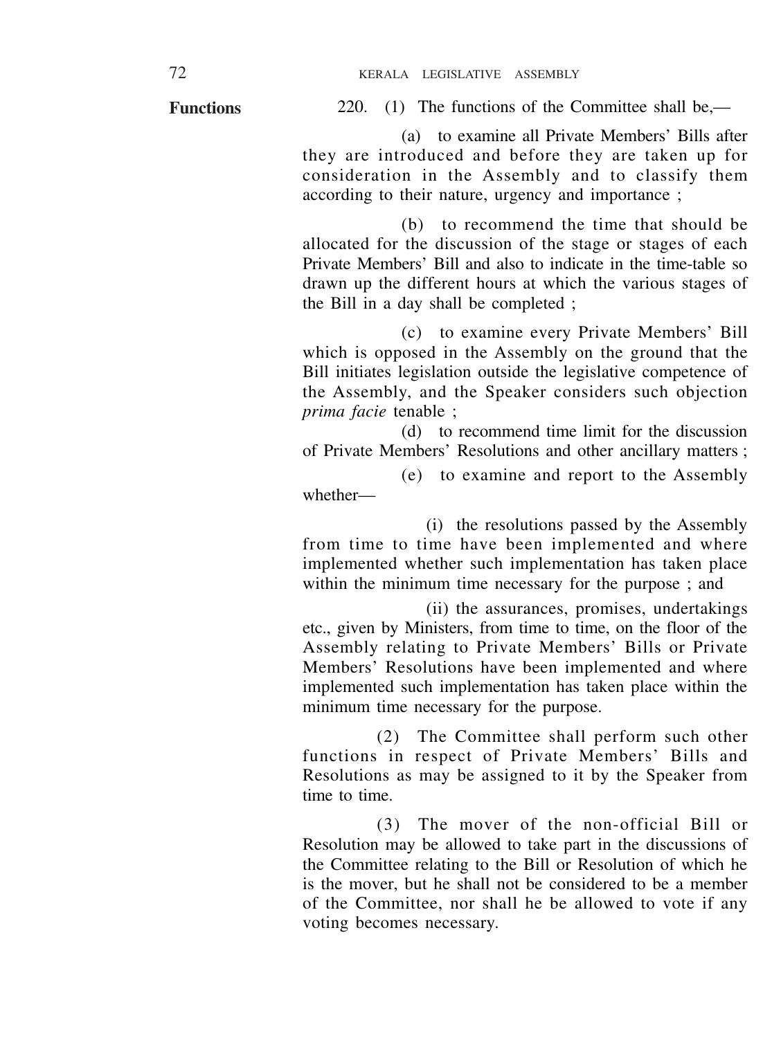**Functions**

220. (1) The functions of the Committee shall be,—

(a) to examine all Private Members' Bills after they are introduced and before they are taken up for consideration in the Assembly and to classify them according to their nature, urgency and importance ;

(b) to recommend the time that should be allocated for the discussion of the stage or stages of each Private Members' Bill and also to indicate in the time-table so drawn up the different hours at which the various stages of the Bill in a day shall be completed ;

(c) to examine every Private Members' Bill which is opposed in the Assembly on the ground that the Bill initiates legislation outside the legislative competence of the Assembly, and the Speaker considers such objection *prima facie* tenable ;

(d) to recommend time limit for the discussion of Private Members' Resolutions and other ancillary matters ;

(e) to examine and report to the Assembly whether—

(i) the resolutions passed by the Assembly from time to time have been implemented and where implemented whether such implementation has taken place within the minimum time necessary for the purpose ; and

(ii) the assurances, promises, undertakings etc., given by Ministers, from time to time, on the floor of the Assembly relating to Private Members' Bills or Private Members' Resolutions have been implemented and where implemented such implementation has taken place within the minimum time necessary for the purpose.

(2) The Committee shall perform such other functions in respect of Private Members' Bills and Resolutions as may be assigned to it by the Speaker from time to time.

(3) The mover of the non-official Bill or Resolution may be allowed to take part in the discussions of the Committee relating to the Bill or Resolution of which he is the mover, but he shall not be considered to be a member of the Committee, nor shall he be allowed to vote if any voting becomes necessary.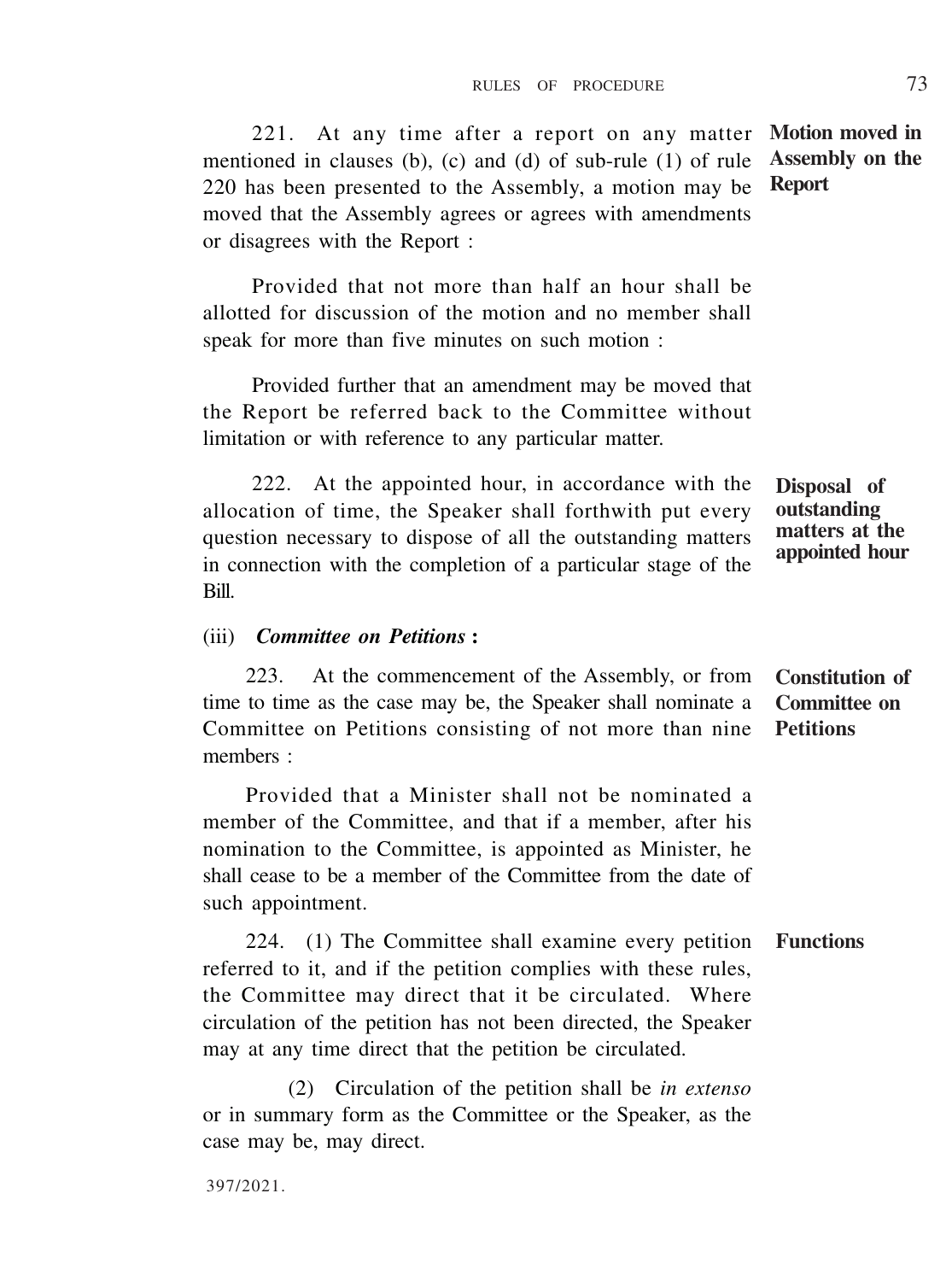221. At any time after a report on any matter mentioned in clauses (b), (c) and (d) of sub-rule (1) of rule 220 has been presented to the Assembly, a motion may be moved that the Assembly agrees or agrees with amendments or disagrees with the Report : **Motion moved in Assembly on the Report**

Provided that not more than half an hour shall be allotted for discussion of the motion and no member shall speak for more than five minutes on such motion :

Provided further that an amendment may be moved that the Report be referred back to the Committee without limitation or with reference to any particular matter.

222. At the appointed hour, in accordance with the allocation of time, the Speaker shall forthwith put every question necessary to dispose of all the outstanding matters in connection with the completion of a particular stage of the Bill. **Disposal of outstanding matters at the appointed hour**

(iii) ***Committee on Petitions* :**

223. At the commencement of the Assembly, or from time to time as the case may be, the Speaker shall nominate a Committee on Petitions consisting of not more than nine members : **Constitution of Committee on Petitions**

Provided that a Minister shall not be nominated a member of the Committee, and that if a member, after his nomination to the Committee, is appointed as Minister, he shall cease to be a member of the Committee from the date of such appointment.

224. (1) The Committee shall examine every petition referred to it, and if the petition complies with these rules, the Committee may direct that it be circulated. Where circulation of the petition has not been directed, the Speaker may at any time direct that the petition be circulated. **Functions**

(2) Circulation of the petition shall be *in extenso* or in summary form as the Committee or the Speaker, as the case may be, may direct.

397/2021.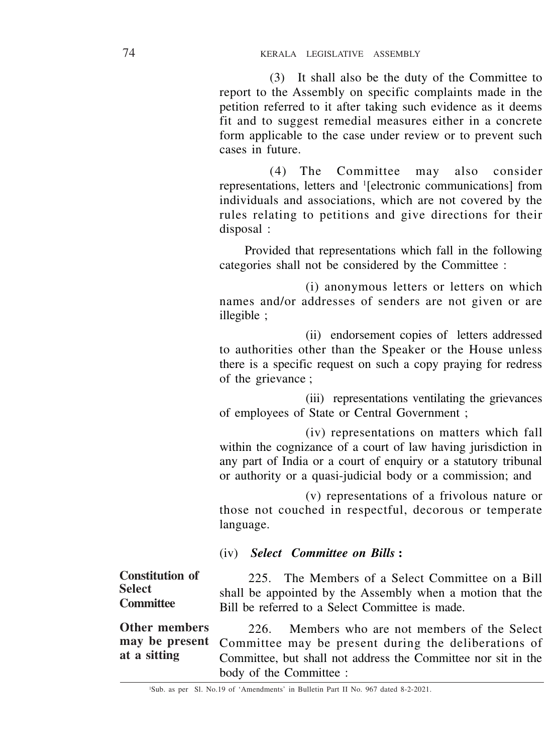(3) It shall also be the duty of the Committee to report to the Assembly on specific complaints made in the petition referred to it after taking such evidence as it deems fit and to suggest remedial measures either in a concrete form applicable to the case under review or to prevent such cases in future.

(4) The Committee may also consider representations, letters and [1][electronic communications] from individuals and associations, which are not covered by the rules relating to petitions and give directions for their disposal :

Provided that representations which fall in the following categories shall not be considered by the Committee :

(i) anonymous letters or letters on which names and/or addresses of senders are not given or are illegible ;

(ii) endorsement copies of letters addressed to authorities other than the Speaker or the House unless there is a specific request on such a copy praying for redress of the grievance ;

(iii) representations ventilating the grievances of employees of State or Central Government ;

(iv) representations on matters which fall within the cognizance of a court of law having jurisdiction in any part of India or a court of enquiry or a statutory tribunal or authority or a quasi-judicial body or a commission; and

(v) representations of a frivolous nature or those not couched in respectful, decorous or temperate language.

(iv) ***Select Committee on Bills* :**

**Constitution of Select Committee**

225. The Members of a Select Committee on a Bill shall be appointed by the Assembly when a motion that the Bill be referred to a Select Committee is made.

**Other members may be present at a sitting**

226. Members who are not members of the Select Committee may be present during the deliberations of Committee, but shall not address the Committee nor sit in the body of the Committee :

[1]Sub. as per Sl. No.19 of 'Amendments' in Bulletin Part II No. 967 dated 8-2-2021.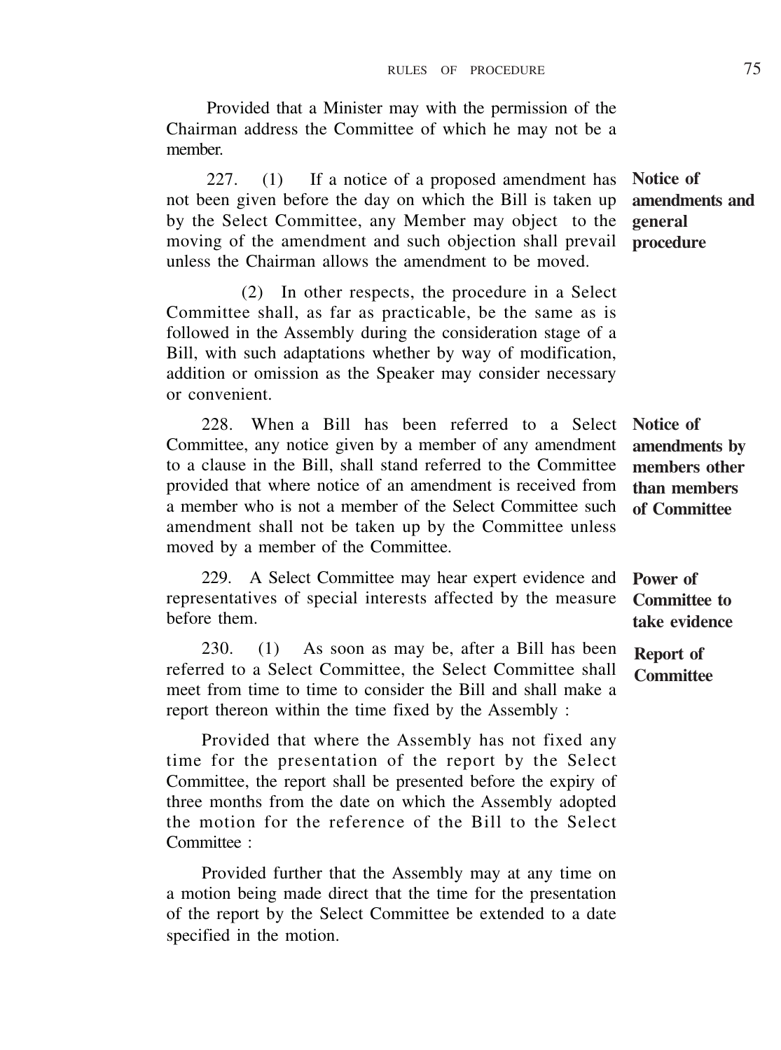Provided that a Minister may with the permission of the Chairman address the Committee of which he may not be a member.

**Notice of amendments and general procedure**

227. (1) If a notice of a proposed amendment has not been given before the day on which the Bill is taken up by the Select Committee, any Member may object to the moving of the amendment and such objection shall prevail unless the Chairman allows the amendment to be moved.

(2) In other respects, the procedure in a Select Committee shall, as far as practicable, be the same as is followed in the Assembly during the consideration stage of a Bill, with such adaptations whether by way of modification, addition or omission as the Speaker may consider necessary or convenient.

**Notice of amendments by members other than members of Committee**

228. When a Bill has been referred to a Select Committee, any notice given by a member of any amendment to a clause in the Bill, shall stand referred to the Committee provided that where notice of an amendment is received from a member who is not a member of the Select Committee such amendment shall not be taken up by the Committee unless moved by a member of the Committee.

**Power of Committee to take evidence**

229. A Select Committee may hear expert evidence and representatives of special interests affected by the measure before them.

**Report of Committee**

230. (1) As soon as may be, after a Bill has been referred to a Select Committee, the Select Committee shall meet from time to time to consider the Bill and shall make a report thereon within the time fixed by the Assembly :

Provided that where the Assembly has not fixed any time for the presentation of the report by the Select Committee, the report shall be presented before the expiry of three months from the date on which the Assembly adopted the motion for the reference of the Bill to the Select Committee :

Provided further that the Assembly may at any time on a motion being made direct that the time for the presentation of the report by the Select Committee be extended to a date specified in the motion.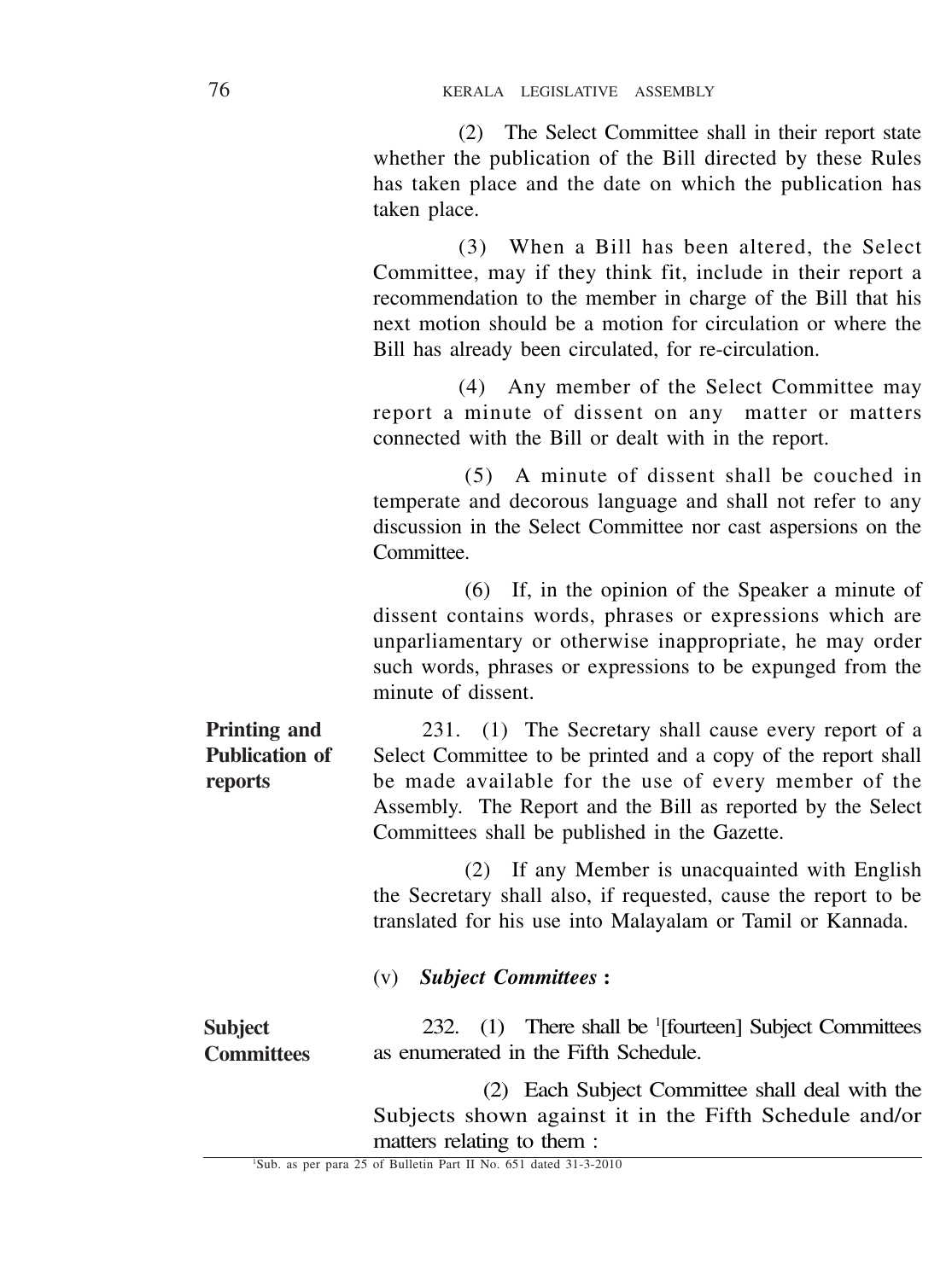(2) The Select Committee shall in their report state whether the publication of the Bill directed by these Rules has taken place and the date on which the publication has taken place.

(3) When a Bill has been altered, the Select Committee, may if they think fit, include in their report a recommendation to the member in charge of the Bill that his next motion should be a motion for circulation or where the Bill has already been circulated, for re-circulation.

(4) Any member of the Select Committee may report a minute of dissent on any matter or matters connected with the Bill or dealt with in the report.

(5) A minute of dissent shall be couched in temperate and decorous language and shall not refer to any discussion in the Select Committee nor cast aspersions on the Committee.

(6) If, in the opinion of the Speaker a minute of dissent contains words, phrases or expressions which are unparliamentary or otherwise inappropriate, he may order such words, phrases or expressions to be expunged from the minute of dissent.

**Printing and Publication of reports**

231. (1) The Secretary shall cause every report of a Select Committee to be printed and a copy of the report shall be made available for the use of every member of the Assembly. The Report and the Bill as reported by the Select Committees shall be published in the Gazette.

(2) If any Member is unacquainted with English the Secretary shall also, if requested, cause the report to be translated for his use into Malayalam or Tamil or Kannada.

### (v) ***Subject Committees* :**

**Subject Committees**

232. (1) There shall be [1][fourteen] Subject Committees as enumerated in the Fifth Schedule.

(2) Each Subject Committee shall deal with the Subjects shown against it in the Fifth Schedule and/or matters relating to them :

---

[1]Sub. as per para 25 of Bulletin Part II No. 651 dated 31-3-2010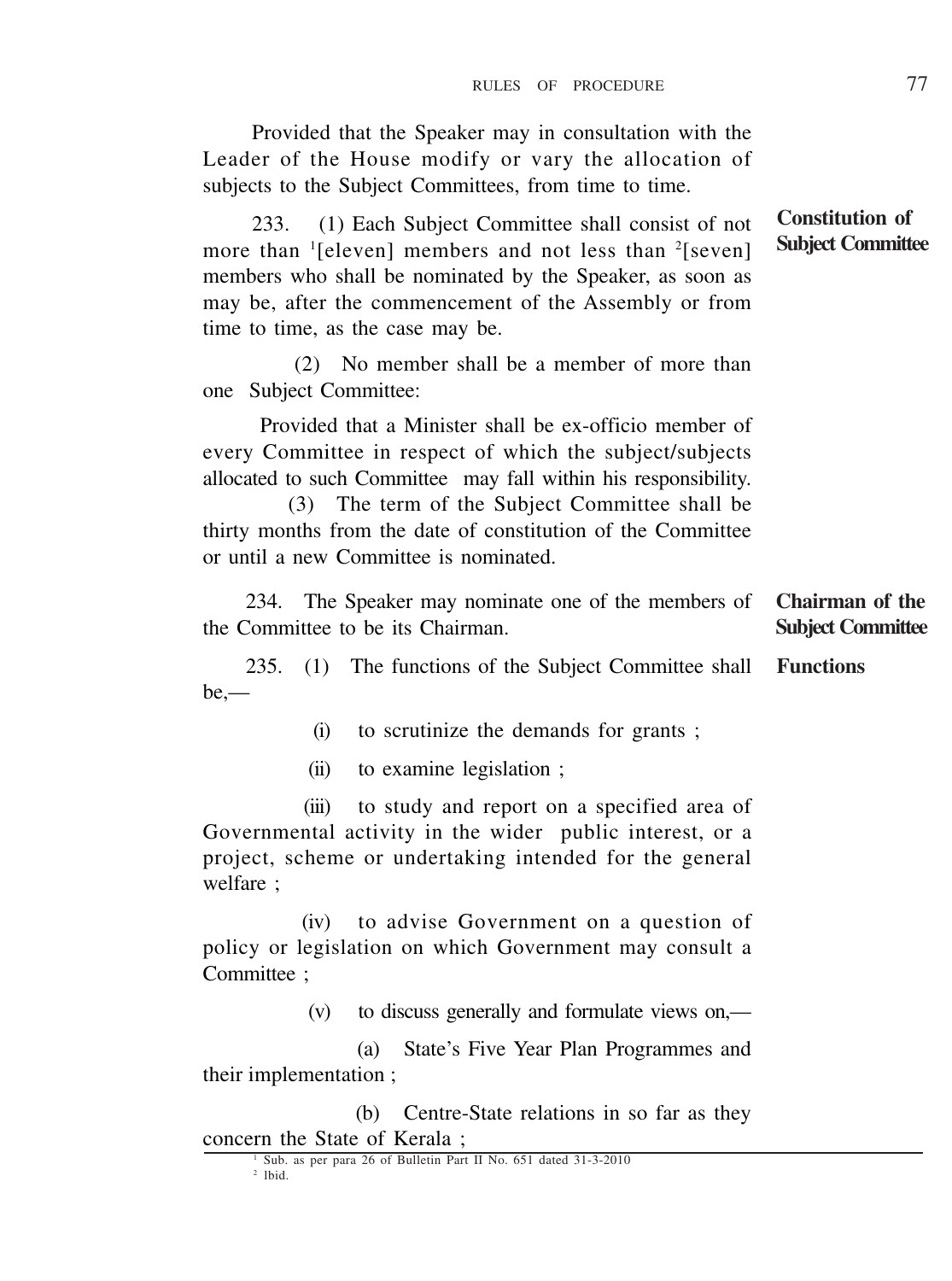Provided that the Speaker may in consultation with the Leader of the House modify or vary the allocation of subjects to the Subject Committees, from time to time.

**Constitution of Subject Committee**

233. (1) Each Subject Committee shall consist of not more than [1][eleven] members and not less than [2][seven] members who shall be nominated by the Speaker, as soon as may be, after the commencement of the Assembly or from time to time, as the case may be.

(2) No member shall be a member of more than one Subject Committee:

Provided that a Minister shall be ex-officio member of every Committee in respect of which the subject/subjects allocated to such Committee may fall within his responsibility.

(3) The term of the Subject Committee shall be thirty months from the date of constitution of the Committee or until a new Committee is nominated.

**Chairman of the Subject Committee**

234. The Speaker may nominate one of the members of the Committee to be its Chairman.

**Functions**

235. (1) The functions of the Subject Committee shall be,—

(i) to scrutinize the demands for grants ;

(ii) to examine legislation ;

(iii) to study and report on a specified area of Governmental activity in the wider public interest, or a project, scheme or undertaking intended for the general welfare ;

(iv) to advise Government on a question of policy or legislation on which Government may consult a Committee ;

(v) to discuss generally and formulate views on,—

(a) State's Five Year Plan Programmes and their implementation ;

(b) Centre-State relations in so far as they concern the State of Kerala ;

---

[1] Sub. as per para 26 of Bulletin Part II No. 651 dated 31-3-2010

[2] Ibid.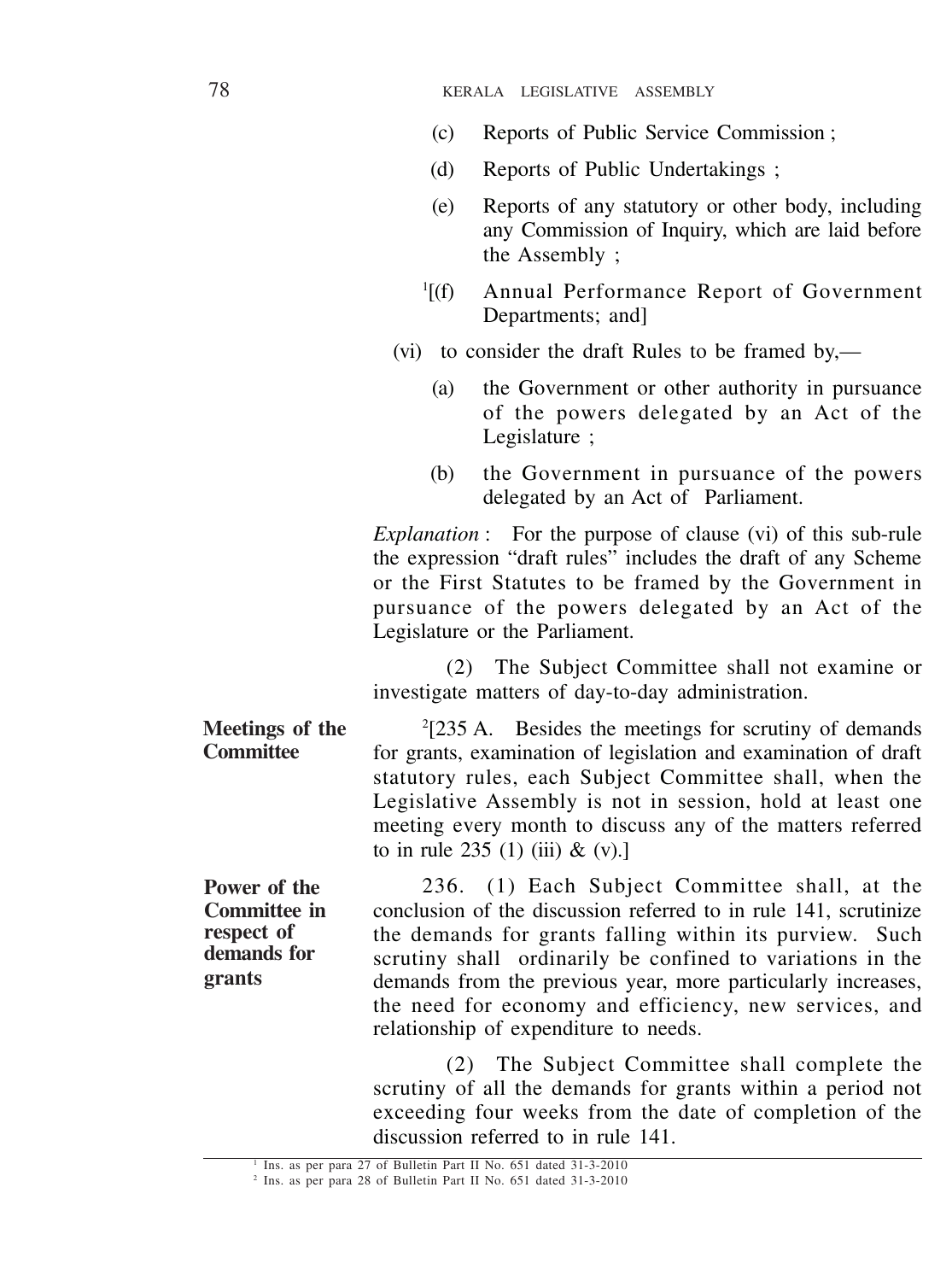(c) Reports of Public Service Commission ;

(d) Reports of Public Undertakings ;

(e) Reports of any statutory or other body, including any Commission of Inquiry, which are laid before the Assembly ;

[1][(f) Annual Performance Report of Government Departments; and]

(vi) to consider the draft Rules to be framed by,—

(a) the Government or other authority in pursuance of the powers delegated by an Act of the Legislature ;

(b) the Government in pursuance of the powers delegated by an Act of Parliament.

*Explanation* : For the purpose of clause (vi) of this sub-rule the expression "draft rules" includes the draft of any Scheme or the First Statutes to be framed by the Government in pursuance of the powers delegated by an Act of the Legislature or the Parliament.

(2) The Subject Committee shall not examine or investigate matters of day-to-day administration.

**Meetings of the Committee**

[2][235 A. Besides the meetings for scrutiny of demands for grants, examination of legislation and examination of draft statutory rules, each Subject Committee shall, when the Legislative Assembly is not in session, hold at least one meeting every month to discuss any of the matters referred to in rule 235 (1) (iii) & (v).]

**Power of the Committee in respect of demands for grants**

236. (1) Each Subject Committee shall, at the conclusion of the discussion referred to in rule 141, scrutinize the demands for grants falling within its purview. Such scrutiny shall ordinarily be confined to variations in the demands from the previous year, more particularly increases, the need for economy and efficiency, new services, and relationship of expenditure to needs.

(2) The Subject Committee shall complete the scrutiny of all the demands for grants within a period not exceeding four weeks from the date of completion of the discussion referred to in rule 141.

---

[1] Ins. as per para 27 of Bulletin Part II No. 651 dated 31-3-2010

[2] Ins. as per para 28 of Bulletin Part II No. 651 dated 31-3-2010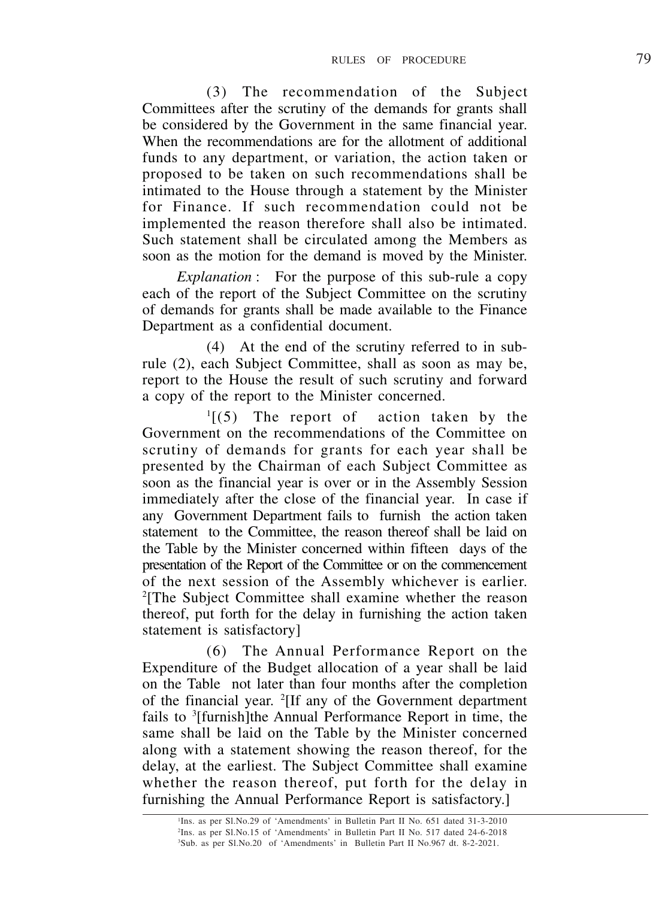(3) The recommendation of the Subject Committees after the scrutiny of the demands for grants shall be considered by the Government in the same financial year. When the recommendations are for the allotment of additional funds to any department, or variation, the action taken or proposed to be taken on such recommendations shall be intimated to the House through a statement by the Minister for Finance. If such recommendation could not be implemented the reason therefore shall also be intimated. Such statement shall be circulated among the Members as soon as the motion for the demand is moved by the Minister.

*Explanation* : For the purpose of this sub-rule a copy each of the report of the Subject Committee on the scrutiny of demands for grants shall be made available to the Finance Department as a confidential document.

(4) At the end of the scrutiny referred to in sub-rule (2), each Subject Committee, shall as soon as may be, report to the House the result of such scrutiny and forward a copy of the report to the Minister concerned.

[1][(5) The report of action taken by the Government on the recommendations of the Committee on scrutiny of demands for grants for each year shall be presented by the Chairman of each Subject Committee as soon as the financial year is over or in the Assembly Session immediately after the close of the financial year. In case if any Government Department fails to furnish the action taken statement to the Committee, the reason thereof shall be laid on the Table by the Minister concerned within fifteen days of the presentation of the Report of the Committee or on the commencement of the next session of the Assembly whichever is earlier. [2][The Subject Committee shall examine whether the reason thereof, put forth for the delay in furnishing the action taken statement is satisfactory]

(6) The Annual Performance Report on the Expenditure of the Budget allocation of a year shall be laid on the Table not later than four months after the completion of the financial year. [2][If any of the Government department fails to [3][furnish]the Annual Performance Report in time, the same shall be laid on the Table by the Minister concerned along with a statement showing the reason thereof, for the delay, at the earliest. The Subject Committee shall examine whether the reason thereof, put forth for the delay in furnishing the Annual Performance Report is satisfactory.]

---

[1] Ins. as per Sl.No.29 of 'Amendments' in Bulletin Part II No. 651 dated 31-3-2010

[2] Ins. as per Sl.No.15 of 'Amendments' in Bulletin Part II No. 517 dated 24-6-2018

[3] Sub. as per Sl.No.20 of 'Amendments' in Bulletin Part II No.967 dt. 8-2-2021.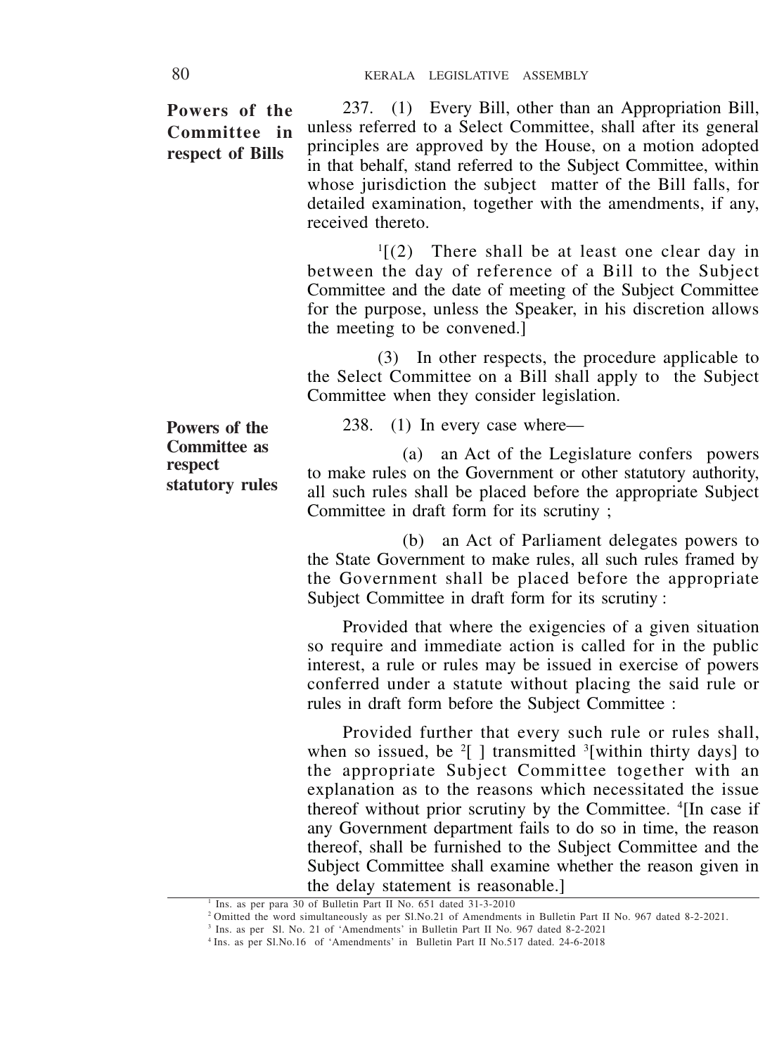**Powers of the Committee in respect of Bills**

237. (1) Every Bill, other than an Appropriation Bill, unless referred to a Select Committee, shall after its general principles are approved by the House, on a motion adopted in that behalf, stand referred to the Subject Committee, within whose jurisdiction the subject matter of the Bill falls, for detailed examination, together with the amendments, if any, received thereto.

[1][(2) There shall be at least one clear day in between the day of reference of a Bill to the Subject Committee and the date of meeting of the Subject Committee for the purpose, unless the Speaker, in his discretion allows the meeting to be convened.]

(3) In other respects, the procedure applicable to the Select Committee on a Bill shall apply to the Subject Committee when they consider legislation.

**Powers of the Committee as respect statutory rules**

238. (1) In every case where—

(a) an Act of the Legislature confers powers to make rules on the Government or other statutory authority, all such rules shall be placed before the appropriate Subject Committee in draft form for its scrutiny ;

(b) an Act of Parliament delegates powers to the State Government to make rules, all such rules framed by the Government shall be placed before the appropriate Subject Committee in draft form for its scrutiny :

Provided that where the exigencies of a given situation so require and immediate action is called for in the public interest, a rule or rules may be issued in exercise of powers conferred under a statute without placing the said rule or rules in draft form before the Subject Committee :

Provided further that every such rule or rules shall, when so issued, be [2][ ] transmitted [3][within thirty days] to the appropriate Subject Committee together with an explanation as to the reasons which necessitated the issue thereof without prior scrutiny by the Committee. [4][In case if any Government department fails to do so in time, the reason thereof, shall be furnished to the Subject Committee and the Subject Committee shall examine whether the reason given in the delay statement is reasonable.]

---

[1] Ins. as per para 30 of Bulletin Part II No. 651 dated 31-3-2010

[2] Omitted the word simultaneously as per Sl.No.21 of Amendments in Bulletin Part II No. 967 dated 8-2-2021.

[3] Ins. as per Sl. No. 21 of 'Amendments' in Bulletin Part II No. 967 dated 8-2-2021

[4] Ins. as per Sl.No.16 of 'Amendments' in Bulletin Part II No.517 dated. 24-6-2018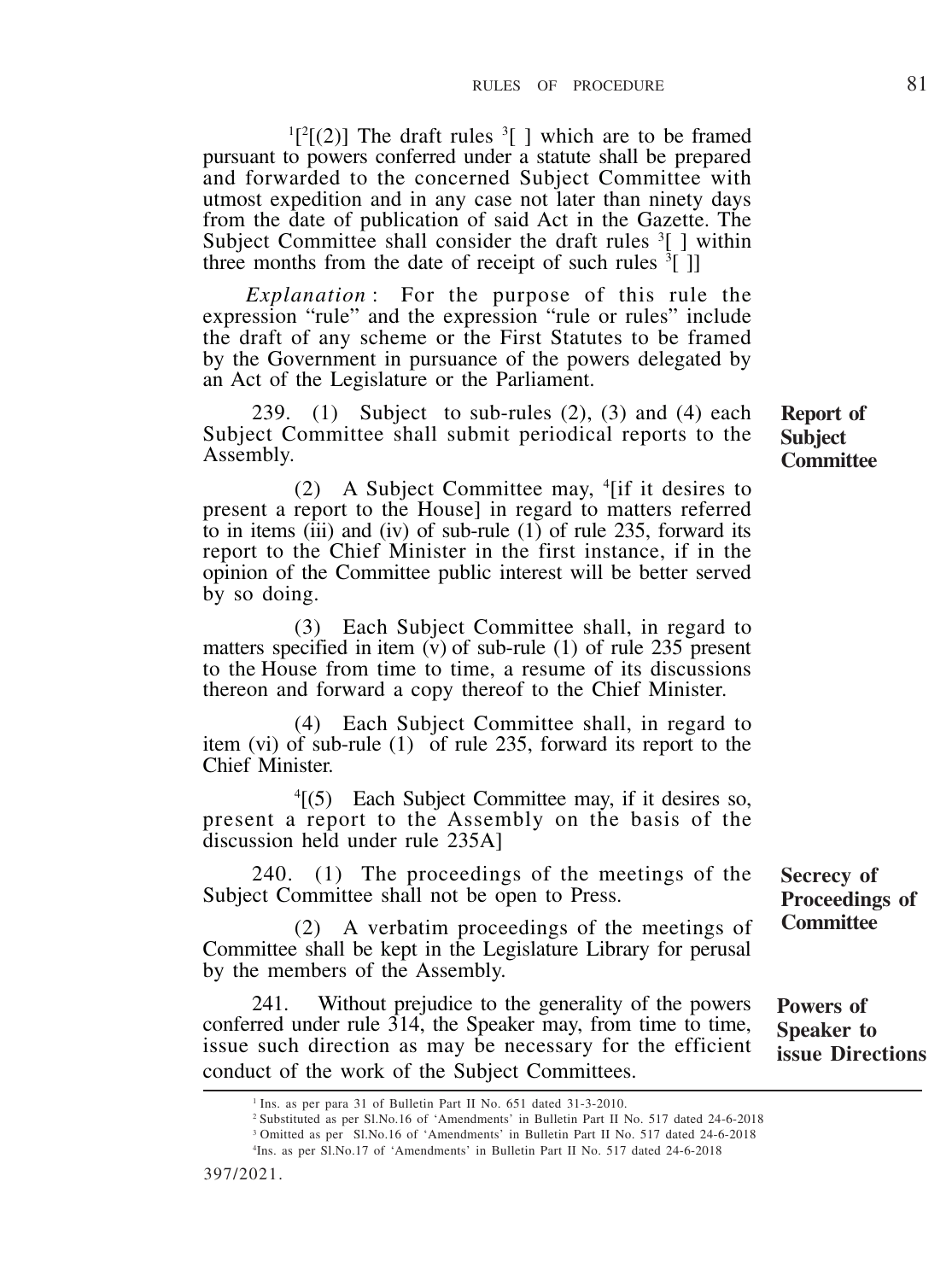[1][[2][(2)] The draft rules [3][ ] which are to be framed pursuant to powers conferred under a statute shall be prepared and forwarded to the concerned Subject Committee with utmost expedition and in any case not later than ninety days from the date of publication of said Act in the Gazette. The Subject Committee shall consider the draft rules [3][ ] within three months from the date of receipt of such rules [3][ ]]

*Explanation* : For the purpose of this rule the expression "rule" and the expression "rule or rules" include the draft of any scheme or the First Statutes to be framed by the Government in pursuance of the powers delegated by an Act of the Legislature or the Parliament.

**Report of Subject Committee**

239. (1) Subject to sub-rules (2), (3) and (4) each Subject Committee shall submit periodical reports to the Assembly.

(2) A Subject Committee may, [4][if it desires to present a report to the House] in regard to matters referred to in items (iii) and (iv) of sub-rule (1) of rule 235, forward its report to the Chief Minister in the first instance, if in the opinion of the Committee public interest will be better served by so doing.

(3) Each Subject Committee shall, in regard to matters specified in item (v) of sub-rule (1) of rule 235 present to the House from time to time, a resume of its discussions thereon and forward a copy thereof to the Chief Minister.

(4) Each Subject Committee shall, in regard to item (vi) of sub-rule (1) of rule 235, forward its report to the Chief Minister.

[4][(5) Each Subject Committee may, if it desires so, present a report to the Assembly on the basis of the discussion held under rule 235A]

**Secrecy of Proceedings of Committee**

240. (1) The proceedings of the meetings of the Subject Committee shall not be open to Press.

(2) A verbatim proceedings of the meetings of Committee shall be kept in the Legislature Library for perusal by the members of the Assembly.

**Powers of Speaker to issue Directions**

241. Without prejudice to the generality of the powers conferred under rule 314, the Speaker may, from time to time, issue such direction as may be necessary for the efficient conduct of the work of the Subject Committees.

---

[1] Ins. as per para 31 of Bulletin Part II No. 651 dated 31-3-2010.

[2] Substituted as per Sl.No.16 of 'Amendments' in Bulletin Part II No. 517 dated 24-6-2018

[3] Omitted as per Sl.No.16 of 'Amendments' in Bulletin Part II No. 517 dated 24-6-2018

[4] Ins. as per Sl.No.17 of 'Amendments' in Bulletin Part II No. 517 dated 24-6-2018

397/2021.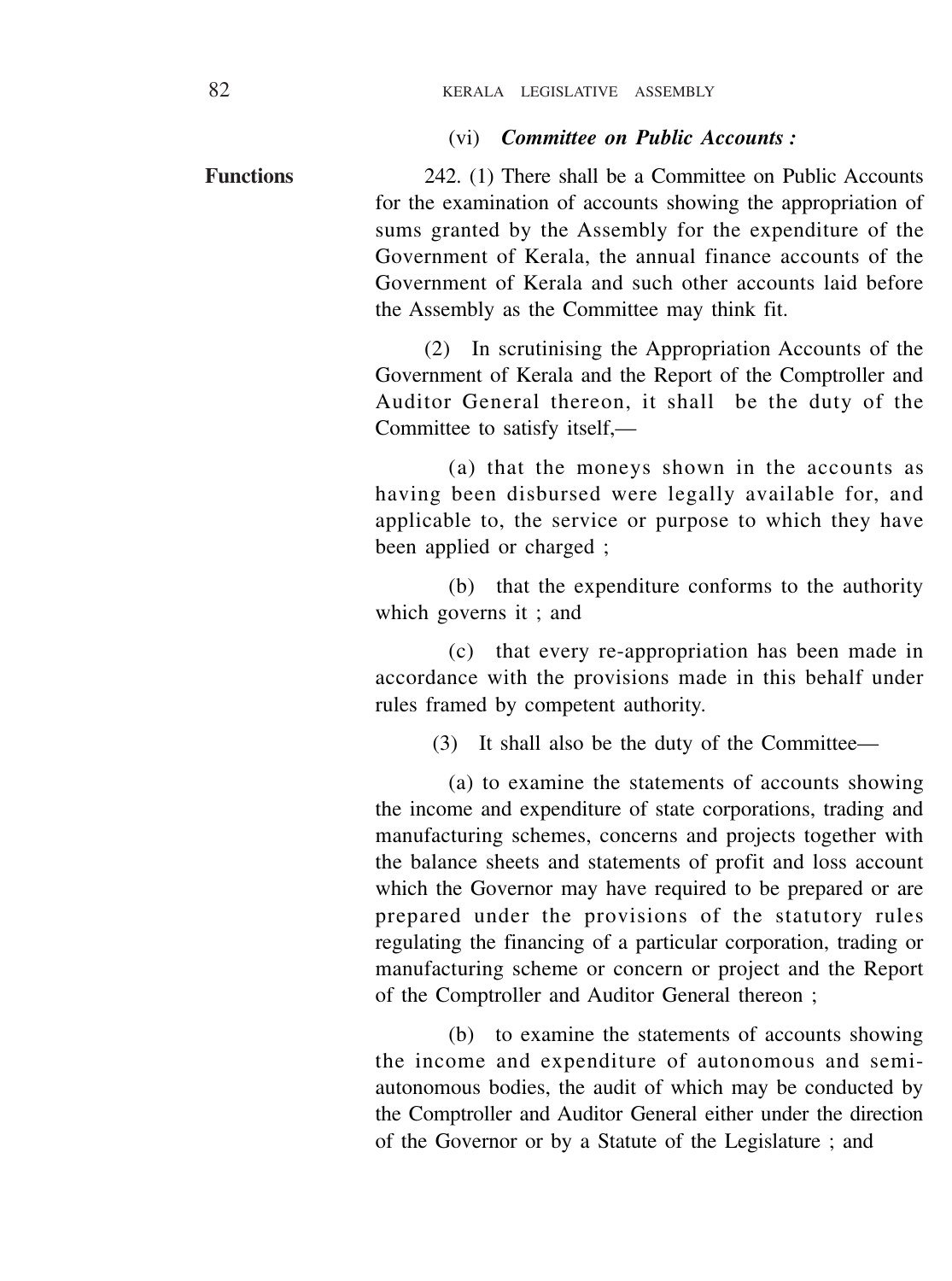### (vi) ***Committee on Public Accounts :***

**Functions**

242. (1) There shall be a Committee on Public Accounts for the examination of accounts showing the appropriation of sums granted by the Assembly for the expenditure of the Government of Kerala, the annual finance accounts of the Government of Kerala and such other accounts laid before the Assembly as the Committee may think fit.

(2) In scrutinising the Appropriation Accounts of the Government of Kerala and the Report of the Comptroller and Auditor General thereon, it shall be the duty of the Committee to satisfy itself,—

(a) that the moneys shown in the accounts as having been disbursed were legally available for, and applicable to, the service or purpose to which they have been applied or charged ;

(b) that the expenditure conforms to the authority which governs it ; and

(c) that every re-appropriation has been made in accordance with the provisions made in this behalf under rules framed by competent authority.

(3) It shall also be the duty of the Committee—

(a) to examine the statements of accounts showing the income and expenditure of state corporations, trading and manufacturing schemes, concerns and projects together with the balance sheets and statements of profit and loss account which the Governor may have required to be prepared or are prepared under the provisions of the statutory rules regulating the financing of a particular corporation, trading or manufacturing scheme or concern or project and the Report of the Comptroller and Auditor General thereon ;

(b) to examine the statements of accounts showing the income and expenditure of autonomous and semi-autonomous bodies, the audit of which may be conducted by the Comptroller and Auditor General either under the direction of the Governor or by a Statute of the Legislature ; and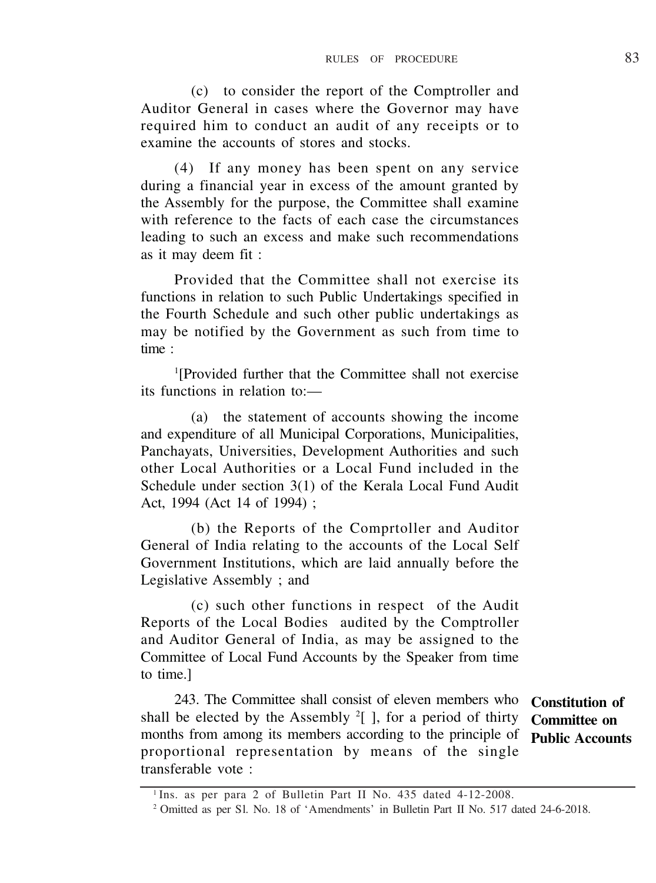(c) to consider the report of the Comptroller and Auditor General in cases where the Governor may have required him to conduct an audit of any receipts or to examine the accounts of stores and stocks.

(4) If any money has been spent on any service during a financial year in excess of the amount granted by the Assembly for the purpose, the Committee shall examine with reference to the facts of each case the circumstances leading to such an excess and make such recommendations as it may deem fit :

Provided that the Committee shall not exercise its functions in relation to such Public Undertakings specified in the Fourth Schedule and such other public undertakings as may be notified by the Government as such from time to time :

[1][Provided further that the Committee shall not exercise its functions in relation to:—

(a) the statement of accounts showing the income and expenditure of all Municipal Corporations, Municipalities, Panchayats, Universities, Development Authorities and such other Local Authorities or a Local Fund included in the Schedule under section 3(1) of the Kerala Local Fund Audit Act, 1994 (Act 14 of 1994) ;

(b) the Reports of the Comprtoller and Auditor General of India relating to the accounts of the Local Self Government Institutions, which are laid annually before the Legislative Assembly ; and

(c) such other functions in respect of the Audit Reports of the Local Bodies audited by the Comptroller and Auditor General of India, as may be assigned to the Committee of Local Fund Accounts by the Speaker from time to time.]

**Constitution of Committee on Public Accounts**

243. The Committee shall consist of eleven members who shall be elected by the Assembly [2][ ], for a period of thirty months from among its members according to the principle of proportional representation by means of the single transferable vote :

---

[1] Ins. as per para 2 of Bulletin Part II No. 435 dated 4-12-2008.

[2] Omitted as per Sl. No. 18 of 'Amendments' in Bulletin Part II No. 517 dated 24-6-2018.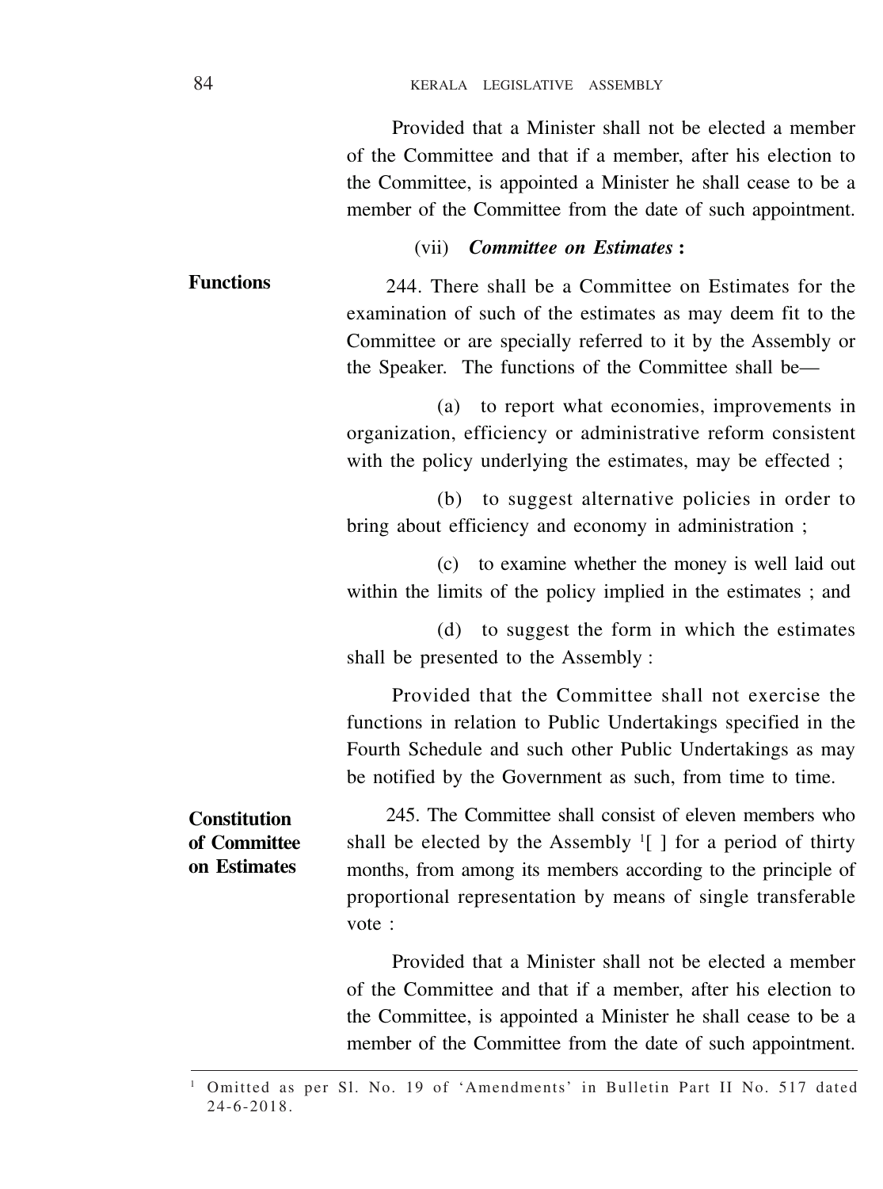Provided that a Minister shall not be elected a member of the Committee and that if a member, after his election to the Committee, is appointed a Minister he shall cease to be a member of the Committee from the date of such appointment.

### (vii) *Committee on Estimates* :

**Functions**

244. There shall be a Committee on Estimates for the examination of such of the estimates as may deem fit to the Committee or are specially referred to it by the Assembly or the Speaker. The functions of the Committee shall be—

(a) to report what economies, improvements in organization, efficiency or administrative reform consistent with the policy underlying the estimates, may be effected ;

(b) to suggest alternative policies in order to bring about efficiency and economy in administration ;

(c) to examine whether the money is well laid out within the limits of the policy implied in the estimates ; and

(d) to suggest the form in which the estimates shall be presented to the Assembly :

Provided that the Committee shall not exercise the functions in relation to Public Undertakings specified in the Fourth Schedule and such other Public Undertakings as may be notified by the Government as such, from time to time.

**Constitution of Committee on Estimates**

245. The Committee shall consist of eleven members who shall be elected by the Assembly [1][ ] for a period of thirty months, from among its members according to the principle of proportional representation by means of single transferable vote :

Provided that a Minister shall not be elected a member of the Committee and that if a member, after his election to the Committee, is appointed a Minister he shall cease to be a member of the Committee from the date of such appointment.

---

[1] Omitted as per Sl. No. 19 of 'Amendments' in Bulletin Part II No. 517 dated 24-6-2018.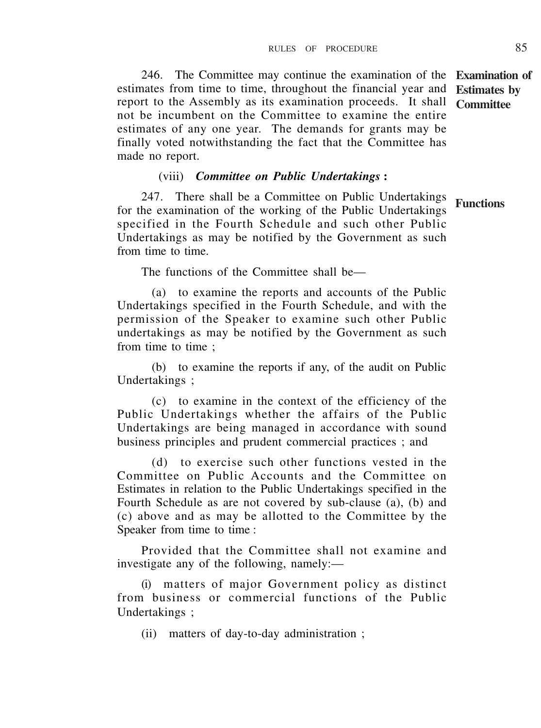**Examination of Estimates by Committee**

246. The Committee may continue the examination of the estimates from time to time, throughout the financial year and report to the Assembly as its examination proceeds. It shall not be incumbent on the Committee to examine the entire estimates of any one year. The demands for grants may be finally voted notwithstanding the fact that the Committee has made no report.

### (viii) *Committee on Public Undertakings* :

**Functions**

247. There shall be a Committee on Public Undertakings for the examination of the working of the Public Undertakings specified in the Fourth Schedule and such other Public Undertakings as may be notified by the Government as such from time to time.

The functions of the Committee shall be—

(a) to examine the reports and accounts of the Public Undertakings specified in the Fourth Schedule, and with the permission of the Speaker to examine such other Public undertakings as may be notified by the Government as such from time to time ;

(b) to examine the reports if any, of the audit on Public Undertakings ;

(c) to examine in the context of the efficiency of the Public Undertakings whether the affairs of the Public Undertakings are being managed in accordance with sound business principles and prudent commercial practices ; and

(d) to exercise such other functions vested in the Committee on Public Accounts and the Committee on Estimates in relation to the Public Undertakings specified in the Fourth Schedule as are not covered by sub-clause (a), (b) and (c) above and as may be allotted to the Committee by the Speaker from time to time :

Provided that the Committee shall not examine and investigate any of the following, namely:—

(i) matters of major Government policy as distinct from business or commercial functions of the Public Undertakings ;

(ii) matters of day-to-day administration ;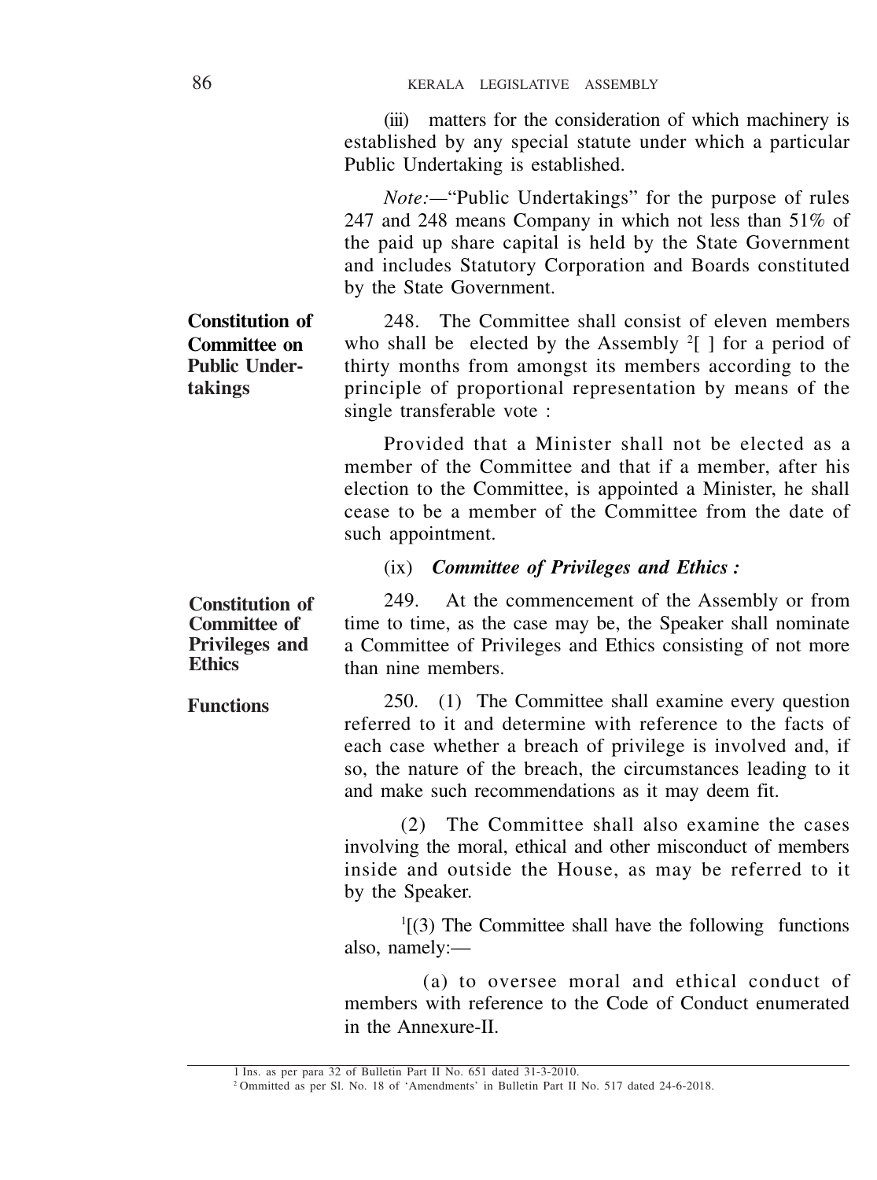(iii) matters for the consideration of which machinery is established by any special statute under which a particular Public Undertaking is established.

*Note:*—"Public Undertakings" for the purpose of rules 247 and 248 means Company in which not less than 51% of the paid up share capital is held by the State Government and includes Statutory Corporation and Boards constituted by the State Government.

**Constitution of Committee on Public Undertakings**

248. The Committee shall consist of eleven members who shall be elected by the Assembly [2][ ] for a period of thirty months from amongst its members according to the principle of proportional representation by means of the single transferable vote :

Provided that a Minister shall not be elected as a member of the Committee and that if a member, after his election to the Committee, is appointed a Minister, he shall cease to be a member of the Committee from the date of such appointment.

### (ix) *Committee of Privileges and Ethics :*

**Constitution of Committee of Privileges and Ethics**

249. At the commencement of the Assembly or from time to time, as the case may be, the Speaker shall nominate a Committee of Privileges and Ethics consisting of not more than nine members.

**Functions**

250. (1) The Committee shall examine every question referred to it and determine with reference to the facts of each case whether a breach of privilege is involved and, if so, the nature of the breach, the circumstances leading to it and make such recommendations as it may deem fit.

(2) The Committee shall also examine the cases involving the moral, ethical and other misconduct of members inside and outside the House, as may be referred to it by the Speaker.

[1][(3) The Committee shall have the following functions also, namely:—

(a) to oversee moral and ethical conduct of members with reference to the Code of Conduct enumerated in the Annexure-II.

---

1 Ins. as per para 32 of Bulletin Part II No. 651 dated 31-3-2010.

2 Ommitted as per Sl. No. 18 of 'Amendments' in Bulletin Part II No. 517 dated 24-6-2018.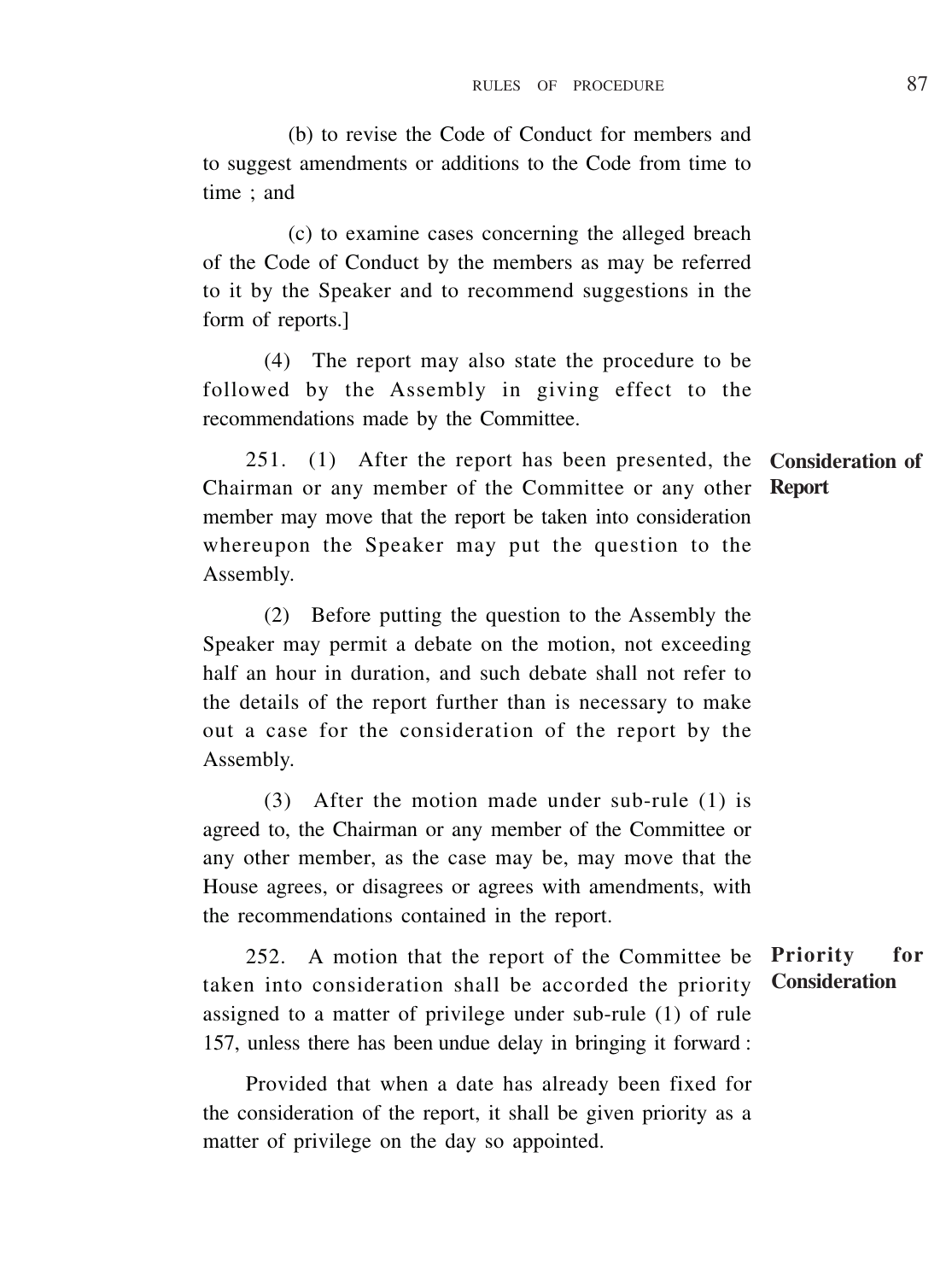(b) to revise the Code of Conduct for members and to suggest amendments or additions to the Code from time to time ; and

(c) to examine cases concerning the alleged breach of the Code of Conduct by the members as may be referred to it by the Speaker and to recommend suggestions in the form of reports.]

(4) The report may also state the procedure to be followed by the Assembly in giving effect to the recommendations made by the Committee.

**Consideration of Report**

251. (1) After the report has been presented, the Chairman or any member of the Committee or any other member may move that the report be taken into consideration whereupon the Speaker may put the question to the Assembly.

(2) Before putting the question to the Assembly the Speaker may permit a debate on the motion, not exceeding half an hour in duration, and such debate shall not refer to the details of the report further than is necessary to make out a case for the consideration of the report by the Assembly.

(3) After the motion made under sub-rule (1) is agreed to, the Chairman or any member of the Committee or any other member, as the case may be, may move that the House agrees, or disagrees or agrees with amendments, with the recommendations contained in the report.

**Priority for Consideration**

252. A motion that the report of the Committee be taken into consideration shall be accorded the priority assigned to a matter of privilege under sub-rule (1) of rule 157, unless there has been undue delay in bringing it forward :

Provided that when a date has already been fixed for the consideration of the report, it shall be given priority as a matter of privilege on the day so appointed.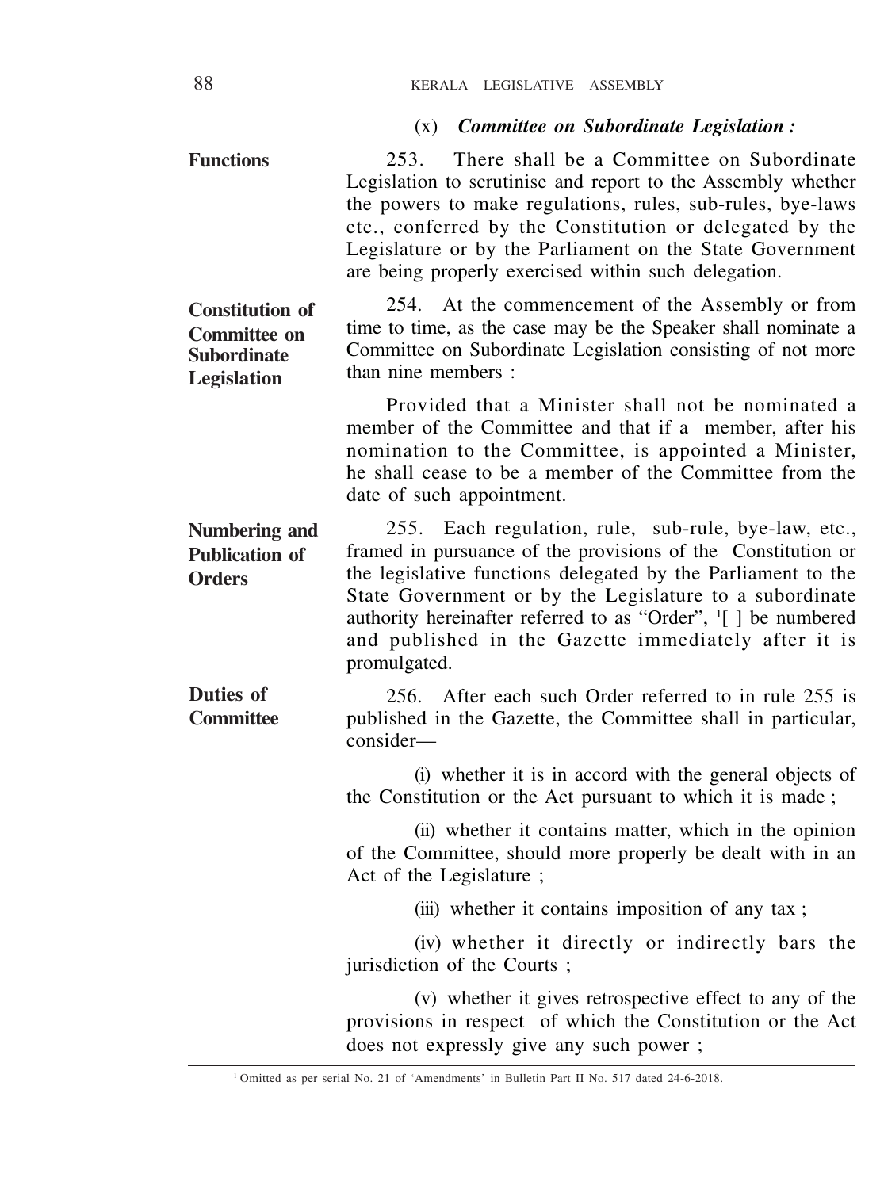### (x) *Committee on Subordinate Legislation :*

**Functions**

253. There shall be a Committee on Subordinate Legislation to scrutinise and report to the Assembly whether the powers to make regulations, rules, sub-rules, bye-laws etc., conferred by the Constitution or delegated by the Legislature or by the Parliament on the State Government are being properly exercised within such delegation.

**Constitution of Committee on Subordinate Legislation**

254. At the commencement of the Assembly or from time to time, as the case may be the Speaker shall nominate a Committee on Subordinate Legislation consisting of not more than nine members :

Provided that a Minister shall not be nominated a member of the Committee and that if a member, after his nomination to the Committee, is appointed a Minister, he shall cease to be a member of the Committee from the date of such appointment.

**Numbering and Publication of Orders**

255. Each regulation, rule, sub-rule, bye-law, etc., framed in pursuance of the provisions of the Constitution or the legislative functions delegated by the Parliament to the State Government or by the Legislature to a subordinate authority hereinafter referred to as "Order", [1][ ] be numbered and published in the Gazette immediately after it is promulgated.

**Duties of Committee**

256. After each such Order referred to in rule 255 is published in the Gazette, the Committee shall in particular, consider—

(i) whether it is in accord with the general objects of the Constitution or the Act pursuant to which it is made ;

(ii) whether it contains matter, which in the opinion of the Committee, should more properly be dealt with in an Act of the Legislature ;

(iii) whether it contains imposition of any tax ;

(iv) whether it directly or indirectly bars the jurisdiction of the Courts ;

(v) whether it gives retrospective effect to any of the provisions in respect of which the Constitution or the Act does not expressly give any such power ;

---

[1] Omitted as per serial No. 21 of 'Amendments' in Bulletin Part II No. 517 dated 24-6-2018.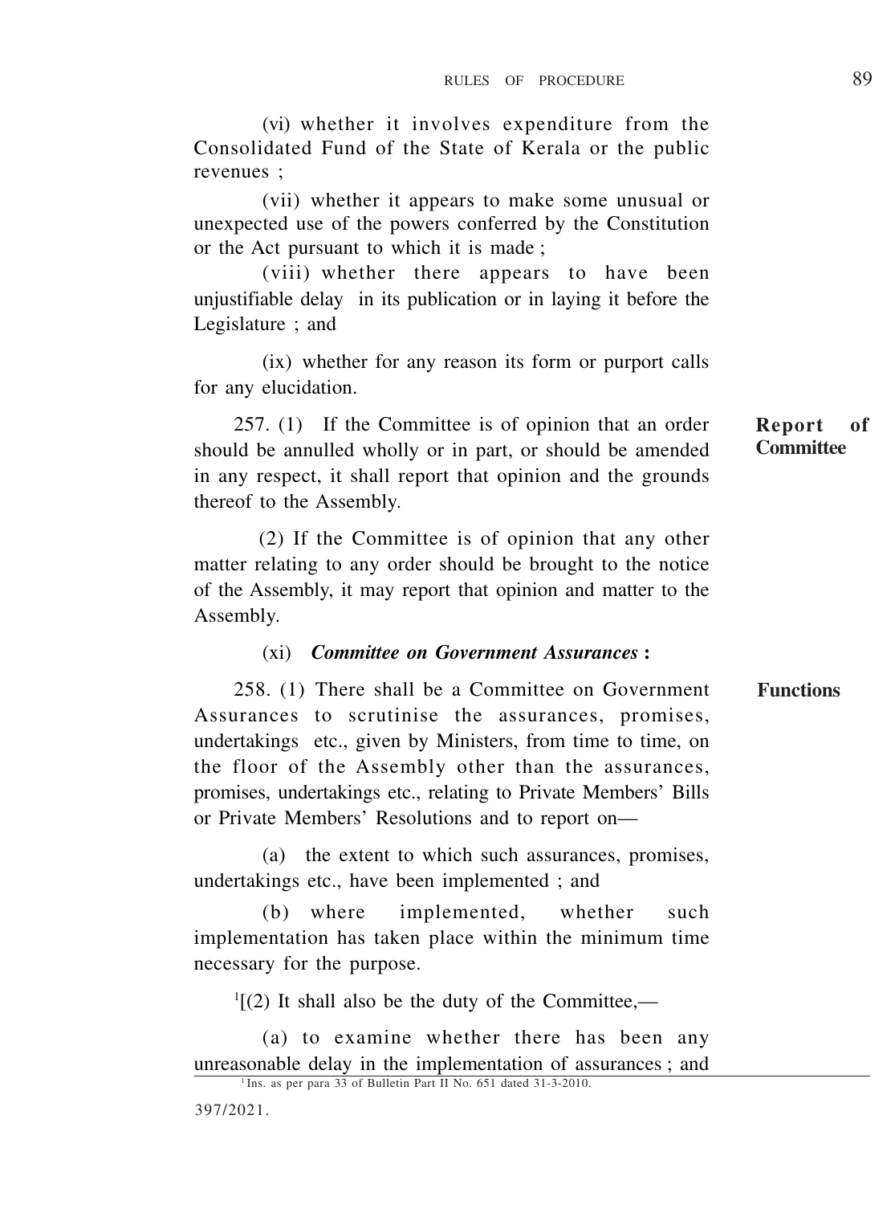(vi) whether it involves expenditure from the Consolidated Fund of the State of Kerala or the public revenues ;

(vii) whether it appears to make some unusual or unexpected use of the powers conferred by the Constitution or the Act pursuant to which it is made ;

(viii) whether there appears to have been unjustifiable delay in its publication or in laying it before the Legislature ; and

(ix) whether for any reason its form or purport calls for any elucidation.

**Report of Committee**

257. (1) If the Committee is of opinion that an order should be annulled wholly or in part, or should be amended in any respect, it shall report that opinion and the grounds thereof to the Assembly.

(2) If the Committee is of opinion that any other matter relating to any order should be brought to the notice of the Assembly, it may report that opinion and matter to the Assembly.

(xi) ***Committee on Government Assurances* :**

**Functions**

258. (1) There shall be a Committee on Government Assurances to scrutinise the assurances, promises, undertakings etc., given by Ministers, from time to time, on the floor of the Assembly other than the assurances, promises, undertakings etc., relating to Private Members' Bills or Private Members' Resolutions and to report on—

(a) the extent to which such assurances, promises, undertakings etc., have been implemented ; and

(b) where implemented, whether such implementation has taken place within the minimum time necessary for the purpose.

[1][(2) It shall also be the duty of the Committee,—

(a) to examine whether there has been any unreasonable delay in the implementation of assurances ; and

[1] Ins. as per para 33 of Bulletin Part II No. 651 dated 31-3-2010.

397/2021.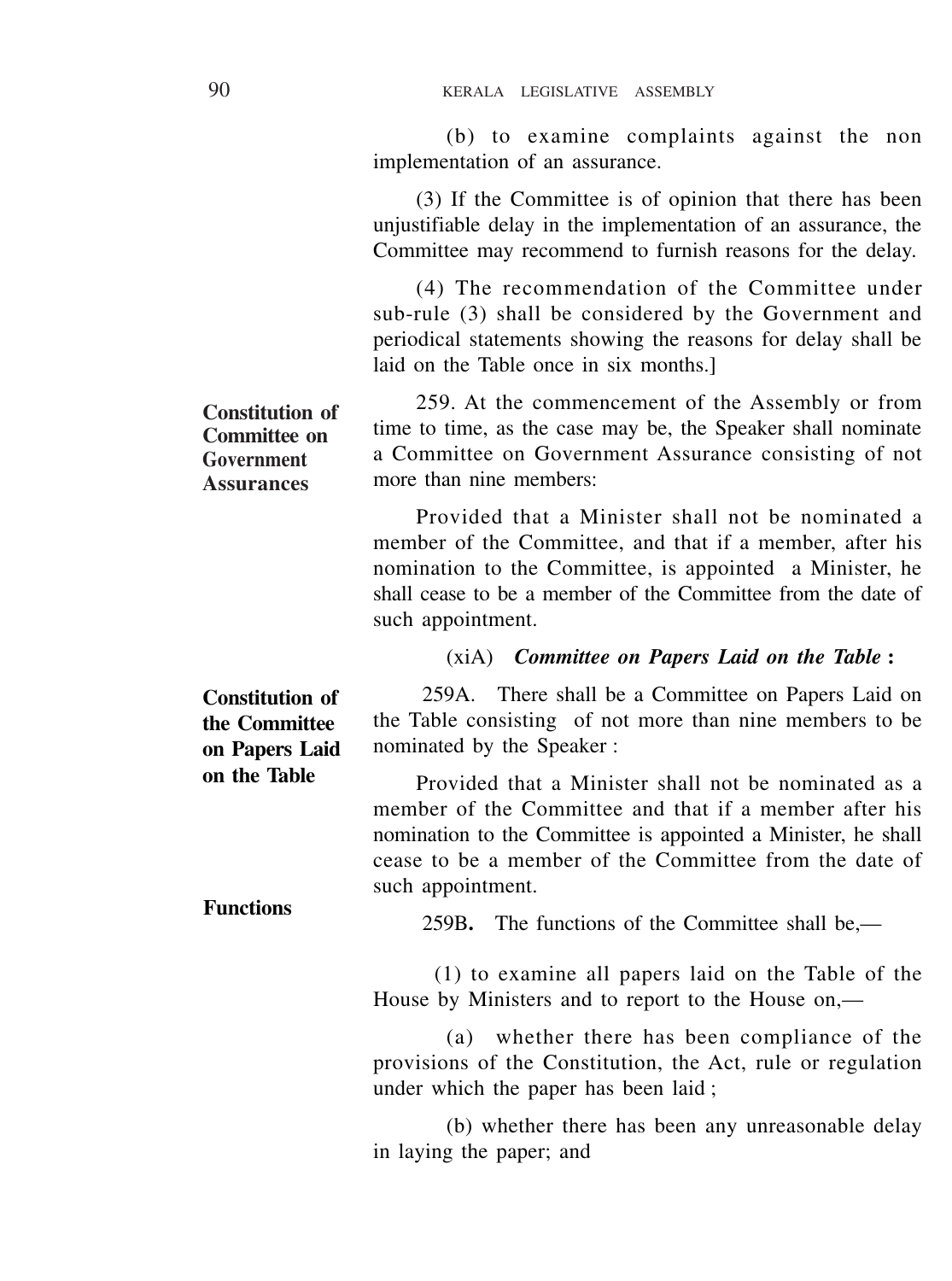(b) to examine complaints against the non implementation of an assurance.

(3) If the Committee is of opinion that there has been unjustifiable delay in the implementation of an assurance, the Committee may recommend to furnish reasons for the delay.

(4) The recommendation of the Committee under sub-rule (3) shall be considered by the Government and periodical statements showing the reasons for delay shall be laid on the Table once in six months.]

**Constitution of Committee on Government Assurances**

259. At the commencement of the Assembly or from time to time, as the case may be, the Speaker shall nominate a Committee on Government Assurance consisting of not more than nine members:

Provided that a Minister shall not be nominated a member of the Committee, and that if a member, after his nomination to the Committee, is appointed a Minister, he shall cease to be a member of the Committee from the date of such appointment.

(xiA) ***Committee on Papers Laid on the Table*** **:**

**Constitution of the Committee on Papers Laid on the Table**

259A. There shall be a Committee on Papers Laid on the Table consisting of not more than nine members to be nominated by the Speaker :

Provided that a Minister shall not be nominated as a member of the Committee and that if a member after his nomination to the Committee is appointed a Minister, he shall cease to be a member of the Committee from the date of such appointment.

**Functions**

259B**.** The functions of the Committee shall be,—

(1) to examine all papers laid on the Table of the House by Ministers and to report to the House on,—

(a) whether there has been compliance of the provisions of the Constitution, the Act, rule or regulation under which the paper has been laid ;

(b) whether there has been any unreasonable delay in laying the paper; and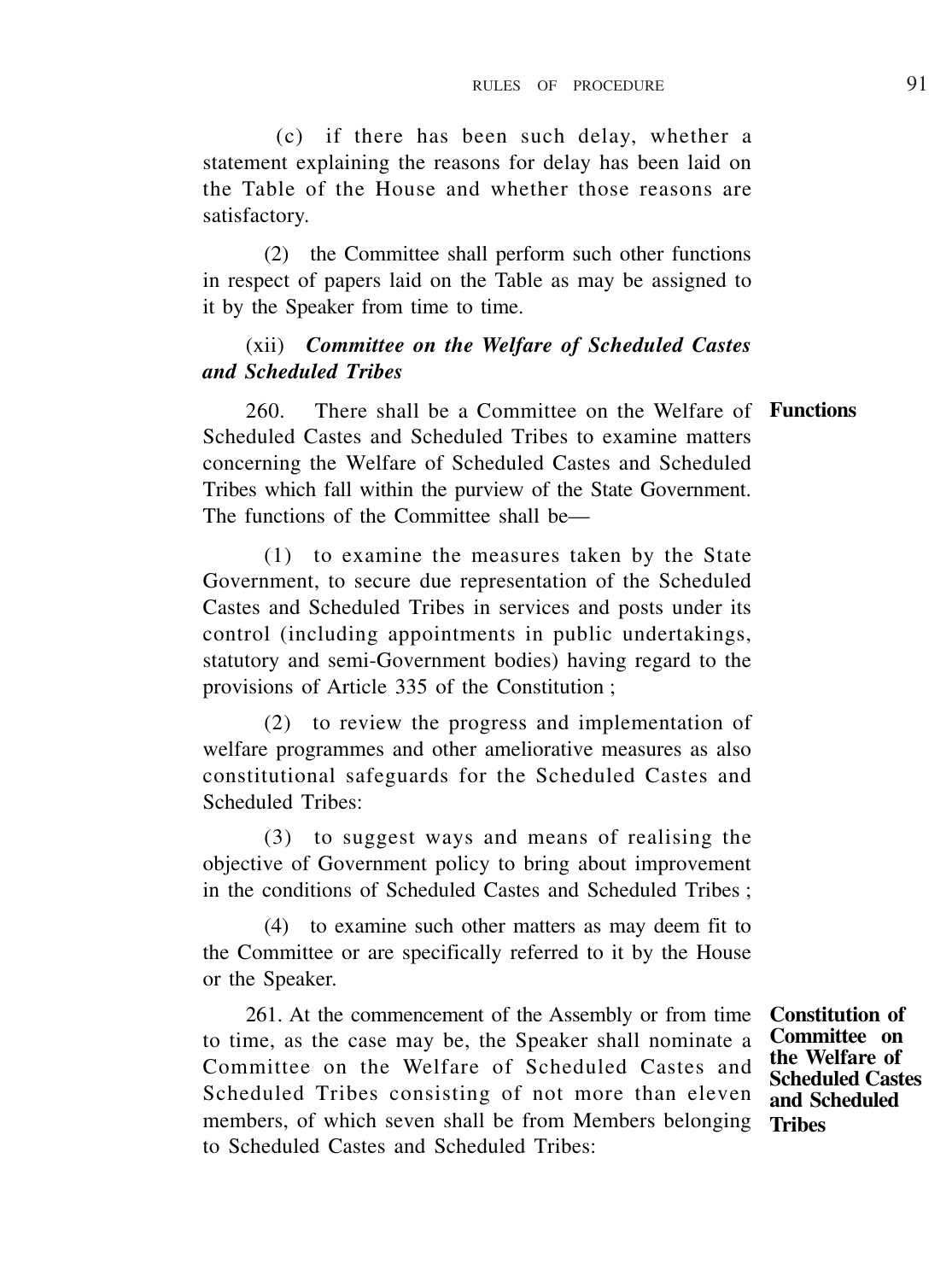(c) if there has been such delay, whether a statement explaining the reasons for delay has been laid on the Table of the House and whether those reasons are satisfactory.

(2) the Committee shall perform such other functions in respect of papers laid on the Table as may be assigned to it by the Speaker from time to time.

### (xii) *Committee on the Welfare of Scheduled Castes and Scheduled Tribes*

**Functions**

260. There shall be a Committee on the Welfare of Scheduled Castes and Scheduled Tribes to examine matters concerning the Welfare of Scheduled Castes and Scheduled Tribes which fall within the purview of the State Government. The functions of the Committee shall be—

(1) to examine the measures taken by the State Government, to secure due representation of the Scheduled Castes and Scheduled Tribes in services and posts under its control (including appointments in public undertakings, statutory and semi-Government bodies) having regard to the provisions of Article 335 of the Constitution ;

(2) to review the progress and implementation of welfare programmes and other ameliorative measures as also constitutional safeguards for the Scheduled Castes and Scheduled Tribes:

(3) to suggest ways and means of realising the objective of Government policy to bring about improvement in the conditions of Scheduled Castes and Scheduled Tribes ;

(4) to examine such other matters as may deem fit to the Committee or are specifically referred to it by the House or the Speaker.

**Constitution of Committee on the Welfare of Scheduled Castes and Scheduled Tribes**

261. At the commencement of the Assembly or from time to time, as the case may be, the Speaker shall nominate a Committee on the Welfare of Scheduled Castes and Scheduled Tribes consisting of not more than eleven members, of which seven shall be from Members belonging to Scheduled Castes and Scheduled Tribes: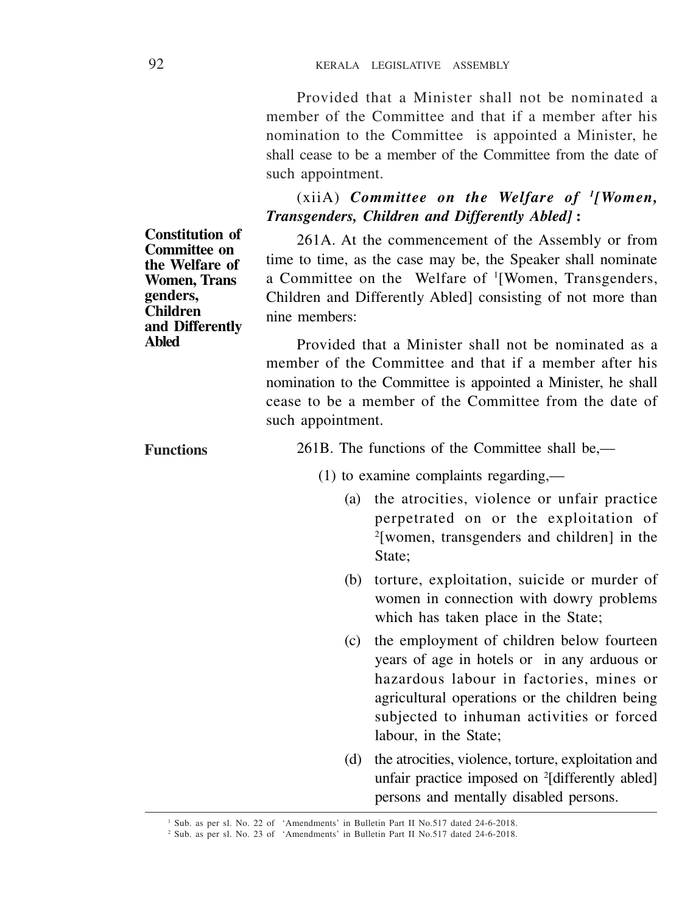Provided that a Minister shall not be nominated a member of the Committee and that if a member after his nomination to the Committee is appointed a Minister, he shall cease to be a member of the Committee from the date of such appointment.

### (xiiA) *Committee on the Welfare of* [1]*[Women, Transgenders, Children and Differently Abled]* :

**Constitution of Committee on the Welfare of Women, Trans genders, Children and Differently Abled**

261A. At the commencement of the Assembly or from time to time, as the case may be, the Speaker shall nominate a Committee on the Welfare of [1][Women, Transgenders, Children and Differently Abled] consisting of not more than nine members:

Provided that a Minister shall not be nominated as a member of the Committee and that if a member after his nomination to the Committee is appointed a Minister, he shall cease to be a member of the Committee from the date of such appointment.

**Functions**

261B. The functions of the Committee shall be,—

(1) to examine complaints regarding,—

(a) the atrocities, violence or unfair practice perpetrated on or the exploitation of [2][women, transgenders and children] in the State;

(b) torture, exploitation, suicide or murder of women in connection with dowry problems which has taken place in the State;

(c) the employment of children below fourteen years of age in hotels or in any arduous or hazardous labour in factories, mines or agricultural operations or the children being subjected to inhuman activities or forced labour, in the State;

(d) the atrocities, violence, torture, exploitation and unfair practice imposed on [2][differently abled] persons and mentally disabled persons.

---

[1] Sub. as per sl. No. 22 of 'Amendments' in Bulletin Part II No.517 dated 24-6-2018.

[2] Sub. as per sl. No. 23 of 'Amendments' in Bulletin Part II No.517 dated 24-6-2018.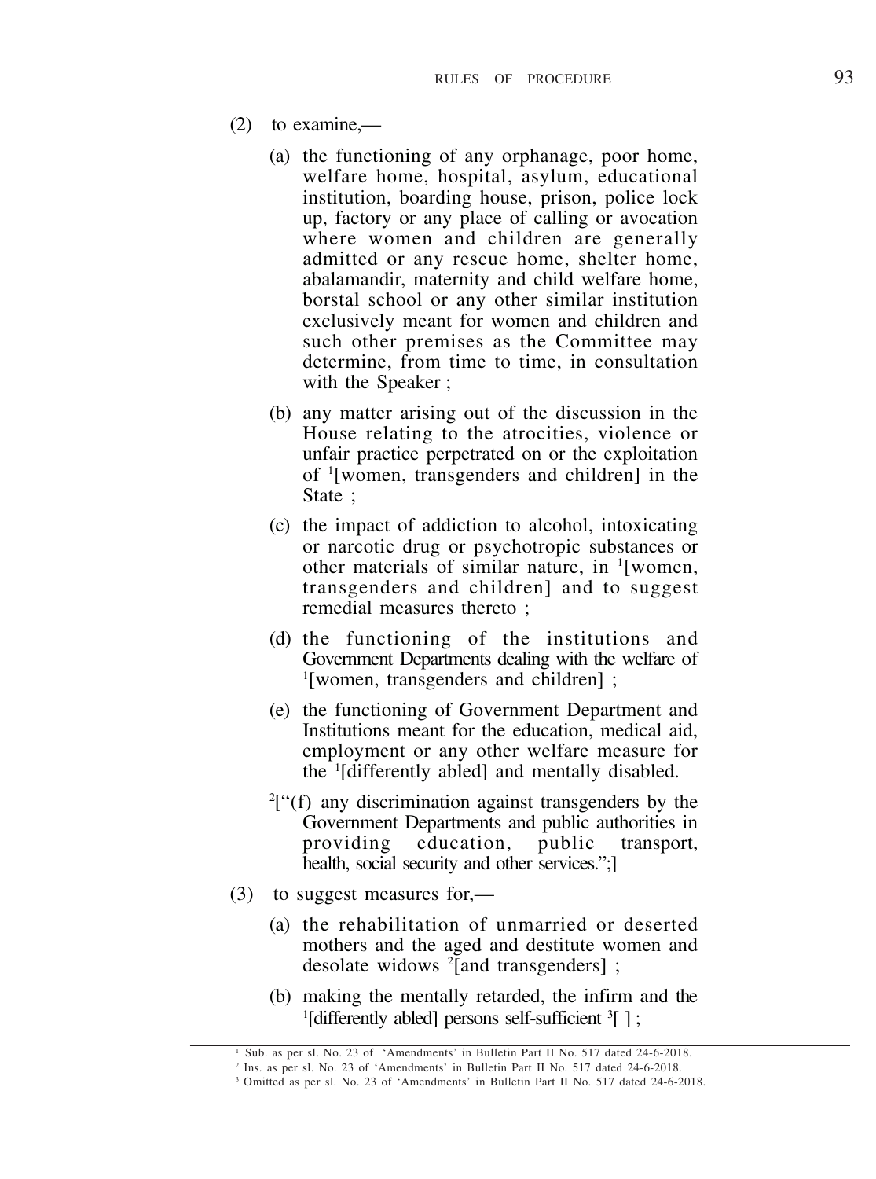(2) to examine,—

(a) the functioning of any orphanage, poor home, welfare home, hospital, asylum, educational institution, boarding house, prison, police lock up, factory or any place of calling or avocation where women and children are generally admitted or any rescue home, shelter home, abalamandir, maternity and child welfare home, borstal school or any other similar institution exclusively meant for women and children and such other premises as the Committee may determine, from time to time, in consultation with the Speaker ;

(b) any matter arising out of the discussion in the House relating to the atrocities, violence or unfair practice perpetrated on or the exploitation of [1][women, transgenders and children] in the State ;

(c) the impact of addiction to alcohol, intoxicating or narcotic drug or psychotropic substances or other materials of similar nature, in [1][women, transgenders and children] and to suggest remedial measures thereto ;

(d) the functioning of the institutions and Government Departments dealing with the welfare of [1][women, transgenders and children] ;

(e) the functioning of Government Department and Institutions meant for the education, medical aid, employment or any other welfare measure for the [1][differently abled] and mentally disabled.

[2][“(f) any discrimination against transgenders by the Government Departments and public authorities in providing education, public transport, health, social security and other services.”;]

(3) to suggest measures for,—

(a) the rehabilitation of unmarried or deserted mothers and the aged and destitute women and desolate widows [2][and transgenders] ;

(b) making the mentally retarded, the infirm and the [1][differently abled] persons self-sufficient [3][ ] ;

---

[1] Sub. as per sl. No. 23 of ‘Amendments’ in Bulletin Part II No. 517 dated 24-6-2018.

[2] Ins. as per sl. No. 23 of ‘Amendments’ in Bulletin Part II No. 517 dated 24-6-2018.

[3] Omitted as per sl. No. 23 of ‘Amendments’ in Bulletin Part II No. 517 dated 24-6-2018.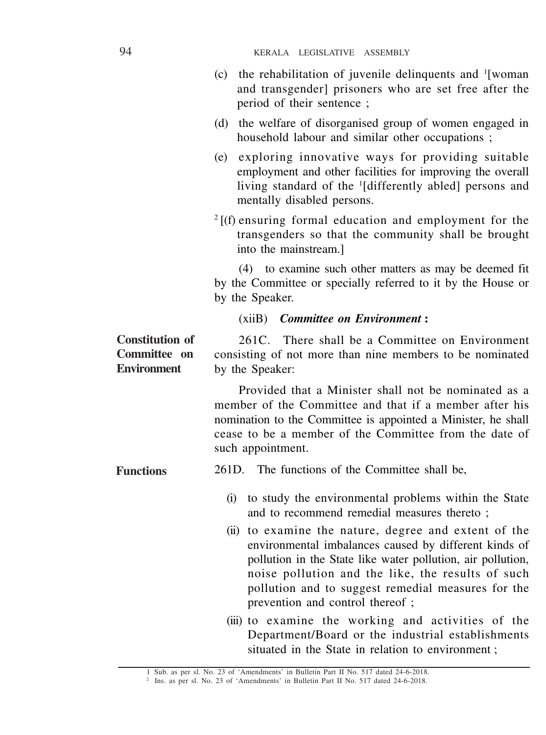(c) the rehabilitation of juvenile delinquents and [1][woman and transgender] prisoners who are set free after the period of their sentence ;

(d) the welfare of disorganised group of women engaged in household labour and similar other occupations ;

(e) exploring innovative ways for providing suitable employment and other facilities for improving the overall living standard of the [1][differently abled] persons and mentally disabled persons.

[2][(f) ensuring formal education and employment for the transgenders so that the community shall be brought into the mainstream.]

(4) to examine such other matters as may be deemed fit by the Committee or specially referred to it by the House or by the Speaker.

(xiiB) ***Committee on Environment*** **:**

**Constitution of Committee on Environment**

261C. There shall be a Committee on Environment consisting of not more than nine members to be nominated by the Speaker:

Provided that a Minister shall not be nominated as a member of the Committee and that if a member after his nomination to the Committee is appointed a Minister, he shall cease to be a member of the Committee from the date of such appointment.

**Functions**

261D. The functions of the Committee shall be,

(i) to study the environmental problems within the State and to recommend remedial measures thereto ;

(ii) to examine the nature, degree and extent of the environmental imbalances caused by different kinds of pollution in the State like water pollution, air pollution, noise pollution and the like, the results of such pollution and to suggest remedial measures for the prevention and control thereof ;

(iii) to examine the working and activities of the Department/Board or the industrial establishments situated in the State in relation to environment ;

---

1 Sub. as per sl. No. 23 of 'Amendments' in Bulletin Part II No. 517 dated 24-6-2018.

2 Ins. as per sl. No. 23 of 'Amendments' in Bulletin Part II No. 517 dated 24-6-2018.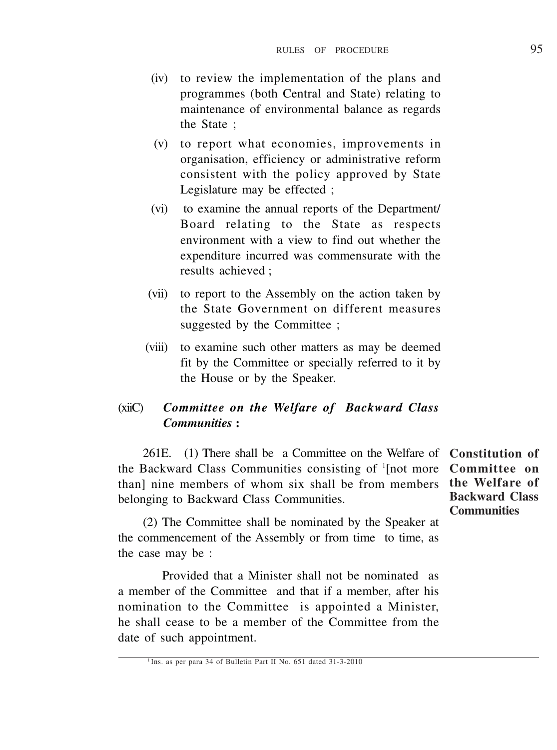(iv) to review the implementation of the plans and programmes (both Central and State) relating to maintenance of environmental balance as regards the State ;

(v) to report what economies, improvements in organisation, efficiency or administrative reform consistent with the policy approved by State Legislature may be effected ;

(vi) to examine the annual reports of the Department/ Board relating to the State as respects environment with a view to find out whether the expenditure incurred was commensurate with the results achieved ;

(vii) to report to the Assembly on the action taken by the State Government on different measures suggested by the Committee ;

(viii) to examine such other matters as may be deemed fit by the Committee or specially referred to it by the House or by the Speaker.

### (xiiC) ***Committee on the Welfare of Backward Class Communities* :**

**Constitution of Committee on the Welfare of Backward Class Communities**

261E. (1) There shall be a Committee on the Welfare of the Backward Class Communities consisting of [1][not more than] nine members of whom six shall be from members belonging to Backward Class Communities.

(2) The Committee shall be nominated by the Speaker at the commencement of the Assembly or from time to time, as the case may be :

Provided that a Minister shall not be nominated as a member of the Committee and that if a member, after his nomination to the Committee is appointed a Minister, he shall cease to be a member of the Committee from the date of such appointment.

[1] Ins. as per para 34 of Bulletin Part II No. 651 dated 31-3-2010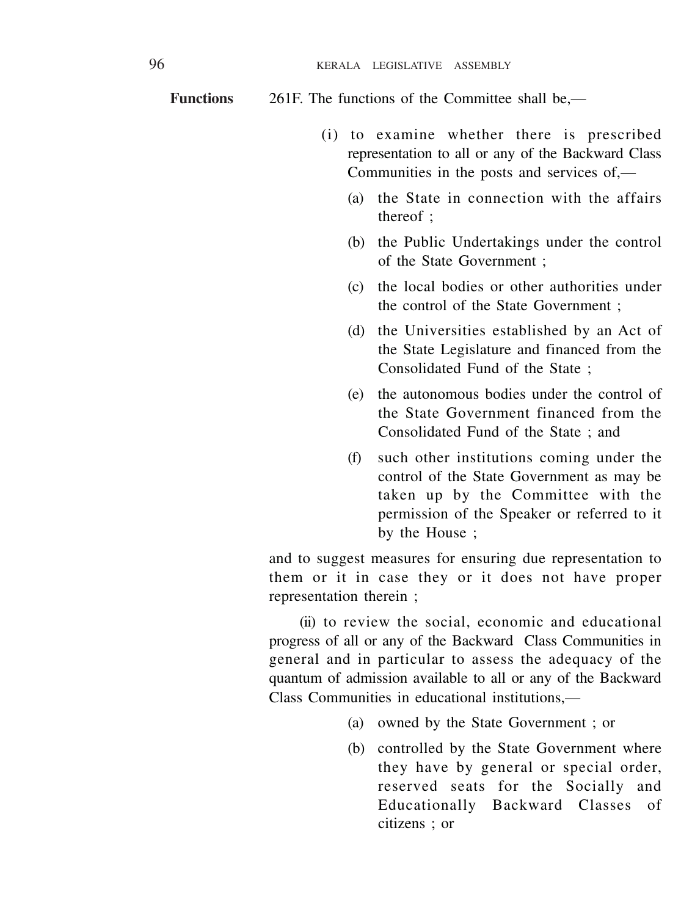**Functions**

261F. The functions of the Committee shall be,—

(i) to examine whether there is prescribed representation to all or any of the Backward Class Communities in the posts and services of,—

(a) the State in connection with the affairs thereof ;

(b) the Public Undertakings under the control of the State Government ;

(c) the local bodies or other authorities under the control of the State Government ;

(d) the Universities established by an Act of the State Legislature and financed from the Consolidated Fund of the State ;

(e) the autonomous bodies under the control of the State Government financed from the Consolidated Fund of the State ; and

(f) such other institutions coming under the control of the State Government as may be taken up by the Committee with the permission of the Speaker or referred to it by the House ;

and to suggest measures for ensuring due representation to them or it in case they or it does not have proper representation therein ;

(ii) to review the social, economic and educational progress of all or any of the Backward Class Communities in general and in particular to assess the adequacy of the quantum of admission available to all or any of the Backward Class Communities in educational institutions,—

(a) owned by the State Government ; or

(b) controlled by the State Government where they have by general or special order, reserved seats for the Socially and Educationally Backward Classes of citizens ; or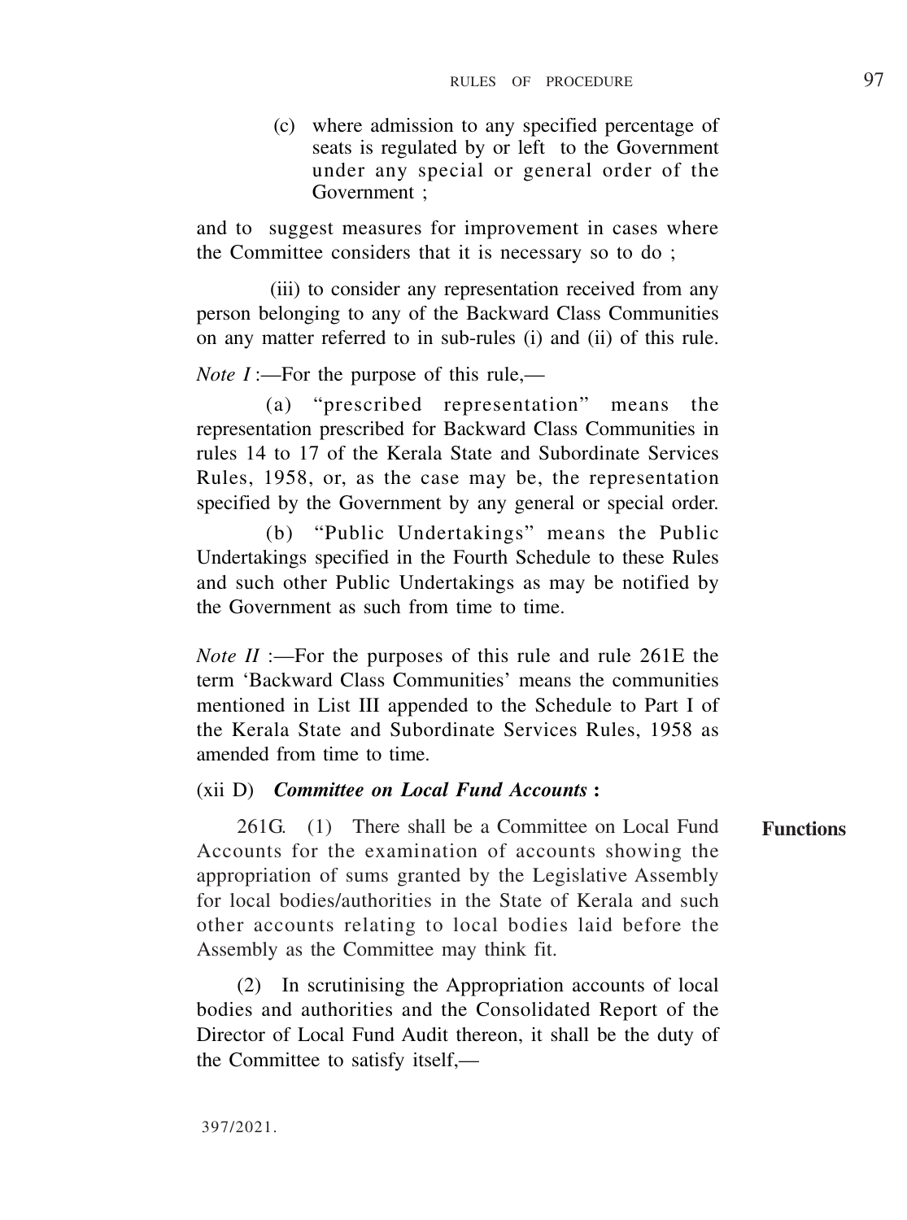(c) where admission to any specified percentage of seats is regulated by or left to the Government under any special or general order of the Government ;

and to suggest measures for improvement in cases where the Committee considers that it is necessary so to do ;

(iii) to consider any representation received from any person belonging to any of the Backward Class Communities on any matter referred to in sub-rules (i) and (ii) of this rule.

*Note I* :—For the purpose of this rule,—

(a) "prescribed representation" means the representation prescribed for Backward Class Communities in rules 14 to 17 of the Kerala State and Subordinate Services Rules, 1958, or, as the case may be, the representation specified by the Government by any general or special order.

(b) "Public Undertakings" means the Public Undertakings specified in the Fourth Schedule to these Rules and such other Public Undertakings as may be notified by the Government as such from time to time.

*Note II* :—For the purposes of this rule and rule 261E the term 'Backward Class Communities' means the communities mentioned in List III appended to the Schedule to Part I of the Kerala State and Subordinate Services Rules, 1958 as amended from time to time.

### (xii D) ***Committee on Local Fund Accounts*** :

**Functions**

261G. (1) There shall be a Committee on Local Fund Accounts for the examination of accounts showing the appropriation of sums granted by the Legislative Assembly for local bodies/authorities in the State of Kerala and such other accounts relating to local bodies laid before the Assembly as the Committee may think fit.

(2) In scrutinising the Appropriation accounts of local bodies and authorities and the Consolidated Report of the Director of Local Fund Audit thereon, it shall be the duty of the Committee to satisfy itself,—

397/2021.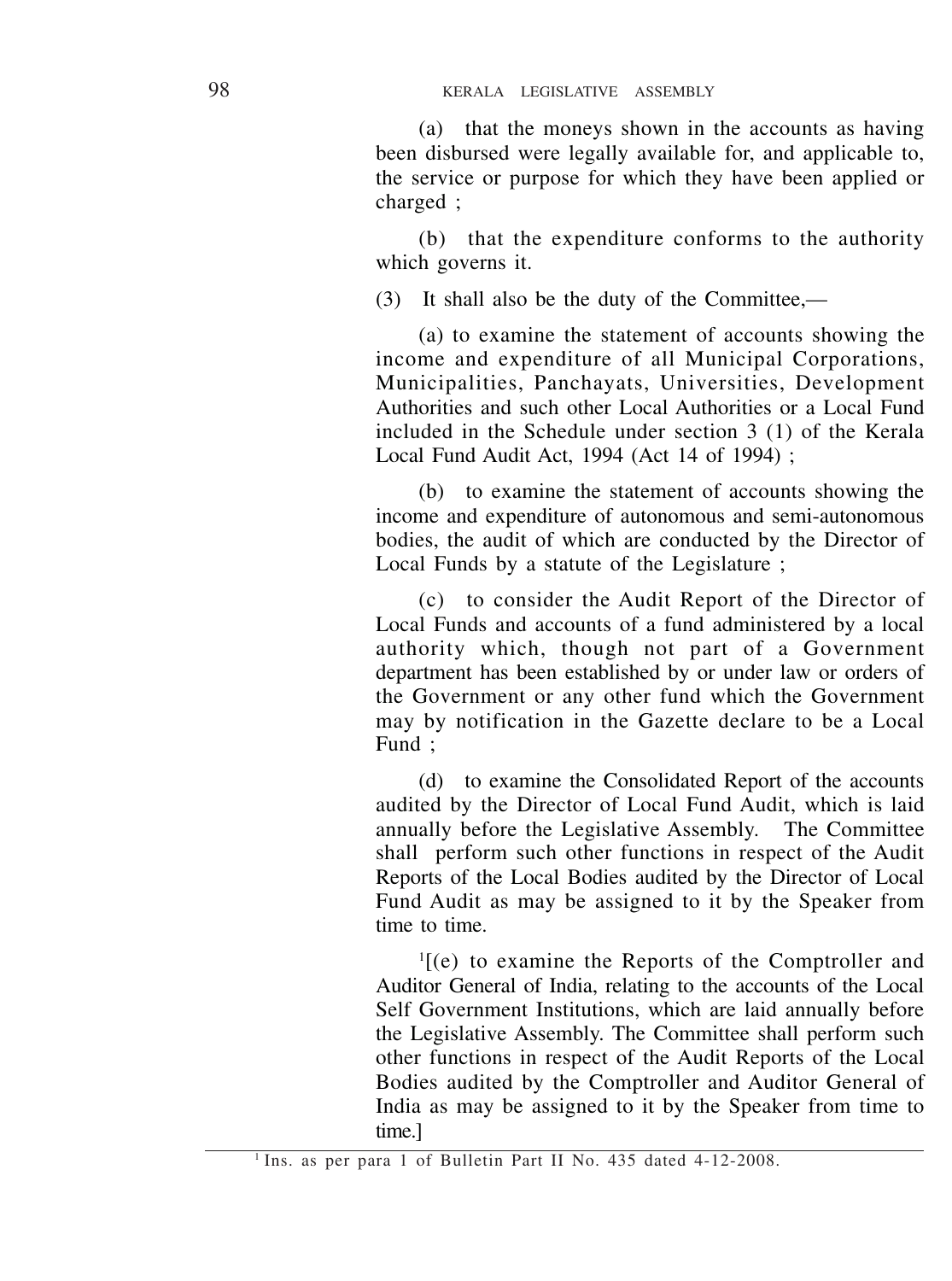(a) that the moneys shown in the accounts as having been disbursed were legally available for, and applicable to, the service or purpose for which they have been applied or charged ;

(b) that the expenditure conforms to the authority which governs it.

(3) It shall also be the duty of the Committee,—

(a) to examine the statement of accounts showing the income and expenditure of all Municipal Corporations, Municipalities, Panchayats, Universities, Development Authorities and such other Local Authorities or a Local Fund included in the Schedule under section 3 (1) of the Kerala Local Fund Audit Act, 1994 (Act 14 of 1994) ;

(b) to examine the statement of accounts showing the income and expenditure of autonomous and semi-autonomous bodies, the audit of which are conducted by the Director of Local Funds by a statute of the Legislature ;

(c) to consider the Audit Report of the Director of Local Funds and accounts of a fund administered by a local authority which, though not part of a Government department has been established by or under law or orders of the Government or any other fund which the Government may by notification in the Gazette declare to be a Local Fund ;

(d) to examine the Consolidated Report of the accounts audited by the Director of Local Fund Audit, which is laid annually before the Legislative Assembly. The Committee shall perform such other functions in respect of the Audit Reports of the Local Bodies audited by the Director of Local Fund Audit as may be assigned to it by the Speaker from time to time.

[1][(e) to examine the Reports of the Comptroller and Auditor General of India, relating to the accounts of the Local Self Government Institutions, which are laid annually before the Legislative Assembly. The Committee shall perform such other functions in respect of the Audit Reports of the Local Bodies audited by the Comptroller and Auditor General of India as may be assigned to it by the Speaker from time to time.]

---

[1] Ins. as per para 1 of Bulletin Part II No. 435 dated 4-12-2008.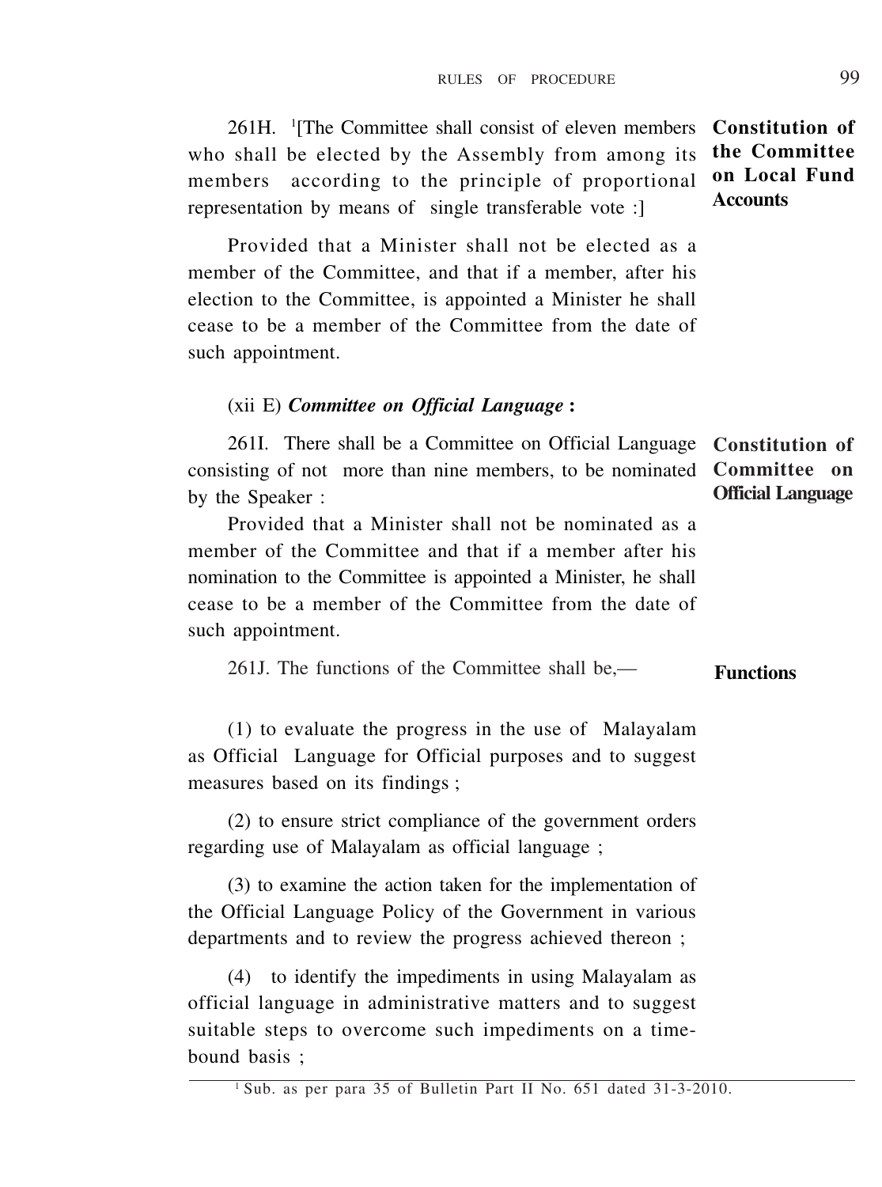261H. [1][The Committee shall consist of eleven members who shall be elected by the Assembly from among its members according to the principle of proportional representation by means of single transferable vote :]

**Constitution of the Committee on Local Fund Accounts**

Provided that a Minister shall not be elected as a member of the Committee, and that if a member, after his election to the Committee, is appointed a Minister he shall cease to be a member of the Committee from the date of such appointment.

(xii E) ***Committee on Official Language*** **:**

**Constitution of Committee on Official Language**

261I. There shall be a Committee on Official Language consisting of not more than nine members, to be nominated by the Speaker :

Provided that a Minister shall not be nominated as a member of the Committee and that if a member after his nomination to the Committee is appointed a Minister, he shall cease to be a member of the Committee from the date of such appointment.

**Functions**

261J. The functions of the Committee shall be,—

(1) to evaluate the progress in the use of Malayalam as Official Language for Official purposes and to suggest measures based on its findings ;

(2) to ensure strict compliance of the government orders regarding use of Malayalam as official language ;

(3) to examine the action taken for the implementation of the Official Language Policy of the Government in various departments and to review the progress achieved thereon ;

(4) to identify the impediments in using Malayalam as official language in administrative matters and to suggest suitable steps to overcome such impediments on a time-bound basis ;

---

[1] Sub. as per para 35 of Bulletin Part II No. 651 dated 31-3-2010.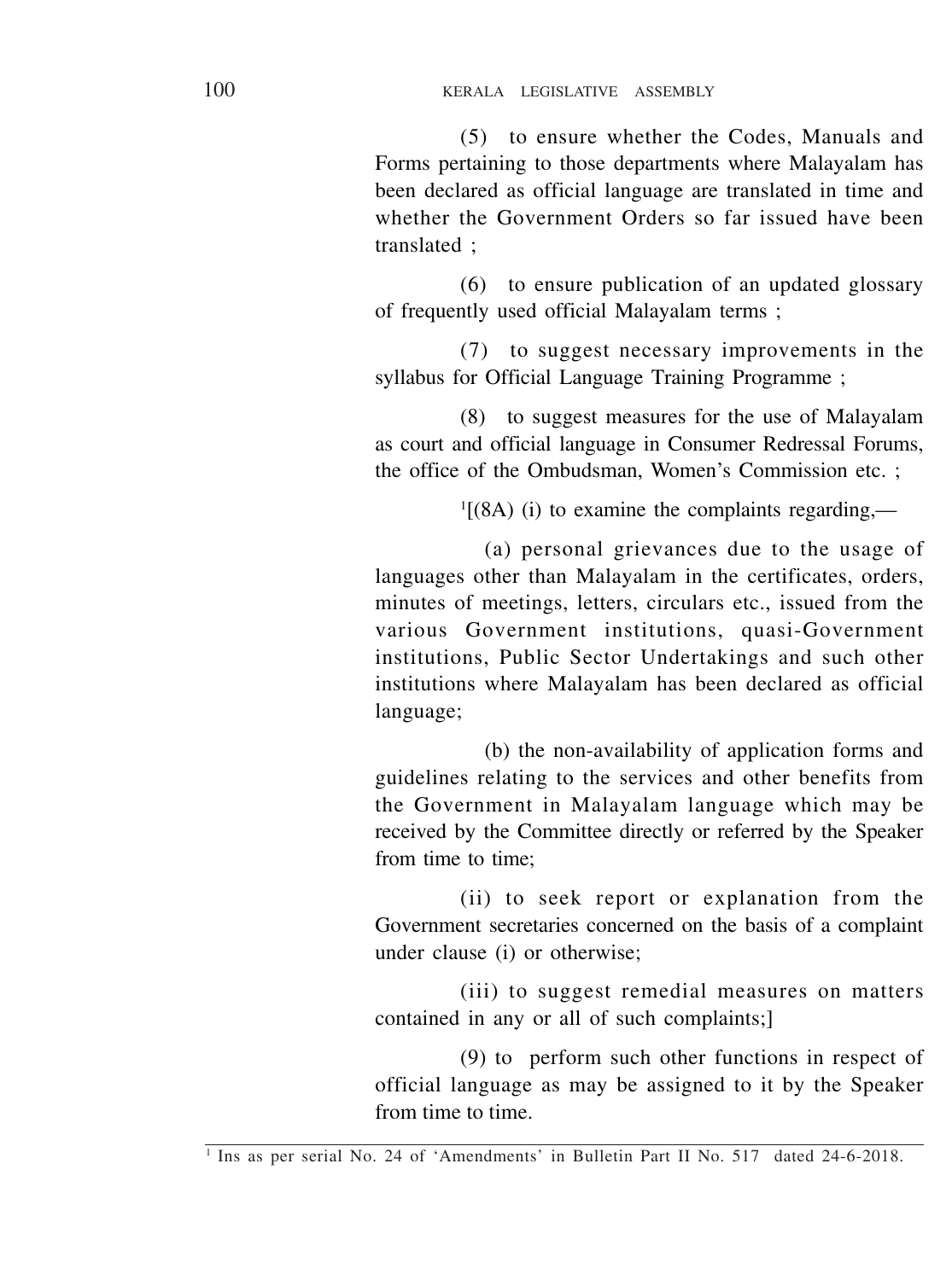(5) to ensure whether the Codes, Manuals and Forms pertaining to those departments where Malayalam has been declared as official language are translated in time and whether the Government Orders so far issued have been translated ;

(6) to ensure publication of an updated glossary of frequently used official Malayalam terms ;

(7) to suggest necessary improvements in the syllabus for Official Language Training Programme ;

(8) to suggest measures for the use of Malayalam as court and official language in Consumer Redressal Forums, the office of the Ombudsman, Women's Commission etc. ;

[1][(8A) (i) to examine the complaints regarding,—

(a) personal grievances due to the usage of languages other than Malayalam in the certificates, orders, minutes of meetings, letters, circulars etc., issued from the various Government institutions, quasi-Government institutions, Public Sector Undertakings and such other institutions where Malayalam has been declared as official language;

(b) the non-availability of application forms and guidelines relating to the services and other benefits from the Government in Malayalam language which may be received by the Committee directly or referred by the Speaker from time to time;

(ii) to seek report or explanation from the Government secretaries concerned on the basis of a complaint under clause (i) or otherwise;

(iii) to suggest remedial measures on matters contained in any or all of such complaints;]

(9) to perform such other functions in respect of official language as may be assigned to it by the Speaker from time to time.

---

[1] Ins as per serial No. 24 of 'Amendments' in Bulletin Part II No. 517 dated 24-6-2018.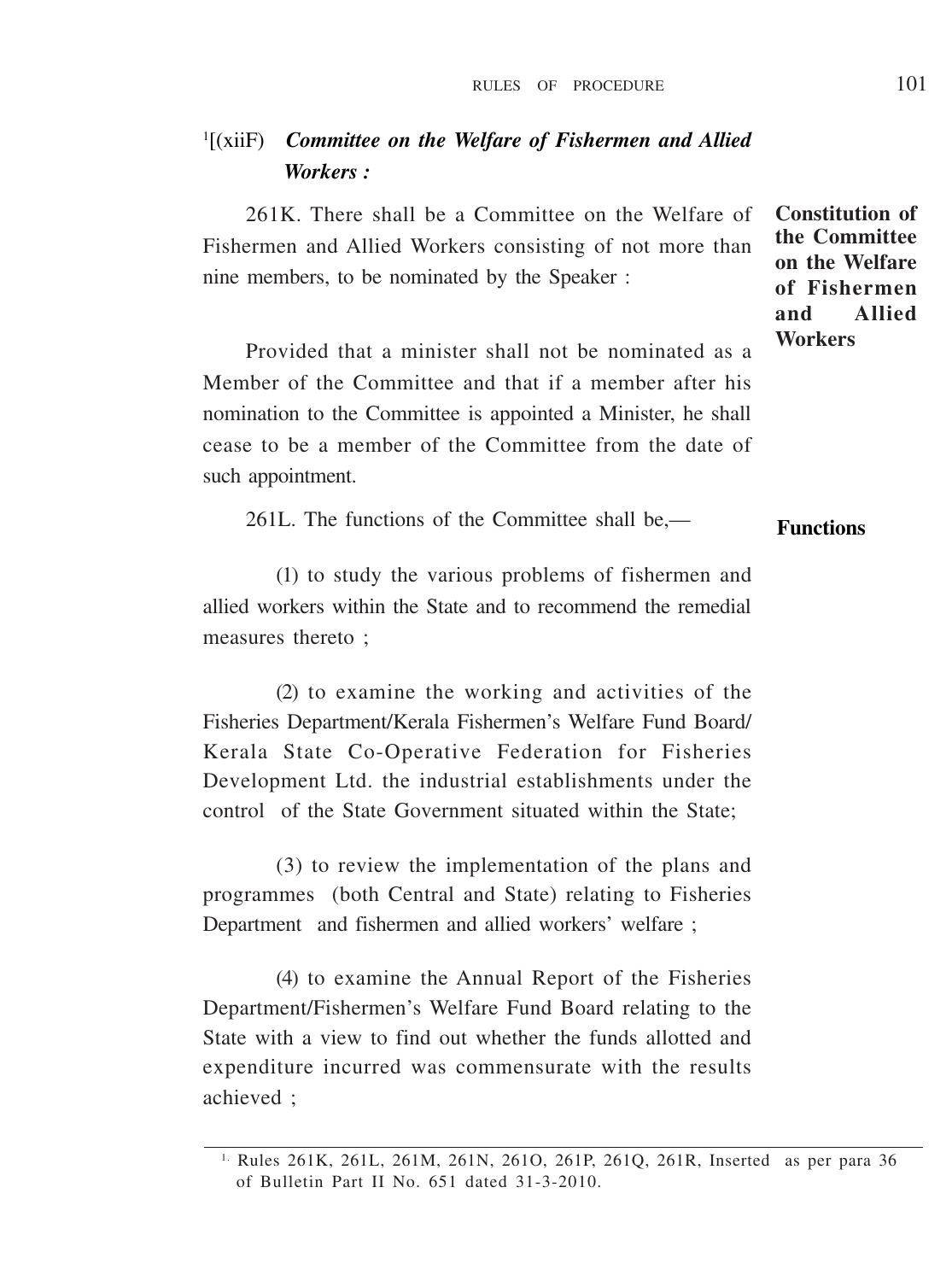[1][(xiiF) ***Committee on the Welfare of Fishermen and Allied Workers :***

**Constitution of the Committee on the Welfare of Fishermen and Allied Workers**

261K. There shall be a Committee on the Welfare of Fishermen and Allied Workers consisting of not more than nine members, to be nominated by the Speaker :

Provided that a minister shall not be nominated as a Member of the Committee and that if a member after his nomination to the Committee is appointed a Minister, he shall cease to be a member of the Committee from the date of such appointment.

**Functions**

261L. The functions of the Committee shall be,—

(1) to study the various problems of fishermen and allied workers within the State and to recommend the remedial measures thereto ;

(2) to examine the working and activities of the Fisheries Department/Kerala Fishermen's Welfare Fund Board/ Kerala State Co-Operative Federation for Fisheries Development Ltd. the industrial establishments under the control of the State Government situated within the State;

(3) to review the implementation of the plans and programmes (both Central and State) relating to Fisheries Department and fishermen and allied workers' welfare ;

(4) to examine the Annual Report of the Fisheries Department/Fishermen's Welfare Fund Board relating to the State with a view to find out whether the funds allotted and expenditure incurred was commensurate with the results achieved ;

---

1. Rules 261K, 261L, 261M, 261N, 261O, 261P, 261Q, 261R, Inserted as per para 36 of Bulletin Part II No. 651 dated 31-3-2010.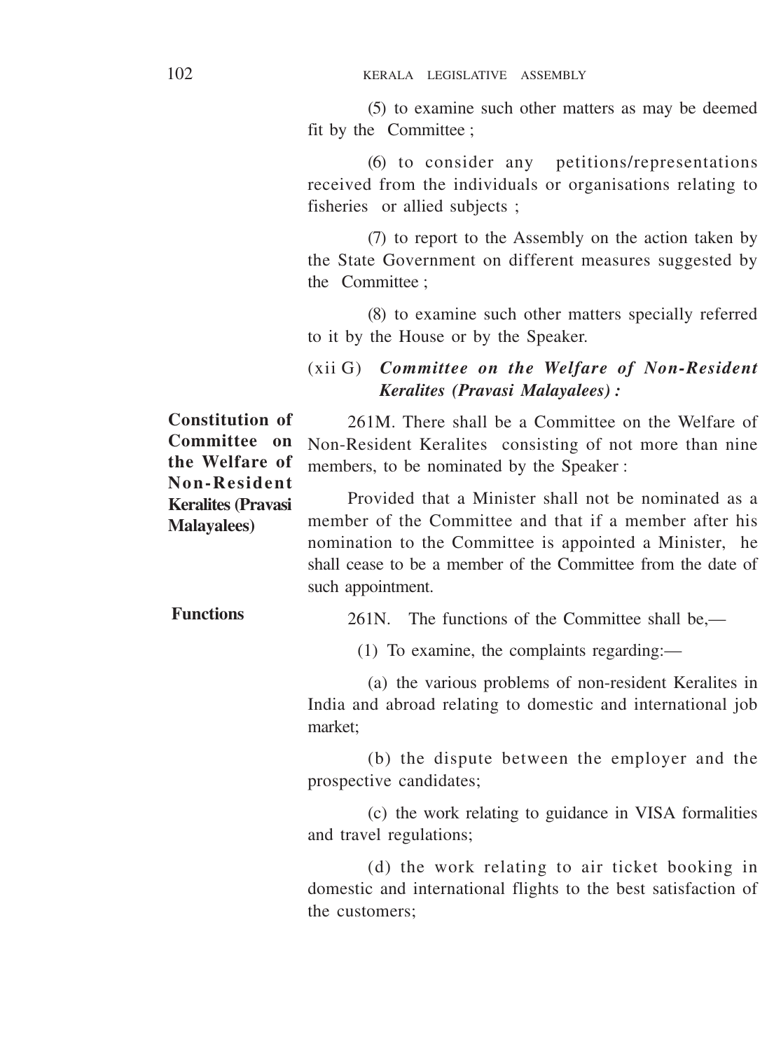(5) to examine such other matters as may be deemed fit by the Committee ;

(6) to consider any petitions/representations received from the individuals or organisations relating to fisheries or allied subjects ;

(7) to report to the Assembly on the action taken by the State Government on different measures suggested by the Committee ;

(8) to examine such other matters specially referred to it by the House or by the Speaker.

### (xii G) *Committee on the Welfare of Non-Resident Keralites (Pravasi Malayalees) :*

**Constitution of Committee on the Welfare of Non-Resident Keralites (Pravasi Malayalees)**

261M. There shall be a Committee on the Welfare of Non-Resident Keralites consisting of not more than nine members, to be nominated by the Speaker :

Provided that a Minister shall not be nominated as a member of the Committee and that if a member after his nomination to the Committee is appointed a Minister, he shall cease to be a member of the Committee from the date of such appointment.

**Functions**

261N. The functions of the Committee shall be,—

(1) To examine, the complaints regarding:—

(a) the various problems of non-resident Keralites in India and abroad relating to domestic and international job market;

(b) the dispute between the employer and the prospective candidates;

(c) the work relating to guidance in VISA formalities and travel regulations;

(d) the work relating to air ticket booking in domestic and international flights to the best satisfaction of the customers;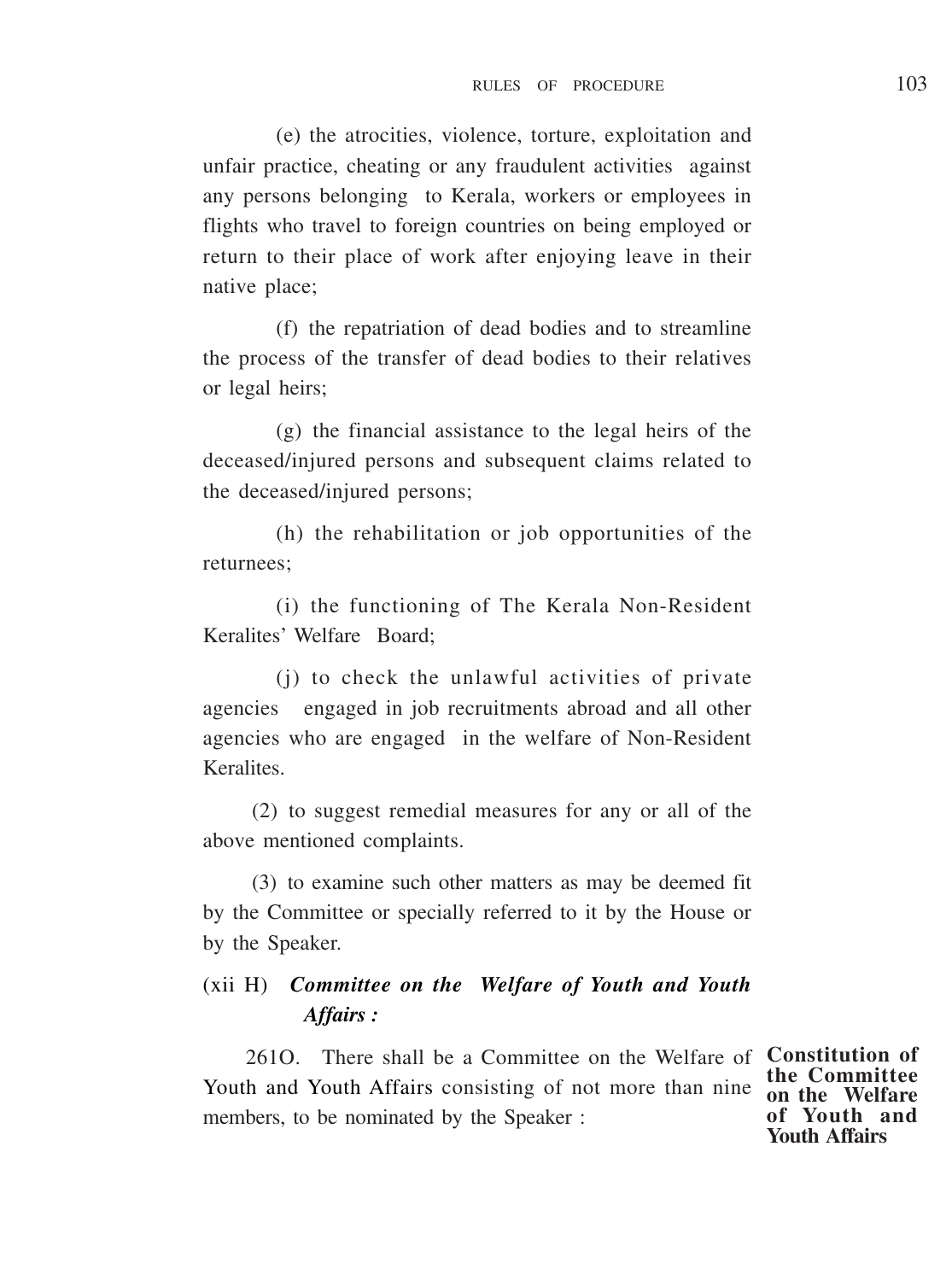(e) the atrocities, violence, torture, exploitation and unfair practice, cheating or any fraudulent activities against any persons belonging to Kerala, workers or employees in flights who travel to foreign countries on being employed or return to their place of work after enjoying leave in their native place;

(f) the repatriation of dead bodies and to streamline the process of the transfer of dead bodies to their relatives or legal heirs;

(g) the financial assistance to the legal heirs of the deceased/injured persons and subsequent claims related to the deceased/injured persons;

(h) the rehabilitation or job opportunities of the returnees;

(i) the functioning of The Kerala Non-Resident Keralites' Welfare Board;

(j) to check the unlawful activities of private agencies engaged in job recruitments abroad and all other agencies who are engaged in the welfare of Non-Resident Keralites.

(2) to suggest remedial measures for any or all of the above mentioned complaints.

(3) to examine such other matters as may be deemed fit by the Committee or specially referred to it by the House or by the Speaker.

## (xii H) *Committee on the Welfare of Youth and Youth Affairs :*

**Constitution of the Committee on the Welfare of Youth and Youth Affairs**

261O. There shall be a Committee on the Welfare of Youth and Youth Affairs consisting of not more than nine members, to be nominated by the Speaker :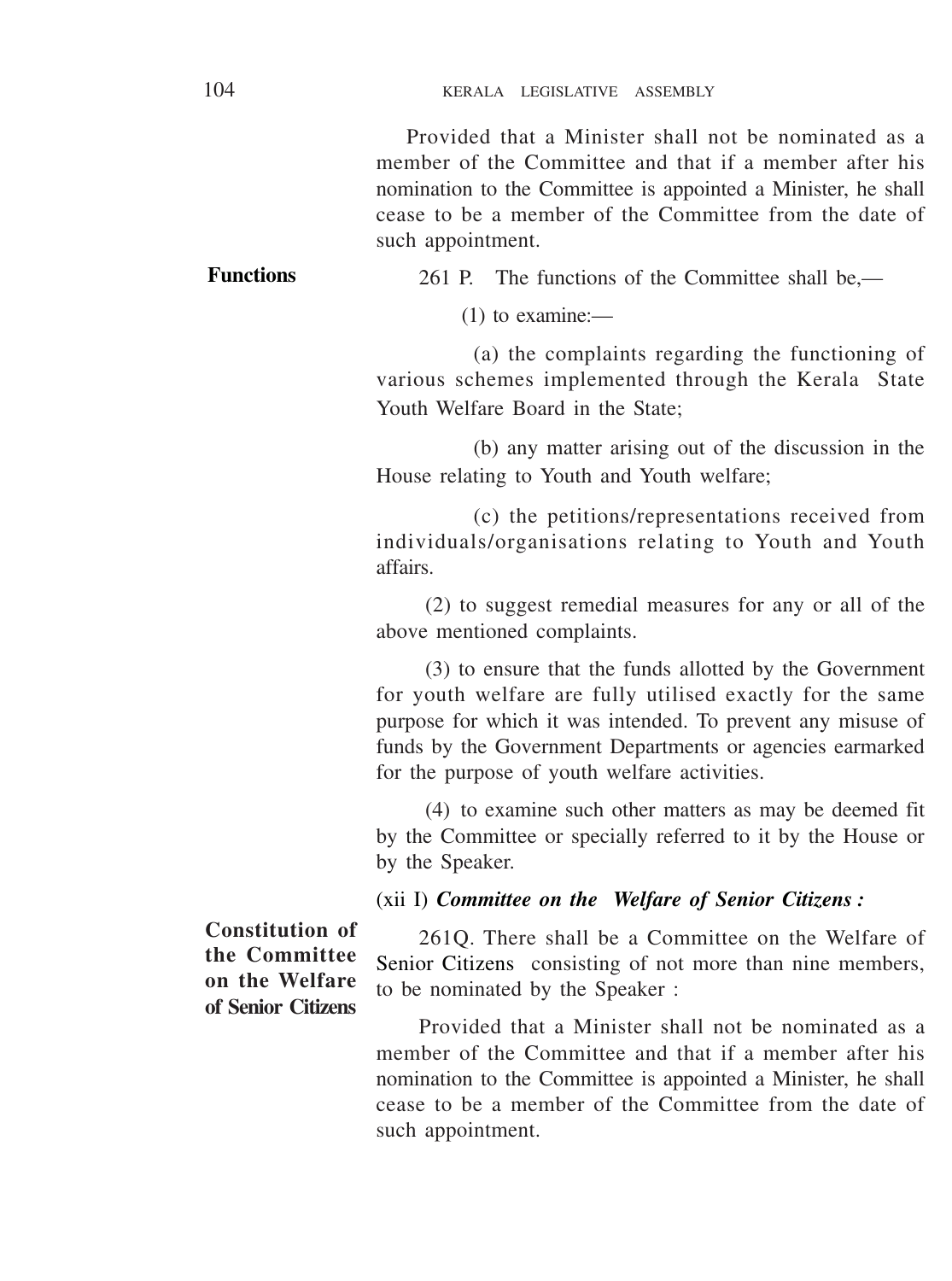Provided that a Minister shall not be nominated as a member of the Committee and that if a member after his nomination to the Committee is appointed a Minister, he shall cease to be a member of the Committee from the date of such appointment.

**Functions**

261 P. The functions of the Committee shall be,—

(1) to examine:—

(a) the complaints regarding the functioning of various schemes implemented through the Kerala State Youth Welfare Board in the State;

(b) any matter arising out of the discussion in the House relating to Youth and Youth welfare;

(c) the petitions/representations received from individuals/organisations relating to Youth and Youth affairs.

(2) to suggest remedial measures for any or all of the above mentioned complaints.

(3) to ensure that the funds allotted by the Government for youth welfare are fully utilised exactly for the same purpose for which it was intended. To prevent any misuse of funds by the Government Departments or agencies earmarked for the purpose of youth welfare activities.

(4) to examine such other matters as may be deemed fit by the Committee or specially referred to it by the House or by the Speaker.

(xii I) ***Committee on the Welfare of Senior Citizens :***

**Constitution of the Committee on the Welfare of Senior Citizens**

261Q. There shall be a Committee on the Welfare of Senior Citizens consisting of not more than nine members, to be nominated by the Speaker :

Provided that a Minister shall not be nominated as a member of the Committee and that if a member after his nomination to the Committee is appointed a Minister, he shall cease to be a member of the Committee from the date of such appointment.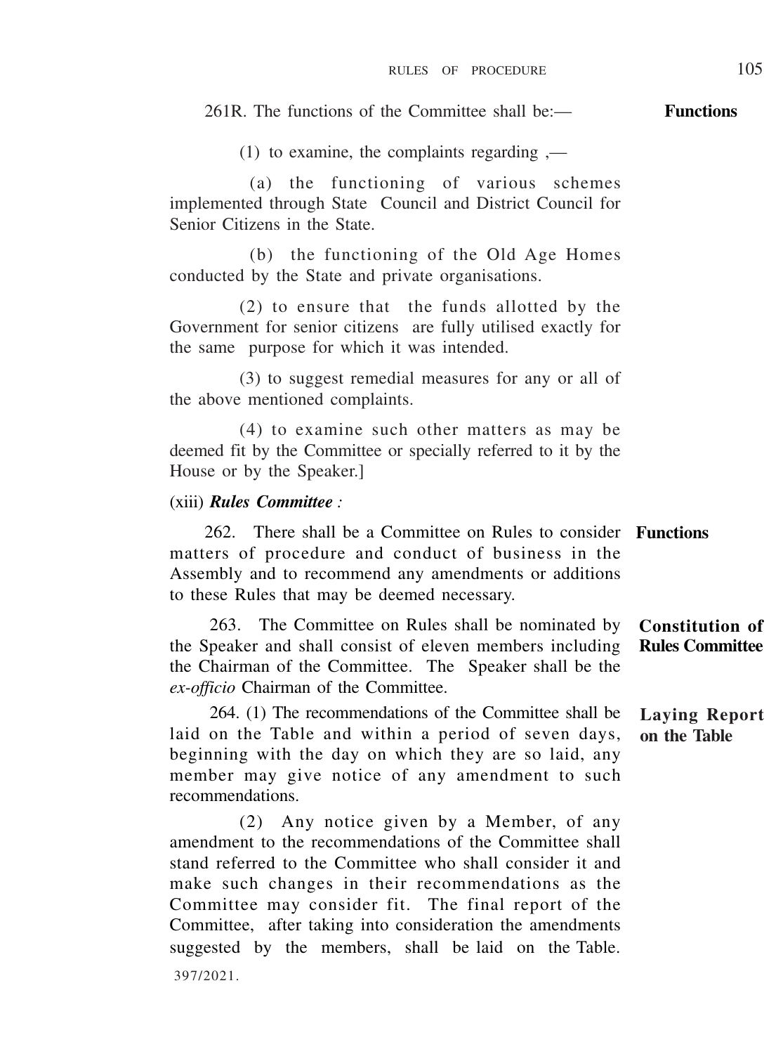261R. The functions of the Committee shall be:— **Functions**

(1) to examine, the complaints regarding ,—

(a) the functioning of various schemes implemented through State Council and District Council for Senior Citizens in the State.

(b) the functioning of the Old Age Homes conducted by the State and private organisations.

(2) to ensure that the funds allotted by the Government for senior citizens are fully utilised exactly for the same purpose for which it was intended.

(3) to suggest remedial measures for any or all of the above mentioned complaints.

(4) to examine such other matters as may be deemed fit by the Committee or specially referred to it by the House or by the Speaker.]

(xiii) ***Rules Committee*** *:*

262. There shall be a Committee on Rules to consider matters of procedure and conduct of business in the Assembly and to recommend any amendments or additions to these Rules that may be deemed necessary. **Functions**

263. The Committee on Rules shall be nominated by the Speaker and shall consist of eleven members including the Chairman of the Committee. The Speaker shall be the *ex-officio* Chairman of the Committee. **Constitution of Rules Committee**

264. (1) The recommendations of the Committee shall be laid on the Table and within a period of seven days, beginning with the day on which they are so laid, any member may give notice of any amendment to such recommendations. **Laying Report on the Table**

(2) Any notice given by a Member, of any amendment to the recommendations of the Committee shall stand referred to the Committee who shall consider it and make such changes in their recommendations as the Committee may consider fit. The final report of the Committee, after taking into consideration the amendments suggested by the members, shall be laid on the Table.

397/2021.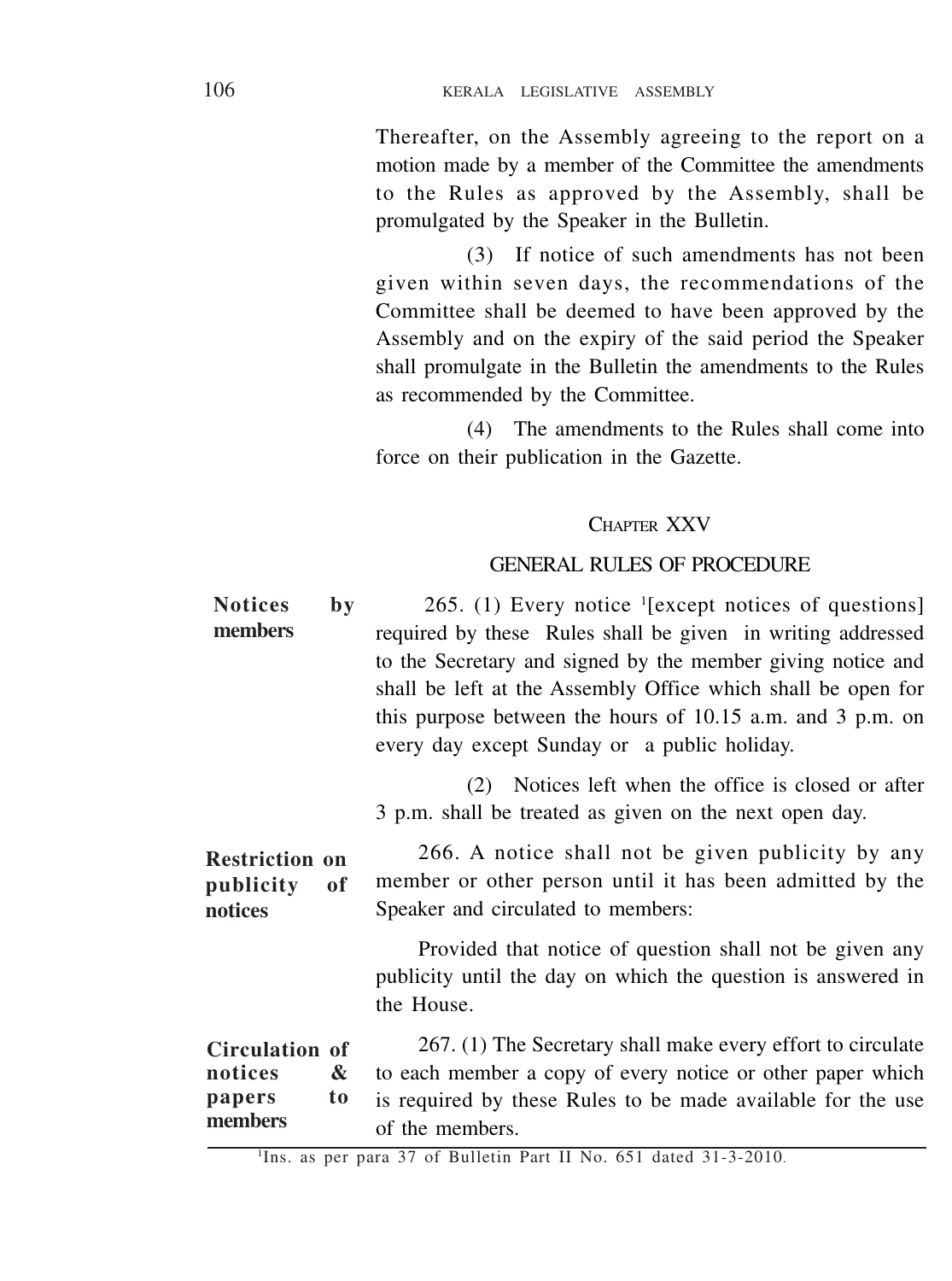Thereafter, on the Assembly agreeing to the report on a motion made by a member of the Committee the amendments to the Rules as approved by the Assembly, shall be promulgated by the Speaker in the Bulletin.

(3) If notice of such amendments has not been given within seven days, the recommendations of the Committee shall be deemed to have been approved by the Assembly and on the expiry of the said period the Speaker shall promulgate in the Bulletin the amendments to the Rules as recommended by the Committee.

(4) The amendments to the Rules shall come into force on their publication in the Gazette.

## CHAPTER XXV

## GENERAL RULES OF PROCEDURE

**Notices by members**

265. (1) Every notice [1][except notices of questions] required by these Rules shall be given in writing addressed to the Secretary and signed by the member giving notice and shall be left at the Assembly Office which shall be open for this purpose between the hours of 10.15 a.m. and 3 p.m. on every day except Sunday or a public holiday.

(2) Notices left when the office is closed or after 3 p.m. shall be treated as given on the next open day.

**Restriction on publicity of notices**

266. A notice shall not be given publicity by any member or other person until it has been admitted by the Speaker and circulated to members:

Provided that notice of question shall not be given any publicity until the day on which the question is answered in the House.

**Circulation of notices & papers to members**

267. (1) The Secretary shall make every effort to circulate to each member a copy of every notice or other paper which is required by these Rules to be made available for the use of the members.

---

[1] Ins. as per para 37 of Bulletin Part II No. 651 dated 31-3-2010.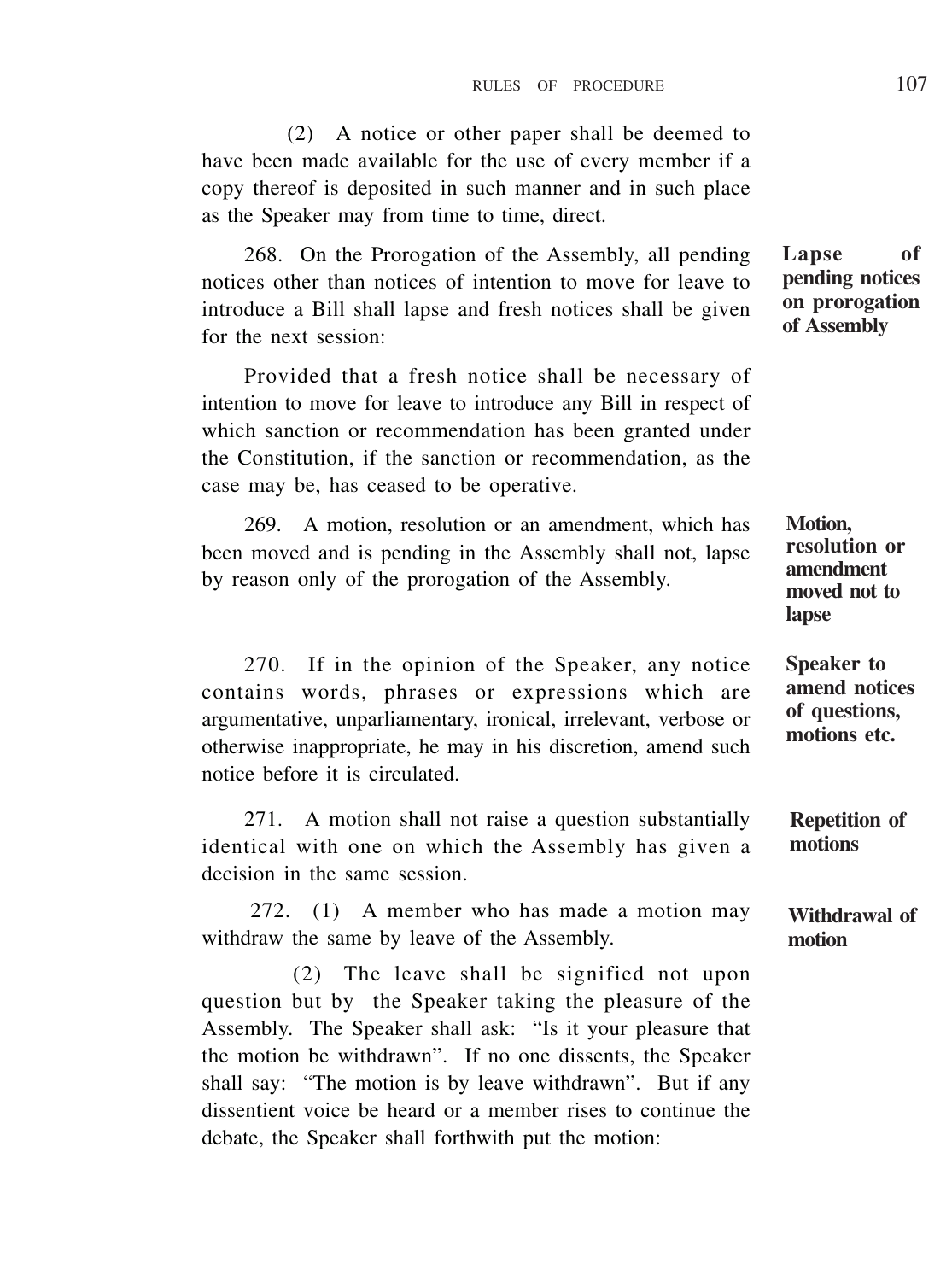(2) A notice or other paper shall be deemed to have been made available for the use of every member if a copy thereof is deposited in such manner and in such place as the Speaker may from time to time, direct.

**Lapse of pending notices on prorogation of Assembly**

268. On the Prorogation of the Assembly, all pending notices other than notices of intention to move for leave to introduce a Bill shall lapse and fresh notices shall be given for the next session:

Provided that a fresh notice shall be necessary of intention to move for leave to introduce any Bill in respect of which sanction or recommendation has been granted under the Constitution, if the sanction or recommendation, as the case may be, has ceased to be operative.

**Motion, resolution or amendment moved not to lapse**

269. A motion, resolution or an amendment, which has been moved and is pending in the Assembly shall not, lapse by reason only of the prorogation of the Assembly.

**Speaker to amend notices of questions, motions etc.**

270. If in the opinion of the Speaker, any notice contains words, phrases or expressions which are argumentative, unparliamentary, ironical, irrelevant, verbose or otherwise inappropriate, he may in his discretion, amend such notice before it is circulated.

**Repetition of motions**

271. A motion shall not raise a question substantially identical with one on which the Assembly has given a decision in the same session.

**Withdrawal of motion**

272. (1) A member who has made a motion may withdraw the same by leave of the Assembly.

(2) The leave shall be signified not upon question but by the Speaker taking the pleasure of the Assembly. The Speaker shall ask: "Is it your pleasure that the motion be withdrawn". If no one dissents, the Speaker shall say: "The motion is by leave withdrawn". But if any dissentient voice be heard or a member rises to continue the debate, the Speaker shall forthwith put the motion: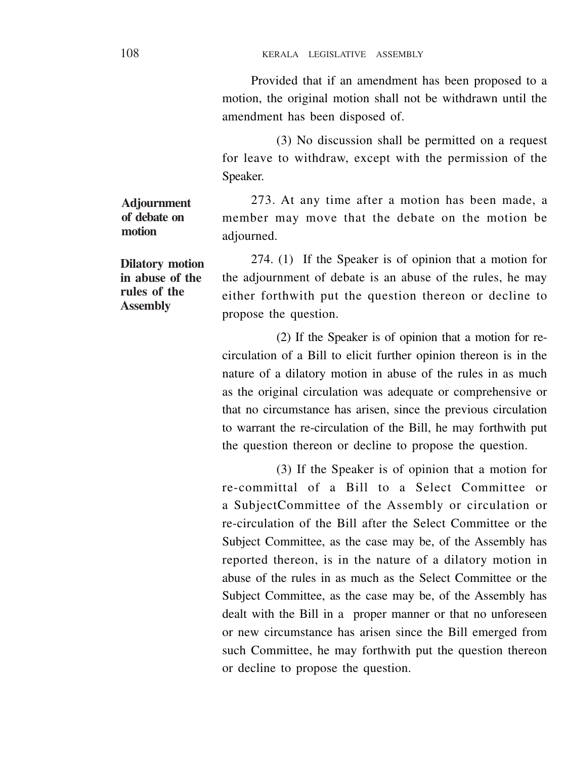Provided that if an amendment has been proposed to a motion, the original motion shall not be withdrawn until the amendment has been disposed of.

(3) No discussion shall be permitted on a request for leave to withdraw, except with the permission of the Speaker.

**Adjournment of debate on motion**

273. At any time after a motion has been made, a member may move that the debate on the motion be adjourned.

**Dilatory motion in abuse of the rules of the Assembly**

274. (1) If the Speaker is of opinion that a motion for the adjournment of debate is an abuse of the rules, he may either forthwith put the question thereon or decline to propose the question.

(2) If the Speaker is of opinion that a motion for re-circulation of a Bill to elicit further opinion thereon is in the nature of a dilatory motion in abuse of the rules in as much as the original circulation was adequate or comprehensive or that no circumstance has arisen, since the previous circulation to warrant the re-circulation of the Bill, he may forthwith put the question thereon or decline to propose the question.

(3) If the Speaker is of opinion that a motion for re-committal of a Bill to a Select Committee or a SubjectCommittee of the Assembly or circulation or re-circulation of the Bill after the Select Committee or the Subject Committee, as the case may be, of the Assembly has reported thereon, is in the nature of a dilatory motion in abuse of the rules in as much as the Select Committee or the Subject Committee, as the case may be, of the Assembly has dealt with the Bill in a proper manner or that no unforeseen or new circumstance has arisen since the Bill emerged from such Committee, he may forthwith put the question thereon or decline to propose the question.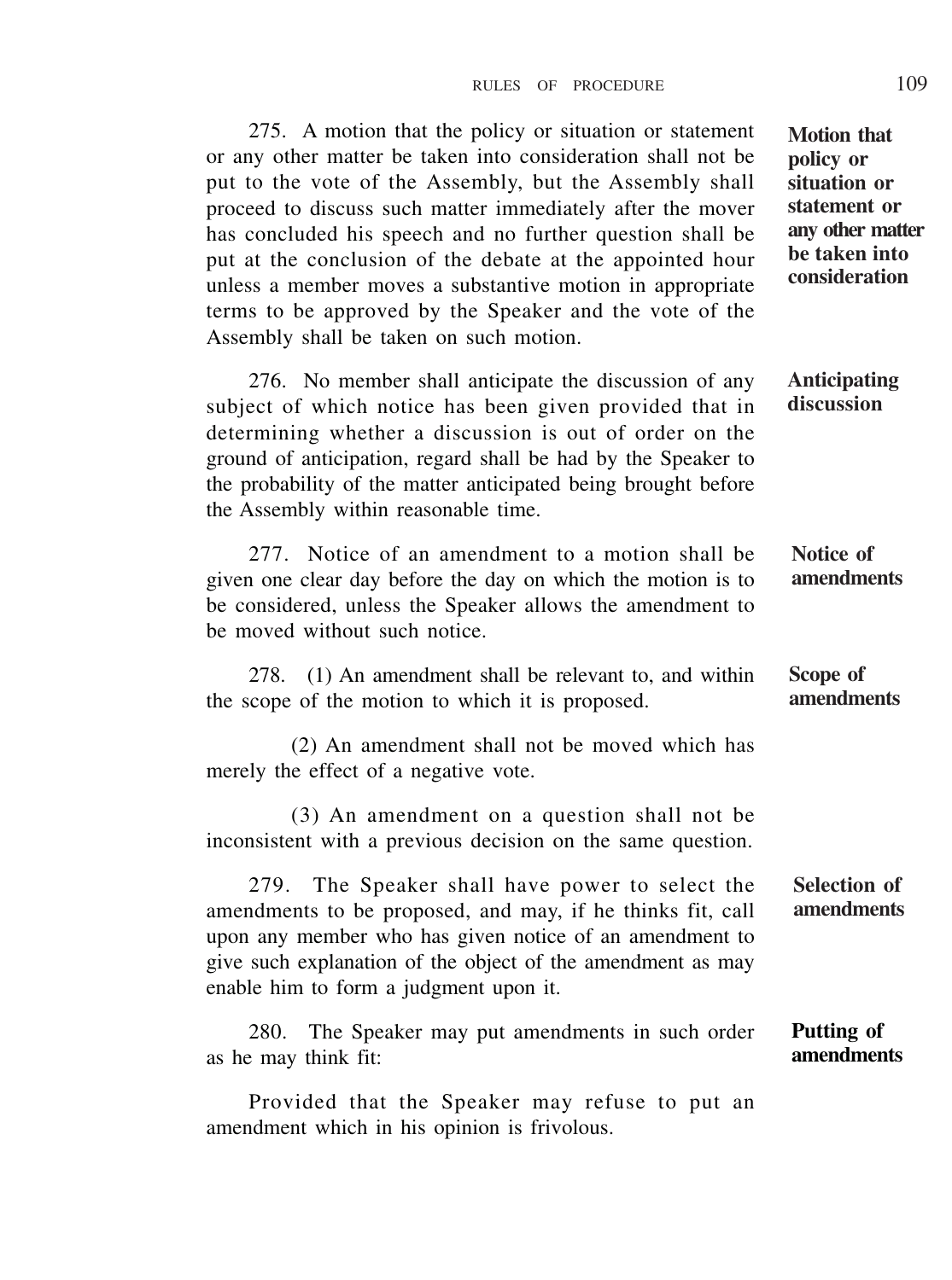**Motion that policy or situation or statement or any other matter be taken into consideration**

275. A motion that the policy or situation or statement or any other matter be taken into consideration shall not be put to the vote of the Assembly, but the Assembly shall proceed to discuss such matter immediately after the mover has concluded his speech and no further question shall be put at the conclusion of the debate at the appointed hour unless a member moves a substantive motion in appropriate terms to be approved by the Speaker and the vote of the Assembly shall be taken on such motion.

**Anticipating discussion**

276. No member shall anticipate the discussion of any subject of which notice has been given provided that in determining whether a discussion is out of order on the ground of anticipation, regard shall be had by the Speaker to the probability of the matter anticipated being brought before the Assembly within reasonable time.

**Notice of amendments**

277. Notice of an amendment to a motion shall be given one clear day before the day on which the motion is to be considered, unless the Speaker allows the amendment to be moved without such notice.

**Scope of amendments**

278. (1) An amendment shall be relevant to, and within the scope of the motion to which it is proposed.

(2) An amendment shall not be moved which has merely the effect of a negative vote.

(3) An amendment on a question shall not be inconsistent with a previous decision on the same question.

**Selection of amendments**

279. The Speaker shall have power to select the amendments to be proposed, and may, if he thinks fit, call upon any member who has given notice of an amendment to give such explanation of the object of the amendment as may enable him to form a judgment upon it.

**Putting of amendments**

280. The Speaker may put amendments in such order as he may think fit:

Provided that the Speaker may refuse to put an amendment which in his opinion is frivolous.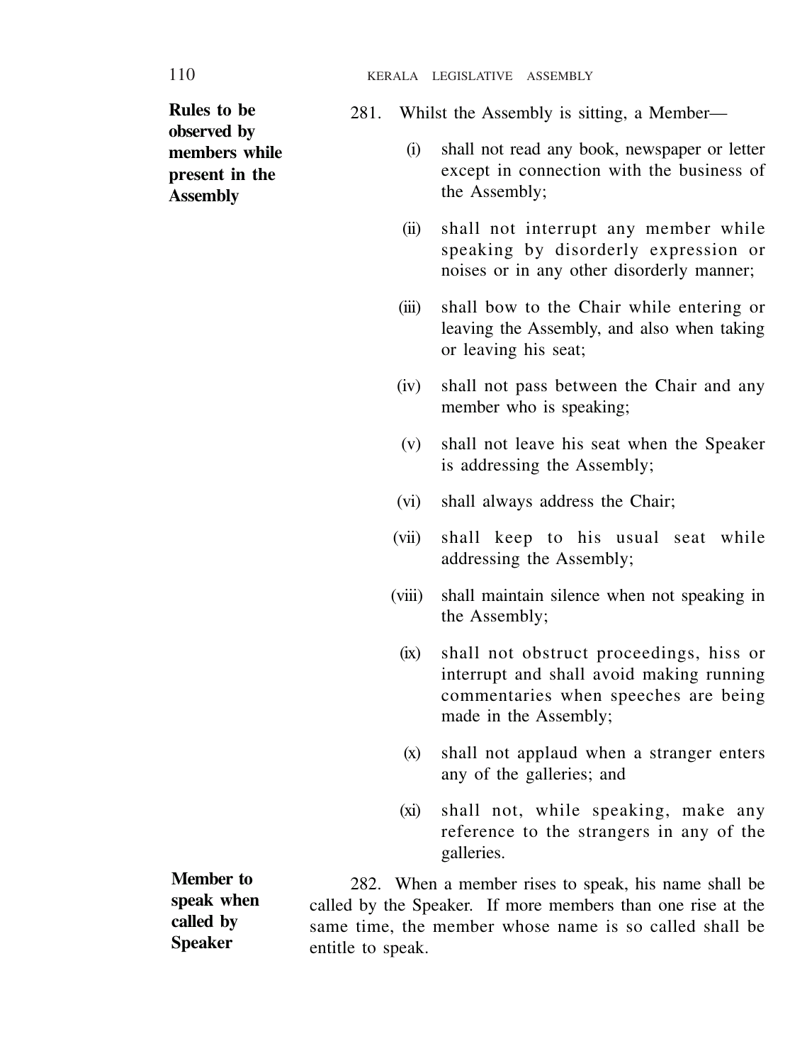**Rules to be observed by members while present in the Assembly**

281. Whilst the Assembly is sitting, a Member—

(i) shall not read any book, newspaper or letter except in connection with the business of the Assembly;

(ii) shall not interrupt any member while speaking by disorderly expression or noises or in any other disorderly manner;

(iii) shall bow to the Chair while entering or leaving the Assembly, and also when taking or leaving his seat;

(iv) shall not pass between the Chair and any member who is speaking;

(v) shall not leave his seat when the Speaker is addressing the Assembly;

(vi) shall always address the Chair;

(vii) shall keep to his usual seat while addressing the Assembly;

(viii) shall maintain silence when not speaking in the Assembly;

(ix) shall not obstruct proceedings, hiss or interrupt and shall avoid making running commentaries when speeches are being made in the Assembly;

(x) shall not applaud when a stranger enters any of the galleries; and

(xi) shall not, while speaking, make any reference to the strangers in any of the galleries.

**Member to speak when called by Speaker**

282. When a member rises to speak, his name shall be called by the Speaker. If more members than one rise at the same time, the member whose name is so called shall be entitle to speak.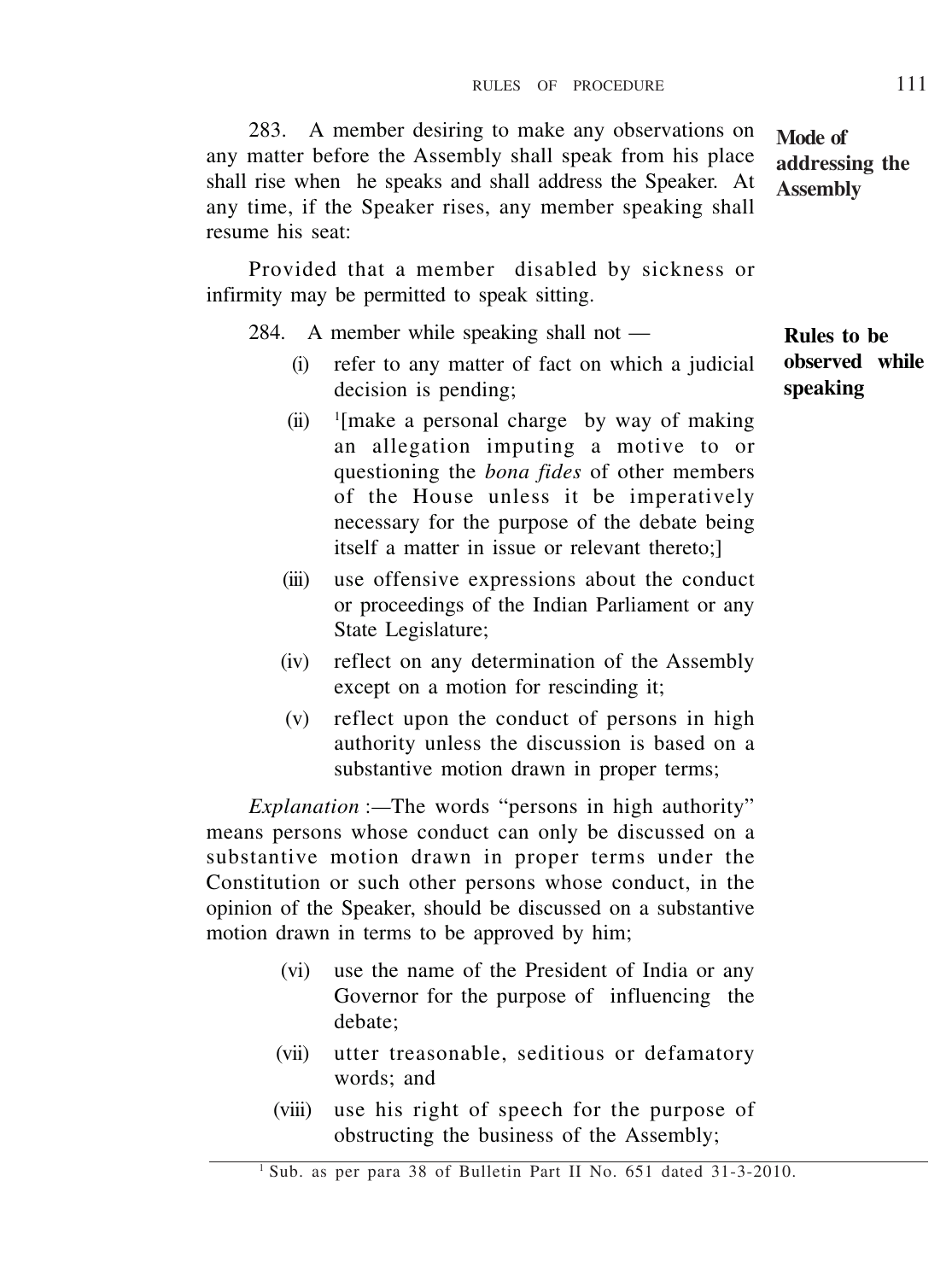283. A member desiring to make any observations on any matter before the Assembly shall speak from his place shall rise when he speaks and shall address the Speaker. At any time, if the Speaker rises, any member speaking shall resume his seat:

**Mode of addressing the Assembly**

Provided that a member disabled by sickness or infirmity may be permitted to speak sitting.

284. A member while speaking shall not —

**Rules to be observed while speaking**

(i) refer to any matter of fact on which a judicial decision is pending;

(ii) [1][make a personal charge by way of making an allegation imputing a motive to or questioning the *bona fides* of other members of the House unless it be imperatively necessary for the purpose of the debate being itself a matter in issue or relevant thereto;]

(iii) use offensive expressions about the conduct or proceedings of the Indian Parliament or any State Legislature;

(iv) reflect on any determination of the Assembly except on a motion for rescinding it;

(v) reflect upon the conduct of persons in high authority unless the discussion is based on a substantive motion drawn in proper terms;

*Explanation* :—The words "persons in high authority" means persons whose conduct can only be discussed on a substantive motion drawn in proper terms under the Constitution or such other persons whose conduct, in the opinion of the Speaker, should be discussed on a substantive motion drawn in terms to be approved by him;

(vi) use the name of the President of India or any Governor for the purpose of influencing the debate;

(vii) utter treasonable, seditious or defamatory words; and

(viii) use his right of speech for the purpose of obstructing the business of the Assembly;

[1] Sub. as per para 38 of Bulletin Part II No. 651 dated 31-3-2010.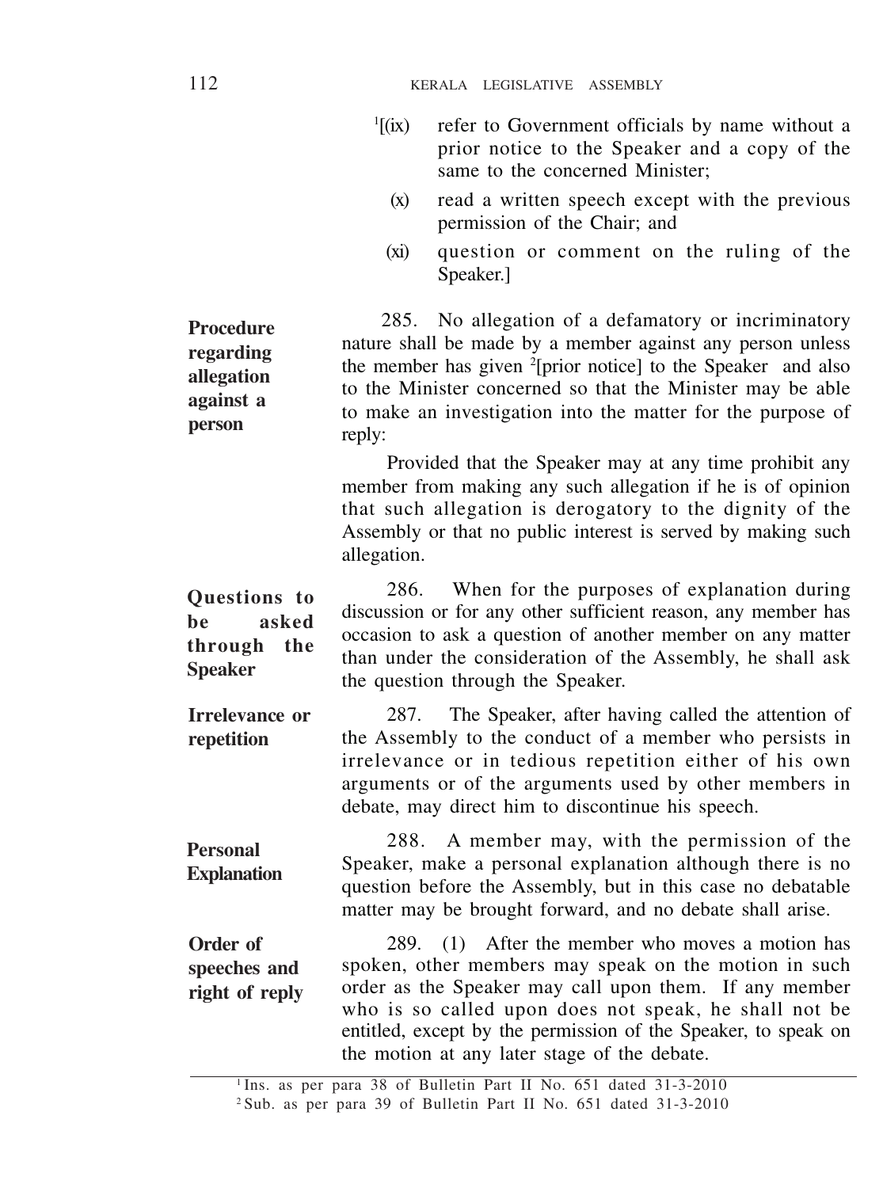[1][(ix) refer to Government officials by name without a prior notice to the Speaker and a copy of the same to the concerned Minister;

(x) read a written speech except with the previous permission of the Chair; and

(xi) question or comment on the ruling of the Speaker.]

**Procedure regarding allegation against a person**

285. No allegation of a defamatory or incriminatory nature shall be made by a member against any person unless the member has given [2][prior notice] to the Speaker and also to the Minister concerned so that the Minister may be able to make an investigation into the matter for the purpose of reply:

Provided that the Speaker may at any time prohibit any member from making any such allegation if he is of opinion that such allegation is derogatory to the dignity of the Assembly or that no public interest is served by making such allegation.

**Questions to be asked through the Speaker**

286. When for the purposes of explanation during discussion or for any other sufficient reason, any member has occasion to ask a question of another member on any matter than under the consideration of the Assembly, he shall ask the question through the Speaker.

**Irrelevance or repetition**

287. The Speaker, after having called the attention of the Assembly to the conduct of a member who persists in irrelevance or in tedious repetition either of his own arguments or of the arguments used by other members in debate, may direct him to discontinue his speech.

**Personal Explanation**

288. A member may, with the permission of the Speaker, make a personal explanation although there is no question before the Assembly, but in this case no debatable matter may be brought forward, and no debate shall arise.

**Order of speeches and right of reply**

289. (1) After the member who moves a motion has spoken, other members may speak on the motion in such order as the Speaker may call upon them. If any member who is so called upon does not speak, he shall not be entitled, except by the permission of the Speaker, to speak on the motion at any later stage of the debate.

---

[1] Ins. as per para 38 of Bulletin Part II No. 651 dated 31-3-2010

[2] Sub. as per para 39 of Bulletin Part II No. 651 dated 31-3-2010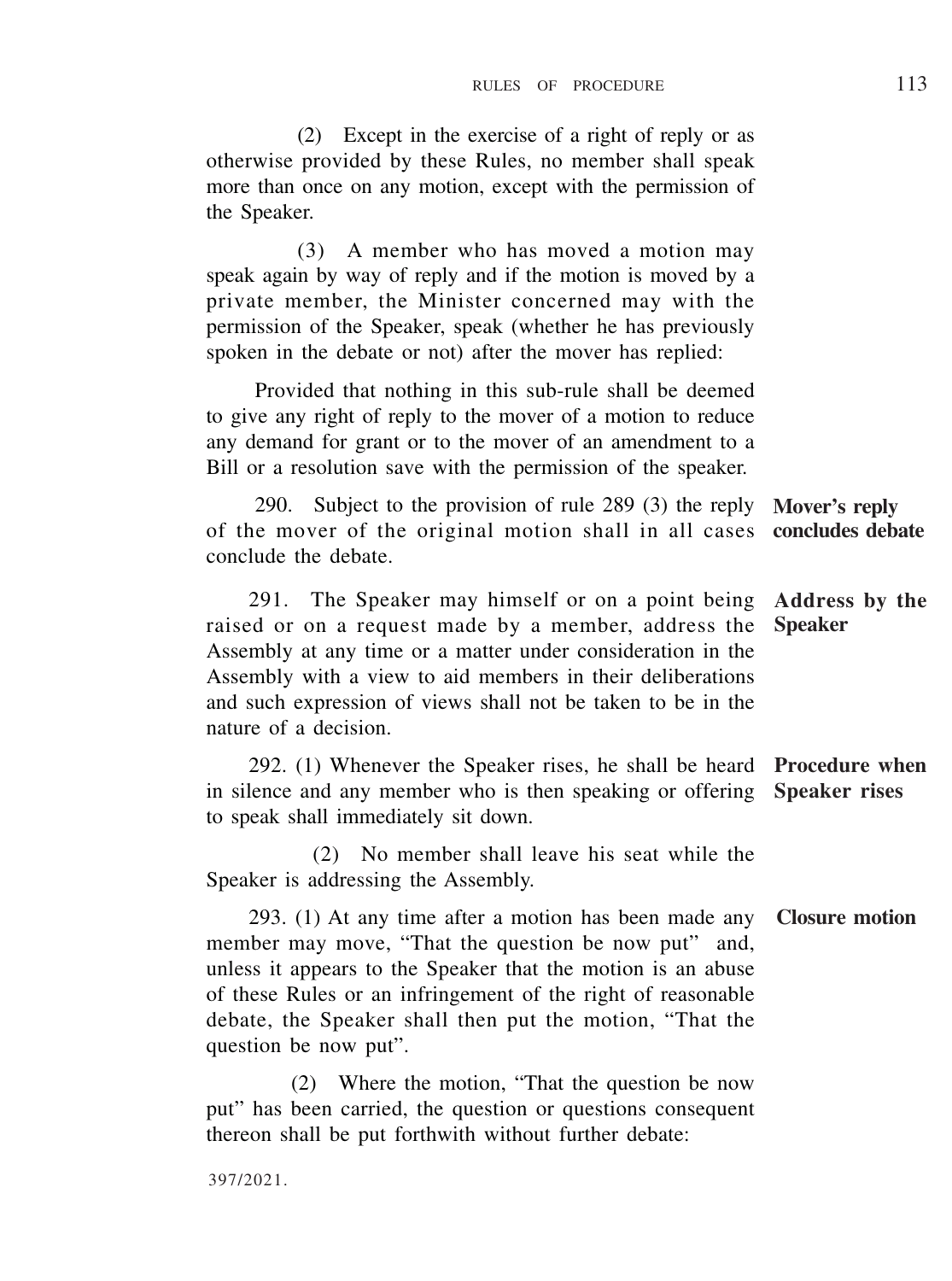(2) Except in the exercise of a right of reply or as otherwise provided by these Rules, no member shall speak more than once on any motion, except with the permission of the Speaker.

(3) A member who has moved a motion may speak again by way of reply and if the motion is moved by a private member, the Minister concerned may with the permission of the Speaker, speak (whether he has previously spoken in the debate or not) after the mover has replied:

Provided that nothing in this sub-rule shall be deemed to give any right of reply to the mover of a motion to reduce any demand for grant or to the mover of an amendment to a Bill or a resolution save with the permission of the speaker.

**Mover's reply concludes debate**

290. Subject to the provision of rule 289 (3) the reply of the mover of the original motion shall in all cases conclude the debate.

**Address by the Speaker**

291. The Speaker may himself or on a point being raised or on a request made by a member, address the Assembly at any time or a matter under consideration in the Assembly with a view to aid members in their deliberations and such expression of views shall not be taken to be in the nature of a decision.

**Procedure when Speaker rises**

292. (1) Whenever the Speaker rises, he shall be heard in silence and any member who is then speaking or offering to speak shall immediately sit down.

(2) No member shall leave his seat while the Speaker is addressing the Assembly.

**Closure motion**

293. (1) At any time after a motion has been made any member may move, "That the question be now put" and, unless it appears to the Speaker that the motion is an abuse of these Rules or an infringement of the right of reasonable debate, the Speaker shall then put the motion, "That the question be now put".

(2) Where the motion, "That the question be now put" has been carried, the question or questions consequent thereon shall be put forthwith without further debate: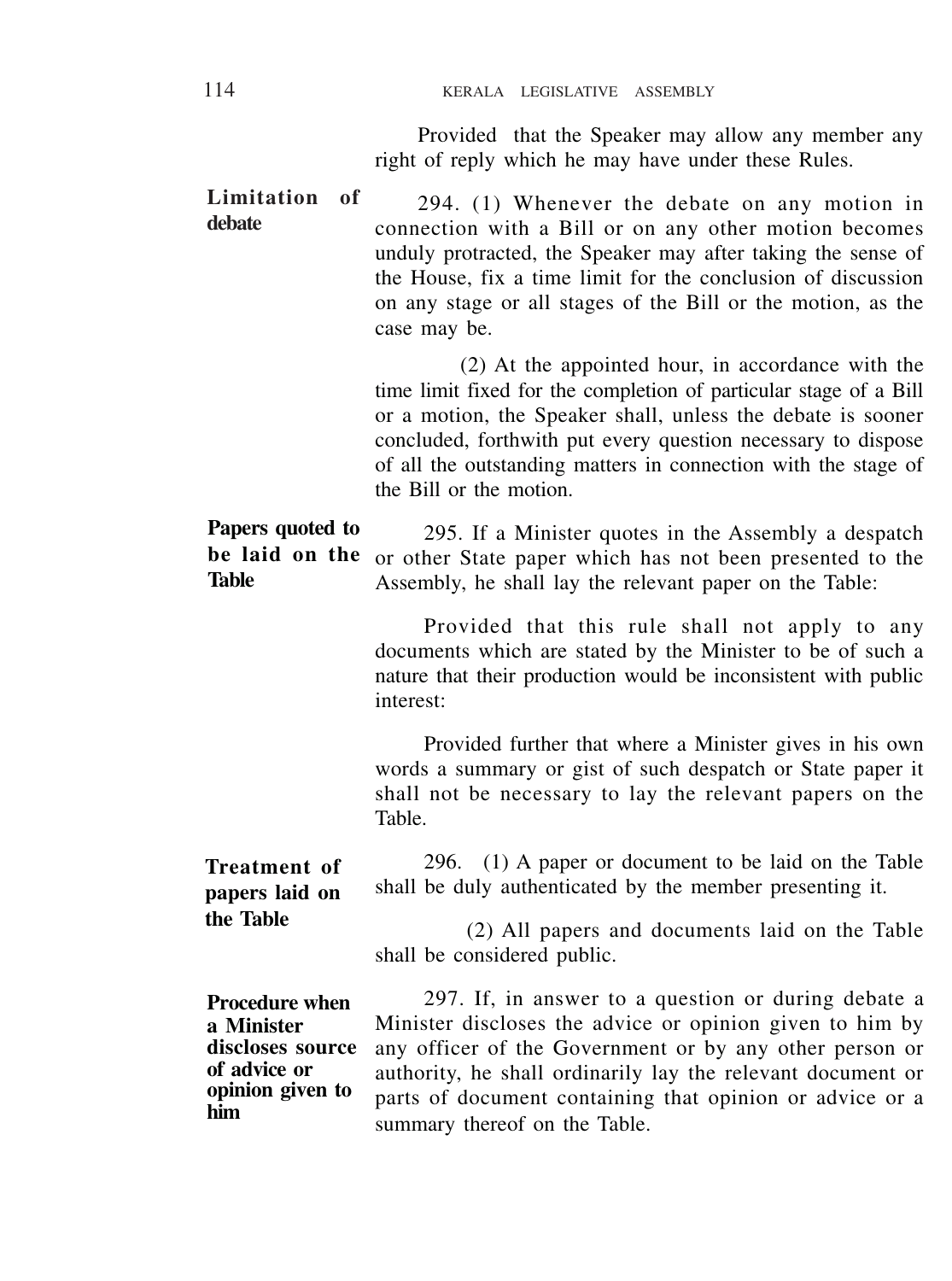Provided that the Speaker may allow any member any right of reply which he may have under these Rules.

**Limitation of debate**

294. (1) Whenever the debate on any motion in connection with a Bill or on any other motion becomes unduly protracted, the Speaker may after taking the sense of the House, fix a time limit for the conclusion of discussion on any stage or all stages of the Bill or the motion, as the case may be.

(2) At the appointed hour, in accordance with the time limit fixed for the completion of particular stage of a Bill or a motion, the Speaker shall, unless the debate is sooner concluded, forthwith put every question necessary to dispose of all the outstanding matters in connection with the stage of the Bill or the motion.

**Papers quoted to be laid on the Table**

295. If a Minister quotes in the Assembly a despatch or other State paper which has not been presented to the Assembly, he shall lay the relevant paper on the Table:

Provided that this rule shall not apply to any documents which are stated by the Minister to be of such a nature that their production would be inconsistent with public interest:

Provided further that where a Minister gives in his own words a summary or gist of such despatch or State paper it shall not be necessary to lay the relevant papers on the Table.

**Treatment of papers laid on the Table**

296. (1) A paper or document to be laid on the Table shall be duly authenticated by the member presenting it.

(2) All papers and documents laid on the Table shall be considered public.

**Procedure when a Minister discloses source of advice or opinion given to him**

297. If, in answer to a question or during debate a Minister discloses the advice or opinion given to him by any officer of the Government or by any other person or authority, he shall ordinarily lay the relevant document or parts of document containing that opinion or advice or a summary thereof on the Table.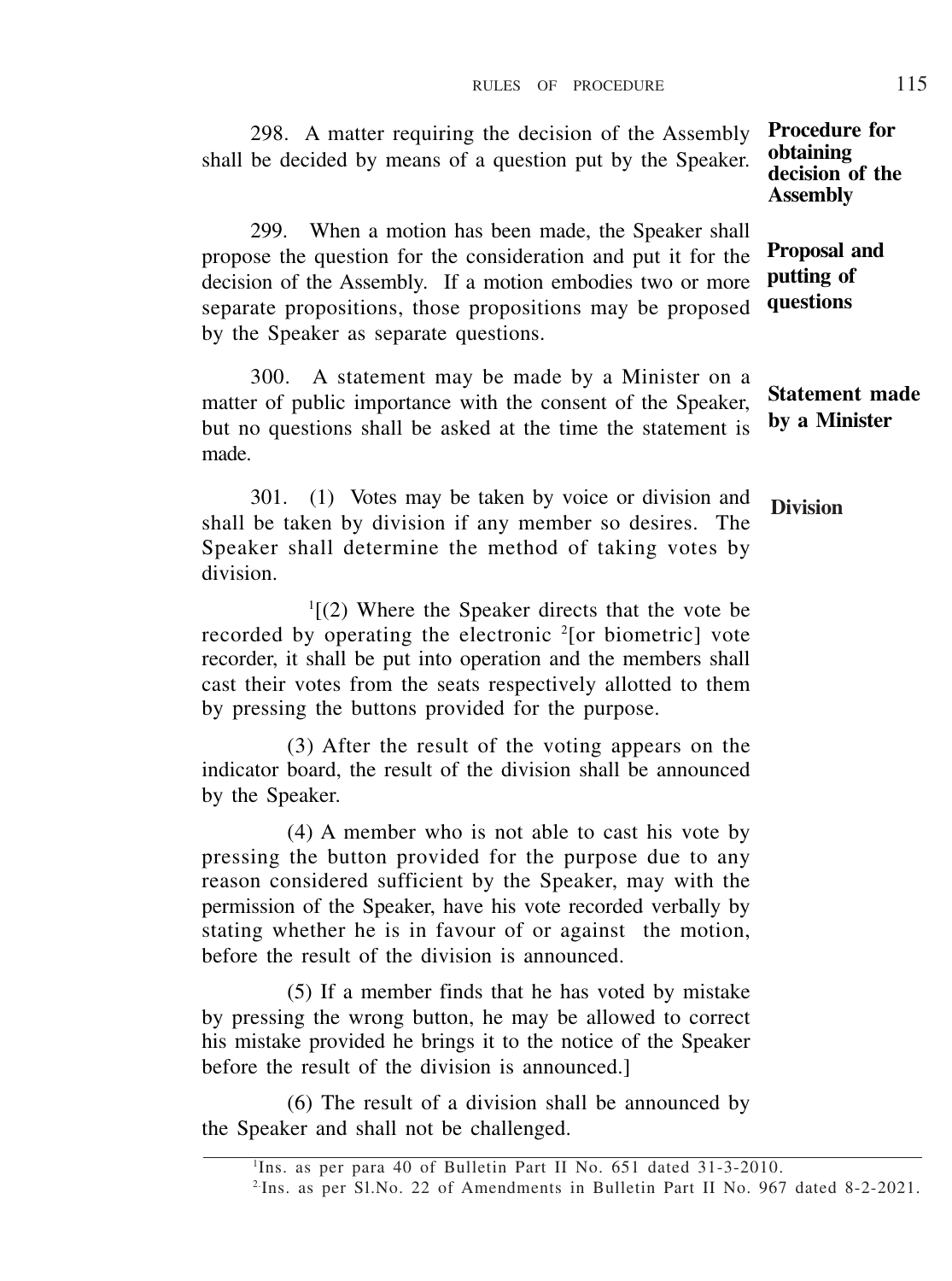298. A matter requiring the decision of the Assembly shall be decided by means of a question put by the Speaker. **Procedure for obtaining decision of the Assembly**

299. When a motion has been made, the Speaker shall propose the question for the consideration and put it for the decision of the Assembly. If a motion embodies two or more separate propositions, those propositions may be proposed by the Speaker as separate questions. **Proposal and putting of questions**

300. A statement may be made by a Minister on a matter of public importance with the consent of the Speaker, but no questions shall be asked at the time the statement is made. **Statement made by a Minister**

301. (1) Votes may be taken by voice or division and shall be taken by division if any member so desires. The Speaker shall determine the method of taking votes by division. **Division**

[1][(2) Where the Speaker directs that the vote be recorded by operating the electronic [2][or biometric] vote recorder, it shall be put into operation and the members shall cast their votes from the seats respectively allotted to them by pressing the buttons provided for the purpose.

(3) After the result of the voting appears on the indicator board, the result of the division shall be announced by the Speaker.

(4) A member who is not able to cast his vote by pressing the button provided for the purpose due to any reason considered sufficient by the Speaker, may with the permission of the Speaker, have his vote recorded verbally by stating whether he is in favour of or against the motion, before the result of the division is announced.

(5) If a member finds that he has voted by mistake by pressing the wrong button, he may be allowed to correct his mistake provided he brings it to the notice of the Speaker before the result of the division is announced.]

(6) The result of a division shall be announced by the Speaker and shall not be challenged.

---

[1] Ins. as per para 40 of Bulletin Part II No. 651 dated 31-3-2010.

[2] Ins. as per Sl.No. 22 of Amendments in Bulletin Part II No. 967 dated 8-2-2021.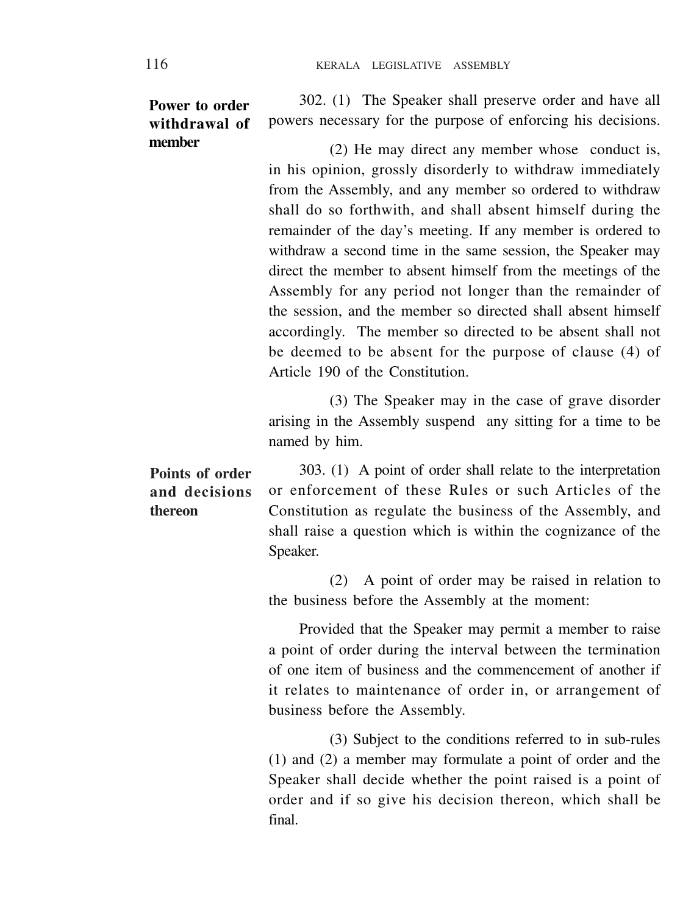**Power to order withdrawal of member**

302. (1) The Speaker shall preserve order and have all powers necessary for the purpose of enforcing his decisions.

(2) He may direct any member whose conduct is, in his opinion, grossly disorderly to withdraw immediately from the Assembly, and any member so ordered to withdraw shall do so forthwith, and shall absent himself during the remainder of the day's meeting. If any member is ordered to withdraw a second time in the same session, the Speaker may direct the member to absent himself from the meetings of the Assembly for any period not longer than the remainder of the session, and the member so directed shall absent himself accordingly. The member so directed to be absent shall not be deemed to be absent for the purpose of clause (4) of Article 190 of the Constitution.

(3) The Speaker may in the case of grave disorder arising in the Assembly suspend any sitting for a time to be named by him.

**Points of order and decisions thereon**

303. (1) A point of order shall relate to the interpretation or enforcement of these Rules or such Articles of the Constitution as regulate the business of the Assembly, and shall raise a question which is within the cognizance of the Speaker.

(2) A point of order may be raised in relation to the business before the Assembly at the moment:

Provided that the Speaker may permit a member to raise a point of order during the interval between the termination of one item of business and the commencement of another if it relates to maintenance of order in, or arrangement of business before the Assembly.

(3) Subject to the conditions referred to in sub-rules (1) and (2) a member may formulate a point of order and the Speaker shall decide whether the point raised is a point of order and if so give his decision thereon, which shall be final.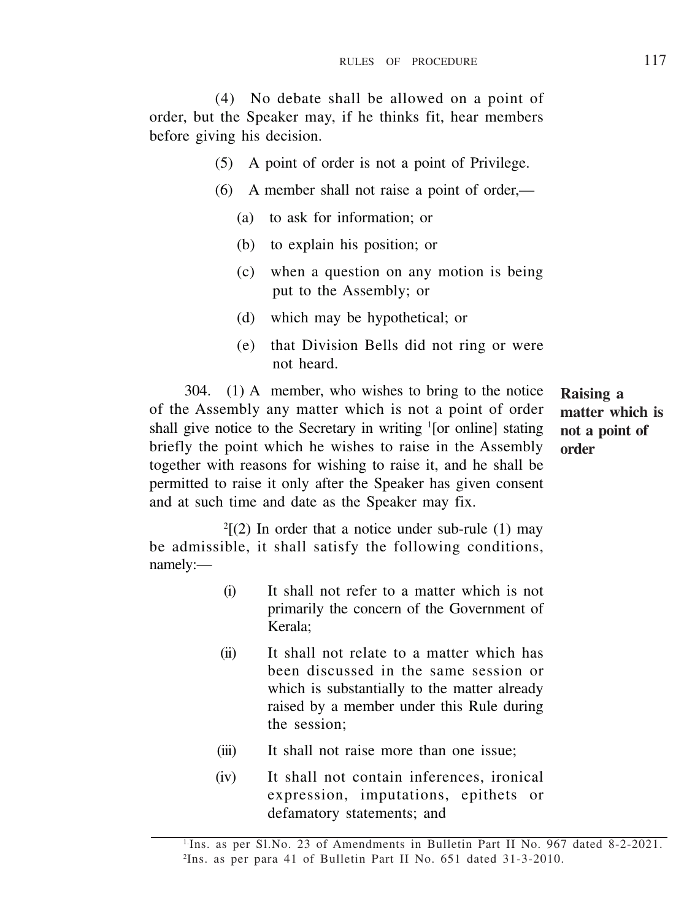(4) No debate shall be allowed on a point of order, but the Speaker may, if he thinks fit, hear members before giving his decision.

(5) A point of order is not a point of Privilege.

(6) A member shall not raise a point of order,—

(a) to ask for information; or

(b) to explain his position; or

(c) when a question on any motion is being put to the Assembly; or

(d) which may be hypothetical; or

(e) that Division Bells did not ring or were not heard.

**Raising a matter which is not a point of order**

304. (1) A member, who wishes to bring to the notice of the Assembly any matter which is not a point of order shall give notice to the Secretary in writing [1][or online] stating briefly the point which he wishes to raise in the Assembly together with reasons for wishing to raise it, and he shall be permitted to raise it only after the Speaker has given consent and at such time and date as the Speaker may fix.

[2][(2) In order that a notice under sub-rule (1) may be admissible, it shall satisfy the following conditions, namely:—

(i) It shall not refer to a matter which is not primarily the concern of the Government of Kerala;

(ii) It shall not relate to a matter which has been discussed in the same session or which is substantially to the matter already raised by a member under this Rule during the session;

(iii) It shall not raise more than one issue;

(iv) It shall not contain inferences, ironical expression, imputations, epithets or defamatory statements; and

---

[1] Ins. as per Sl.No. 23 of Amendments in Bulletin Part II No. 967 dated 8-2-2021.

[2] Ins. as per para 41 of Bulletin Part II No. 651 dated 31-3-2010.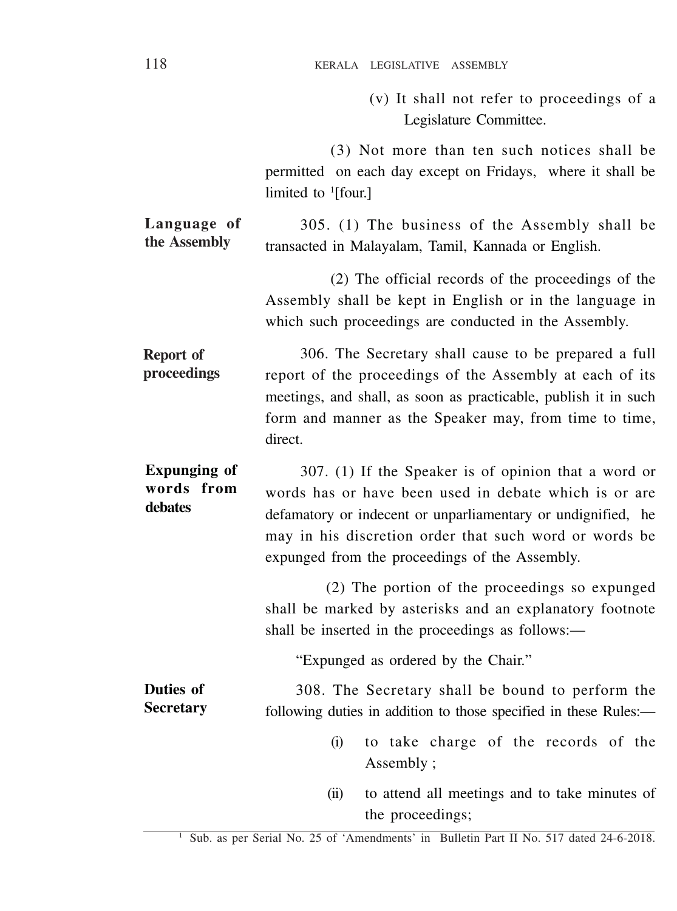(v) It shall not refer to proceedings of a Legislature Committee.

(3) Not more than ten such notices shall be permitted on each day except on Fridays, where it shall be limited to [1][four.]

**Language of the Assembly**

305. (1) The business of the Assembly shall be transacted in Malayalam, Tamil, Kannada or English.

(2) The official records of the proceedings of the Assembly shall be kept in English or in the language in which such proceedings are conducted in the Assembly.

**Report of proceedings**

306. The Secretary shall cause to be prepared a full report of the proceedings of the Assembly at each of its meetings, and shall, as soon as practicable, publish it in such form and manner as the Speaker may, from time to time, direct.

**Expunging of words from debates**

307. (1) If the Speaker is of opinion that a word or words has or have been used in debate which is or are defamatory or indecent or unparliamentary or undignified, he may in his discretion order that such word or words be expunged from the proceedings of the Assembly.

(2) The portion of the proceedings so expunged shall be marked by asterisks and an explanatory footnote shall be inserted in the proceedings as follows:—

"Expunged as ordered by the Chair."

**Duties of Secretary**

308. The Secretary shall be bound to perform the following duties in addition to those specified in these Rules:—

(i) to take charge of the records of the Assembly ;

(ii) to attend all meetings and to take minutes of the proceedings;

---

[1] Sub. as per Serial No. 25 of 'Amendments' in Bulletin Part II No. 517 dated 24-6-2018.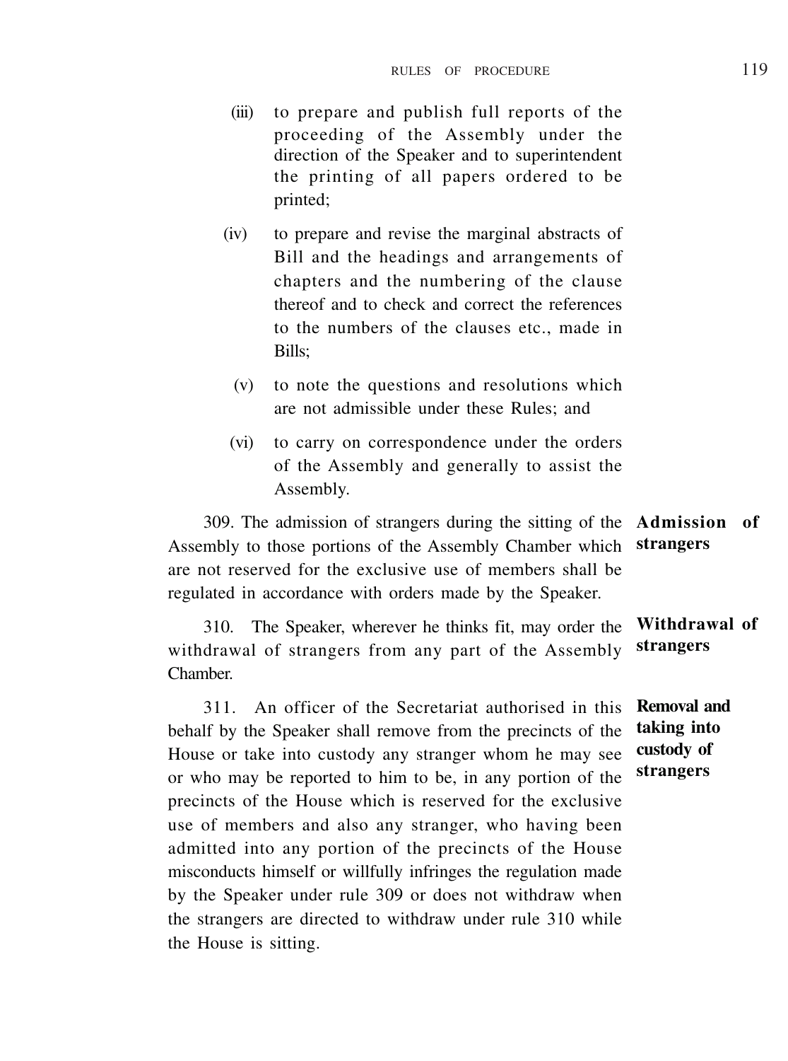(iii) to prepare and publish full reports of the proceeding of the Assembly under the direction of the Speaker and to superintendent the printing of all papers ordered to be printed;

(iv) to prepare and revise the marginal abstracts of Bill and the headings and arrangements of chapters and the numbering of the clause thereof and to check and correct the references to the numbers of the clauses etc., made in Bills;

(v) to note the questions and resolutions which are not admissible under these Rules; and

(vi) to carry on correspondence under the orders of the Assembly and generally to assist the Assembly.

**Admission of strangers**

309. The admission of strangers during the sitting of the Assembly to those portions of the Assembly Chamber which are not reserved for the exclusive use of members shall be regulated in accordance with orders made by the Speaker.

**Withdrawal of strangers**

310. The Speaker, wherever he thinks fit, may order the withdrawal of strangers from any part of the Assembly Chamber.

**Removal and taking into custody of strangers**

311. An officer of the Secretariat authorised in this behalf by the Speaker shall remove from the precincts of the House or take into custody any stranger whom he may see or who may be reported to him to be, in any portion of the precincts of the House which is reserved for the exclusive use of members and also any stranger, who having been admitted into any portion of the precincts of the House misconducts himself or willfully infringes the regulation made by the Speaker under rule 309 or does not withdraw when the strangers are directed to withdraw under rule 310 while the House is sitting.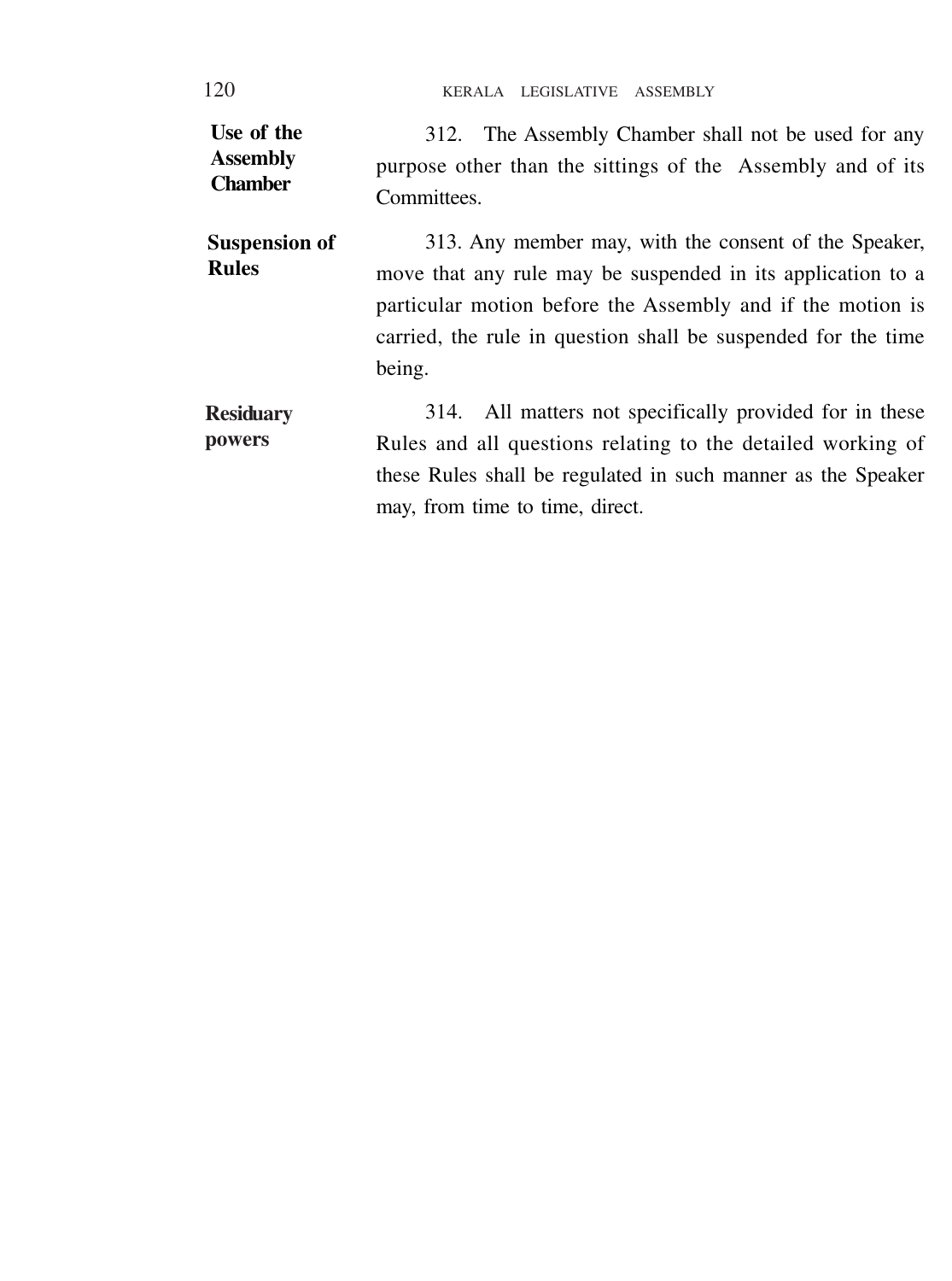**Use of the Assembly Chamber**

312. The Assembly Chamber shall not be used for any purpose other than the sittings of the Assembly and of its Committees.

**Suspension of Rules**

313. Any member may, with the consent of the Speaker, move that any rule may be suspended in its application to a particular motion before the Assembly and if the motion is carried, the rule in question shall be suspended for the time being.

**Residuary powers**

314. All matters not specifically provided for in these Rules and all questions relating to the detailed working of these Rules shall be regulated in such manner as the Speaker may, from time to time, direct.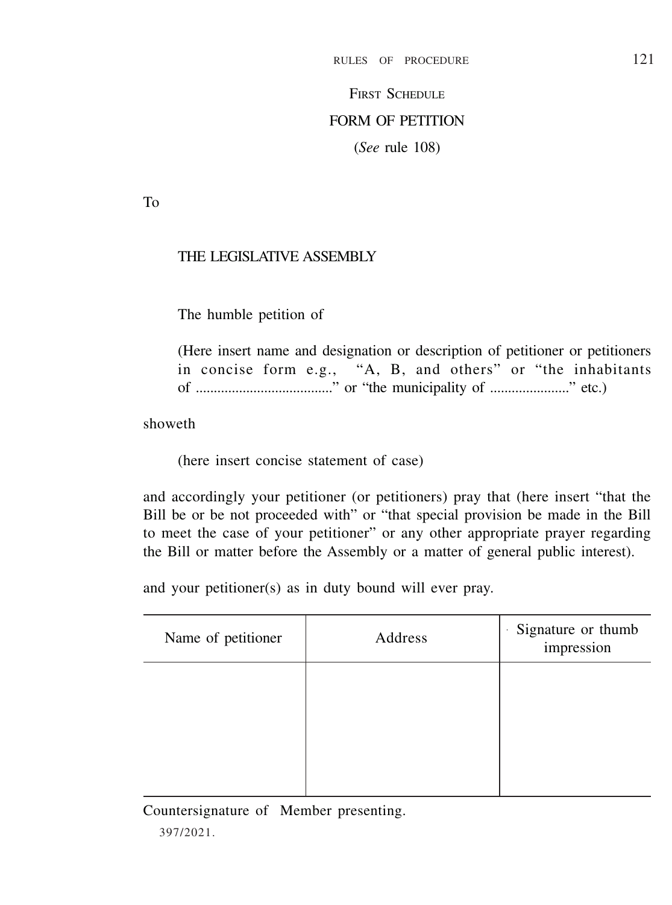## FIRST SCHEDULE

## FORM OF PETITION

(*See* rule 108)

To

THE LEGISLATIVE ASSEMBLY

The humble petition of

(Here insert name and designation or description of petitioner or petitioners in concise form e.g., "A, B, and others" or "the inhabitants of ....................................." or "the municipality of ....................." etc.)

showeth

(here insert concise statement of case)

and accordingly your petitioner (or petitioners) pray that (here insert "that the Bill be or be not proceeded with" or "that special provision be made in the Bill to meet the case of your petitioner" or any other appropriate prayer regarding the Bill or matter before the Assembly or a matter of general public interest).

and your petitioner(s) as in duty bound will ever pray.

| Name of petitioner | Address | Signature or thumb impression |
|---|---|---|
| | | |

Countersignature of Member presenting.

397/2021.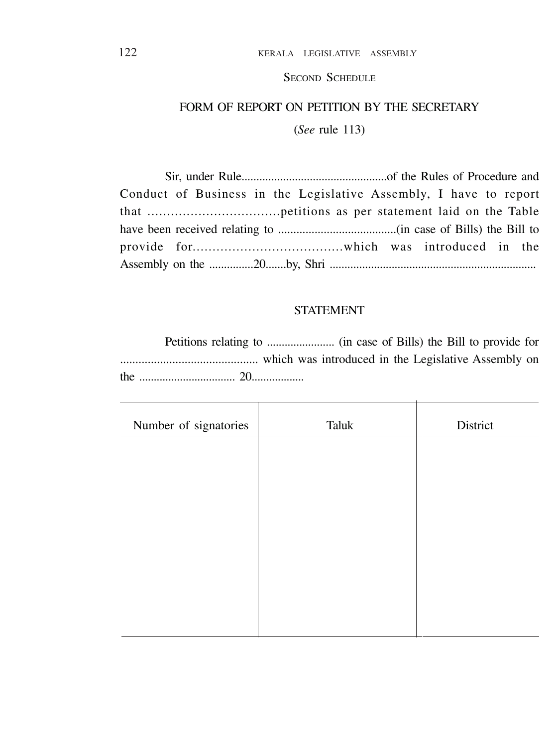## Second Schedule

### FORM OF REPORT ON PETITION BY THE SECRETARY

(*See* rule 113)

Sir, under Rule.................................................of the Rules of Procedure and Conduct of Business in the Legislative Assembly, I have to report that ..................................petitions as per statement laid on the Table have been received relating to .......................................(in case of Bills) the Bill to provide for......................................which was introduced in the Assembly on the ..............20.......by, Shri .....................................................................

### STATEMENT

Petitions relating to ....................... (in case of Bills) the Bill to provide for ............................................ which was introduced in the Legislative Assembly on the ................................ 20.................

| Number of signatories | Taluk | District |
|---|---|---|
| | | |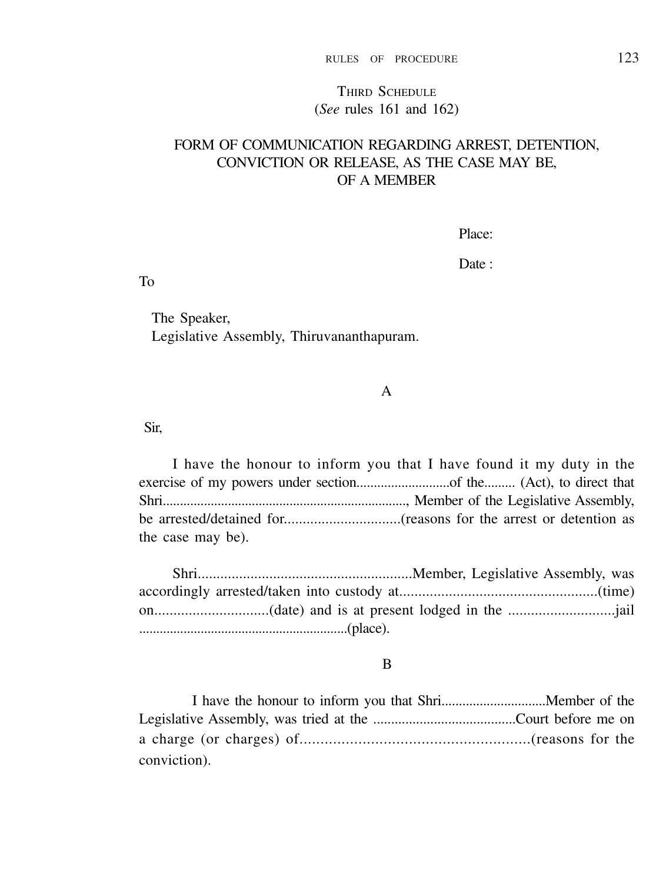## THIRD SCHEDULE

(*See* rules 161 and 162)

### FORM OF COMMUNICATION REGARDING ARREST, DETENTION, CONVICTION OR RELEASE, AS THE CASE MAY BE, OF A MEMBER

Place:

Date :

To

The Speaker,
Legislative Assembly, Thiruvananthapuram.

A

Sir,

I have the honour to inform you that I have found it my duty in the exercise of my powers under section...........................of the......... (Act), to direct that Shri......................................................................, Member of the Legislative Assembly, be arrested/detained for...............................(reasons for the arrest or detention as the case may be).

Shri.........................................................Member, Legislative Assembly, was accordingly arrested/taken into custody at....................................................(time) on..............................(date) and is at present lodged in the ............................jail ............................................................(place).

B

I have the honour to inform you that Shri..............................Member of the Legislative Assembly, was tried at the ........................................Court before me on a charge (or charges) of.......................................................(reasons for the conviction).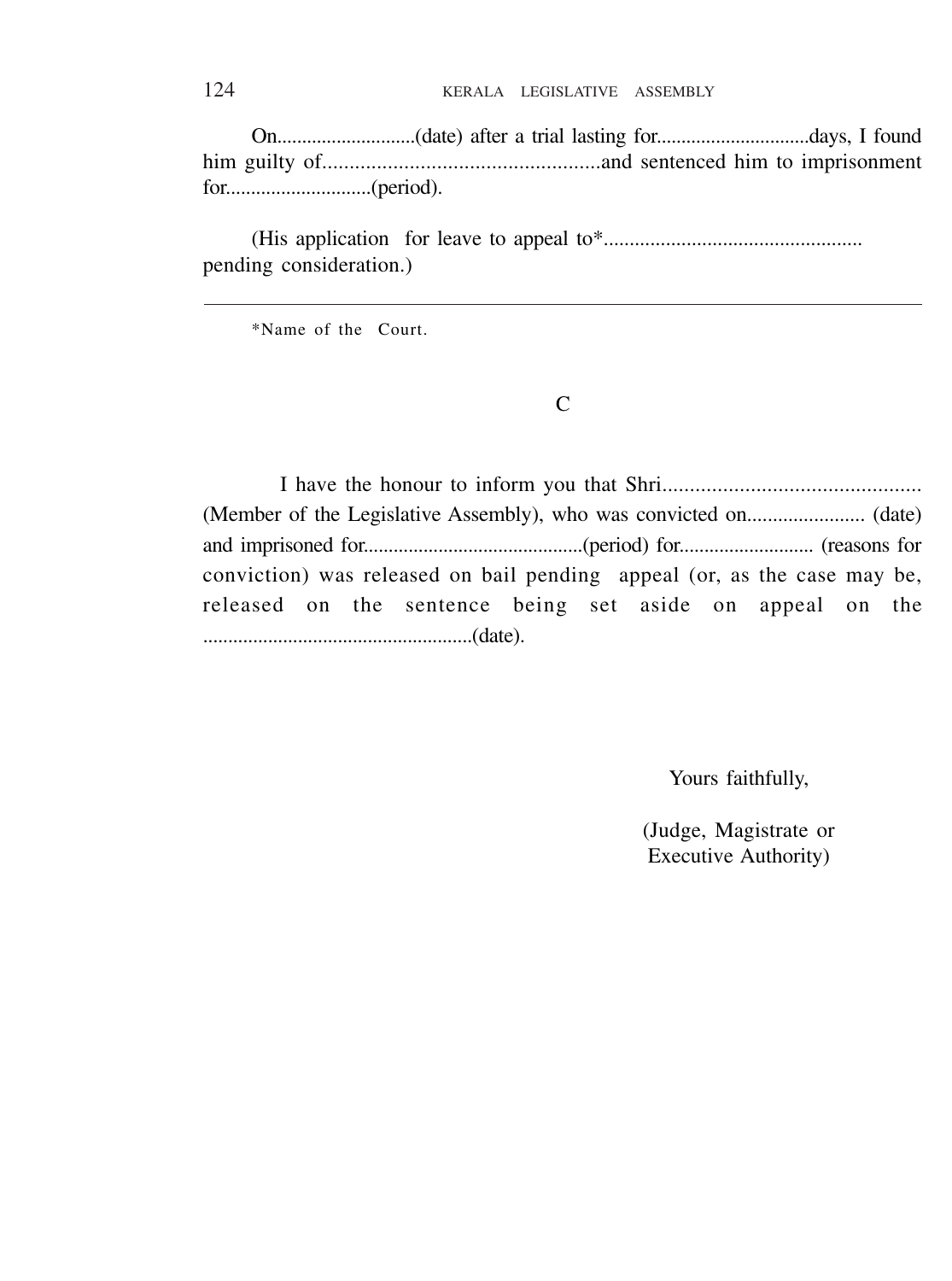On............................(date) after a trial lasting for...............................days, I found him guilty of....................................................and sentenced him to imprisonment for.............................(period).

(His application for leave to appeal to*.................................................. pending consideration.)

---

*Name of the Court.

## C

I have the honour to inform you that Shri............................................... (Member of the Legislative Assembly), who was convicted on....................... (date) and imprisoned for............................................(period) for........................... (reasons for conviction) was released on bail pending appeal (or, as the case may be, released on the sentence being set aside on appeal on the ......................................................(date).

Yours faithfully,

(Judge, Magistrate or Executive Authority)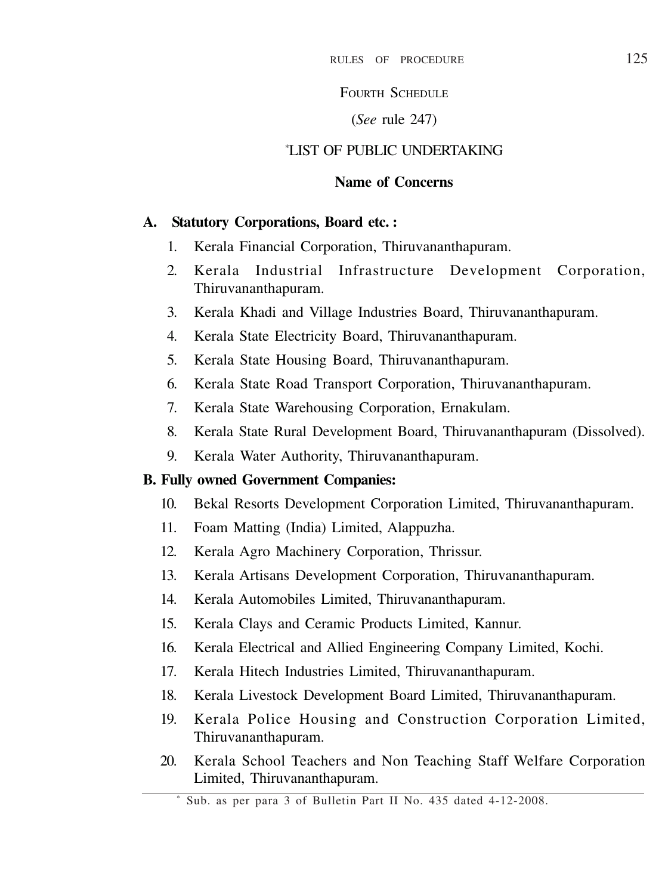## FOURTH SCHEDULE

(*See* rule 247)

### *LIST OF PUBLIC UNDERTAKING

**Name of Concerns**

**A. Statutory Corporations, Board etc. :**

1. Kerala Financial Corporation, Thiruvananthapuram.
2. Kerala Industrial Infrastructure Development Corporation, Thiruvananthapuram.
3. Kerala Khadi and Village Industries Board, Thiruvananthapuram.
4. Kerala State Electricity Board, Thiruvananthapuram.
5. Kerala State Housing Board, Thiruvananthapuram.
6. Kerala State Road Transport Corporation, Thiruvananthapuram.
7. Kerala State Warehousing Corporation, Ernakulam.
8. Kerala State Rural Development Board, Thiruvananthapuram (Dissolved).
9. Kerala Water Authority, Thiruvananthapuram.

**B. Fully owned Government Companies:**

10. Bekal Resorts Development Corporation Limited, Thiruvananthapuram.
11. Foam Matting (India) Limited, Alappuzha.
12. Kerala Agro Machinery Corporation, Thrissur.
13. Kerala Artisans Development Corporation, Thiruvananthapuram.
14. Kerala Automobiles Limited, Thiruvananthapuram.
15. Kerala Clays and Ceramic Products Limited, Kannur.
16. Kerala Electrical and Allied Engineering Company Limited, Kochi.
17. Kerala Hitech Industries Limited, Thiruvananthapuram.
18. Kerala Livestock Development Board Limited, Thiruvananthapuram.
19. Kerala Police Housing and Construction Corporation Limited, Thiruvananthapuram.
20. Kerala School Teachers and Non Teaching Staff Welfare Corporation Limited, Thiruvananthapuram.

---

* Sub. as per para 3 of Bulletin Part II No. 435 dated 4-12-2008.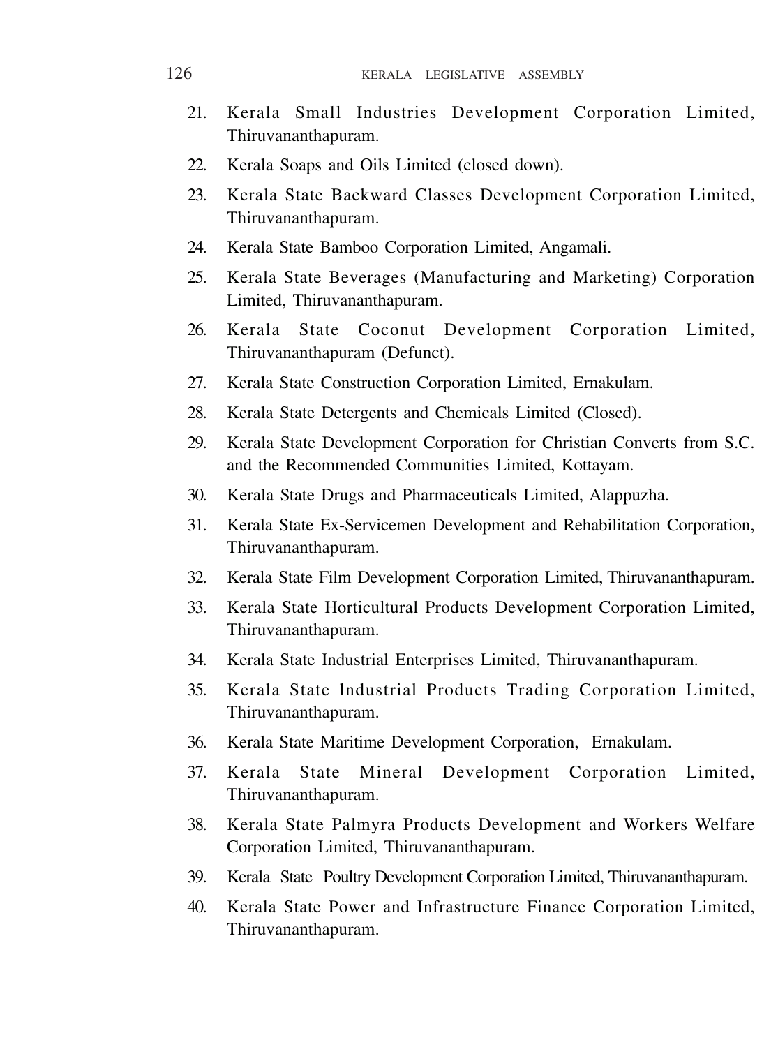21. Kerala Small Industries Development Corporation Limited, Thiruvananthapuram.
22. Kerala Soaps and Oils Limited (closed down).
23. Kerala State Backward Classes Development Corporation Limited, Thiruvananthapuram.
24. Kerala State Bamboo Corporation Limited, Angamali.
25. Kerala State Beverages (Manufacturing and Marketing) Corporation Limited, Thiruvananthapuram.
26. Kerala State Coconut Development Corporation Limited, Thiruvananthapuram (Defunct).
27. Kerala State Construction Corporation Limited, Ernakulam.
28. Kerala State Detergents and Chemicals Limited (Closed).
29. Kerala State Development Corporation for Christian Converts from S.C. and the Recommended Communities Limited, Kottayam.
30. Kerala State Drugs and Pharmaceuticals Limited, Alappuzha.
31. Kerala State Ex-Servicemen Development and Rehabilitation Corporation, Thiruvananthapuram.
32. Kerala State Film Development Corporation Limited, Thiruvananthapuram.
33. Kerala State Horticultural Products Development Corporation Limited, Thiruvananthapuram.
34. Kerala State Industrial Enterprises Limited, Thiruvananthapuram.
35. Kerala State lndustrial Products Trading Corporation Limited, Thiruvananthapuram.
36. Kerala State Maritime Development Corporation, Ernakulam.
37. Kerala State Mineral Development Corporation Limited, Thiruvananthapuram.
38. Kerala State Palmyra Products Development and Workers Welfare Corporation Limited, Thiruvananthapuram.
39. Kerala State Poultry Development Corporation Limited, Thiruvananthapuram.
40. Kerala State Power and Infrastructure Finance Corporation Limited, Thiruvananthapuram.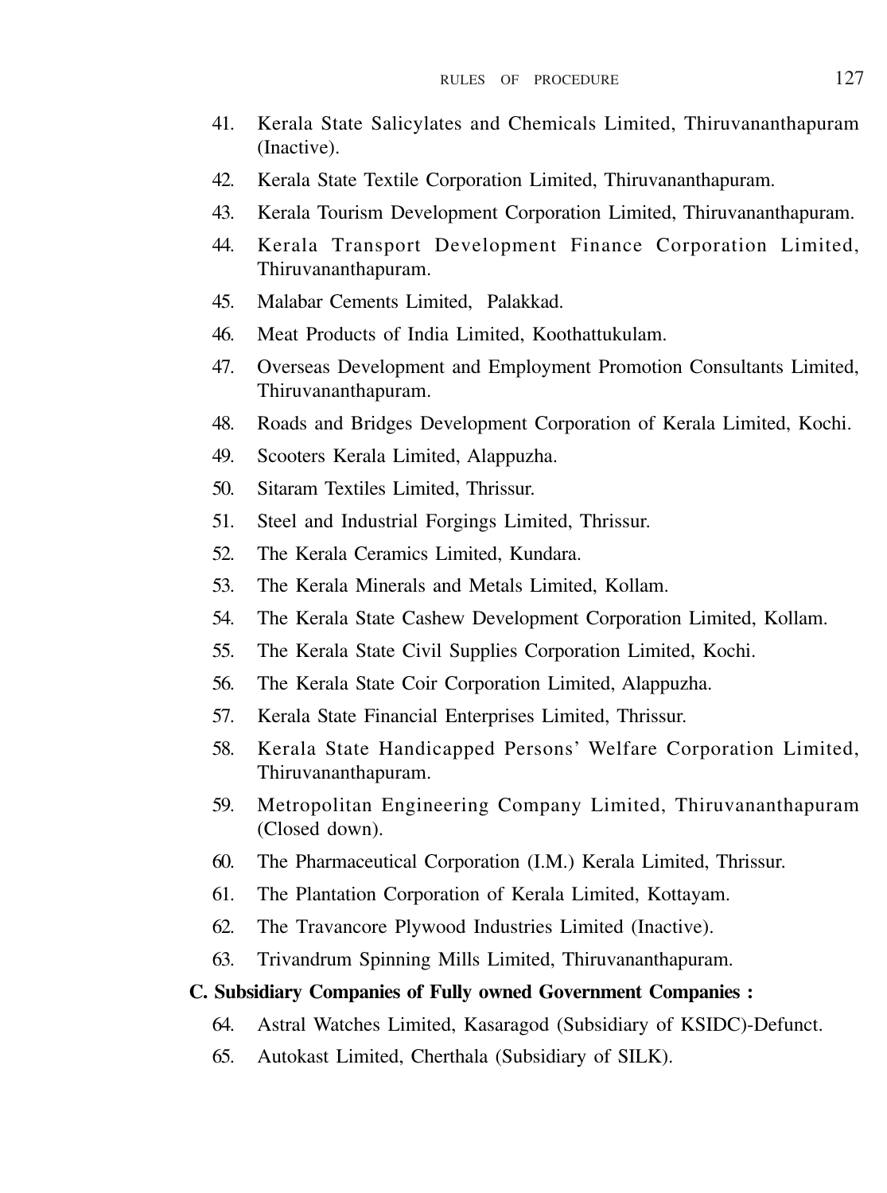41. Kerala State Salicylates and Chemicals Limited, Thiruvananthapuram (Inactive).
42. Kerala State Textile Corporation Limited, Thiruvananthapuram.
43. Kerala Tourism Development Corporation Limited, Thiruvananthapuram.
44. Kerala Transport Development Finance Corporation Limited, Thiruvananthapuram.
45. Malabar Cements Limited, Palakkad.
46. Meat Products of India Limited, Koothattukulam.
47. Overseas Development and Employment Promotion Consultants Limited, Thiruvananthapuram.
48. Roads and Bridges Development Corporation of Kerala Limited, Kochi.
49. Scooters Kerala Limited, Alappuzha.
50. Sitaram Textiles Limited, Thrissur.
51. Steel and Industrial Forgings Limited, Thrissur.
52. The Kerala Ceramics Limited, Kundara.
53. The Kerala Minerals and Metals Limited, Kollam.
54. The Kerala State Cashew Development Corporation Limited, Kollam.
55. The Kerala State Civil Supplies Corporation Limited, Kochi.
56. The Kerala State Coir Corporation Limited, Alappuzha.
57. Kerala State Financial Enterprises Limited, Thrissur.
58. Kerala State Handicapped Persons' Welfare Corporation Limited, Thiruvananthapuram.
59. Metropolitan Engineering Company Limited, Thiruvananthapuram (Closed down).
60. The Pharmaceutical Corporation (I.M.) Kerala Limited, Thrissur.
61. The Plantation Corporation of Kerala Limited, Kottayam.
62. The Travancore Plywood Industries Limited (Inactive).
63. Trivandrum Spinning Mills Limited, Thiruvananthapuram.

**C. Subsidiary Companies of Fully owned Government Companies :**

64. Astral Watches Limited, Kasaragod (Subsidiary of KSIDC)-Defunct.
65. Autokast Limited, Cherthala (Subsidiary of SILK).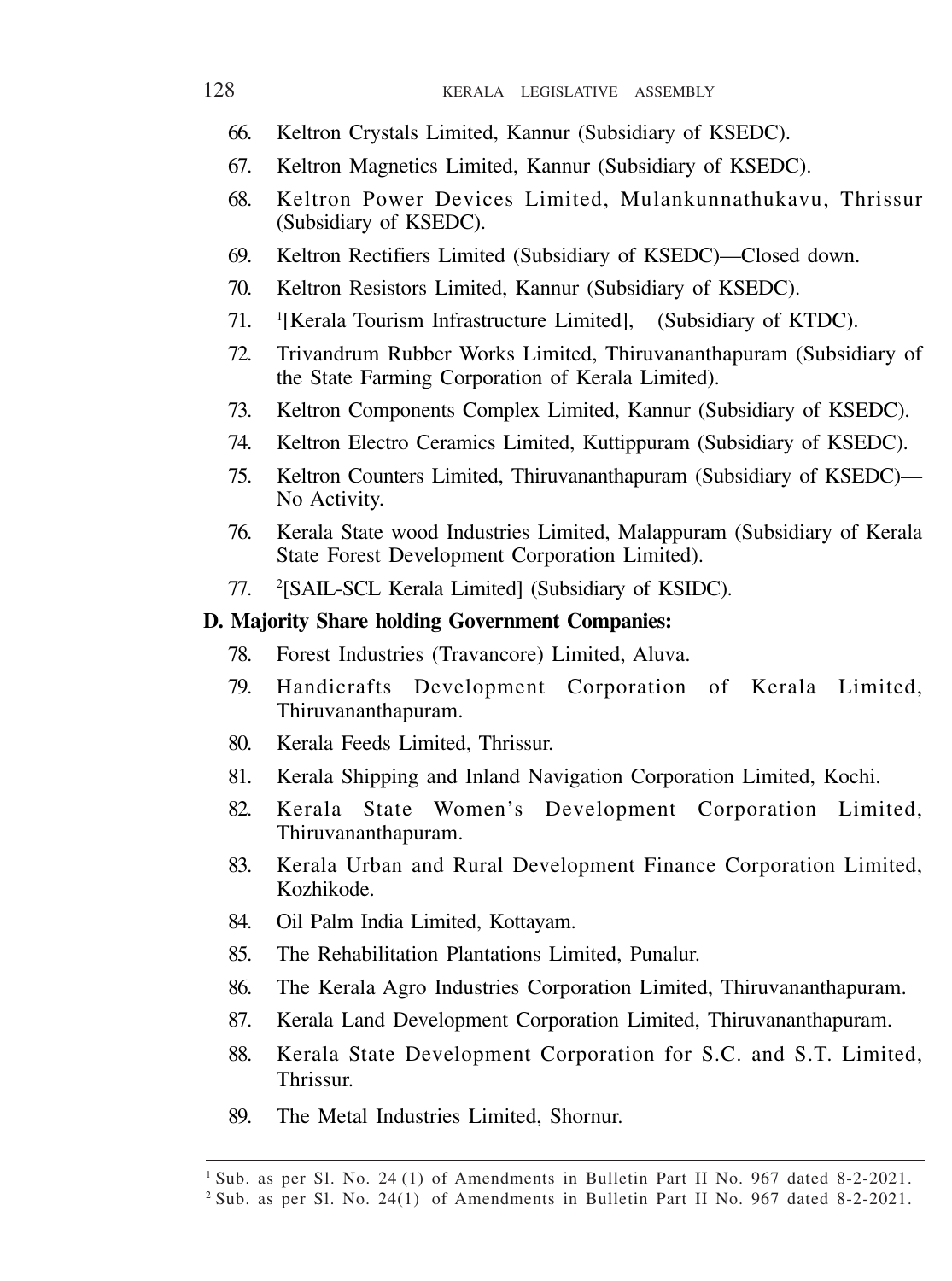66. Keltron Crystals Limited, Kannur (Subsidiary of KSEDC).

67. Keltron Magnetics Limited, Kannur (Subsidiary of KSEDC).

68. Keltron Power Devices Limited, Mulankunnathukavu, Thrissur (Subsidiary of KSEDC).

69. Keltron Rectifiers Limited (Subsidiary of KSEDC)—Closed down.

70. Keltron Resistors Limited, Kannur (Subsidiary of KSEDC).

71. [1][Kerala Tourism Infrastructure Limited], (Subsidiary of KTDC).

72. Trivandrum Rubber Works Limited, Thiruvananthapuram (Subsidiary of the State Farming Corporation of Kerala Limited).

73. Keltron Components Complex Limited, Kannur (Subsidiary of KSEDC).

74. Keltron Electro Ceramics Limited, Kuttippuram (Subsidiary of KSEDC).

75. Keltron Counters Limited, Thiruvananthapuram (Subsidiary of KSEDC)—No Activity.

76. Kerala State wood Industries Limited, Malappuram (Subsidiary of Kerala State Forest Development Corporation Limited).

77. [2][SAIL-SCL Kerala Limited] (Subsidiary of KSIDC).

**D. Majority Share holding Government Companies:**

78. Forest Industries (Travancore) Limited, Aluva.

79. Handicrafts Development Corporation of Kerala Limited, Thiruvananthapuram.

80. Kerala Feeds Limited, Thrissur.

81. Kerala Shipping and Inland Navigation Corporation Limited, Kochi.

82. Kerala State Women's Development Corporation Limited, Thiruvananthapuram.

83. Kerala Urban and Rural Development Finance Corporation Limited, Kozhikode.

84. Oil Palm India Limited, Kottayam.

85. The Rehabilitation Plantations Limited, Punalur.

86. The Kerala Agro Industries Corporation Limited, Thiruvananthapuram.

87. Kerala Land Development Corporation Limited, Thiruvananthapuram.

88. Kerala State Development Corporation for S.C. and S.T. Limited, Thrissur.

89. The Metal Industries Limited, Shornur.

---

[1] Sub. as per Sl. No. 24 (1) of Amendments in Bulletin Part II No. 967 dated 8-2-2021.

[2] Sub. as per Sl. No. 24(1) of Amendments in Bulletin Part II No. 967 dated 8-2-2021.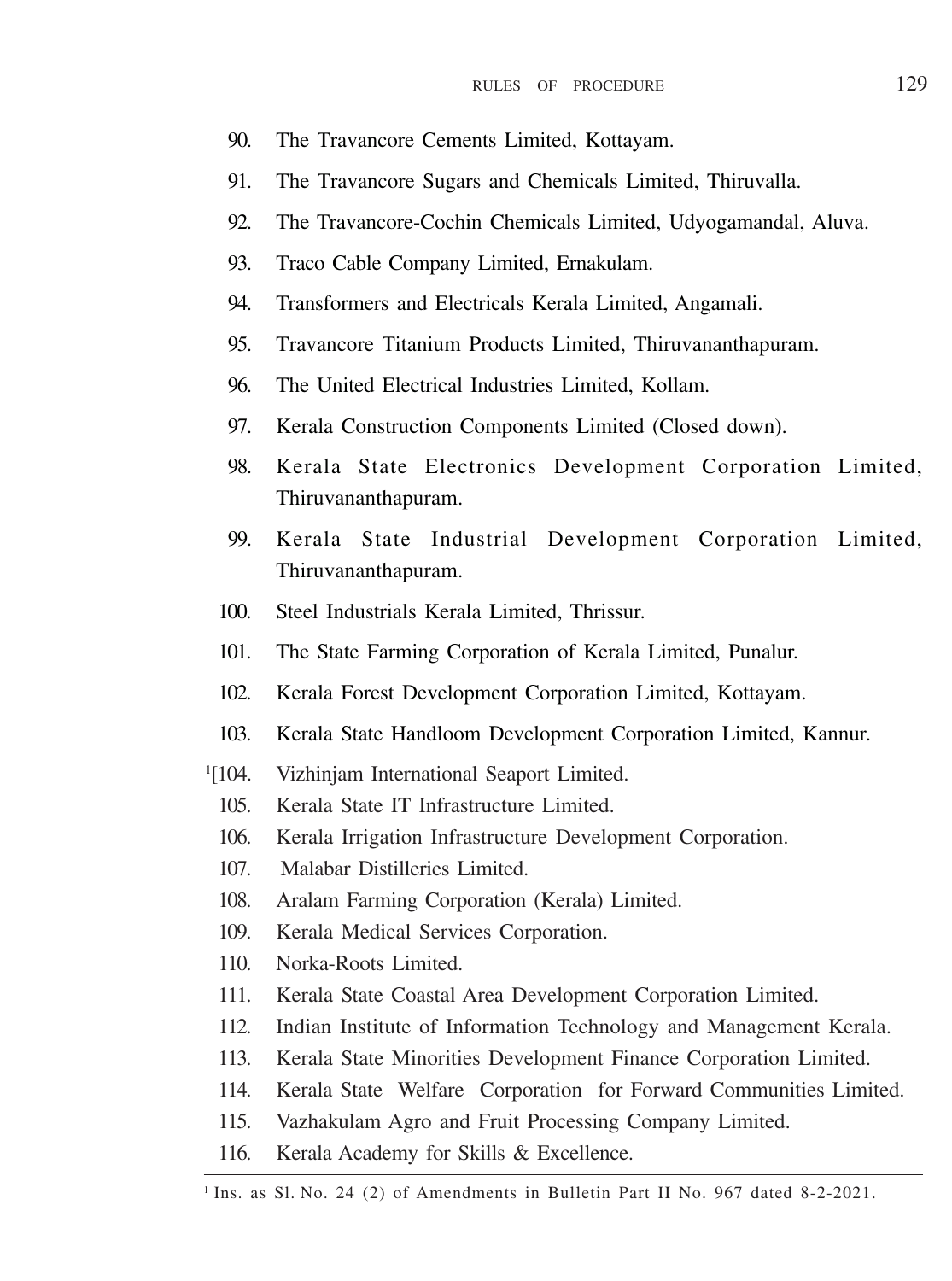90. The Travancore Cements Limited, Kottayam.

91. The Travancore Sugars and Chemicals Limited, Thiruvalla.

92. The Travancore-Cochin Chemicals Limited, Udyogamandal, Aluva.

93. Traco Cable Company Limited, Ernakulam.

94. Transformers and Electricals Kerala Limited, Angamali.

95. Travancore Titanium Products Limited, Thiruvananthapuram.

96. The United Electrical Industries Limited, Kollam.

97. Kerala Construction Components Limited (Closed down).

98. Kerala State Electronics Development Corporation Limited, Thiruvananthapuram.

99. Kerala State Industrial Development Corporation Limited, Thiruvananthapuram.

100. Steel Industrials Kerala Limited, Thrissur.

101. The State Farming Corporation of Kerala Limited, Punalur.

102. Kerala Forest Development Corporation Limited, Kottayam.

103. Kerala State Handloom Development Corporation Limited, Kannur.

[1][104. Vizhinjam International Seaport Limited.

105. Kerala State IT Infrastructure Limited.

106. Kerala Irrigation Infrastructure Development Corporation.

107. Malabar Distilleries Limited.

108. Aralam Farming Corporation (Kerala) Limited.

109. Kerala Medical Services Corporation.

110. Norka-Roots Limited.

111. Kerala State Coastal Area Development Corporation Limited.

112. Indian Institute of Information Technology and Management Kerala.

113. Kerala State Minorities Development Finance Corporation Limited.

114. Kerala State Welfare Corporation for Forward Communities Limited.

115. Vazhakulam Agro and Fruit Processing Company Limited.

116. Kerala Academy for Skills & Excellence.

---

[1] Ins. as Sl. No. 24 (2) of Amendments in Bulletin Part II No. 967 dated 8-2-2021.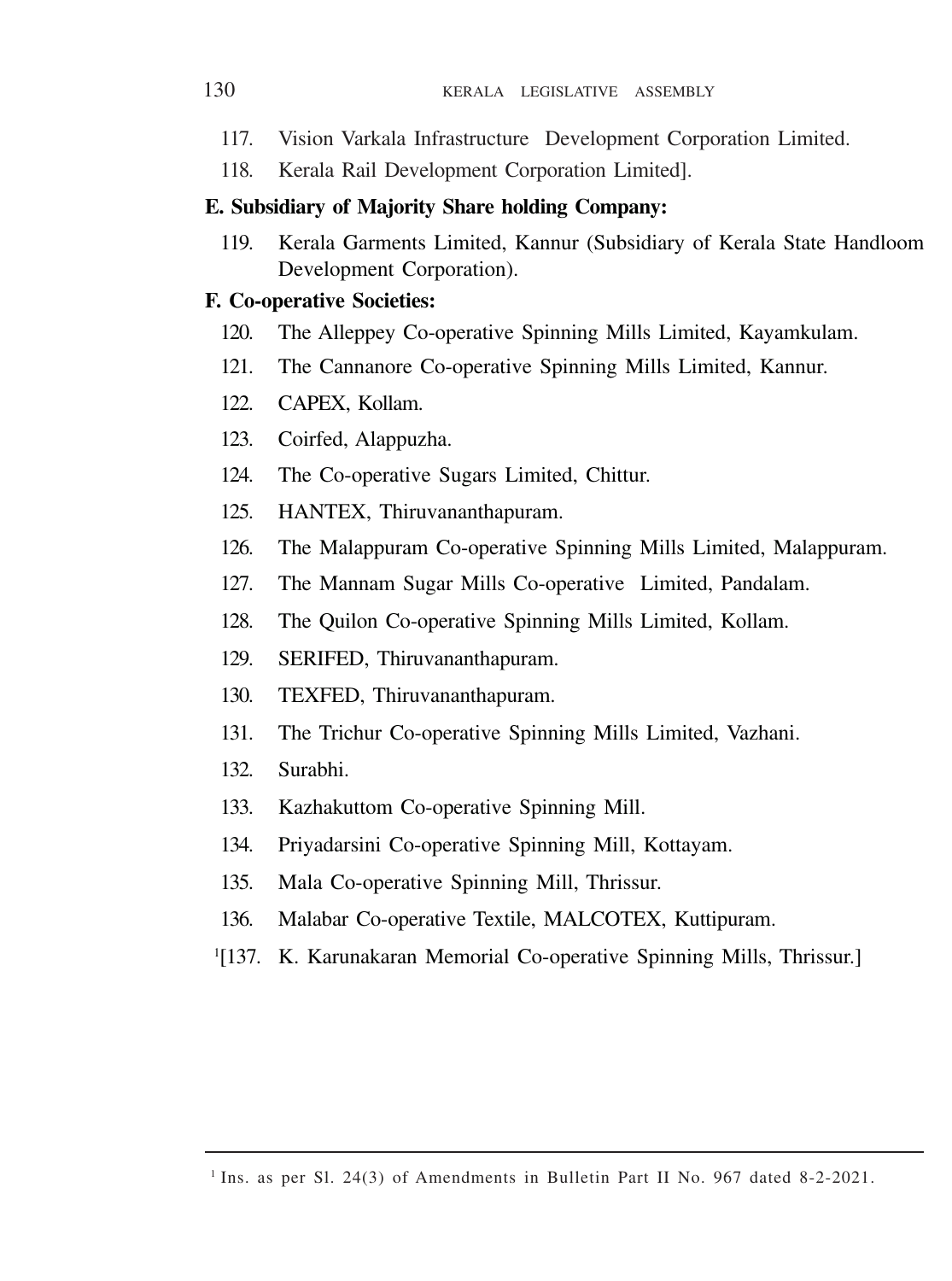117. Vision Varkala Infrastructure Development Corporation Limited.

118. Kerala Rail Development Corporation Limited].

**E. Subsidiary of Majority Share holding Company:**

119. Kerala Garments Limited, Kannur (Subsidiary of Kerala State Handloom Development Corporation).

**F. Co-operative Societies:**

120. The Alleppey Co-operative Spinning Mills Limited, Kayamkulam.

121. The Cannanore Co-operative Spinning Mills Limited, Kannur.

122. CAPEX, Kollam.

123. Coirfed, Alappuzha.

124. The Co-operative Sugars Limited, Chittur.

125. HANTEX, Thiruvananthapuram.

126. The Malappuram Co-operative Spinning Mills Limited, Malappuram.

127. The Mannam Sugar Mills Co-operative Limited, Pandalam.

128. The Quilon Co-operative Spinning Mills Limited, Kollam.

129. SERIFED, Thiruvananthapuram.

130. TEXFED, Thiruvananthapuram.

131. The Trichur Co-operative Spinning Mills Limited, Vazhani.

132. Surabhi.

133. Kazhakuttom Co-operative Spinning Mill.

134. Priyadarsini Co-operative Spinning Mill, Kottayam.

135. Mala Co-operative Spinning Mill, Thrissur.

136. Malabar Co-operative Textile, MALCOTEX, Kuttipuram.

[1][137. K. Karunakaran Memorial Co-operative Spinning Mills, Thrissur.]

---

[1] Ins. as per Sl. 24(3) of Amendments in Bulletin Part II No. 967 dated 8-2-2021.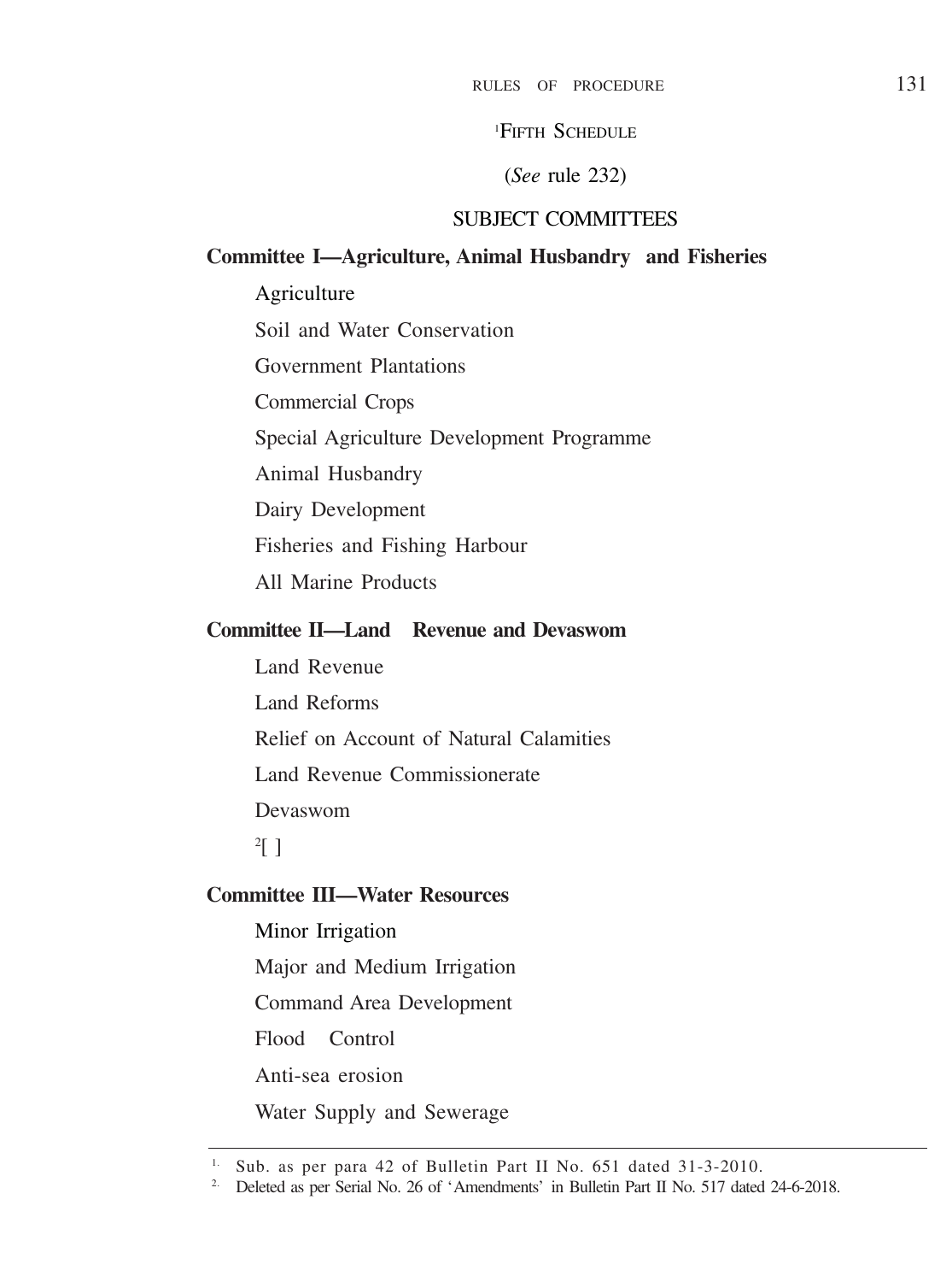# [1]Fifth Schedule

(*See* rule 232)

## SUBJECT COMMITTEES

**Committee I—Agriculture, Animal Husbandry and Fisheries**

Agriculture

Soil and Water Conservation

Government Plantations

Commercial Crops

Special Agriculture Development Programme

Animal Husbandry

Dairy Development

Fisheries and Fishing Harbour

All Marine Products

**Committee II—Land Revenue and Devaswom**

Land Revenue

Land Reforms

Relief on Account of Natural Calamities

Land Revenue Commissionerate

Devaswom

[2][ ]

**Committee III—Water Resources**

Minor Irrigation

Major and Medium Irrigation

Command Area Development

Flood Control

Anti-sea erosion

Water Supply and Sewerage

---

1. Sub. as per para 42 of Bulletin Part II No. 651 dated 31-3-2010.
2. Deleted as per Serial No. 26 of 'Amendments' in Bulletin Part II No. 517 dated 24-6-2018.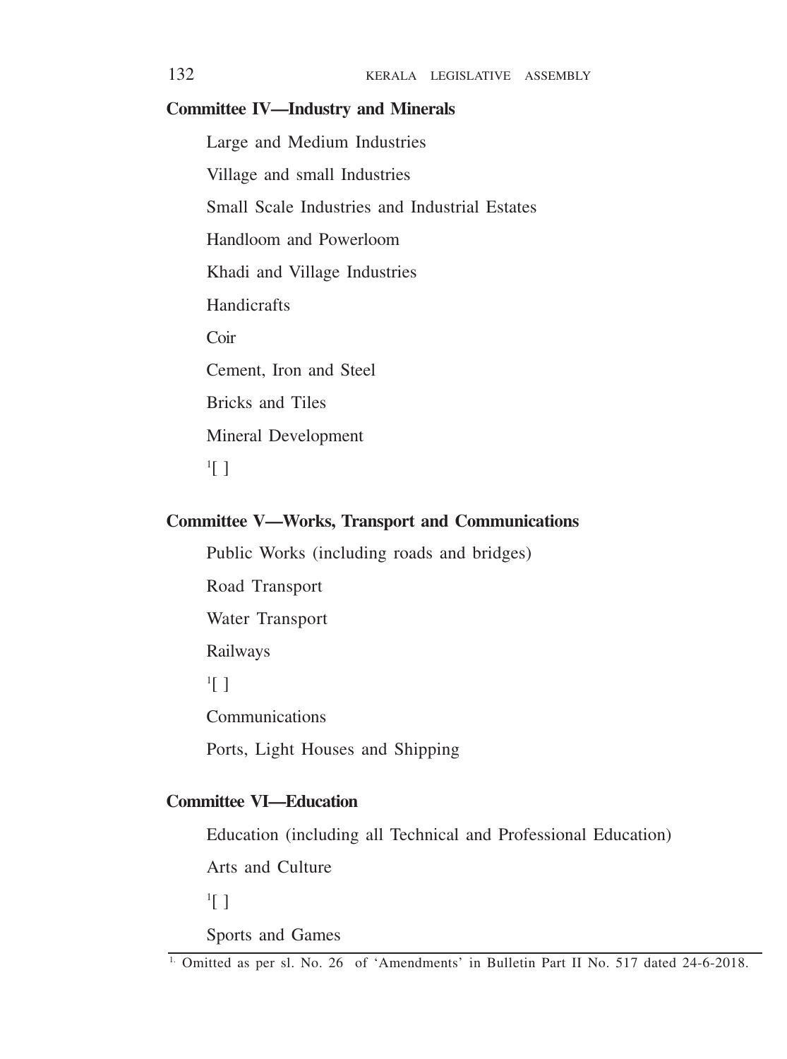**Committee IV—Industry and Minerals**

Large and Medium Industries

Village and small Industries

Small Scale Industries and Industrial Estates

Handloom and Powerloom

Khadi and Village Industries

Handicrafts

Coir

Cement, Iron and Steel

Bricks and Tiles

Mineral Development

[1][ ]

**Committee V—Works, Transport and Communications**

Public Works (including roads and bridges)

Road Transport

Water Transport

Railways

[1][ ]

Communications

Ports, Light Houses and Shipping

**Committee VI—Education**

Education (including all Technical and Professional Education)

Arts and Culture

[1][ ]

Sports and Games

---

1. Omitted as per sl. No. 26 of 'Amendments' in Bulletin Part II No. 517 dated 24-6-2018.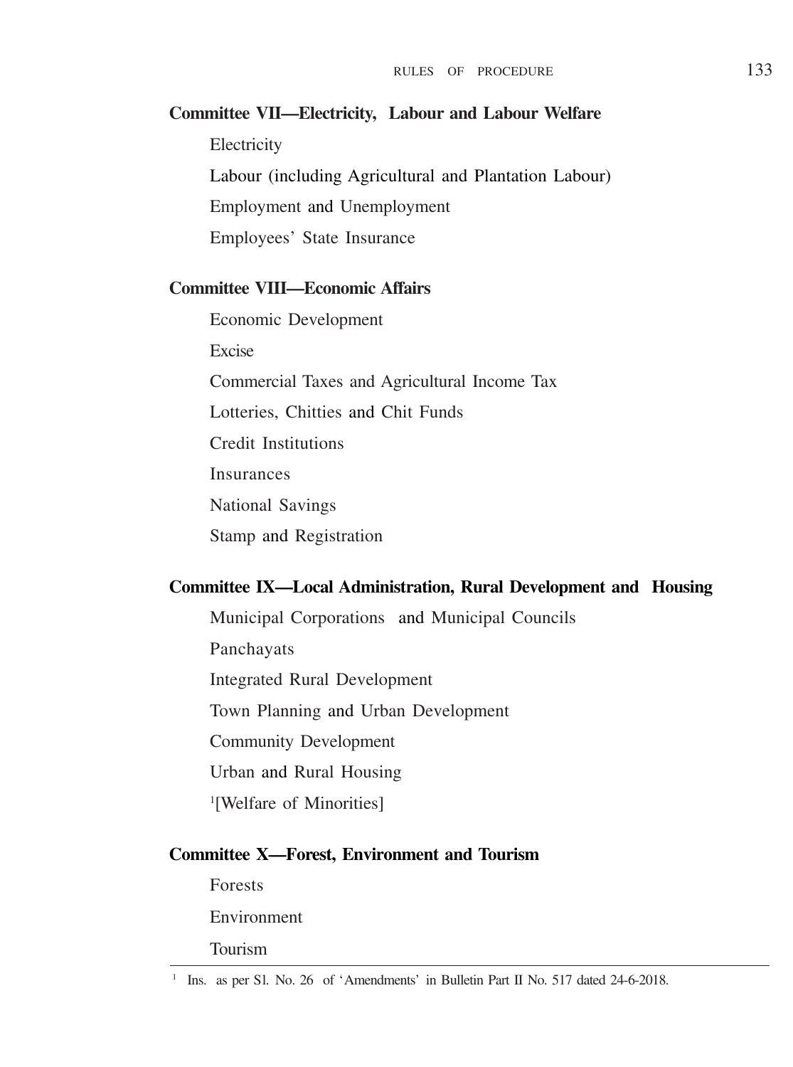**Committee VII—Electricity, Labour and Labour Welfare**

Electricity

Labour (including Agricultural and Plantation Labour)

Employment and Unemployment

Employees' State Insurance

**Committee VIII—Economic Affairs**

Economic Development

Excise

Commercial Taxes and Agricultural Income Tax

Lotteries, Chitties and Chit Funds

Credit Institutions

Insurances

National Savings

Stamp and Registration

**Committee IX—Local Administration, Rural Development and Housing**

Municipal Corporations and Municipal Councils

Panchayats

Integrated Rural Development

Town Planning and Urban Development

Community Development

Urban and Rural Housing

[1][Welfare of Minorities]

**Committee X—Forest, Environment and Tourism**

Forests

Environment

Tourism

---

[1] Ins. as per Sl. No. 26 of 'Amendments' in Bulletin Part II No. 517 dated 24-6-2018.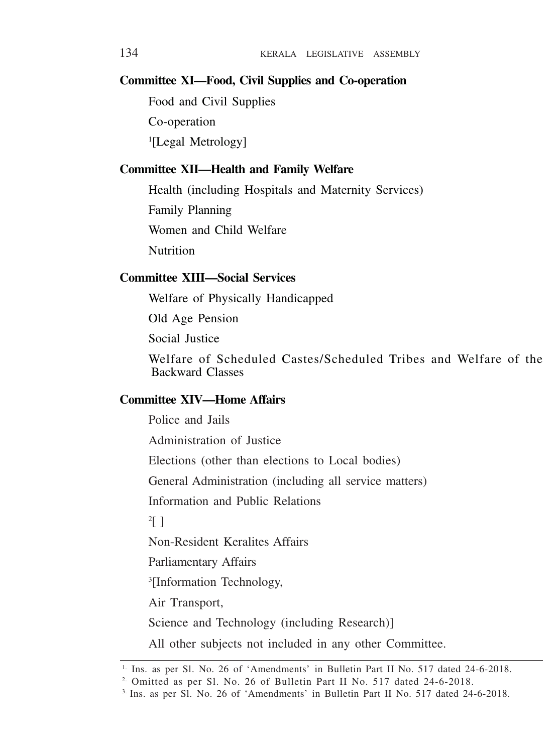**Committee XI—Food, Civil Supplies and Co-operation**

Food and Civil Supplies

Co-operation

[1][Legal Metrology]

**Committee XII—Health and Family Welfare**

Health (including Hospitals and Maternity Services)

Family Planning

Women and Child Welfare

Nutrition

**Committee XIII—Social Services**

Welfare of Physically Handicapped

Old Age Pension

Social Justice

Welfare of Scheduled Castes/Scheduled Tribes and Welfare of the Backward Classes

**Committee XIV—Home Affairs**

Police and Jails

Administration of Justice

Elections (other than elections to Local bodies)

General Administration (including all service matters)

Information and Public Relations

[2][ ]

Non-Resident Keralites Affairs

Parliamentary Affairs

[3][Information Technology,

Air Transport,

Science and Technology (including Research)]

All other subjects not included in any other Committee.

---

1. Ins. as per Sl. No. 26 of 'Amendments' in Bulletin Part II No. 517 dated 24-6-2018.
2. Omitted as per Sl. No. 26 of Bulletin Part II No. 517 dated 24-6-2018.
3. Ins. as per Sl. No. 26 of 'Amendments' in Bulletin Part II No. 517 dated 24-6-2018.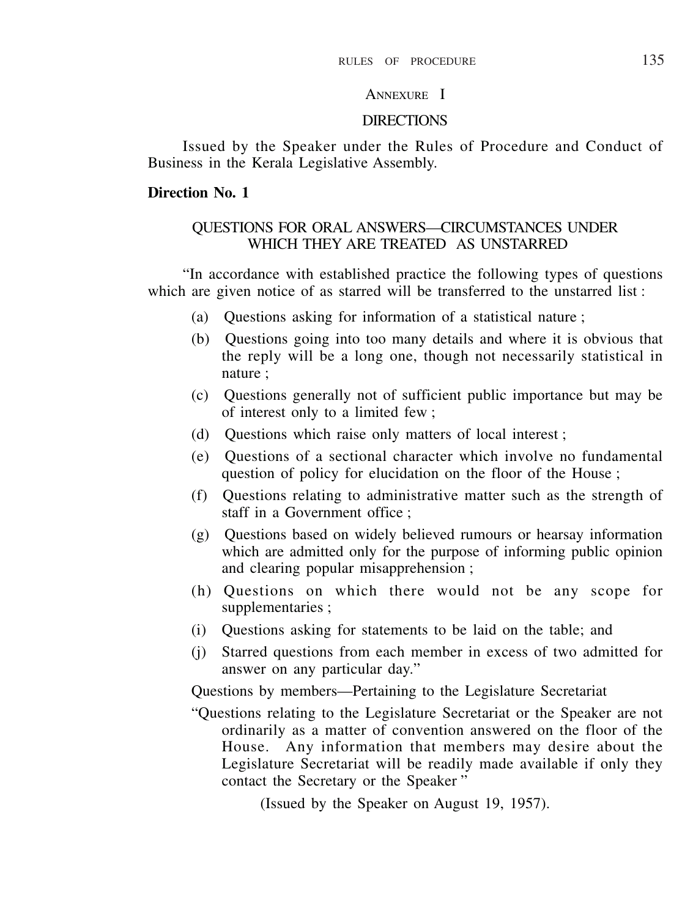## ANNEXURE I

## DIRECTIONS

Issued by the Speaker under the Rules of Procedure and Conduct of Business in the Kerala Legislative Assembly.

**Direction No. 1**

### QUESTIONS FOR ORAL ANSWERS—CIRCUMSTANCES UNDER WHICH THEY ARE TREATED AS UNSTARRED

"In accordance with established practice the following types of questions which are given notice of as starred will be transferred to the unstarred list :

(a) Questions asking for information of a statistical nature ;

(b) Questions going into too many details and where it is obvious that the reply will be a long one, though not necessarily statistical in nature ;

(c) Questions generally not of sufficient public importance but may be of interest only to a limited few ;

(d) Questions which raise only matters of local interest ;

(e) Questions of a sectional character which involve no fundamental question of policy for elucidation on the floor of the House ;

(f) Questions relating to administrative matter such as the strength of staff in a Government office ;

(g) Questions based on widely believed rumours or hearsay information which are admitted only for the purpose of informing public opinion and clearing popular misapprehension ;

(h) Questions on which there would not be any scope for supplementaries ;

(i) Questions asking for statements to be laid on the table; and

(j) Starred questions from each member in excess of two admitted for answer on any particular day."

Questions by members—Pertaining to the Legislature Secretariat

"Questions relating to the Legislature Secretariat or the Speaker are not ordinarily as a matter of convention answered on the floor of the House. Any information that members may desire about the Legislature Secretariat will be readily made available if only they contact the Secretary or the Speaker "

(Issued by the Speaker on August 19, 1957).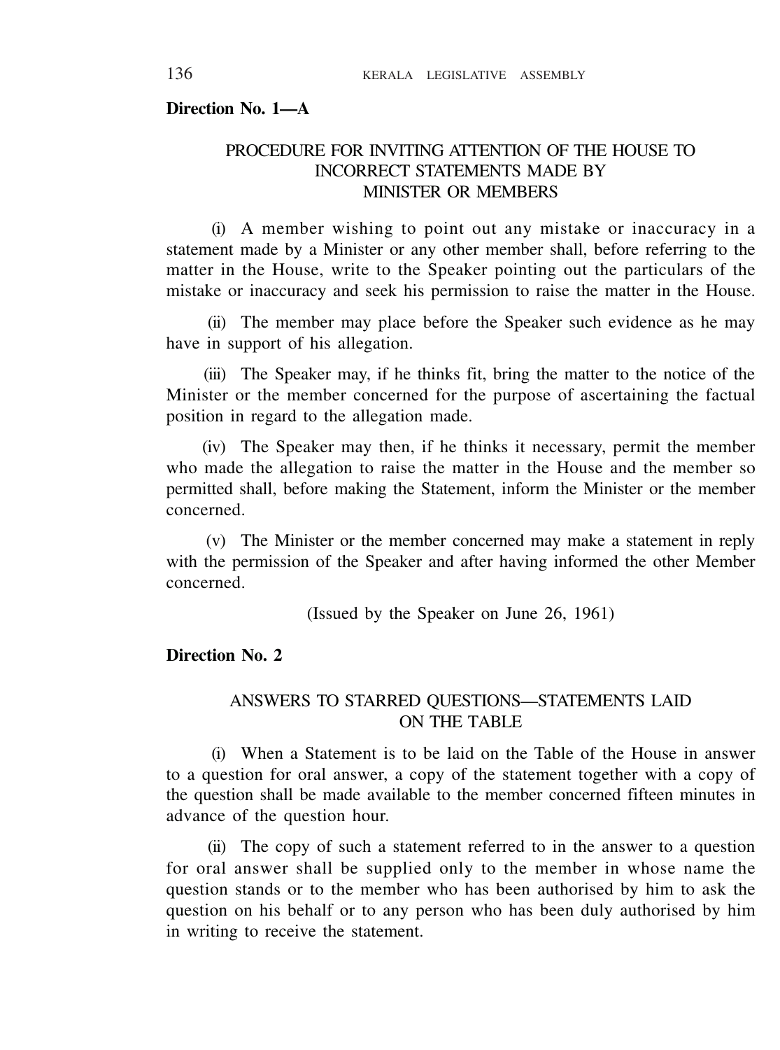**Direction No. 1—A**

## PROCEDURE FOR INVITING ATTENTION OF THE HOUSE TO INCORRECT STATEMENTS MADE BY MINISTER OR MEMBERS

(i) A member wishing to point out any mistake or inaccuracy in a statement made by a Minister or any other member shall, before referring to the matter in the House, write to the Speaker pointing out the particulars of the mistake or inaccuracy and seek his permission to raise the matter in the House.

(ii) The member may place before the Speaker such evidence as he may have in support of his allegation.

(iii) The Speaker may, if he thinks fit, bring the matter to the notice of the Minister or the member concerned for the purpose of ascertaining the factual position in regard to the allegation made.

(iv) The Speaker may then, if he thinks it necessary, permit the member who made the allegation to raise the matter in the House and the member so permitted shall, before making the Statement, inform the Minister or the member concerned.

(v) The Minister or the member concerned may make a statement in reply with the permission of the Speaker and after having informed the other Member concerned.

(Issued by the Speaker on June 26, 1961)

**Direction No. 2**

## ANSWERS TO STARRED QUESTIONS—STATEMENTS LAID ON THE TABLE

(i) When a Statement is to be laid on the Table of the House in answer to a question for oral answer, a copy of the statement together with a copy of the question shall be made available to the member concerned fifteen minutes in advance of the question hour.

(ii) The copy of such a statement referred to in the answer to a question for oral answer shall be supplied only to the member in whose name the question stands or to the member who has been authorised by him to ask the question on his behalf or to any person who has been duly authorised by him in writing to receive the statement.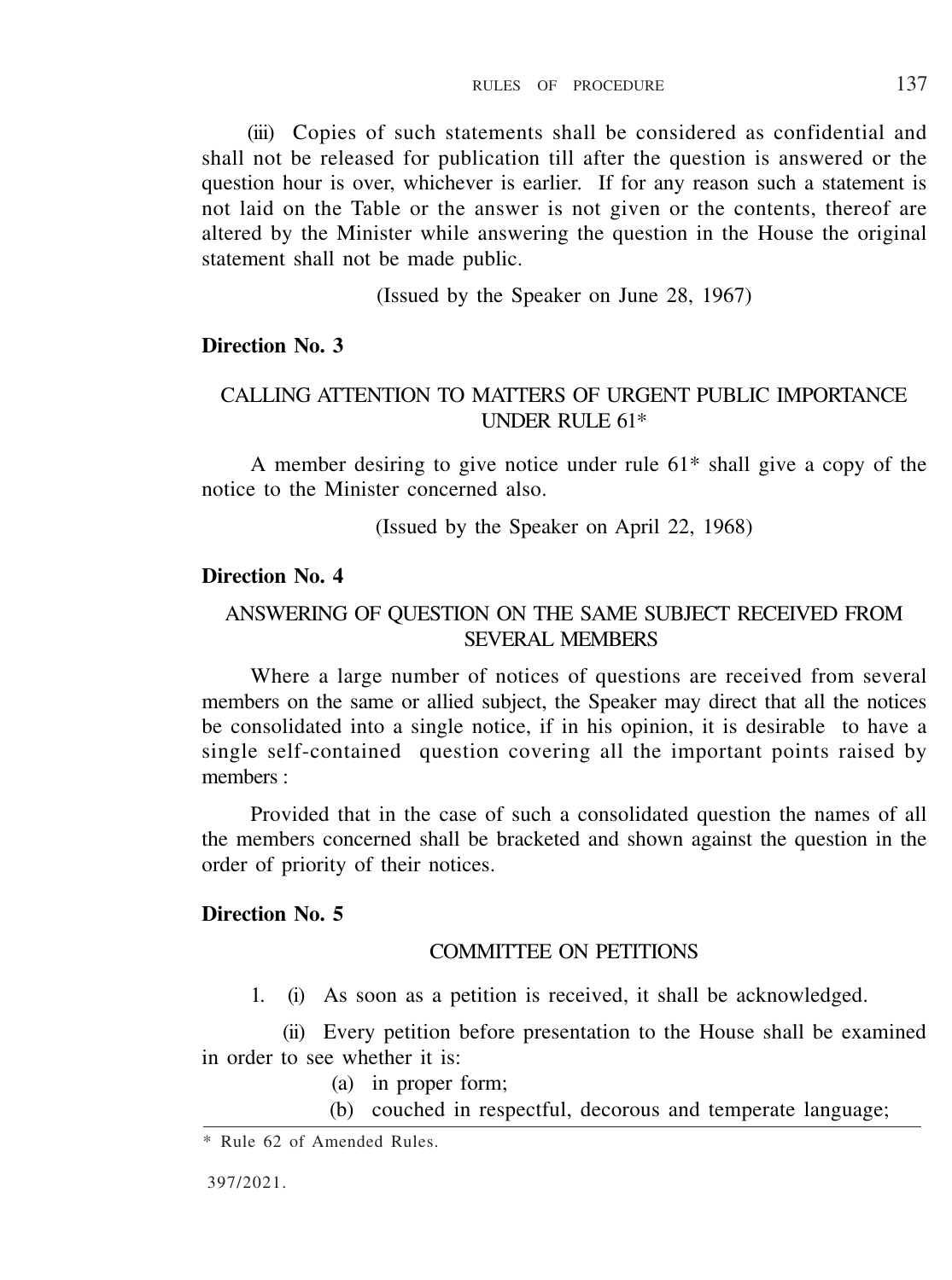(iii) Copies of such statements shall be considered as confidential and shall not be released for publication till after the question is answered or the question hour is over, whichever is earlier. If for any reason such a statement is not laid on the Table or the answer is not given or the contents, thereof are altered by the Minister while answering the question in the House the original statement shall not be made public.

(Issued by the Speaker on June 28, 1967)

**Direction No. 3**

CALLING ATTENTION TO MATTERS OF URGENT PUBLIC IMPORTANCE UNDER RULE 61*

A member desiring to give notice under rule 61* shall give a copy of the notice to the Minister concerned also.

(Issued by the Speaker on April 22, 1968)

**Direction No. 4**

ANSWERING OF QUESTION ON THE SAME SUBJECT RECEIVED FROM SEVERAL MEMBERS

Where a large number of notices of questions are received from several members on the same or allied subject, the Speaker may direct that all the notices be consolidated into a single notice, if in his opinion, it is desirable to have a single self-contained question covering all the important points raised by members :

Provided that in the case of such a consolidated question the names of all the members concerned shall be bracketed and shown against the question in the order of priority of their notices.

**Direction No. 5**

COMMITTEE ON PETITIONS

1. (i) As soon as a petition is received, it shall be acknowledged.

(ii) Every petition before presentation to the House shall be examined in order to see whether it is:

(a) in proper form;

(b) couched in respectful, decorous and temperate language;

* Rule 62 of Amended Rules.

397/2021.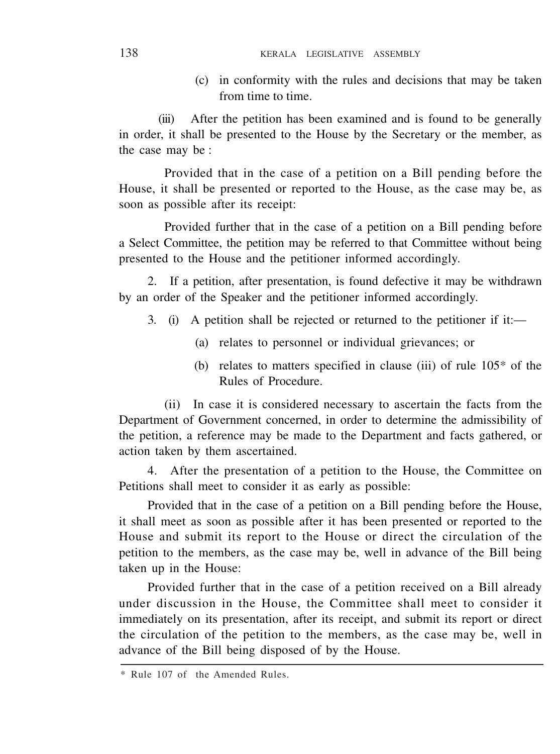(c) in conformity with the rules and decisions that may be taken from time to time.

(iii) After the petition has been examined and is found to be generally in order, it shall be presented to the House by the Secretary or the member, as the case may be :

Provided that in the case of a petition on a Bill pending before the House, it shall be presented or reported to the House, as the case may be, as soon as possible after its receipt:

Provided further that in the case of a petition on a Bill pending before a Select Committee, the petition may be referred to that Committee without being presented to the House and the petitioner informed accordingly.

2. If a petition, after presentation, is found defective it may be withdrawn by an order of the Speaker and the petitioner informed accordingly.

3. (i) A petition shall be rejected or returned to the petitioner if it:—

(a) relates to personnel or individual grievances; or

(b) relates to matters specified in clause (iii) of rule 105* of the Rules of Procedure.

(ii) In case it is considered necessary to ascertain the facts from the Department of Government concerned, in order to determine the admissibility of the petition, a reference may be made to the Department and facts gathered, or action taken by them ascertained.

4. After the presentation of a petition to the House, the Committee on Petitions shall meet to consider it as early as possible:

Provided that in the case of a petition on a Bill pending before the House, it shall meet as soon as possible after it has been presented or reported to the House and submit its report to the House or direct the circulation of the petition to the members, as the case may be, well in advance of the Bill being taken up in the House:

Provided further that in the case of a petition received on a Bill already under discussion in the House, the Committee shall meet to consider it immediately on its presentation, after its receipt, and submit its report or direct the circulation of the petition to the members, as the case may be, well in advance of the Bill being disposed of by the House.

---

\* Rule 107 of the Amended Rules.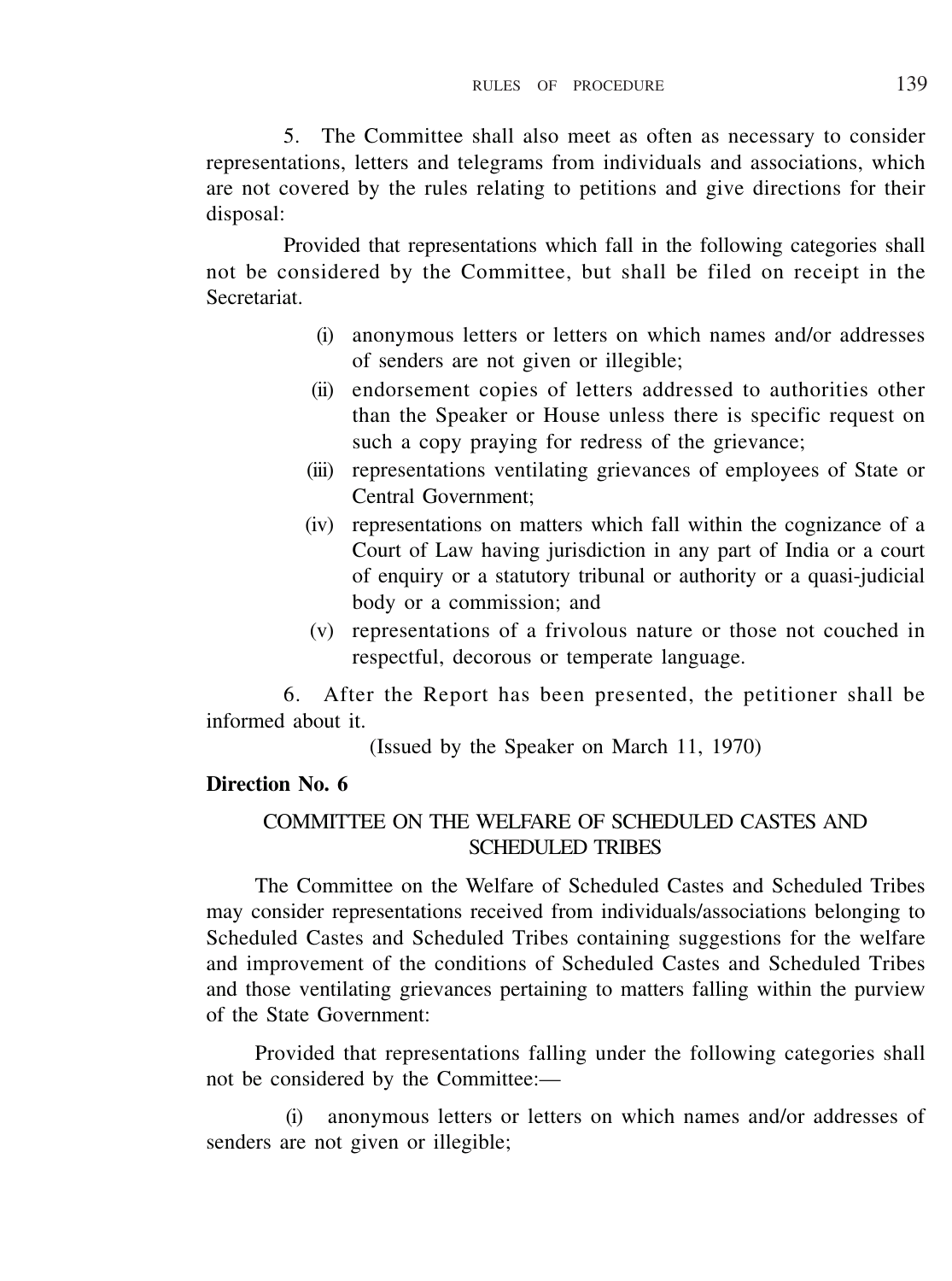5. The Committee shall also meet as often as necessary to consider representations, letters and telegrams from individuals and associations, which are not covered by the rules relating to petitions and give directions for their disposal:

Provided that representations which fall in the following categories shall not be considered by the Committee, but shall be filed on receipt in the Secretariat.

(i) anonymous letters or letters on which names and/or addresses of senders are not given or illegible;

(ii) endorsement copies of letters addressed to authorities other than the Speaker or House unless there is specific request on such a copy praying for redress of the grievance;

(iii) representations ventilating grievances of employees of State or Central Government;

(iv) representations on matters which fall within the cognizance of a Court of Law having jurisdiction in any part of India or a court of enquiry or a statutory tribunal or authority or a quasi-judicial body or a commission; and

(v) representations of a frivolous nature or those not couched in respectful, decorous or temperate language.

6. After the Report has been presented, the petitioner shall be informed about it.

(Issued by the Speaker on March 11, 1970)

**Direction No. 6**

## COMMITTEE ON THE WELFARE OF SCHEDULED CASTES AND SCHEDULED TRIBES

The Committee on the Welfare of Scheduled Castes and Scheduled Tribes may consider representations received from individuals/associations belonging to Scheduled Castes and Scheduled Tribes containing suggestions for the welfare and improvement of the conditions of Scheduled Castes and Scheduled Tribes and those ventilating grievances pertaining to matters falling within the purview of the State Government:

Provided that representations falling under the following categories shall not be considered by the Committee:—

(i) anonymous letters or letters on which names and/or addresses of senders are not given or illegible;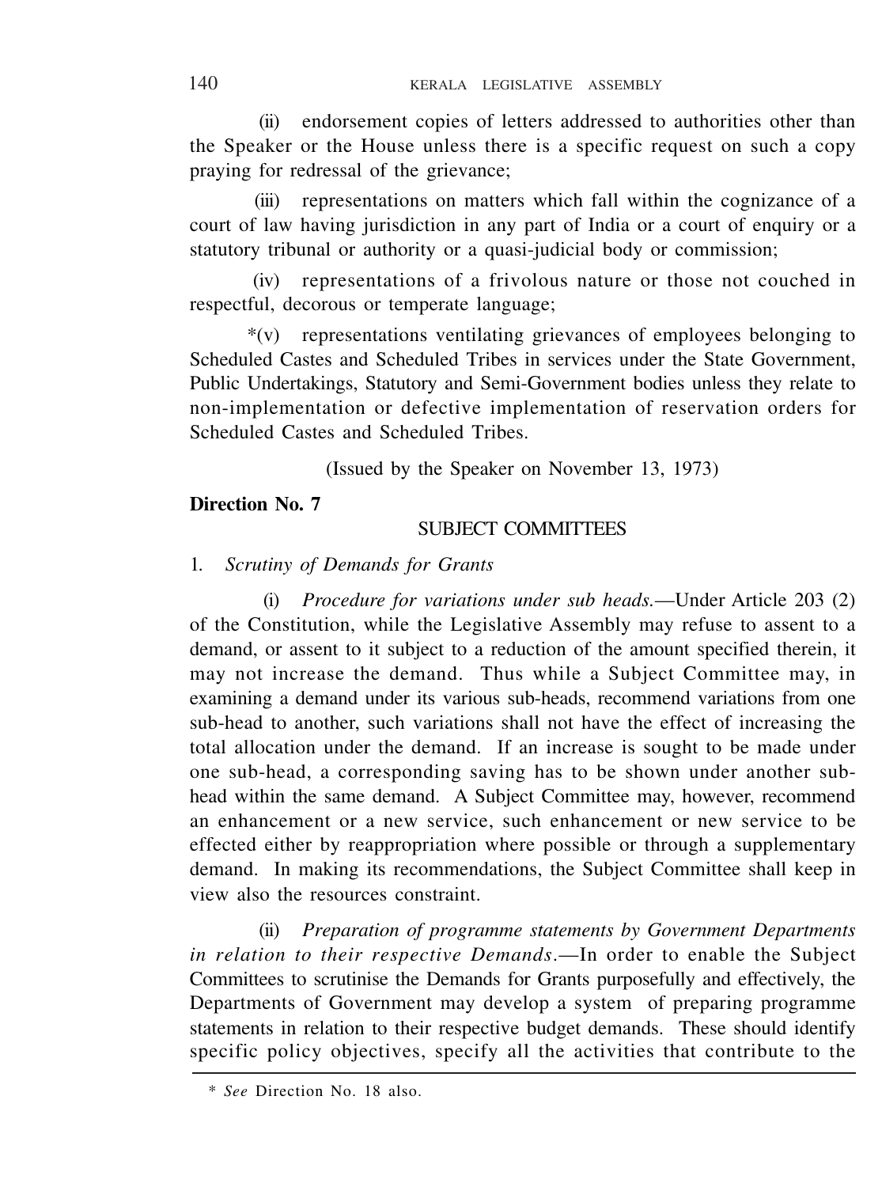(ii) endorsement copies of letters addressed to authorities other than the Speaker or the House unless there is a specific request on such a copy praying for redressal of the grievance;

(iii) representations on matters which fall within the cognizance of a court of law having jurisdiction in any part of India or a court of enquiry or a statutory tribunal or authority or a quasi-judicial body or commission;

(iv) representations of a frivolous nature or those not couched in respectful, decorous or temperate language;

*(v) representations ventilating grievances of employees belonging to Scheduled Castes and Scheduled Tribes in services under the State Government, Public Undertakings, Statutory and Semi-Government bodies unless they relate to non-implementation or defective implementation of reservation orders for Scheduled Castes and Scheduled Tribes.

(Issued by the Speaker on November 13, 1973)

**Direction No. 7**

## SUBJECT COMMITTEES

1. *Scrutiny of Demands for Grants*

(i) *Procedure for variations under sub heads.*—Under Article 203 (2) of the Constitution, while the Legislative Assembly may refuse to assent to a demand, or assent to it subject to a reduction of the amount specified therein, it may not increase the demand. Thus while a Subject Committee may, in examining a demand under its various sub-heads, recommend variations from one sub-head to another, such variations shall not have the effect of increasing the total allocation under the demand. If an increase is sought to be made under one sub-head, a corresponding saving has to be shown under another sub-head within the same demand. A Subject Committee may, however, recommend an enhancement or a new service, such enhancement or new service to be effected either by reappropriation where possible or through a supplementary demand. In making its recommendations, the Subject Committee shall keep in view also the resources constraint.

(ii) *Preparation of programme statements by Government Departments in relation to their respective Demands*.—In order to enable the Subject Committees to scrutinise the Demands for Grants purposefully and effectively, the Departments of Government may develop a system of preparing programme statements in relation to their respective budget demands. These should identify specific policy objectives, specify all the activities that contribute to the

\* *See* Direction No. 18 also.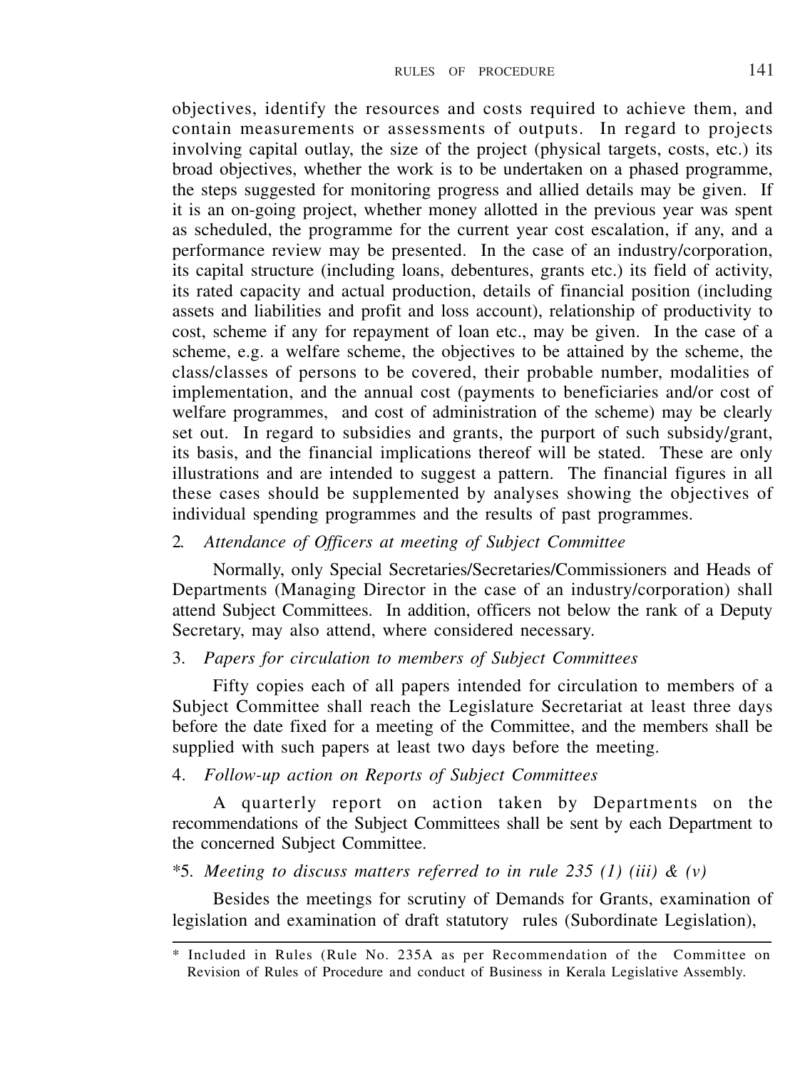objectives, identify the resources and costs required to achieve them, and contain measurements or assessments of outputs. In regard to projects involving capital outlay, the size of the project (physical targets, costs, etc.) its broad objectives, whether the work is to be undertaken on a phased programme, the steps suggested for monitoring progress and allied details may be given. If it is an on-going project, whether money allotted in the previous year was spent as scheduled, the programme for the current year cost escalation, if any, and a performance review may be presented. In the case of an industry/corporation, its capital structure (including loans, debentures, grants etc.) its field of activity, its rated capacity and actual production, details of financial position (including assets and liabilities and profit and loss account), relationship of productivity to cost, scheme if any for repayment of loan etc., may be given. In the case of a scheme, e.g. a welfare scheme, the objectives to be attained by the scheme, the class/classes of persons to be covered, their probable number, modalities of implementation, and the annual cost (payments to beneficiaries and/or cost of welfare programmes, and cost of administration of the scheme) may be clearly set out. In regard to subsidies and grants, the purport of such subsidy/grant, its basis, and the financial implications thereof will be stated. These are only illustrations and are intended to suggest a pattern. The financial figures in all these cases should be supplemented by analyses showing the objectives of individual spending programmes and the results of past programmes.

2. *Attendance of Officers at meeting of Subject Committee*

Normally, only Special Secretaries/Secretaries/Commissioners and Heads of Departments (Managing Director in the case of an industry/corporation) shall attend Subject Committees. In addition, officers not below the rank of a Deputy Secretary, may also attend, where considered necessary.

3. *Papers for circulation to members of Subject Committees*

Fifty copies each of all papers intended for circulation to members of a Subject Committee shall reach the Legislature Secretariat at least three days before the date fixed for a meeting of the Committee, and the members shall be supplied with such papers at least two days before the meeting.

4. *Follow-up action on Reports of Subject Committees*

A quarterly report on action taken by Departments on the recommendations of the Subject Committees shall be sent by each Department to the concerned Subject Committee.

*5. *Meeting to discuss matters referred to in rule 235 (1) (iii) & (v)*

Besides the meetings for scrutiny of Demands for Grants, examination of legislation and examination of draft statutory rules (Subordinate Legislation),

---

\* Included in Rules (Rule No. 235A as per Recommendation of the Committee on Revision of Rules of Procedure and conduct of Business in Kerala Legislative Assembly.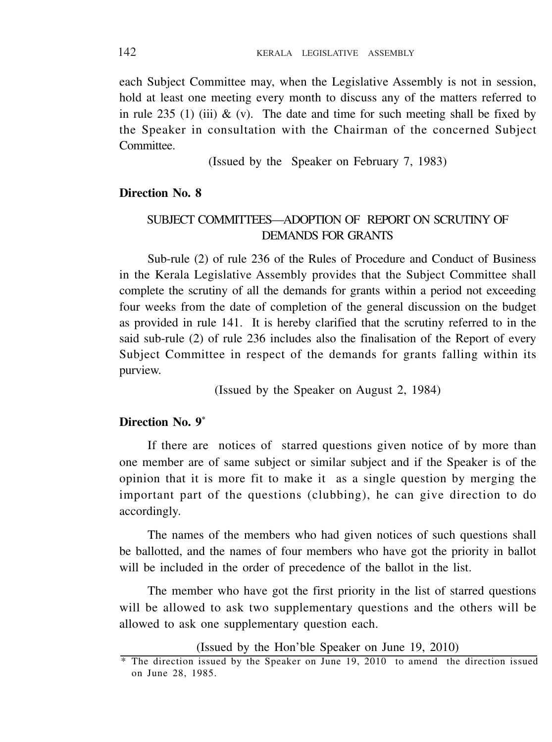each Subject Committee may, when the Legislative Assembly is not in session, hold at least one meeting every month to discuss any of the matters referred to in rule 235 (1) (iii) & (v). The date and time for such meeting shall be fixed by the Speaker in consultation with the Chairman of the concerned Subject Committee.

(Issued by the Speaker on February 7, 1983)

**Direction No. 8**

SUBJECT COMMITTEES—ADOPTION OF REPORT ON SCRUTINY OF DEMANDS FOR GRANTS

Sub-rule (2) of rule 236 of the Rules of Procedure and Conduct of Business in the Kerala Legislative Assembly provides that the Subject Committee shall complete the scrutiny of all the demands for grants within a period not exceeding four weeks from the date of completion of the general discussion on the budget as provided in rule 141. It is hereby clarified that the scrutiny referred to in the said sub-rule (2) of rule 236 includes also the finalisation of the Report of every Subject Committee in respect of the demands for grants falling within its purview.

(Issued by the Speaker on August 2, 1984)

**Direction No. 9***

If there are notices of starred questions given notice of by more than one member are of same subject or similar subject and if the Speaker is of the opinion that it is more fit to make it as a single question by merging the important part of the questions (clubbing), he can give direction to do accordingly.

The names of the members who had given notices of such questions shall be ballotted, and the names of four members who have got the priority in ballot will be included in the order of precedence of the ballot in the list.

The member who have got the first priority in the list of starred questions will be allowed to ask two supplementary questions and the others will be allowed to ask one supplementary question each.

(Issued by the Hon'ble Speaker on June 19, 2010)

* The direction issued by the Speaker on June 19, 2010 to amend the direction issued on June 28, 1985.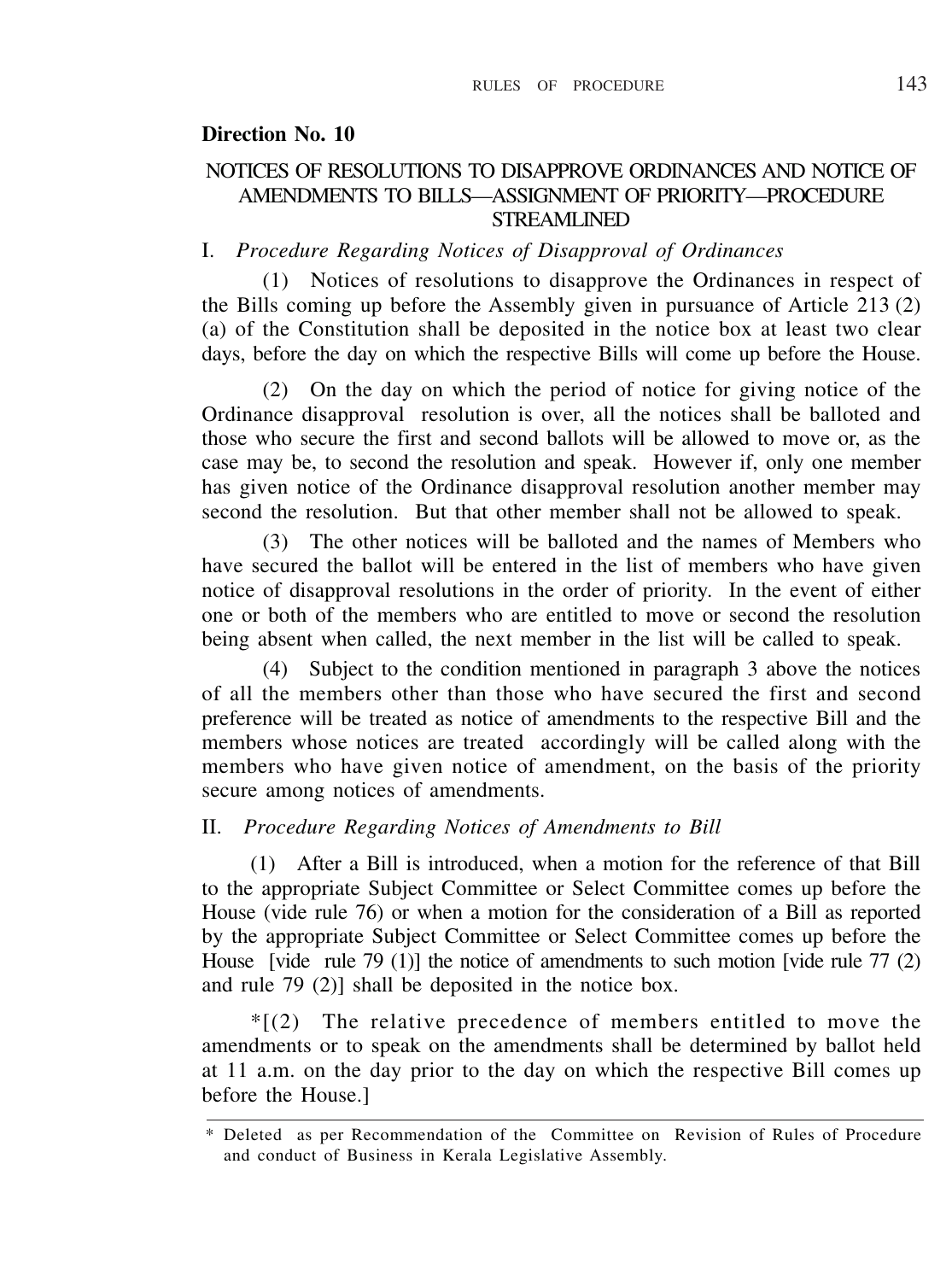## Direction No. 10

### NOTICES OF RESOLUTIONS TO DISAPPROVE ORDINANCES AND NOTICE OF AMENDMENTS TO BILLS—ASSIGNMENT OF PRIORITY—PROCEDURE STREAMLINED

I. *Procedure Regarding Notices of Disapproval of Ordinances*

(1) Notices of resolutions to disapprove the Ordinances in respect of the Bills coming up before the Assembly given in pursuance of Article 213 (2) (a) of the Constitution shall be deposited in the notice box at least two clear days, before the day on which the respective Bills will come up before the House.

(2) On the day on which the period of notice for giving notice of the Ordinance disapproval resolution is over, all the notices shall be balloted and those who secure the first and second ballots will be allowed to move or, as the case may be, to second the resolution and speak. However if, only one member has given notice of the Ordinance disapproval resolution another member may second the resolution. But that other member shall not be allowed to speak.

(3) The other notices will be balloted and the names of Members who have secured the ballot will be entered in the list of members who have given notice of disapproval resolutions in the order of priority. In the event of either one or both of the members who are entitled to move or second the resolution being absent when called, the next member in the list will be called to speak.

(4) Subject to the condition mentioned in paragraph 3 above the notices of all the members other than those who have secured the first and second preference will be treated as notice of amendments to the respective Bill and the members whose notices are treated accordingly will be called along with the members who have given notice of amendment, on the basis of the priority secure among notices of amendments.

II. *Procedure Regarding Notices of Amendments to Bill*

(1) After a Bill is introduced, when a motion for the reference of that Bill to the appropriate Subject Committee or Select Committee comes up before the House (vide rule 76) or when a motion for the consideration of a Bill as reported by the appropriate Subject Committee or Select Committee comes up before the House [vide rule 79 (1)] the notice of amendments to such motion [vide rule 77 (2) and rule 79 (2)] shall be deposited in the notice box.

*[(2) The relative precedence of members entitled to move the amendments or to speak on the amendments shall be determined by ballot held at 11 a.m. on the day prior to the day on which the respective Bill comes up before the House.]

* Deleted as per Recommendation of the Committee on Revision of Rules of Procedure and conduct of Business in Kerala Legislative Assembly.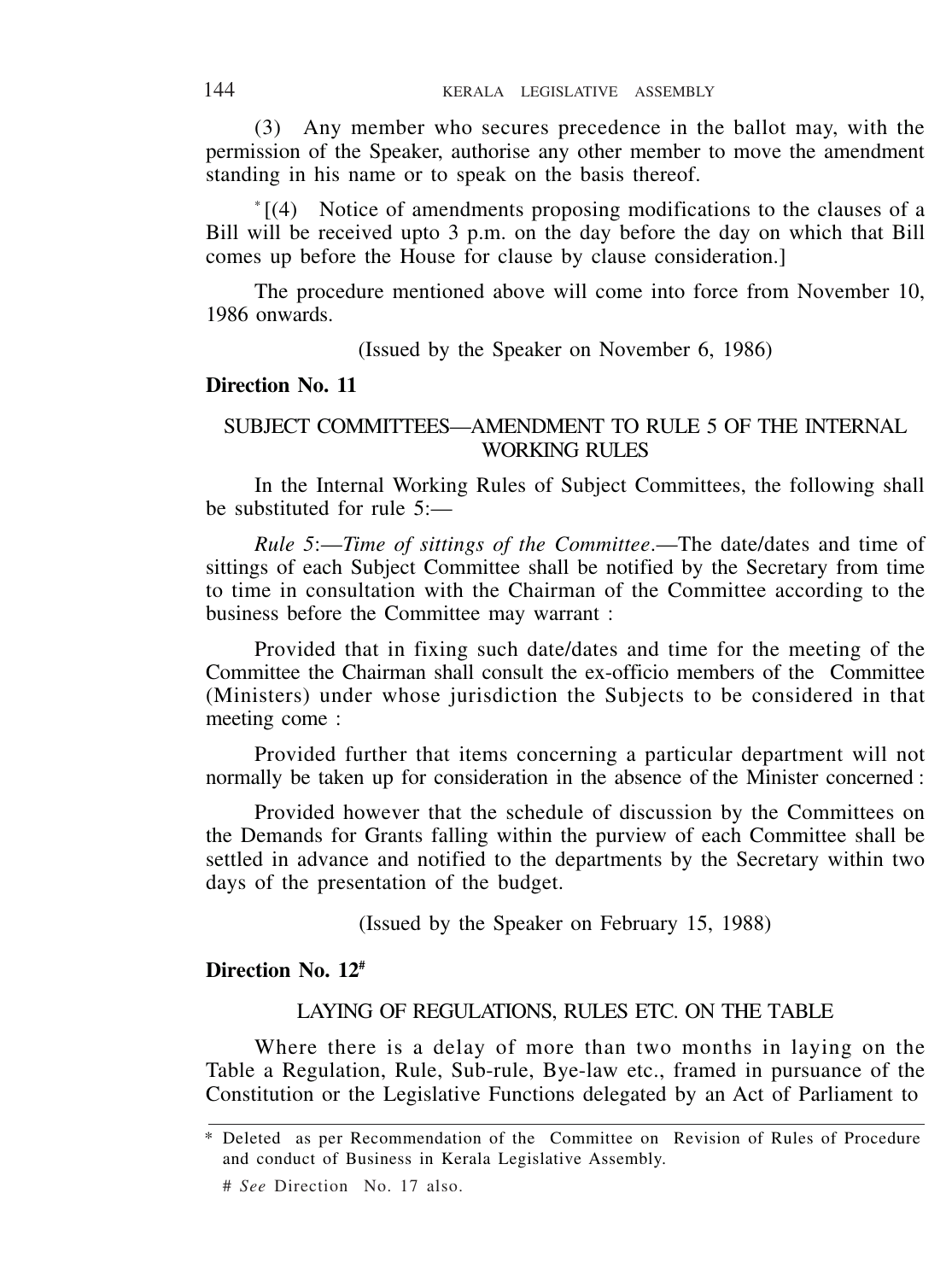(3) Any member who secures precedence in the ballot may, with the permission of the Speaker, authorise any other member to move the amendment standing in his name or to speak on the basis thereof.

*[(4) Notice of amendments proposing modifications to the clauses of a Bill will be received upto 3 p.m. on the day before the day on which that Bill comes up before the House for clause by clause consideration.]

The procedure mentioned above will come into force from November 10, 1986 onwards.

(Issued by the Speaker on November 6, 1986)

**Direction No. 11**

SUBJECT COMMITTEES—AMENDMENT TO RULE 5 OF THE INTERNAL WORKING RULES

In the Internal Working Rules of Subject Committees, the following shall be substituted for rule 5:—

*Rule 5*:—*Time of sittings of the Committee*.—The date/dates and time of sittings of each Subject Committee shall be notified by the Secretary from time to time in consultation with the Chairman of the Committee according to the business before the Committee may warrant :

Provided that in fixing such date/dates and time for the meeting of the Committee the Chairman shall consult the ex-officio members of the Committee (Ministers) under whose jurisdiction the Subjects to be considered in that meeting come :

Provided further that items concerning a particular department will not normally be taken up for consideration in the absence of the Minister concerned :

Provided however that the schedule of discussion by the Committees on the Demands for Grants falling within the purview of each Committee shall be settled in advance and notified to the departments by the Secretary within two days of the presentation of the budget.

(Issued by the Speaker on February 15, 1988)

**Direction No. 12#**

LAYING OF REGULATIONS, RULES ETC. ON THE TABLE

Where there is a delay of more than two months in laying on the Table a Regulation, Rule, Sub-rule, Bye-law etc., framed in pursuance of the Constitution or the Legislative Functions delegated by an Act of Parliament to

---

\* Deleted as per Recommendation of the Committee on Revision of Rules of Procedure and conduct of Business in Kerala Legislative Assembly.

# *See* Direction No. 17 also.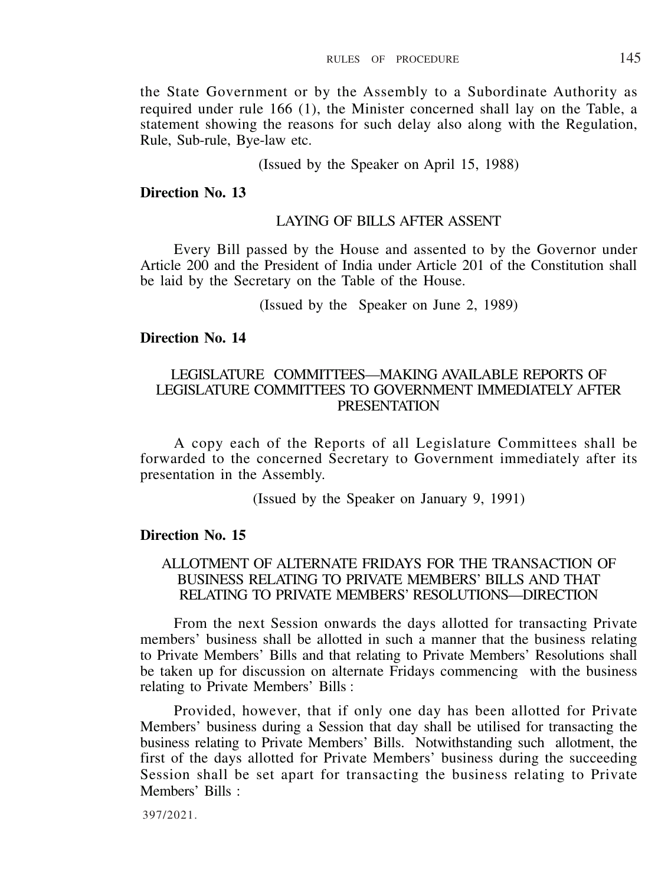the State Government or by the Assembly to a Subordinate Authority as required under rule 166 (1), the Minister concerned shall lay on the Table, a statement showing the reasons for such delay also along with the Regulation, Rule, Sub-rule, Bye-law etc.

(Issued by the Speaker on April 15, 1988)

**Direction No. 13**

LAYING OF BILLS AFTER ASSENT

Every Bill passed by the House and assented to by the Governor under Article 200 and the President of India under Article 201 of the Constitution shall be laid by the Secretary on the Table of the House.

(Issued by the Speaker on June 2, 1989)

**Direction No. 14**

LEGISLATURE COMMITTEES—MAKING AVAILABLE REPORTS OF LEGISLATURE COMMITTEES TO GOVERNMENT IMMEDIATELY AFTER PRESENTATION

A copy each of the Reports of all Legislature Committees shall be forwarded to the concerned Secretary to Government immediately after its presentation in the Assembly.

(Issued by the Speaker on January 9, 1991)

**Direction No. 15**

ALLOTMENT OF ALTERNATE FRIDAYS FOR THE TRANSACTION OF BUSINESS RELATING TO PRIVATE MEMBERS' BILLS AND THAT RELATING TO PRIVATE MEMBERS' RESOLUTIONS—DIRECTION

From the next Session onwards the days allotted for transacting Private members' business shall be allotted in such a manner that the business relating to Private Members' Bills and that relating to Private Members' Resolutions shall be taken up for discussion on alternate Fridays commencing with the business relating to Private Members' Bills :

Provided, however, that if only one day has been allotted for Private Members' business during a Session that day shall be utilised for transacting the business relating to Private Members' Bills. Notwithstanding such allotment, the first of the days allotted for Private Members' business during the succeeding Session shall be set apart for transacting the business relating to Private Members' Bills :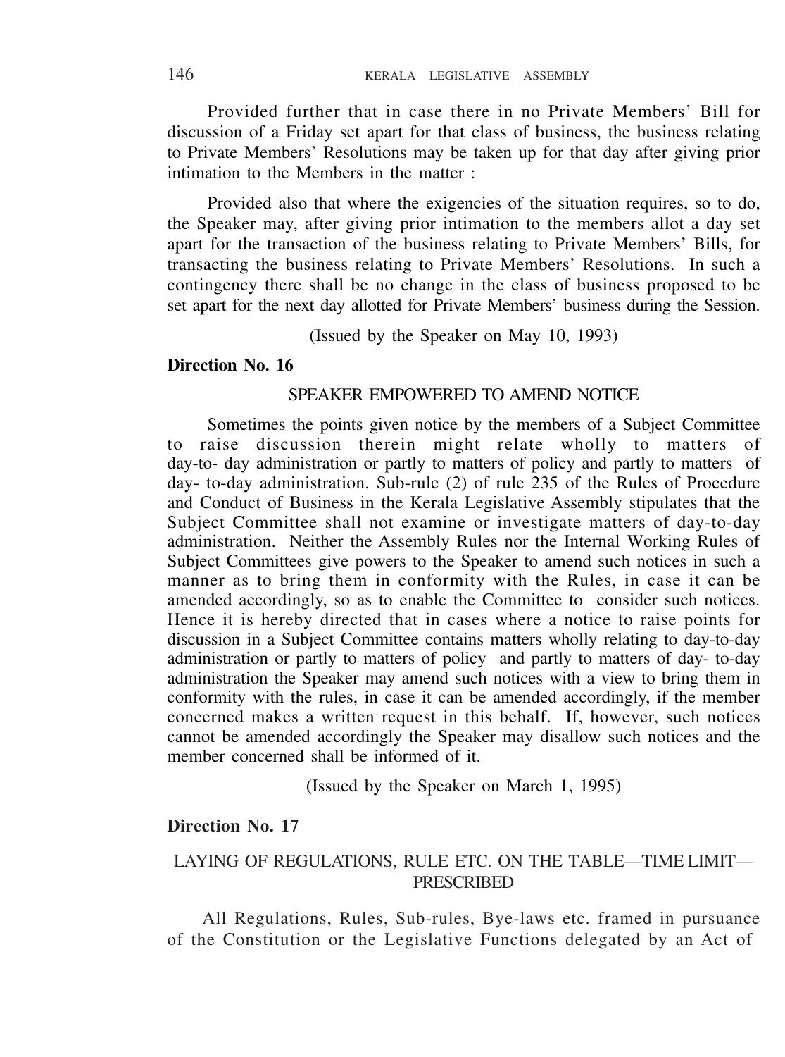Provided further that in case there in no Private Members' Bill for discussion of a Friday set apart for that class of business, the business relating to Private Members' Resolutions may be taken up for that day after giving prior intimation to the Members in the matter :

Provided also that where the exigencies of the situation requires, so to do, the Speaker may, after giving prior intimation to the members allot a day set apart for the transaction of the business relating to Private Members' Bills, for transacting the business relating to Private Members' Resolutions. In such a contingency there shall be no change in the class of business proposed to be set apart for the next day allotted for Private Members' business during the Session.

(Issued by the Speaker on May 10, 1993)

**Direction No. 16**

SPEAKER EMPOWERED TO AMEND NOTICE

Sometimes the points given notice by the members of a Subject Committee to raise discussion therein might relate wholly to matters of day-to- day administration or partly to matters of policy and partly to matters of day- to-day administration. Sub-rule (2) of rule 235 of the Rules of Procedure and Conduct of Business in the Kerala Legislative Assembly stipulates that the Subject Committee shall not examine or investigate matters of day-to-day administration. Neither the Assembly Rules nor the Internal Working Rules of Subject Committees give powers to the Speaker to amend such notices in such a manner as to bring them in conformity with the Rules, in case it can be amended accordingly, so as to enable the Committee to consider such notices. Hence it is hereby directed that in cases where a notice to raise points for discussion in a Subject Committee contains matters wholly relating to day-to-day administration or partly to matters of policy and partly to matters of day- to-day administration the Speaker may amend such notices with a view to bring them in conformity with the rules, in case it can be amended accordingly, if the member concerned makes a written request in this behalf. If, however, such notices cannot be amended accordingly the Speaker may disallow such notices and the member concerned shall be informed of it.

(Issued by the Speaker on March 1, 1995)

**Direction No. 17**

LAYING OF REGULATIONS, RULE ETC. ON THE TABLE—TIME LIMIT—PRESCRIBED

All Regulations, Rules, Sub-rules, Bye-laws etc. framed in pursuance of the Constitution or the Legislative Functions delegated by an Act of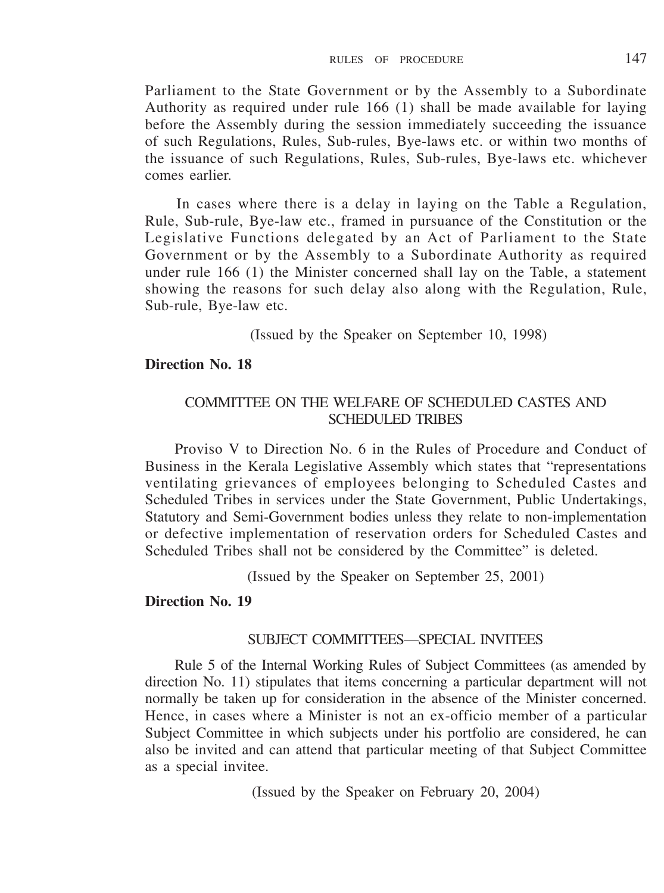Parliament to the State Government or by the Assembly to a Subordinate Authority as required under rule 166 (1) shall be made available for laying before the Assembly during the session immediately succeeding the issuance of such Regulations, Rules, Sub-rules, Bye-laws etc. or within two months of the issuance of such Regulations, Rules, Sub-rules, Bye-laws etc. whichever comes earlier.

In cases where there is a delay in laying on the Table a Regulation, Rule, Sub-rule, Bye-law etc., framed in pursuance of the Constitution or the Legislative Functions delegated by an Act of Parliament to the State Government or by the Assembly to a Subordinate Authority as required under rule 166 (1) the Minister concerned shall lay on the Table, a statement showing the reasons for such delay also along with the Regulation, Rule, Sub-rule, Bye-law etc.

(Issued by the Speaker on September 10, 1998)

**Direction No. 18**

### COMMITTEE ON THE WELFARE OF SCHEDULED CASTES AND SCHEDULED TRIBES

Proviso V to Direction No. 6 in the Rules of Procedure and Conduct of Business in the Kerala Legislative Assembly which states that "representations ventilating grievances of employees belonging to Scheduled Castes and Scheduled Tribes in services under the State Government, Public Undertakings, Statutory and Semi-Government bodies unless they relate to non-implementation or defective implementation of reservation orders for Scheduled Castes and Scheduled Tribes shall not be considered by the Committee" is deleted.

(Issued by the Speaker on September 25, 2001)

**Direction No. 19**

### SUBJECT COMMITTEES—SPECIAL INVITEES

Rule 5 of the Internal Working Rules of Subject Committees (as amended by direction No. 11) stipulates that items concerning a particular department will not normally be taken up for consideration in the absence of the Minister concerned. Hence, in cases where a Minister is not an ex-officio member of a particular Subject Committee in which subjects under his portfolio are considered, he can also be invited and can attend that particular meeting of that Subject Committee as a special invitee.

(Issued by the Speaker on February 20, 2004)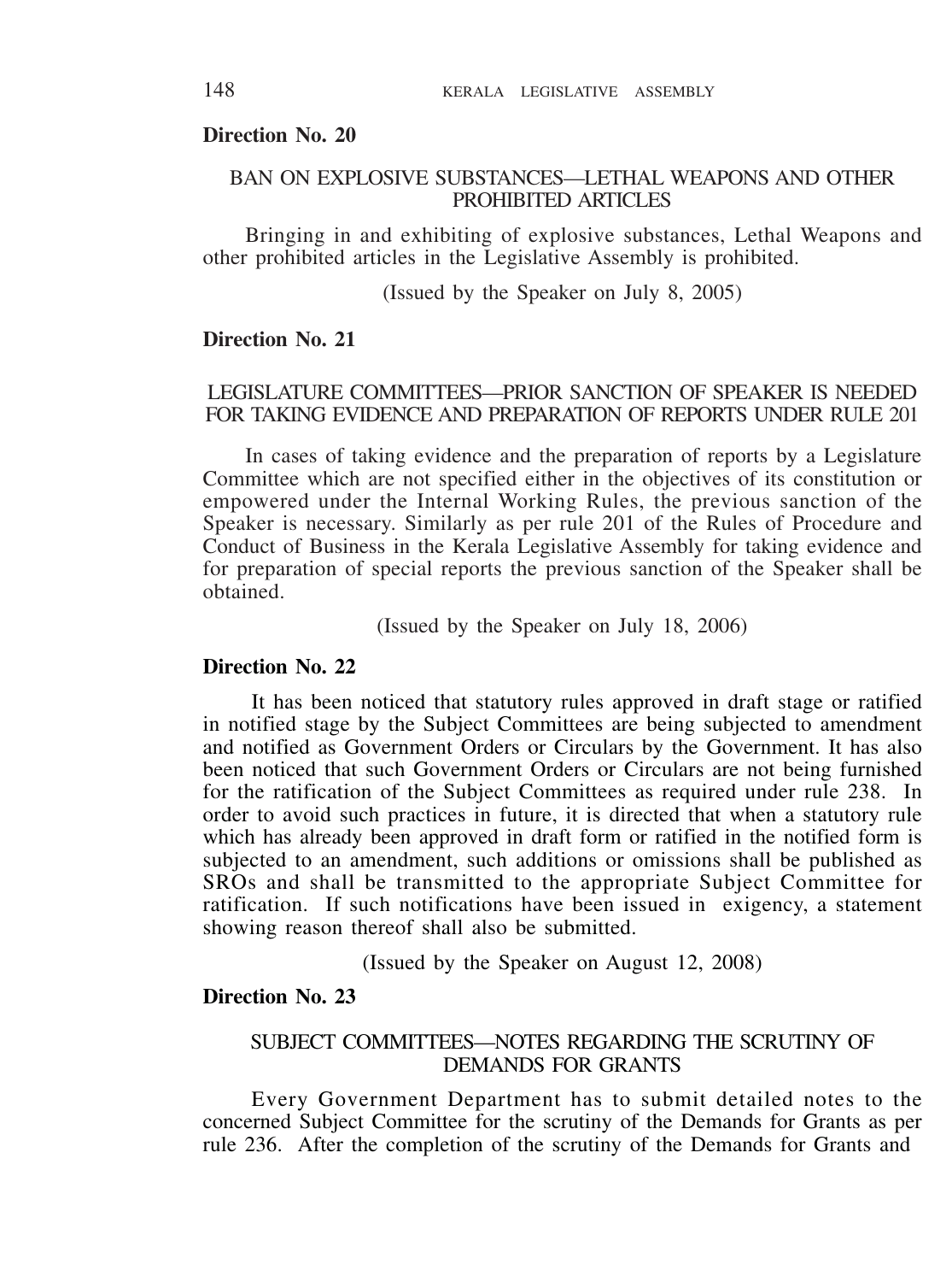**Direction No. 20**

BAN ON EXPLOSIVE SUBSTANCES—LETHAL WEAPONS AND OTHER PROHIBITED ARTICLES

Bringing in and exhibiting of explosive substances, Lethal Weapons and other prohibited articles in the Legislative Assembly is prohibited.

(Issued by the Speaker on July 8, 2005)

**Direction No. 21**

LEGISLATURE COMMITTEES—PRIOR SANCTION OF SPEAKER IS NEEDED FOR TAKING EVIDENCE AND PREPARATION OF REPORTS UNDER RULE 201

In cases of taking evidence and the preparation of reports by a Legislature Committee which are not specified either in the objectives of its constitution or empowered under the Internal Working Rules, the previous sanction of the Speaker is necessary. Similarly as per rule 201 of the Rules of Procedure and Conduct of Business in the Kerala Legislative Assembly for taking evidence and for preparation of special reports the previous sanction of the Speaker shall be obtained.

(Issued by the Speaker on July 18, 2006)

**Direction No. 22**

It has been noticed that statutory rules approved in draft stage or ratified in notified stage by the Subject Committees are being subjected to amendment and notified as Government Orders or Circulars by the Government. It has also been noticed that such Government Orders or Circulars are not being furnished for the ratification of the Subject Committees as required under rule 238. In order to avoid such practices in future, it is directed that when a statutory rule which has already been approved in draft form or ratified in the notified form is subjected to an amendment, such additions or omissions shall be published as SROs and shall be transmitted to the appropriate Subject Committee for ratification. If such notifications have been issued in exigency, a statement showing reason thereof shall also be submitted.

(Issued by the Speaker on August 12, 2008)

**Direction No. 23**

SUBJECT COMMITTEES—NOTES REGARDING THE SCRUTINY OF DEMANDS FOR GRANTS

Every Government Department has to submit detailed notes to the concerned Subject Committee for the scrutiny of the Demands for Grants as per rule 236. After the completion of the scrutiny of the Demands for Grants and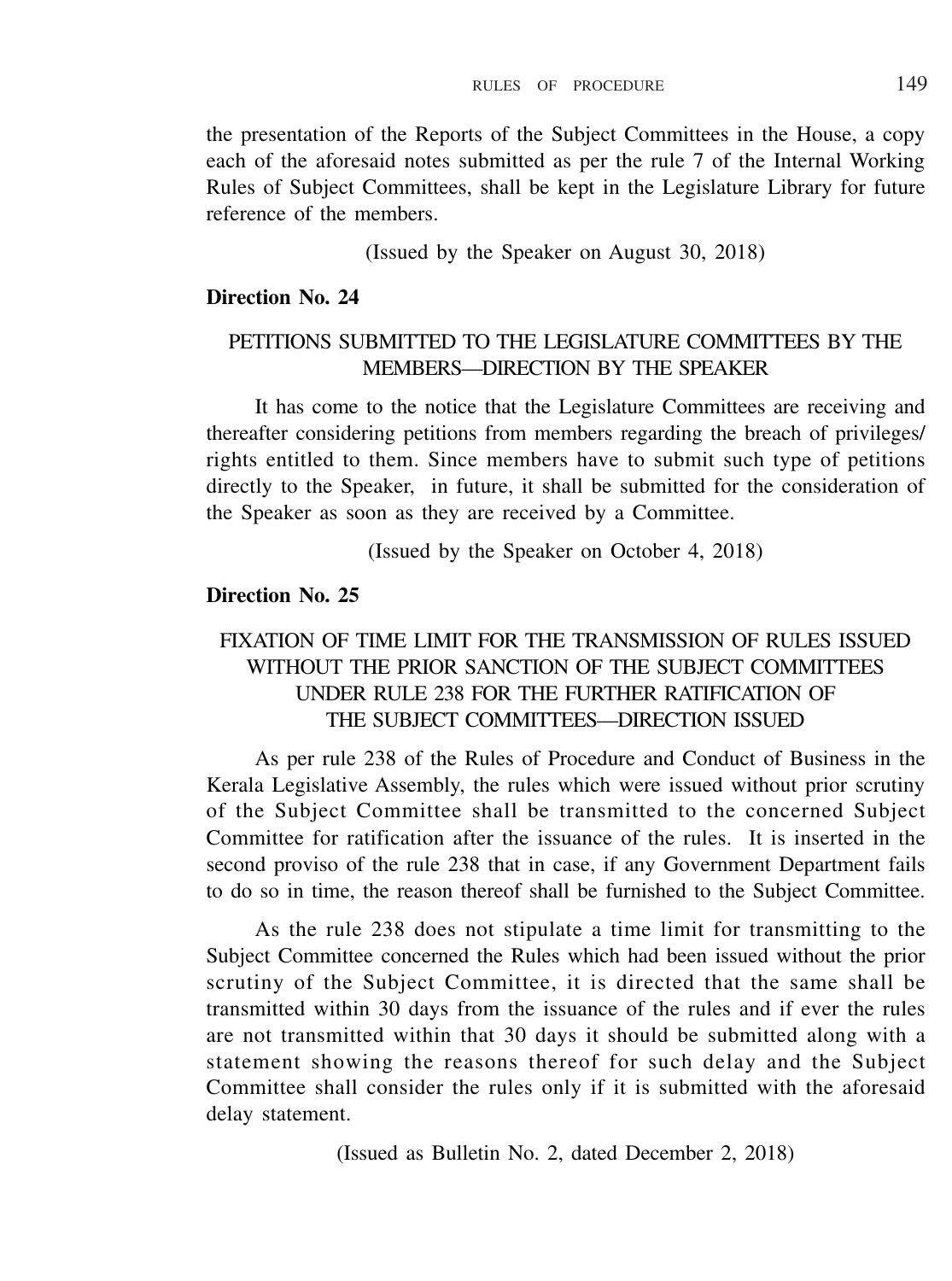the presentation of the Reports of the Subject Committees in the House, a copy each of the aforesaid notes submitted as per the rule 7 of the Internal Working Rules of Subject Committees, shall be kept in the Legislature Library for future reference of the members.

(Issued by the Speaker on August 30, 2018)

**Direction No. 24**

PETITIONS SUBMITTED TO THE LEGISLATURE COMMITTEES BY THE MEMBERS—DIRECTION BY THE SPEAKER

It has come to the notice that the Legislature Committees are receiving and thereafter considering petitions from members regarding the breach of privileges/ rights entitled to them. Since members have to submit such type of petitions directly to the Speaker, in future, it shall be submitted for the consideration of the Speaker as soon as they are received by a Committee.

(Issued by the Speaker on October 4, 2018)

**Direction No. 25**

FIXATION OF TIME LIMIT FOR THE TRANSMISSION OF RULES ISSUED WITHOUT THE PRIOR SANCTION OF THE SUBJECT COMMITTEES UNDER RULE 238 FOR THE FURTHER RATIFICATION OF THE SUBJECT COMMITTEES—DIRECTION ISSUED

As per rule 238 of the Rules of Procedure and Conduct of Business in the Kerala Legislative Assembly, the rules which were issued without prior scrutiny of the Subject Committee shall be transmitted to the concerned Subject Committee for ratification after the issuance of the rules. It is inserted in the second proviso of the rule 238 that in case, if any Government Department fails to do so in time, the reason thereof shall be furnished to the Subject Committee.

As the rule 238 does not stipulate a time limit for transmitting to the Subject Committee concerned the Rules which had been issued without the prior scrutiny of the Subject Committee, it is directed that the same shall be transmitted within 30 days from the issuance of the rules and if ever the rules are not transmitted within that 30 days it should be submitted along with a statement showing the reasons thereof for such delay and the Subject Committee shall consider the rules only if it is submitted with the aforesaid delay statement.

(Issued as Bulletin No. 2, dated December 2, 2018)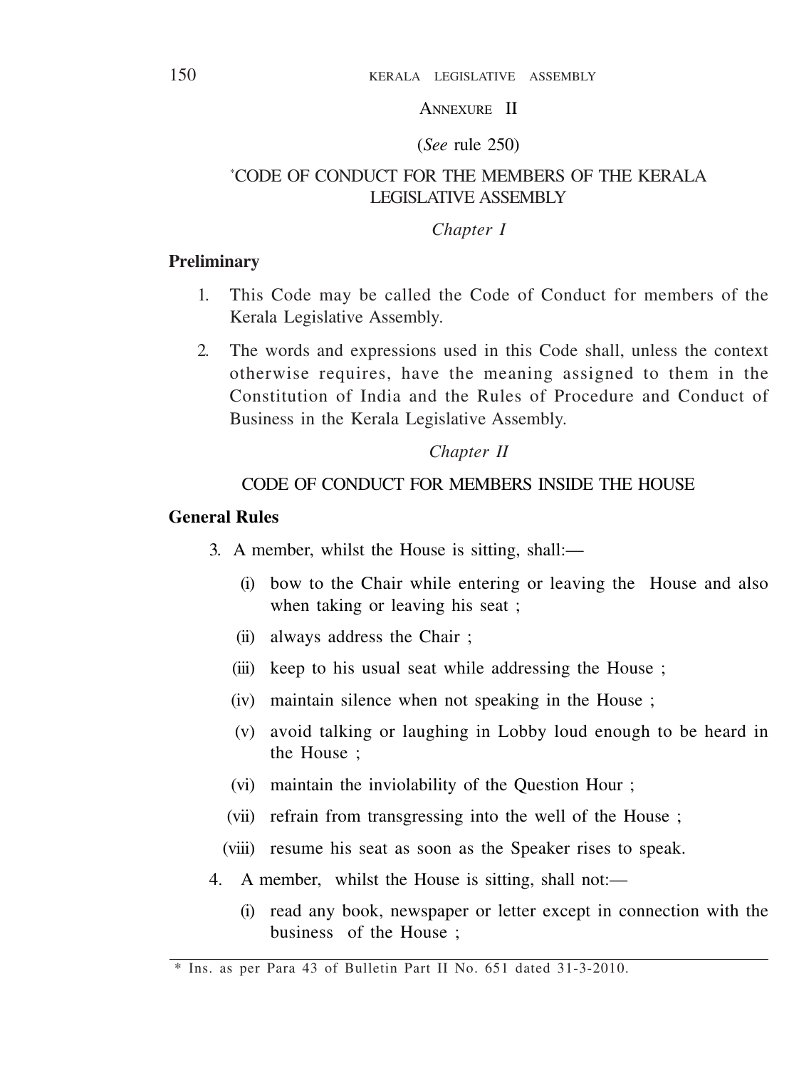ANNEXURE II

(*See* rule 250)

## *CODE OF CONDUCT FOR THE MEMBERS OF THE KERALA LEGISLATIVE ASSEMBLY

### *Chapter I*

**Preliminary**

1. This Code may be called the Code of Conduct for members of the Kerala Legislative Assembly.

2. The words and expressions used in this Code shall, unless the context otherwise requires, have the meaning assigned to them in the Constitution of India and the Rules of Procedure and Conduct of Business in the Kerala Legislative Assembly.

### *Chapter II*

### CODE OF CONDUCT FOR MEMBERS INSIDE THE HOUSE

**General Rules**

3. A member, whilst the House is sitting, shall:—

   (i) bow to the Chair while entering or leaving the House and also when taking or leaving his seat ;

   (ii) always address the Chair ;

   (iii) keep to his usual seat while addressing the House ;

   (iv) maintain silence when not speaking in the House ;

   (v) avoid talking or laughing in Lobby loud enough to be heard in the House ;

   (vi) maintain the inviolability of the Question Hour ;

   (vii) refrain from transgressing into the well of the House ;

   (viii) resume his seat as soon as the Speaker rises to speak.

4. A member, whilst the House is sitting, shall not:—

   (i) read any book, newspaper or letter except in connection with the business of the House ;

---

\* Ins. as per Para 43 of Bulletin Part II No. 651 dated 31-3-2010.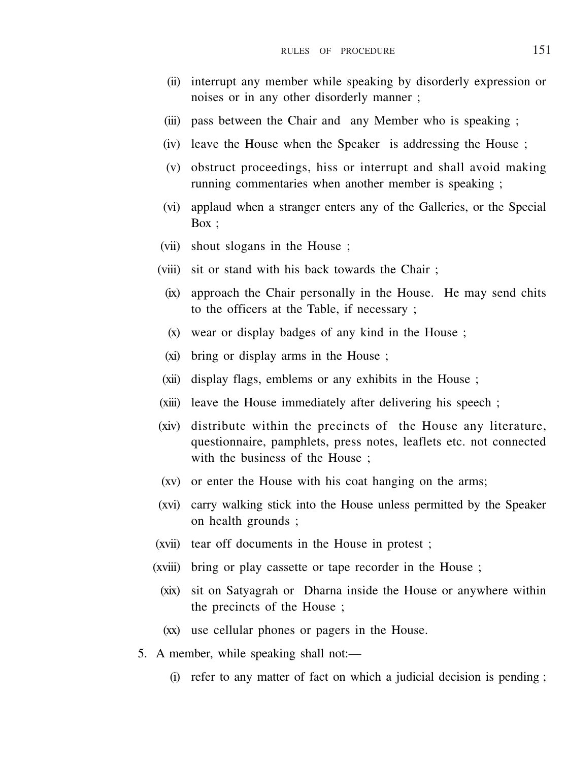(ii) interrupt any member while speaking by disorderly expression or noises or in any other disorderly manner ;

(iii) pass between the Chair and any Member who is speaking ;

(iv) leave the House when the Speaker is addressing the House ;

(v) obstruct proceedings, hiss or interrupt and shall avoid making running commentaries when another member is speaking ;

(vi) applaud when a stranger enters any of the Galleries, or the Special Box ;

(vii) shout slogans in the House ;

(viii) sit or stand with his back towards the Chair ;

(ix) approach the Chair personally in the House. He may send chits to the officers at the Table, if necessary ;

(x) wear or display badges of any kind in the House ;

(xi) bring or display arms in the House ;

(xii) display flags, emblems or any exhibits in the House ;

(xiii) leave the House immediately after delivering his speech ;

(xiv) distribute within the precincts of the House any literature, questionnaire, pamphlets, press notes, leaflets etc. not connected with the business of the House ;

(xv) or enter the House with his coat hanging on the arms;

(xvi) carry walking stick into the House unless permitted by the Speaker on health grounds ;

(xvii) tear off documents in the House in protest ;

(xviii) bring or play cassette or tape recorder in the House ;

(xix) sit on Satyagrah or Dharna inside the House or anywhere within the precincts of the House ;

(xx) use cellular phones or pagers in the House.

5. A member, while speaking shall not:—

(i) refer to any matter of fact on which a judicial decision is pending ;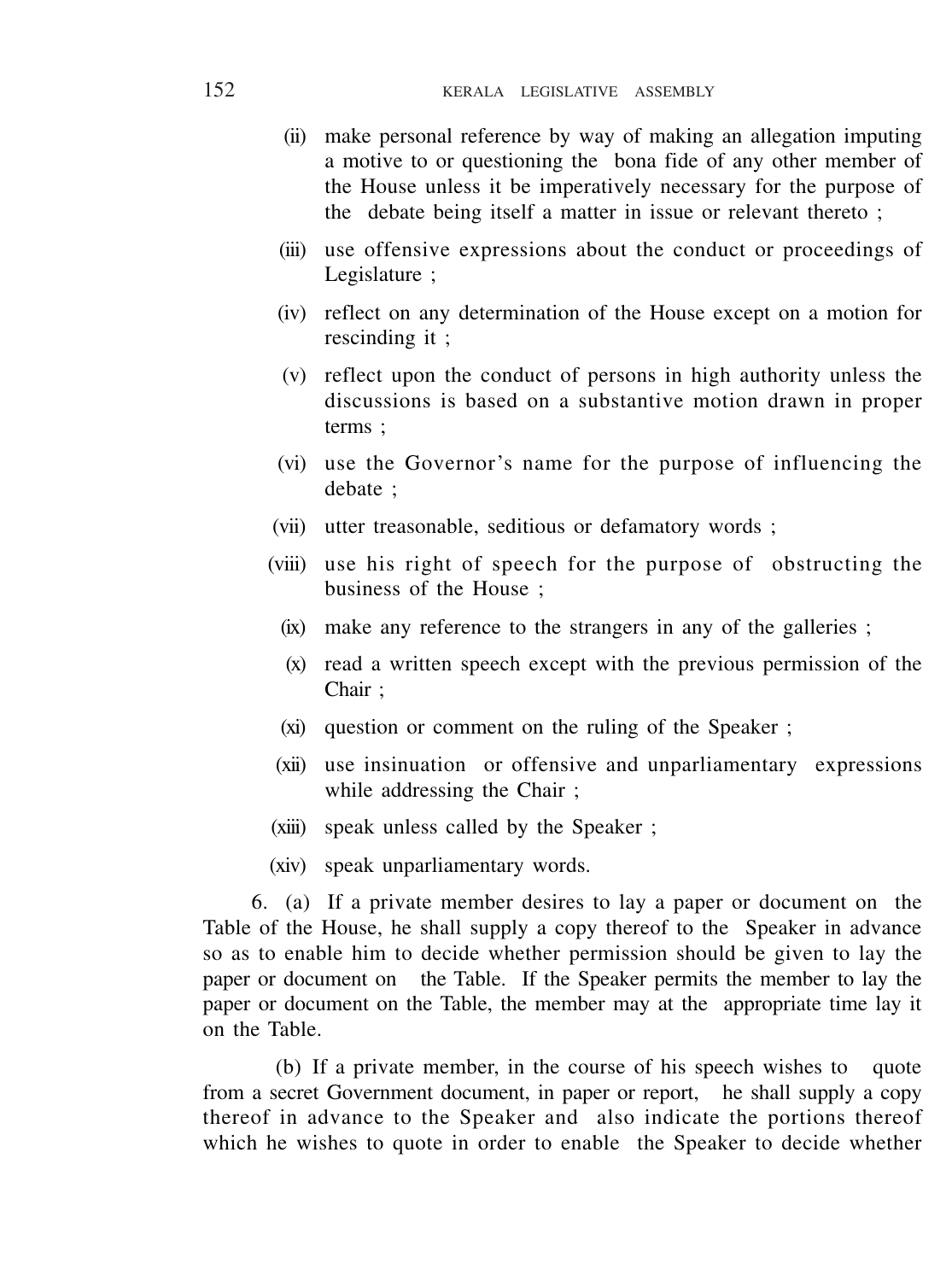(ii) make personal reference by way of making an allegation imputing a motive to or questioning the bona fide of any other member of the House unless it be imperatively necessary for the purpose of the debate being itself a matter in issue or relevant thereto ;

(iii) use offensive expressions about the conduct or proceedings of Legislature ;

(iv) reflect on any determination of the House except on a motion for rescinding it ;

(v) reflect upon the conduct of persons in high authority unless the discussions is based on a substantive motion drawn in proper terms ;

(vi) use the Governor's name for the purpose of influencing the debate ;

(vii) utter treasonable, seditious or defamatory words ;

(viii) use his right of speech for the purpose of obstructing the business of the House ;

(ix) make any reference to the strangers in any of the galleries ;

(x) read a written speech except with the previous permission of the Chair ;

(xi) question or comment on the ruling of the Speaker ;

(xii) use insinuation or offensive and unparliamentary expressions while addressing the Chair ;

(xiii) speak unless called by the Speaker ;

(xiv) speak unparliamentary words.

6. (a) If a private member desires to lay a paper or document on the Table of the House, he shall supply a copy thereof to the Speaker in advance so as to enable him to decide whether permission should be given to lay the paper or document on the Table. If the Speaker permits the member to lay the paper or document on the Table, the member may at the appropriate time lay it on the Table.

(b) If a private member, in the course of his speech wishes to quote from a secret Government document, in paper or report, he shall supply a copy thereof in advance to the Speaker and also indicate the portions thereof which he wishes to quote in order to enable the Speaker to decide whether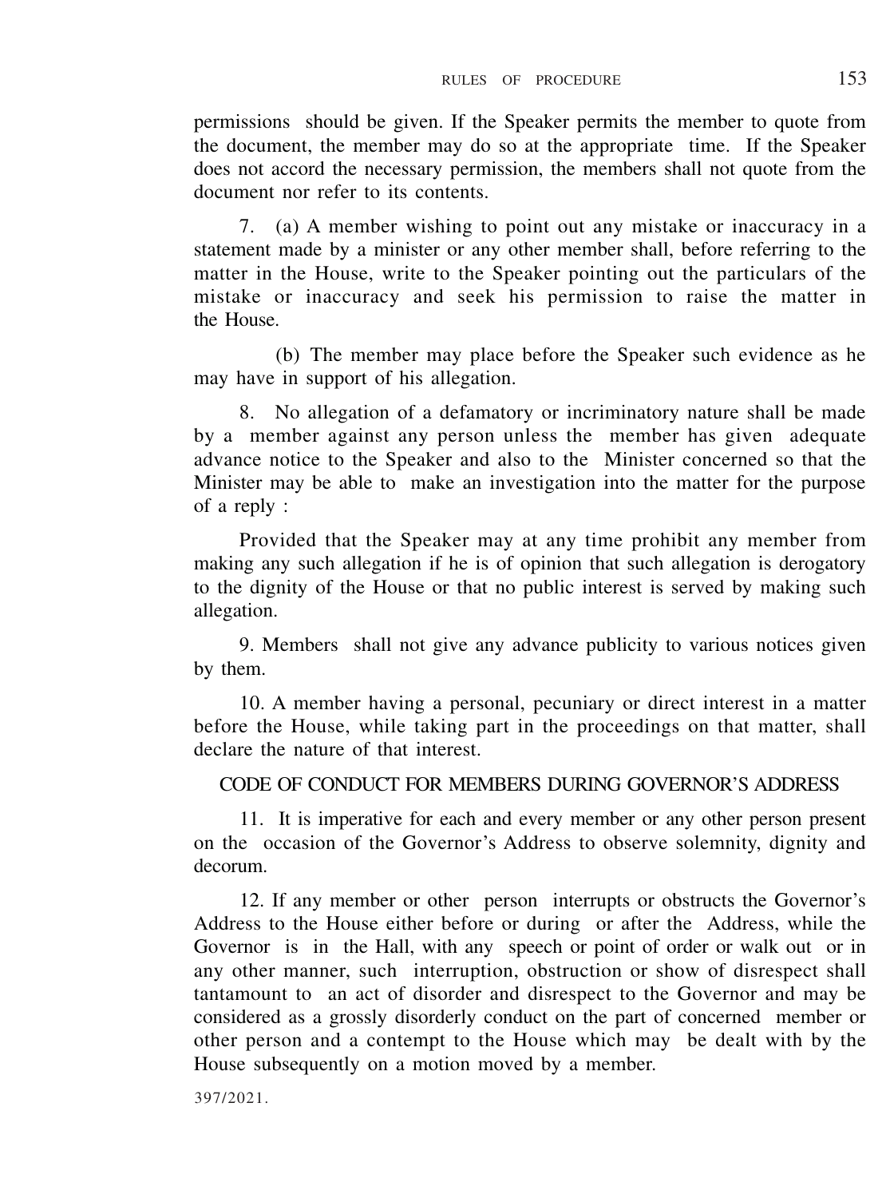permissions should be given. If the Speaker permits the member to quote from the document, the member may do so at the appropriate time. If the Speaker does not accord the necessary permission, the members shall not quote from the document nor refer to its contents.

7. (a) A member wishing to point out any mistake or inaccuracy in a statement made by a minister or any other member shall, before referring to the matter in the House, write to the Speaker pointing out the particulars of the mistake or inaccuracy and seek his permission to raise the matter in the House.

(b) The member may place before the Speaker such evidence as he may have in support of his allegation.

8. No allegation of a defamatory or incriminatory nature shall be made by a member against any person unless the member has given adequate advance notice to the Speaker and also to the Minister concerned so that the Minister may be able to make an investigation into the matter for the purpose of a reply :

Provided that the Speaker may at any time prohibit any member from making any such allegation if he is of opinion that such allegation is derogatory to the dignity of the House or that no public interest is served by making such allegation.

9. Members shall not give any advance publicity to various notices given by them.

10. A member having a personal, pecuniary or direct interest in a matter before the House, while taking part in the proceedings on that matter, shall declare the nature of that interest.

## CODE OF CONDUCT FOR MEMBERS DURING GOVERNOR'S ADDRESS

11. It is imperative for each and every member or any other person present on the occasion of the Governor's Address to observe solemnity, dignity and decorum.

12. If any member or other person interrupts or obstructs the Governor's Address to the House either before or during or after the Address, while the Governor is in the Hall, with any speech or point of order or walk out or in any other manner, such interruption, obstruction or show of disrespect shall tantamount to an act of disorder and disrespect to the Governor and may be considered as a grossly disorderly conduct on the part of concerned member or other person and a contempt to the House which may be dealt with by the House subsequently on a motion moved by a member.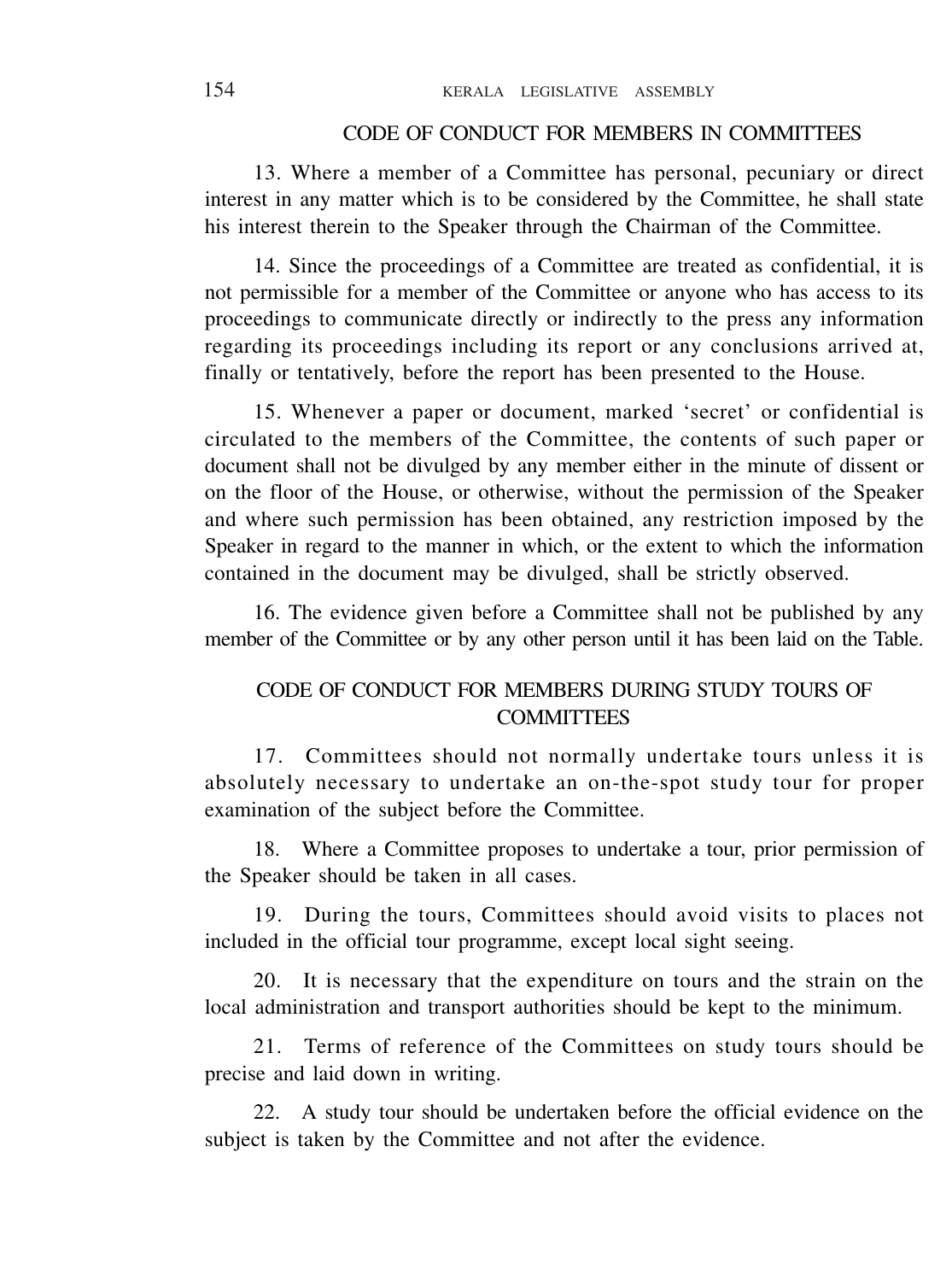## CODE OF CONDUCT FOR MEMBERS IN COMMITTEES

13. Where a member of a Committee has personal, pecuniary or direct interest in any matter which is to be considered by the Committee, he shall state his interest therein to the Speaker through the Chairman of the Committee.

14. Since the proceedings of a Committee are treated as confidential, it is not permissible for a member of the Committee or anyone who has access to its proceedings to communicate directly or indirectly to the press any information regarding its proceedings including its report or any conclusions arrived at, finally or tentatively, before the report has been presented to the House.

15. Whenever a paper or document, marked 'secret' or confidential is circulated to the members of the Committee, the contents of such paper or document shall not be divulged by any member either in the minute of dissent or on the floor of the House, or otherwise, without the permission of the Speaker and where such permission has been obtained, any restriction imposed by the Speaker in regard to the manner in which, or the extent to which the information contained in the document may be divulged, shall be strictly observed.

16. The evidence given before a Committee shall not be published by any member of the Committee or by any other person until it has been laid on the Table.

## CODE OF CONDUCT FOR MEMBERS DURING STUDY TOURS OF COMMITTEES

17. Committees should not normally undertake tours unless it is absolutely necessary to undertake an on-the-spot study tour for proper examination of the subject before the Committee.

18. Where a Committee proposes to undertake a tour, prior permission of the Speaker should be taken in all cases.

19. During the tours, Committees should avoid visits to places not included in the official tour programme, except local sight seeing.

20. It is necessary that the expenditure on tours and the strain on the local administration and transport authorities should be kept to the minimum.

21. Terms of reference of the Committees on study tours should be precise and laid down in writing.

22. A study tour should be undertaken before the official evidence on the subject is taken by the Committee and not after the evidence.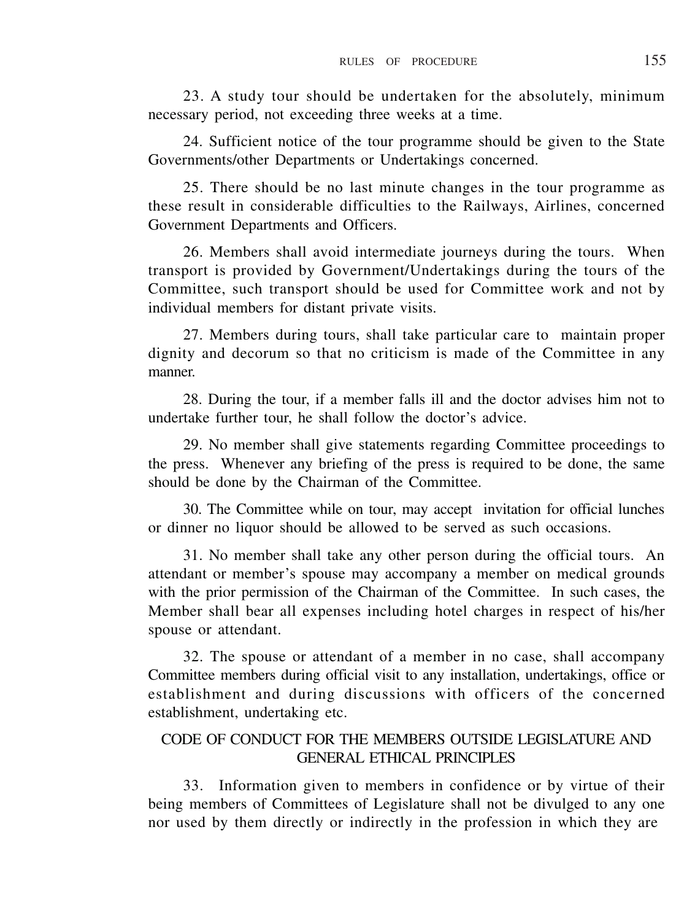23. A study tour should be undertaken for the absolutely, minimum necessary period, not exceeding three weeks at a time.

24. Sufficient notice of the tour programme should be given to the State Governments/other Departments or Undertakings concerned.

25. There should be no last minute changes in the tour programme as these result in considerable difficulties to the Railways, Airlines, concerned Government Departments and Officers.

26. Members shall avoid intermediate journeys during the tours. When transport is provided by Government/Undertakings during the tours of the Committee, such transport should be used for Committee work and not by individual members for distant private visits.

27. Members during tours, shall take particular care to maintain proper dignity and decorum so that no criticism is made of the Committee in any manner.

28. During the tour, if a member falls ill and the doctor advises him not to undertake further tour, he shall follow the doctor's advice.

29. No member shall give statements regarding Committee proceedings to the press. Whenever any briefing of the press is required to be done, the same should be done by the Chairman of the Committee.

30. The Committee while on tour, may accept invitation for official lunches or dinner no liquor should be allowed to be served as such occasions.

31. No member shall take any other person during the official tours. An attendant or member's spouse may accompany a member on medical grounds with the prior permission of the Chairman of the Committee. In such cases, the Member shall bear all expenses including hotel charges in respect of his/her spouse or attendant.

32. The spouse or attendant of a member in no case, shall accompany Committee members during official visit to any installation, undertakings, office or establishment and during discussions with officers of the concerned establishment, undertaking etc.

## CODE OF CONDUCT FOR THE MEMBERS OUTSIDE LEGISLATURE AND GENERAL ETHICAL PRINCIPLES

33. Information given to members in confidence or by virtue of their being members of Committees of Legislature shall not be divulged to any one nor used by them directly or indirectly in the profession in which they are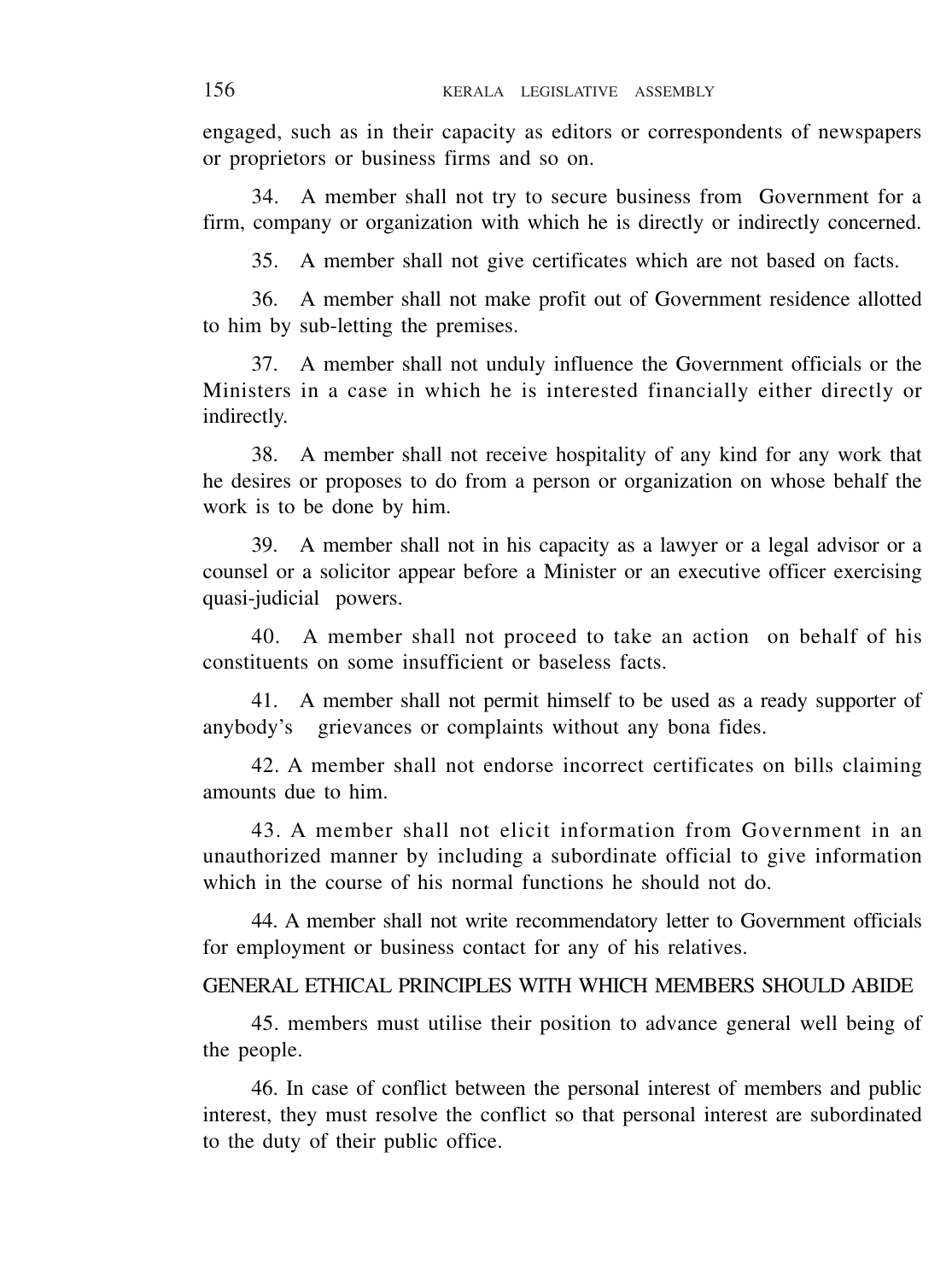engaged, such as in their capacity as editors or correspondents of newspapers or proprietors or business firms and so on.

34. A member shall not try to secure business from Government for a firm, company or organization with which he is directly or indirectly concerned.

35. A member shall not give certificates which are not based on facts.

36. A member shall not make profit out of Government residence allotted to him by sub-letting the premises.

37. A member shall not unduly influence the Government officials or the Ministers in a case in which he is interested financially either directly or indirectly.

38. A member shall not receive hospitality of any kind for any work that he desires or proposes to do from a person or organization on whose behalf the work is to be done by him.

39. A member shall not in his capacity as a lawyer or a legal advisor or a counsel or a solicitor appear before a Minister or an executive officer exercising quasi-judicial powers.

40. A member shall not proceed to take an action on behalf of his constituents on some insufficient or baseless facts.

41. A member shall not permit himself to be used as a ready supporter of anybody's grievances or complaints without any bona fides.

42. A member shall not endorse incorrect certificates on bills claiming amounts due to him.

43. A member shall not elicit information from Government in an unauthorized manner by including a subordinate official to give information which in the course of his normal functions he should not do.

44. A member shall not write recommendatory letter to Government officials for employment or business contact for any of his relatives.

## GENERAL ETHICAL PRINCIPLES WITH WHICH MEMBERS SHOULD ABIDE

45. members must utilise their position to advance general well being of the people.

46. In case of conflict between the personal interest of members and public interest, they must resolve the conflict so that personal interest are subordinated to the duty of their public office.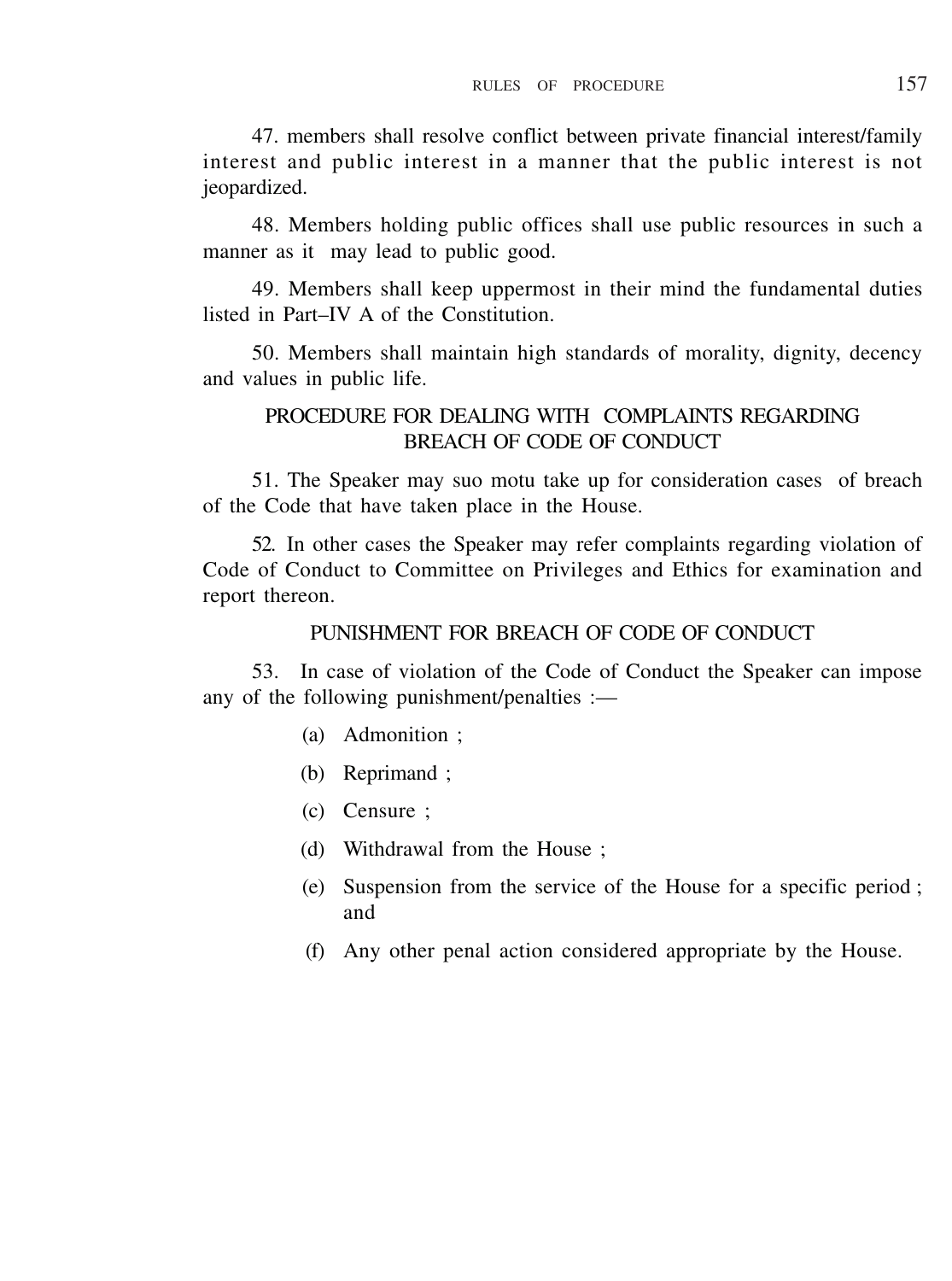47. members shall resolve conflict between private financial interest/family interest and public interest in a manner that the public interest is not jeopardized.

48. Members holding public offices shall use public resources in such a manner as it may lead to public good.

49. Members shall keep uppermost in their mind the fundamental duties listed in Part–IV A of the Constitution.

50. Members shall maintain high standards of morality, dignity, decency and values in public life.

## PROCEDURE FOR DEALING WITH COMPLAINTS REGARDING BREACH OF CODE OF CONDUCT

51. The Speaker may suo motu take up for consideration cases of breach of the Code that have taken place in the House.

52. In other cases the Speaker may refer complaints regarding violation of Code of Conduct to Committee on Privileges and Ethics for examination and report thereon.

## PUNISHMENT FOR BREACH OF CODE OF CONDUCT

53. In case of violation of the Code of Conduct the Speaker can impose any of the following punishment/penalties :—

(a) Admonition ;

(b) Reprimand ;

(c) Censure ;

(d) Withdrawal from the House ;

(e) Suspension from the service of the House for a specific period ; and

(f) Any other penal action considered appropriate by the House.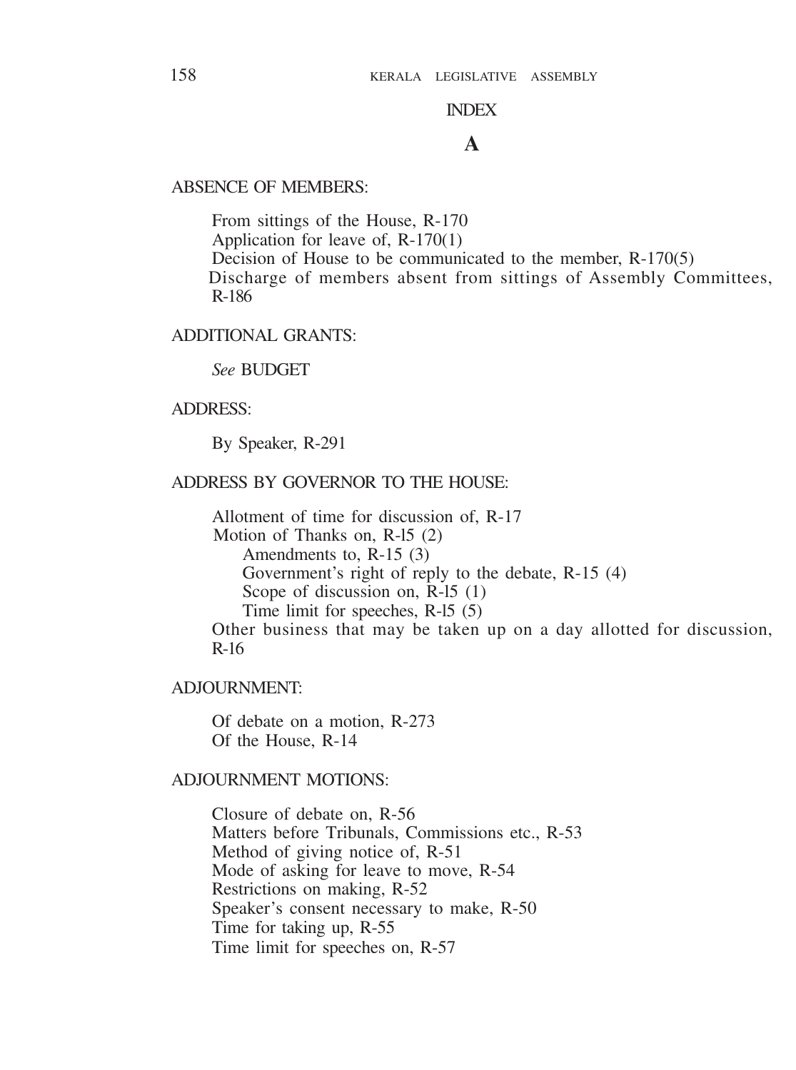# INDEX

## A

ABSENCE OF MEMBERS:

From sittings of the House, R-170
Application for leave of, R-170(1)
Decision of House to be communicated to the member, R-170(5)
Discharge of members absent from sittings of Assembly Committees, R-186

ADDITIONAL GRANTS:

*See* BUDGET

ADDRESS:

By Speaker, R-291

ADDRESS BY GOVERNOR TO THE HOUSE:

Allotment of time for discussion of, R-17
Motion of Thanks on, R-l5 (2)
  Amendments to, R-15 (3)
  Government's right of reply to the debate, R-15 (4)
  Scope of discussion on, R-l5 (1)
  Time limit for speeches, R-l5 (5)
Other business that may be taken up on a day allotted for discussion, R-16

ADJOURNMENT:

Of debate on a motion, R-273
Of the House, R-14

ADJOURNMENT MOTIONS:

Closure of debate on, R-56
Matters before Tribunals, Commissions etc., R-53
Method of giving notice of, R-51
Mode of asking for leave to move, R-54
Restrictions on making, R-52
Speaker's consent necessary to make, R-50
Time for taking up, R-55
Time limit for speeches on, R-57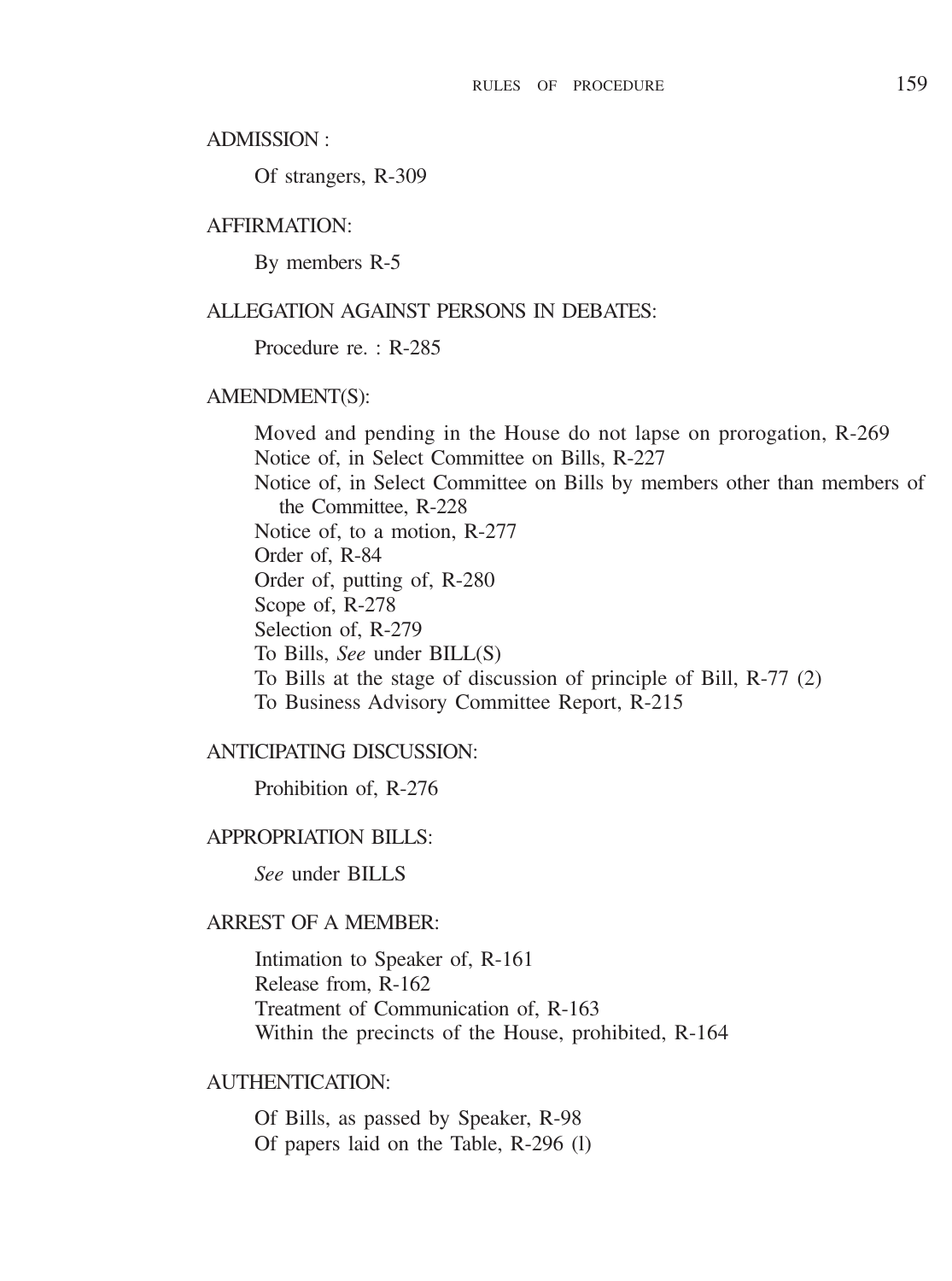ADMISSION :

Of strangers, R-309

AFFIRMATION:

By members R-5

ALLEGATION AGAINST PERSONS IN DEBATES:

Procedure re. : R-285

AMENDMENT(S):

Moved and pending in the House do not lapse on prorogation, R-269
Notice of, in Select Committee on Bills, R-227
Notice of, in Select Committee on Bills by members other than members of the Committee, R-228
Notice of, to a motion, R-277
Order of, R-84
Order of, putting of, R-280
Scope of, R-278
Selection of, R-279
To Bills, *See* under BILL(S)
To Bills at the stage of discussion of principle of Bill, R-77 (2)
To Business Advisory Committee Report, R-215

ANTICIPATING DISCUSSION:

Prohibition of, R-276

APPROPRIATION BILLS:

*See* under BILLS

ARREST OF A MEMBER:

Intimation to Speaker of, R-161
Release from, R-162
Treatment of Communication of, R-163
Within the precincts of the House, prohibited, R-164

AUTHENTICATION:

Of Bills, as passed by Speaker, R-98
Of papers laid on the Table, R-296 (l)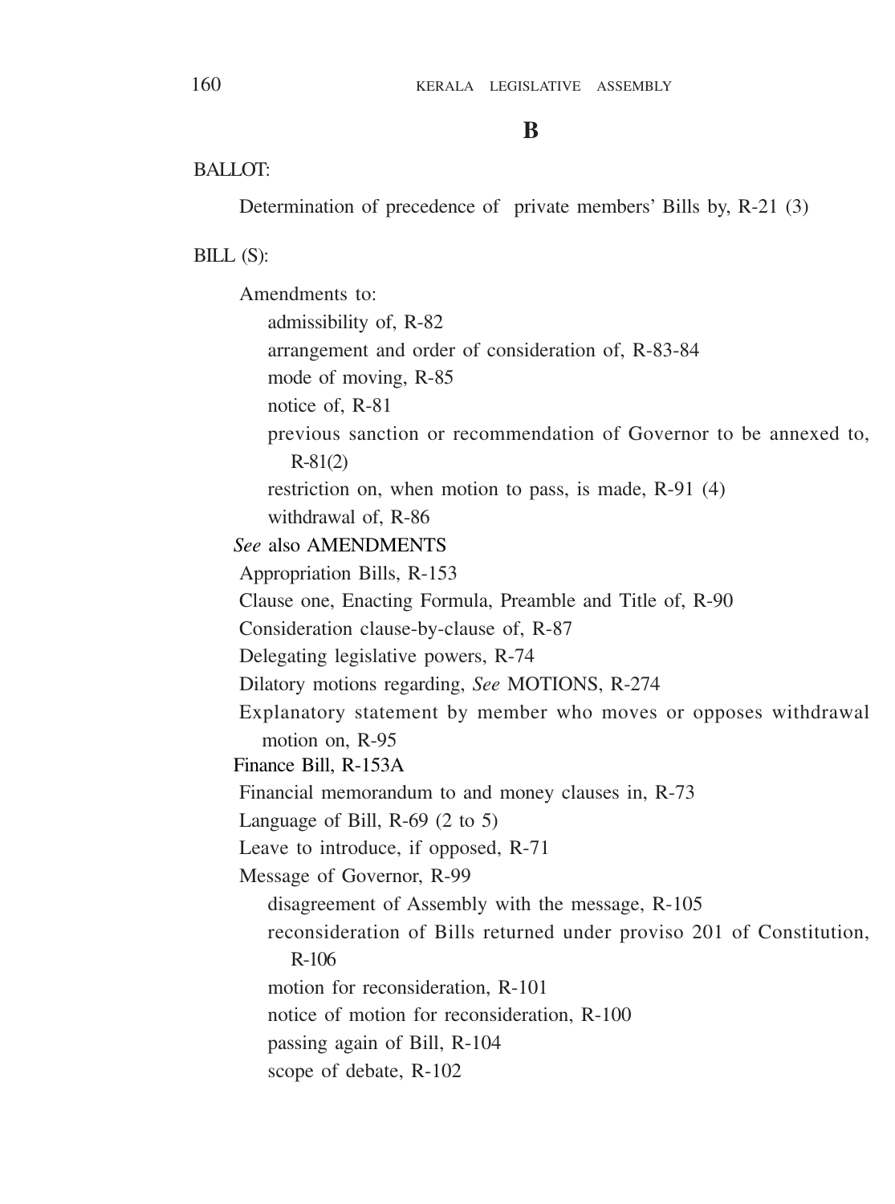## B

BALLOT:

Determination of precedence of private members' Bills by, R-21 (3)

BILL (S):

- Amendments to:
  - admissibility of, R-82
  - arrangement and order of consideration of, R-83-84
  - mode of moving, R-85
  - notice of, R-81
  - previous sanction or recommendation of Governor to be annexed to, R-81(2)
  - restriction on, when motion to pass, is made, R-91 (4)
  - withdrawal of, R-86
- *See* also AMENDMENTS
- Appropriation Bills, R-153
- Clause one, Enacting Formula, Preamble and Title of, R-90
- Consideration clause-by-clause of, R-87
- Delegating legislative powers, R-74
- Dilatory motions regarding, *See* MOTIONS, R-274
- Explanatory statement by member who moves or opposes withdrawal motion on, R-95
- Finance Bill, R-153A
- Financial memorandum to and money clauses in, R-73
- Language of Bill, R-69 (2 to 5)
- Leave to introduce, if opposed, R-71
- Message of Governor, R-99
  - disagreement of Assembly with the message, R-105
  - reconsideration of Bills returned under proviso 201 of Constitution, R-106
  - motion for reconsideration, R-101
  - notice of motion for reconsideration, R-100
  - passing again of Bill, R-104
  - scope of debate, R-102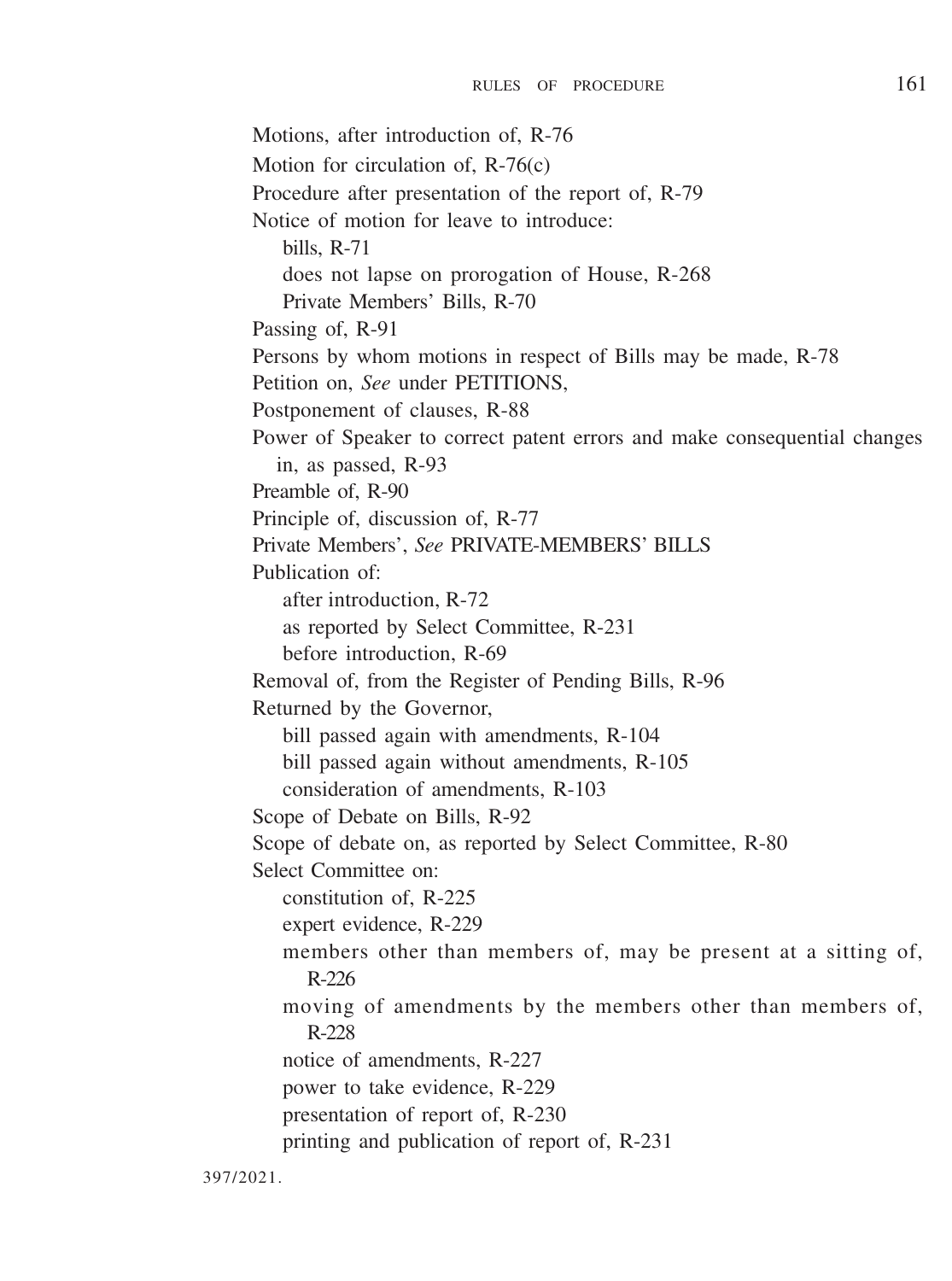Motions, after introduction of, R-76

Motion for circulation of, R-76(c)

Procedure after presentation of the report of, R-79

Notice of motion for leave to introduce:

- bills, R-71
- does not lapse on prorogation of House, R-268
- Private Members' Bills, R-70

Passing of, R-91

Persons by whom motions in respect of Bills may be made, R-78

Petition on, *See* under PETITIONS,

Postponement of clauses, R-88

Power of Speaker to correct patent errors and make consequential changes in, as passed, R-93

Preamble of, R-90

Principle of, discussion of, R-77

Private Members', *See* PRIVATE-MEMBERS' BILLS

Publication of:

- after introduction, R-72
- as reported by Select Committee, R-231
- before introduction, R-69

Removal of, from the Register of Pending Bills, R-96

Returned by the Governor,

- bill passed again with amendments, R-104
- bill passed again without amendments, R-105
- consideration of amendments, R-103

Scope of Debate on Bills, R-92

Scope of debate on, as reported by Select Committee, R-80

Select Committee on:

- constitution of, R-225
- expert evidence, R-229
- members other than members of, may be present at a sitting of, R-226
- moving of amendments by the members other than members of, R-228
- notice of amendments, R-227
- power to take evidence, R-229
- presentation of report of, R-230
- printing and publication of report of, R-231

397/2021.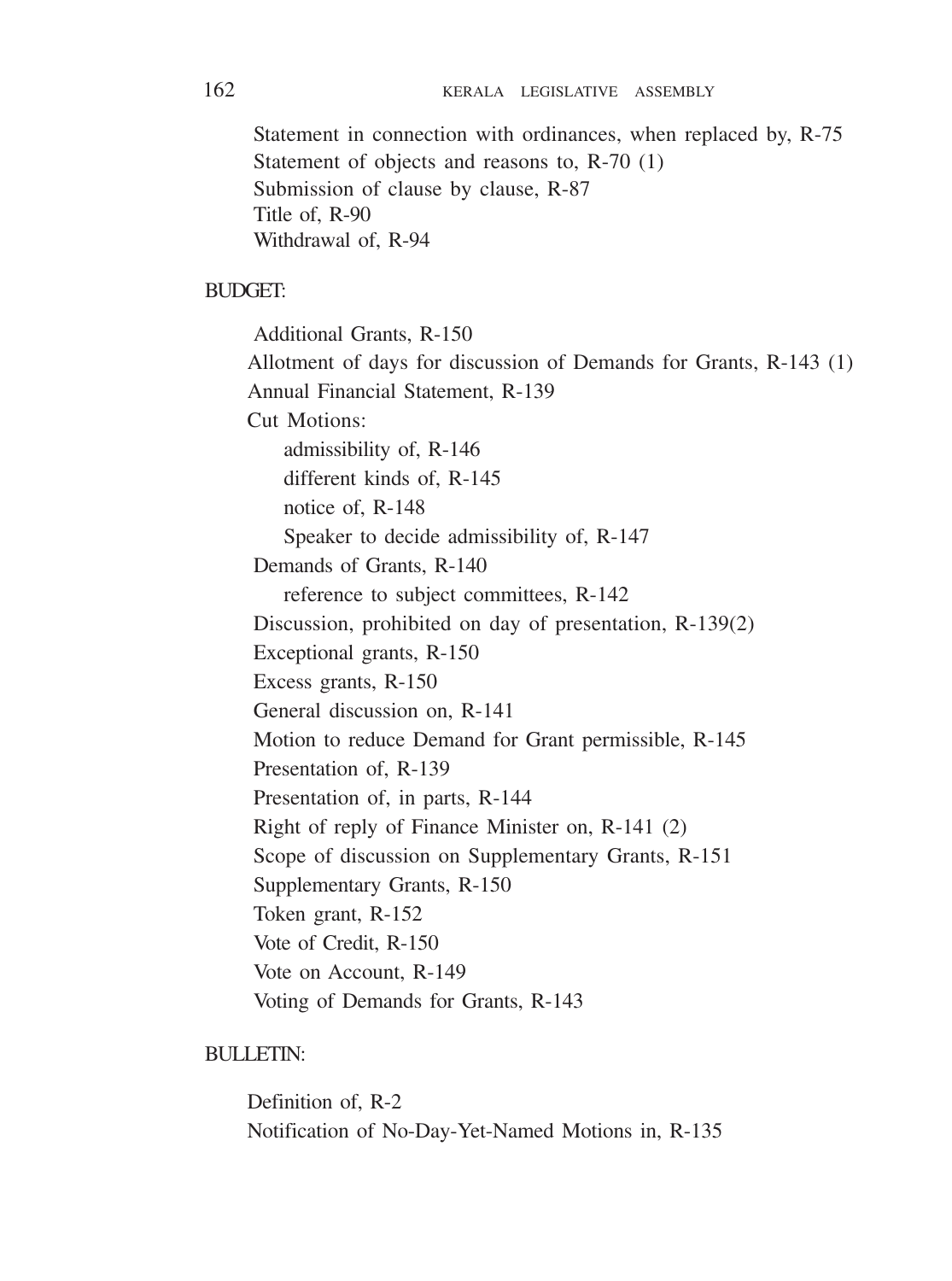Statement in connection with ordinances, when replaced by, R-75
Statement of objects and reasons to, R-70 (1)
Submission of clause by clause, R-87
Title of, R-90
Withdrawal of, R-94

BUDGET:

Additional Grants, R-150
Allotment of days for discussion of Demands for Grants, R-143 (1)
Annual Financial Statement, R-139
Cut Motions:
- admissibility of, R-146
- different kinds of, R-145
- notice of, R-148
- Speaker to decide admissibility of, R-147

Demands of Grants, R-140
- reference to subject committees, R-142

Discussion, prohibited on day of presentation, R-139(2)
Exceptional grants, R-150
Excess grants, R-150
General discussion on, R-141
Motion to reduce Demand for Grant permissible, R-145
Presentation of, R-139
Presentation of, in parts, R-144
Right of reply of Finance Minister on, R-141 (2)
Scope of discussion on Supplementary Grants, R-151
Supplementary Grants, R-150
Token grant, R-152
Vote of Credit, R-150
Vote on Account, R-149
Voting of Demands for Grants, R-143

BULLETIN:

Definition of, R-2
Notification of No-Day-Yet-Named Motions in, R-135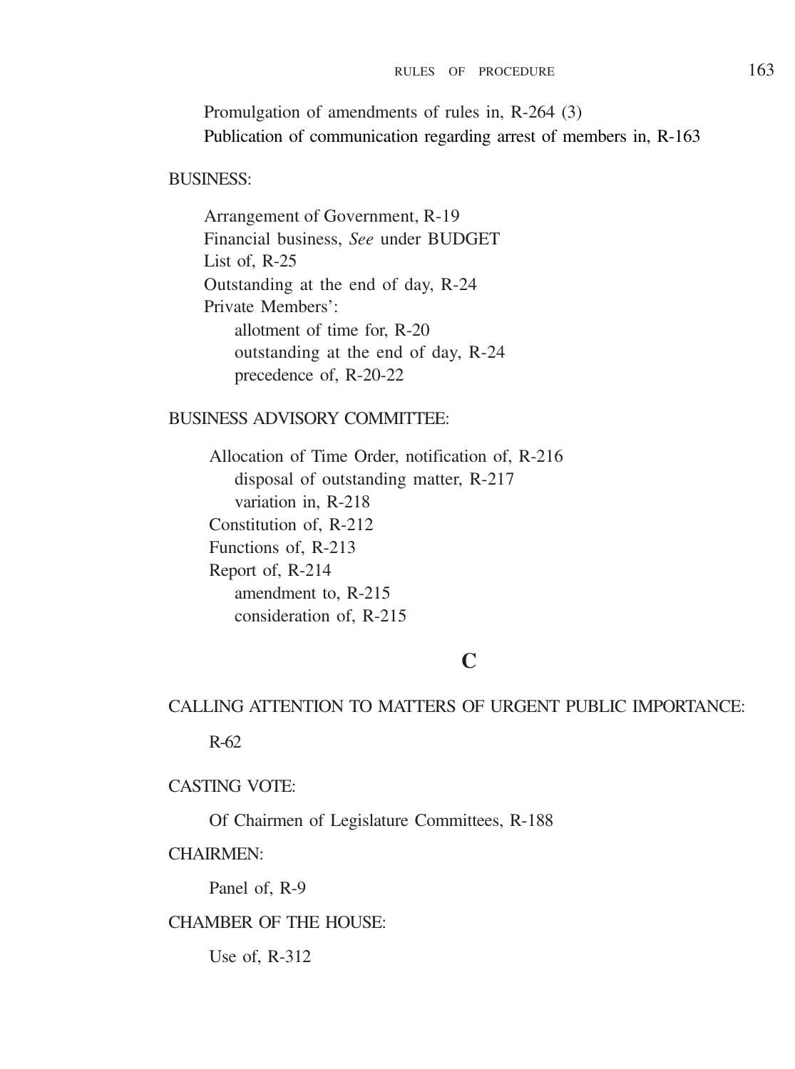Promulgation of amendments of rules in, R-264 (3)
Publication of communication regarding arrest of members in, R-163

BUSINESS:

Arrangement of Government, R-19
Financial business, *See* under BUDGET
List of, R-25
Outstanding at the end of day, R-24
Private Members':
- allotment of time for, R-20
- outstanding at the end of day, R-24
- precedence of, R-20-22

BUSINESS ADVISORY COMMITTEE:

Allocation of Time Order, notification of, R-216
- disposal of outstanding matter, R-217
- variation in, R-218

Constitution of, R-212
Functions of, R-213
Report of, R-214
- amendment to, R-215
- consideration of, R-215

## C

CALLING ATTENTION TO MATTERS OF URGENT PUBLIC IMPORTANCE:

R-62

CASTING VOTE:

Of Chairmen of Legislature Committees, R-188

CHAIRMEN:

Panel of, R-9

CHAMBER OF THE HOUSE:

Use of, R-312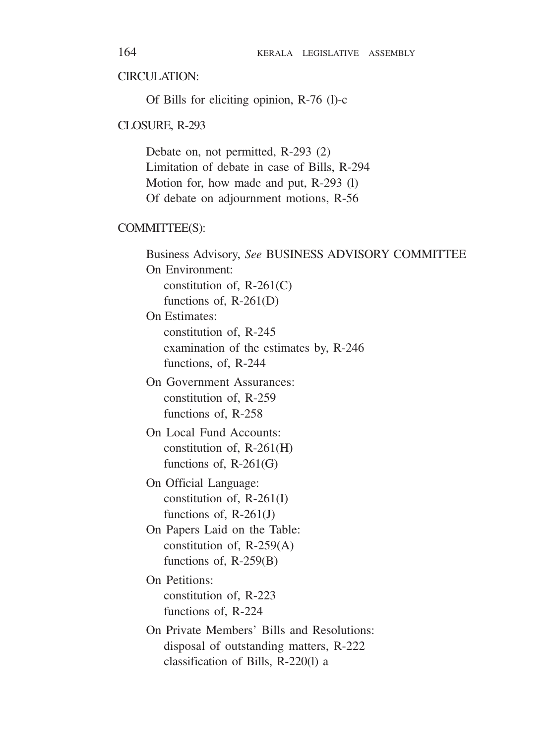CIRCULATION:

Of Bills for eliciting opinion, R-76 (l)-c

CLOSURE, R-293

Debate on, not permitted, R-293 (2)
Limitation of debate in case of Bills, R-294
Motion for, how made and put, R-293 (l)
Of debate on adjournment motions, R-56

COMMITTEE(S):

Business Advisory, *See* BUSINESS ADVISORY COMMITTEE
On Environment:
constitution of, R-261(C)
functions of, R-261(D)
On Estimates:
constitution of, R-245
examination of the estimates by, R-246
functions, of, R-244

On Government Assurances:
constitution of, R-259
functions of, R-258

On Local Fund Accounts:
constitution of, R-261(H)
functions of, R-261(G)

On Official Language:
constitution of, R-261(I)
functions of, R-261(J)
On Papers Laid on the Table:
constitution of, R-259(A)
functions of, R-259(B)

On Petitions:
constitution of, R-223
functions of, R-224

On Private Members' Bills and Resolutions:
disposal of outstanding matters, R-222
classification of Bills, R-220(l) a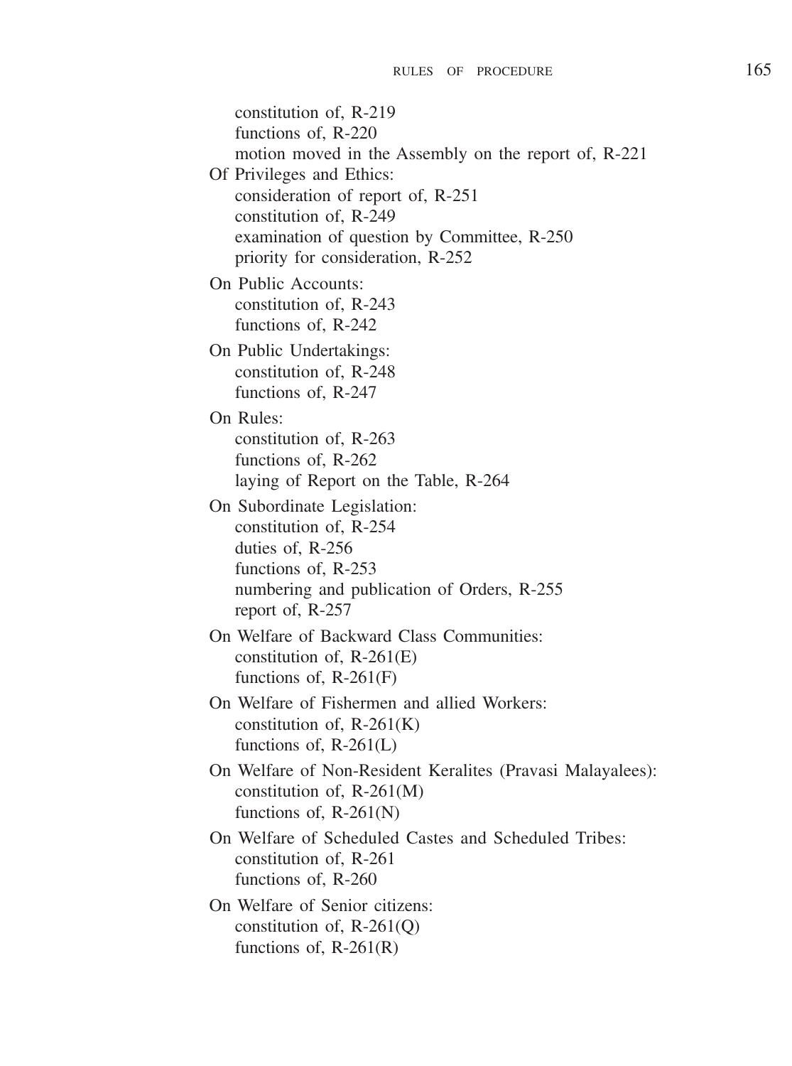constitution of, R-219
functions of, R-220
motion moved in the Assembly on the report of, R-221

Of Privileges and Ethics:
consideration of report of, R-251
constitution of, R-249
examination of question by Committee, R-250
priority for consideration, R-252

On Public Accounts:
constitution of, R-243
functions of, R-242

On Public Undertakings:
constitution of, R-248
functions of, R-247

On Rules:
constitution of, R-263
functions of, R-262
laying of Report on the Table, R-264

On Subordinate Legislation:
constitution of, R-254
duties of, R-256
functions of, R-253
numbering and publication of Orders, R-255
report of, R-257

On Welfare of Backward Class Communities:
constitution of, R-261(E)
functions of, R-261(F)

On Welfare of Fishermen and allied Workers:
constitution of, R-261(K)
functions of, R-261(L)

On Welfare of Non-Resident Keralites (Pravasi Malayalees):
constitution of, R-261(M)
functions of, R-261(N)

On Welfare of Scheduled Castes and Scheduled Tribes:
constitution of, R-261
functions of, R-260

On Welfare of Senior citizens:
constitution of, R-261(Q)
functions of, R-261(R)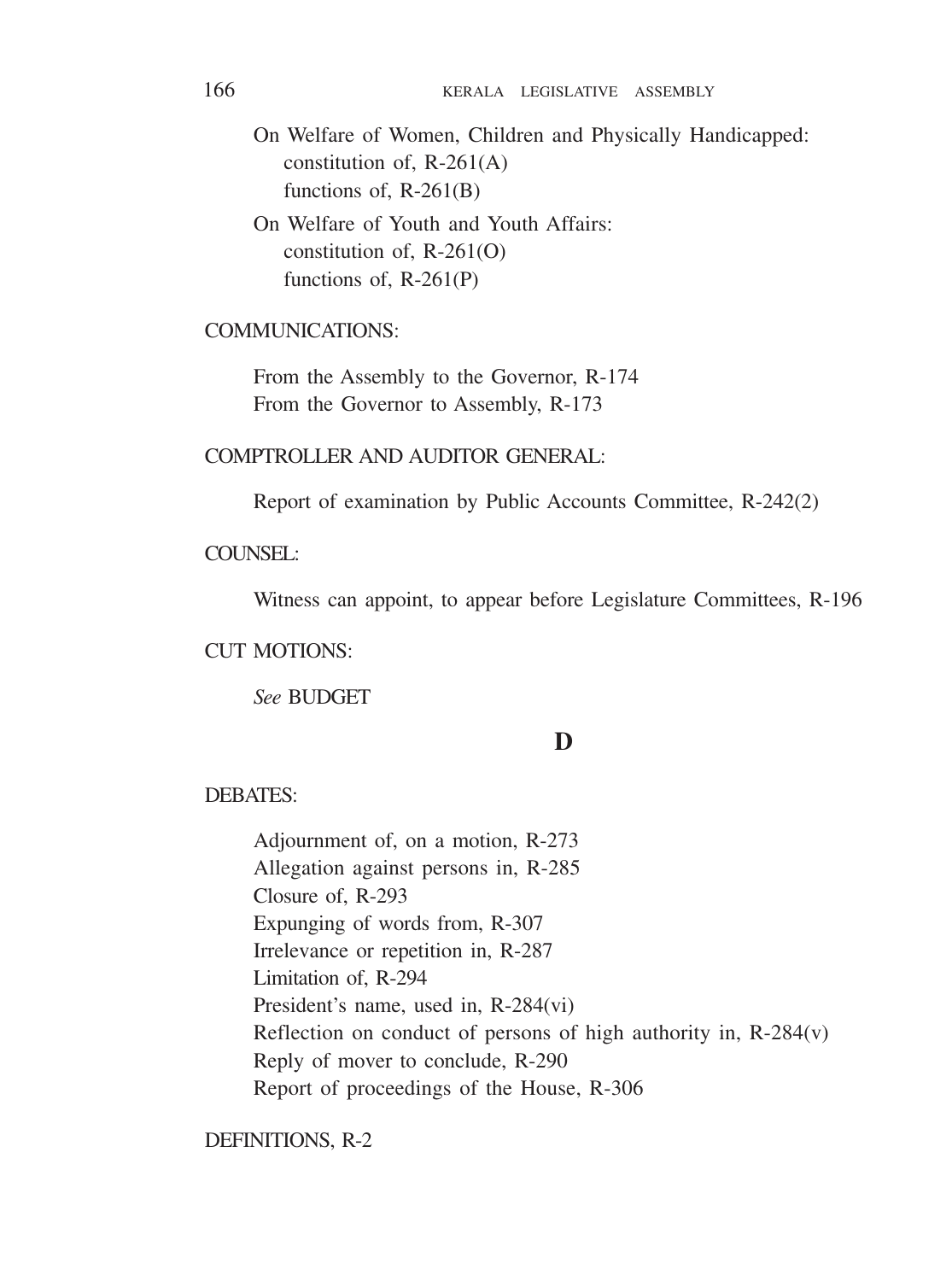On Welfare of Women, Children and Physically Handicapped:
- constitution of, R-261(A)
- functions of, R-261(B)

On Welfare of Youth and Youth Affairs:
- constitution of, R-261(O)
- functions of, R-261(P)

COMMUNICATIONS:

- From the Assembly to the Governor, R-174
- From the Governor to Assembly, R-173

COMPTROLLER AND AUDITOR GENERAL:

- Report of examination by Public Accounts Committee, R-242(2)

COUNSEL:

- Witness can appoint, to appear before Legislature Committees, R-196

CUT MOTIONS:

- *See* BUDGET

## D

DEBATES:

- Adjournment of, on a motion, R-273
- Allegation against persons in, R-285
- Closure of, R-293
- Expunging of words from, R-307
- Irrelevance or repetition in, R-287
- Limitation of, R-294
- President's name, used in, R-284(vi)
- Reflection on conduct of persons of high authority in, R-284(v)
- Reply of mover to conclude, R-290
- Report of proceedings of the House, R-306

DEFINITIONS, R-2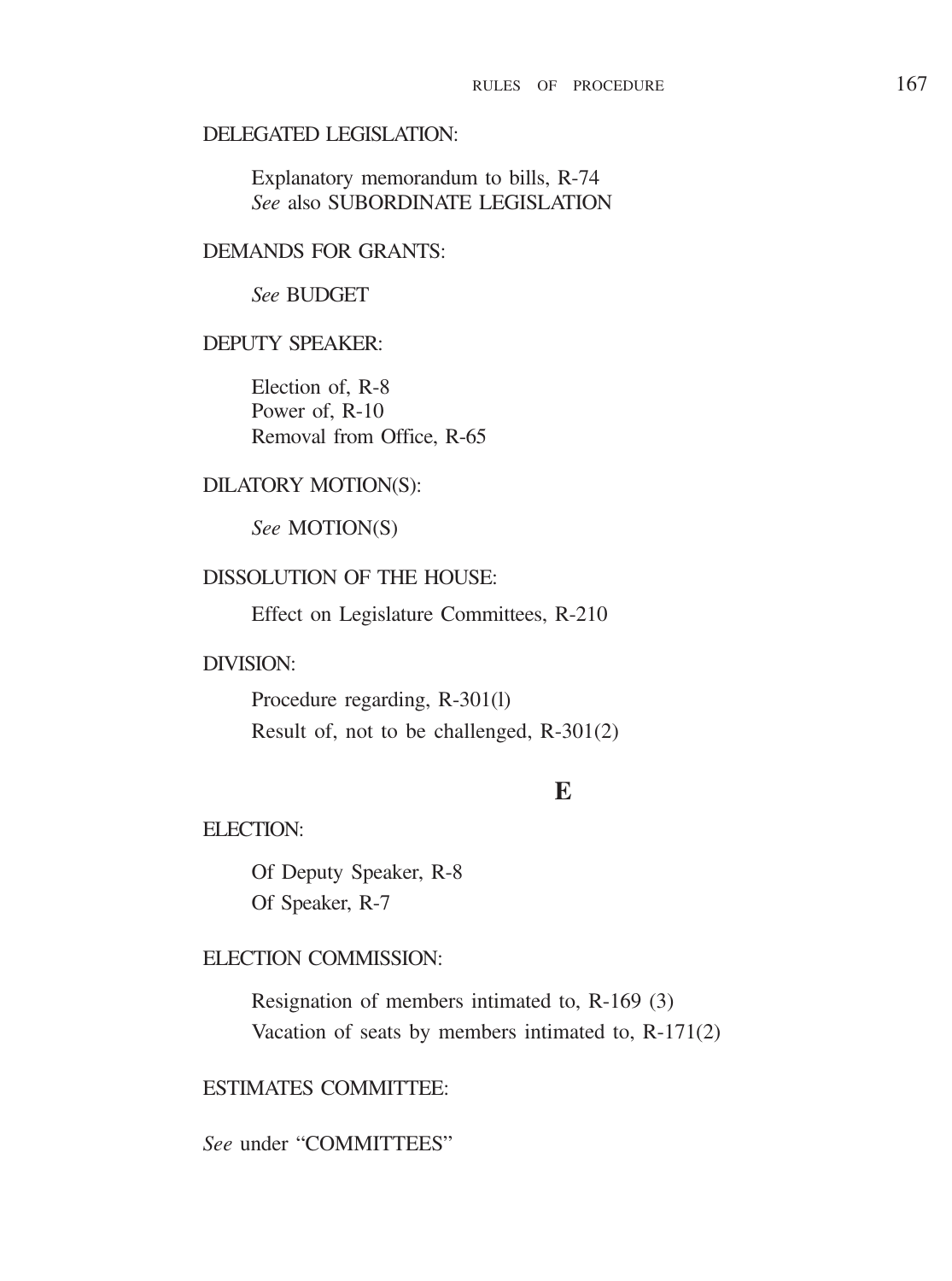DELEGATED LEGISLATION:

Explanatory memorandum to bills, R-74
*See* also SUBORDINATE LEGISLATION

DEMANDS FOR GRANTS:

*See* BUDGET

DEPUTY SPEAKER:

Election of, R-8
Power of, R-10
Removal from Office, R-65

DILATORY MOTION(S):

*See* MOTION(S)

DISSOLUTION OF THE HOUSE:

Effect on Legislature Committees, R-210

DIVISION:

Procedure regarding, R-301(l)
Result of, not to be challenged, R-301(2)

## E

ELECTION:

Of Deputy Speaker, R-8
Of Speaker, R-7

ELECTION COMMISSION:

Resignation of members intimated to, R-169 (3)
Vacation of seats by members intimated to, R-171(2)

ESTIMATES COMMITTEE:

*See* under "COMMITTEES"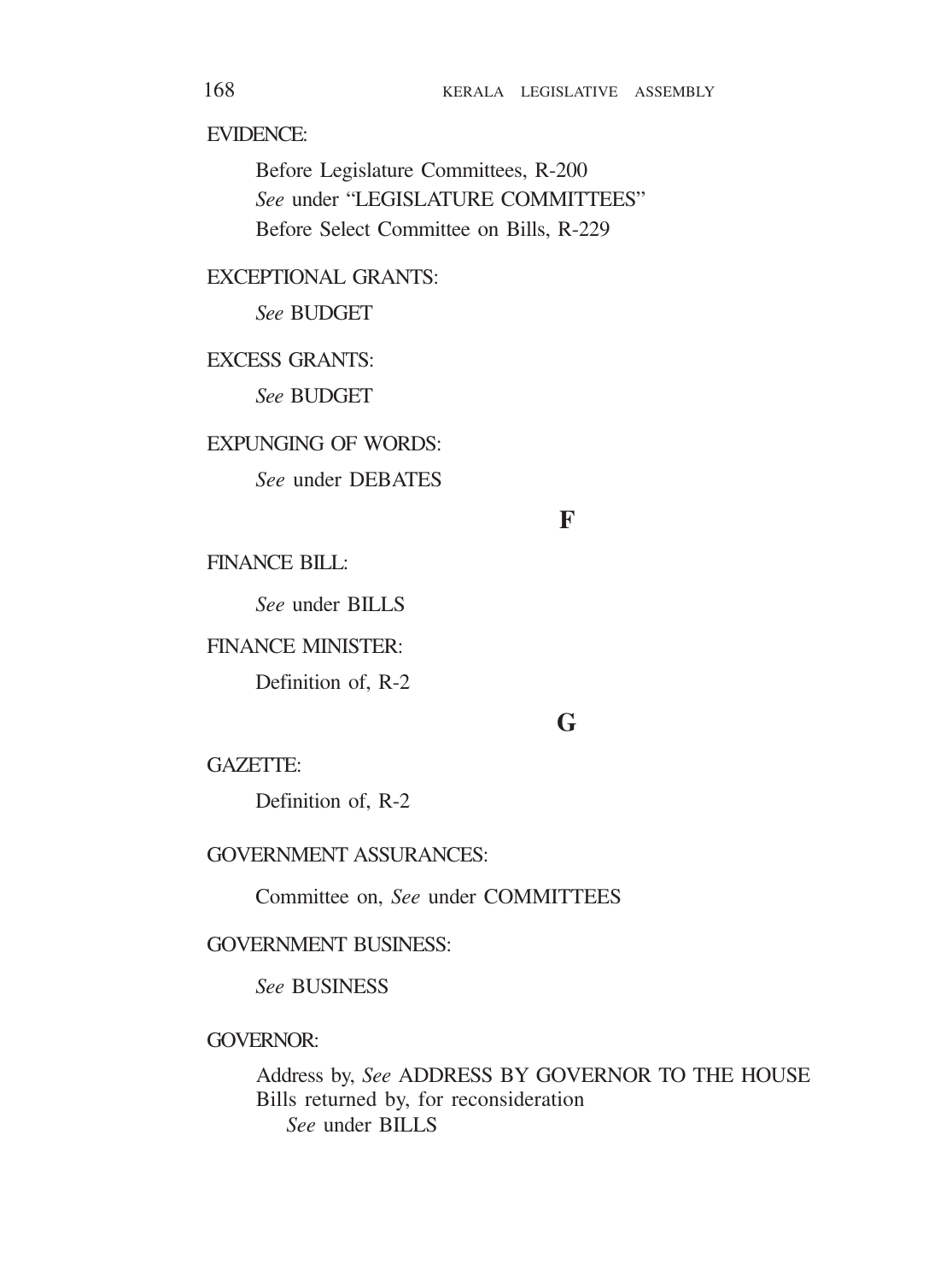EVIDENCE:

Before Legislature Committees, R-200
*See* under "LEGISLATURE COMMITTEES"
Before Select Committee on Bills, R-229

EXCEPTIONAL GRANTS:

*See* BUDGET

EXCESS GRANTS:

*See* BUDGET

EXPUNGING OF WORDS:

*See* under DEBATES

## F

FINANCE BILL:

*See* under BILLS

FINANCE MINISTER:

Definition of, R-2

## G

GAZETTE:

Definition of, R-2

GOVERNMENT ASSURANCES:

Committee on, *See* under COMMITTEES

GOVERNMENT BUSINESS:

*See* BUSINESS

GOVERNOR:

Address by, *See* ADDRESS BY GOVERNOR TO THE HOUSE
Bills returned by, for reconsideration
*See* under BILLS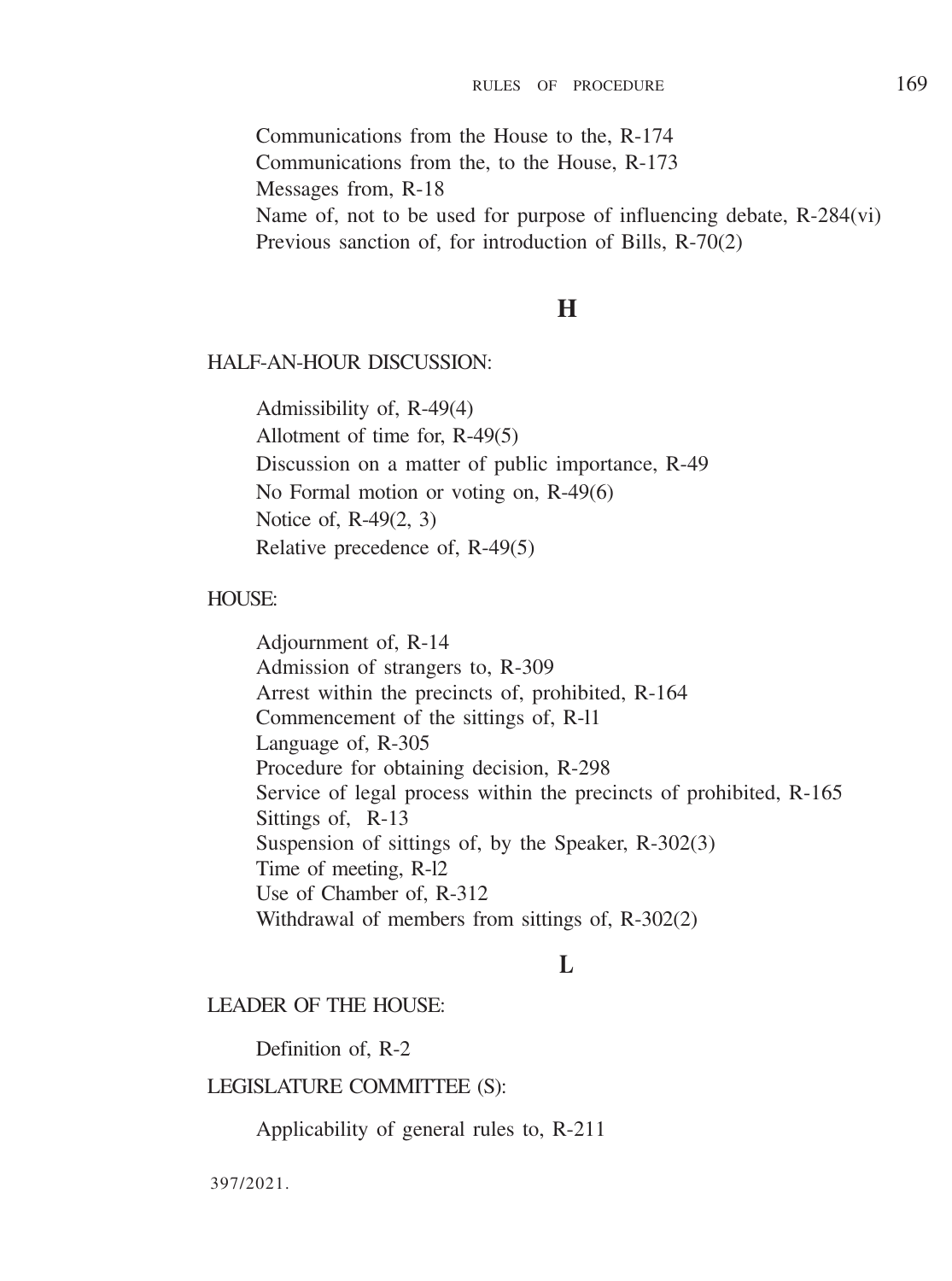Communications from the House to the, R-174
Communications from the, to the House, R-173
Messages from, R-18
Name of, not to be used for purpose of influencing debate, R-284(vi)
Previous sanction of, for introduction of Bills, R-70(2)

## H

HALF-AN-HOUR DISCUSSION:

Admissibility of, R-49(4)
Allotment of time for, R-49(5)
Discussion on a matter of public importance, R-49
No Formal motion or voting on, R-49(6)
Notice of, R-49(2, 3)
Relative precedence of, R-49(5)

HOUSE:

Adjournment of, R-14
Admission of strangers to, R-309
Arrest within the precincts of, prohibited, R-164
Commencement of the sittings of, R-l1
Language of, R-305
Procedure for obtaining decision, R-298
Service of legal process within the precincts of prohibited, R-165
Sittings of, R-13
Suspension of sittings of, by the Speaker, R-302(3)
Time of meeting, R-l2
Use of Chamber of, R-312
Withdrawal of members from sittings of, R-302(2)

## L

LEADER OF THE HOUSE:

Definition of, R-2

LEGISLATURE COMMITTEE (S):

Applicability of general rules to, R-211

397/2021.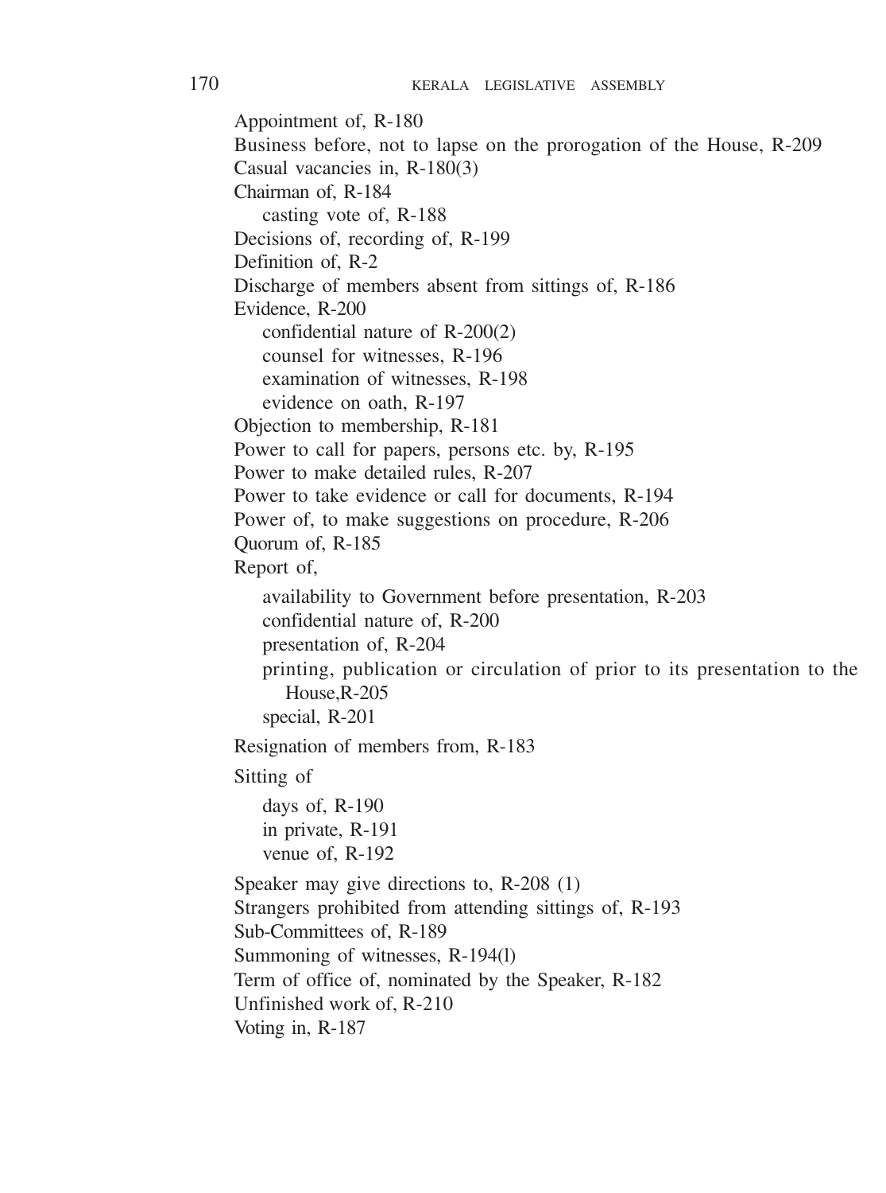Appointment of, R-180
Business before, not to lapse on the prorogation of the House, R-209
Casual vacancies in, R-180(3)
Chairman of, R-184
    casting vote of, R-188
Decisions of, recording of, R-199
Definition of, R-2
Discharge of members absent from sittings of, R-186
Evidence, R-200
    confidential nature of R-200(2)
    counsel for witnesses, R-196
    examination of witnesses, R-198
    evidence on oath, R-197
Objection to membership, R-181
Power to call for papers, persons etc. by, R-195
Power to make detailed rules, R-207
Power to take evidence or call for documents, R-194
Power of, to make suggestions on procedure, R-206
Quorum of, R-185
Report of,
    availability to Government before presentation, R-203
    confidential nature of, R-200
    presentation of, R-204
    printing, publication or circulation of prior to its presentation to the House,R-205
    special, R-201
Resignation of members from, R-183
Sitting of
    days of, R-190
    in private, R-191
    venue of, R-192
Speaker may give directions to, R-208 (1)
Strangers prohibited from attending sittings of, R-193
Sub-Committees of, R-189
Summoning of witnesses, R-194(l)
Term of office of, nominated by the Speaker, R-182
Unfinished work of, R-210
Voting in, R-187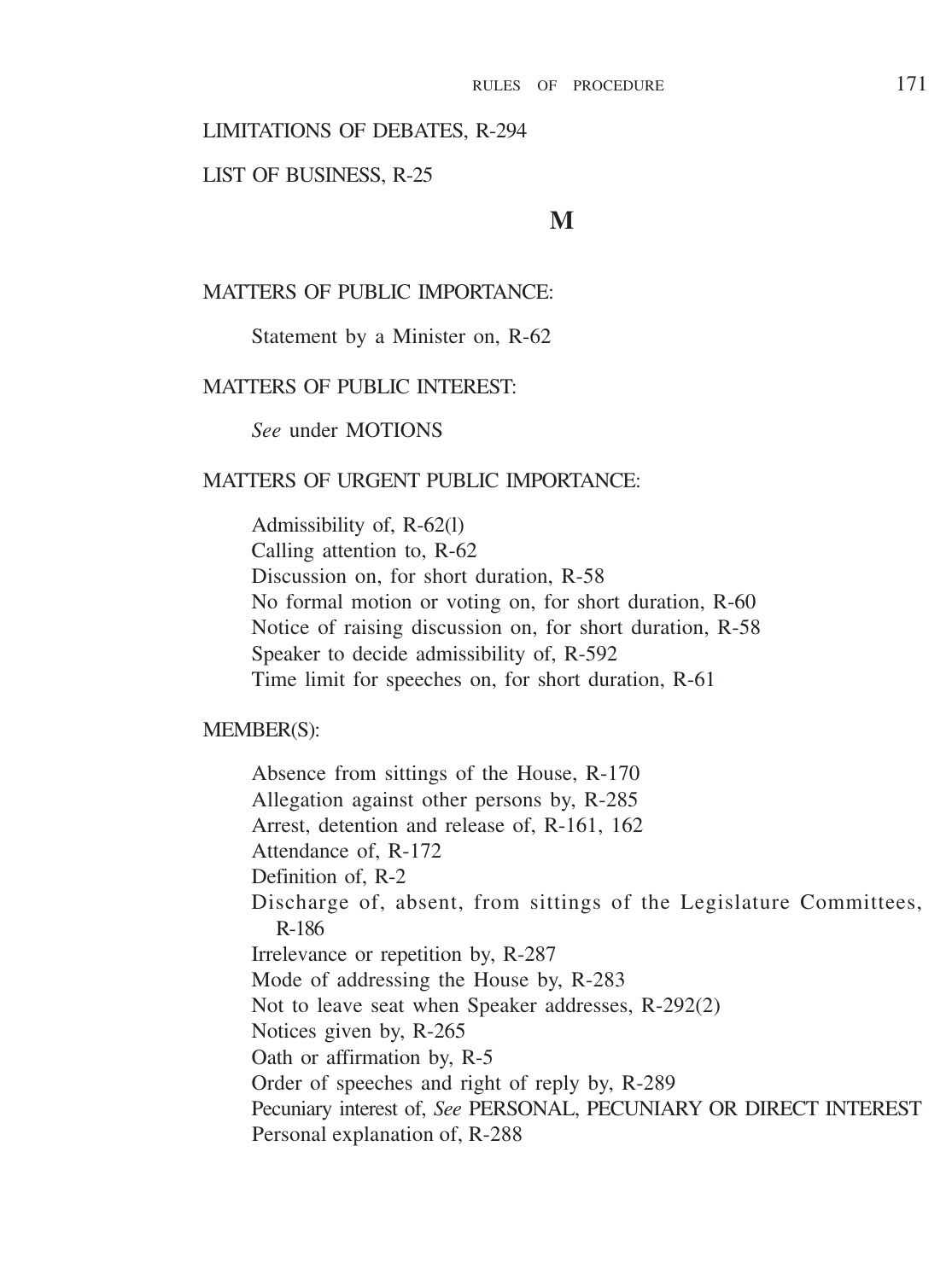LIMITATIONS OF DEBATES, R-294

LIST OF BUSINESS, R-25

## M

MATTERS OF PUBLIC IMPORTANCE:

Statement by a Minister on, R-62

MATTERS OF PUBLIC INTEREST:

*See* under MOTIONS

MATTERS OF URGENT PUBLIC IMPORTANCE:

Admissibility of, R-62(l)
Calling attention to, R-62
Discussion on, for short duration, R-58
No formal motion or voting on, for short duration, R-60
Notice of raising discussion on, for short duration, R-58
Speaker to decide admissibility of, R-592
Time limit for speeches on, for short duration, R-61

MEMBER(S):

Absence from sittings of the House, R-170
Allegation against other persons by, R-285
Arrest, detention and release of, R-161, 162
Attendance of, R-172
Definition of, R-2
Discharge of, absent, from sittings of the Legislature Committees, R-186
Irrelevance or repetition by, R-287
Mode of addressing the House by, R-283
Not to leave seat when Speaker addresses, R-292(2)
Notices given by, R-265
Oath or affirmation by, R-5
Order of speeches and right of reply by, R-289
Pecuniary interest of, *See* PERSONAL, PECUNIARY OR DIRECT INTEREST
Personal explanation of, R-288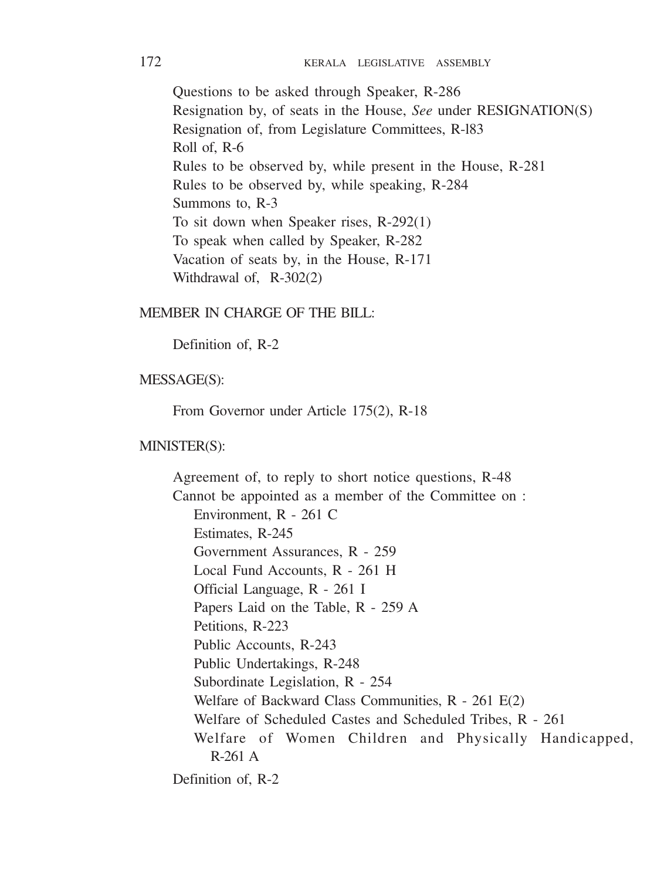Questions to be asked through Speaker, R-286
Resignation by, of seats in the House, *See* under RESIGNATION(S)
Resignation of, from Legislature Committees, R-l83
Roll of, R-6
Rules to be observed by, while present in the House, R-281
Rules to be observed by, while speaking, R-284
Summons to, R-3
To sit down when Speaker rises, R-292(1)
To speak when called by Speaker, R-282
Vacation of seats by, in the House, R-171
Withdrawal of, R-302(2)

MEMBER IN CHARGE OF THE BILL:

Definition of, R-2

MESSAGE(S):

From Governor under Article 175(2), R-18

MINISTER(S):

Agreement of, to reply to short notice questions, R-48
Cannot be appointed as a member of the Committee on :
- Environment, R - 261 C
- Estimates, R-245
- Government Assurances, R - 259
- Local Fund Accounts, R - 261 H
- Official Language, R - 261 I
- Papers Laid on the Table, R - 259 A
- Petitions, R-223
- Public Accounts, R-243
- Public Undertakings, R-248
- Subordinate Legislation, R - 254
- Welfare of Backward Class Communities, R - 261 E(2)
- Welfare of Scheduled Castes and Scheduled Tribes, R - 261
- Welfare of Women Children and Physically Handicapped, R-261 A

Definition of, R-2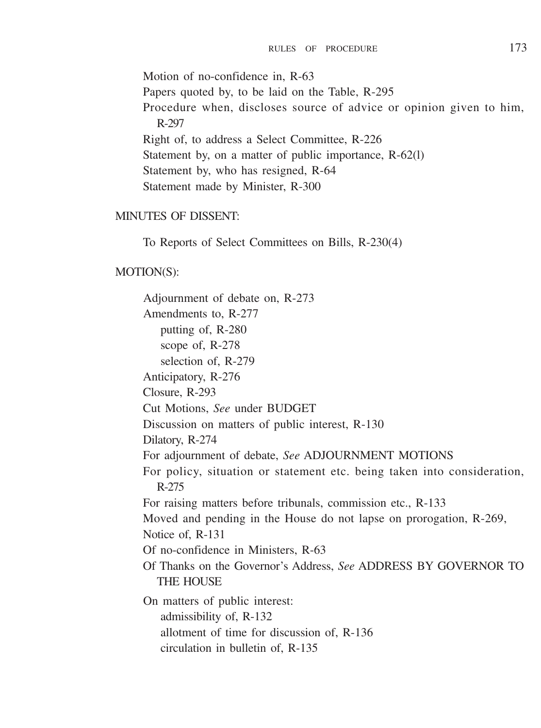Motion of no-confidence in, R-63

Papers quoted by, to be laid on the Table, R-295

Procedure when, discloses source of advice or opinion given to him, R-297

Right of, to address a Select Committee, R-226

Statement by, on a matter of public importance, R-62(l)

Statement by, who has resigned, R-64

Statement made by Minister, R-300

MINUTES OF DISSENT:

To Reports of Select Committees on Bills, R-230(4)

MOTION(S):

Adjournment of debate on, R-273

Amendments to, R-277

- putting of, R-280
- scope of, R-278
- selection of, R-279

Anticipatory, R-276

Closure, R-293

Cut Motions, *See* under BUDGET

Discussion on matters of public interest, R-130

Dilatory, R-274

For adjournment of debate, *See* ADJOURNMENT MOTIONS

For policy, situation or statement etc. being taken into consideration, R-275

For raising matters before tribunals, commission etc., R-133

Moved and pending in the House do not lapse on prorogation, R-269,

Notice of, R-131

Of no-confidence in Ministers, R-63

Of Thanks on the Governor's Address, *See* ADDRESS BY GOVERNOR TO THE HOUSE

On matters of public interest:

- admissibility of, R-132
- allotment of time for discussion of, R-136
- circulation in bulletin of, R-135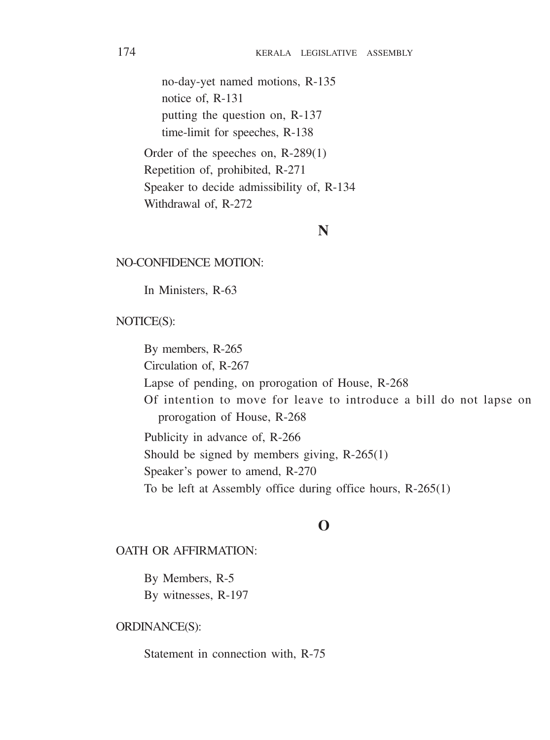no-day-yet named motions, R-135
notice of, R-131
putting the question on, R-137
time-limit for speeches, R-138

Order of the speeches on, R-289(1)
Repetition of, prohibited, R-271
Speaker to decide admissibility of, R-134
Withdrawal of, R-272

## N

NO-CONFIDENCE MOTION:

In Ministers, R-63

NOTICE(S):

By members, R-265
Circulation of, R-267
Lapse of pending, on prorogation of House, R-268
Of intention to move for leave to introduce a bill do not lapse on prorogation of House, R-268
Publicity in advance of, R-266
Should be signed by members giving, R-265(1)
Speaker's power to amend, R-270
To be left at Assembly office during office hours, R-265(1)

## O

OATH OR AFFIRMATION:

By Members, R-5
By witnesses, R-197

ORDINANCE(S):

Statement in connection with, R-75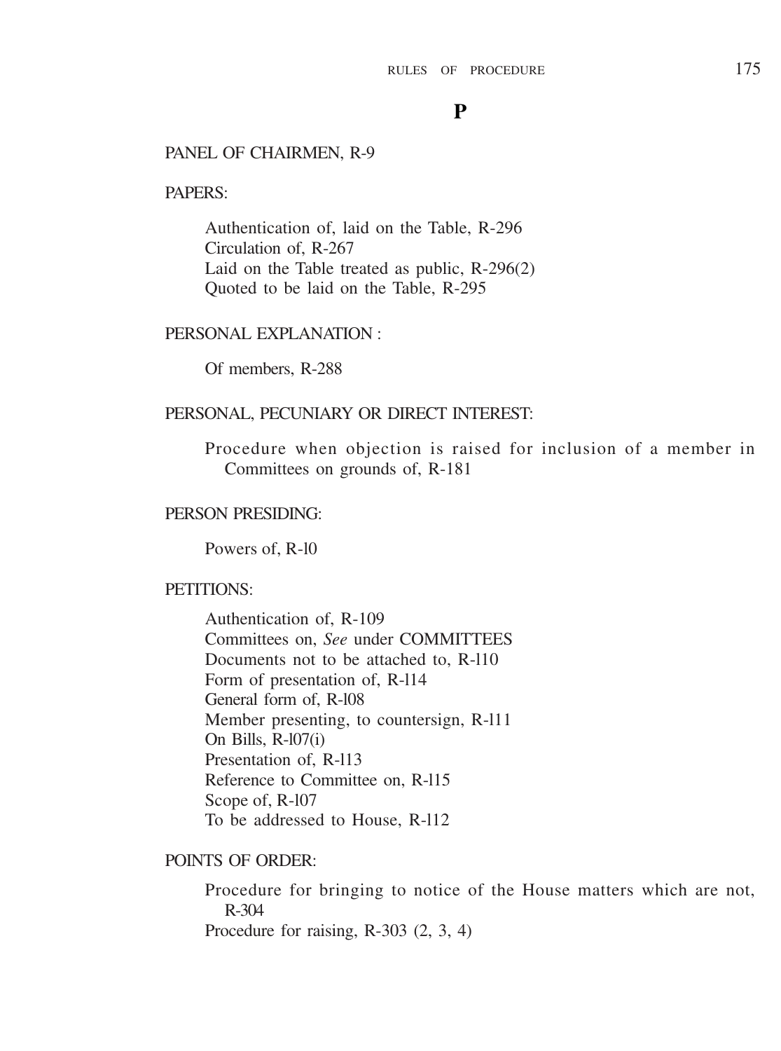## P

PANEL OF CHAIRMEN, R-9

PAPERS:

- Authentication of, laid on the Table, R-296
- Circulation of, R-267
- Laid on the Table treated as public, R-296(2)
- Quoted to be laid on the Table, R-295

PERSONAL EXPLANATION :

- Of members, R-288

PERSONAL, PECUNIARY OR DIRECT INTEREST:

- Procedure when objection is raised for inclusion of a member in Committees on grounds of, R-181

PERSON PRESIDING:

- Powers of, R-l0

PETITIONS:

- Authentication of, R-109
- Committees on, *See* under COMMITTEES
- Documents not to be attached to, R-l10
- Form of presentation of, R-l14
- General form of, R-l08
- Member presenting, to countersign, R-l11
- On Bills, R-l07(i)
- Presentation of, R-l13
- Reference to Committee on, R-l15
- Scope of, R-l07
- To be addressed to House, R-l12

POINTS OF ORDER:

- Procedure for bringing to notice of the House matters which are not, R-304
- Procedure for raising, R-303 (2, 3, 4)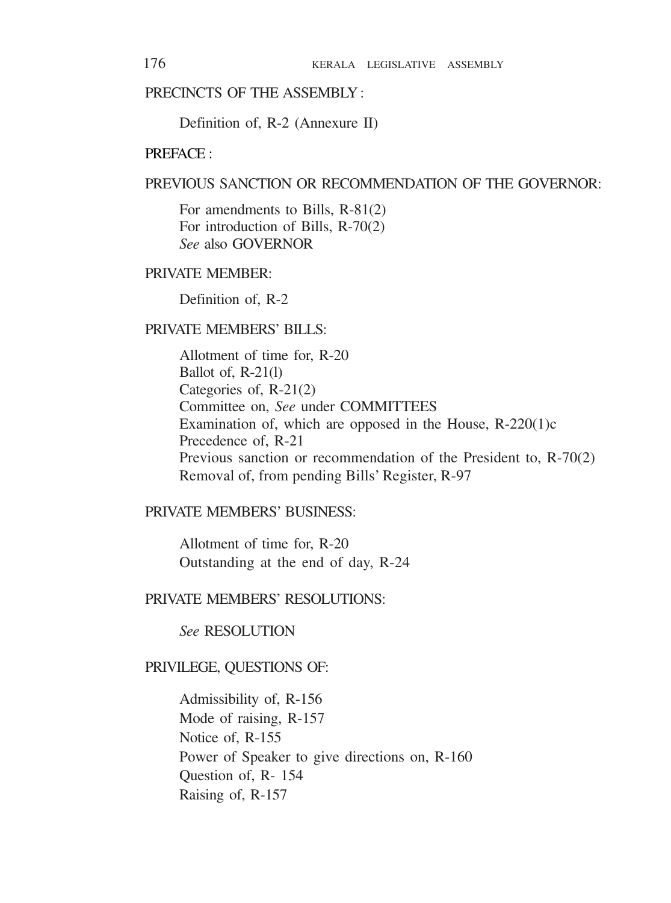PRECINCTS OF THE ASSEMBLY :

Definition of, R-2 (Annexure II)

PREFACE :

PREVIOUS SANCTION OR RECOMMENDATION OF THE GOVERNOR:

For amendments to Bills, R-81(2)
For introduction of Bills, R-70(2)
*See* also GOVERNOR

PRIVATE MEMBER:

Definition of, R-2

PRIVATE MEMBERS' BILLS:

Allotment of time for, R-20
Ballot of, R-21(l)
Categories of, R-21(2)
Committee on, *See* under COMMITTEES
Examination of, which are opposed in the House, R-220(1)c
Precedence of, R-21
Previous sanction or recommendation of the President to, R-70(2)
Removal of, from pending Bills' Register, R-97

PRIVATE MEMBERS' BUSINESS:

Allotment of time for, R-20
Outstanding at the end of day, R-24

PRIVATE MEMBERS' RESOLUTIONS:

*See* RESOLUTION

PRIVILEGE, QUESTIONS OF:

Admissibility of, R-156
Mode of raising, R-157
Notice of, R-155
Power of Speaker to give directions on, R-160
Question of, R- 154
Raising of, R-157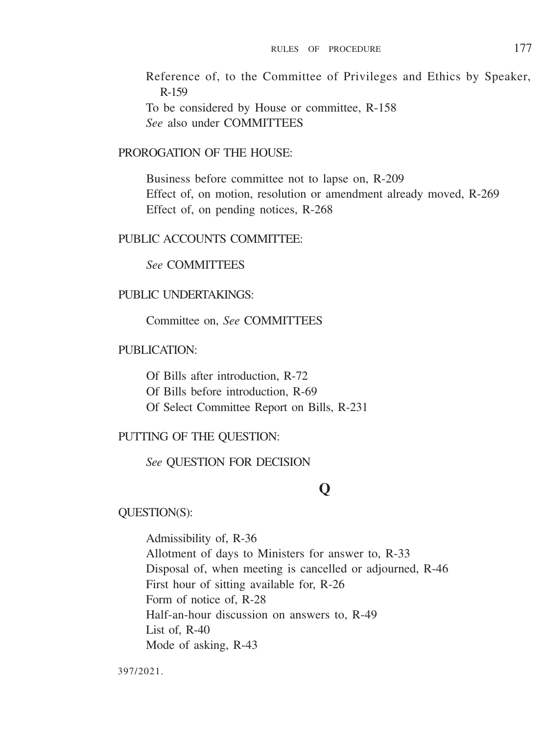Reference of, to the Committee of Privileges and Ethics by Speaker, R-159

To be considered by House or committee, R-158

*See* also under COMMITTEES

PROROGATION OF THE HOUSE:

Business before committee not to lapse on, R-209

Effect of, on motion, resolution or amendment already moved, R-269

Effect of, on pending notices, R-268

PUBLIC ACCOUNTS COMMITTEE:

*See* COMMITTEES

PUBLIC UNDERTAKINGS:

Committee on, *See* COMMITTEES

PUBLICATION:

Of Bills after introduction, R-72

Of Bills before introduction, R-69

Of Select Committee Report on Bills, R-231

PUTTING OF THE QUESTION:

*See* QUESTION FOR DECISION

## Q

QUESTION(S):

Admissibility of, R-36

Allotment of days to Ministers for answer to, R-33

Disposal of, when meeting is cancelled or adjourned, R-46

First hour of sitting available for, R-26

Form of notice of, R-28

Half-an-hour discussion on answers to, R-49

List of, R-40

Mode of asking, R-43

397/2021.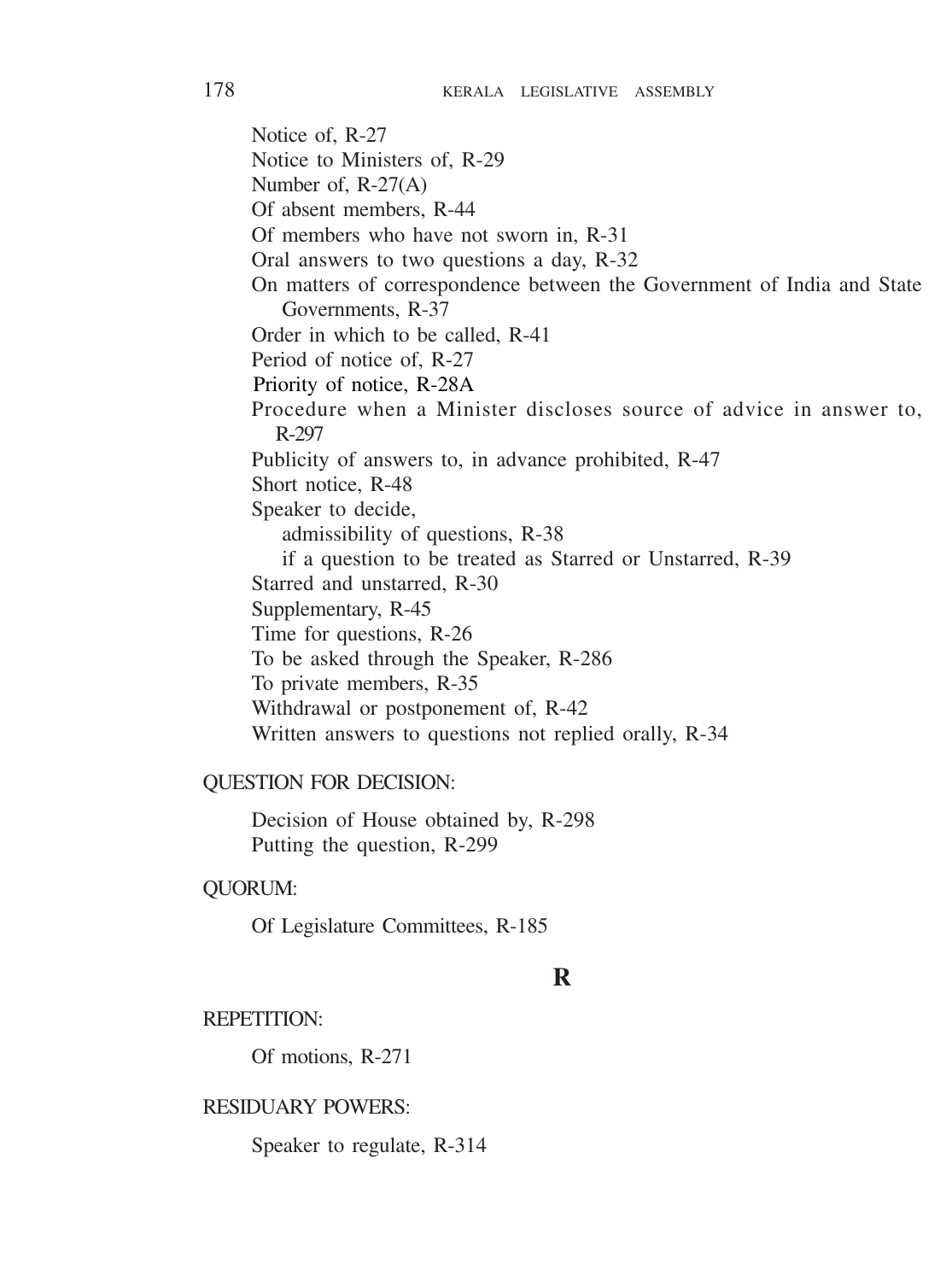Notice of, R-27

Notice to Ministers of, R-29

Number of, R-27(A)

Of absent members, R-44

Of members who have not sworn in, R-31

Oral answers to two questions a day, R-32

On matters of correspondence between the Government of India and State Governments, R-37

Order in which to be called, R-41

Period of notice of, R-27

Priority of notice, R-28A

Procedure when a Minister discloses source of advice in answer to, R-297

Publicity of answers to, in advance prohibited, R-47

Short notice, R-48

Speaker to decide,

- admissibility of questions, R-38
- if a question to be treated as Starred or Unstarred, R-39

Starred and unstarred, R-30

Supplementary, R-45

Time for questions, R-26

To be asked through the Speaker, R-286

To private members, R-35

Withdrawal or postponement of, R-42

Written answers to questions not replied orally, R-34

QUESTION FOR DECISION:

Decision of House obtained by, R-298

Putting the question, R-299

QUORUM:

Of Legislature Committees, R-185

## R

REPETITION:

Of motions, R-271

RESIDUARY POWERS:

Speaker to regulate, R-314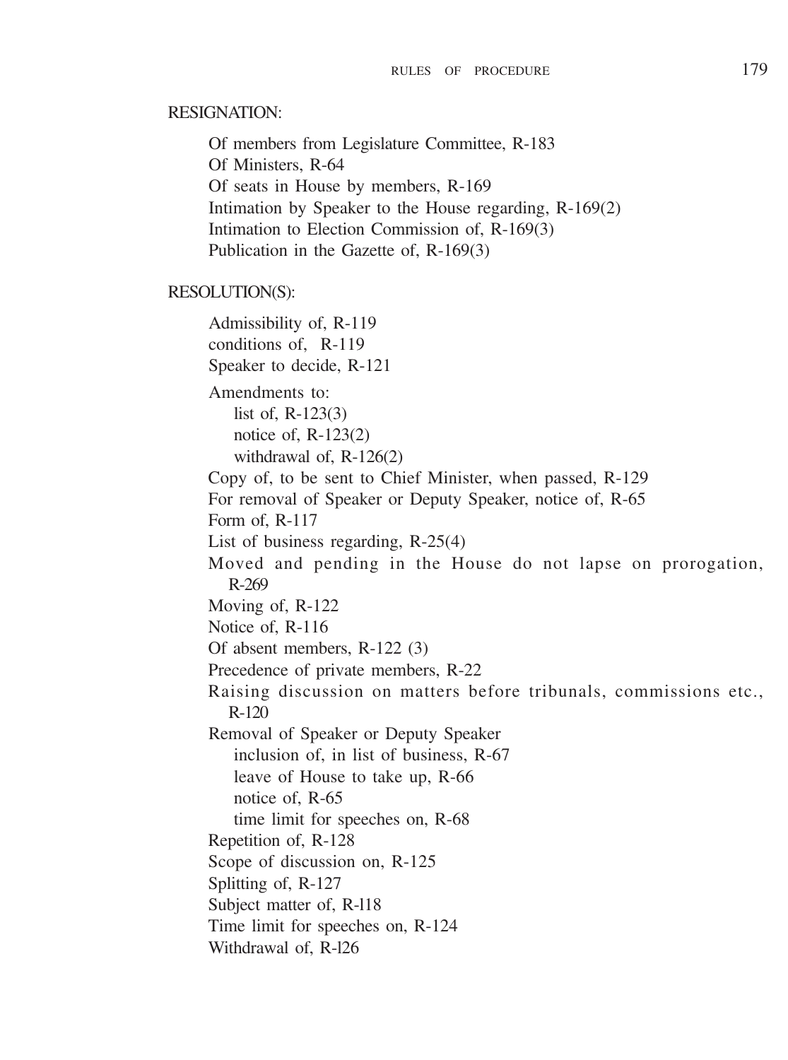RESIGNATION:

Of members from Legislature Committee, R-183
Of Ministers, R-64
Of seats in House by members, R-169
Intimation by Speaker to the House regarding, R-169(2)
Intimation to Election Commission of, R-169(3)
Publication in the Gazette of, R-169(3)

RESOLUTION(S):

Admissibility of, R-119
conditions of, R-119
Speaker to decide, R-121

Amendments to:
- list of, R-123(3)
- notice of, R-123(2)
- withdrawal of, R-126(2)

Copy of, to be sent to Chief Minister, when passed, R-129
For removal of Speaker or Deputy Speaker, notice of, R-65
Form of, R-117
List of business regarding, R-25(4)
Moved and pending in the House do not lapse on prorogation, R-269
Moving of, R-122
Notice of, R-116
Of absent members, R-122 (3)
Precedence of private members, R-22
Raising discussion on matters before tribunals, commissions etc., R-120

Removal of Speaker or Deputy Speaker
- inclusion of, in list of business, R-67
- leave of House to take up, R-66
- notice of, R-65
- time limit for speeches on, R-68

Repetition of, R-128
Scope of discussion on, R-125
Splitting of, R-127
Subject matter of, R-l18
Time limit for speeches on, R-124
Withdrawal of, R-l26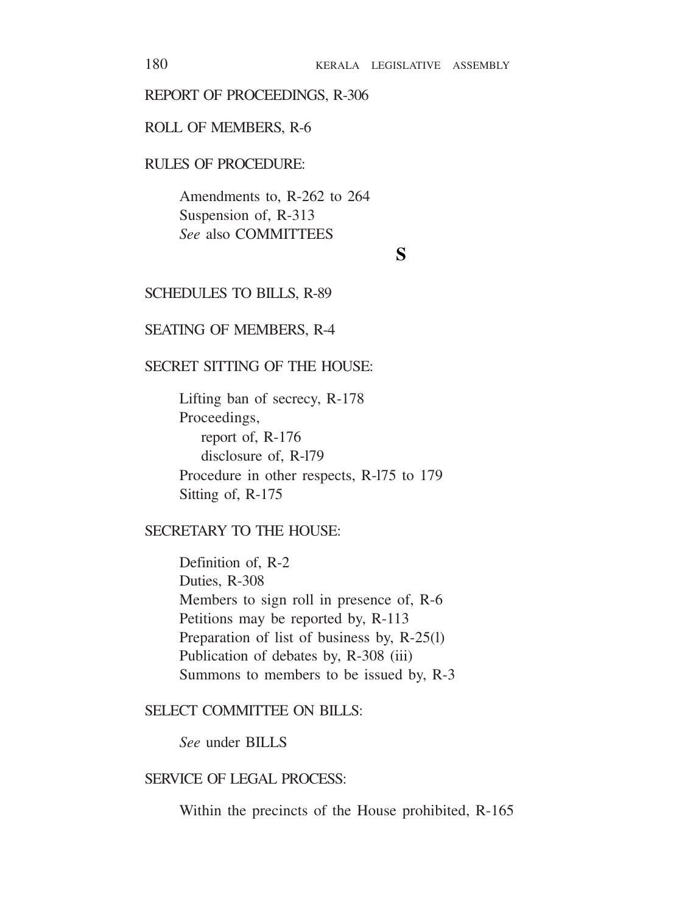REPORT OF PROCEEDINGS, R-306

ROLL OF MEMBERS, R-6

RULES OF PROCEDURE:

Amendments to, R-262 to 264
Suspension of, R-313
*See* also COMMITTEES

## S

SCHEDULES TO BILLS, R-89

SEATING OF MEMBERS, R-4

SECRET SITTING OF THE HOUSE:

Lifting ban of secrecy, R-178
Proceedings,
    report of, R-176
    disclosure of, R-l79
Procedure in other respects, R-l75 to 179
Sitting of, R-175

SECRETARY TO THE HOUSE:

Definition of, R-2
Duties, R-308
Members to sign roll in presence of, R-6
Petitions may be reported by, R-113
Preparation of list of business by, R-25(l)
Publication of debates by, R-308 (iii)
Summons to members to be issued by, R-3

SELECT COMMITTEE ON BILLS:

*See* under BILLS

SERVICE OF LEGAL PROCESS:

Within the precincts of the House prohibited, R-165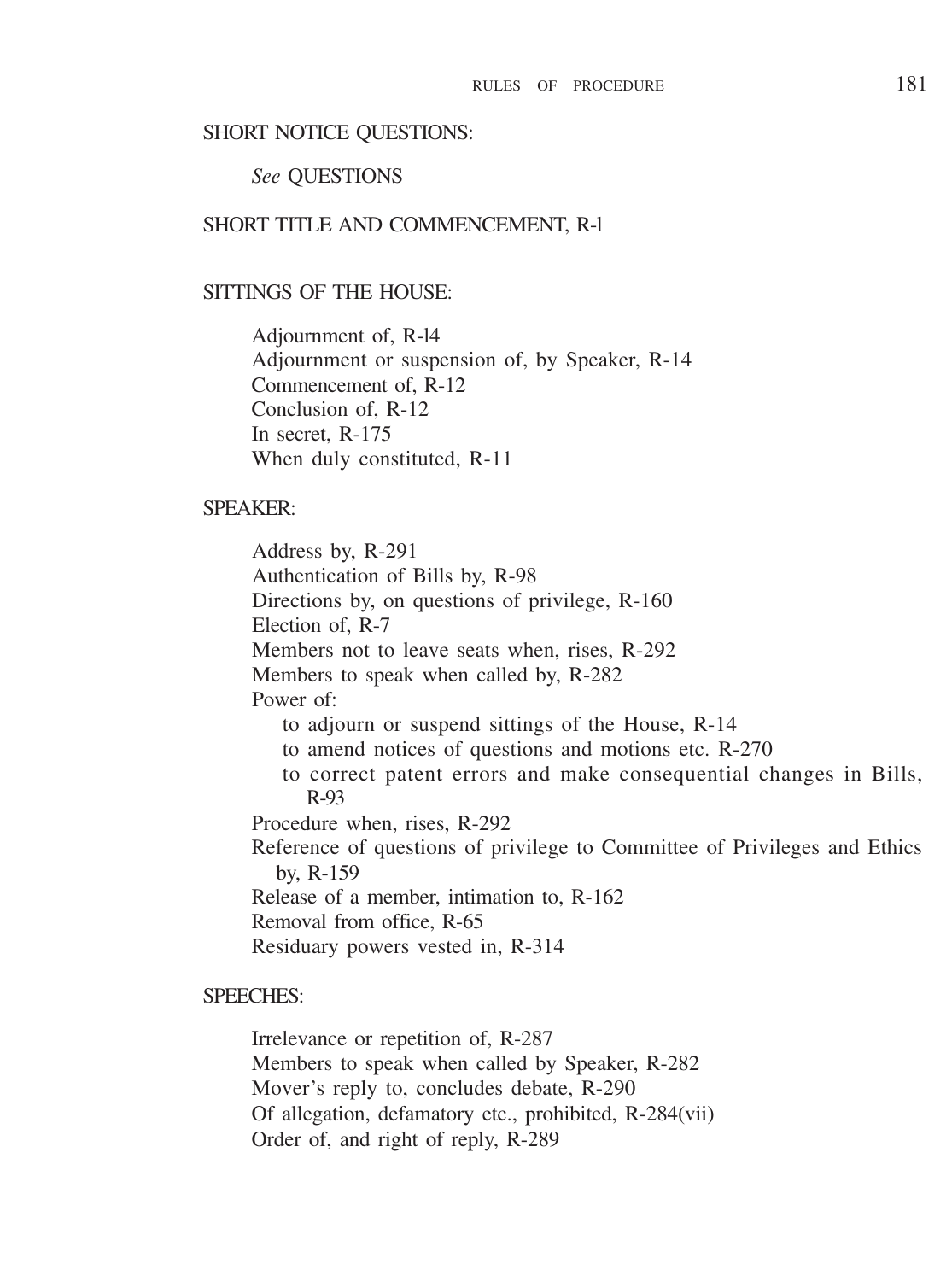SHORT NOTICE QUESTIONS:

*See* QUESTIONS

SHORT TITLE AND COMMENCEMENT, R-l

SITTINGS OF THE HOUSE:

Adjournment of, R-l4
Adjournment or suspension of, by Speaker, R-14
Commencement of, R-12
Conclusion of, R-12
In secret, R-175
When duly constituted, R-11

SPEAKER:

Address by, R-291
Authentication of Bills by, R-98
Directions by, on questions of privilege, R-160
Election of, R-7
Members not to leave seats when, rises, R-292
Members to speak when called by, R-282
Power of:
 to adjourn or suspend sittings of the House, R-14
 to amend notices of questions and motions etc. R-270
 to correct patent errors and make consequential changes in Bills, R-93
Procedure when, rises, R-292
Reference of questions of privilege to Committee of Privileges and Ethics by, R-159
Release of a member, intimation to, R-162
Removal from office, R-65
Residuary powers vested in, R-314

SPEECHES:

Irrelevance or repetition of, R-287
Members to speak when called by Speaker, R-282
Mover's reply to, concludes debate, R-290
Of allegation, defamatory etc., prohibited, R-284(vii)
Order of, and right of reply, R-289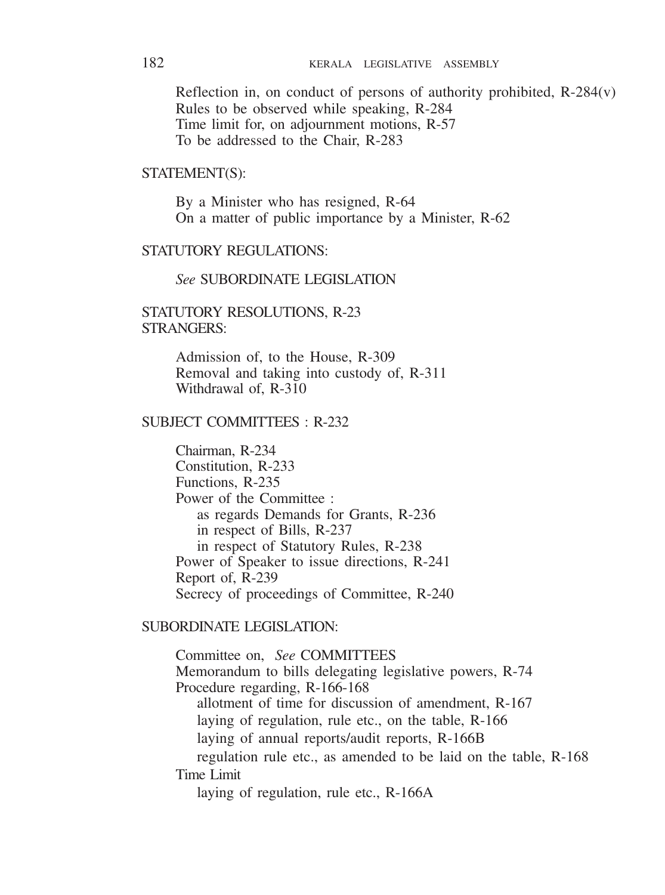Reflection in, on conduct of persons of authority prohibited, R-284(v)
Rules to be observed while speaking, R-284
Time limit for, on adjournment motions, R-57
To be addressed to the Chair, R-283

STATEMENT(S):

By a Minister who has resigned, R-64
On a matter of public importance by a Minister, R-62

STATUTORY REGULATIONS:

*See* SUBORDINATE LEGISLATION

STATUTORY RESOLUTIONS, R-23
STRANGERS:

Admission of, to the House, R-309
Removal and taking into custody of, R-311
Withdrawal of, R-310

SUBJECT COMMITTEES : R-232

Chairman, R-234
Constitution, R-233
Functions, R-235
Power of the Committee :
- as regards Demands for Grants, R-236
- in respect of Bills, R-237
- in respect of Statutory Rules, R-238

Power of Speaker to issue directions, R-241
Report of, R-239
Secrecy of proceedings of Committee, R-240

SUBORDINATE LEGISLATION:

Committee on, *See* COMMITTEES
Memorandum to bills delegating legislative powers, R-74
Procedure regarding, R-166-168
- allotment of time for discussion of amendment, R-167
- laying of regulation, rule etc., on the table, R-166
- laying of annual reports/audit reports, R-166B
- regulation rule etc., as amended to be laid on the table, R-168

Time Limit
- laying of regulation, rule etc., R-166A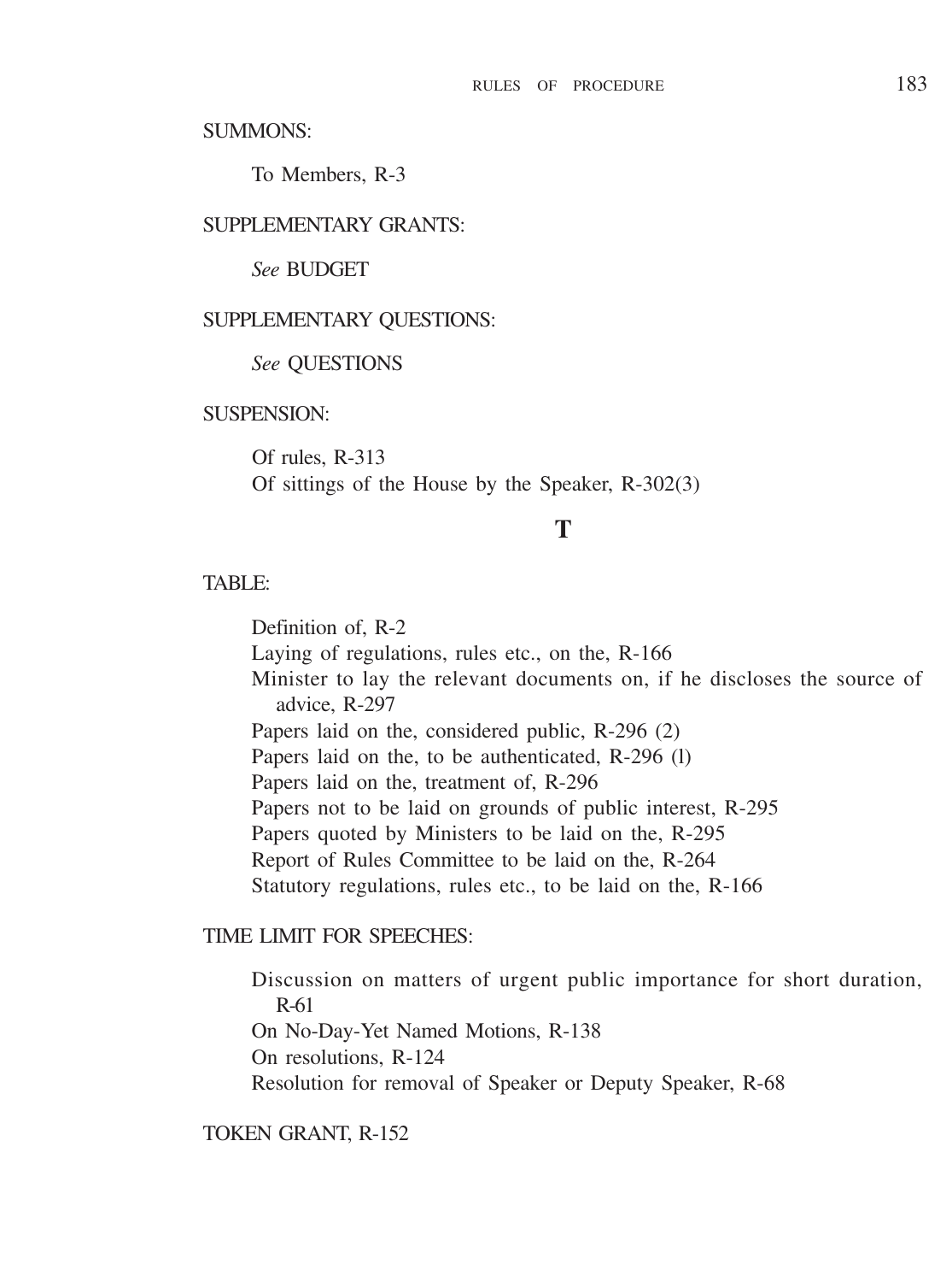SUMMONS:

To Members, R-3

SUPPLEMENTARY GRANTS:

*See* BUDGET

SUPPLEMENTARY QUESTIONS:

*See* QUESTIONS

SUSPENSION:

Of rules, R-313
Of sittings of the House by the Speaker, R-302(3)

## T

TABLE:

Definition of, R-2
Laying of regulations, rules etc., on the, R-166
Minister to lay the relevant documents on, if he discloses the source of advice, R-297
Papers laid on the, considered public, R-296 (2)
Papers laid on the, to be authenticated, R-296 (l)
Papers laid on the, treatment of, R-296
Papers not to be laid on grounds of public interest, R-295
Papers quoted by Ministers to be laid on the, R-295
Report of Rules Committee to be laid on the, R-264
Statutory regulations, rules etc., to be laid on the, R-166

TIME LIMIT FOR SPEECHES:

Discussion on matters of urgent public importance for short duration, R-61
On No-Day-Yet Named Motions, R-138
On resolutions, R-124
Resolution for removal of Speaker or Deputy Speaker, R-68

TOKEN GRANT, R-152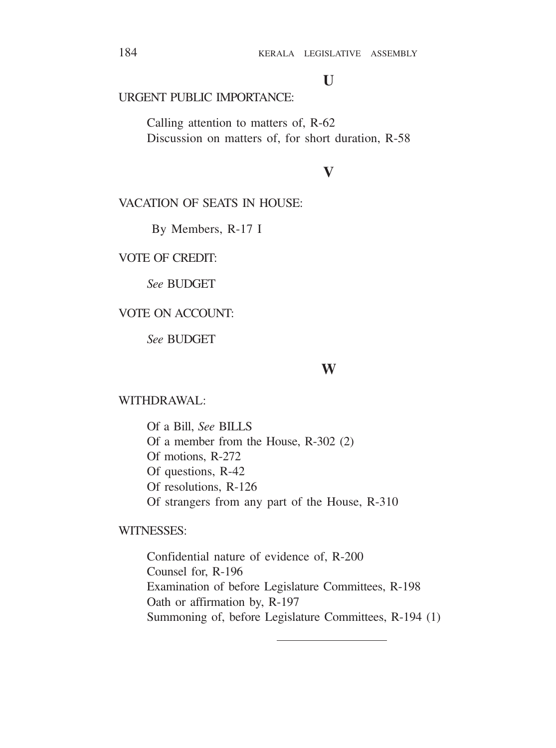## U

URGENT PUBLIC IMPORTANCE:

Calling attention to matters of, R-62
Discussion on matters of, for short duration, R-58

## V

VACATION OF SEATS IN HOUSE:

By Members, R-17 I

VOTE OF CREDIT:

*See* BUDGET

VOTE ON ACCOUNT:

*See* BUDGET

## W

WITHDRAWAL:

Of a Bill, *See* BILLS
Of a member from the House, R-302 (2)
Of motions, R-272
Of questions, R-42
Of resolutions, R-126
Of strangers from any part of the House, R-310

WITNESSES:

Confidential nature of evidence of, R-200
Counsel for, R-196
Examination of before Legislature Committees, R-198
Oath or affirmation by, R-197
Summoning of, before Legislature Committees, R-194 (1)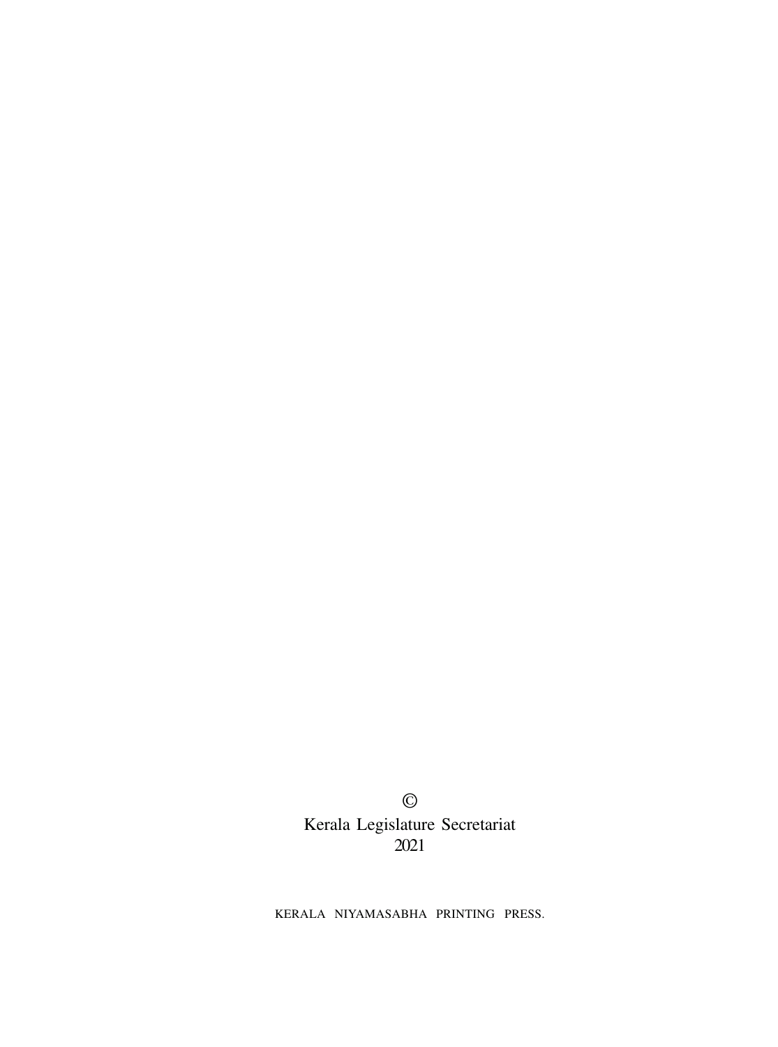©
Kerala Legislature Secretariat
2021

KERALA NIYAMASABHA PRINTING PRESS.